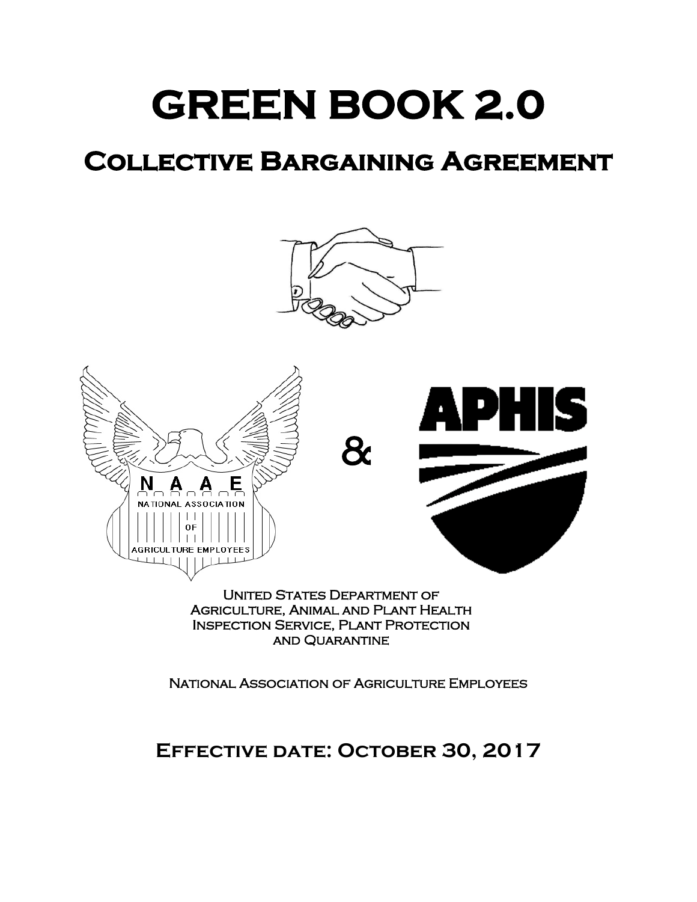# GREEN BOOK 2.0

## Collective Bargaining Agreement

&

United States Department of Agriculture, Animal and Plant Health Inspection Service, Plant Protection and Quarantine

National Association of Agriculture Employees

## Effective date: October 30, 2017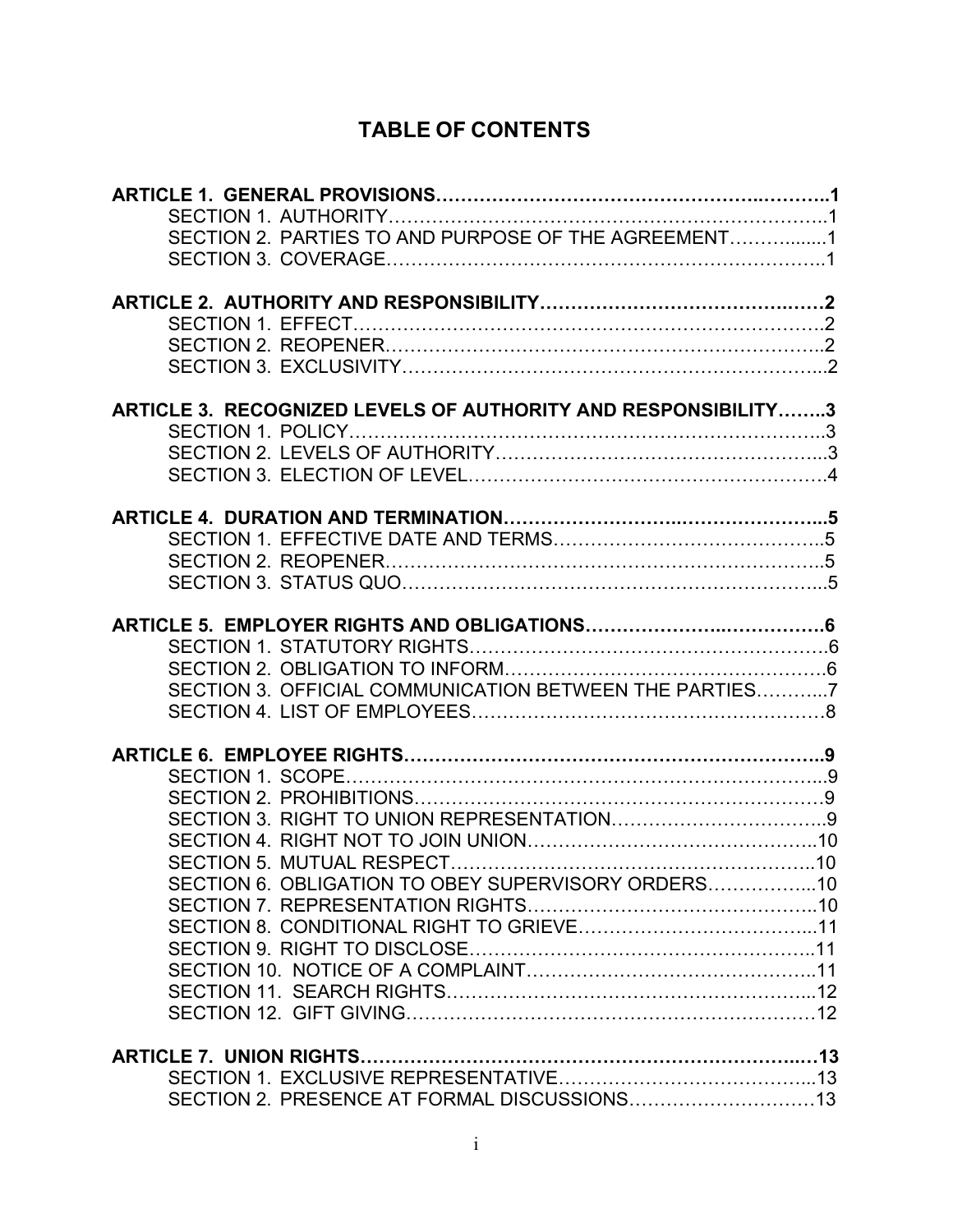# TABLE OF CONTENTS

**ARTICLE 1. GENERAL PROVISIONS……………………………………………………..1**
- SECTION 1. AUTHORITY…………………………………………………………….1
- SECTION 2. PARTIES TO AND PURPOSE OF THE AGREEMENT………........1
- SECTION 3. COVERAGE……………………………………………………………..1

**ARTICLE 2. AUTHORITY AND RESPONSIBILITY……………………………………2**
- SECTION 1. EFFECT…………………………………………………………………..2
- SECTION 2. REOPENER……………………………………………………………..2
- SECTION 3. EXCLUSIVITY…………………………………………………………...2

**ARTICLE 3. RECOGNIZED LEVELS OF AUTHORITY AND RESPONSIBILITY……..3**
- SECTION 1. POLICY…………………………………………………………………..3
- SECTION 2. LEVELS OF AUTHORITY……………………………………………...3
- SECTION 3. ELECTION OF LEVEL………………………………………………….4

**ARTICLE 4. DURATION AND TERMINATION…………………………………………..5**
- SECTION 1. EFFECTIVE DATE AND TERMS……………………………………..5
- SECTION 2. REOPENER……………………………………………………………..5
- SECTION 3. STATUS QUO…………………………………………………………...5

**ARTICLE 5. EMPLOYER RIGHTS AND OBLIGATIONS………………………………6**
- SECTION 1. STATUTORY RIGHTS………………………………………………….6
- SECTION 2. OBLIGATION TO INFORM……………………………………………6
- SECTION 3. OFFICIAL COMMUNICATION BETWEEN THE PARTIES………..7
- SECTION 4. LIST OF EMPLOYEES…………………………………………………8

**ARTICLE 6. EMPLOYEE RIGHTS…………………………………………………………..9**
- SECTION 1. SCOPE…………………………………………………………………...9
- SECTION 2. PROHIBITIONS………………………………………………………….9
- SECTION 3. RIGHT TO UNION REPRESENTATION……………………………..9
- SECTION 4. RIGHT NOT TO JOIN UNION…………………………………………10
- SECTION 5. MUTUAL RESPECT……………………………………………………10
- SECTION 6. OBLIGATION TO OBEY SUPERVISORY ORDERS……………...10
- SECTION 7. REPRESENTATION RIGHTS…………………………………………10
- SECTION 8. CONDITIONAL RIGHT TO GRIEVE…………………………………11
- SECTION 9. RIGHT TO DISCLOSE………………………………………………….11
- SECTION 10. NOTICE OF A COMPLAINT…………………………………………11
- SECTION 11. SEARCH RIGHTS……………………………………………………..12
- SECTION 12. GIFT GIVING…………………………………………………………..12

**ARTICLE 7. UNION RIGHTS…………………………………………………………………13**
- SECTION 1. EXCLUSIVE REPRESENTATIVE……………………………………..13
- SECTION 2. PRESENCE AT FORMAL DISCUSSIONS…………………………13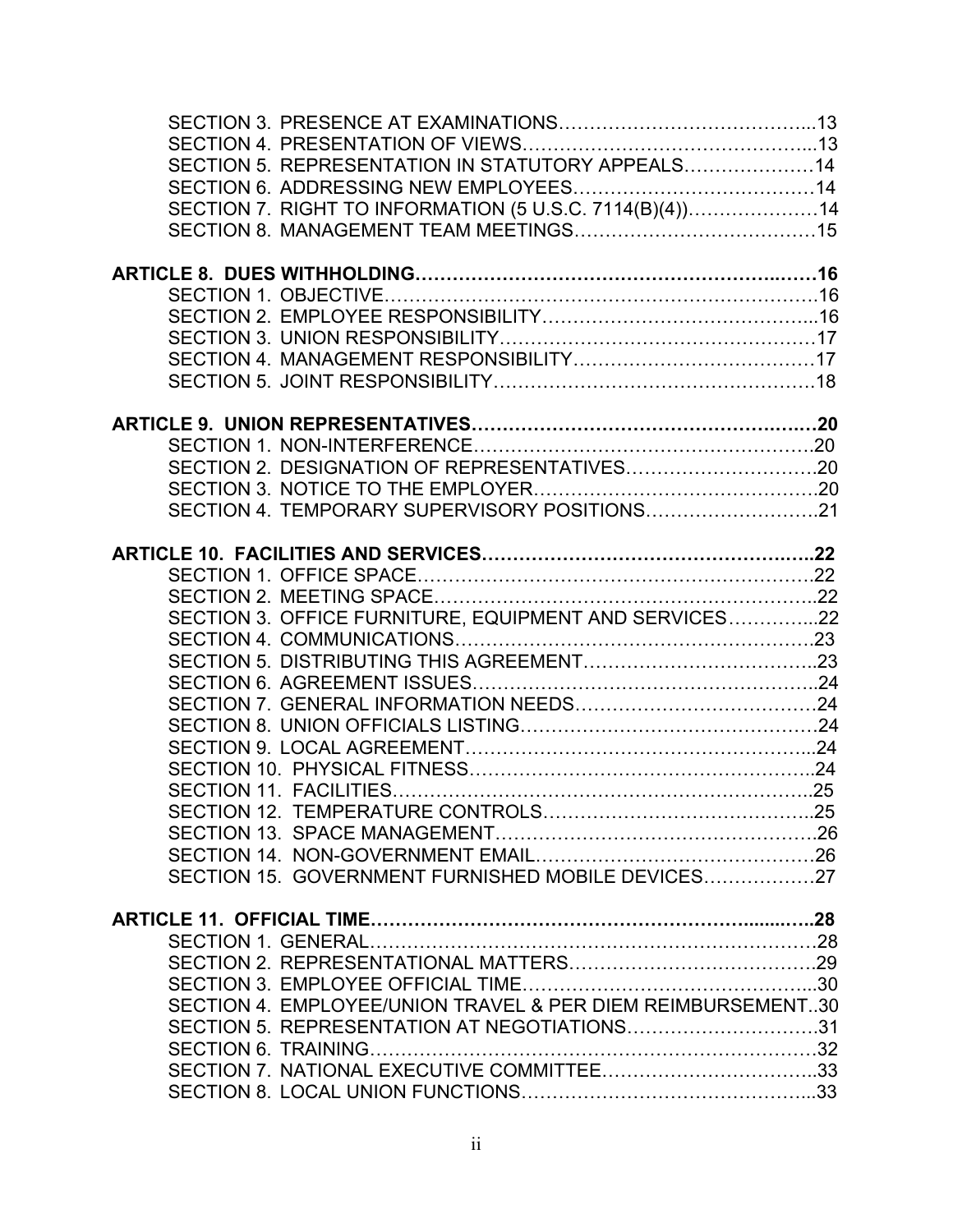SECTION 3. PRESENCE AT EXAMINATIONS…………………………………...13
SECTION 4. PRESENTATION OF VIEWS………………………………………...13
SECTION 5. REPRESENTATION IN STATUTORY APPEALS…………………14
SECTION 6. ADDRESSING NEW EMPLOYEES…………………………………14
SECTION 7. RIGHT TO INFORMATION (5 U.S.C. 7114(B)(4))…………………14
SECTION 8. MANAGEMENT TEAM MEETINGS…………………………………15

**ARTICLE 8. DUES WITHHOLDING…………………………………………………16**
SECTION 1. OBJECTIVE……………………………………………………………16
SECTION 2. EMPLOYEE RESPONSIBILITY……………………………………...16
SECTION 3. UNION RESPONSIBILITY……………………………………………17
SECTION 4. MANAGEMENT RESPONSIBILITY…………………………………17
SECTION 5. JOINT RESPONSIBILITY……………………………………………18

**ARTICLE 9. UNION REPRESENTATIVES…………………………………………20**
SECTION 1. NON-INTERFERENCE…………………………………………….20
SECTION 2. DESIGNATION OF REPRESENTATIVES…………………………….20
SECTION 3. NOTICE TO THE EMPLOYER……………………………………….20
SECTION 4. TEMPORARY SUPERVISORY POSITIONS……………………….21

**ARTICLE 10. FACILITIES AND SERVICES………………………………………..22**
SECTION 1. OFFICE SPACE……………………………………………………….22
SECTION 2. MEETING SPACE……………………………………………………..22
SECTION 3. OFFICE FURNITURE, EQUIPMENT AND SERVICES…………...22
SECTION 4. COMMUNICATIONS……………………………………………….23
SECTION 5. DISTRIBUTING THIS AGREEMENT………………………………..23
SECTION 6. AGREEMENT ISSUES………………………………………………..24
SECTION 7. GENERAL INFORMATION NEEDS…………………………………24
SECTION 8. UNION OFFICIALS LISTING…………………………………………24
SECTION 9. LOCAL AGREEMENT………………………………………………...24
SECTION 10. PHYSICAL FITNESS………………………………………………..24
SECTION 11. FACILITIES…………………………………………………………..25
SECTION 12. TEMPERATURE CONTROLS……………………………………..25
SECTION 13. SPACE MANAGEMENT…………………………………………….26
SECTION 14. NON-GOVERNMENT EMAIL……………………………………….26
SECTION 15. GOVERNMENT FURNISHED MOBILE DEVICES………………27

**ARTICLE 11. OFFICIAL TIME………………………………………………………..28**
SECTION 1. GENERAL………………………………………………………………28
SECTION 2. REPRESENTATIONAL MATTERS…………………………………..29
SECTION 3. EMPLOYEE OFFICIAL TIME………………………………………...30
SECTION 4. EMPLOYEE/UNION TRAVEL & PER DIEM REIMBURSEMENT..30
SECTION 5. REPRESENTATION AT NEGOTIATIONS………………………….31
SECTION 6. TRAINING………………………………………………………………32
SECTION 7. NATIONAL EXECUTIVE COMMITTEE……………………………..33
SECTION 8. LOCAL UNION FUNCTIONS………………………………………...33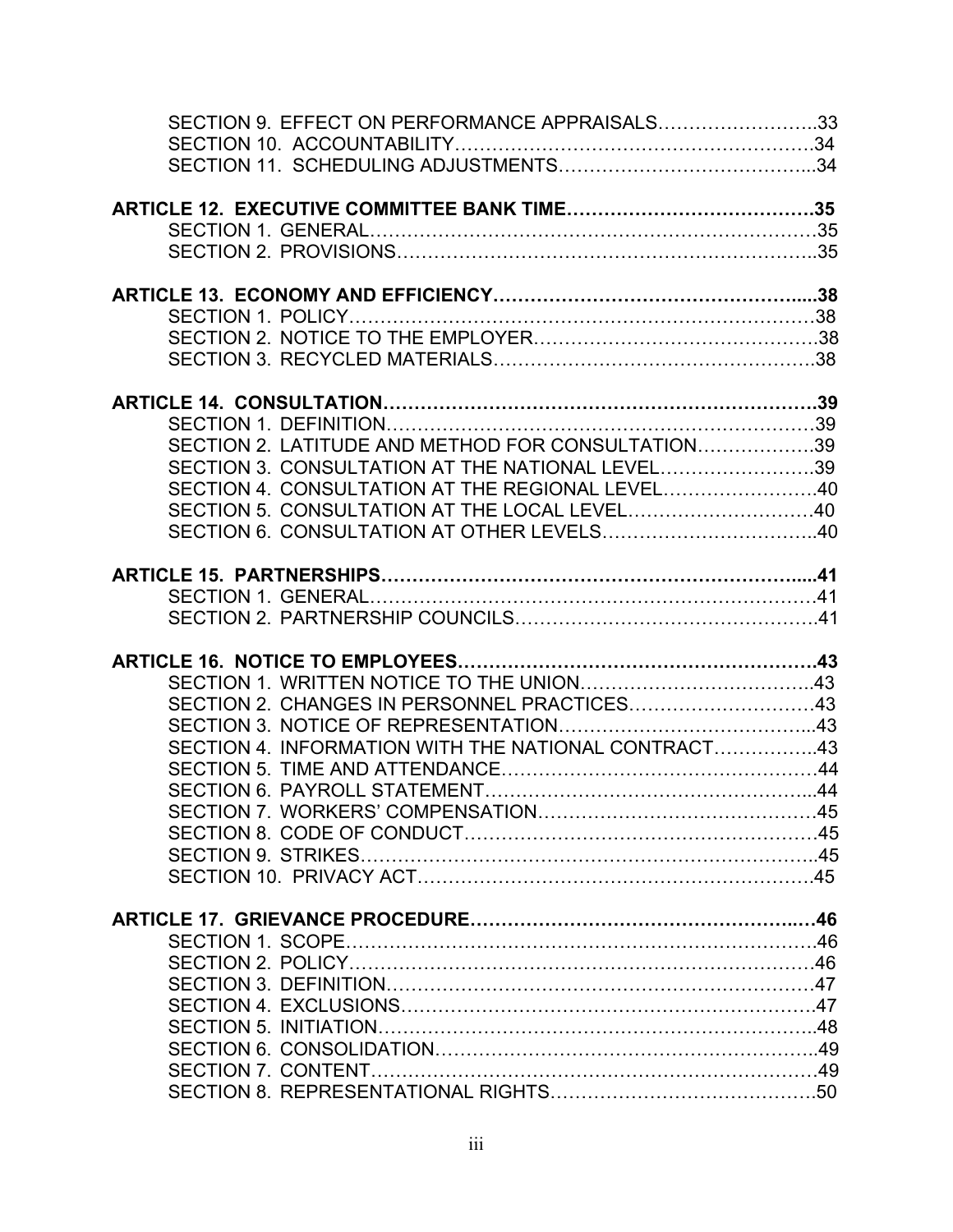SECTION 9. EFFECT ON PERFORMANCE APPRAISALS……………………..33
SECTION 10. ACCOUNTABILITY…………………………………………………34
SECTION 11. SCHEDULING ADJUSTMENTS…………………………………..34

**ARTICLE 12. EXECUTIVE COMMITTEE BANK TIME………………………………35**
SECTION 1. GENERAL………………………………………………………………35
SECTION 2. PROVISIONS…………………………………………………………..35

**ARTICLE 13. ECONOMY AND EFFICIENCY……………………………………….....38**
SECTION 1. POLICY…………………………………………………………………38
SECTION 2. NOTICE TO THE EMPLOYER………………………………………38
SECTION 3. RECYCLED MATERIALS…………………………………………….38

**ARTICLE 14. CONSULTATION……………………………………………………………39**
SECTION 1. DEFINITION……………………………………………………………39
SECTION 2. LATITUDE AND METHOD FOR CONSULTATION……………….39
SECTION 3. CONSULTATION AT THE NATIONAL LEVEL…………………….39
SECTION 4. CONSULTATION AT THE REGIONAL LEVEL…………………….40
SECTION 5. CONSULTATION AT THE LOCAL LEVEL…………………………40
SECTION 6. CONSULTATION AT OTHER LEVELS……………………………..40

**ARTICLE 15. PARTNERSHIPS…………………………………………………………....41**
SECTION 1. GENERAL………………………………………………………………41
SECTION 2. PARTNERSHIP COUNCILS…………………………………………41

**ARTICLE 16. NOTICE TO EMPLOYEES…………………………………………………43**
SECTION 1. WRITTEN NOTICE TO THE UNION………………………………..43
SECTION 2. CHANGES IN PERSONNEL PRACTICES…………………………43
SECTION 3. NOTICE OF REPRESENTATION…………………………………..43
SECTION 4. INFORMATION WITH THE NATIONAL CONTRACT…………….43
SECTION 5. TIME AND ATTENDANCE……………………………………………44
SECTION 6. PAYROLL STATEMENT……………………………………………...44
SECTION 7. WORKERS' COMPENSATION………………………………………45
SECTION 8. CODE OF CONDUCT…………………………………………………45
SECTION 9. STRIKES………………………………………………………………..45
SECTION 10. PRIVACY ACT…………………………………………………………45

**ARTICLE 17. GRIEVANCE PROCEDURE…………………………………………….…46**
SECTION 1. SCOPE…………………………………………………………………..46
SECTION 2. POLICY…………………………………………………………………46
SECTION 3. DEFINITION……………………………………………………………47
SECTION 4. EXCLUSIONS…………………………………………………………47
SECTION 5. INITIATION……………………………………………………………..48
SECTION 6. CONSOLIDATION……………………………………………………..49
SECTION 7. CONTENT………………………………………………………………49
SECTION 8. REPRESENTATIONAL RIGHTS……………………………………50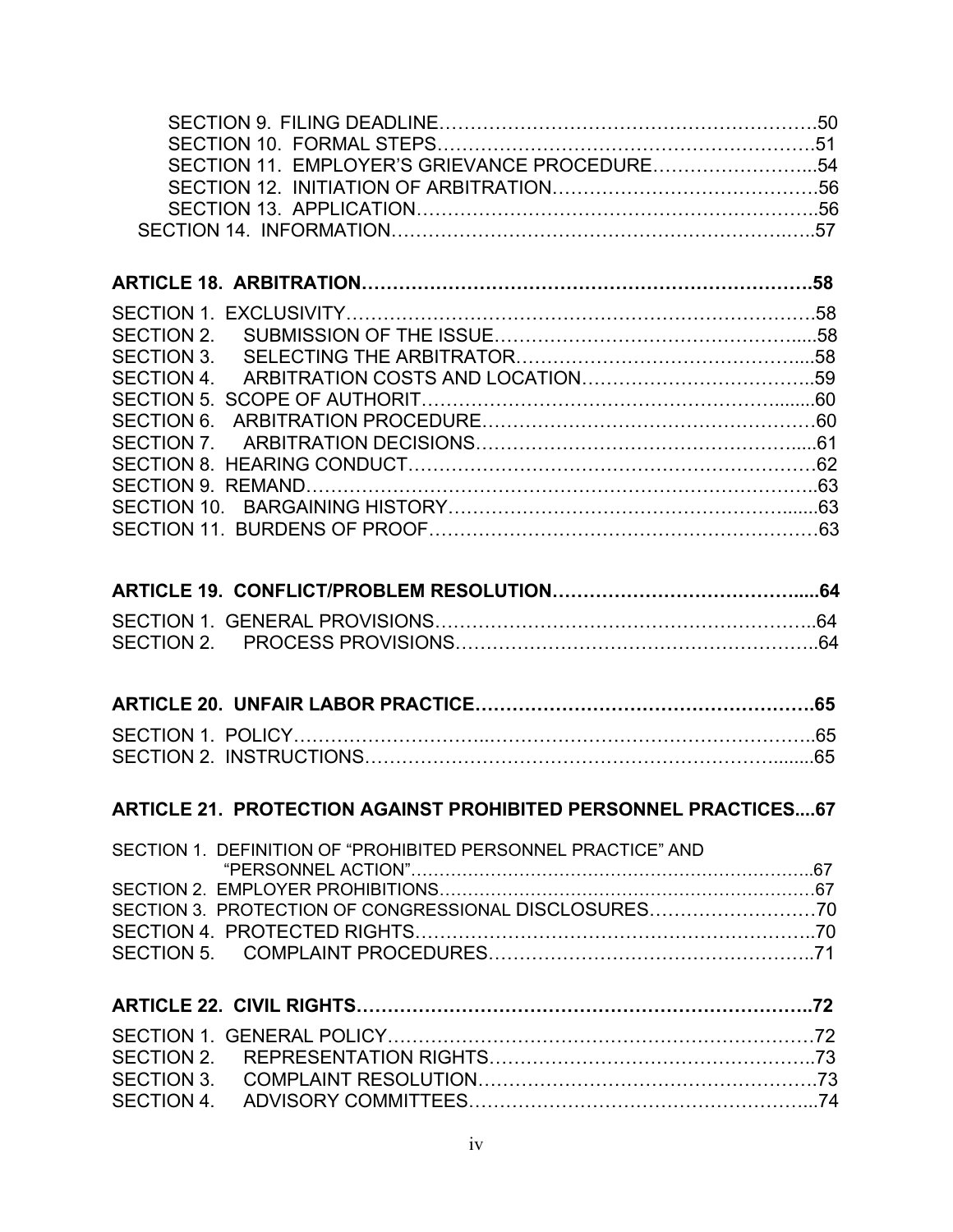SECTION 9. FILING DEADLINE……………………………………………………….50
SECTION 10. FORMAL STEPS……………………………………………………….51
SECTION 11. EMPLOYER'S GRIEVANCE PROCEDURE……………………...54
SECTION 12. INITIATION OF ARBITRATION……………………………………56
SECTION 13. APPLICATION……………………………………………………...56
SECTION 14. INFORMATION………………………………………………………..57

**ARTICLE 18. ARBITRATION……………………………………………………………58**

SECTION 1. EXCLUSIVITY……………………………………………………………58
SECTION 2. SUBMISSION OF THE ISSUE…………………………………….....58
SECTION 3. SELECTING THE ARBITRATOR…………………………………....58
SECTION 4. ARBITRATION COSTS AND LOCATION………………………...59
SECTION 5. SCOPE OF AUTHORIT……………………………………………......60
SECTION 6. ARBITRATION PROCEDURE………………………………………60
SECTION 7. ARBITRATION DECISIONS…………………………………………....61
SECTION 8. HEARING CONDUCT……………………………………………………62
SECTION 9. REMAND……………………………………………………………………..63
SECTION 10. BARGAINING HISTORY……………………………………………......63
SECTION 11. BURDENS OF PROOF………………………………………………63

**ARTICLE 19. CONFLICT/PROBLEM RESOLUTION…………………………….....64**

SECTION 1. GENERAL PROVISIONS……………………………………………...64
SECTION 2. PROCESS PROVISIONS………………………………………………..64

**ARTICLE 20. UNFAIR LABOR PRACTICE……………………………………………65**

SECTION 1. POLICY………………………………………………………………………..65
SECTION 2. INSTRUCTIONS…………………………………………………….........65

**ARTICLE 21. PROTECTION AGAINST PROHIBITED PERSONNEL PRACTICES....67**

SECTION 1. DEFINITION OF "PROHIBITED PERSONNEL PRACTICE" AND "PERSONNEL ACTION"……………………………………………………………...67
SECTION 2. EMPLOYER PROHIBITIONS……………………………………………67
SECTION 3. PROTECTION OF CONGRESSIONAL DISCLOSURES………………70
SECTION 4. PROTECTED RIGHTS……………………………………………………..70
SECTION 5. COMPLAINT PROCEDURES…………………………………………...71

**ARTICLE 22. CIVIL RIGHTS…………………………………………………………..72**

SECTION 1. GENERAL POLICY……………………………………………………………72
SECTION 2. REPRESENTATION RIGHTS………………………………………….73
SECTION 3. COMPLAINT RESOLUTION……………………………………………73
SECTION 4. ADVISORY COMMITTEES……………………………………………...74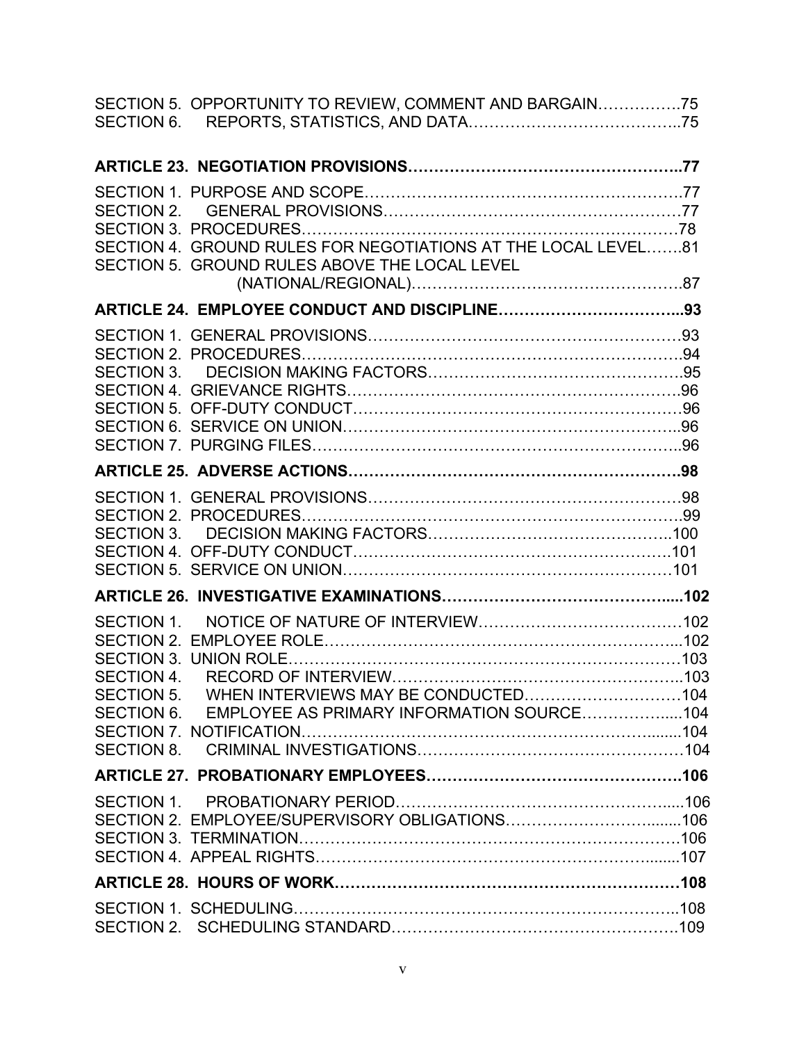SECTION 5. OPPORTUNITY TO REVIEW, COMMENT AND BARGAIN……………75
SECTION 6. REPORTS, STATISTICS, AND DATA…………………………………..75

**ARTICLE 23. NEGOTIATION PROVISIONS……………………………………………..77**

SECTION 1. PURPOSE AND SCOPE…………………………………………………….77
SECTION 2. GENERAL PROVISIONS……………………………………………………77
SECTION 3. PROCEDURES………………………………………………………………78
SECTION 4. GROUND RULES FOR NEGOTIATIONS AT THE LOCAL LEVEL…….81
SECTION 5. GROUND RULES ABOVE THE LOCAL LEVEL (NATIONAL/REGIONAL)…………………………………………….87

**ARTICLE 24. EMPLOYEE CONDUCT AND DISCIPLINE……………………………...93**

SECTION 1. GENERAL PROVISIONS……………………………………………………93
SECTION 2. PROCEDURES……………………………………………………………….94
SECTION 3. DECISION MAKING FACTORS…………………………………………….95
SECTION 4. GRIEVANCE RIGHTS……………………………………………………….96
SECTION 5. OFF-DUTY CONDUCT………………………………………………………96
SECTION 6. SERVICE ON UNION………………………………………………………..96
SECTION 7. PURGING FILES……………………………………………………………..96

**ARTICLE 25. ADVERSE ACTIONS………………………………………………………98**

SECTION 1. GENERAL PROVISIONS……………………………………………………98
SECTION 2. PROCEDURES……………………………………………………………….99
SECTION 3. DECISION MAKING FACTORS…………………………………………..100
SECTION 4. OFF-DUTY CONDUCT…………………………………………………….101
SECTION 5. SERVICE ON UNION………………………………………………………101

**ARTICLE 26. INVESTIGATIVE EXAMINATIONS…………………………………….....102**

SECTION 1. NOTICE OF NATURE OF INTERVIEW…………………………………102
SECTION 2. EMPLOYEE ROLE…………………………………………………………...102
SECTION 3. UNION ROLE………………………………………………………………103
SECTION 4. RECORD OF INTERVIEW………………………………………………..103
SECTION 5. WHEN INTERVIEWS MAY BE CONDUCTED…………………………104
SECTION 6. EMPLOYEE AS PRIMARY INFORMATION SOURCE……………......104
SECTION 7. NOTIFICATION……………………………………………………….........104
SECTION 8. CRIMINAL INVESTIGATIONS……………………………………………104

**ARTICLE 27. PROBATIONARY EMPLOYEES………………………………………….106**

SECTION 1. PROBATIONARY PERIOD……………………………………………….....106
SECTION 2. EMPLOYEE/SUPERVISORY OBLIGATIONS……………………….......106
SECTION 3. TERMINATION……………………………………………………………106
SECTION 4. APPEAL RIGHTS……………………………………………………….......107

**ARTICLE 28. HOURS OF WORK…………………………………………………………108**

SECTION 1. SCHEDULING………………………………………………………………..108
SECTION 2. SCHEDULING STANDARD……………………………………………….109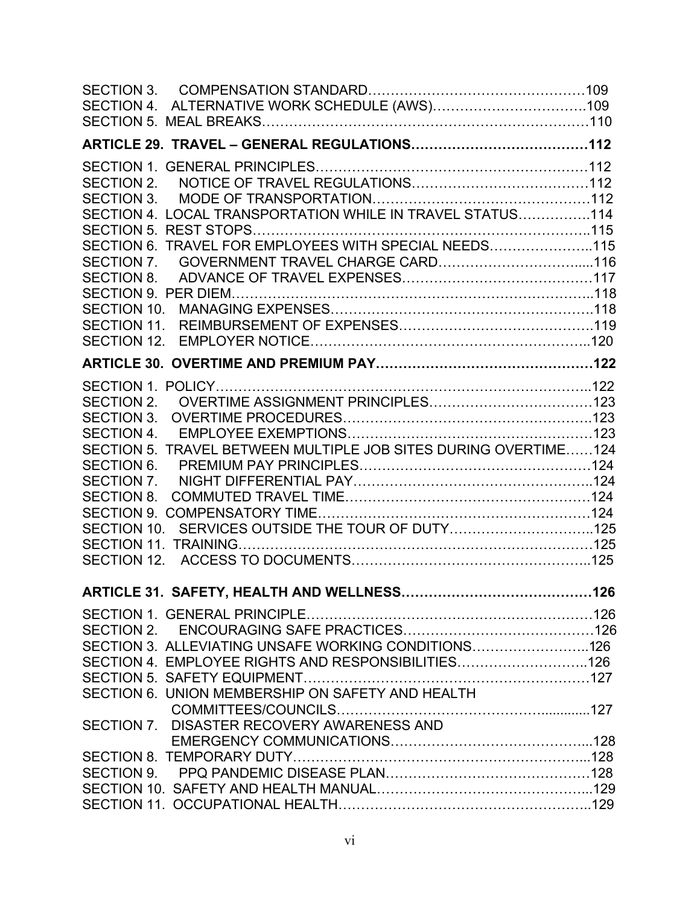SECTION 3. COMPENSATION STANDARD……………………………………………109
SECTION 4. ALTERNATIVE WORK SCHEDULE (AWS)…………………………….109
SECTION 5. MEAL BREAKS…………………………………………………………110

**ARTICLE 29. TRAVEL – GENERAL REGULATIONS…………………………………112**

SECTION 1. GENERAL PRINCIPLES…………………………………………………112
SECTION 2. NOTICE OF TRAVEL REGULATIONS…………………………………112
SECTION 3. MODE OF TRANSPORTATION…………………………………………112
SECTION 4. LOCAL TRANSPORTATION WHILE IN TRAVEL STATUS…………….114
SECTION 5. REST STOPS…………………………………………………………….115
SECTION 6. TRAVEL FOR EMPLOYEES WITH SPECIAL NEEDS………………...115
SECTION 7. GOVERNMENT TRAVEL CHARGE CARD…………………………....116
SECTION 8. ADVANCE OF TRAVEL EXPENSES……………………………………117
SECTION 9. PER DIEM………………………………………………………………..118
SECTION 10. MANAGING EXPENSES……………………………………………….118
SECTION 11. REIMBURSEMENT OF EXPENSES…………………………………….119
SECTION 12. EMPLOYER NOTICE…………………………………………………..120

**ARTICLE 30. OVERTIME AND PREMIUM PAY…………………………………………122**

SECTION 1. POLICY…………………………………………………………………..122
SECTION 2. OVERTIME ASSIGNMENT PRINCIPLES………………………………123
SECTION 3. OVERTIME PROCEDURES……………………………………………….123
SECTION 4. EMPLOYEE EXEMPTIONS………………………………………………123
SECTION 5. TRAVEL BETWEEN MULTIPLE JOB SITES DURING OVERTIME……124
SECTION 6. PREMIUM PAY PRINCIPLES……………………………………………124
SECTION 7. NIGHT DIFFERENTIAL PAY……………………………………………..124
SECTION 8. COMMUTED TRAVEL TIME………………………………………………124
SECTION 9. COMPENSATORY TIME…………………………………………………124
SECTION 10. SERVICES OUTSIDE THE TOUR OF DUTY…………………………..125
SECTION 11. TRAINING………………………………………………………………125
SECTION 12. ACCESS TO DOCUMENTS……………………………………………..125

**ARTICLE 31. SAFETY, HEALTH AND WELLNESS……………………………………126**

SECTION 1. GENERAL PRINCIPLE…………………………………………………126
SECTION 2. ENCOURAGING SAFE PRACTICES……………………………………126
SECTION 3. ALLEVIATING UNSAFE WORKING CONDITIONS……………………..126
SECTION 4. EMPLOYEE RIGHTS AND RESPONSIBILITIES………………………..126
SECTION 5. SAFETY EQUIPMENT……………………………………………………127
SECTION 6. UNION MEMBERSHIP ON SAFETY AND HEALTH COMMITTEES/COUNCILS…………………………………………...........127
SECTION 7. DISASTER RECOVERY AWARENESS AND EMERGENCY COMMUNICATIONS…………………………………….....128
SECTION 8. TEMPORARY DUTY……………………………………………………...128
SECTION 9. PPQ PANDEMIC DISEASE PLAN………………………………………128
SECTION 10. SAFETY AND HEALTH MANUAL……………………………………....129
SECTION 11. OCCUPATIONAL HEALTH……………………………………………..129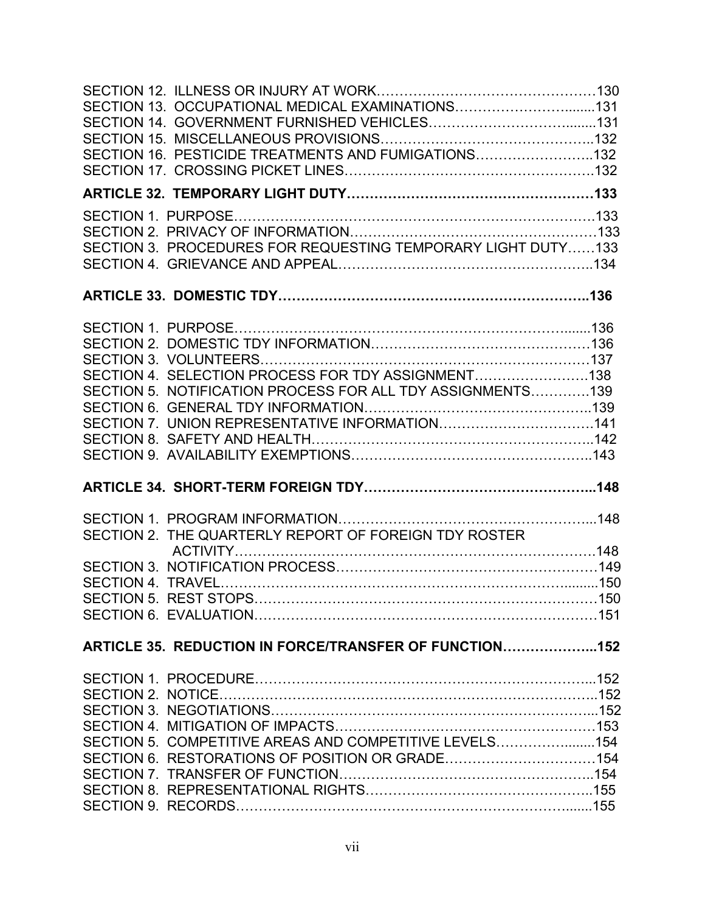SECTION 12. ILLNESS OR INJURY AT WORK……………………………………………130
SECTION 13. OCCUPATIONAL MEDICAL EXAMINATIONS……………………........131
SECTION 14. GOVERNMENT FURNISHED VEHICLES……………………………........131
SECTION 15. MISCELLANEOUS PROVISIONS………………………………………..132
SECTION 16. PESTICIDE TREATMENTS AND FUMIGATIONS……………………...132
SECTION 17. CROSSING PICKET LINES……………………………………………….132

**ARTICLE 32. TEMPORARY LIGHT DUTY………………………………………………133**

SECTION 1. PURPOSE……………………………………………………………………133
SECTION 2. PRIVACY OF INFORMATION………………………………………………133
SECTION 3. PROCEDURES FOR REQUESTING TEMPORARY LIGHT DUTY……133
SECTION 4. GRIEVANCE AND APPEAL………………………………………………..134

**ARTICLE 33. DOMESTIC TDY…………………………………………………………..136**

SECTION 1. PURPOSE…………………………………………………………………........136
SECTION 2. DOMESTIC TDY INFORMATION…………………………………………136
SECTION 3. VOLUNTEERS………………………………………………………………137
SECTION 4. SELECTION PROCESS FOR TDY ASSIGNMENT……………………138
SECTION 5. NOTIFICATION PROCESS FOR ALL TDY ASSIGNMENTS…………139
SECTION 6. GENERAL TDY INFORMATION…………………………………………..139
SECTION 7. UNION REPRESENTATIVE INFORMATION……………………………141
SECTION 8. SAFETY AND HEALTH…………………………………………………….142
SECTION 9. AVAILABILITY EXEMPTIONS……………………………………………..143

**ARTICLE 34. SHORT-TERM FOREIGN TDY…………………………………………...148**

SECTION 1. PROGRAM INFORMATION………………………………………………...148
SECTION 2. THE QUARTERLY REPORT OF FOREIGN TDY ROSTER ACTIVITY……………………………………………………………………148
SECTION 3. NOTIFICATION PROCESS…………………………………………………149
SECTION 4. TRAVEL………………………………………………………………….........150
SECTION 5. REST STOPS………………………………………………………………150
SECTION 6. EVALUATION………………………………………………………………151

**ARTICLE 35. REDUCTION IN FORCE/TRANSFER OF FUNCTION………………...152**

SECTION 1. PROCEDURE………………………………………………………………....152
SECTION 2. NOTICE………………………………………………………………………...152
SECTION 3. NEGOTIATIONS………………………………………………………………..152
SECTION 4. MITIGATION OF IMPACTS…………………………………………………153
SECTION 5. COMPETITIVE AREAS AND COMPETITIVE LEVELS………….........154
SECTION 6. RESTORATIONS OF POSITION OR GRADE…………………………154
SECTION 7. TRANSFER OF FUNCTION………………………………………………..154
SECTION 8. REPRESENTATIONAL RIGHTS…………………………………………..155
SECTION 9. RECORDS……………………………………………………………….......155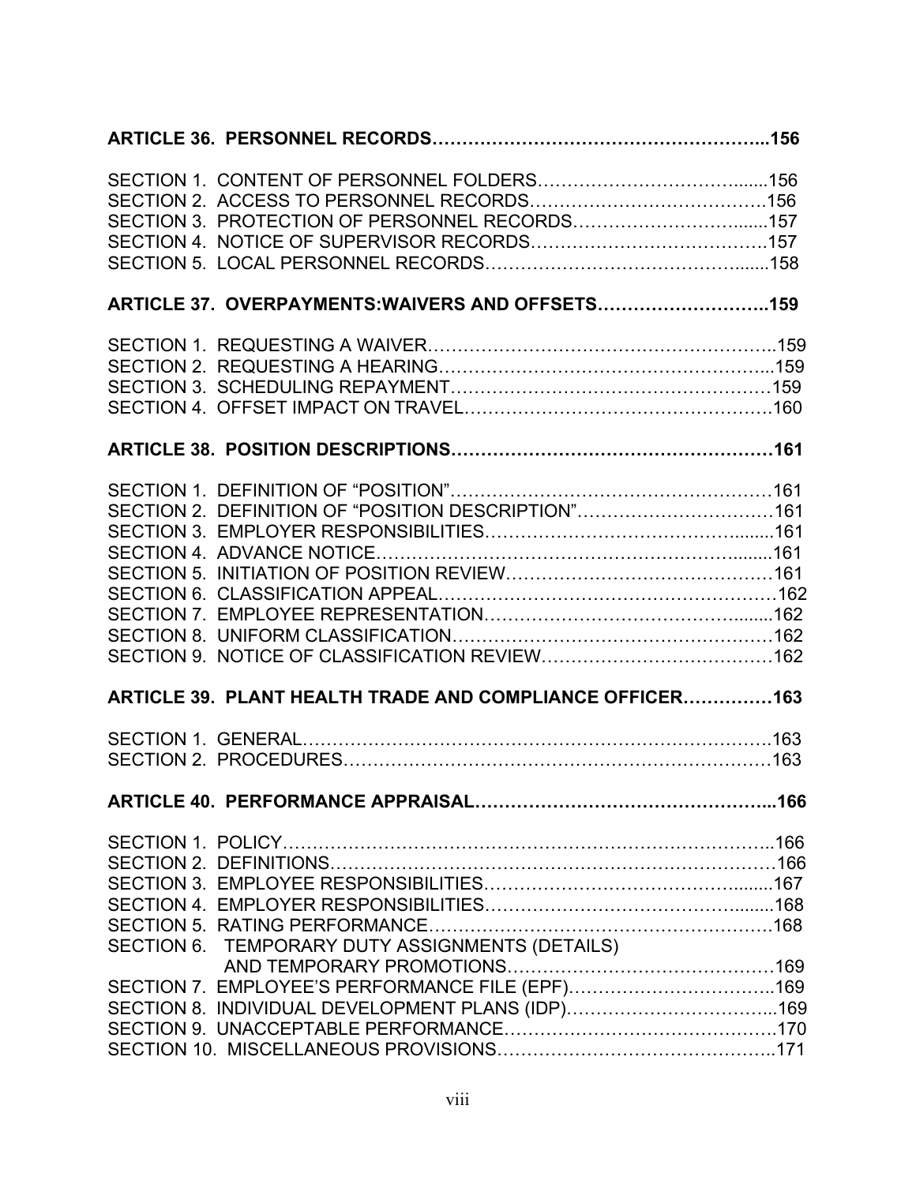**ARTICLE 36. PERSONNEL RECORDS……………………………………………………...156**

SECTION 1. CONTENT OF PERSONNEL FOLDERS……………………………......156
SECTION 2. ACCESS TO PERSONNEL RECORDS……………………………….156
SECTION 3. PROTECTION OF PERSONNEL RECORDS………………………......157
SECTION 4. NOTICE OF SUPERVISOR RECORDS……………………………….157
SECTION 5. LOCAL PERSONNEL RECORDS……………………………………......158

**ARTICLE 37. OVERPAYMENTS:WAIVERS AND OFFSETS………………………..159**

SECTION 1. REQUESTING A WAIVER………………………………………………..159
SECTION 2. REQUESTING A HEARING……………………………………………...159
SECTION 3. SCHEDULING REPAYMENT……………………………………………159
SECTION 4. OFFSET IMPACT ON TRAVEL………………………………………….160

**ARTICLE 38. POSITION DESCRIPTIONS………………………………………………161**

SECTION 1. DEFINITION OF "POSITION"……………………………………………161
SECTION 2. DEFINITION OF "POSITION DESCRIPTION"…………………………161
SECTION 3. EMPLOYER RESPONSIBILITIES………………………………….......161
SECTION 4. ADVANCE NOTICE……………………………………………….......161
SECTION 5. INITIATION OF POSITION REVIEW……………………………………161
SECTION 6. CLASSIFICATION APPEAL……………………………………………162
SECTION 7. EMPLOYEE REPRESENTATION………………………………….......162
SECTION 8. UNIFORM CLASSIFICATION……………………………………………162
SECTION 9. NOTICE OF CLASSIFICATION REVIEW………………………………162

**ARTICLE 39. PLANT HEALTH TRADE AND COMPLIANCE OFFICER……………163**

SECTION 1. GENERAL……………………………………………………………….163
SECTION 2. PROCEDURES…………………………………………………………163

**ARTICLE 40. PERFORMANCE APPRAISAL…………………………………………...166**

SECTION 1. POLICY………………………………………………………………..166
SECTION 2. DEFINITIONS…………………………………………………………166
SECTION 3. EMPLOYEE RESPONSIBILITIES……………………………….......167
SECTION 4. EMPLOYER RESPONSIBILITIES……………………………….......168
SECTION 5. RATING PERFORMANCE……………………………………………168
SECTION 6. TEMPORARY DUTY ASSIGNMENTS (DETAILS) AND TEMPORARY PROMOTIONS……………………………………169
SECTION 7. EMPLOYEE'S PERFORMANCE FILE (EPF)…………………………..169
SECTION 8. INDIVIDUAL DEVELOPMENT PLANS (IDP)…………………………...169
SECTION 9. UNACCEPTABLE PERFORMANCE…………………………………….170
SECTION 10. MISCELLANEOUS PROVISIONS……………………………………..171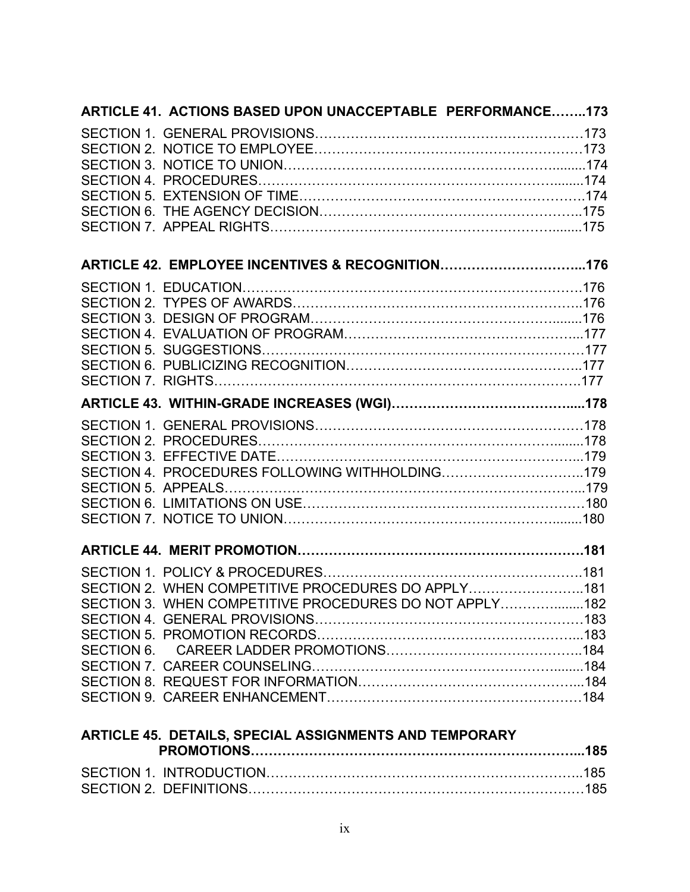**ARTICLE 41. ACTIONS BASED UPON UNACCEPTABLE PERFORMANCE……..173**

SECTION 1. GENERAL PROVISIONS…………………………………………………173
SECTION 2. NOTICE TO EMPLOYEE…………………………………………………173
SECTION 3. NOTICE TO UNION……………………………………………………..........174
SECTION 4. PROCEDURES……………………………………………………….........174
SECTION 5. EXTENSION OF TIME……………………………………………………….174
SECTION 6. THE AGENCY DECISION……………………………………………………..175
SECTION 7. APPEAL RIGHTS…………………………………………………….........175

**ARTICLE 42. EMPLOYEE INCENTIVES & RECOGNITION…………………………...176**

SECTION 1. EDUCATION…………………………………………………………………176
SECTION 2. TYPES OF AWARDS………………………………………………………..176
SECTION 3. DESIGN OF PROGRAM……………………………………………….........176
SECTION 4. EVALUATION OF PROGRAM…………………………………………...177
SECTION 5. SUGGESTIONS…………………………………………………………….177
SECTION 6. PUBLICIZING RECOGNITION…………………………………………..177
SECTION 7. RIGHTS………………………………………………………………………..177

**ARTICLE 43. WITHIN-GRADE INCREASES (WGI)…………………………………......178**

SECTION 1. GENERAL PROVISIONS…………………………………………………178
SECTION 2. PROCEDURES……………………………………………………………......178
SECTION 3. EFFECTIVE DATE…………………………………………………………....179
SECTION 4. PROCEDURES FOLLOWING WITHHOLDING…………………………..179
SECTION 5. APPEALS…………………………………………………………………...179
SECTION 6. LIMITATIONS ON USE…………………………………………………….180
SECTION 7. NOTICE TO UNION……………………………………………………........180

**ARTICLE 44. MERIT PROMOTION……………………………………………………….181**

SECTION 1. POLICY & PROCEDURES…………………………………………………181
SECTION 2. WHEN COMPETITIVE PROCEDURES DO APPLY……………………..181
SECTION 3. WHEN COMPETITIVE PROCEDURES DO NOT APPLY……………........182
SECTION 4. GENERAL PROVISIONS…………………………………………………183
SECTION 5. PROMOTION RECORDS…………………………………………………...183
SECTION 6. CAREER LADDER PROMOTIONS……………………………………..184
SECTION 7. CAREER COUNSELING……………………………………………….......184
SECTION 8. REQUEST FOR INFORMATION…………………………………………...184
SECTION 9. CAREER ENHANCEMENT………………………………………………184

**ARTICLE 45. DETAILS, SPECIAL ASSIGNMENTS AND TEMPORARY PROMOTIONS…………………………………………………………………...185**

SECTION 1. INTRODUCTION……………………………………………………………..185
SECTION 2. DEFINITIONS………………………………………………………………185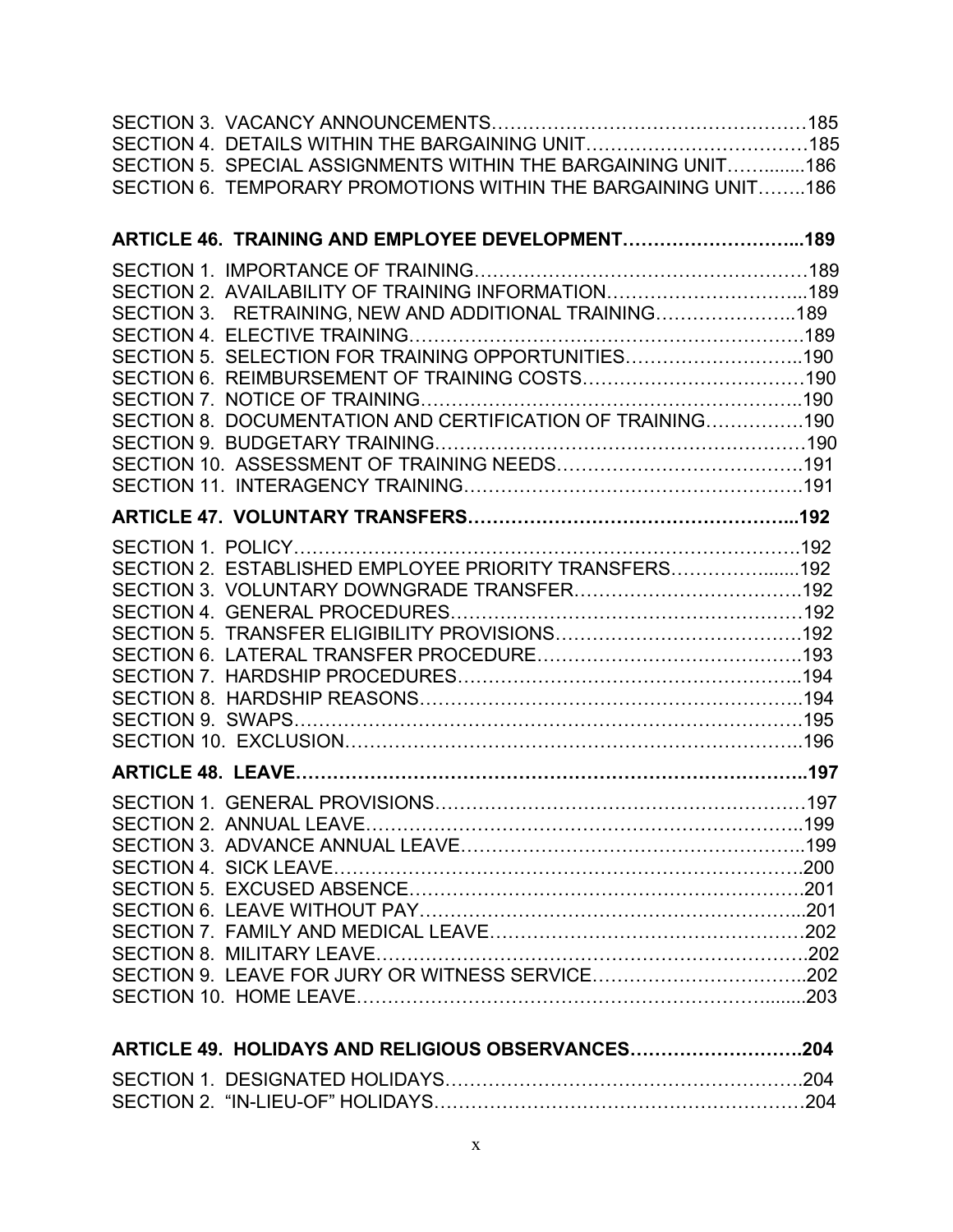SECTION 3. VACANCY ANNOUNCEMENTS……………………………………………185
SECTION 4. DETAILS WITHIN THE BARGAINING UNIT………………………………185
SECTION 5. SPECIAL ASSIGNMENTS WITHIN THE BARGAINING UNIT……........186
SECTION 6. TEMPORARY PROMOTIONS WITHIN THE BARGAINING UNIT……..186

**ARTICLE 46. TRAINING AND EMPLOYEE DEVELOPMENT………………………...189**

SECTION 1. IMPORTANCE OF TRAINING…………………………………………189
SECTION 2. AVAILABILITY OF TRAINING INFORMATION………………………...189
SECTION 3. RETRAINING, NEW AND ADDITIONAL TRAINING…………………..189
SECTION 4. ELECTIVE TRAINING……………………………………………………189
SECTION 5. SELECTION FOR TRAINING OPPORTUNITIES………………………..190
SECTION 6. REIMBURSEMENT OF TRAINING COSTS………………………………190
SECTION 7. NOTICE OF TRAINING…………………………………………………..190
SECTION 8. DOCUMENTATION AND CERTIFICATION OF TRAINING…………….190
SECTION 9. BUDGETARY TRAINING…………………………………………………190
SECTION 10. ASSESSMENT OF TRAINING NEEDS…………………………………191
SECTION 11. INTERAGENCY TRAINING………………………………………………191

**ARTICLE 47. VOLUNTARY TRANSFERS……………………………………………...192**

SECTION 1. POLICY……………………………………………………………………192
SECTION 2. ESTABLISHED EMPLOYEE PRIORITY TRANSFERS……………........192
SECTION 3. VOLUNTARY DOWNGRADE TRANSFER………………………………192
SECTION 4. GENERAL PROCEDURES………………………………………………192
SECTION 5. TRANSFER ELIGIBILITY PROVISIONS…………………………………192
SECTION 6. LATERAL TRANSFER PROCEDURE……………………………………193
SECTION 7. HARDSHIP PROCEDURES………………………………………………..194
SECTION 8. HARDSHIP REASONS……………………………………………………..194
SECTION 9. SWAPS……………………………………………………………………195
SECTION 10. EXCLUSION……………………………………………………………..196

**ARTICLE 48. LEAVE…………………………………………………………………..197**

SECTION 1. GENERAL PROVISIONS…………………………………………………197
SECTION 2. ANNUAL LEAVE…………………………………………………………..199
SECTION 3. ADVANCE ANNUAL LEAVE……………………………………………..199
SECTION 4. SICK LEAVE……………………………………………………………….200
SECTION 5. EXCUSED ABSENCE……………………………………………………201
SECTION 6. LEAVE WITHOUT PAY…………………………………………………...201
SECTION 7. FAMILY AND MEDICAL LEAVE…………………………………………202
SECTION 8. MILITARY LEAVE………………………………………………………….202
SECTION 9. LEAVE FOR JURY OR WITNESS SERVICE……………………………..202
SECTION 10. HOME LEAVE……………………………………………………….......203

**ARTICLE 49. HOLIDAYS AND RELIGIOUS OBSERVANCES……………………….204**

SECTION 1. DESIGNATED HOLIDAYS…………………………………………………..204
SECTION 2. "IN-LIEU-OF" HOLIDAYS…………………………………………………204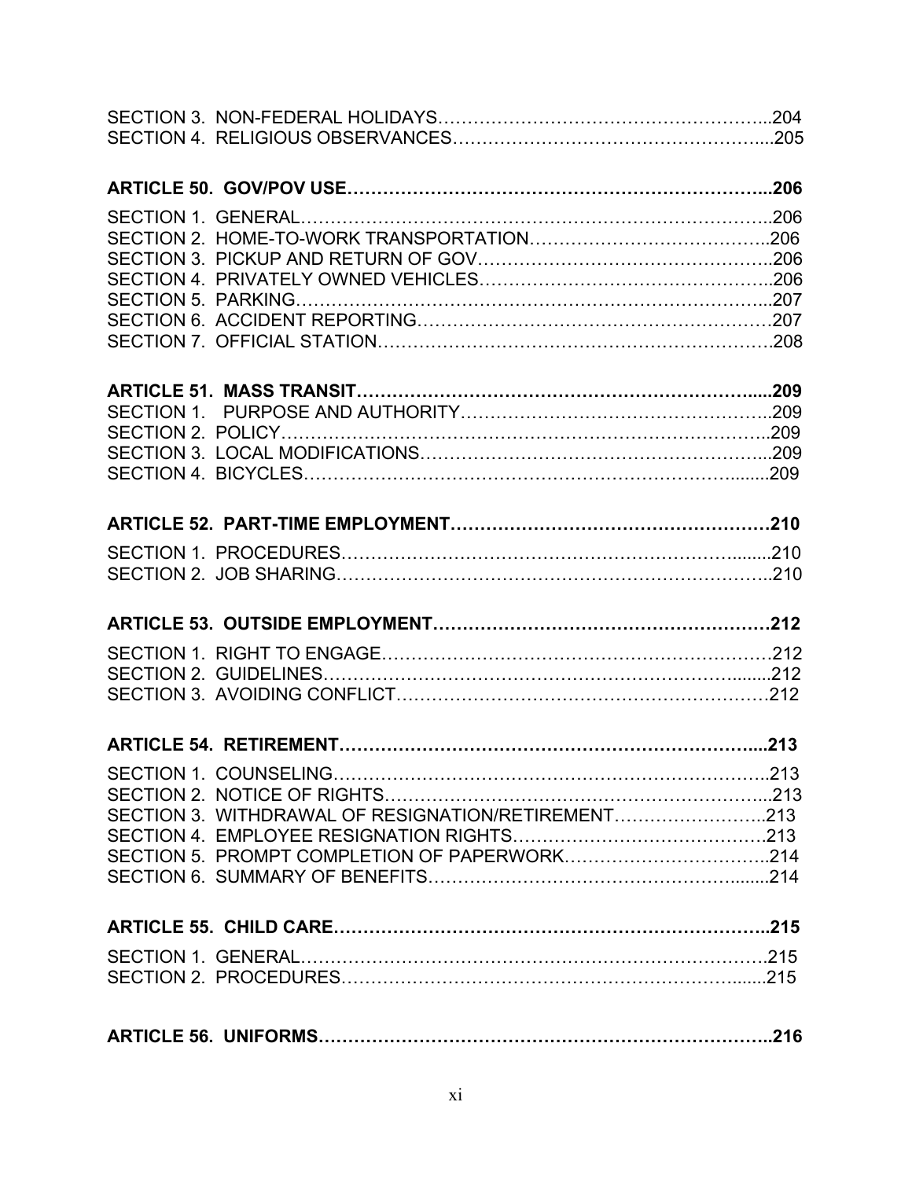SECTION 3. NON-FEDERAL HOLIDAYS……………………………………………………...204
SECTION 4. RELIGIOUS OBSERVANCES……………………………………………....205

**ARTICLE 50. GOV/POV USE………………………………………………………...206**

SECTION 1. GENERAL……………………………………………………………………..206
SECTION 2. HOME-TO-WORK TRANSPORTATION………………………………...206
SECTION 3. PICKUP AND RETURN OF GOV…………………………………………..206
SECTION 4. PRIVATELY OWNED VEHICLES…………………………………………..206
SECTION 5. PARKING……………………………………………………………………...207
SECTION 6. ACCIDENT REPORTING…………………………………………………207
SECTION 7. OFFICIAL STATION………………………………………………………….208

**ARTICLE 51. MASS TRANSIT………………………………………………………....209**
SECTION 1. PURPOSE AND AUTHORITY…………………………………………….209
SECTION 2. POLICY………………………………………………………………………..209
SECTION 3. LOCAL MODIFICATIONS……………………………………………….....209
SECTION 4. BICYCLES……………………………………………………………….......209

**ARTICLE 52. PART-TIME EMPLOYMENT………………………………………………210**

SECTION 1. PROCEDURES…………………………………………………………........210
SECTION 2. JOB SHARING…………………………………………………………….....210

**ARTICLE 53. OUTSIDE EMPLOYMENT…………………………………………………212**

SECTION 1. RIGHT TO ENGAGE…………………………………………………………212
SECTION 2. GUIDELINES………………………………………………………….......212
SECTION 3. AVOIDING CONFLICT………………………………………………………212

**ARTICLE 54. RETIREMENT……………………………………………………………....213**

SECTION 1. COUNSELING………………………………………………………………..213
SECTION 2. NOTICE OF RIGHTS…………………………………………………………...213
SECTION 3. WITHDRAWAL OF RESIGNATION/RETIREMENT……………………..213
SECTION 4. EMPLOYEE RESIGNATION RIGHTS………………………………….213
SECTION 5. PROMPT COMPLETION OF PAPERWORK……………………………..214
SECTION 6. SUMMARY OF BENEFITS…………………………………………….......214

**ARTICLE 55. CHILD CARE…………………………………………………………………..215**

SECTION 1. GENERAL……………………………………………………………………….215
SECTION 2. PROCEDURES……………………………………………………………......215

**ARTICLE 56. UNIFORMS……………………………………………………………………..216**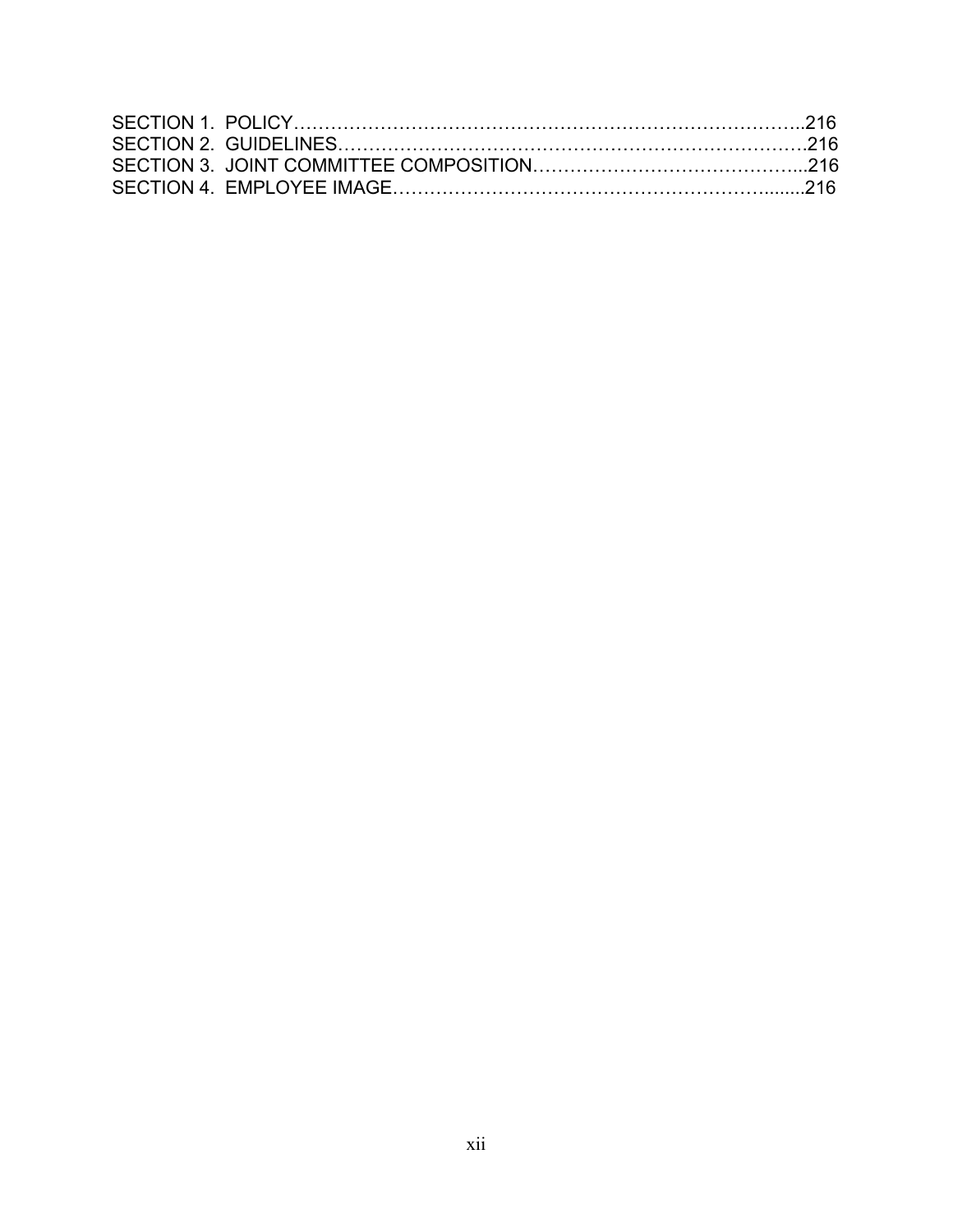SECTION 1. POLICY…………………………………………………………………………..216
SECTION 2. GUIDELINES……………………………………………………………………216
SECTION 3. JOINT COMMITTEE COMPOSITION…………………………………….....216
SECTION 4. EMPLOYEE IMAGE……………………………………………………........216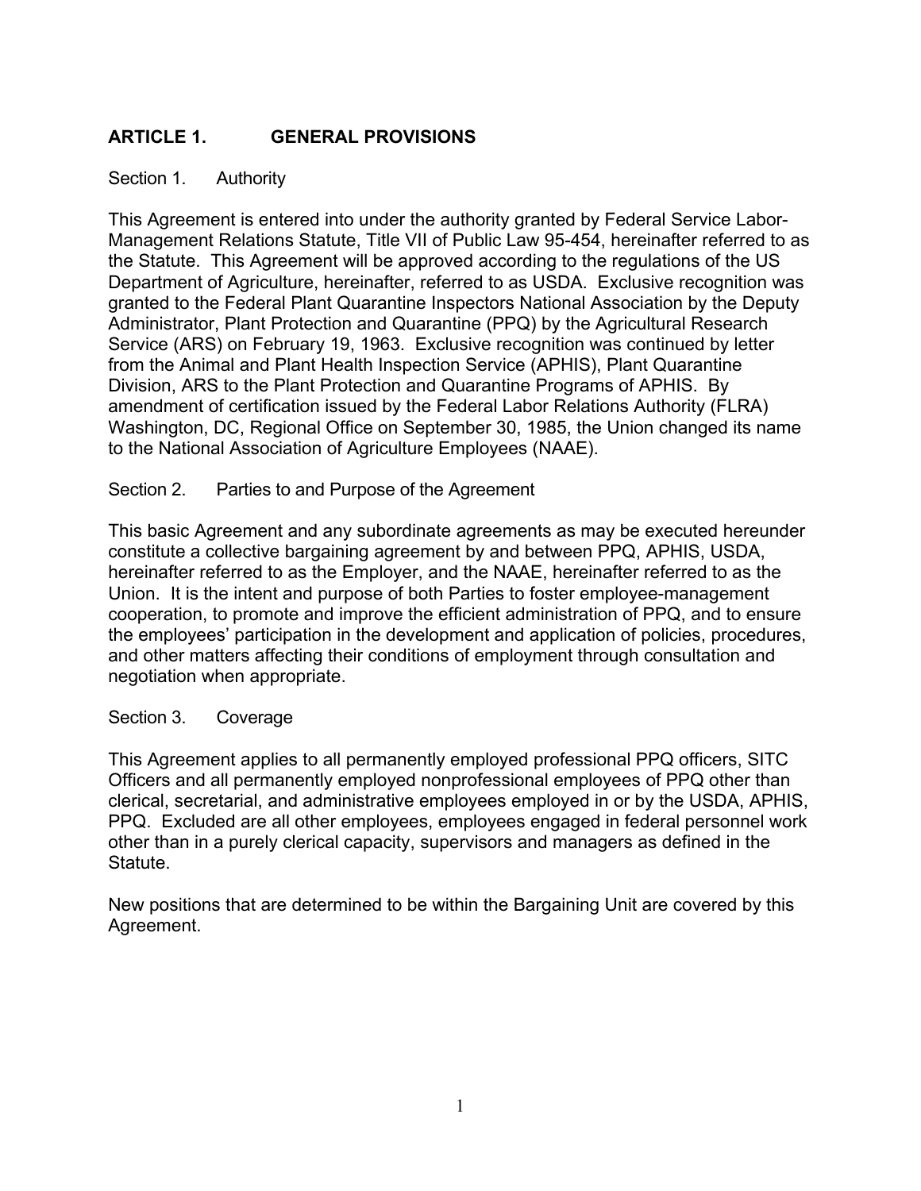## ARTICLE 1. GENERAL PROVISIONS

### Section 1. Authority

This Agreement is entered into under the authority granted by Federal Service Labor-Management Relations Statute, Title VII of Public Law 95-454, hereinafter referred to as the Statute. This Agreement will be approved according to the regulations of the US Department of Agriculture, hereinafter, referred to as USDA. Exclusive recognition was granted to the Federal Plant Quarantine Inspectors National Association by the Deputy Administrator, Plant Protection and Quarantine (PPQ) by the Agricultural Research Service (ARS) on February 19, 1963. Exclusive recognition was continued by letter from the Animal and Plant Health Inspection Service (APHIS), Plant Quarantine Division, ARS to the Plant Protection and Quarantine Programs of APHIS. By amendment of certification issued by the Federal Labor Relations Authority (FLRA) Washington, DC, Regional Office on September 30, 1985, the Union changed its name to the National Association of Agriculture Employees (NAAE).

### Section 2. Parties to and Purpose of the Agreement

This basic Agreement and any subordinate agreements as may be executed hereunder constitute a collective bargaining agreement by and between PPQ, APHIS, USDA, hereinafter referred to as the Employer, and the NAAE, hereinafter referred to as the Union. It is the intent and purpose of both Parties to foster employee-management cooperation, to promote and improve the efficient administration of PPQ, and to ensure the employees' participation in the development and application of policies, procedures, and other matters affecting their conditions of employment through consultation and negotiation when appropriate.

### Section 3. Coverage

This Agreement applies to all permanently employed professional PPQ officers, SITC Officers and all permanently employed nonprofessional employees of PPQ other than clerical, secretarial, and administrative employees employed in or by the USDA, APHIS, PPQ. Excluded are all other employees, employees engaged in federal personnel work other than in a purely clerical capacity, supervisors and managers as defined in the Statute.

New positions that are determined to be within the Bargaining Unit are covered by this Agreement.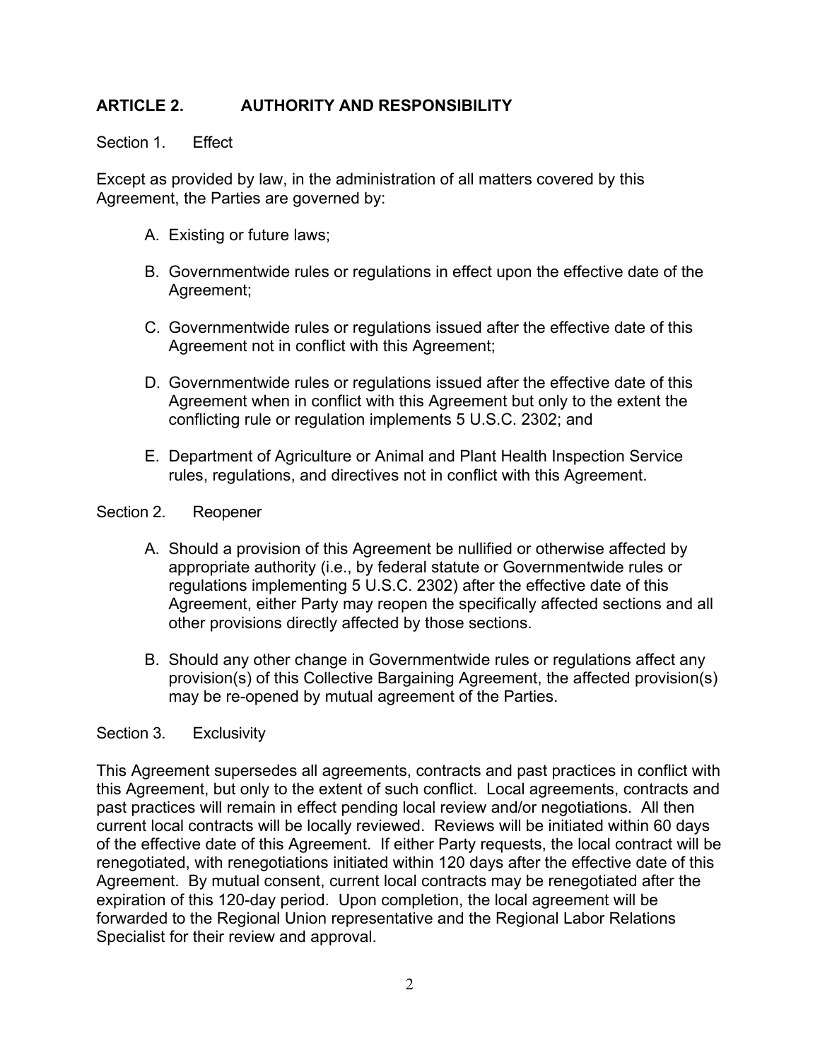## ARTICLE 2. AUTHORITY AND RESPONSIBILITY

Section 1. Effect

Except as provided by law, in the administration of all matters covered by this Agreement, the Parties are governed by:

A. Existing or future laws;

B. Governmentwide rules or regulations in effect upon the effective date of the Agreement;

C. Governmentwide rules or regulations issued after the effective date of this Agreement not in conflict with this Agreement;

D. Governmentwide rules or regulations issued after the effective date of this Agreement when in conflict with this Agreement but only to the extent the conflicting rule or regulation implements 5 U.S.C. 2302; and

E. Department of Agriculture or Animal and Plant Health Inspection Service rules, regulations, and directives not in conflict with this Agreement.

Section 2. Reopener

A. Should a provision of this Agreement be nullified or otherwise affected by appropriate authority (i.e., by federal statute or Governmentwide rules or regulations implementing 5 U.S.C. 2302) after the effective date of this Agreement, either Party may reopen the specifically affected sections and all other provisions directly affected by those sections.

B. Should any other change in Governmentwide rules or regulations affect any provision(s) of this Collective Bargaining Agreement, the affected provision(s) may be re-opened by mutual agreement of the Parties.

Section 3. Exclusivity

This Agreement supersedes all agreements, contracts and past practices in conflict with this Agreement, but only to the extent of such conflict. Local agreements, contracts and past practices will remain in effect pending local review and/or negotiations. All then current local contracts will be locally reviewed. Reviews will be initiated within 60 days of the effective date of this Agreement. If either Party requests, the local contract will be renegotiated, with renegotiations initiated within 120 days after the effective date of this Agreement. By mutual consent, current local contracts may be renegotiated after the expiration of this 120-day period. Upon completion, the local agreement will be forwarded to the Regional Union representative and the Regional Labor Relations Specialist for their review and approval.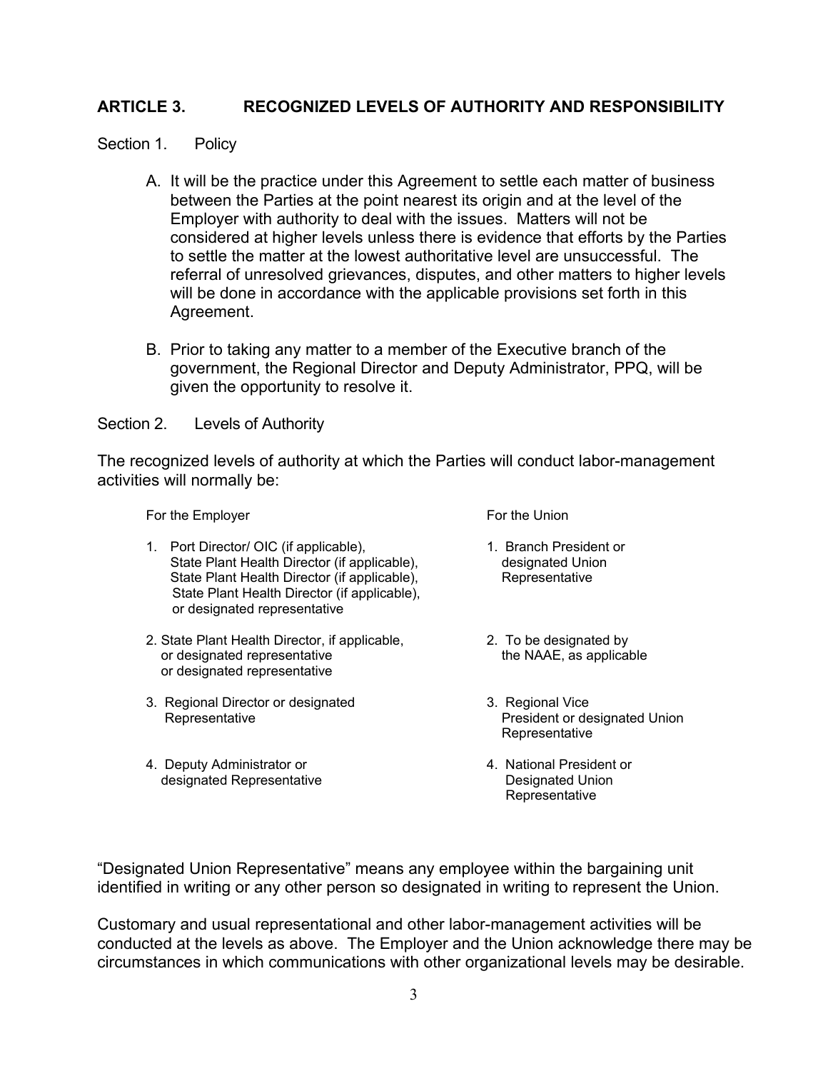## ARTICLE 3. RECOGNIZED LEVELS OF AUTHORITY AND RESPONSIBILITY

Section 1. Policy

A. It will be the practice under this Agreement to settle each matter of business between the Parties at the point nearest its origin and at the level of the Employer with authority to deal with the issues. Matters will not be considered at higher levels unless there is evidence that efforts by the Parties to settle the matter at the lowest authoritative level are unsuccessful. The referral of unresolved grievances, disputes, and other matters to higher levels will be done in accordance with the applicable provisions set forth in this Agreement.

B. Prior to taking any matter to a member of the Executive branch of the government, the Regional Director and Deputy Administrator, PPQ, will be given the opportunity to resolve it.

Section 2. Levels of Authority

The recognized levels of authority at which the Parties will conduct labor-management activities will normally be:

| For the Employer | For the Union |
|---|---|
| 1. Port Director/ OIC (if applicable), State Plant Health Director (if applicable), State Plant Health Director (if applicable), State Plant Health Director (if applicable), or designated representative | 1. Branch President or designated Union Representative |
| 2. State Plant Health Director, if applicable, or designated representative or designated representative | 2. To be designated by the NAAE, as applicable |
| 3. Regional Director or designated Representative | 3. Regional Vice President or designated Union Representative |
| 4. Deputy Administrator or designated Representative | 4. National President or Designated Union Representative |

"Designated Union Representative" means any employee within the bargaining unit identified in writing or any other person so designated in writing to represent the Union.

Customary and usual representational and other labor-management activities will be conducted at the levels as above. The Employer and the Union acknowledge there may be circumstances in which communications with other organizational levels may be desirable.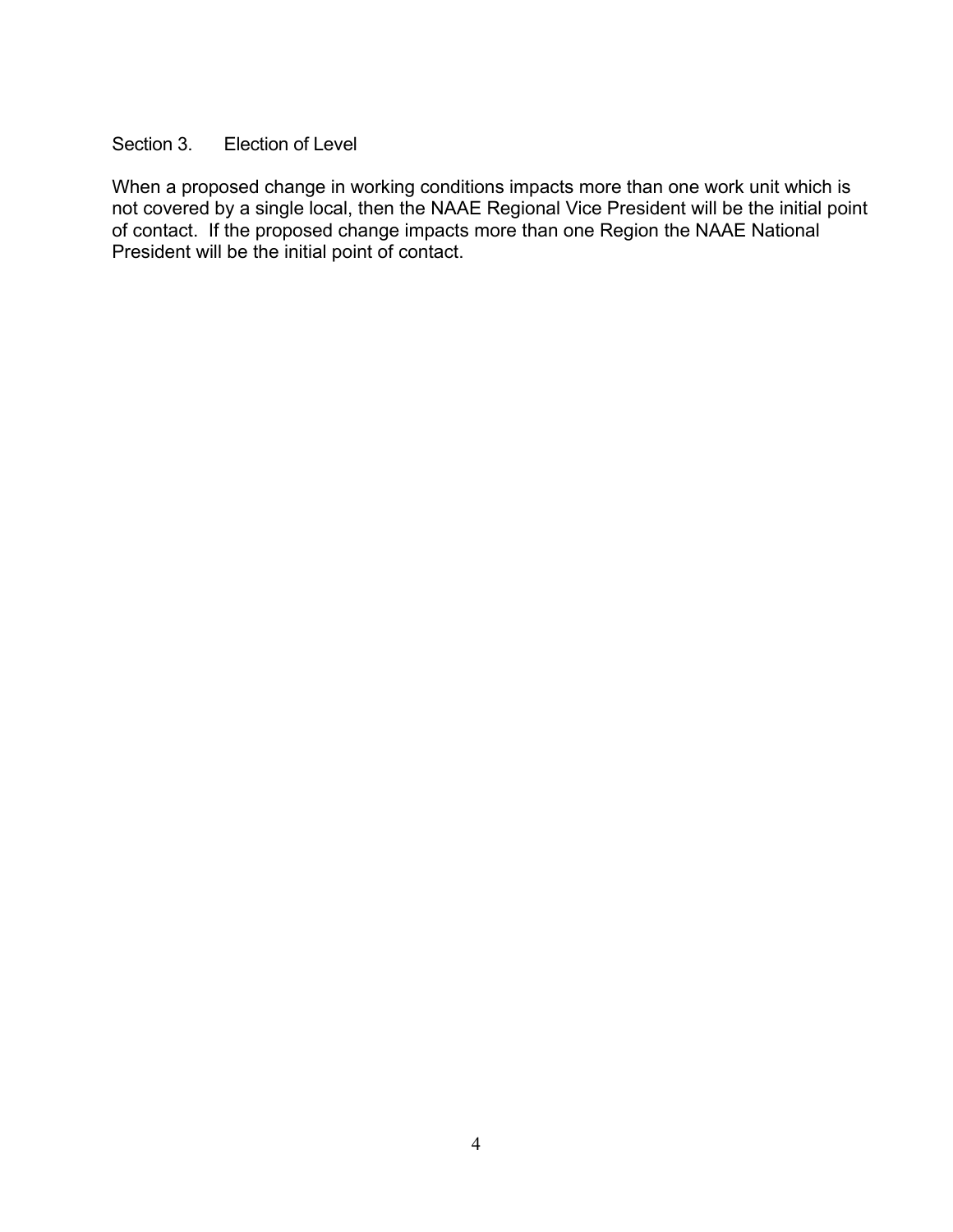Section 3. Election of Level

When a proposed change in working conditions impacts more than one work unit which is not covered by a single local, then the NAAE Regional Vice President will be the initial point of contact. If the proposed change impacts more than one Region the NAAE National President will be the initial point of contact.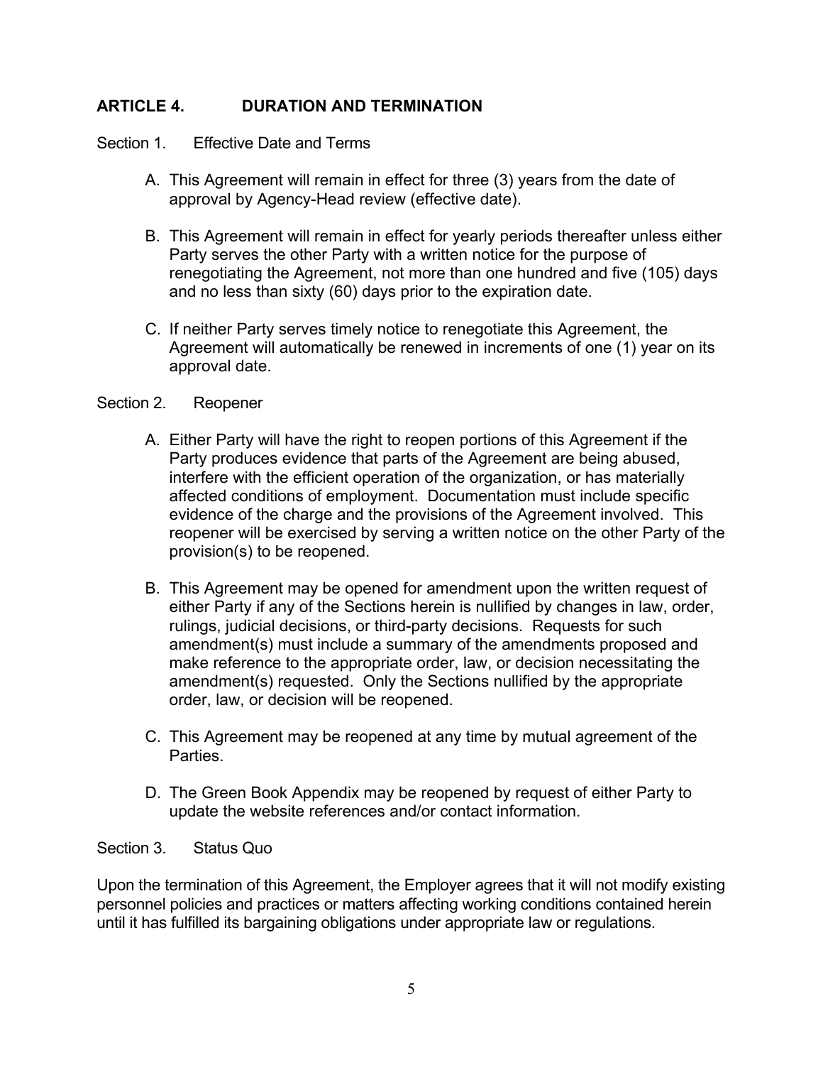## ARTICLE 4. DURATION AND TERMINATION

Section 1. Effective Date and Terms

A. This Agreement will remain in effect for three (3) years from the date of approval by Agency-Head review (effective date).

B. This Agreement will remain in effect for yearly periods thereafter unless either Party serves the other Party with a written notice for the purpose of renegotiating the Agreement, not more than one hundred and five (105) days and no less than sixty (60) days prior to the expiration date.

C. If neither Party serves timely notice to renegotiate this Agreement, the Agreement will automatically be renewed in increments of one (1) year on its approval date.

Section 2. Reopener

A. Either Party will have the right to reopen portions of this Agreement if the Party produces evidence that parts of the Agreement are being abused, interfere with the efficient operation of the organization, or has materially affected conditions of employment. Documentation must include specific evidence of the charge and the provisions of the Agreement involved. This reopener will be exercised by serving a written notice on the other Party of the provision(s) to be reopened.

B. This Agreement may be opened for amendment upon the written request of either Party if any of the Sections herein is nullified by changes in law, order, rulings, judicial decisions, or third-party decisions. Requests for such amendment(s) must include a summary of the amendments proposed and make reference to the appropriate order, law, or decision necessitating the amendment(s) requested. Only the Sections nullified by the appropriate order, law, or decision will be reopened.

C. This Agreement may be reopened at any time by mutual agreement of the Parties.

D. The Green Book Appendix may be reopened by request of either Party to update the website references and/or contact information.

Section 3. Status Quo

Upon the termination of this Agreement, the Employer agrees that it will not modify existing personnel policies and practices or matters affecting working conditions contained herein until it has fulfilled its bargaining obligations under appropriate law or regulations.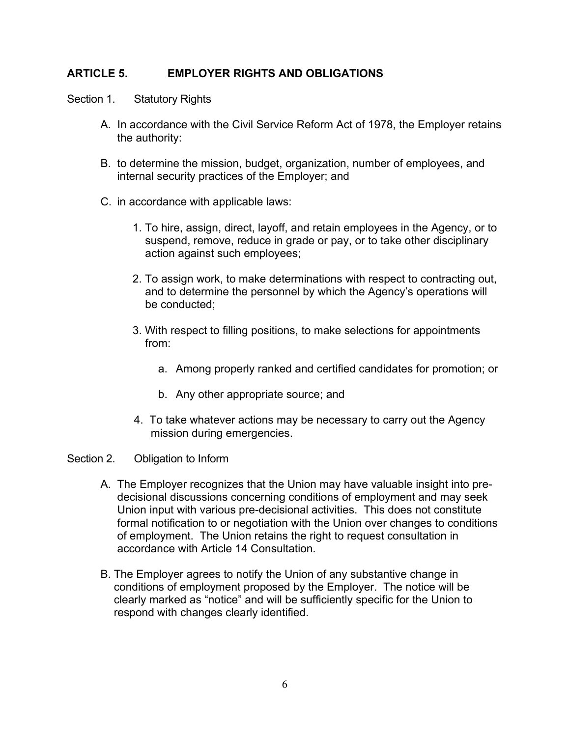## ARTICLE 5. EMPLOYER RIGHTS AND OBLIGATIONS

Section 1. Statutory Rights

A. In accordance with the Civil Service Reform Act of 1978, the Employer retains the authority:

B. to determine the mission, budget, organization, number of employees, and internal security practices of the Employer; and

C. in accordance with applicable laws:

1. To hire, assign, direct, layoff, and retain employees in the Agency, or to suspend, remove, reduce in grade or pay, or to take other disciplinary action against such employees;

2. To assign work, to make determinations with respect to contracting out, and to determine the personnel by which the Agency's operations will be conducted;

3. With respect to filling positions, to make selections for appointments from:

    a. Among properly ranked and certified candidates for promotion; or

    b. Any other appropriate source; and

4. To take whatever actions may be necessary to carry out the Agency mission during emergencies.

Section 2. Obligation to Inform

A. The Employer recognizes that the Union may have valuable insight into pre-decisional discussions concerning conditions of employment and may seek Union input with various pre-decisional activities. This does not constitute formal notification to or negotiation with the Union over changes to conditions of employment. The Union retains the right to request consultation in accordance with Article 14 Consultation.

B. The Employer agrees to notify the Union of any substantive change in conditions of employment proposed by the Employer. The notice will be clearly marked as "notice" and will be sufficiently specific for the Union to respond with changes clearly identified.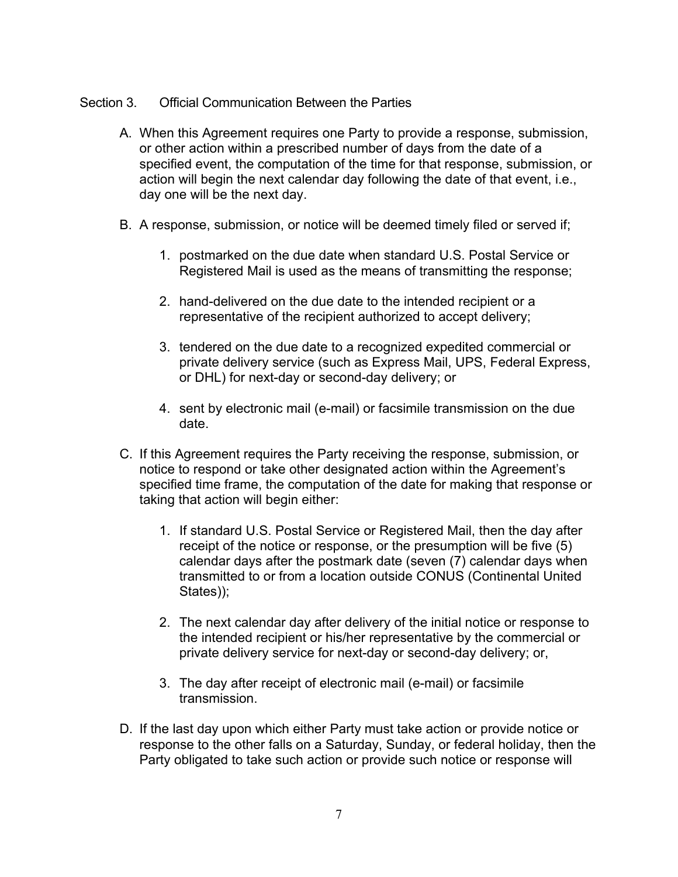## Section 3. Official Communication Between the Parties

A. When this Agreement requires one Party to provide a response, submission, or other action within a prescribed number of days from the date of a specified event, the computation of the time for that response, submission, or action will begin the next calendar day following the date of that event, i.e., day one will be the next day.

B. A response, submission, or notice will be deemed timely filed or served if;

1. postmarked on the due date when standard U.S. Postal Service or Registered Mail is used as the means of transmitting the response;

2. hand-delivered on the due date to the intended recipient or a representative of the recipient authorized to accept delivery;

3. tendered on the due date to a recognized expedited commercial or private delivery service (such as Express Mail, UPS, Federal Express, or DHL) for next-day or second-day delivery; or

4. sent by electronic mail (e-mail) or facsimile transmission on the due date.

C. If this Agreement requires the Party receiving the response, submission, or notice to respond or take other designated action within the Agreement's specified time frame, the computation of the date for making that response or taking that action will begin either:

1. If standard U.S. Postal Service or Registered Mail, then the day after receipt of the notice or response, or the presumption will be five (5) calendar days after the postmark date (seven (7) calendar days when transmitted to or from a location outside CONUS (Continental United States));

2. The next calendar day after delivery of the initial notice or response to the intended recipient or his/her representative by the commercial or private delivery service for next-day or second-day delivery; or,

3. The day after receipt of electronic mail (e-mail) or facsimile transmission.

D. If the last day upon which either Party must take action or provide notice or response to the other falls on a Saturday, Sunday, or federal holiday, then the Party obligated to take such action or provide such notice or response will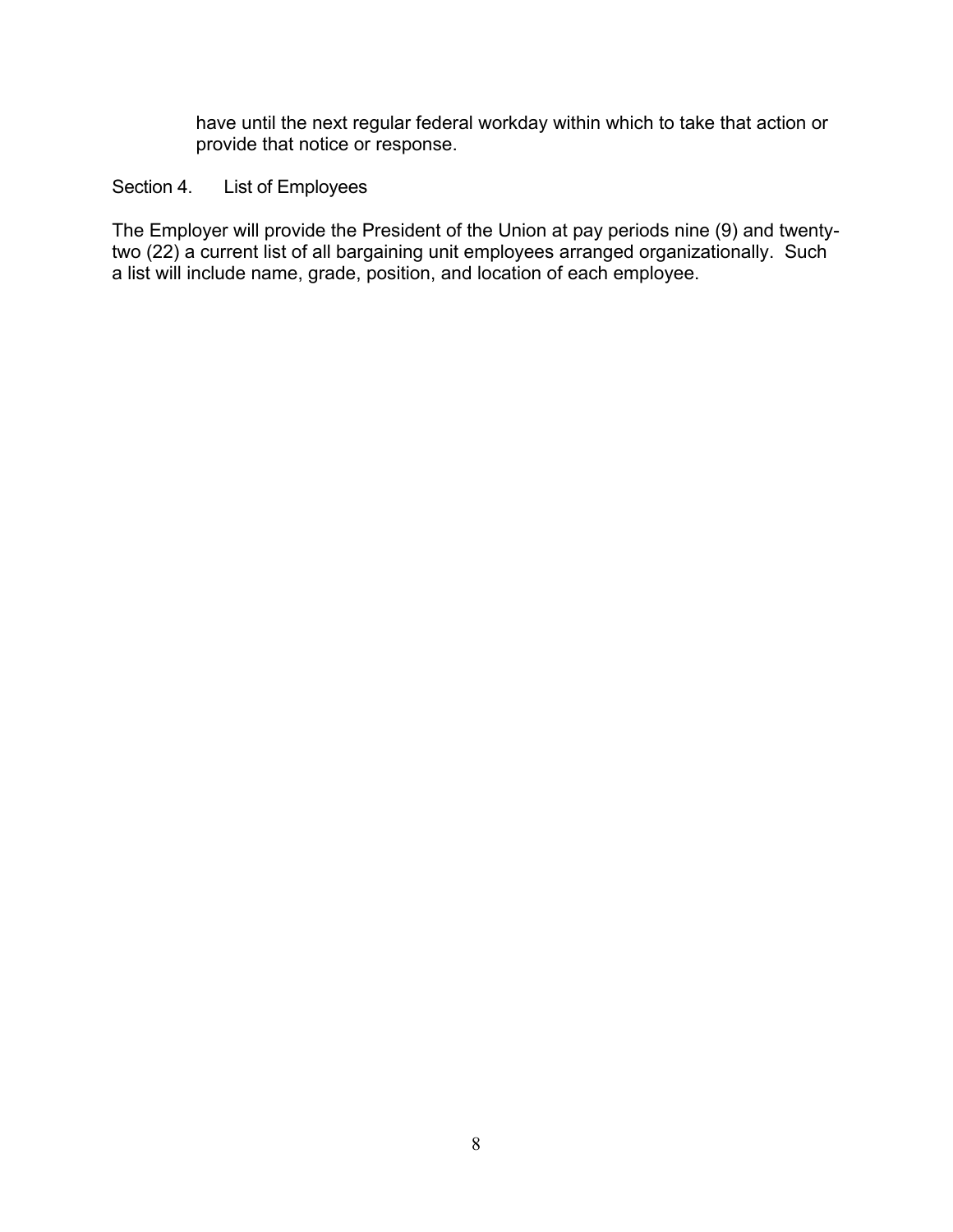have until the next regular federal workday within which to take that action or provide that notice or response.

Section 4. List of Employees

The Employer will provide the President of the Union at pay periods nine (9) and twenty-two (22) a current list of all bargaining unit employees arranged organizationally. Such a list will include name, grade, position, and location of each employee.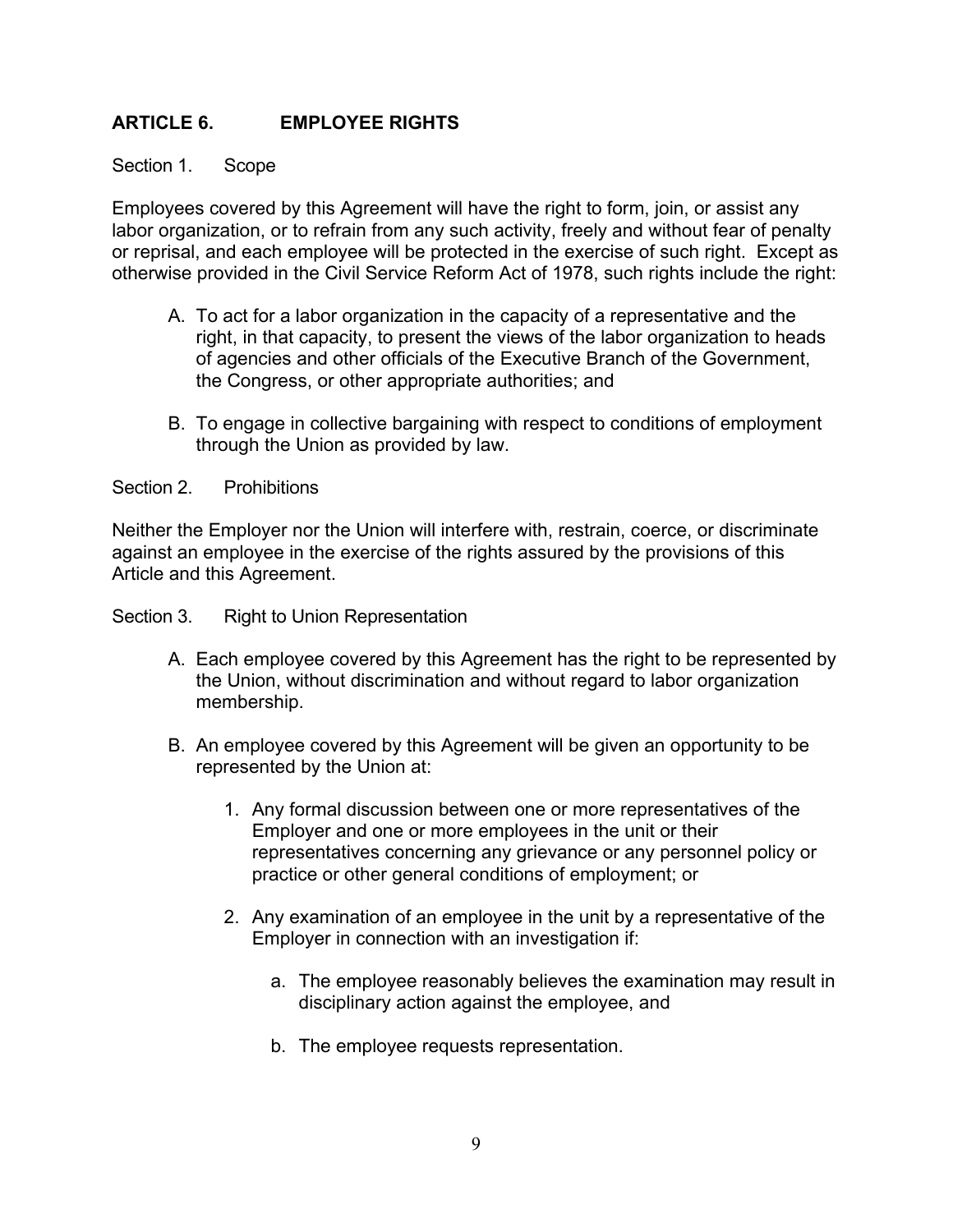## ARTICLE 6. EMPLOYEE RIGHTS

Section 1. Scope

Employees covered by this Agreement will have the right to form, join, or assist any labor organization, or to refrain from any such activity, freely and without fear of penalty or reprisal, and each employee will be protected in the exercise of such right. Except as otherwise provided in the Civil Service Reform Act of 1978, such rights include the right:

A. To act for a labor organization in the capacity of a representative and the right, in that capacity, to present the views of the labor organization to heads of agencies and other officials of the Executive Branch of the Government, the Congress, or other appropriate authorities; and

B. To engage in collective bargaining with respect to conditions of employment through the Union as provided by law.

Section 2. Prohibitions

Neither the Employer nor the Union will interfere with, restrain, coerce, or discriminate against an employee in the exercise of the rights assured by the provisions of this Article and this Agreement.

Section 3. Right to Union Representation

A. Each employee covered by this Agreement has the right to be represented by the Union, without discrimination and without regard to labor organization membership.

B. An employee covered by this Agreement will be given an opportunity to be represented by the Union at:

   1. Any formal discussion between one or more representatives of the Employer and one or more employees in the unit or their representatives concerning any grievance or any personnel policy or practice or other general conditions of employment; or

   2. Any examination of an employee in the unit by a representative of the Employer in connection with an investigation if:

      a. The employee reasonably believes the examination may result in disciplinary action against the employee, and

      b. The employee requests representation.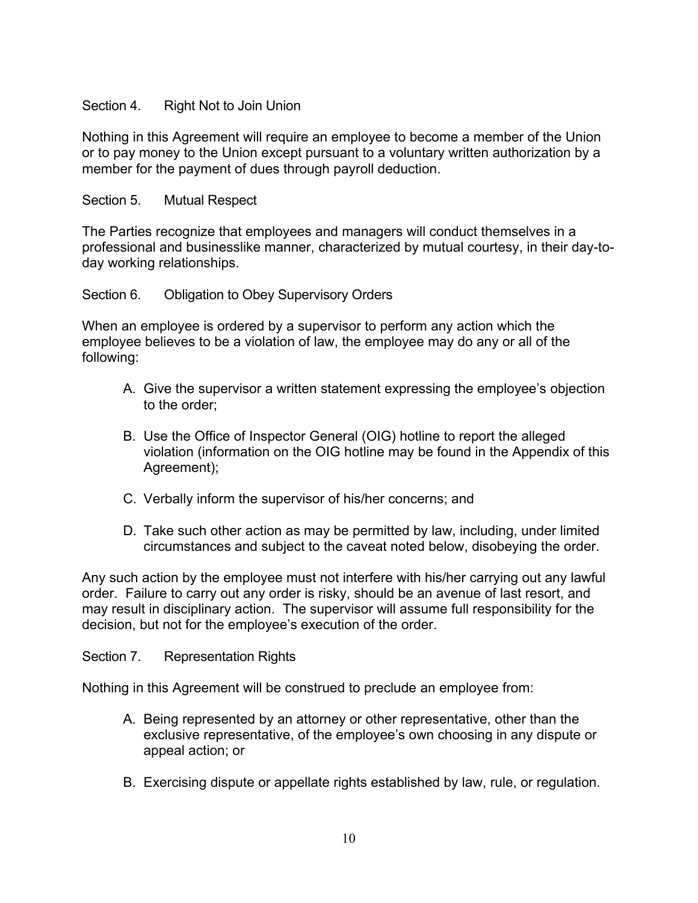## Section 4. Right Not to Join Union

Nothing in this Agreement will require an employee to become a member of the Union or to pay money to the Union except pursuant to a voluntary written authorization by a member for the payment of dues through payroll deduction.

## Section 5. Mutual Respect

The Parties recognize that employees and managers will conduct themselves in a professional and businesslike manner, characterized by mutual courtesy, in their day-to-day working relationships.

## Section 6. Obligation to Obey Supervisory Orders

When an employee is ordered by a supervisor to perform any action which the employee believes to be a violation of law, the employee may do any or all of the following:

A. Give the supervisor a written statement expressing the employee's objection to the order;

B. Use the Office of Inspector General (OIG) hotline to report the alleged violation (information on the OIG hotline may be found in the Appendix of this Agreement);

C. Verbally inform the supervisor of his/her concerns; and

D. Take such other action as may be permitted by law, including, under limited circumstances and subject to the caveat noted below, disobeying the order.

Any such action by the employee must not interfere with his/her carrying out any lawful order. Failure to carry out any order is risky, should be an avenue of last resort, and may result in disciplinary action. The supervisor will assume full responsibility for the decision, but not for the employee's execution of the order.

## Section 7. Representation Rights

Nothing in this Agreement will be construed to preclude an employee from:

A. Being represented by an attorney or other representative, other than the exclusive representative, of the employee's own choosing in any dispute or appeal action; or

B. Exercising dispute or appellate rights established by law, rule, or regulation.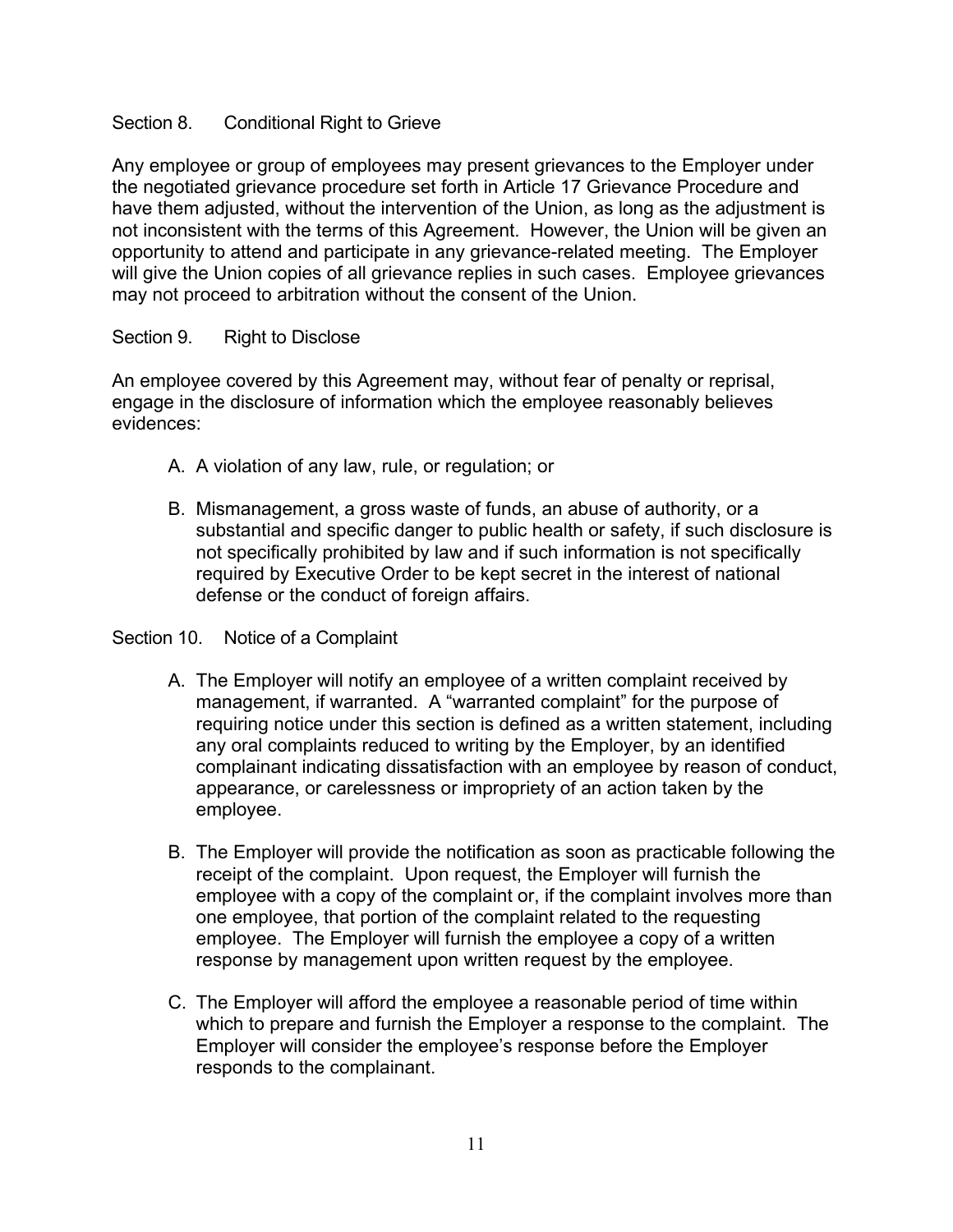### Section 8. Conditional Right to Grieve

Any employee or group of employees may present grievances to the Employer under the negotiated grievance procedure set forth in Article 17 Grievance Procedure and have them adjusted, without the intervention of the Union, as long as the adjustment is not inconsistent with the terms of this Agreement. However, the Union will be given an opportunity to attend and participate in any grievance-related meeting. The Employer will give the Union copies of all grievance replies in such cases. Employee grievances may not proceed to arbitration without the consent of the Union.

### Section 9. Right to Disclose

An employee covered by this Agreement may, without fear of penalty or reprisal, engage in the disclosure of information which the employee reasonably believes evidences:

A. A violation of any law, rule, or regulation; or

B. Mismanagement, a gross waste of funds, an abuse of authority, or a substantial and specific danger to public health or safety, if such disclosure is not specifically prohibited by law and if such information is not specifically required by Executive Order to be kept secret in the interest of national defense or the conduct of foreign affairs.

### Section 10. Notice of a Complaint

A. The Employer will notify an employee of a written complaint received by management, if warranted. A "warranted complaint" for the purpose of requiring notice under this section is defined as a written statement, including any oral complaints reduced to writing by the Employer, by an identified complainant indicating dissatisfaction with an employee by reason of conduct, appearance, or carelessness or impropriety of an action taken by the employee.

B. The Employer will provide the notification as soon as practicable following the receipt of the complaint. Upon request, the Employer will furnish the employee with a copy of the complaint or, if the complaint involves more than one employee, that portion of the complaint related to the requesting employee. The Employer will furnish the employee a copy of a written response by management upon written request by the employee.

C. The Employer will afford the employee a reasonable period of time within which to prepare and furnish the Employer a response to the complaint. The Employer will consider the employee's response before the Employer responds to the complainant.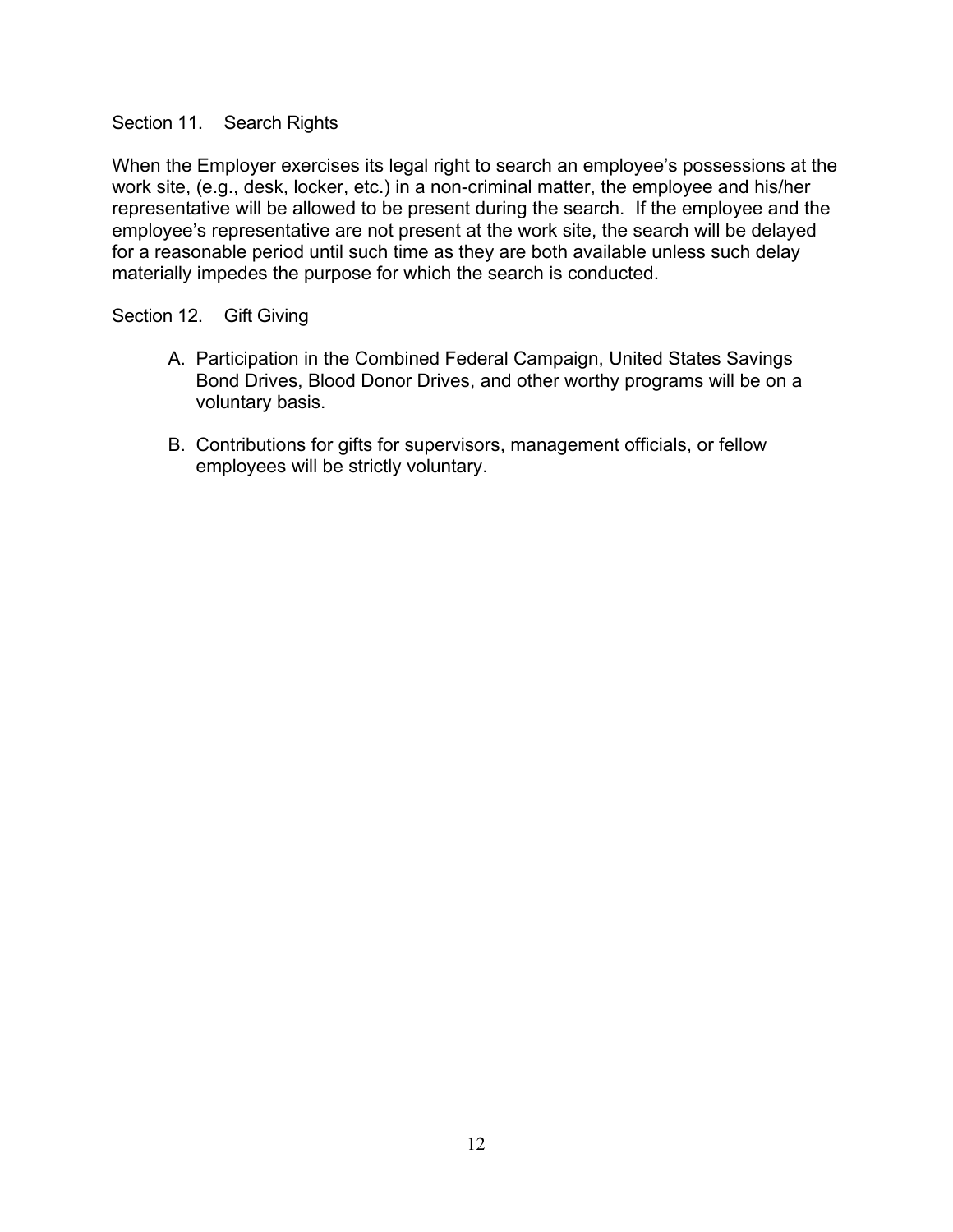## Section 11. Search Rights

When the Employer exercises its legal right to search an employee's possessions at the work site, (e.g., desk, locker, etc.) in a non-criminal matter, the employee and his/her representative will be allowed to be present during the search. If the employee and the employee's representative are not present at the work site, the search will be delayed for a reasonable period until such time as they are both available unless such delay materially impedes the purpose for which the search is conducted.

## Section 12. Gift Giving

A. Participation in the Combined Federal Campaign, United States Savings Bond Drives, Blood Donor Drives, and other worthy programs will be on a voluntary basis.

B. Contributions for gifts for supervisors, management officials, or fellow employees will be strictly voluntary.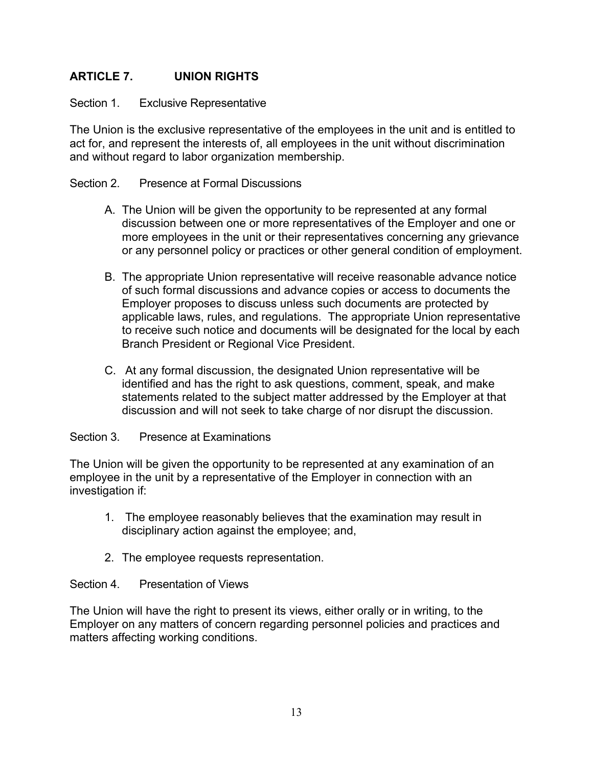## ARTICLE 7. UNION RIGHTS

Section 1. Exclusive Representative

The Union is the exclusive representative of the employees in the unit and is entitled to act for, and represent the interests of, all employees in the unit without discrimination and without regard to labor organization membership.

Section 2. Presence at Formal Discussions

A. The Union will be given the opportunity to be represented at any formal discussion between one or more representatives of the Employer and one or more employees in the unit or their representatives concerning any grievance or any personnel policy or practices or other general condition of employment.

B. The appropriate Union representative will receive reasonable advance notice of such formal discussions and advance copies or access to documents the Employer proposes to discuss unless such documents are protected by applicable laws, rules, and regulations. The appropriate Union representative to receive such notice and documents will be designated for the local by each Branch President or Regional Vice President.

C. At any formal discussion, the designated Union representative will be identified and has the right to ask questions, comment, speak, and make statements related to the subject matter addressed by the Employer at that discussion and will not seek to take charge of nor disrupt the discussion.

Section 3. Presence at Examinations

The Union will be given the opportunity to be represented at any examination of an employee in the unit by a representative of the Employer in connection with an investigation if:

1. The employee reasonably believes that the examination may result in disciplinary action against the employee; and,
2. The employee requests representation.

Section 4. Presentation of Views

The Union will have the right to present its views, either orally or in writing, to the Employer on any matters of concern regarding personnel policies and practices and matters affecting working conditions.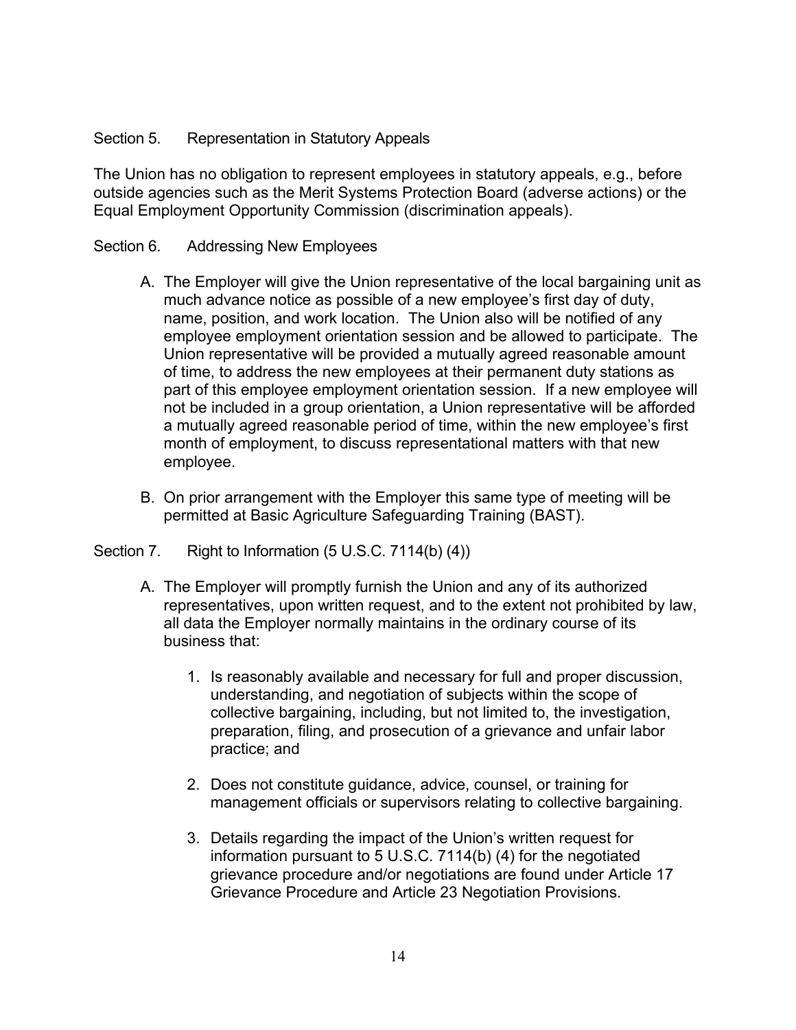### Section 5. Representation in Statutory Appeals

The Union has no obligation to represent employees in statutory appeals, e.g., before outside agencies such as the Merit Systems Protection Board (adverse actions) or the Equal Employment Opportunity Commission (discrimination appeals).

### Section 6. Addressing New Employees

A. The Employer will give the Union representative of the local bargaining unit as much advance notice as possible of a new employee's first day of duty, name, position, and work location. The Union also will be notified of any employee employment orientation session and be allowed to participate. The Union representative will be provided a mutually agreed reasonable amount of time, to address the new employees at their permanent duty stations as part of this employee employment orientation session. If a new employee will not be included in a group orientation, a Union representative will be afforded a mutually agreed reasonable period of time, within the new employee's first month of employment, to discuss representational matters with that new employee.

B. On prior arrangement with the Employer this same type of meeting will be permitted at Basic Agriculture Safeguarding Training (BAST).

### Section 7. Right to Information (5 U.S.C. 7114(b) (4))

A. The Employer will promptly furnish the Union and any of its authorized representatives, upon written request, and to the extent not prohibited by law, all data the Employer normally maintains in the ordinary course of its business that:

1. Is reasonably available and necessary for full and proper discussion, understanding, and negotiation of subjects within the scope of collective bargaining, including, but not limited to, the investigation, preparation, filing, and prosecution of a grievance and unfair labor practice; and

2. Does not constitute guidance, advice, counsel, or training for management officials or supervisors relating to collective bargaining.

3. Details regarding the impact of the Union's written request for information pursuant to 5 U.S.C. 7114(b) (4) for the negotiated grievance procedure and/or negotiations are found under Article 17 Grievance Procedure and Article 23 Negotiation Provisions.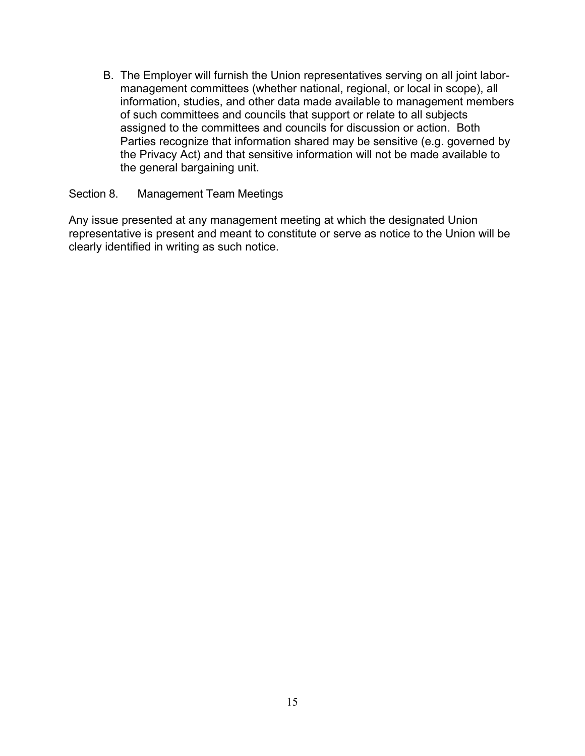B. The Employer will furnish the Union representatives serving on all joint labor-management committees (whether national, regional, or local in scope), all information, studies, and other data made available to management members of such committees and councils that support or relate to all subjects assigned to the committees and councils for discussion or action. Both Parties recognize that information shared may be sensitive (e.g. governed by the Privacy Act) and that sensitive information will not be made available to the general bargaining unit.

Section 8. Management Team Meetings

Any issue presented at any management meeting at which the designated Union representative is present and meant to constitute or serve as notice to the Union will be clearly identified in writing as such notice.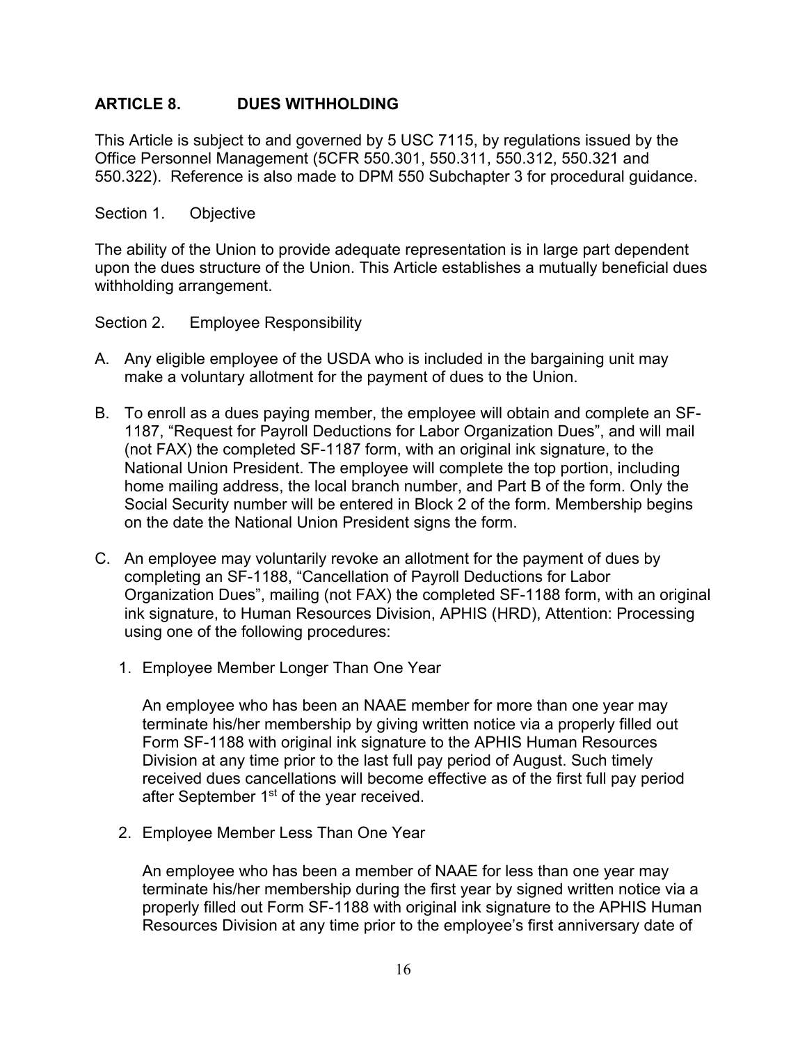## ARTICLE 8. DUES WITHHOLDING

This Article is subject to and governed by 5 USC 7115, by regulations issued by the Office Personnel Management (5CFR 550.301, 550.311, 550.312, 550.321 and 550.322). Reference is also made to DPM 550 Subchapter 3 for procedural guidance.

Section 1. Objective

The ability of the Union to provide adequate representation is in large part dependent upon the dues structure of the Union. This Article establishes a mutually beneficial dues withholding arrangement.

Section 2. Employee Responsibility

A. Any eligible employee of the USDA who is included in the bargaining unit may make a voluntary allotment for the payment of dues to the Union.

B. To enroll as a dues paying member, the employee will obtain and complete an SF-1187, "Request for Payroll Deductions for Labor Organization Dues", and will mail (not FAX) the completed SF-1187 form, with an original ink signature, to the National Union President. The employee will complete the top portion, including home mailing address, the local branch number, and Part B of the form. Only the Social Security number will be entered in Block 2 of the form. Membership begins on the date the National Union President signs the form.

C. An employee may voluntarily revoke an allotment for the payment of dues by completing an SF-1188, "Cancellation of Payroll Deductions for Labor Organization Dues", mailing (not FAX) the completed SF-1188 form, with an original ink signature, to Human Resources Division, APHIS (HRD), Attention: Processing using one of the following procedures:

   1. Employee Member Longer Than One Year

      An employee who has been an NAAE member for more than one year may terminate his/her membership by giving written notice via a properly filled out Form SF-1188 with original ink signature to the APHIS Human Resources Division at any time prior to the last full pay period of August. Such timely received dues cancellations will become effective as of the first full pay period after September 1st of the year received.

   2. Employee Member Less Than One Year

      An employee who has been a member of NAAE for less than one year may terminate his/her membership during the first year by signed written notice via a properly filled out Form SF-1188 with original ink signature to the APHIS Human Resources Division at any time prior to the employee's first anniversary date of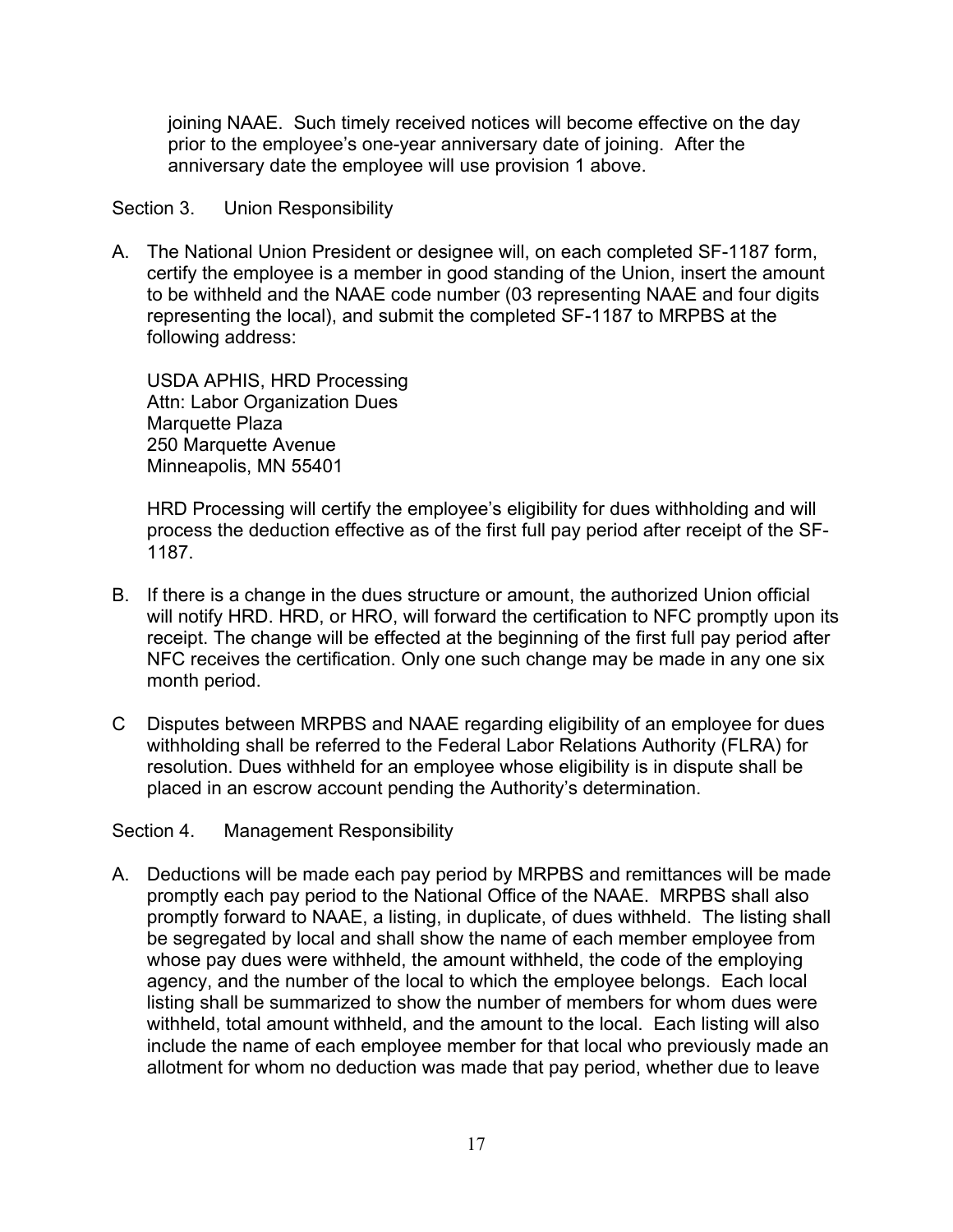joining NAAE. Such timely received notices will become effective on the day prior to the employee's one-year anniversary date of joining. After the anniversary date the employee will use provision 1 above.

Section 3. Union Responsibility

A. The National Union President or designee will, on each completed SF-1187 form, certify the employee is a member in good standing of the Union, insert the amount to be withheld and the NAAE code number (03 representing NAAE and four digits representing the local), and submit the completed SF-1187 to MRPBS at the following address:

   USDA APHIS, HRD Processing
   Attn: Labor Organization Dues
   Marquette Plaza
   250 Marquette Avenue
   Minneapolis, MN 55401

   HRD Processing will certify the employee's eligibility for dues withholding and will process the deduction effective as of the first full pay period after receipt of the SF-1187.

B. If there is a change in the dues structure or amount, the authorized Union official will notify HRD. HRD, or HRO, will forward the certification to NFC promptly upon its receipt. The change will be effected at the beginning of the first full pay period after NFC receives the certification. Only one such change may be made in any one six month period.

C Disputes between MRPBS and NAAE regarding eligibility of an employee for dues withholding shall be referred to the Federal Labor Relations Authority (FLRA) for resolution. Dues withheld for an employee whose eligibility is in dispute shall be placed in an escrow account pending the Authority's determination.

Section 4. Management Responsibility

A. Deductions will be made each pay period by MRPBS and remittances will be made promptly each pay period to the National Office of the NAAE. MRPBS shall also promptly forward to NAAE, a listing, in duplicate, of dues withheld. The listing shall be segregated by local and shall show the name of each member employee from whose pay dues were withheld, the amount withheld, the code of the employing agency, and the number of the local to which the employee belongs. Each local listing shall be summarized to show the number of members for whom dues were withheld, total amount withheld, and the amount to the local. Each listing will also include the name of each employee member for that local who previously made an allotment for whom no deduction was made that pay period, whether due to leave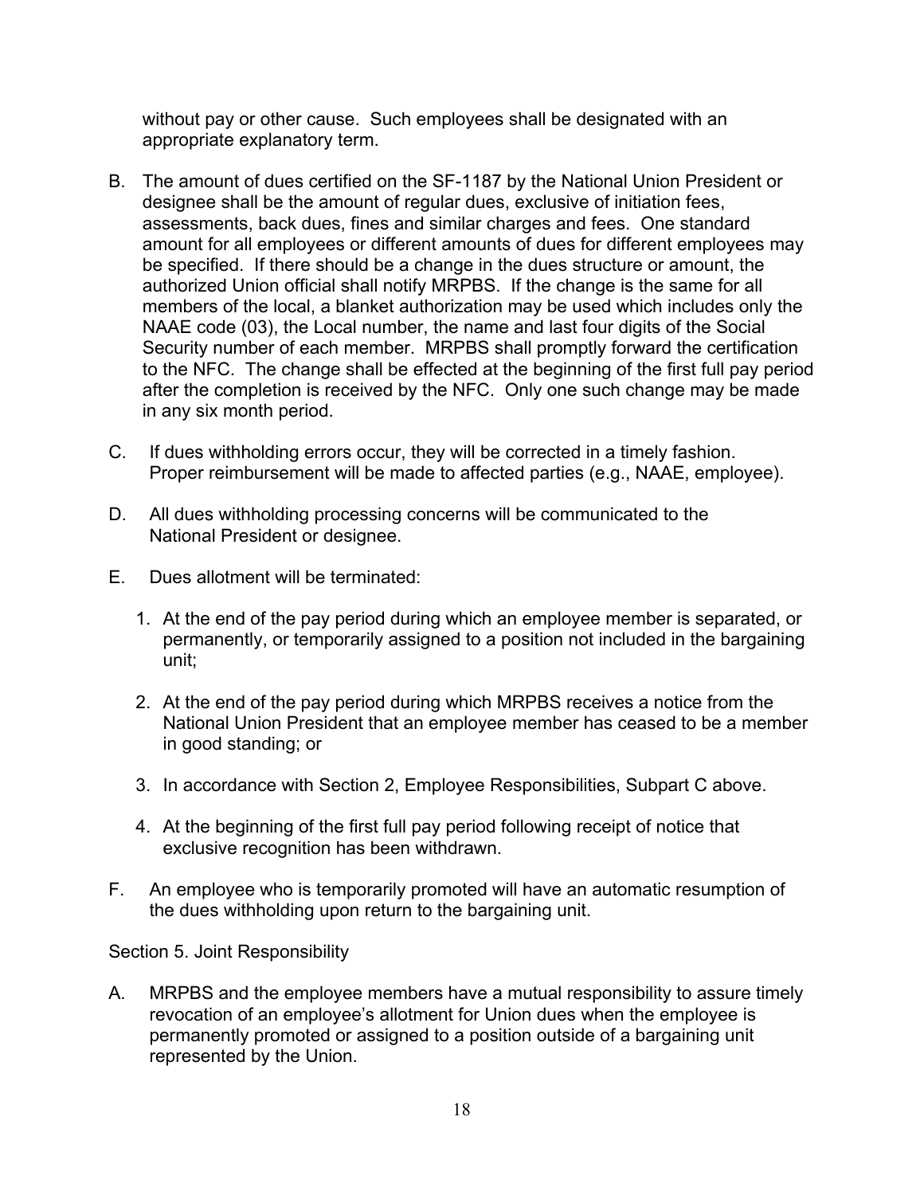without pay or other cause. Such employees shall be designated with an appropriate explanatory term.

B. The amount of dues certified on the SF-1187 by the National Union President or designee shall be the amount of regular dues, exclusive of initiation fees, assessments, back dues, fines and similar charges and fees. One standard amount for all employees or different amounts of dues for different employees may be specified. If there should be a change in the dues structure or amount, the authorized Union official shall notify MRPBS. If the change is the same for all members of the local, a blanket authorization may be used which includes only the NAAE code (03), the Local number, the name and last four digits of the Social Security number of each member. MRPBS shall promptly forward the certification to the NFC. The change shall be effected at the beginning of the first full pay period after the completion is received by the NFC. Only one such change may be made in any six month period.

C. If dues withholding errors occur, they will be corrected in a timely fashion. Proper reimbursement will be made to affected parties (e.g., NAAE, employee).

D. All dues withholding processing concerns will be communicated to the National President or designee.

E. Dues allotment will be terminated:

1. At the end of the pay period during which an employee member is separated, or permanently, or temporarily assigned to a position not included in the bargaining unit;

2. At the end of the pay period during which MRPBS receives a notice from the National Union President that an employee member has ceased to be a member in good standing; or

3. In accordance with Section 2, Employee Responsibilities, Subpart C above.

4. At the beginning of the first full pay period following receipt of notice that exclusive recognition has been withdrawn.

F. An employee who is temporarily promoted will have an automatic resumption of the dues withholding upon return to the bargaining unit.

Section 5. Joint Responsibility

A. MRPBS and the employee members have a mutual responsibility to assure timely revocation of an employee's allotment for Union dues when the employee is permanently promoted or assigned to a position outside of a bargaining unit represented by the Union.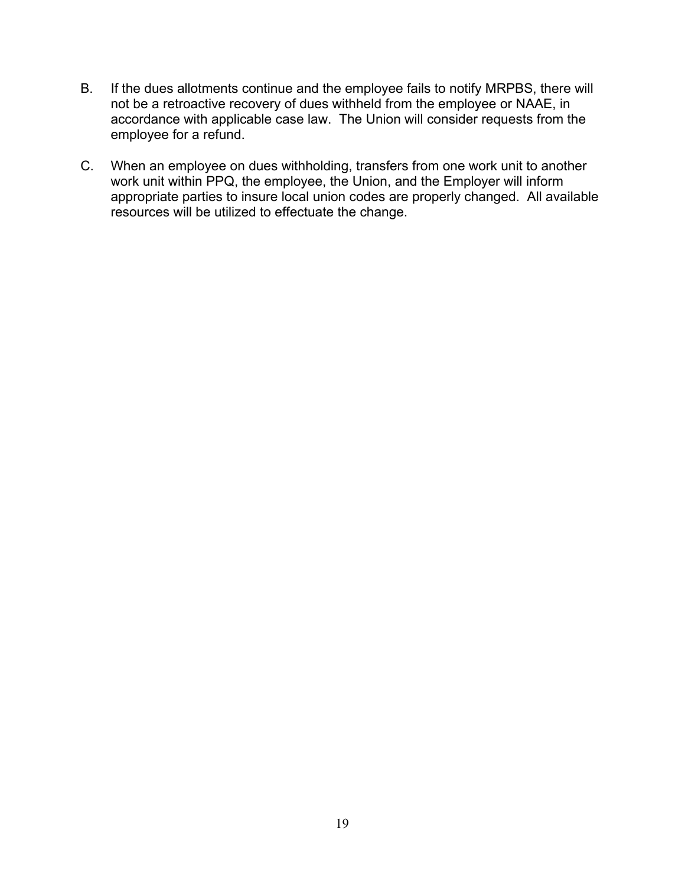B. If the dues allotments continue and the employee fails to notify MRPBS, there will not be a retroactive recovery of dues withheld from the employee or NAAE, in accordance with applicable case law. The Union will consider requests from the employee for a refund.

C. When an employee on dues withholding, transfers from one work unit to another work unit within PPQ, the employee, the Union, and the Employer will inform appropriate parties to insure local union codes are properly changed. All available resources will be utilized to effectuate the change.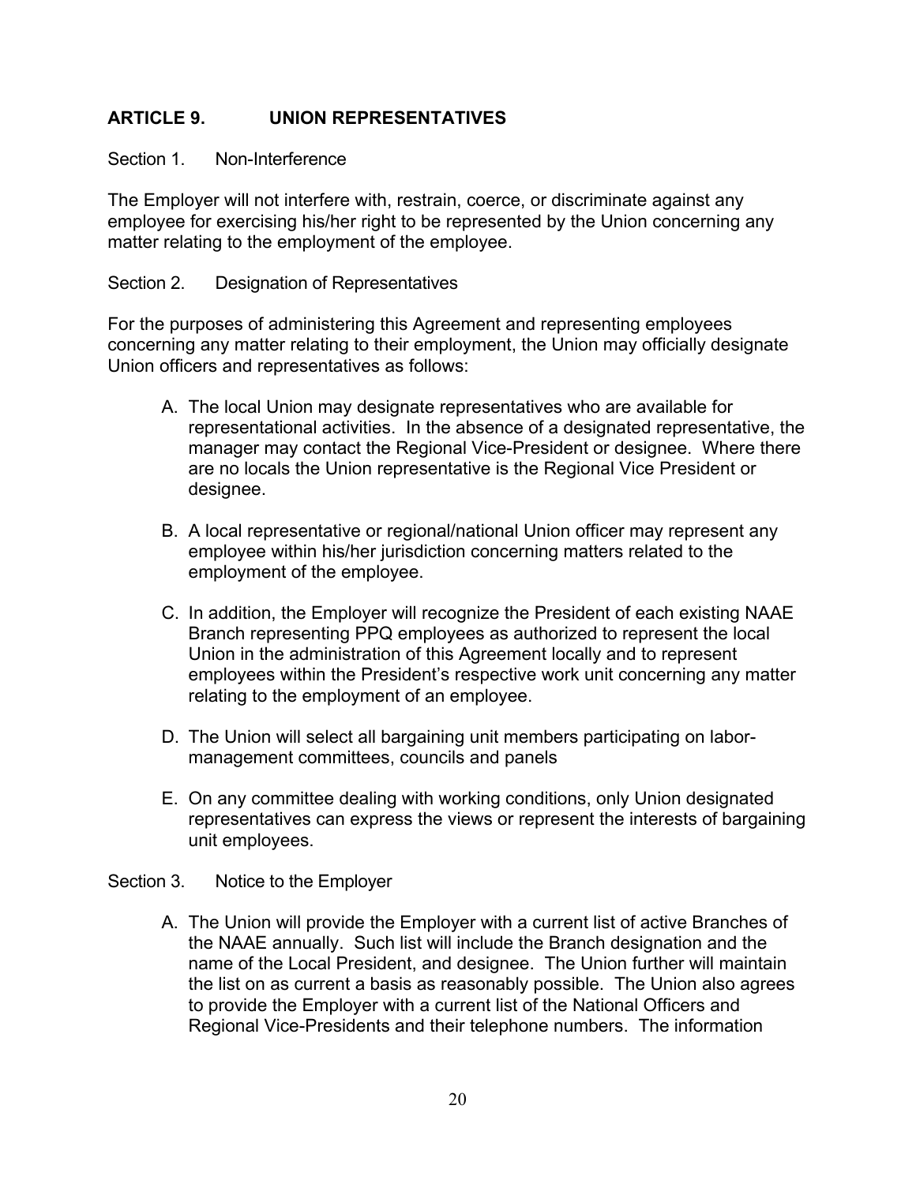## ARTICLE 9. UNION REPRESENTATIVES

Section 1. Non-Interference

The Employer will not interfere with, restrain, coerce, or discriminate against any employee for exercising his/her right to be represented by the Union concerning any matter relating to the employment of the employee.

Section 2. Designation of Representatives

For the purposes of administering this Agreement and representing employees concerning any matter relating to their employment, the Union may officially designate Union officers and representatives as follows:

A. The local Union may designate representatives who are available for representational activities. In the absence of a designated representative, the manager may contact the Regional Vice-President or designee. Where there are no locals the Union representative is the Regional Vice President or designee.

B. A local representative or regional/national Union officer may represent any employee within his/her jurisdiction concerning matters related to the employment of the employee.

C. In addition, the Employer will recognize the President of each existing NAAE Branch representing PPQ employees as authorized to represent the local Union in the administration of this Agreement locally and to represent employees within the President's respective work unit concerning any matter relating to the employment of an employee.

D. The Union will select all bargaining unit members participating on labor-management committees, councils and panels

E. On any committee dealing with working conditions, only Union designated representatives can express the views or represent the interests of bargaining unit employees.

Section 3. Notice to the Employer

A. The Union will provide the Employer with a current list of active Branches of the NAAE annually. Such list will include the Branch designation and the name of the Local President, and designee. The Union further will maintain the list on as current a basis as reasonably possible. The Union also agrees to provide the Employer with a current list of the National Officers and Regional Vice-Presidents and their telephone numbers. The information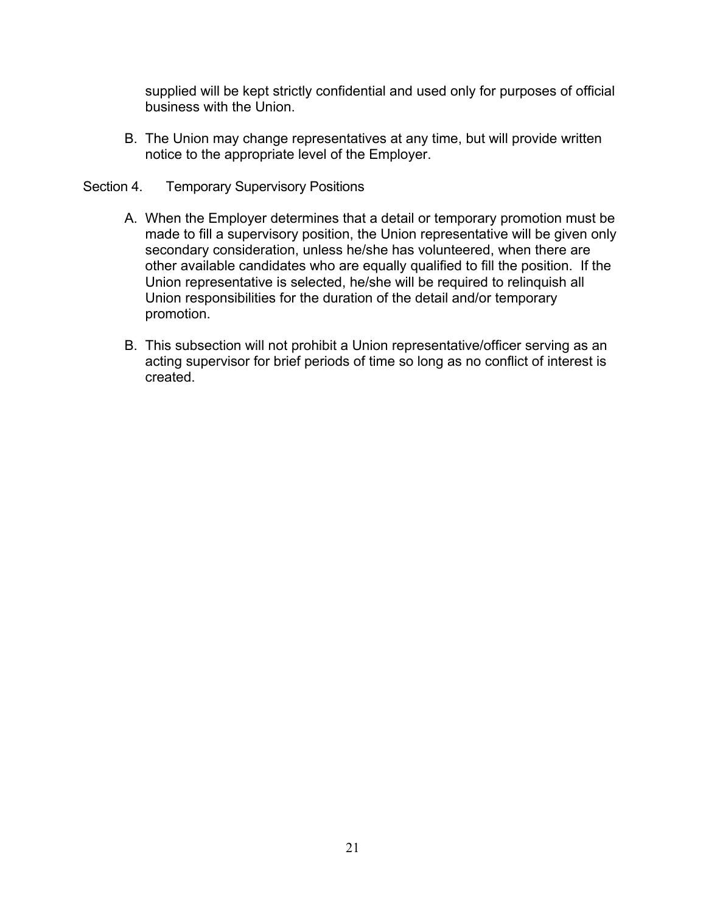supplied will be kept strictly confidential and used only for purposes of official business with the Union.

B. The Union may change representatives at any time, but will provide written notice to the appropriate level of the Employer.

Section 4. Temporary Supervisory Positions

A. When the Employer determines that a detail or temporary promotion must be made to fill a supervisory position, the Union representative will be given only secondary consideration, unless he/she has volunteered, when there are other available candidates who are equally qualified to fill the position. If the Union representative is selected, he/she will be required to relinquish all Union responsibilities for the duration of the detail and/or temporary promotion.

B. This subsection will not prohibit a Union representative/officer serving as an acting supervisor for brief periods of time so long as no conflict of interest is created.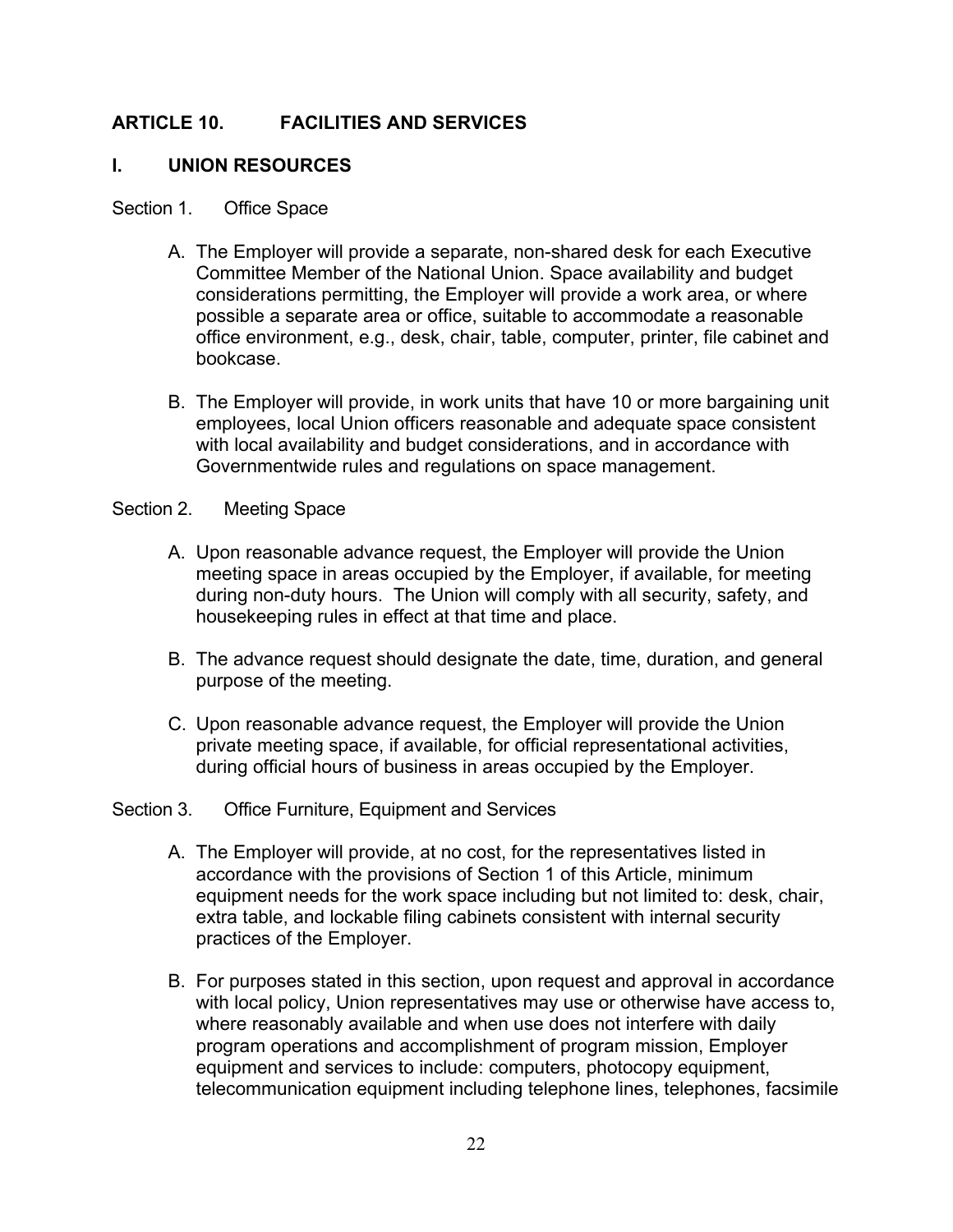## ARTICLE 10. FACILITIES AND SERVICES

### I. UNION RESOURCES

Section 1. Office Space

A. The Employer will provide a separate, non-shared desk for each Executive Committee Member of the National Union. Space availability and budget considerations permitting, the Employer will provide a work area, or where possible a separate area or office, suitable to accommodate a reasonable office environment, e.g., desk, chair, table, computer, printer, file cabinet and bookcase.

B. The Employer will provide, in work units that have 10 or more bargaining unit employees, local Union officers reasonable and adequate space consistent with local availability and budget considerations, and in accordance with Governmentwide rules and regulations on space management.

Section 2. Meeting Space

A. Upon reasonable advance request, the Employer will provide the Union meeting space in areas occupied by the Employer, if available, for meeting during non-duty hours. The Union will comply with all security, safety, and housekeeping rules in effect at that time and place.

B. The advance request should designate the date, time, duration, and general purpose of the meeting.

C. Upon reasonable advance request, the Employer will provide the Union private meeting space, if available, for official representational activities, during official hours of business in areas occupied by the Employer.

Section 3. Office Furniture, Equipment and Services

A. The Employer will provide, at no cost, for the representatives listed in accordance with the provisions of Section 1 of this Article, minimum equipment needs for the work space including but not limited to: desk, chair, extra table, and lockable filing cabinets consistent with internal security practices of the Employer.

B. For purposes stated in this section, upon request and approval in accordance with local policy, Union representatives may use or otherwise have access to, where reasonably available and when use does not interfere with daily program operations and accomplishment of program mission, Employer equipment and services to include: computers, photocopy equipment, telecommunication equipment including telephone lines, telephones, facsimile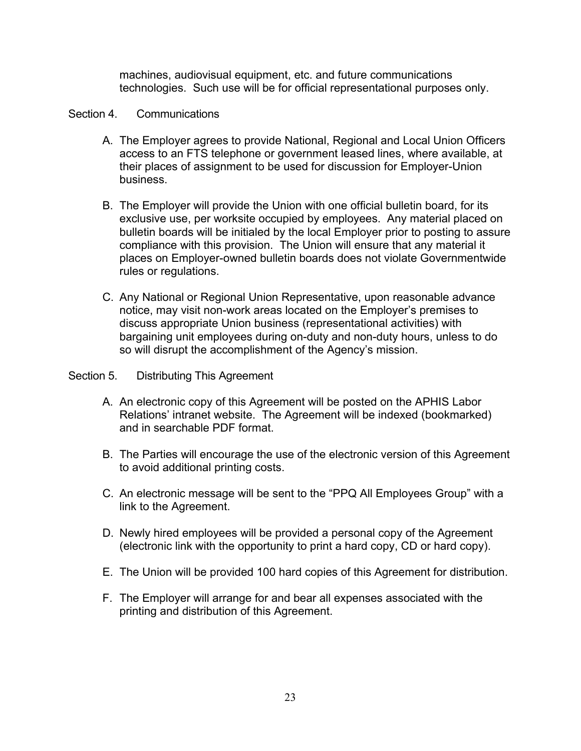machines, audiovisual equipment, etc. and future communications technologies. Such use will be for official representational purposes only.

Section 4. Communications

A. The Employer agrees to provide National, Regional and Local Union Officers access to an FTS telephone or government leased lines, where available, at their places of assignment to be used for discussion for Employer-Union business.

B. The Employer will provide the Union with one official bulletin board, for its exclusive use, per worksite occupied by employees. Any material placed on bulletin boards will be initialed by the local Employer prior to posting to assure compliance with this provision. The Union will ensure that any material it places on Employer-owned bulletin boards does not violate Governmentwide rules or regulations.

C. Any National or Regional Union Representative, upon reasonable advance notice, may visit non-work areas located on the Employer's premises to discuss appropriate Union business (representational activities) with bargaining unit employees during on-duty and non-duty hours, unless to do so will disrupt the accomplishment of the Agency's mission.

Section 5. Distributing This Agreement

A. An electronic copy of this Agreement will be posted on the APHIS Labor Relations' intranet website. The Agreement will be indexed (bookmarked) and in searchable PDF format.

B. The Parties will encourage the use of the electronic version of this Agreement to avoid additional printing costs.

C. An electronic message will be sent to the "PPQ All Employees Group" with a link to the Agreement.

D. Newly hired employees will be provided a personal copy of the Agreement (electronic link with the opportunity to print a hard copy, CD or hard copy).

E. The Union will be provided 100 hard copies of this Agreement for distribution.

F. The Employer will arrange for and bear all expenses associated with the printing and distribution of this Agreement.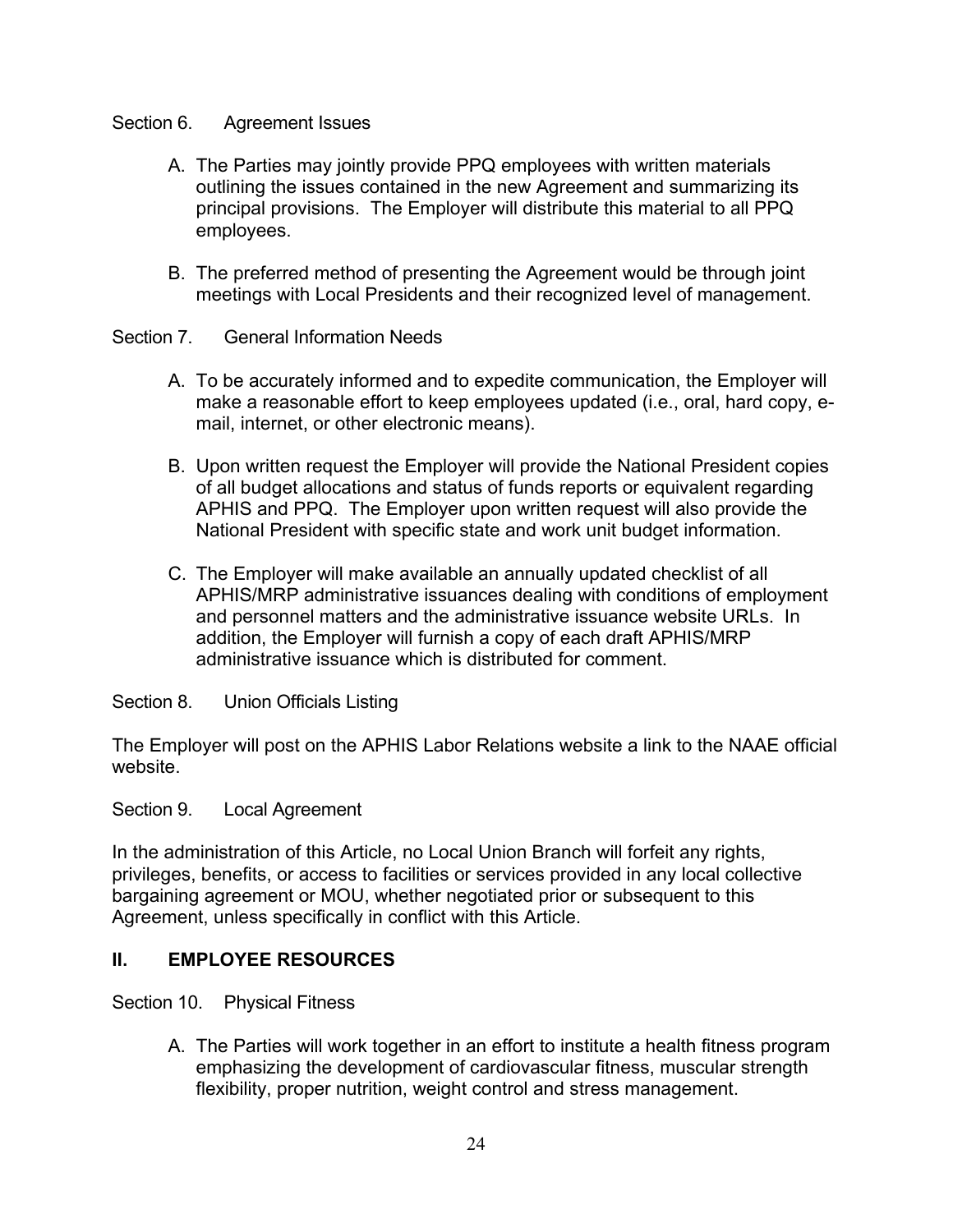Section 6. Agreement Issues

A. The Parties may jointly provide PPQ employees with written materials outlining the issues contained in the new Agreement and summarizing its principal provisions. The Employer will distribute this material to all PPQ employees.

B. The preferred method of presenting the Agreement would be through joint meetings with Local Presidents and their recognized level of management.

Section 7. General Information Needs

A. To be accurately informed and to expedite communication, the Employer will make a reasonable effort to keep employees updated (i.e., oral, hard copy, e-mail, internet, or other electronic means).

B. Upon written request the Employer will provide the National President copies of all budget allocations and status of funds reports or equivalent regarding APHIS and PPQ. The Employer upon written request will also provide the National President with specific state and work unit budget information.

C. The Employer will make available an annually updated checklist of all APHIS/MRP administrative issuances dealing with conditions of employment and personnel matters and the administrative issuance website URLs. In addition, the Employer will furnish a copy of each draft APHIS/MRP administrative issuance which is distributed for comment.

Section 8. Union Officials Listing

The Employer will post on the APHIS Labor Relations website a link to the NAAE official website.

Section 9. Local Agreement

In the administration of this Article, no Local Union Branch will forfeit any rights, privileges, benefits, or access to facilities or services provided in any local collective bargaining agreement or MOU, whether negotiated prior or subsequent to this Agreement, unless specifically in conflict with this Article.

## II. EMPLOYEE RESOURCES

Section 10. Physical Fitness

A. The Parties will work together in an effort to institute a health fitness program emphasizing the development of cardiovascular fitness, muscular strength flexibility, proper nutrition, weight control and stress management.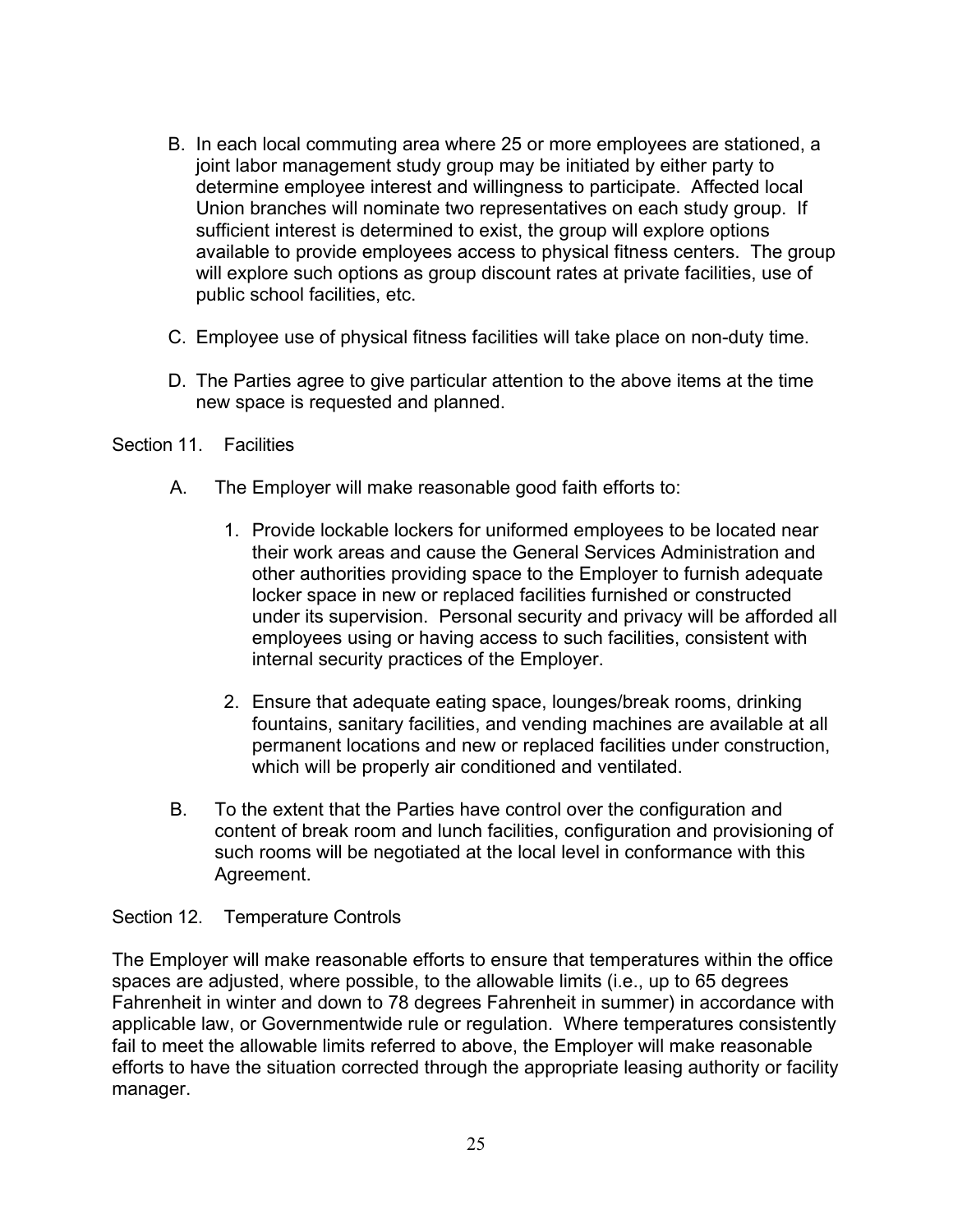B. In each local commuting area where 25 or more employees are stationed, a joint labor management study group may be initiated by either party to determine employee interest and willingness to participate. Affected local Union branches will nominate two representatives on each study group. If sufficient interest is determined to exist, the group will explore options available to provide employees access to physical fitness centers. The group will explore such options as group discount rates at private facilities, use of public school facilities, etc.

C. Employee use of physical fitness facilities will take place on non-duty time.

D. The Parties agree to give particular attention to the above items at the time new space is requested and planned.

Section 11. Facilities

A. The Employer will make reasonable good faith efforts to:

1. Provide lockable lockers for uniformed employees to be located near their work areas and cause the General Services Administration and other authorities providing space to the Employer to furnish adequate locker space in new or replaced facilities furnished or constructed under its supervision. Personal security and privacy will be afforded all employees using or having access to such facilities, consistent with internal security practices of the Employer.

2. Ensure that adequate eating space, lounges/break rooms, drinking fountains, sanitary facilities, and vending machines are available at all permanent locations and new or replaced facilities under construction, which will be properly air conditioned and ventilated.

B. To the extent that the Parties have control over the configuration and content of break room and lunch facilities, configuration and provisioning of such rooms will be negotiated at the local level in conformance with this Agreement.

Section 12. Temperature Controls

The Employer will make reasonable efforts to ensure that temperatures within the office spaces are adjusted, where possible, to the allowable limits (i.e., up to 65 degrees Fahrenheit in winter and down to 78 degrees Fahrenheit in summer) in accordance with applicable law, or Governmentwide rule or regulation. Where temperatures consistently fail to meet the allowable limits referred to above, the Employer will make reasonable efforts to have the situation corrected through the appropriate leasing authority or facility manager.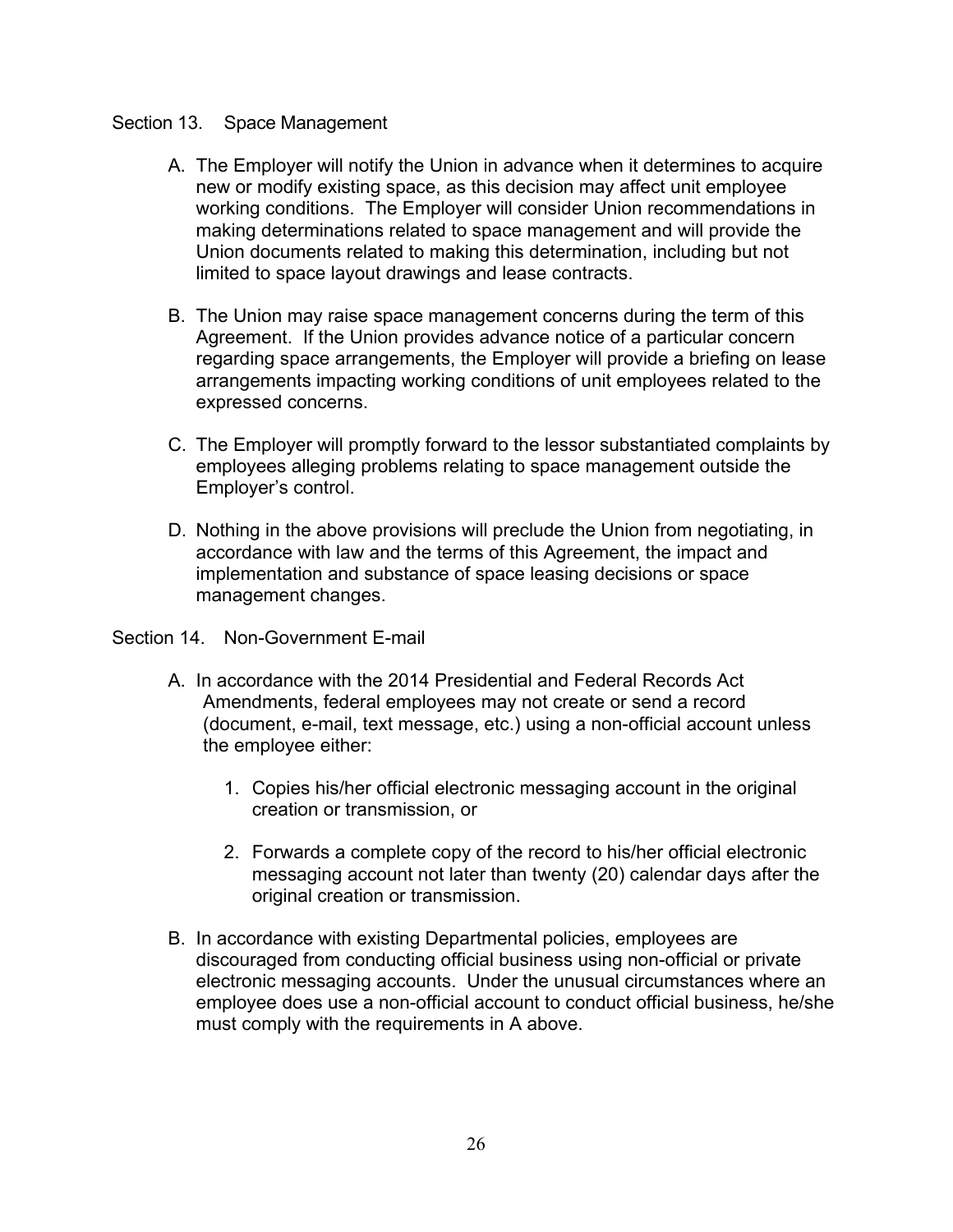Section 13. Space Management

A. The Employer will notify the Union in advance when it determines to acquire new or modify existing space, as this decision may affect unit employee working conditions. The Employer will consider Union recommendations in making determinations related to space management and will provide the Union documents related to making this determination, including but not limited to space layout drawings and lease contracts.

B. The Union may raise space management concerns during the term of this Agreement. If the Union provides advance notice of a particular concern regarding space arrangements, the Employer will provide a briefing on lease arrangements impacting working conditions of unit employees related to the expressed concerns.

C. The Employer will promptly forward to the lessor substantiated complaints by employees alleging problems relating to space management outside the Employer's control.

D. Nothing in the above provisions will preclude the Union from negotiating, in accordance with law and the terms of this Agreement, the impact and implementation and substance of space leasing decisions or space management changes.

Section 14. Non-Government E-mail

A. In accordance with the 2014 Presidential and Federal Records Act Amendments, federal employees may not create or send a record (document, e-mail, text message, etc.) using a non-official account unless the employee either:

   1. Copies his/her official electronic messaging account in the original creation or transmission, or

   2. Forwards a complete copy of the record to his/her official electronic messaging account not later than twenty (20) calendar days after the original creation or transmission.

B. In accordance with existing Departmental policies, employees are discouraged from conducting official business using non-official or private electronic messaging accounts. Under the unusual circumstances where an employee does use a non-official account to conduct official business, he/she must comply with the requirements in A above.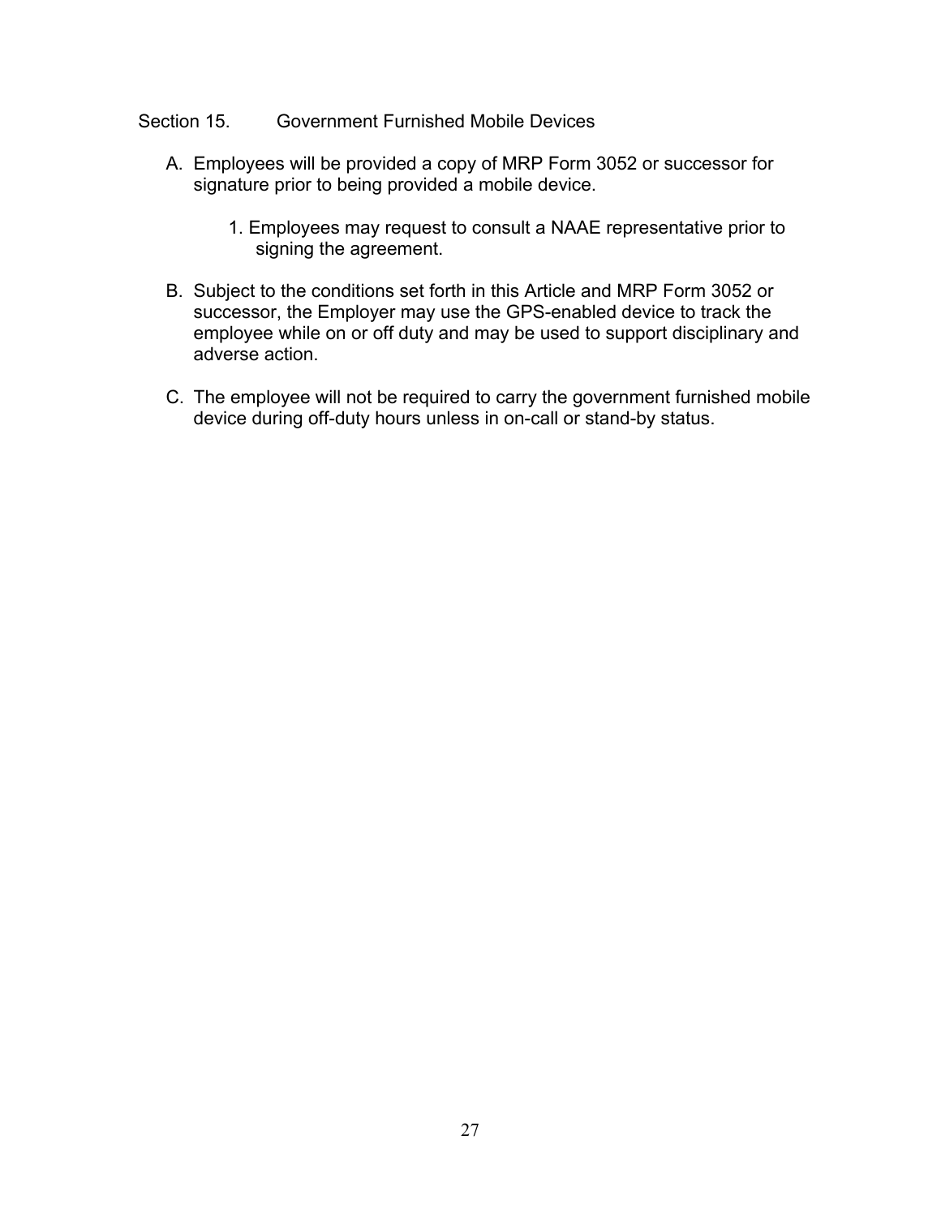### Section 15. Government Furnished Mobile Devices

A. Employees will be provided a copy of MRP Form 3052 or successor for signature prior to being provided a mobile device.

   1. Employees may request to consult a NAAE representative prior to signing the agreement.

B. Subject to the conditions set forth in this Article and MRP Form 3052 or successor, the Employer may use the GPS-enabled device to track the employee while on or off duty and may be used to support disciplinary and adverse action.

C. The employee will not be required to carry the government furnished mobile device during off-duty hours unless in on-call or stand-by status.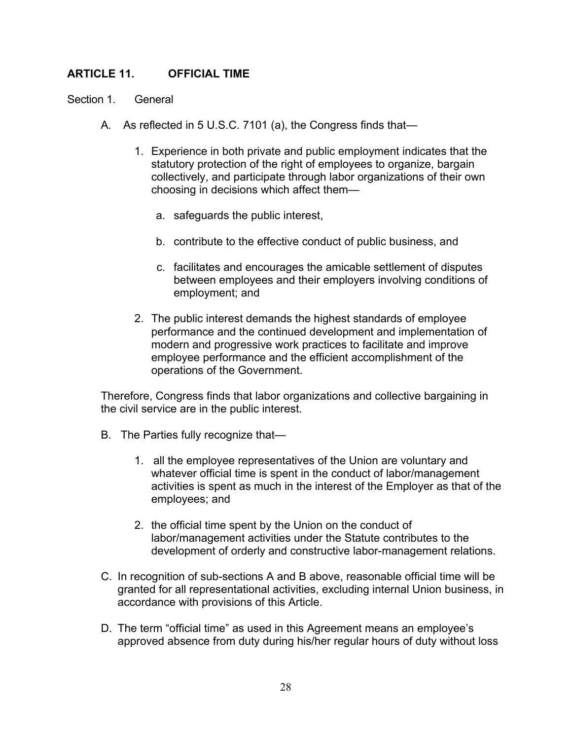## ARTICLE 11. OFFICIAL TIME

Section 1. General

A. As reflected in 5 U.S.C. 7101 (a), the Congress finds that—

   1. Experience in both private and public employment indicates that the statutory protection of the right of employees to organize, bargain collectively, and participate through labor organizations of their own choosing in decisions which affect them—

      a. safeguards the public interest,

      b. contribute to the effective conduct of public business, and

      c. facilitates and encourages the amicable settlement of disputes between employees and their employers involving conditions of employment; and

   2. The public interest demands the highest standards of employee performance and the continued development and implementation of modern and progressive work practices to facilitate and improve employee performance and the efficient accomplishment of the operations of the Government.

Therefore, Congress finds that labor organizations and collective bargaining in the civil service are in the public interest.

B. The Parties fully recognize that—

   1. all the employee representatives of the Union are voluntary and whatever official time is spent in the conduct of labor/management activities is spent as much in the interest of the Employer as that of the employees; and

   2. the official time spent by the Union on the conduct of labor/management activities under the Statute contributes to the development of orderly and constructive labor-management relations.

C. In recognition of sub-sections A and B above, reasonable official time will be granted for all representational activities, excluding internal Union business, in accordance with provisions of this Article.

D. The term "official time" as used in this Agreement means an employee's approved absence from duty during his/her regular hours of duty without loss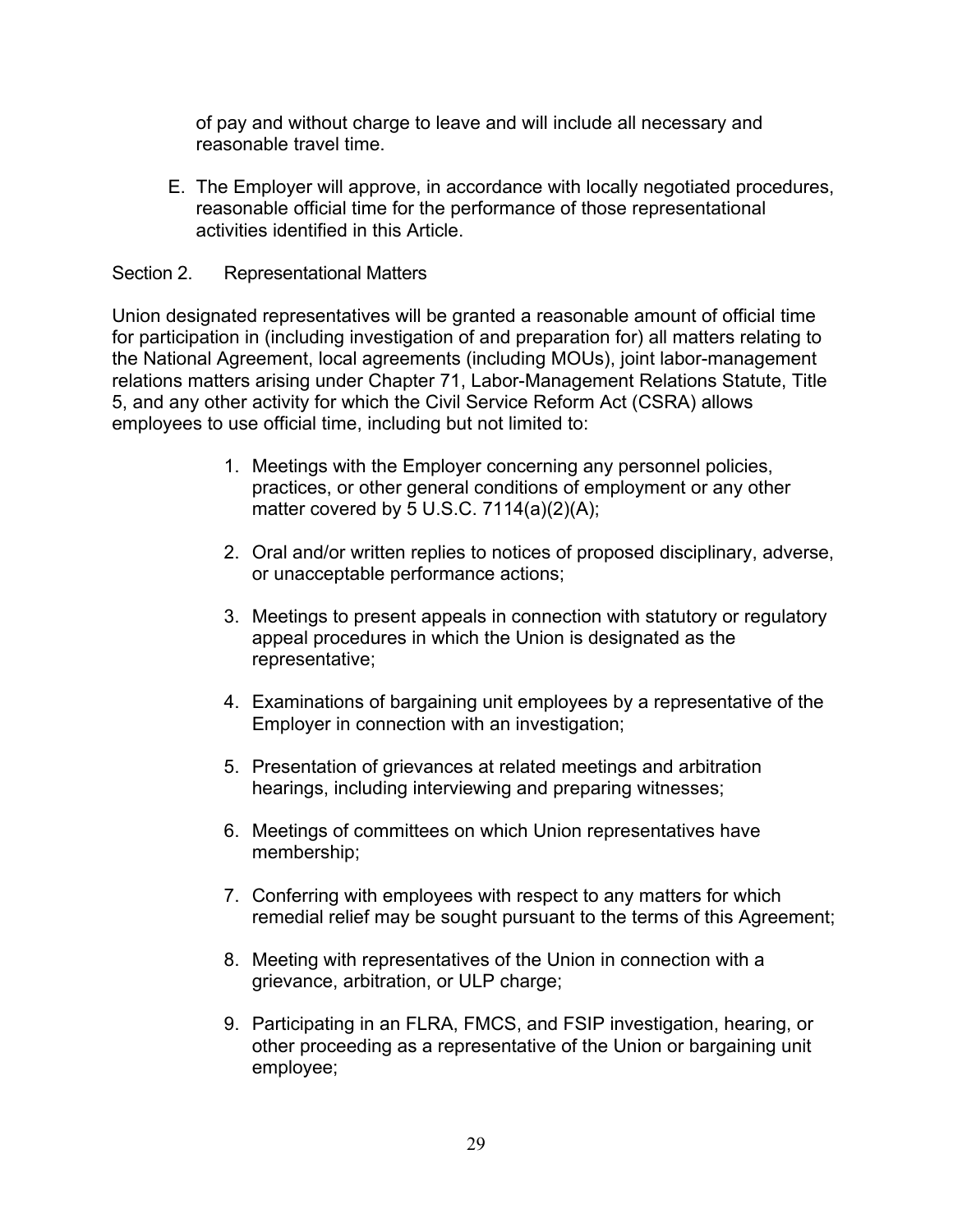of pay and without charge to leave and will include all necessary and reasonable travel time.

E. The Employer will approve, in accordance with locally negotiated procedures, reasonable official time for the performance of those representational activities identified in this Article.

Section 2. Representational Matters

Union designated representatives will be granted a reasonable amount of official time for participation in (including investigation of and preparation for) all matters relating to the National Agreement, local agreements (including MOUs), joint labor-management relations matters arising under Chapter 71, Labor-Management Relations Statute, Title 5, and any other activity for which the Civil Service Reform Act (CSRA) allows employees to use official time, including but not limited to:

1. Meetings with the Employer concerning any personnel policies, practices, or other general conditions of employment or any other matter covered by 5 U.S.C. 7114(a)(2)(A);

2. Oral and/or written replies to notices of proposed disciplinary, adverse, or unacceptable performance actions;

3. Meetings to present appeals in connection with statutory or regulatory appeal procedures in which the Union is designated as the representative;

4. Examinations of bargaining unit employees by a representative of the Employer in connection with an investigation;

5. Presentation of grievances at related meetings and arbitration hearings, including interviewing and preparing witnesses;

6. Meetings of committees on which Union representatives have membership;

7. Conferring with employees with respect to any matters for which remedial relief may be sought pursuant to the terms of this Agreement;

8. Meeting with representatives of the Union in connection with a grievance, arbitration, or ULP charge;

9. Participating in an FLRA, FMCS, and FSIP investigation, hearing, or other proceeding as a representative of the Union or bargaining unit employee;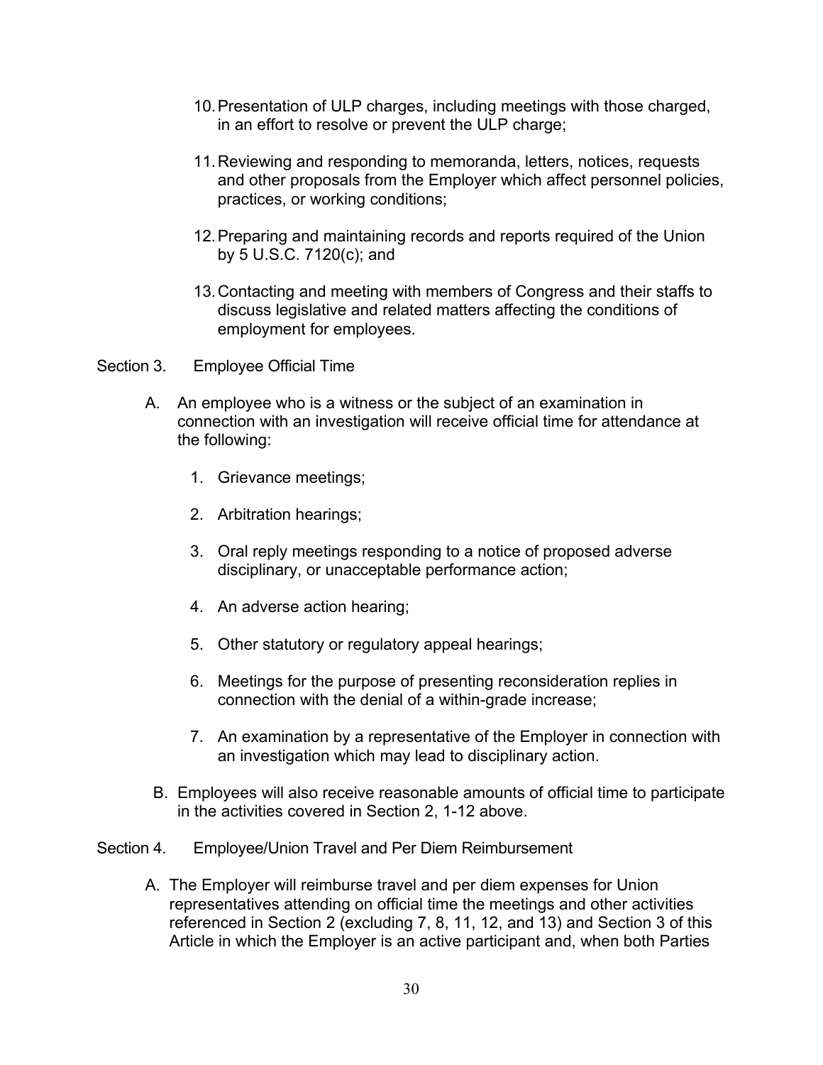10. Presentation of ULP charges, including meetings with those charged, in an effort to resolve or prevent the ULP charge;

11. Reviewing and responding to memoranda, letters, notices, requests and other proposals from the Employer which affect personnel policies, practices, or working conditions;

12. Preparing and maintaining records and reports required of the Union by 5 U.S.C. 7120(c); and

13. Contacting and meeting with members of Congress and their staffs to discuss legislative and related matters affecting the conditions of employment for employees.

Section 3. Employee Official Time

A. An employee who is a witness or the subject of an examination in connection with an investigation will receive official time for attendance at the following:

   1. Grievance meetings;

   2. Arbitration hearings;

   3. Oral reply meetings responding to a notice of proposed adverse disciplinary, or unacceptable performance action;

   4. An adverse action hearing;

   5. Other statutory or regulatory appeal hearings;

   6. Meetings for the purpose of presenting reconsideration replies in connection with the denial of a within-grade increase;

   7. An examination by a representative of the Employer in connection with an investigation which may lead to disciplinary action.

B. Employees will also receive reasonable amounts of official time to participate in the activities covered in Section 2, 1-12 above.

Section 4. Employee/Union Travel and Per Diem Reimbursement

A. The Employer will reimburse travel and per diem expenses for Union representatives attending on official time the meetings and other activities referenced in Section 2 (excluding 7, 8, 11, 12, and 13) and Section 3 of this Article in which the Employer is an active participant and, when both Parties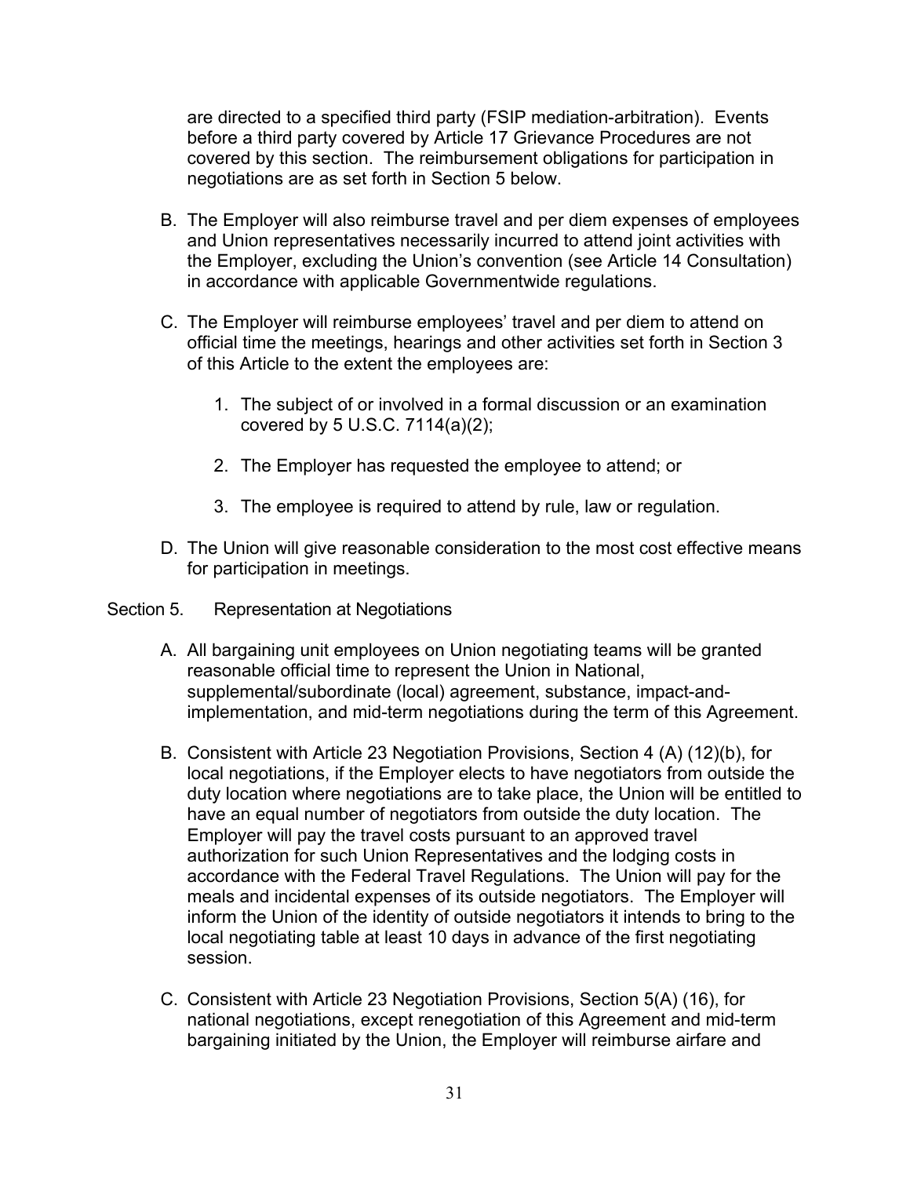are directed to a specified third party (FSIP mediation-arbitration). Events before a third party covered by Article 17 Grievance Procedures are not covered by this section. The reimbursement obligations for participation in negotiations are as set forth in Section 5 below.

B. The Employer will also reimburse travel and per diem expenses of employees and Union representatives necessarily incurred to attend joint activities with the Employer, excluding the Union's convention (see Article 14 Consultation) in accordance with applicable Governmentwide regulations.

C. The Employer will reimburse employees' travel and per diem to attend on official time the meetings, hearings and other activities set forth in Section 3 of this Article to the extent the employees are:

   1. The subject of or involved in a formal discussion or an examination covered by 5 U.S.C. 7114(a)(2);

   2. The Employer has requested the employee to attend; or

   3. The employee is required to attend by rule, law or regulation.

D. The Union will give reasonable consideration to the most cost effective means for participation in meetings.

Section 5. Representation at Negotiations

A. All bargaining unit employees on Union negotiating teams will be granted reasonable official time to represent the Union in National, supplemental/subordinate (local) agreement, substance, impact-and-implementation, and mid-term negotiations during the term of this Agreement.

B. Consistent with Article 23 Negotiation Provisions, Section 4 (A) (12)(b), for local negotiations, if the Employer elects to have negotiators from outside the duty location where negotiations are to take place, the Union will be entitled to have an equal number of negotiators from outside the duty location. The Employer will pay the travel costs pursuant to an approved travel authorization for such Union Representatives and the lodging costs in accordance with the Federal Travel Regulations. The Union will pay for the meals and incidental expenses of its outside negotiators. The Employer will inform the Union of the identity of outside negotiators it intends to bring to the local negotiating table at least 10 days in advance of the first negotiating session.

C. Consistent with Article 23 Negotiation Provisions, Section 5(A) (16), for national negotiations, except renegotiation of this Agreement and mid-term bargaining initiated by the Union, the Employer will reimburse airfare and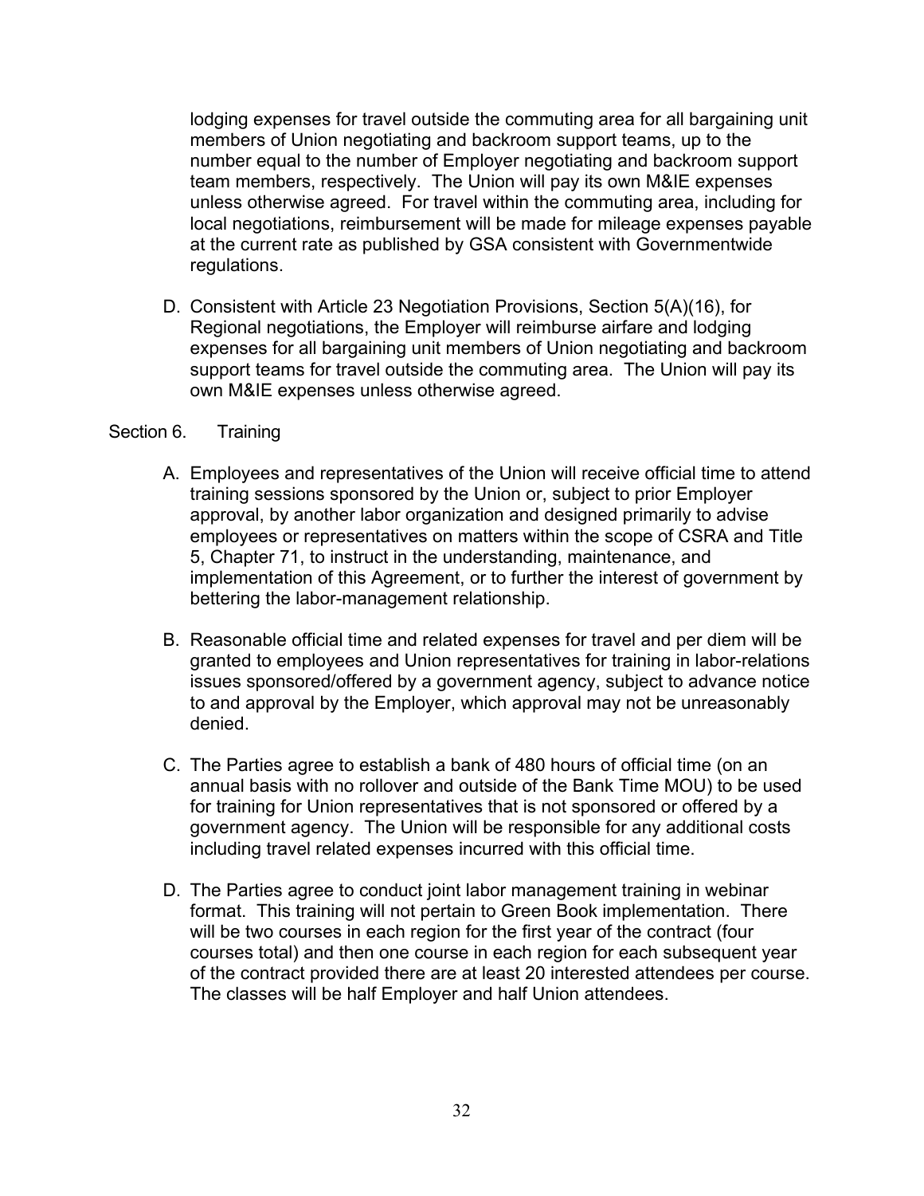lodging expenses for travel outside the commuting area for all bargaining unit members of Union negotiating and backroom support teams, up to the number equal to the number of Employer negotiating and backroom support team members, respectively. The Union will pay its own M&IE expenses unless otherwise agreed. For travel within the commuting area, including for local negotiations, reimbursement will be made for mileage expenses payable at the current rate as published by GSA consistent with Governmentwide regulations.

D. Consistent with Article 23 Negotiation Provisions, Section 5(A)(16), for Regional negotiations, the Employer will reimburse airfare and lodging expenses for all bargaining unit members of Union negotiating and backroom support teams for travel outside the commuting area. The Union will pay its own M&IE expenses unless otherwise agreed.

Section 6. Training

A. Employees and representatives of the Union will receive official time to attend training sessions sponsored by the Union or, subject to prior Employer approval, by another labor organization and designed primarily to advise employees or representatives on matters within the scope of CSRA and Title 5, Chapter 71, to instruct in the understanding, maintenance, and implementation of this Agreement, or to further the interest of government by bettering the labor-management relationship.

B. Reasonable official time and related expenses for travel and per diem will be granted to employees and Union representatives for training in labor-relations issues sponsored/offered by a government agency, subject to advance notice to and approval by the Employer, which approval may not be unreasonably denied.

C. The Parties agree to establish a bank of 480 hours of official time (on an annual basis with no rollover and outside of the Bank Time MOU) to be used for training for Union representatives that is not sponsored or offered by a government agency. The Union will be responsible for any additional costs including travel related expenses incurred with this official time.

D. The Parties agree to conduct joint labor management training in webinar format. This training will not pertain to Green Book implementation. There will be two courses in each region for the first year of the contract (four courses total) and then one course in each region for each subsequent year of the contract provided there are at least 20 interested attendees per course. The classes will be half Employer and half Union attendees.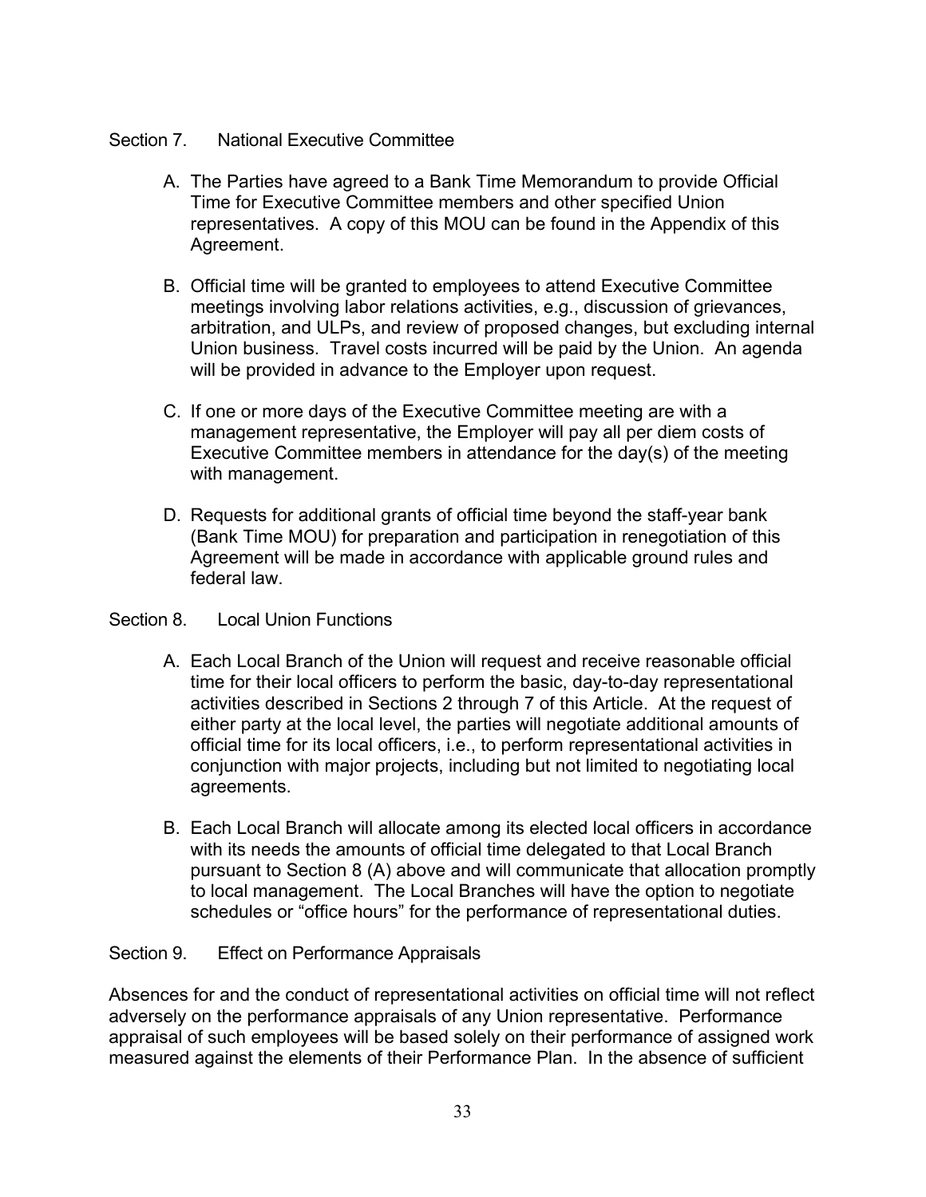## Section 7. National Executive Committee

A. The Parties have agreed to a Bank Time Memorandum to provide Official Time for Executive Committee members and other specified Union representatives. A copy of this MOU can be found in the Appendix of this Agreement.

B. Official time will be granted to employees to attend Executive Committee meetings involving labor relations activities, e.g., discussion of grievances, arbitration, and ULPs, and review of proposed changes, but excluding internal Union business. Travel costs incurred will be paid by the Union. An agenda will be provided in advance to the Employer upon request.

C. If one or more days of the Executive Committee meeting are with a management representative, the Employer will pay all per diem costs of Executive Committee members in attendance for the day(s) of the meeting with management.

D. Requests for additional grants of official time beyond the staff-year bank (Bank Time MOU) for preparation and participation in renegotiation of this Agreement will be made in accordance with applicable ground rules and federal law.

## Section 8. Local Union Functions

A. Each Local Branch of the Union will request and receive reasonable official time for their local officers to perform the basic, day-to-day representational activities described in Sections 2 through 7 of this Article. At the request of either party at the local level, the parties will negotiate additional amounts of official time for its local officers, i.e., to perform representational activities in conjunction with major projects, including but not limited to negotiating local agreements.

B. Each Local Branch will allocate among its elected local officers in accordance with its needs the amounts of official time delegated to that Local Branch pursuant to Section 8 (A) above and will communicate that allocation promptly to local management. The Local Branches will have the option to negotiate schedules or "office hours" for the performance of representational duties.

## Section 9. Effect on Performance Appraisals

Absences for and the conduct of representational activities on official time will not reflect adversely on the performance appraisals of any Union representative. Performance appraisal of such employees will be based solely on their performance of assigned work measured against the elements of their Performance Plan. In the absence of sufficient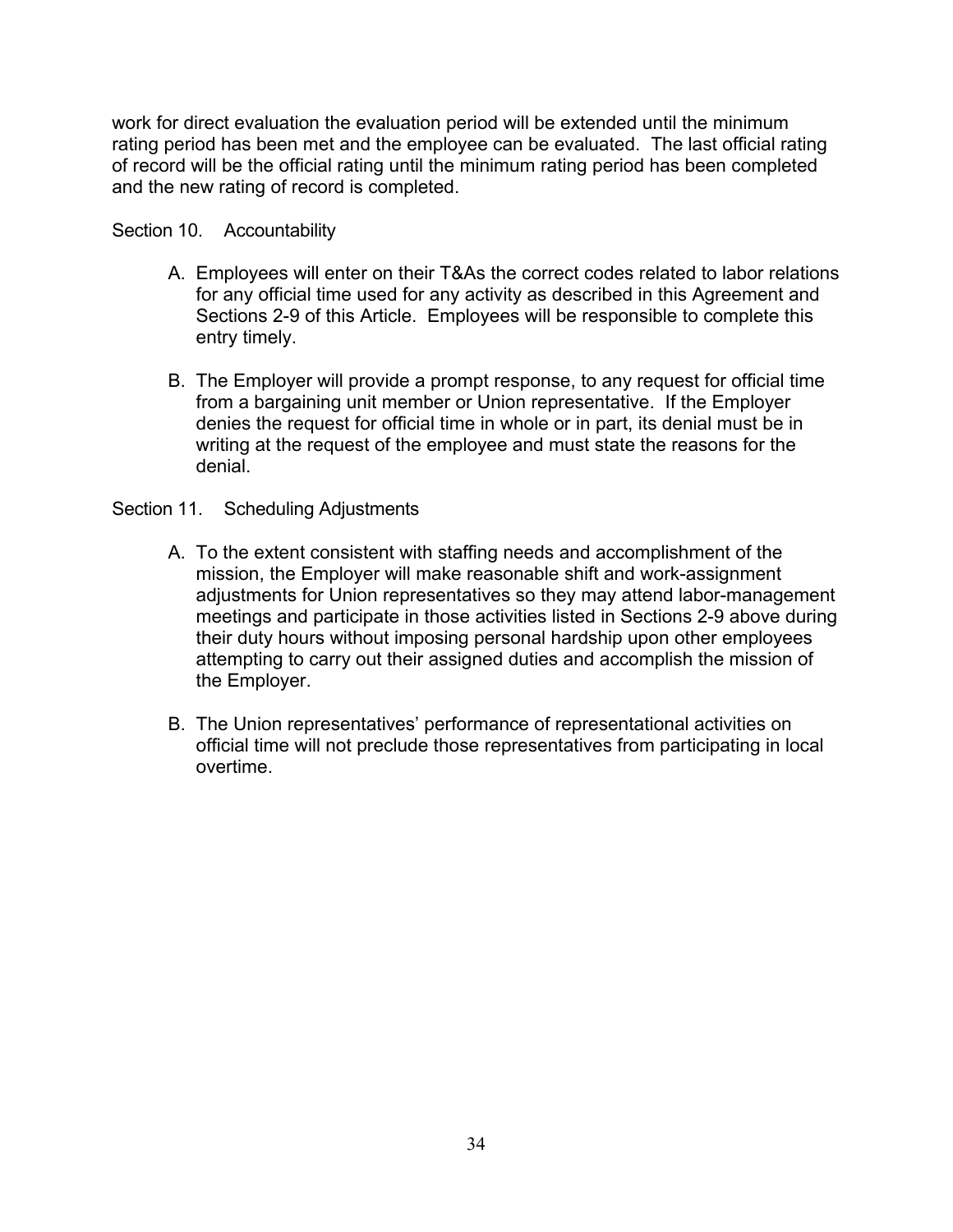work for direct evaluation the evaluation period will be extended until the minimum rating period has been met and the employee can be evaluated. The last official rating of record will be the official rating until the minimum rating period has been completed and the new rating of record is completed.

Section 10. Accountability

A. Employees will enter on their T&As the correct codes related to labor relations for any official time used for any activity as described in this Agreement and Sections 2-9 of this Article. Employees will be responsible to complete this entry timely.

B. The Employer will provide a prompt response, to any request for official time from a bargaining unit member or Union representative. If the Employer denies the request for official time in whole or in part, its denial must be in writing at the request of the employee and must state the reasons for the denial.

Section 11. Scheduling Adjustments

A. To the extent consistent with staffing needs and accomplishment of the mission, the Employer will make reasonable shift and work-assignment adjustments for Union representatives so they may attend labor-management meetings and participate in those activities listed in Sections 2-9 above during their duty hours without imposing personal hardship upon other employees attempting to carry out their assigned duties and accomplish the mission of the Employer.

B. The Union representatives' performance of representational activities on official time will not preclude those representatives from participating in local overtime.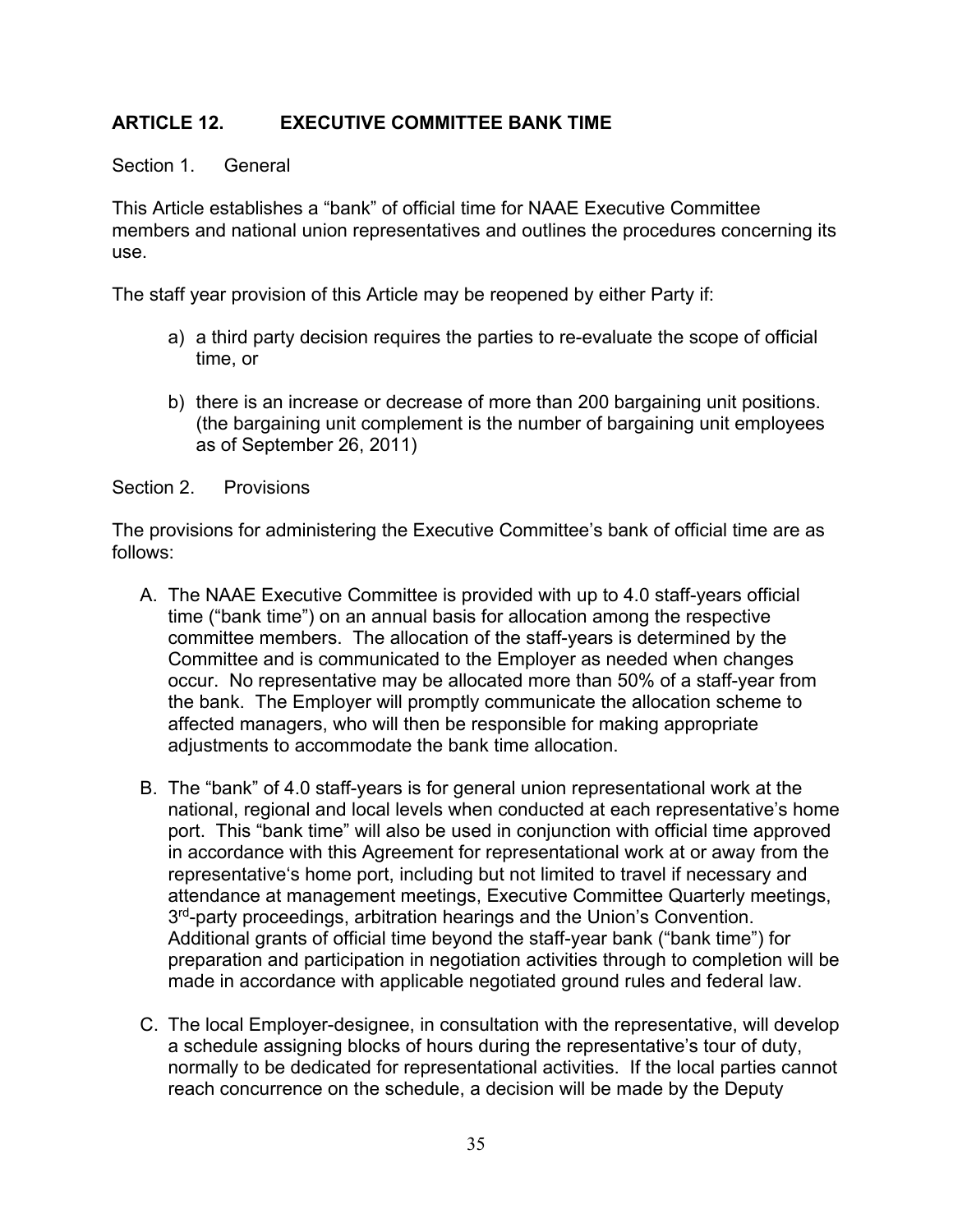## ARTICLE 12. EXECUTIVE COMMITTEE BANK TIME

Section 1. General

This Article establishes a "bank" of official time for NAAE Executive Committee members and national union representatives and outlines the procedures concerning its use.

The staff year provision of this Article may be reopened by either Party if:

a) a third party decision requires the parties to re-evaluate the scope of official time, or

b) there is an increase or decrease of more than 200 bargaining unit positions. (the bargaining unit complement is the number of bargaining unit employees as of September 26, 2011)

Section 2. Provisions

The provisions for administering the Executive Committee's bank of official time are as follows:

A. The NAAE Executive Committee is provided with up to 4.0 staff-years official time ("bank time") on an annual basis for allocation among the respective committee members. The allocation of the staff-years is determined by the Committee and is communicated to the Employer as needed when changes occur. No representative may be allocated more than 50% of a staff-year from the bank. The Employer will promptly communicate the allocation scheme to affected managers, who will then be responsible for making appropriate adjustments to accommodate the bank time allocation.

B. The "bank" of 4.0 staff-years is for general union representational work at the national, regional and local levels when conducted at each representative's home port. This "bank time" will also be used in conjunction with official time approved in accordance with this Agreement for representational work at or away from the representative's home port, including but not limited to travel if necessary and attendance at management meetings, Executive Committee Quarterly meetings, 3rd-party proceedings, arbitration hearings and the Union's Convention. Additional grants of official time beyond the staff-year bank ("bank time") for preparation and participation in negotiation activities through to completion will be made in accordance with applicable negotiated ground rules and federal law.

C. The local Employer-designee, in consultation with the representative, will develop a schedule assigning blocks of hours during the representative's tour of duty, normally to be dedicated for representational activities. If the local parties cannot reach concurrence on the schedule, a decision will be made by the Deputy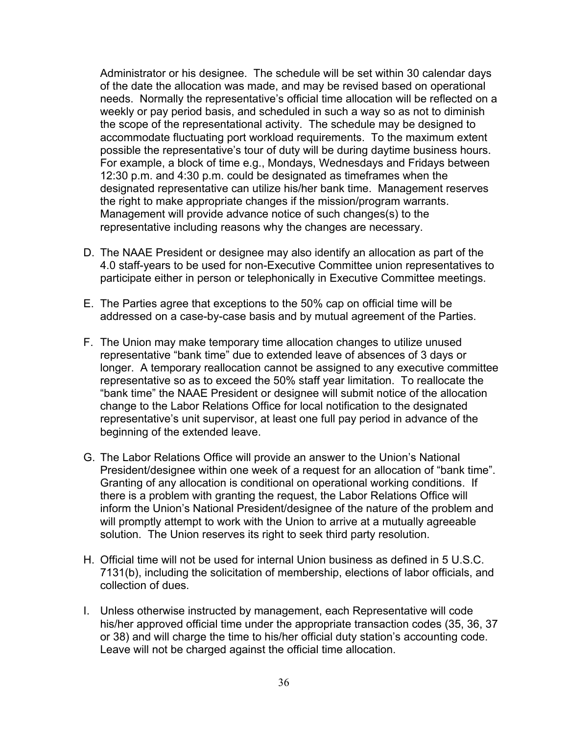Administrator or his designee. The schedule will be set within 30 calendar days of the date the allocation was made, and may be revised based on operational needs. Normally the representative's official time allocation will be reflected on a weekly or pay period basis, and scheduled in such a way so as not to diminish the scope of the representational activity. The schedule may be designed to accommodate fluctuating port workload requirements. To the maximum extent possible the representative's tour of duty will be during daytime business hours. For example, a block of time e.g., Mondays, Wednesdays and Fridays between 12:30 p.m. and 4:30 p.m. could be designated as timeframes when the designated representative can utilize his/her bank time. Management reserves the right to make appropriate changes if the mission/program warrants. Management will provide advance notice of such changes(s) to the representative including reasons why the changes are necessary.

D. The NAAE President or designee may also identify an allocation as part of the 4.0 staff-years to be used for non-Executive Committee union representatives to participate either in person or telephonically in Executive Committee meetings.

E. The Parties agree that exceptions to the 50% cap on official time will be addressed on a case-by-case basis and by mutual agreement of the Parties.

F. The Union may make temporary time allocation changes to utilize unused representative "bank time" due to extended leave of absences of 3 days or longer. A temporary reallocation cannot be assigned to any executive committee representative so as to exceed the 50% staff year limitation. To reallocate the "bank time" the NAAE President or designee will submit notice of the allocation change to the Labor Relations Office for local notification to the designated representative's unit supervisor, at least one full pay period in advance of the beginning of the extended leave.

G. The Labor Relations Office will provide an answer to the Union's National President/designee within one week of a request for an allocation of "bank time". Granting of any allocation is conditional on operational working conditions. If there is a problem with granting the request, the Labor Relations Office will inform the Union's National President/designee of the nature of the problem and will promptly attempt to work with the Union to arrive at a mutually agreeable solution. The Union reserves its right to seek third party resolution.

H. Official time will not be used for internal Union business as defined in 5 U.S.C. 7131(b), including the solicitation of membership, elections of labor officials, and collection of dues.

I. Unless otherwise instructed by management, each Representative will code his/her approved official time under the appropriate transaction codes (35, 36, 37 or 38) and will charge the time to his/her official duty station's accounting code. Leave will not be charged against the official time allocation.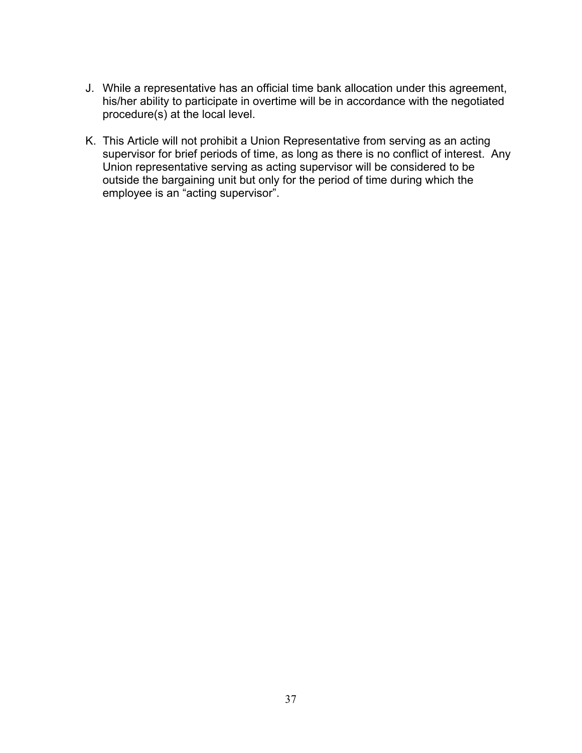J. While a representative has an official time bank allocation under this agreement, his/her ability to participate in overtime will be in accordance with the negotiated procedure(s) at the local level.

K. This Article will not prohibit a Union Representative from serving as an acting supervisor for brief periods of time, as long as there is no conflict of interest. Any Union representative serving as acting supervisor will be considered to be outside the bargaining unit but only for the period of time during which the employee is an "acting supervisor".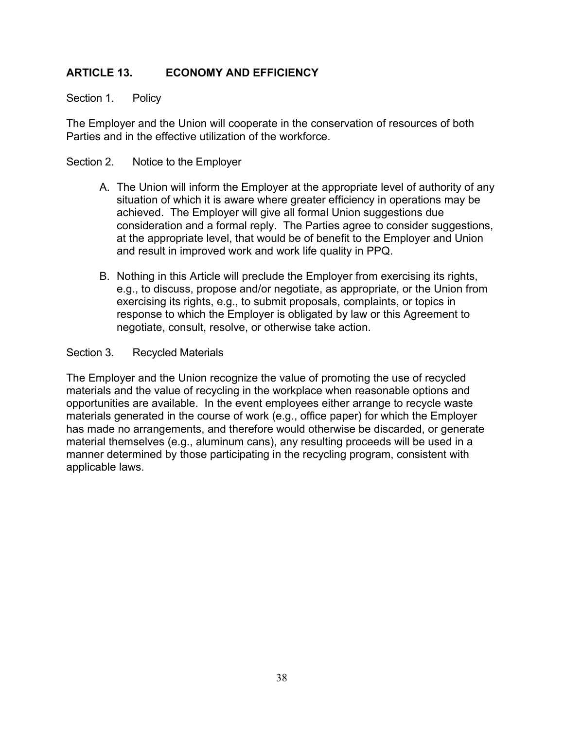## ARTICLE 13. ECONOMY AND EFFICIENCY

Section 1. Policy

The Employer and the Union will cooperate in the conservation of resources of both Parties and in the effective utilization of the workforce.

Section 2. Notice to the Employer

A. The Union will inform the Employer at the appropriate level of authority of any situation of which it is aware where greater efficiency in operations may be achieved. The Employer will give all formal Union suggestions due consideration and a formal reply. The Parties agree to consider suggestions, at the appropriate level, that would be of benefit to the Employer and Union and result in improved work and work life quality in PPQ.

B. Nothing in this Article will preclude the Employer from exercising its rights, e.g., to discuss, propose and/or negotiate, as appropriate, or the Union from exercising its rights, e.g., to submit proposals, complaints, or topics in response to which the Employer is obligated by law or this Agreement to negotiate, consult, resolve, or otherwise take action.

Section 3. Recycled Materials

The Employer and the Union recognize the value of promoting the use of recycled materials and the value of recycling in the workplace when reasonable options and opportunities are available. In the event employees either arrange to recycle waste materials generated in the course of work (e.g., office paper) for which the Employer has made no arrangements, and therefore would otherwise be discarded, or generate material themselves (e.g., aluminum cans), any resulting proceeds will be used in a manner determined by those participating in the recycling program, consistent with applicable laws.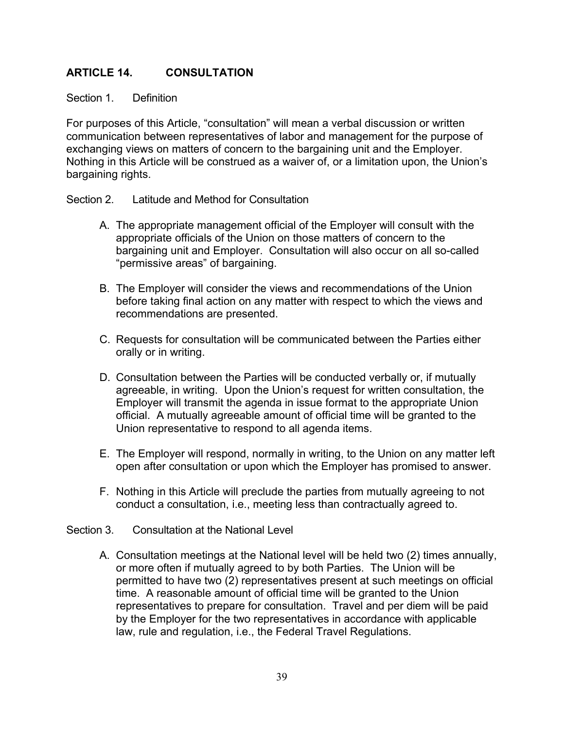## ARTICLE 14. CONSULTATION

Section 1. Definition

For purposes of this Article, "consultation" will mean a verbal discussion or written communication between representatives of labor and management for the purpose of exchanging views on matters of concern to the bargaining unit and the Employer. Nothing in this Article will be construed as a waiver of, or a limitation upon, the Union's bargaining rights.

Section 2. Latitude and Method for Consultation

A. The appropriate management official of the Employer will consult with the appropriate officials of the Union on those matters of concern to the bargaining unit and Employer. Consultation will also occur on all so-called "permissive areas" of bargaining.

B. The Employer will consider the views and recommendations of the Union before taking final action on any matter with respect to which the views and recommendations are presented.

C. Requests for consultation will be communicated between the Parties either orally or in writing.

D. Consultation between the Parties will be conducted verbally or, if mutually agreeable, in writing. Upon the Union's request for written consultation, the Employer will transmit the agenda in issue format to the appropriate Union official. A mutually agreeable amount of official time will be granted to the Union representative to respond to all agenda items.

E. The Employer will respond, normally in writing, to the Union on any matter left open after consultation or upon which the Employer has promised to answer.

F. Nothing in this Article will preclude the parties from mutually agreeing to not conduct a consultation, i.e., meeting less than contractually agreed to.

Section 3. Consultation at the National Level

A. Consultation meetings at the National level will be held two (2) times annually, or more often if mutually agreed to by both Parties. The Union will be permitted to have two (2) representatives present at such meetings on official time. A reasonable amount of official time will be granted to the Union representatives to prepare for consultation. Travel and per diem will be paid by the Employer for the two representatives in accordance with applicable law, rule and regulation, i.e., the Federal Travel Regulations.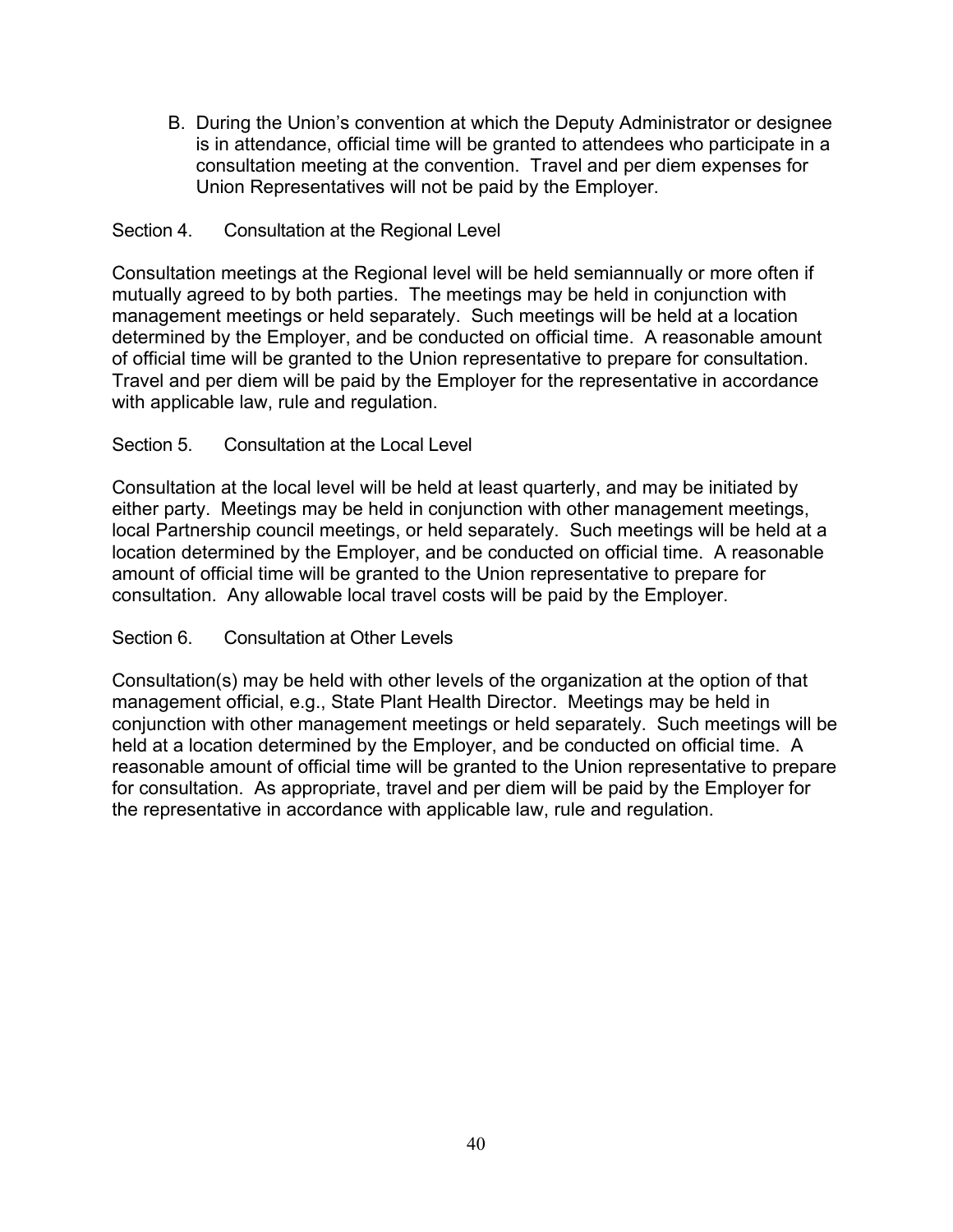B. During the Union's convention at which the Deputy Administrator or designee is in attendance, official time will be granted to attendees who participate in a consultation meeting at the convention. Travel and per diem expenses for Union Representatives will not be paid by the Employer.

Section 4. Consultation at the Regional Level

Consultation meetings at the Regional level will be held semiannually or more often if mutually agreed to by both parties. The meetings may be held in conjunction with management meetings or held separately. Such meetings will be held at a location determined by the Employer, and be conducted on official time. A reasonable amount of official time will be granted to the Union representative to prepare for consultation. Travel and per diem will be paid by the Employer for the representative in accordance with applicable law, rule and regulation.

Section 5. Consultation at the Local Level

Consultation at the local level will be held at least quarterly, and may be initiated by either party. Meetings may be held in conjunction with other management meetings, local Partnership council meetings, or held separately. Such meetings will be held at a location determined by the Employer, and be conducted on official time. A reasonable amount of official time will be granted to the Union representative to prepare for consultation. Any allowable local travel costs will be paid by the Employer.

Section 6. Consultation at Other Levels

Consultation(s) may be held with other levels of the organization at the option of that management official, e.g., State Plant Health Director. Meetings may be held in conjunction with other management meetings or held separately. Such meetings will be held at a location determined by the Employer, and be conducted on official time. A reasonable amount of official time will be granted to the Union representative to prepare for consultation. As appropriate, travel and per diem will be paid by the Employer for the representative in accordance with applicable law, rule and regulation.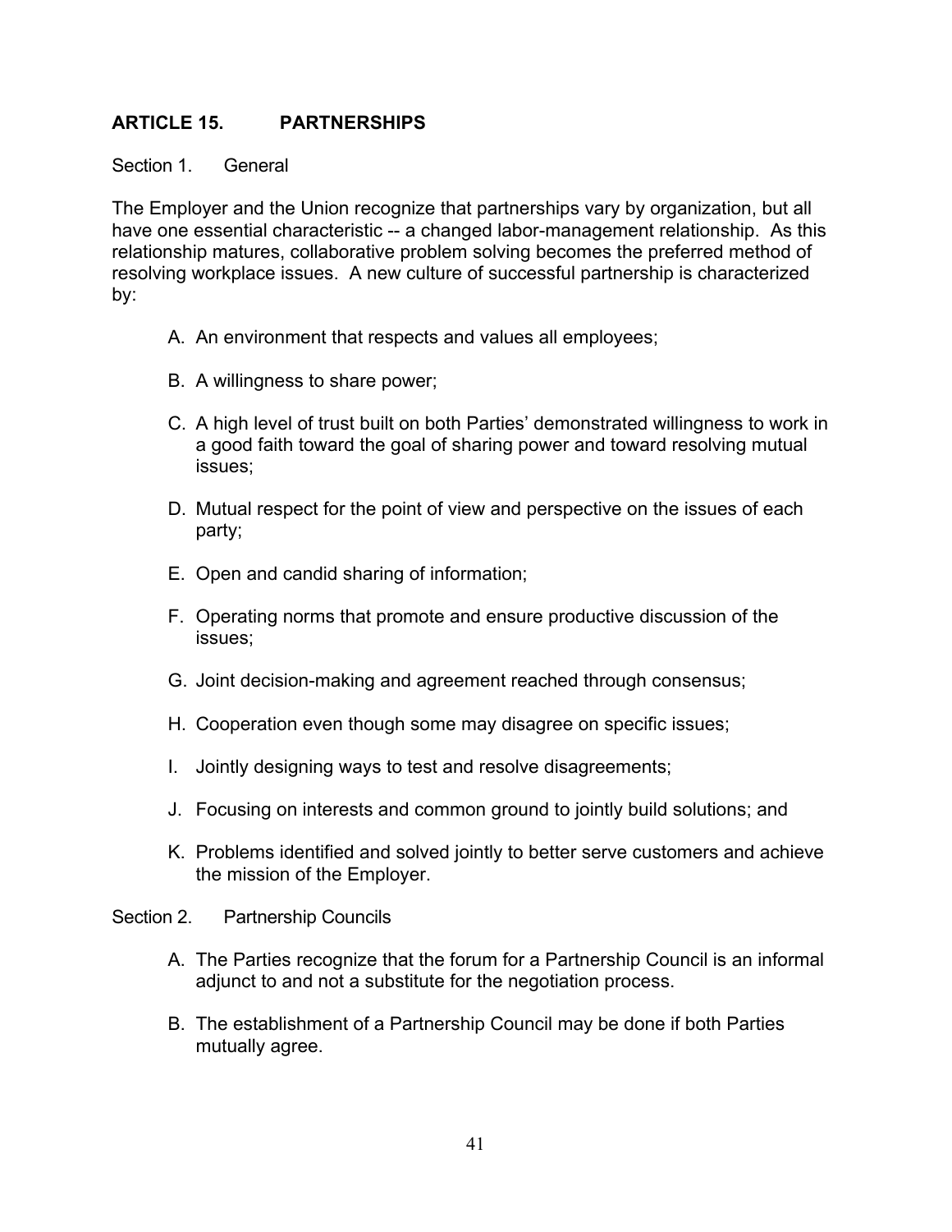## ARTICLE 15. PARTNERSHIPS

Section 1. General

The Employer and the Union recognize that partnerships vary by organization, but all have one essential characteristic -- a changed labor-management relationship. As this relationship matures, collaborative problem solving becomes the preferred method of resolving workplace issues. A new culture of successful partnership is characterized by:

A. An environment that respects and values all employees;

B. A willingness to share power;

C. A high level of trust built on both Parties' demonstrated willingness to work in a good faith toward the goal of sharing power and toward resolving mutual issues;

D. Mutual respect for the point of view and perspective on the issues of each party;

E. Open and candid sharing of information;

F. Operating norms that promote and ensure productive discussion of the issues;

G. Joint decision-making and agreement reached through consensus;

H. Cooperation even though some may disagree on specific issues;

I. Jointly designing ways to test and resolve disagreements;

J. Focusing on interests and common ground to jointly build solutions; and

K. Problems identified and solved jointly to better serve customers and achieve the mission of the Employer.

Section 2. Partnership Councils

A. The Parties recognize that the forum for a Partnership Council is an informal adjunct to and not a substitute for the negotiation process.

B. The establishment of a Partnership Council may be done if both Parties mutually agree.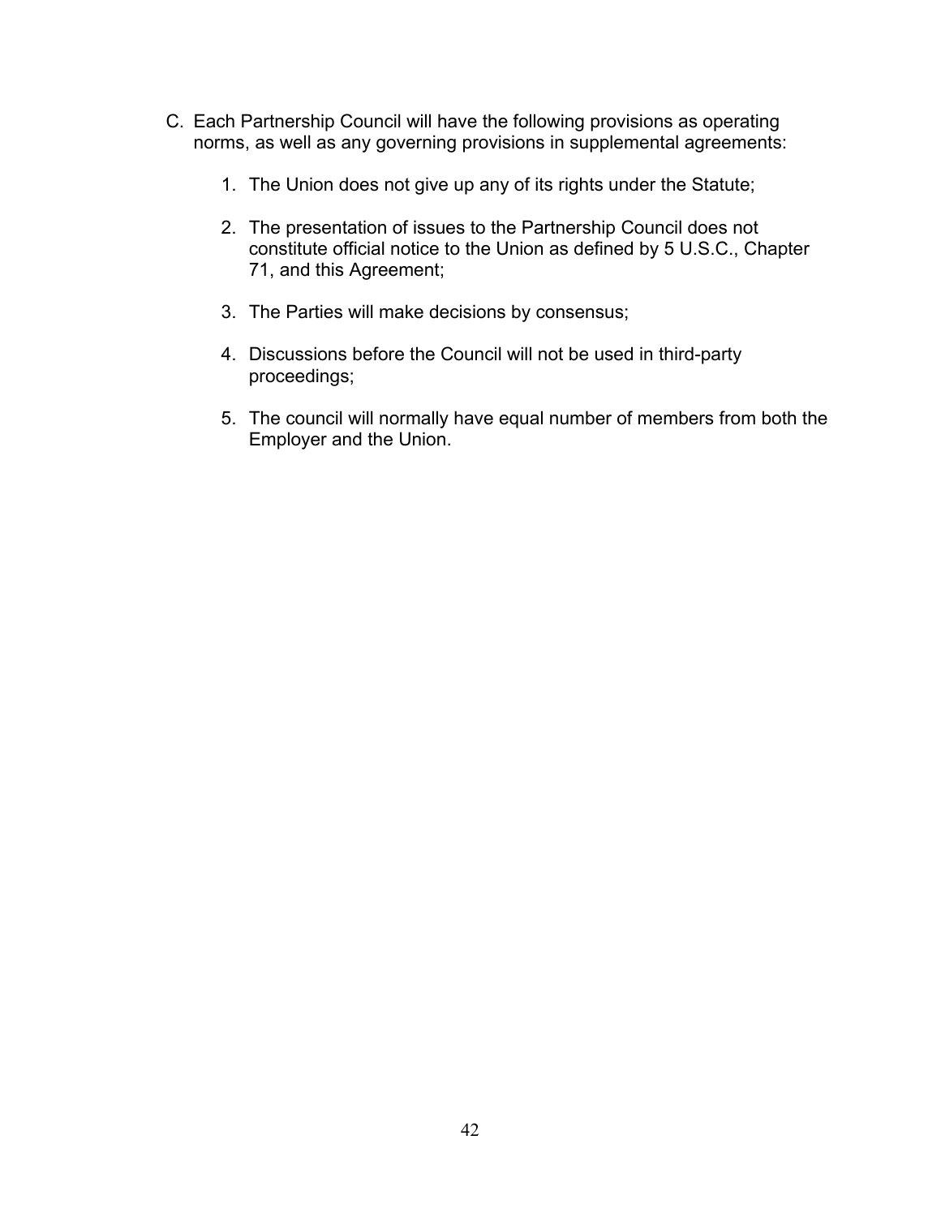C. Each Partnership Council will have the following provisions as operating norms, as well as any governing provisions in supplemental agreements:

   1. The Union does not give up any of its rights under the Statute;

   2. The presentation of issues to the Partnership Council does not constitute official notice to the Union as defined by 5 U.S.C., Chapter 71, and this Agreement;

   3. The Parties will make decisions by consensus;

   4. Discussions before the Council will not be used in third-party proceedings;

   5. The council will normally have equal number of members from both the Employer and the Union.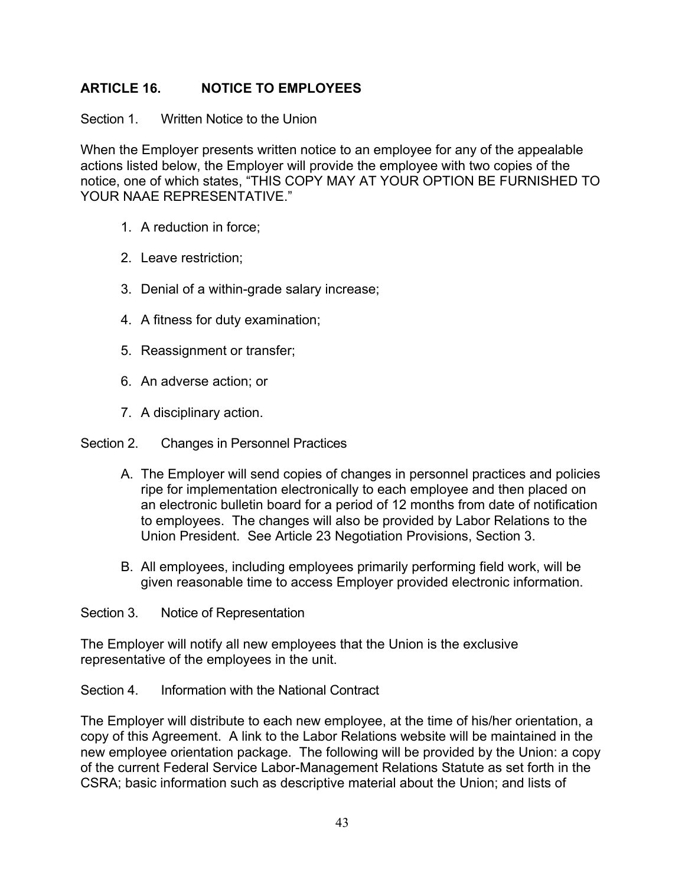## ARTICLE 16. NOTICE TO EMPLOYEES

Section 1. Written Notice to the Union

When the Employer presents written notice to an employee for any of the appealable actions listed below, the Employer will provide the employee with two copies of the notice, one of which states, "THIS COPY MAY AT YOUR OPTION BE FURNISHED TO YOUR NAAE REPRESENTATIVE."

1. A reduction in force;
2. Leave restriction;
3. Denial of a within-grade salary increase;
4. A fitness for duty examination;
5. Reassignment or transfer;
6. An adverse action; or
7. A disciplinary action.

Section 2. Changes in Personnel Practices

A. The Employer will send copies of changes in personnel practices and policies ripe for implementation electronically to each employee and then placed on an electronic bulletin board for a period of 12 months from date of notification to employees. The changes will also be provided by Labor Relations to the Union President. See Article 23 Negotiation Provisions, Section 3.

B. All employees, including employees primarily performing field work, will be given reasonable time to access Employer provided electronic information.

Section 3. Notice of Representation

The Employer will notify all new employees that the Union is the exclusive representative of the employees in the unit.

Section 4. Information with the National Contract

The Employer will distribute to each new employee, at the time of his/her orientation, a copy of this Agreement. A link to the Labor Relations website will be maintained in the new employee orientation package. The following will be provided by the Union: a copy of the current Federal Service Labor-Management Relations Statute as set forth in the CSRA; basic information such as descriptive material about the Union; and lists of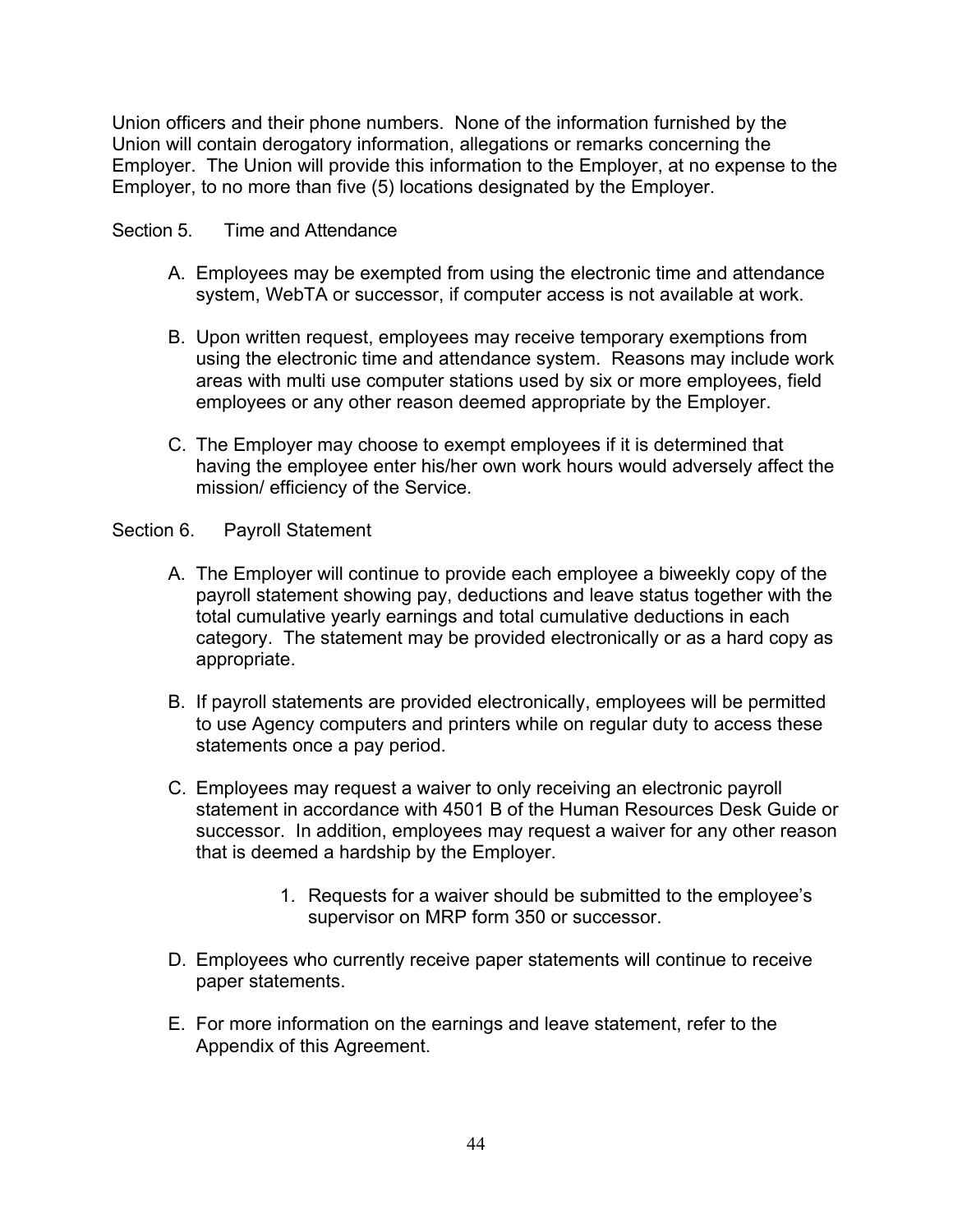Union officers and their phone numbers. None of the information furnished by the Union will contain derogatory information, allegations or remarks concerning the Employer. The Union will provide this information to the Employer, at no expense to the Employer, to no more than five (5) locations designated by the Employer.

Section 5. Time and Attendance

A. Employees may be exempted from using the electronic time and attendance system, WebTA or successor, if computer access is not available at work.

B. Upon written request, employees may receive temporary exemptions from using the electronic time and attendance system. Reasons may include work areas with multi use computer stations used by six or more employees, field employees or any other reason deemed appropriate by the Employer.

C. The Employer may choose to exempt employees if it is determined that having the employee enter his/her own work hours would adversely affect the mission/ efficiency of the Service.

Section 6. Payroll Statement

A. The Employer will continue to provide each employee a biweekly copy of the payroll statement showing pay, deductions and leave status together with the total cumulative yearly earnings and total cumulative deductions in each category. The statement may be provided electronically or as a hard copy as appropriate.

B. If payroll statements are provided electronically, employees will be permitted to use Agency computers and printers while on regular duty to access these statements once a pay period.

C. Employees may request a waiver to only receiving an electronic payroll statement in accordance with 4501 B of the Human Resources Desk Guide or successor. In addition, employees may request a waiver for any other reason that is deemed a hardship by the Employer.

   1. Requests for a waiver should be submitted to the employee's supervisor on MRP form 350 or successor.

D. Employees who currently receive paper statements will continue to receive paper statements.

E. For more information on the earnings and leave statement, refer to the Appendix of this Agreement.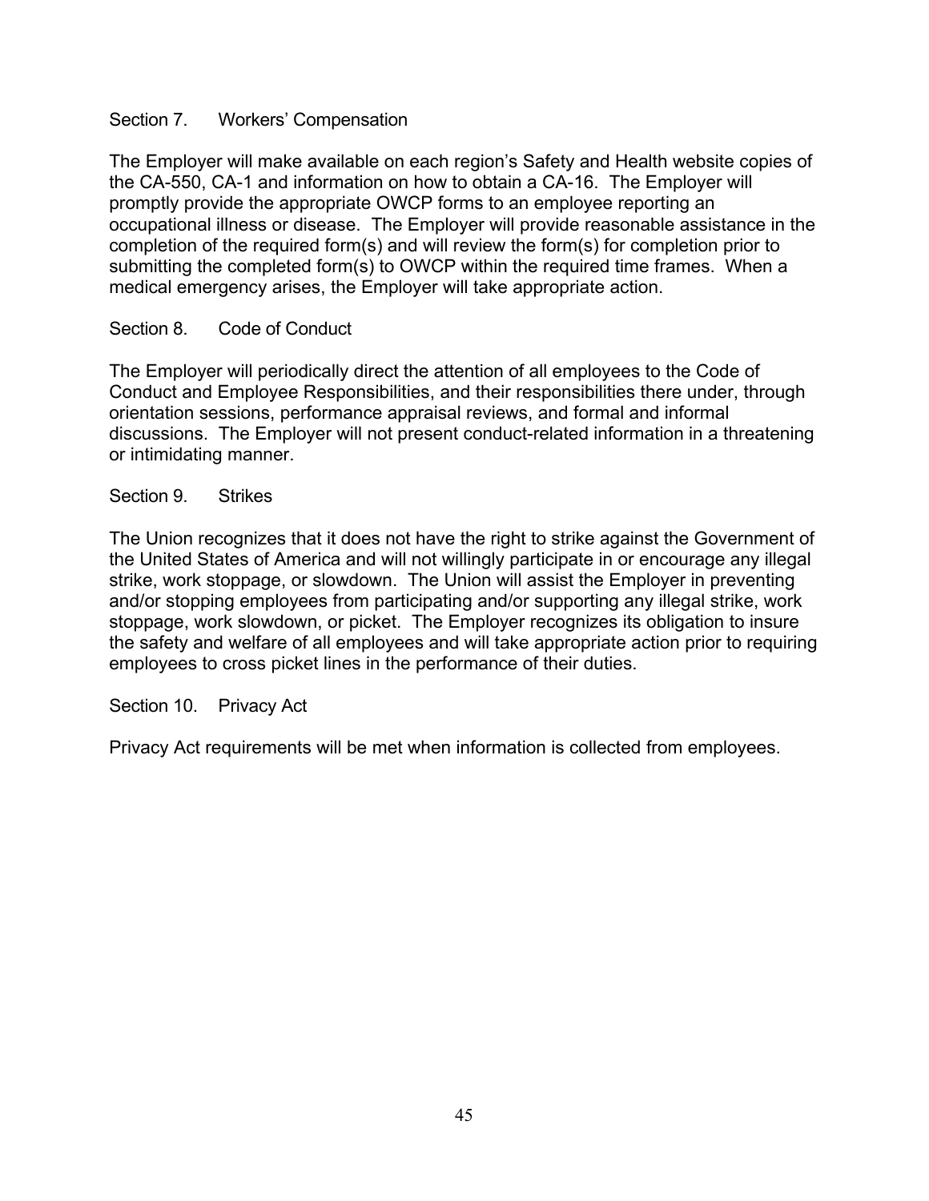### Section 7. Workers' Compensation

The Employer will make available on each region's Safety and Health website copies of the CA-550, CA-1 and information on how to obtain a CA-16. The Employer will promptly provide the appropriate OWCP forms to an employee reporting an occupational illness or disease. The Employer will provide reasonable assistance in the completion of the required form(s) and will review the form(s) for completion prior to submitting the completed form(s) to OWCP within the required time frames. When a medical emergency arises, the Employer will take appropriate action.

### Section 8. Code of Conduct

The Employer will periodically direct the attention of all employees to the Code of Conduct and Employee Responsibilities, and their responsibilities there under, through orientation sessions, performance appraisal reviews, and formal and informal discussions. The Employer will not present conduct-related information in a threatening or intimidating manner.

### Section 9. Strikes

The Union recognizes that it does not have the right to strike against the Government of the United States of America and will not willingly participate in or encourage any illegal strike, work stoppage, or slowdown. The Union will assist the Employer in preventing and/or stopping employees from participating and/or supporting any illegal strike, work stoppage, work slowdown, or picket. The Employer recognizes its obligation to insure the safety and welfare of all employees and will take appropriate action prior to requiring employees to cross picket lines in the performance of their duties.

### Section 10. Privacy Act

Privacy Act requirements will be met when information is collected from employees.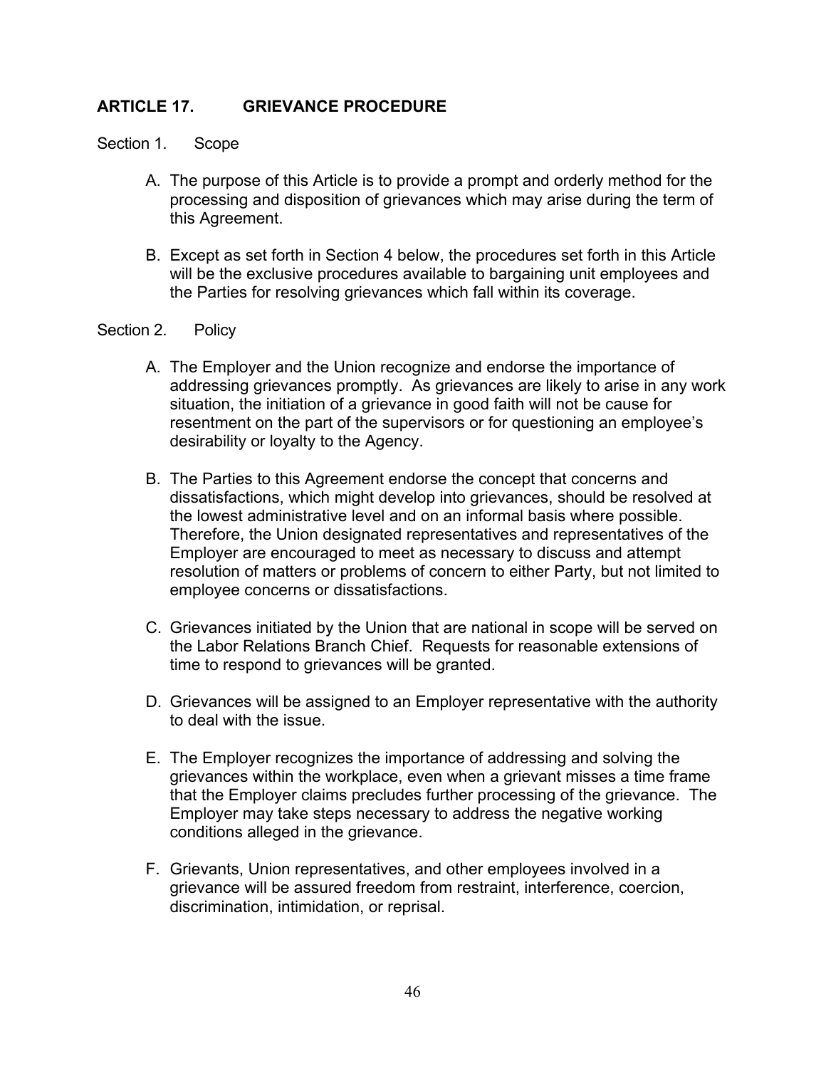## ARTICLE 17. GRIEVANCE PROCEDURE

Section 1. Scope

A. The purpose of this Article is to provide a prompt and orderly method for the processing and disposition of grievances which may arise during the term of this Agreement.

B. Except as set forth in Section 4 below, the procedures set forth in this Article will be the exclusive procedures available to bargaining unit employees and the Parties for resolving grievances which fall within its coverage.

Section 2. Policy

A. The Employer and the Union recognize and endorse the importance of addressing grievances promptly. As grievances are likely to arise in any work situation, the initiation of a grievance in good faith will not be cause for resentment on the part of the supervisors or for questioning an employee's desirability or loyalty to the Agency.

B. The Parties to this Agreement endorse the concept that concerns and dissatisfactions, which might develop into grievances, should be resolved at the lowest administrative level and on an informal basis where possible. Therefore, the Union designated representatives and representatives of the Employer are encouraged to meet as necessary to discuss and attempt resolution of matters or problems of concern to either Party, but not limited to employee concerns or dissatisfactions.

C. Grievances initiated by the Union that are national in scope will be served on the Labor Relations Branch Chief. Requests for reasonable extensions of time to respond to grievances will be granted.

D. Grievances will be assigned to an Employer representative with the authority to deal with the issue.

E. The Employer recognizes the importance of addressing and solving the grievances within the workplace, even when a grievant misses a time frame that the Employer claims precludes further processing of the grievance. The Employer may take steps necessary to address the negative working conditions alleged in the grievance.

F. Grievants, Union representatives, and other employees involved in a grievance will be assured freedom from restraint, interference, coercion, discrimination, intimidation, or reprisal.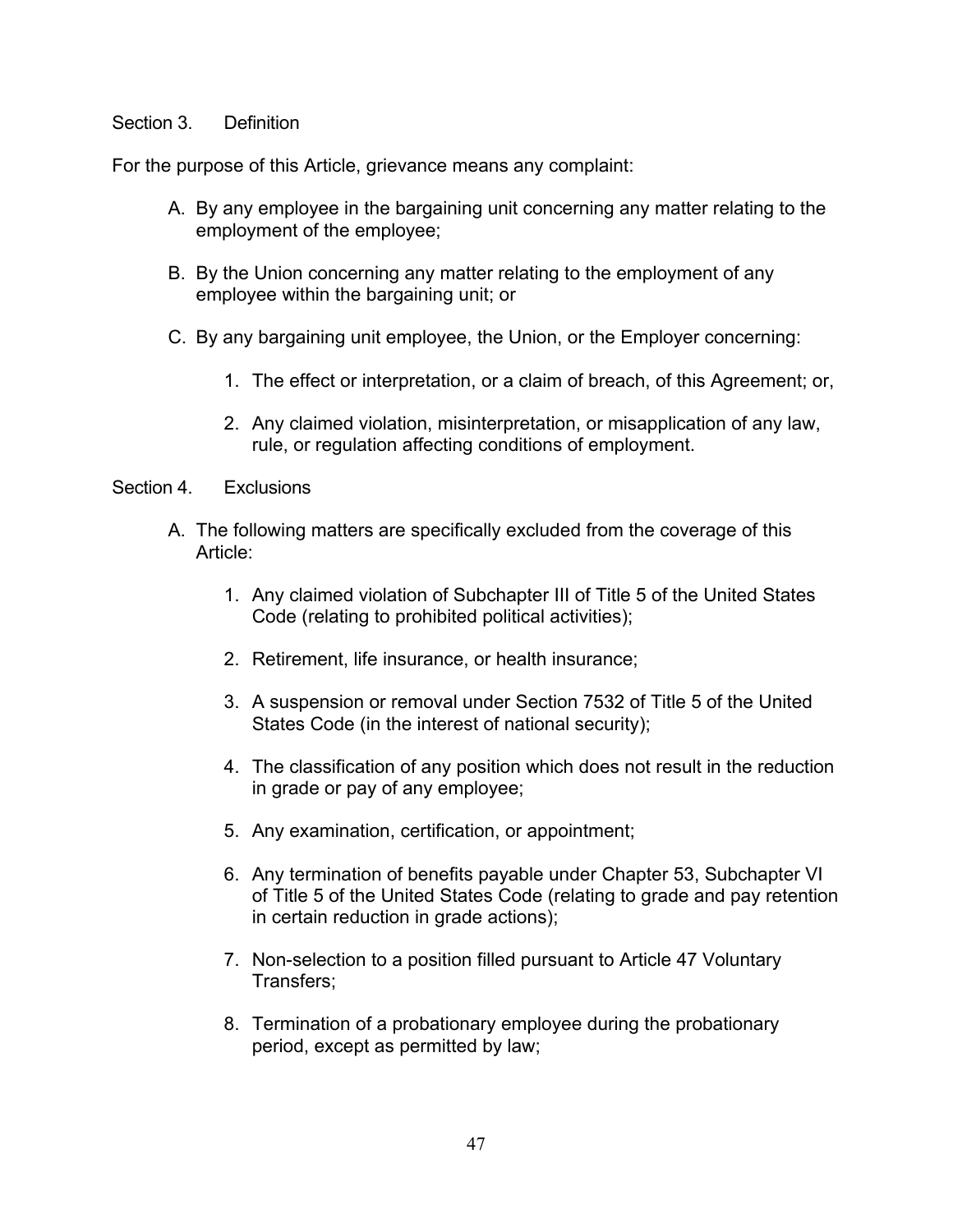Section 3. Definition

For the purpose of this Article, grievance means any complaint:

A. By any employee in the bargaining unit concerning any matter relating to the employment of the employee;

B. By the Union concerning any matter relating to the employment of any employee within the bargaining unit; or

C. By any bargaining unit employee, the Union, or the Employer concerning:

   1. The effect or interpretation, or a claim of breach, of this Agreement; or,

   2. Any claimed violation, misinterpretation, or misapplication of any law, rule, or regulation affecting conditions of employment.

Section 4. Exclusions

A. The following matters are specifically excluded from the coverage of this Article:

   1. Any claimed violation of Subchapter III of Title 5 of the United States Code (relating to prohibited political activities);

   2. Retirement, life insurance, or health insurance;

   3. A suspension or removal under Section 7532 of Title 5 of the United States Code (in the interest of national security);

   4. The classification of any position which does not result in the reduction in grade or pay of any employee;

   5. Any examination, certification, or appointment;

   6. Any termination of benefits payable under Chapter 53, Subchapter VI of Title 5 of the United States Code (relating to grade and pay retention in certain reduction in grade actions);

   7. Non-selection to a position filled pursuant to Article 47 Voluntary Transfers;

   8. Termination of a probationary employee during the probationary period, except as permitted by law;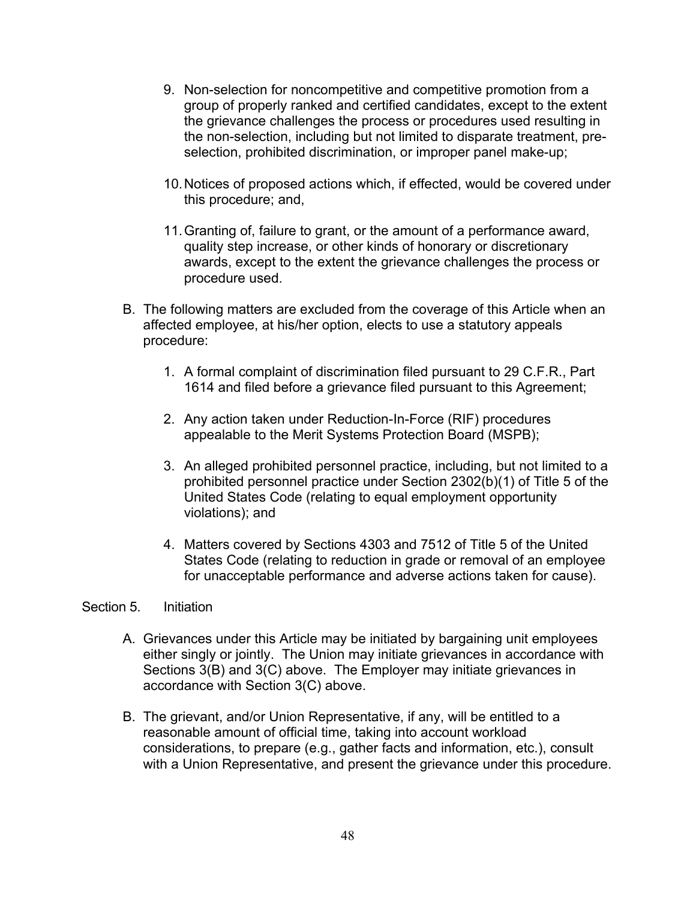9. Non-selection for noncompetitive and competitive promotion from a group of properly ranked and certified candidates, except to the extent the grievance challenges the process or procedures used resulting in the non-selection, including but not limited to disparate treatment, pre-selection, prohibited discrimination, or improper panel make-up;

10. Notices of proposed actions which, if effected, would be covered under this procedure; and,

11. Granting of, failure to grant, or the amount of a performance award, quality step increase, or other kinds of honorary or discretionary awards, except to the extent the grievance challenges the process or procedure used.

B. The following matters are excluded from the coverage of this Article when an affected employee, at his/her option, elects to use a statutory appeals procedure:

   1. A formal complaint of discrimination filed pursuant to 29 C.F.R., Part 1614 and filed before a grievance filed pursuant to this Agreement;

   2. Any action taken under Reduction-In-Force (RIF) procedures appealable to the Merit Systems Protection Board (MSPB);

   3. An alleged prohibited personnel practice, including, but not limited to a prohibited personnel practice under Section 2302(b)(1) of Title 5 of the United States Code (relating to equal employment opportunity violations); and

   4. Matters covered by Sections 4303 and 7512 of Title 5 of the United States Code (relating to reduction in grade or removal of an employee for unacceptable performance and adverse actions taken for cause).

Section 5. Initiation

A. Grievances under this Article may be initiated by bargaining unit employees either singly or jointly. The Union may initiate grievances in accordance with Sections 3(B) and 3(C) above. The Employer may initiate grievances in accordance with Section 3(C) above.

B. The grievant, and/or Union Representative, if any, will be entitled to a reasonable amount of official time, taking into account workload considerations, to prepare (e.g., gather facts and information, etc.), consult with a Union Representative, and present the grievance under this procedure.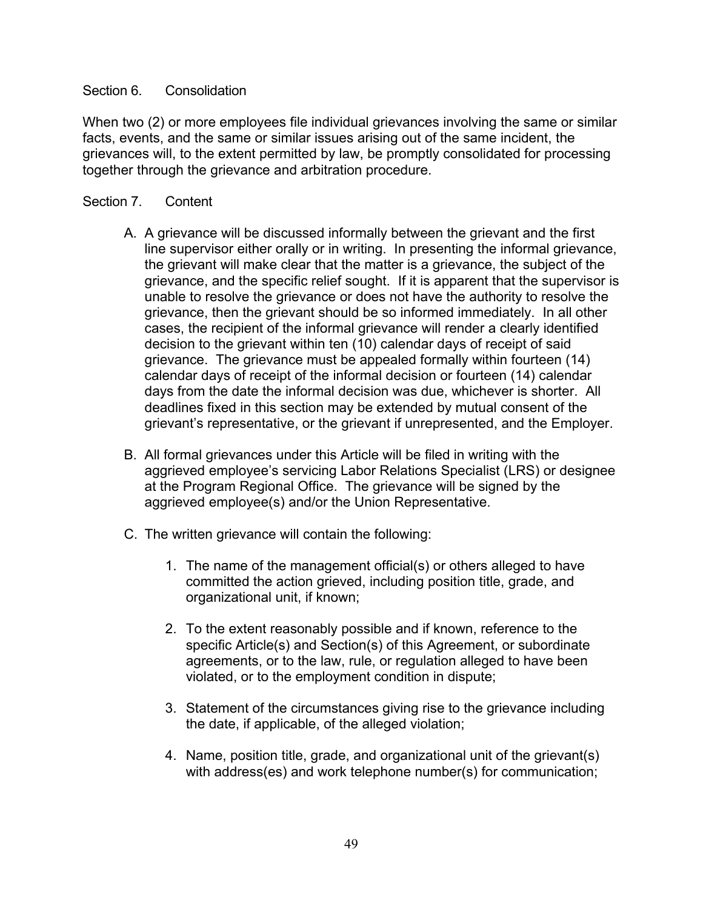## Section 6. Consolidation

When two (2) or more employees file individual grievances involving the same or similar facts, events, and the same or similar issues arising out of the same incident, the grievances will, to the extent permitted by law, be promptly consolidated for processing together through the grievance and arbitration procedure.

## Section 7. Content

A. A grievance will be discussed informally between the grievant and the first line supervisor either orally or in writing. In presenting the informal grievance, the grievant will make clear that the matter is a grievance, the subject of the grievance, and the specific relief sought. If it is apparent that the supervisor is unable to resolve the grievance or does not have the authority to resolve the grievance, then the grievant should be so informed immediately. In all other cases, the recipient of the informal grievance will render a clearly identified decision to the grievant within ten (10) calendar days of receipt of said grievance. The grievance must be appealed formally within fourteen (14) calendar days of receipt of the informal decision or fourteen (14) calendar days from the date the informal decision was due, whichever is shorter. All deadlines fixed in this section may be extended by mutual consent of the grievant's representative, or the grievant if unrepresented, and the Employer.

B. All formal grievances under this Article will be filed in writing with the aggrieved employee's servicing Labor Relations Specialist (LRS) or designee at the Program Regional Office. The grievance will be signed by the aggrieved employee(s) and/or the Union Representative.

C. The written grievance will contain the following:

   1. The name of the management official(s) or others alleged to have committed the action grieved, including position title, grade, and organizational unit, if known;

   2. To the extent reasonably possible and if known, reference to the specific Article(s) and Section(s) of this Agreement, or subordinate agreements, or to the law, rule, or regulation alleged to have been violated, or to the employment condition in dispute;

   3. Statement of the circumstances giving rise to the grievance including the date, if applicable, of the alleged violation;

   4. Name, position title, grade, and organizational unit of the grievant(s) with address(es) and work telephone number(s) for communication;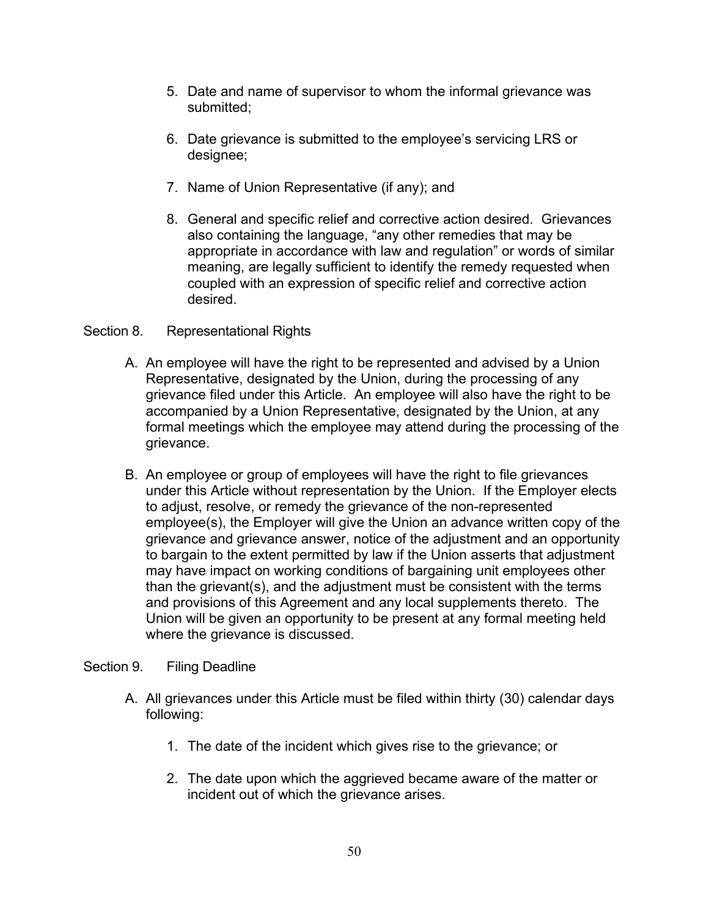5. Date and name of supervisor to whom the informal grievance was submitted;

6. Date grievance is submitted to the employee's servicing LRS or designee;

7. Name of Union Representative (if any); and

8. General and specific relief and corrective action desired. Grievances also containing the language, "any other remedies that may be appropriate in accordance with law and regulation" or words of similar meaning, are legally sufficient to identify the remedy requested when coupled with an expression of specific relief and corrective action desired.

Section 8. Representational Rights

A. An employee will have the right to be represented and advised by a Union Representative, designated by the Union, during the processing of any grievance filed under this Article. An employee will also have the right to be accompanied by a Union Representative, designated by the Union, at any formal meetings which the employee may attend during the processing of the grievance.

B. An employee or group of employees will have the right to file grievances under this Article without representation by the Union. If the Employer elects to adjust, resolve, or remedy the grievance of the non-represented employee(s), the Employer will give the Union an advance written copy of the grievance and grievance answer, notice of the adjustment and an opportunity to bargain to the extent permitted by law if the Union asserts that adjustment may have impact on working conditions of bargaining unit employees other than the grievant(s), and the adjustment must be consistent with the terms and provisions of this Agreement and any local supplements thereto. The Union will be given an opportunity to be present at any formal meeting held where the grievance is discussed.

Section 9. Filing Deadline

A. All grievances under this Article must be filed within thirty (30) calendar days following:

   1. The date of the incident which gives rise to the grievance; or

   2. The date upon which the aggrieved became aware of the matter or incident out of which the grievance arises.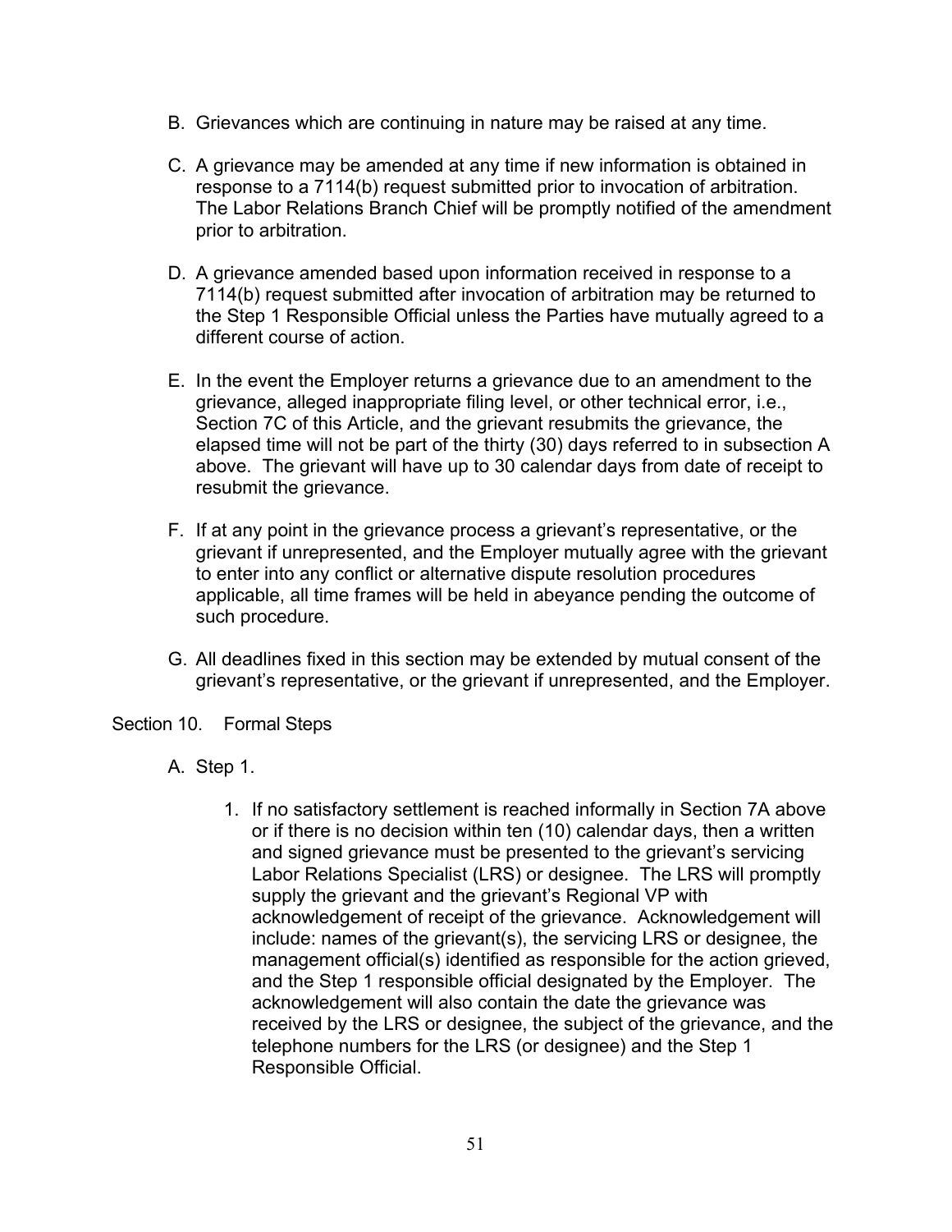B. Grievances which are continuing in nature may be raised at any time.

C. A grievance may be amended at any time if new information is obtained in response to a 7114(b) request submitted prior to invocation of arbitration. The Labor Relations Branch Chief will be promptly notified of the amendment prior to arbitration.

D. A grievance amended based upon information received in response to a 7114(b) request submitted after invocation of arbitration may be returned to the Step 1 Responsible Official unless the Parties have mutually agreed to a different course of action.

E. In the event the Employer returns a grievance due to an amendment to the grievance, alleged inappropriate filing level, or other technical error, i.e., Section 7C of this Article, and the grievant resubmits the grievance, the elapsed time will not be part of the thirty (30) days referred to in subsection A above. The grievant will have up to 30 calendar days from date of receipt to resubmit the grievance.

F. If at any point in the grievance process a grievant's representative, or the grievant if unrepresented, and the Employer mutually agree with the grievant to enter into any conflict or alternative dispute resolution procedures applicable, all time frames will be held in abeyance pending the outcome of such procedure.

G. All deadlines fixed in this section may be extended by mutual consent of the grievant's representative, or the grievant if unrepresented, and the Employer.

Section 10. Formal Steps

A. Step 1.

1. If no satisfactory settlement is reached informally in Section 7A above or if there is no decision within ten (10) calendar days, then a written and signed grievance must be presented to the grievant's servicing Labor Relations Specialist (LRS) or designee. The LRS will promptly supply the grievant and the grievant's Regional VP with acknowledgement of receipt of the grievance. Acknowledgement will include: names of the grievant(s), the servicing LRS or designee, the management official(s) identified as responsible for the action grieved, and the Step 1 responsible official designated by the Employer. The acknowledgement will also contain the date the grievance was received by the LRS or designee, the subject of the grievance, and the telephone numbers for the LRS (or designee) and the Step 1 Responsible Official.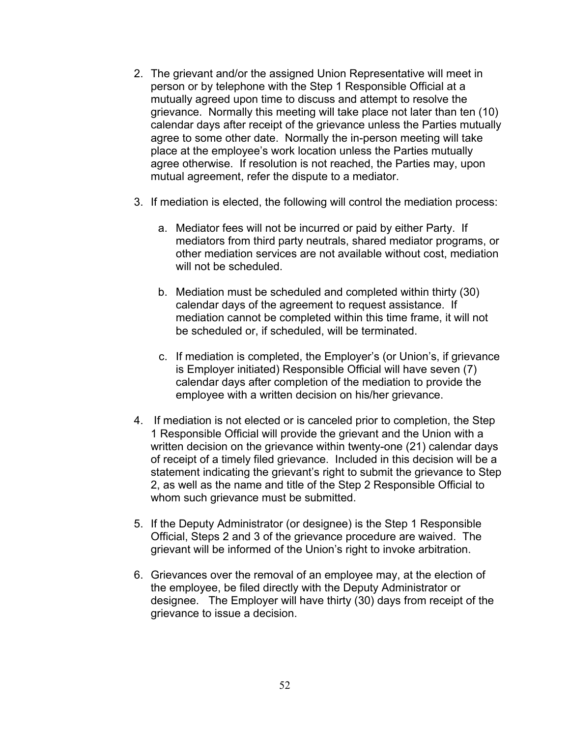2. The grievant and/or the assigned Union Representative will meet in person or by telephone with the Step 1 Responsible Official at a mutually agreed upon time to discuss and attempt to resolve the grievance. Normally this meeting will take place not later than ten (10) calendar days after receipt of the grievance unless the Parties mutually agree to some other date. Normally the in-person meeting will take place at the employee's work location unless the Parties mutually agree otherwise. If resolution is not reached, the Parties may, upon mutual agreement, refer the dispute to a mediator.

3. If mediation is elected, the following will control the mediation process:

   a. Mediator fees will not be incurred or paid by either Party. If mediators from third party neutrals, shared mediator programs, or other mediation services are not available without cost, mediation will not be scheduled.

   b. Mediation must be scheduled and completed within thirty (30) calendar days of the agreement to request assistance. If mediation cannot be completed within this time frame, it will not be scheduled or, if scheduled, will be terminated.

   c. If mediation is completed, the Employer's (or Union's, if grievance is Employer initiated) Responsible Official will have seven (7) calendar days after completion of the mediation to provide the employee with a written decision on his/her grievance.

4. If mediation is not elected or is canceled prior to completion, the Step 1 Responsible Official will provide the grievant and the Union with a written decision on the grievance within twenty-one (21) calendar days of receipt of a timely filed grievance. Included in this decision will be a statement indicating the grievant's right to submit the grievance to Step 2, as well as the name and title of the Step 2 Responsible Official to whom such grievance must be submitted.

5. If the Deputy Administrator (or designee) is the Step 1 Responsible Official, Steps 2 and 3 of the grievance procedure are waived. The grievant will be informed of the Union's right to invoke arbitration.

6. Grievances over the removal of an employee may, at the election of the employee, be filed directly with the Deputy Administrator or designee. The Employer will have thirty (30) days from receipt of the grievance to issue a decision.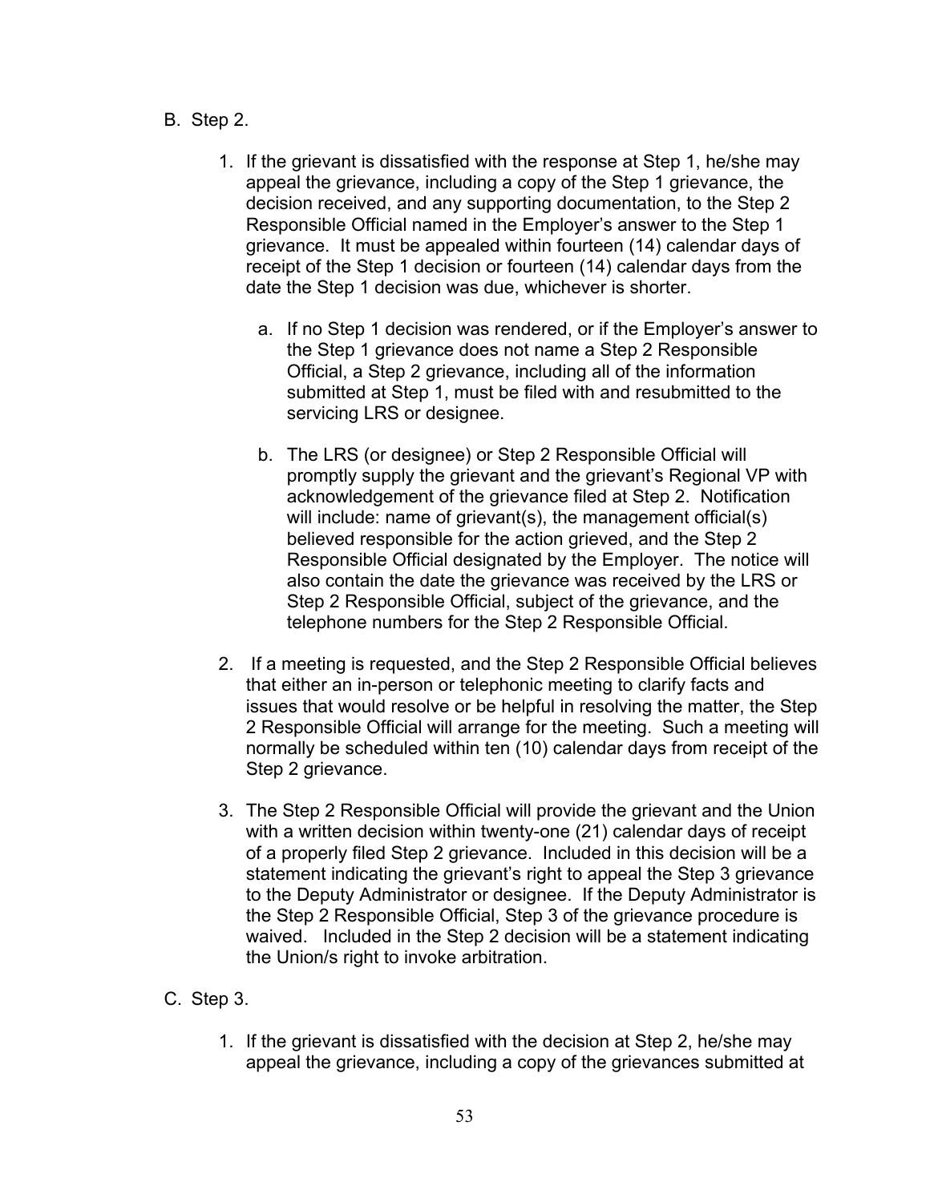B. Step 2.

   1. If the grievant is dissatisfied with the response at Step 1, he/she may appeal the grievance, including a copy of the Step 1 grievance, the decision received, and any supporting documentation, to the Step 2 Responsible Official named in the Employer's answer to the Step 1 grievance. It must be appealed within fourteen (14) calendar days of receipt of the Step 1 decision or fourteen (14) calendar days from the date the Step 1 decision was due, whichever is shorter.

      a. If no Step 1 decision was rendered, or if the Employer's answer to the Step 1 grievance does not name a Step 2 Responsible Official, a Step 2 grievance, including all of the information submitted at Step 1, must be filed with and resubmitted to the servicing LRS or designee.

      b. The LRS (or designee) or Step 2 Responsible Official will promptly supply the grievant and the grievant's Regional VP with acknowledgement of the grievance filed at Step 2. Notification will include: name of grievant(s), the management official(s) believed responsible for the action grieved, and the Step 2 Responsible Official designated by the Employer. The notice will also contain the date the grievance was received by the LRS or Step 2 Responsible Official, subject of the grievance, and the telephone numbers for the Step 2 Responsible Official.

   2. If a meeting is requested, and the Step 2 Responsible Official believes that either an in-person or telephonic meeting to clarify facts and issues that would resolve or be helpful in resolving the matter, the Step 2 Responsible Official will arrange for the meeting. Such a meeting will normally be scheduled within ten (10) calendar days from receipt of the Step 2 grievance.

   3. The Step 2 Responsible Official will provide the grievant and the Union with a written decision within twenty-one (21) calendar days of receipt of a properly filed Step 2 grievance. Included in this decision will be a statement indicating the grievant's right to appeal the Step 3 grievance to the Deputy Administrator or designee. If the Deputy Administrator is the Step 2 Responsible Official, Step 3 of the grievance procedure is waived. Included in the Step 2 decision will be a statement indicating the Union/s right to invoke arbitration.

C. Step 3.

   1. If the grievant is dissatisfied with the decision at Step 2, he/she may appeal the grievance, including a copy of the grievances submitted at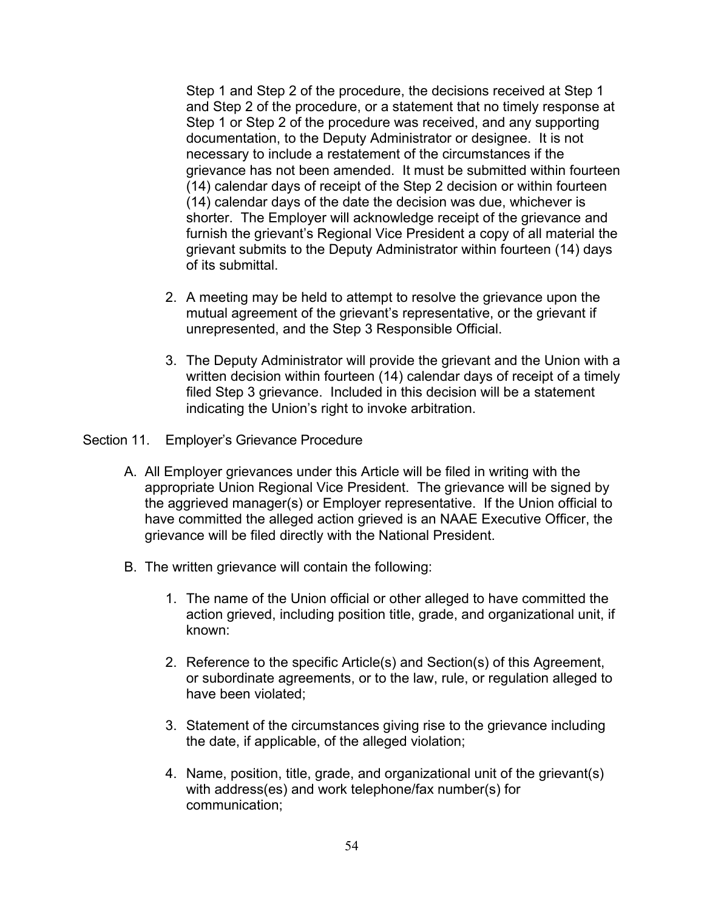Step 1 and Step 2 of the procedure, the decisions received at Step 1 and Step 2 of the procedure, or a statement that no timely response at Step 1 or Step 2 of the procedure was received, and any supporting documentation, to the Deputy Administrator or designee. It is not necessary to include a restatement of the circumstances if the grievance has not been amended. It must be submitted within fourteen (14) calendar days of receipt of the Step 2 decision or within fourteen (14) calendar days of the date the decision was due, whichever is shorter. The Employer will acknowledge receipt of the grievance and furnish the grievant's Regional Vice President a copy of all material the grievant submits to the Deputy Administrator within fourteen (14) days of its submittal.

2. A meeting may be held to attempt to resolve the grievance upon the mutual agreement of the grievant's representative, or the grievant if unrepresented, and the Step 3 Responsible Official.

3. The Deputy Administrator will provide the grievant and the Union with a written decision within fourteen (14) calendar days of receipt of a timely filed Step 3 grievance. Included in this decision will be a statement indicating the Union's right to invoke arbitration.

Section 11. Employer's Grievance Procedure

A. All Employer grievances under this Article will be filed in writing with the appropriate Union Regional Vice President. The grievance will be signed by the aggrieved manager(s) or Employer representative. If the Union official to have committed the alleged action grieved is an NAAE Executive Officer, the grievance will be filed directly with the National President.

B. The written grievance will contain the following:

1. The name of the Union official or other alleged to have committed the action grieved, including position title, grade, and organizational unit, if known:

2. Reference to the specific Article(s) and Section(s) of this Agreement, or subordinate agreements, or to the law, rule, or regulation alleged to have been violated;

3. Statement of the circumstances giving rise to the grievance including the date, if applicable, of the alleged violation;

4. Name, position, title, grade, and organizational unit of the grievant(s) with address(es) and work telephone/fax number(s) for communication;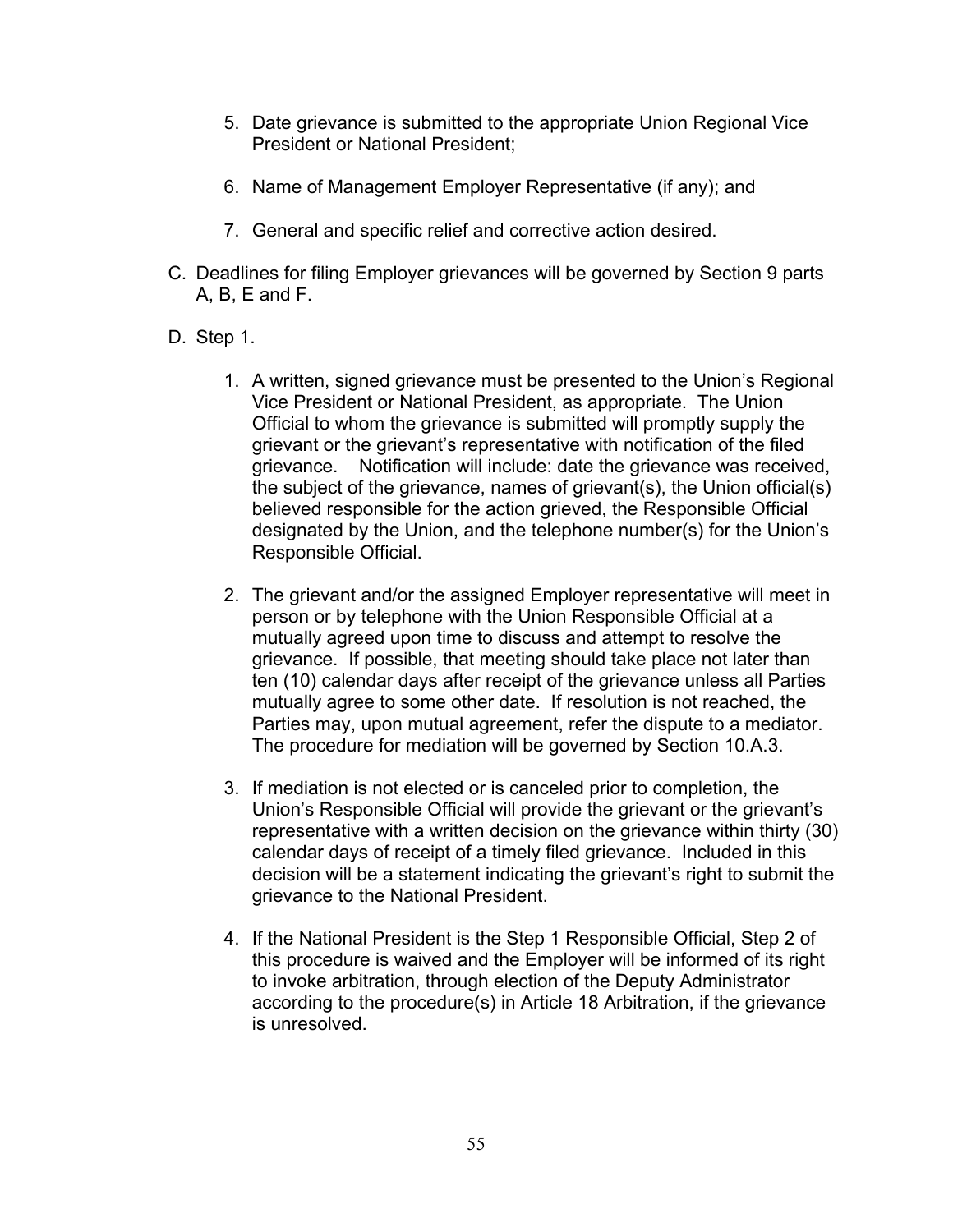5. Date grievance is submitted to the appropriate Union Regional Vice President or National President;

6. Name of Management Employer Representative (if any); and

7. General and specific relief and corrective action desired.

C. Deadlines for filing Employer grievances will be governed by Section 9 parts A, B, E and F.

D. Step 1.

1. A written, signed grievance must be presented to the Union's Regional Vice President or National President, as appropriate. The Union Official to whom the grievance is submitted will promptly supply the grievant or the grievant's representative with notification of the filed grievance. Notification will include: date the grievance was received, the subject of the grievance, names of grievant(s), the Union official(s) believed responsible for the action grieved, the Responsible Official designated by the Union, and the telephone number(s) for the Union's Responsible Official.

2. The grievant and/or the assigned Employer representative will meet in person or by telephone with the Union Responsible Official at a mutually agreed upon time to discuss and attempt to resolve the grievance. If possible, that meeting should take place not later than ten (10) calendar days after receipt of the grievance unless all Parties mutually agree to some other date. If resolution is not reached, the Parties may, upon mutual agreement, refer the dispute to a mediator. The procedure for mediation will be governed by Section 10.A.3.

3. If mediation is not elected or is canceled prior to completion, the Union's Responsible Official will provide the grievant or the grievant's representative with a written decision on the grievance within thirty (30) calendar days of receipt of a timely filed grievance. Included in this decision will be a statement indicating the grievant's right to submit the grievance to the National President.

4. If the National President is the Step 1 Responsible Official, Step 2 of this procedure is waived and the Employer will be informed of its right to invoke arbitration, through election of the Deputy Administrator according to the procedure(s) in Article 18 Arbitration, if the grievance is unresolved.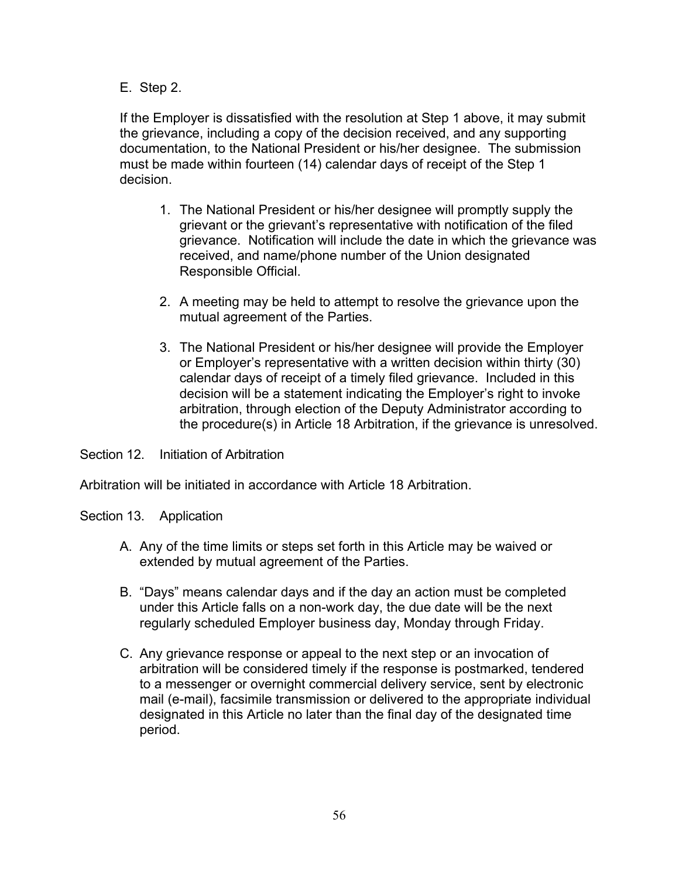E. Step 2.

If the Employer is dissatisfied with the resolution at Step 1 above, it may submit the grievance, including a copy of the decision received, and any supporting documentation, to the National President or his/her designee. The submission must be made within fourteen (14) calendar days of receipt of the Step 1 decision.

1. The National President or his/her designee will promptly supply the grievant or the grievant's representative with notification of the filed grievance. Notification will include the date in which the grievance was received, and name/phone number of the Union designated Responsible Official.

2. A meeting may be held to attempt to resolve the grievance upon the mutual agreement of the Parties.

3. The National President or his/her designee will provide the Employer or Employer's representative with a written decision within thirty (30) calendar days of receipt of a timely filed grievance. Included in this decision will be a statement indicating the Employer's right to invoke arbitration, through election of the Deputy Administrator according to the procedure(s) in Article 18 Arbitration, if the grievance is unresolved.

Section 12. Initiation of Arbitration

Arbitration will be initiated in accordance with Article 18 Arbitration.

Section 13. Application

A. Any of the time limits or steps set forth in this Article may be waived or extended by mutual agreement of the Parties.

B. "Days" means calendar days and if the day an action must be completed under this Article falls on a non-work day, the due date will be the next regularly scheduled Employer business day, Monday through Friday.

C. Any grievance response or appeal to the next step or an invocation of arbitration will be considered timely if the response is postmarked, tendered to a messenger or overnight commercial delivery service, sent by electronic mail (e-mail), facsimile transmission or delivered to the appropriate individual designated in this Article no later than the final day of the designated time period.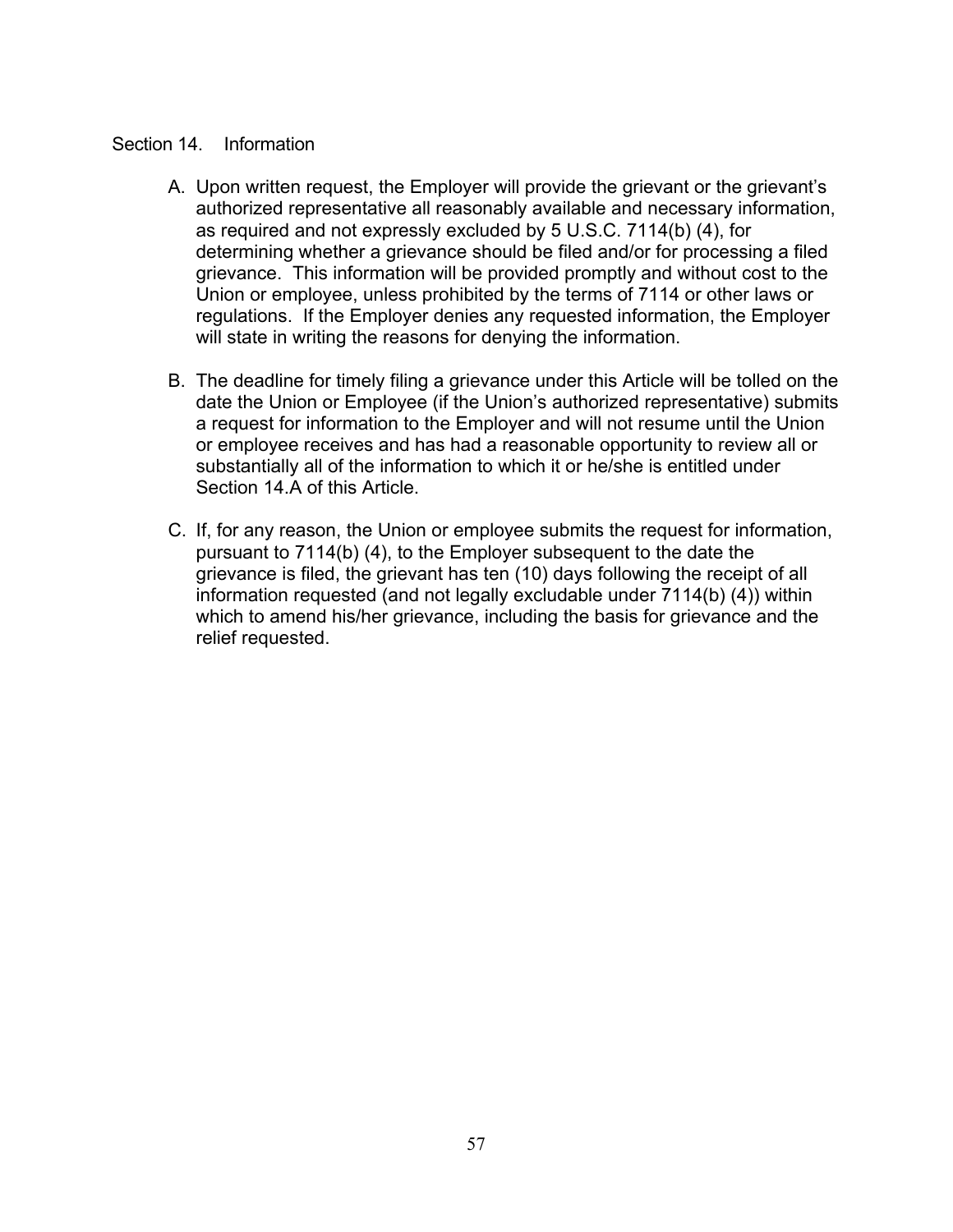Section 14. Information

A. Upon written request, the Employer will provide the grievant or the grievant's authorized representative all reasonably available and necessary information, as required and not expressly excluded by 5 U.S.C. 7114(b) (4), for determining whether a grievance should be filed and/or for processing a filed grievance. This information will be provided promptly and without cost to the Union or employee, unless prohibited by the terms of 7114 or other laws or regulations. If the Employer denies any requested information, the Employer will state in writing the reasons for denying the information.

B. The deadline for timely filing a grievance under this Article will be tolled on the date the Union or Employee (if the Union's authorized representative) submits a request for information to the Employer and will not resume until the Union or employee receives and has had a reasonable opportunity to review all or substantially all of the information to which it or he/she is entitled under Section 14.A of this Article.

C. If, for any reason, the Union or employee submits the request for information, pursuant to 7114(b) (4), to the Employer subsequent to the date the grievance is filed, the grievant has ten (10) days following the receipt of all information requested (and not legally excludable under 7114(b) (4)) within which to amend his/her grievance, including the basis for grievance and the relief requested.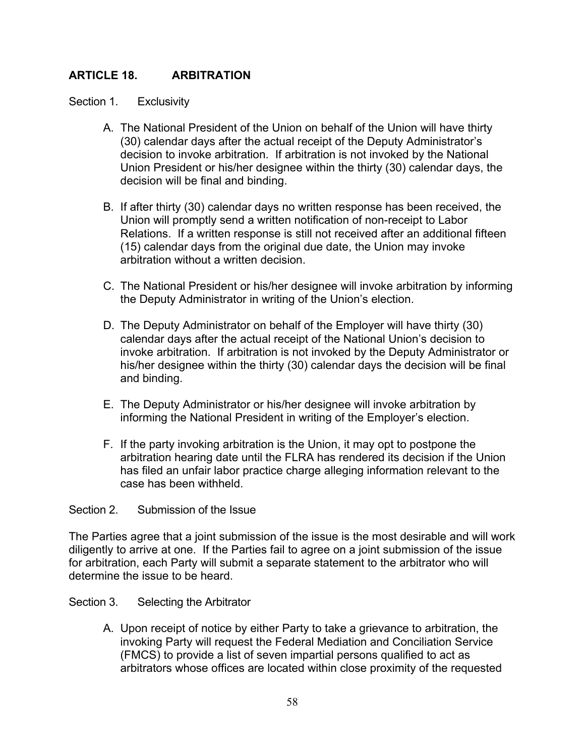## ARTICLE 18. ARBITRATION

Section 1. Exclusivity

A. The National President of the Union on behalf of the Union will have thirty (30) calendar days after the actual receipt of the Deputy Administrator's decision to invoke arbitration. If arbitration is not invoked by the National Union President or his/her designee within the thirty (30) calendar days, the decision will be final and binding.

B. If after thirty (30) calendar days no written response has been received, the Union will promptly send a written notification of non-receipt to Labor Relations. If a written response is still not received after an additional fifteen (15) calendar days from the original due date, the Union may invoke arbitration without a written decision.

C. The National President or his/her designee will invoke arbitration by informing the Deputy Administrator in writing of the Union's election.

D. The Deputy Administrator on behalf of the Employer will have thirty (30) calendar days after the actual receipt of the National Union's decision to invoke arbitration. If arbitration is not invoked by the Deputy Administrator or his/her designee within the thirty (30) calendar days the decision will be final and binding.

E. The Deputy Administrator or his/her designee will invoke arbitration by informing the National President in writing of the Employer's election.

F. If the party invoking arbitration is the Union, it may opt to postpone the arbitration hearing date until the FLRA has rendered its decision if the Union has filed an unfair labor practice charge alleging information relevant to the case has been withheld.

Section 2. Submission of the Issue

The Parties agree that a joint submission of the issue is the most desirable and will work diligently to arrive at one. If the Parties fail to agree on a joint submission of the issue for arbitration, each Party will submit a separate statement to the arbitrator who will determine the issue to be heard.

Section 3. Selecting the Arbitrator

A. Upon receipt of notice by either Party to take a grievance to arbitration, the invoking Party will request the Federal Mediation and Conciliation Service (FMCS) to provide a list of seven impartial persons qualified to act as arbitrators whose offices are located within close proximity of the requested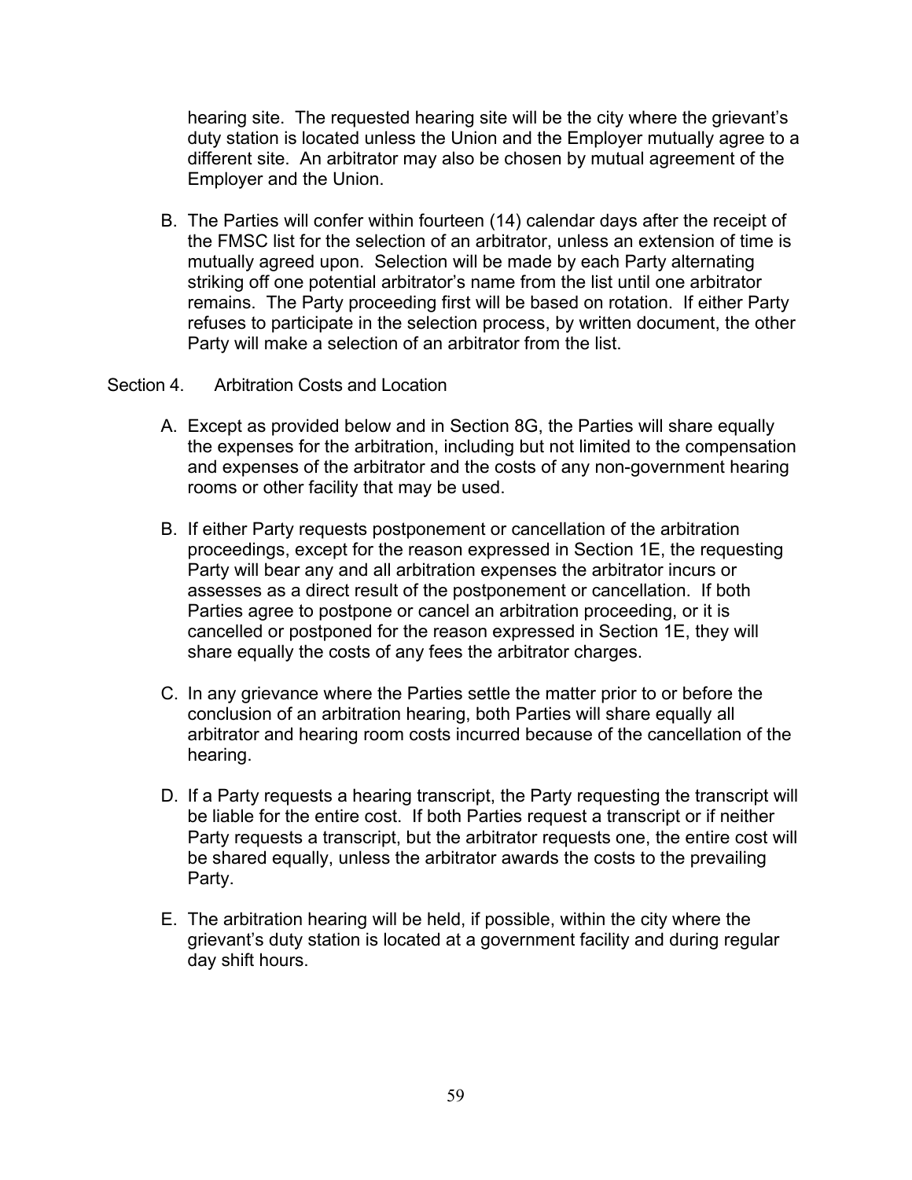hearing site. The requested hearing site will be the city where the grievant's duty station is located unless the Union and the Employer mutually agree to a different site. An arbitrator may also be chosen by mutual agreement of the Employer and the Union.

B. The Parties will confer within fourteen (14) calendar days after the receipt of the FMSC list for the selection of an arbitrator, unless an extension of time is mutually agreed upon. Selection will be made by each Party alternating striking off one potential arbitrator's name from the list until one arbitrator remains. The Party proceeding first will be based on rotation. If either Party refuses to participate in the selection process, by written document, the other Party will make a selection of an arbitrator from the list.

Section 4. Arbitration Costs and Location

A. Except as provided below and in Section 8G, the Parties will share equally the expenses for the arbitration, including but not limited to the compensation and expenses of the arbitrator and the costs of any non-government hearing rooms or other facility that may be used.

B. If either Party requests postponement or cancellation of the arbitration proceedings, except for the reason expressed in Section 1E, the requesting Party will bear any and all arbitration expenses the arbitrator incurs or assesses as a direct result of the postponement or cancellation. If both Parties agree to postpone or cancel an arbitration proceeding, or it is cancelled or postponed for the reason expressed in Section 1E, they will share equally the costs of any fees the arbitrator charges.

C. In any grievance where the Parties settle the matter prior to or before the conclusion of an arbitration hearing, both Parties will share equally all arbitrator and hearing room costs incurred because of the cancellation of the hearing.

D. If a Party requests a hearing transcript, the Party requesting the transcript will be liable for the entire cost. If both Parties request a transcript or if neither Party requests a transcript, but the arbitrator requests one, the entire cost will be shared equally, unless the arbitrator awards the costs to the prevailing Party.

E. The arbitration hearing will be held, if possible, within the city where the grievant's duty station is located at a government facility and during regular day shift hours.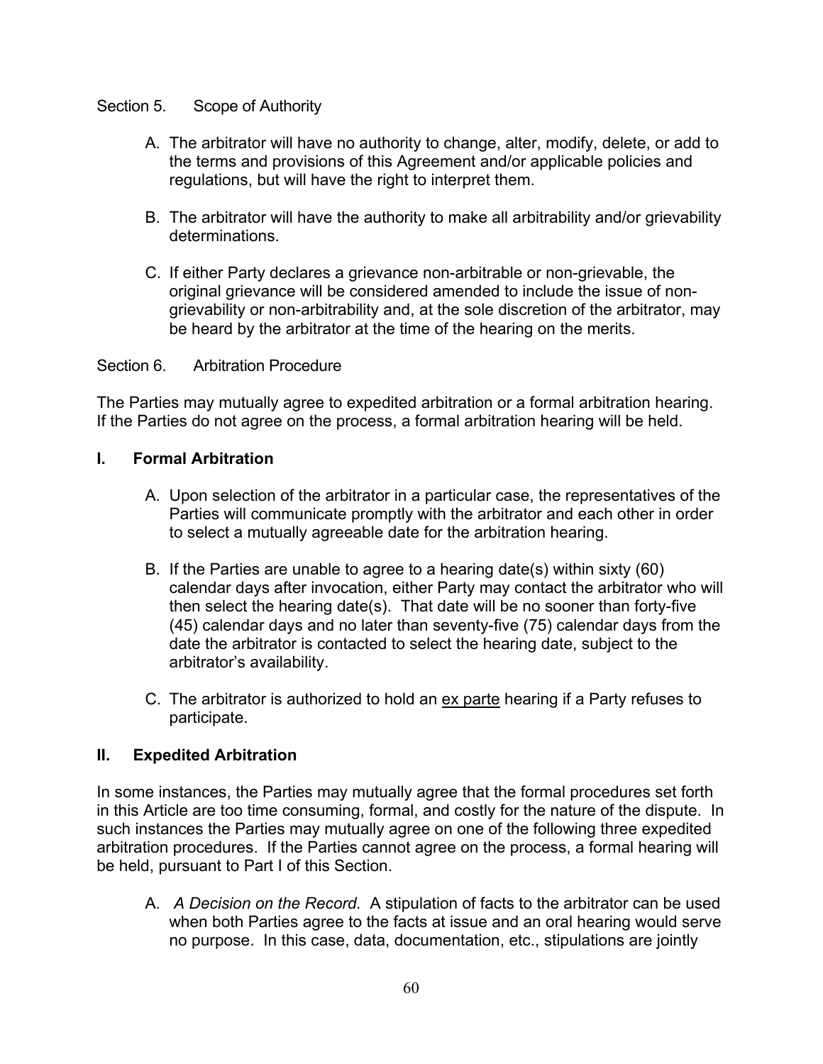Section 5. Scope of Authority

A. The arbitrator will have no authority to change, alter, modify, delete, or add to the terms and provisions of this Agreement and/or applicable policies and regulations, but will have the right to interpret them.

B. The arbitrator will have the authority to make all arbitrability and/or grievability determinations.

C. If either Party declares a grievance non-arbitrable or non-grievable, the original grievance will be considered amended to include the issue of non-grievability or non-arbitrability and, at the sole discretion of the arbitrator, may be heard by the arbitrator at the time of the hearing on the merits.

Section 6. Arbitration Procedure

The Parties may mutually agree to expedited arbitration or a formal arbitration hearing. If the Parties do not agree on the process, a formal arbitration hearing will be held.

**I. Formal Arbitration**

A. Upon selection of the arbitrator in a particular case, the representatives of the Parties will communicate promptly with the arbitrator and each other in order to select a mutually agreeable date for the arbitration hearing.

B. If the Parties are unable to agree to a hearing date(s) within sixty (60) calendar days after invocation, either Party may contact the arbitrator who will then select the hearing date(s). That date will be no sooner than forty-five (45) calendar days and no later than seventy-five (75) calendar days from the date the arbitrator is contacted to select the hearing date, subject to the arbitrator's availability.

C. The arbitrator is authorized to hold an ex parte hearing if a Party refuses to participate.

**II. Expedited Arbitration**

In some instances, the Parties may mutually agree that the formal procedures set forth in this Article are too time consuming, formal, and costly for the nature of the dispute. In such instances the Parties may mutually agree on one of the following three expedited arbitration procedures. If the Parties cannot agree on the process, a formal hearing will be held, pursuant to Part I of this Section.

A. *A Decision on the Record.* A stipulation of facts to the arbitrator can be used when both Parties agree to the facts at issue and an oral hearing would serve no purpose. In this case, data, documentation, etc., stipulations are jointly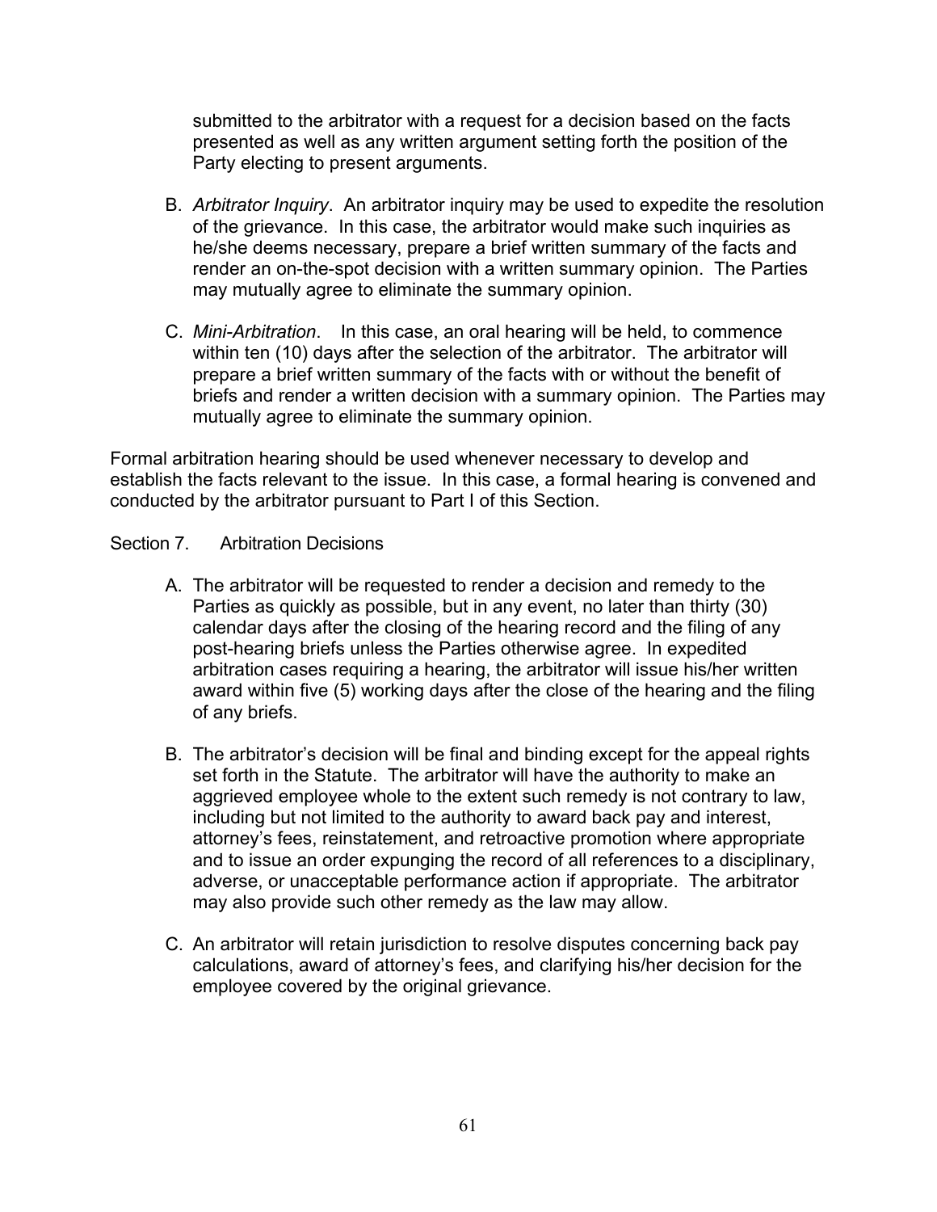submitted to the arbitrator with a request for a decision based on the facts presented as well as any written argument setting forth the position of the Party electing to present arguments.

B. *Arbitrator Inquiry*. An arbitrator inquiry may be used to expedite the resolution of the grievance. In this case, the arbitrator would make such inquiries as he/she deems necessary, prepare a brief written summary of the facts and render an on-the-spot decision with a written summary opinion. The Parties may mutually agree to eliminate the summary opinion.

C. *Mini-Arbitration*. In this case, an oral hearing will be held, to commence within ten (10) days after the selection of the arbitrator. The arbitrator will prepare a brief written summary of the facts with or without the benefit of briefs and render a written decision with a summary opinion. The Parties may mutually agree to eliminate the summary opinion.

Formal arbitration hearing should be used whenever necessary to develop and establish the facts relevant to the issue. In this case, a formal hearing is convened and conducted by the arbitrator pursuant to Part I of this Section.

Section 7. Arbitration Decisions

A. The arbitrator will be requested to render a decision and remedy to the Parties as quickly as possible, but in any event, no later than thirty (30) calendar days after the closing of the hearing record and the filing of any post-hearing briefs unless the Parties otherwise agree. In expedited arbitration cases requiring a hearing, the arbitrator will issue his/her written award within five (5) working days after the close of the hearing and the filing of any briefs.

B. The arbitrator's decision will be final and binding except for the appeal rights set forth in the Statute. The arbitrator will have the authority to make an aggrieved employee whole to the extent such remedy is not contrary to law, including but not limited to the authority to award back pay and interest, attorney's fees, reinstatement, and retroactive promotion where appropriate and to issue an order expunging the record of all references to a disciplinary, adverse, or unacceptable performance action if appropriate. The arbitrator may also provide such other remedy as the law may allow.

C. An arbitrator will retain jurisdiction to resolve disputes concerning back pay calculations, award of attorney's fees, and clarifying his/her decision for the employee covered by the original grievance.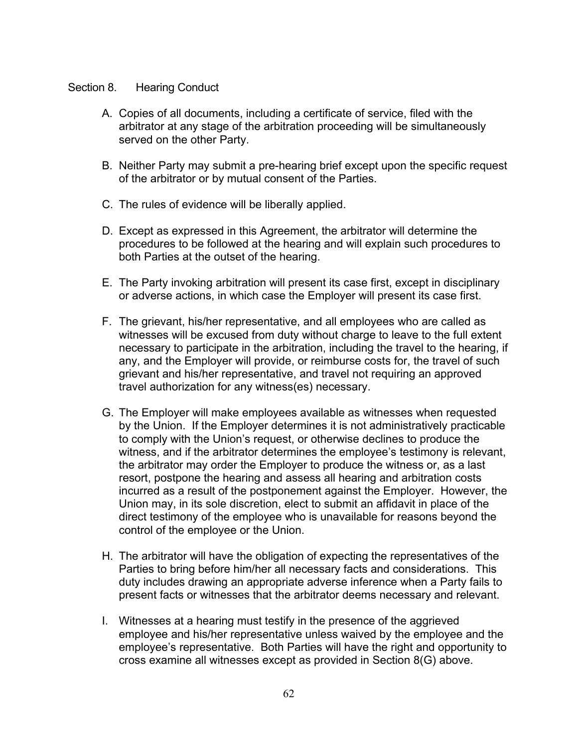Section 8. Hearing Conduct

A. Copies of all documents, including a certificate of service, filed with the arbitrator at any stage of the arbitration proceeding will be simultaneously served on the other Party.

B. Neither Party may submit a pre-hearing brief except upon the specific request of the arbitrator or by mutual consent of the Parties.

C. The rules of evidence will be liberally applied.

D. Except as expressed in this Agreement, the arbitrator will determine the procedures to be followed at the hearing and will explain such procedures to both Parties at the outset of the hearing.

E. The Party invoking arbitration will present its case first, except in disciplinary or adverse actions, in which case the Employer will present its case first.

F. The grievant, his/her representative, and all employees who are called as witnesses will be excused from duty without charge to leave to the full extent necessary to participate in the arbitration, including the travel to the hearing, if any, and the Employer will provide, or reimburse costs for, the travel of such grievant and his/her representative, and travel not requiring an approved travel authorization for any witness(es) necessary.

G. The Employer will make employees available as witnesses when requested by the Union. If the Employer determines it is not administratively practicable to comply with the Union's request, or otherwise declines to produce the witness, and if the arbitrator determines the employee's testimony is relevant, the arbitrator may order the Employer to produce the witness or, as a last resort, postpone the hearing and assess all hearing and arbitration costs incurred as a result of the postponement against the Employer. However, the Union may, in its sole discretion, elect to submit an affidavit in place of the direct testimony of the employee who is unavailable for reasons beyond the control of the employee or the Union.

H. The arbitrator will have the obligation of expecting the representatives of the Parties to bring before him/her all necessary facts and considerations. This duty includes drawing an appropriate adverse inference when a Party fails to present facts or witnesses that the arbitrator deems necessary and relevant.

I. Witnesses at a hearing must testify in the presence of the aggrieved employee and his/her representative unless waived by the employee and the employee's representative. Both Parties will have the right and opportunity to cross examine all witnesses except as provided in Section 8(G) above.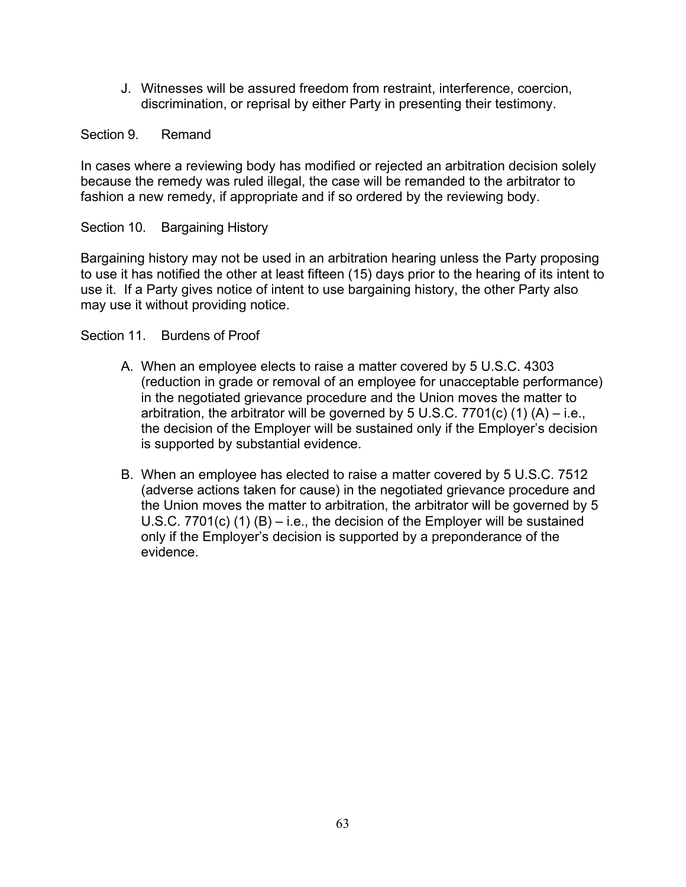J. Witnesses will be assured freedom from restraint, interference, coercion, discrimination, or reprisal by either Party in presenting their testimony.

Section 9. Remand

In cases where a reviewing body has modified or rejected an arbitration decision solely because the remedy was ruled illegal, the case will be remanded to the arbitrator to fashion a new remedy, if appropriate and if so ordered by the reviewing body.

Section 10. Bargaining History

Bargaining history may not be used in an arbitration hearing unless the Party proposing to use it has notified the other at least fifteen (15) days prior to the hearing of its intent to use it. If a Party gives notice of intent to use bargaining history, the other Party also may use it without providing notice.

Section 11. Burdens of Proof

A. When an employee elects to raise a matter covered by 5 U.S.C. 4303 (reduction in grade or removal of an employee for unacceptable performance) in the negotiated grievance procedure and the Union moves the matter to arbitration, the arbitrator will be governed by 5 U.S.C. 7701(c) (1) (A) – i.e., the decision of the Employer will be sustained only if the Employer's decision is supported by substantial evidence.

B. When an employee has elected to raise a matter covered by 5 U.S.C. 7512 (adverse actions taken for cause) in the negotiated grievance procedure and the Union moves the matter to arbitration, the arbitrator will be governed by 5 U.S.C. 7701(c) (1) (B) – i.e., the decision of the Employer will be sustained only if the Employer's decision is supported by a preponderance of the evidence.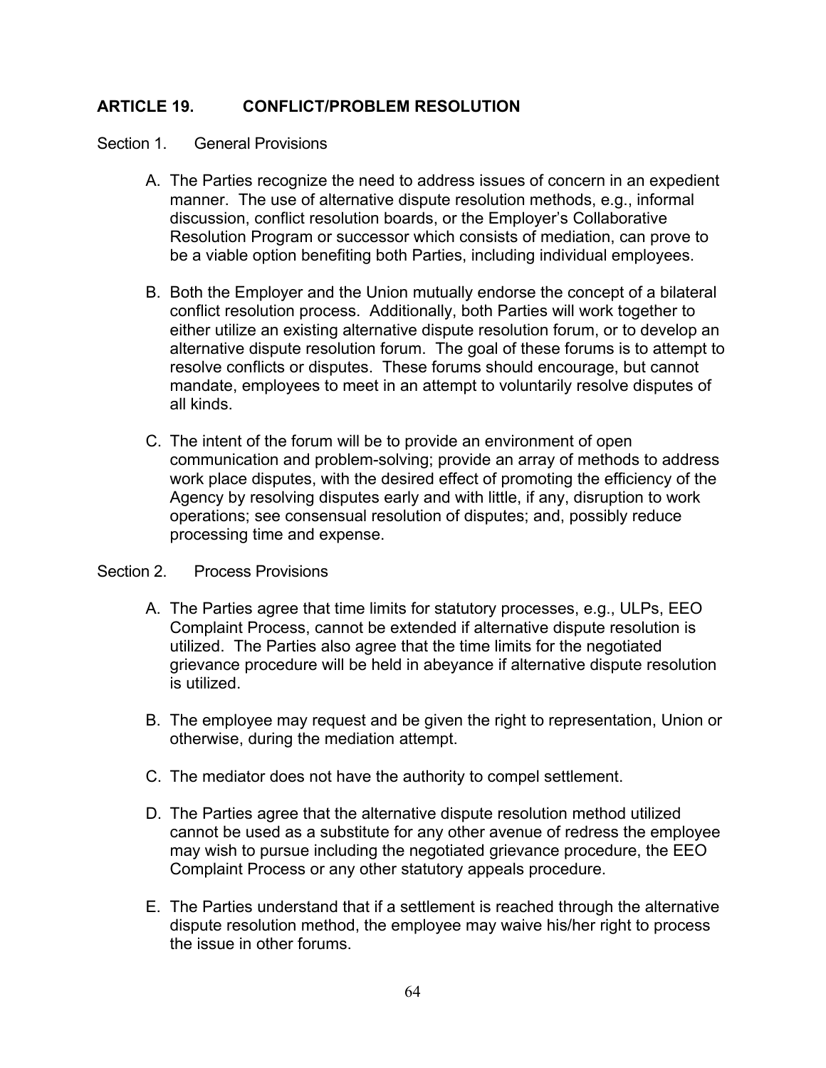## ARTICLE 19. CONFLICT/PROBLEM RESOLUTION

Section 1. General Provisions

A. The Parties recognize the need to address issues of concern in an expedient manner. The use of alternative dispute resolution methods, e.g., informal discussion, conflict resolution boards, or the Employer's Collaborative Resolution Program or successor which consists of mediation, can prove to be a viable option benefiting both Parties, including individual employees.

B. Both the Employer and the Union mutually endorse the concept of a bilateral conflict resolution process. Additionally, both Parties will work together to either utilize an existing alternative dispute resolution forum, or to develop an alternative dispute resolution forum. The goal of these forums is to attempt to resolve conflicts or disputes. These forums should encourage, but cannot mandate, employees to meet in an attempt to voluntarily resolve disputes of all kinds.

C. The intent of the forum will be to provide an environment of open communication and problem-solving; provide an array of methods to address work place disputes, with the desired effect of promoting the efficiency of the Agency by resolving disputes early and with little, if any, disruption to work operations; see consensual resolution of disputes; and, possibly reduce processing time and expense.

Section 2. Process Provisions

A. The Parties agree that time limits for statutory processes, e.g., ULPs, EEO Complaint Process, cannot be extended if alternative dispute resolution is utilized. The Parties also agree that the time limits for the negotiated grievance procedure will be held in abeyance if alternative dispute resolution is utilized.

B. The employee may request and be given the right to representation, Union or otherwise, during the mediation attempt.

C. The mediator does not have the authority to compel settlement.

D. The Parties agree that the alternative dispute resolution method utilized cannot be used as a substitute for any other avenue of redress the employee may wish to pursue including the negotiated grievance procedure, the EEO Complaint Process or any other statutory appeals procedure.

E. The Parties understand that if a settlement is reached through the alternative dispute resolution method, the employee may waive his/her right to process the issue in other forums.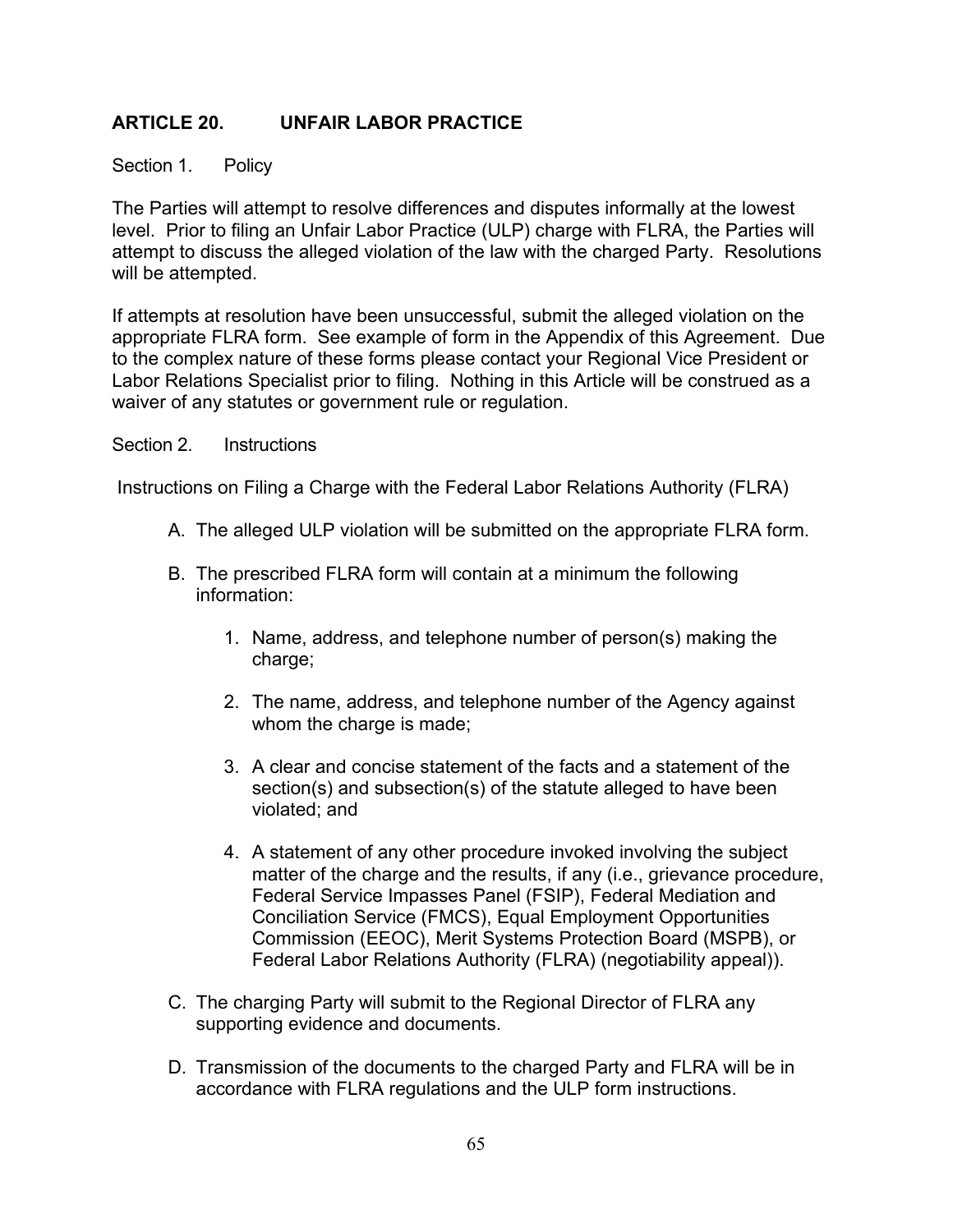## ARTICLE 20. UNFAIR LABOR PRACTICE

Section 1. Policy

The Parties will attempt to resolve differences and disputes informally at the lowest level. Prior to filing an Unfair Labor Practice (ULP) charge with FLRA, the Parties will attempt to discuss the alleged violation of the law with the charged Party. Resolutions will be attempted.

If attempts at resolution have been unsuccessful, submit the alleged violation on the appropriate FLRA form. See example of form in the Appendix of this Agreement. Due to the complex nature of these forms please contact your Regional Vice President or Labor Relations Specialist prior to filing. Nothing in this Article will be construed as a waiver of any statutes or government rule or regulation.

Section 2. Instructions

Instructions on Filing a Charge with the Federal Labor Relations Authority (FLRA)

A. The alleged ULP violation will be submitted on the appropriate FLRA form.

B. The prescribed FLRA form will contain at a minimum the following information:

   1. Name, address, and telephone number of person(s) making the charge;

   2. The name, address, and telephone number of the Agency against whom the charge is made;

   3. A clear and concise statement of the facts and a statement of the section(s) and subsection(s) of the statute alleged to have been violated; and

   4. A statement of any other procedure invoked involving the subject matter of the charge and the results, if any (i.e., grievance procedure, Federal Service Impasses Panel (FSIP), Federal Mediation and Conciliation Service (FMCS), Equal Employment Opportunities Commission (EEOC), Merit Systems Protection Board (MSPB), or Federal Labor Relations Authority (FLRA) (negotiability appeal)).

C. The charging Party will submit to the Regional Director of FLRA any supporting evidence and documents.

D. Transmission of the documents to the charged Party and FLRA will be in accordance with FLRA regulations and the ULP form instructions.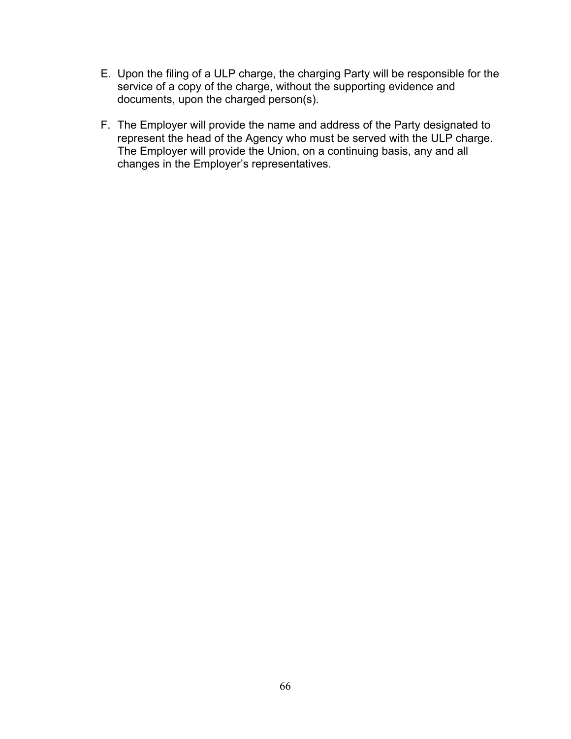E. Upon the filing of a ULP charge, the charging Party will be responsible for the service of a copy of the charge, without the supporting evidence and documents, upon the charged person(s).

F. The Employer will provide the name and address of the Party designated to represent the head of the Agency who must be served with the ULP charge. The Employer will provide the Union, on a continuing basis, any and all changes in the Employer's representatives.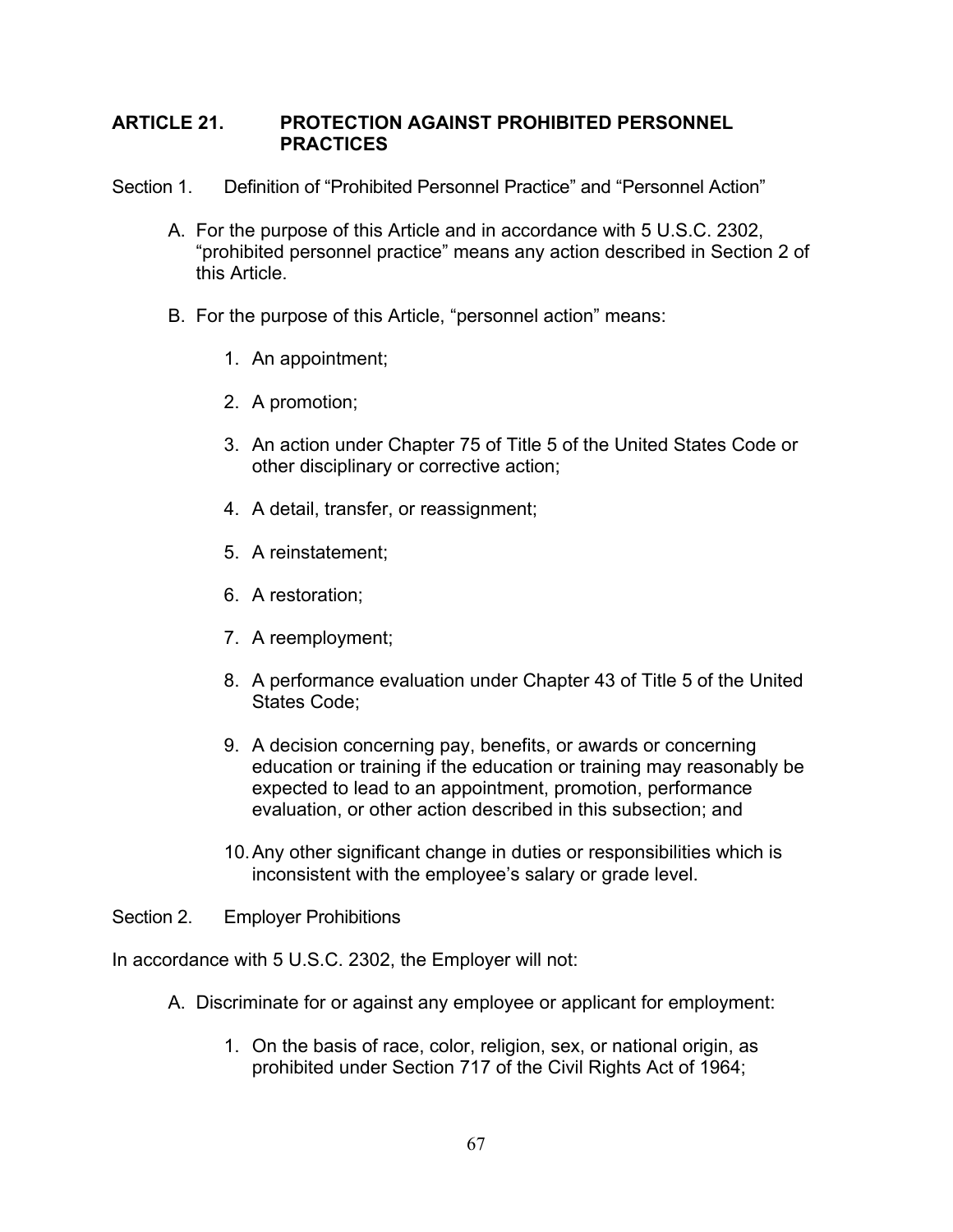## ARTICLE 21. PROTECTION AGAINST PROHIBITED PERSONNEL PRACTICES

Section 1. Definition of “Prohibited Personnel Practice” and “Personnel Action”

A. For the purpose of this Article and in accordance with 5 U.S.C. 2302, “prohibited personnel practice” means any action described in Section 2 of this Article.

B. For the purpose of this Article, “personnel action” means:

1. An appointment;
2. A promotion;
3. An action under Chapter 75 of Title 5 of the United States Code or other disciplinary or corrective action;
4. A detail, transfer, or reassignment;
5. A reinstatement;
6. A restoration;
7. A reemployment;
8. A performance evaluation under Chapter 43 of Title 5 of the United States Code;
9. A decision concerning pay, benefits, or awards or concerning education or training if the education or training may reasonably be expected to lead to an appointment, promotion, performance evaluation, or other action described in this subsection; and
10. Any other significant change in duties or responsibilities which is inconsistent with the employee’s salary or grade level.

Section 2. Employer Prohibitions

In accordance with 5 U.S.C. 2302, the Employer will not:

A. Discriminate for or against any employee or applicant for employment:

1. On the basis of race, color, religion, sex, or national origin, as prohibited under Section 717 of the Civil Rights Act of 1964;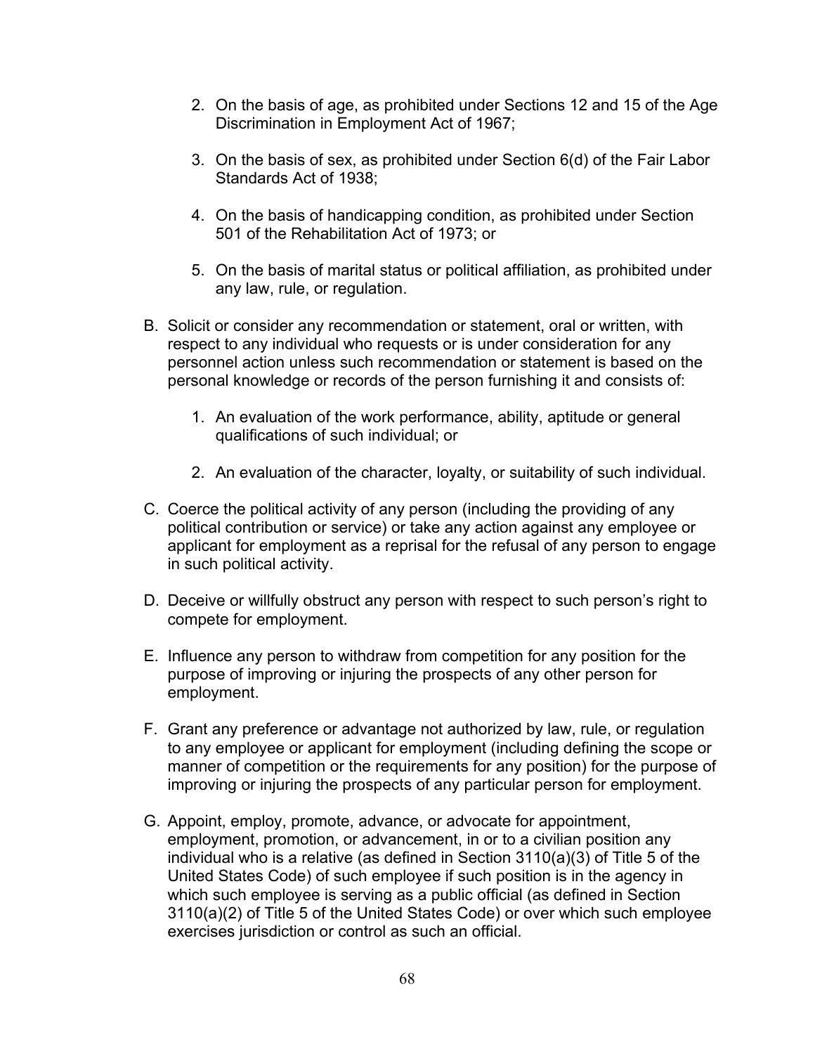2. On the basis of age, as prohibited under Sections 12 and 15 of the Age Discrimination in Employment Act of 1967;

3. On the basis of sex, as prohibited under Section 6(d) of the Fair Labor Standards Act of 1938;

4. On the basis of handicapping condition, as prohibited under Section 501 of the Rehabilitation Act of 1973; or

5. On the basis of marital status or political affiliation, as prohibited under any law, rule, or regulation.

B. Solicit or consider any recommendation or statement, oral or written, with respect to any individual who requests or is under consideration for any personnel action unless such recommendation or statement is based on the personal knowledge or records of the person furnishing it and consists of:

1. An evaluation of the work performance, ability, aptitude or general qualifications of such individual; or

2. An evaluation of the character, loyalty, or suitability of such individual.

C. Coerce the political activity of any person (including the providing of any political contribution or service) or take any action against any employee or applicant for employment as a reprisal for the refusal of any person to engage in such political activity.

D. Deceive or willfully obstruct any person with respect to such person's right to compete for employment.

E. Influence any person to withdraw from competition for any position for the purpose of improving or injuring the prospects of any other person for employment.

F. Grant any preference or advantage not authorized by law, rule, or regulation to any employee or applicant for employment (including defining the scope or manner of competition or the requirements for any position) for the purpose of improving or injuring the prospects of any particular person for employment.

G. Appoint, employ, promote, advance, or advocate for appointment, employment, promotion, or advancement, in or to a civilian position any individual who is a relative (as defined in Section 3110(a)(3) of Title 5 of the United States Code) of such employee if such position is in the agency in which such employee is serving as a public official (as defined in Section 3110(a)(2) of Title 5 of the United States Code) or over which such employee exercises jurisdiction or control as such an official.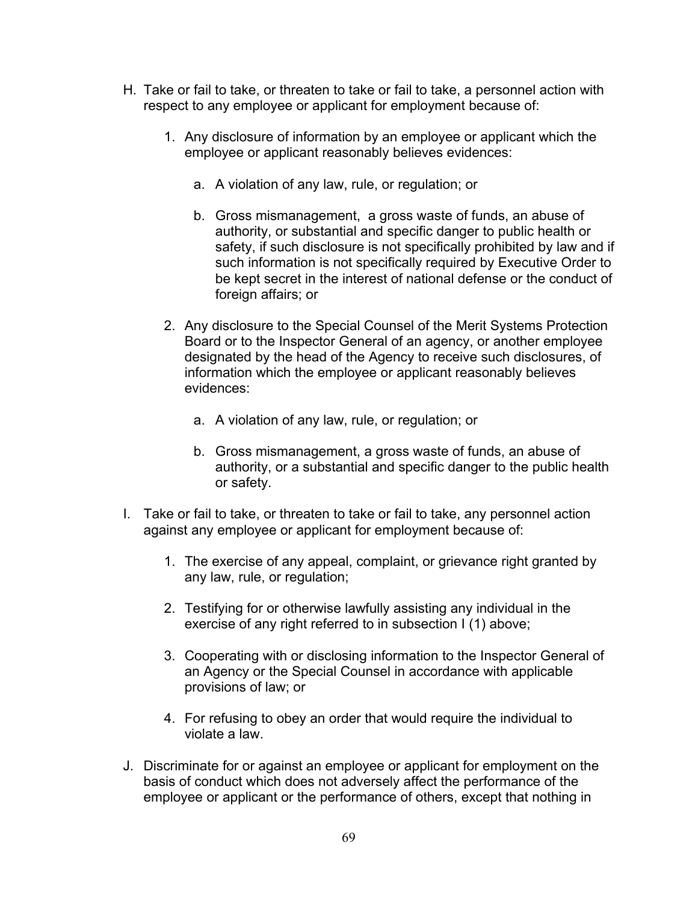H. Take or fail to take, or threaten to take or fail to take, a personnel action with respect to any employee or applicant for employment because of:

   1. Any disclosure of information by an employee or applicant which the employee or applicant reasonably believes evidences:

      a. A violation of any law, rule, or regulation; or

      b. Gross mismanagement,  a gross waste of funds, an abuse of authority, or substantial and specific danger to public health or safety, if such disclosure is not specifically prohibited by law and if such information is not specifically required by Executive Order to be kept secret in the interest of national defense or the conduct of foreign affairs; or

   2. Any disclosure to the Special Counsel of the Merit Systems Protection Board or to the Inspector General of an agency, or another employee designated by the head of the Agency to receive such disclosures, of information which the employee or applicant reasonably believes evidences:

      a. A violation of any law, rule, or regulation; or

      b. Gross mismanagement, a gross waste of funds, an abuse of authority, or a substantial and specific danger to the public health or safety.

I. Take or fail to take, or threaten to take or fail to take, any personnel action against any employee or applicant for employment because of:

   1. The exercise of any appeal, complaint, or grievance right granted by any law, rule, or regulation;

   2. Testifying for or otherwise lawfully assisting any individual in the exercise of any right referred to in subsection I (1) above;

   3. Cooperating with or disclosing information to the Inspector General of an Agency or the Special Counsel in accordance with applicable provisions of law; or

   4. For refusing to obey an order that would require the individual to violate a law.

J. Discriminate for or against an employee or applicant for employment on the basis of conduct which does not adversely affect the performance of the employee or applicant or the performance of others, except that nothing in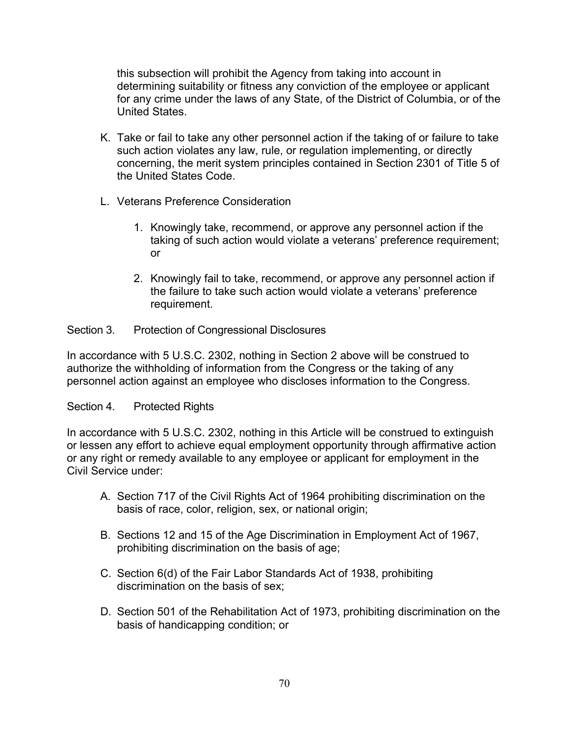this subsection will prohibit the Agency from taking into account in determining suitability or fitness any conviction of the employee or applicant for any crime under the laws of any State, of the District of Columbia, or of the United States.

K. Take or fail to take any other personnel action if the taking of or failure to take such action violates any law, rule, or regulation implementing, or directly concerning, the merit system principles contained in Section 2301 of Title 5 of the United States Code.

L. Veterans Preference Consideration

   1. Knowingly take, recommend, or approve any personnel action if the taking of such action would violate a veterans' preference requirement; or

   2. Knowingly fail to take, recommend, or approve any personnel action if the failure to take such action would violate a veterans' preference requirement.

Section 3. Protection of Congressional Disclosures

In accordance with 5 U.S.C. 2302, nothing in Section 2 above will be construed to authorize the withholding of information from the Congress or the taking of any personnel action against an employee who discloses information to the Congress.

Section 4. Protected Rights

In accordance with 5 U.S.C. 2302, nothing in this Article will be construed to extinguish or lessen any effort to achieve equal employment opportunity through affirmative action or any right or remedy available to any employee or applicant for employment in the Civil Service under:

A. Section 717 of the Civil Rights Act of 1964 prohibiting discrimination on the basis of race, color, religion, sex, or national origin;

B. Sections 12 and 15 of the Age Discrimination in Employment Act of 1967, prohibiting discrimination on the basis of age;

C. Section 6(d) of the Fair Labor Standards Act of 1938, prohibiting discrimination on the basis of sex;

D. Section 501 of the Rehabilitation Act of 1973, prohibiting discrimination on the basis of handicapping condition; or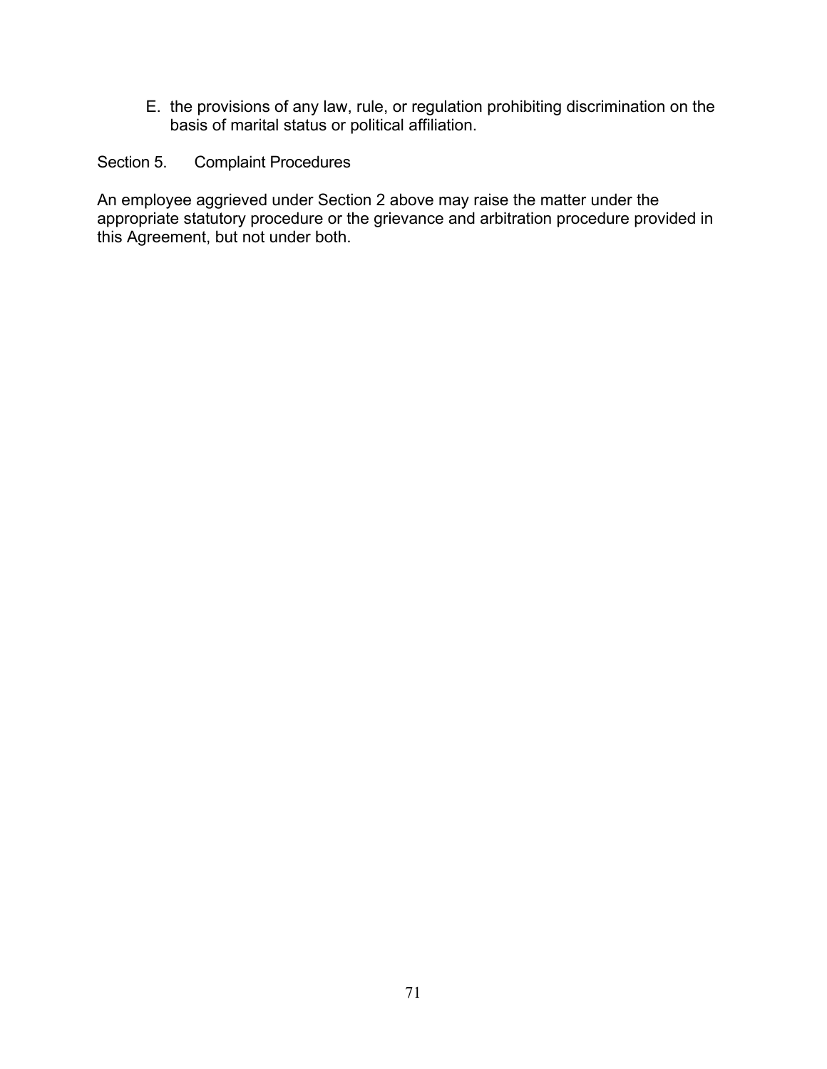E. the provisions of any law, rule, or regulation prohibiting discrimination on the basis of marital status or political affiliation.

## Section 5. Complaint Procedures

An employee aggrieved under Section 2 above may raise the matter under the appropriate statutory procedure or the grievance and arbitration procedure provided in this Agreement, but not under both.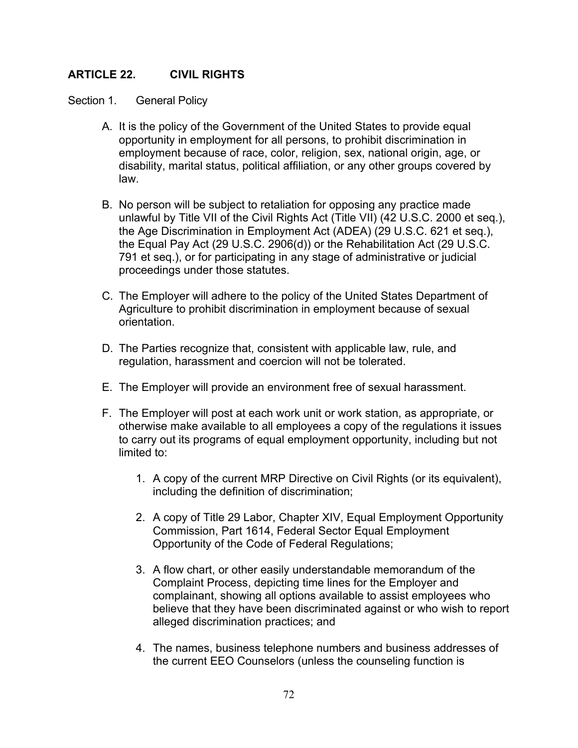## ARTICLE 22. CIVIL RIGHTS

Section 1. General Policy

A. It is the policy of the Government of the United States to provide equal opportunity in employment for all persons, to prohibit discrimination in employment because of race, color, religion, sex, national origin, age, or disability, marital status, political affiliation, or any other groups covered by law.

B. No person will be subject to retaliation for opposing any practice made unlawful by Title VII of the Civil Rights Act (Title VII) (42 U.S.C. 2000 et seq.), the Age Discrimination in Employment Act (ADEA) (29 U.S.C. 621 et seq.), the Equal Pay Act (29 U.S.C. 2906(d)) or the Rehabilitation Act (29 U.S.C. 791 et seq.), or for participating in any stage of administrative or judicial proceedings under those statutes.

C. The Employer will adhere to the policy of the United States Department of Agriculture to prohibit discrimination in employment because of sexual orientation.

D. The Parties recognize that, consistent with applicable law, rule, and regulation, harassment and coercion will not be tolerated.

E. The Employer will provide an environment free of sexual harassment.

F. The Employer will post at each work unit or work station, as appropriate, or otherwise make available to all employees a copy of the regulations it issues to carry out its programs of equal employment opportunity, including but not limited to:

   1. A copy of the current MRP Directive on Civil Rights (or its equivalent), including the definition of discrimination;

   2. A copy of Title 29 Labor, Chapter XIV, Equal Employment Opportunity Commission, Part 1614, Federal Sector Equal Employment Opportunity of the Code of Federal Regulations;

   3. A flow chart, or other easily understandable memorandum of the Complaint Process, depicting time lines for the Employer and complainant, showing all options available to assist employees who believe that they have been discriminated against or who wish to report alleged discrimination practices; and

   4. The names, business telephone numbers and business addresses of the current EEO Counselors (unless the counseling function is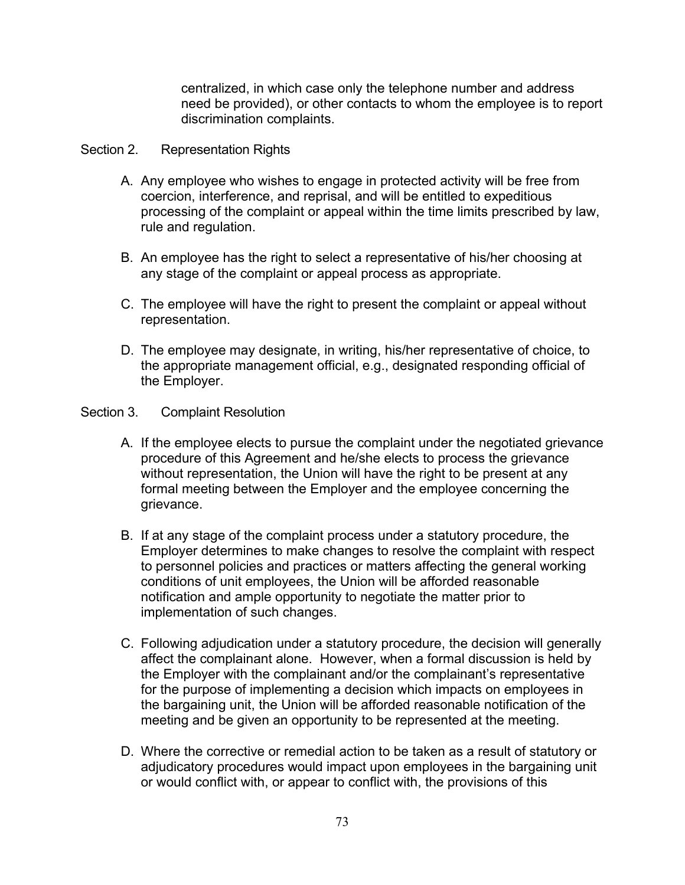centralized, in which case only the telephone number and address need be provided), or other contacts to whom the employee is to report discrimination complaints.

Section 2. Representation Rights

A. Any employee who wishes to engage in protected activity will be free from coercion, interference, and reprisal, and will be entitled to expeditious processing of the complaint or appeal within the time limits prescribed by law, rule and regulation.

B. An employee has the right to select a representative of his/her choosing at any stage of the complaint or appeal process as appropriate.

C. The employee will have the right to present the complaint or appeal without representation.

D. The employee may designate, in writing, his/her representative of choice, to the appropriate management official, e.g., designated responding official of the Employer.

Section 3. Complaint Resolution

A. If the employee elects to pursue the complaint under the negotiated grievance procedure of this Agreement and he/she elects to process the grievance without representation, the Union will have the right to be present at any formal meeting between the Employer and the employee concerning the grievance.

B. If at any stage of the complaint process under a statutory procedure, the Employer determines to make changes to resolve the complaint with respect to personnel policies and practices or matters affecting the general working conditions of unit employees, the Union will be afforded reasonable notification and ample opportunity to negotiate the matter prior to implementation of such changes.

C. Following adjudication under a statutory procedure, the decision will generally affect the complainant alone. However, when a formal discussion is held by the Employer with the complainant and/or the complainant's representative for the purpose of implementing a decision which impacts on employees in the bargaining unit, the Union will be afforded reasonable notification of the meeting and be given an opportunity to be represented at the meeting.

D. Where the corrective or remedial action to be taken as a result of statutory or adjudicatory procedures would impact upon employees in the bargaining unit or would conflict with, or appear to conflict with, the provisions of this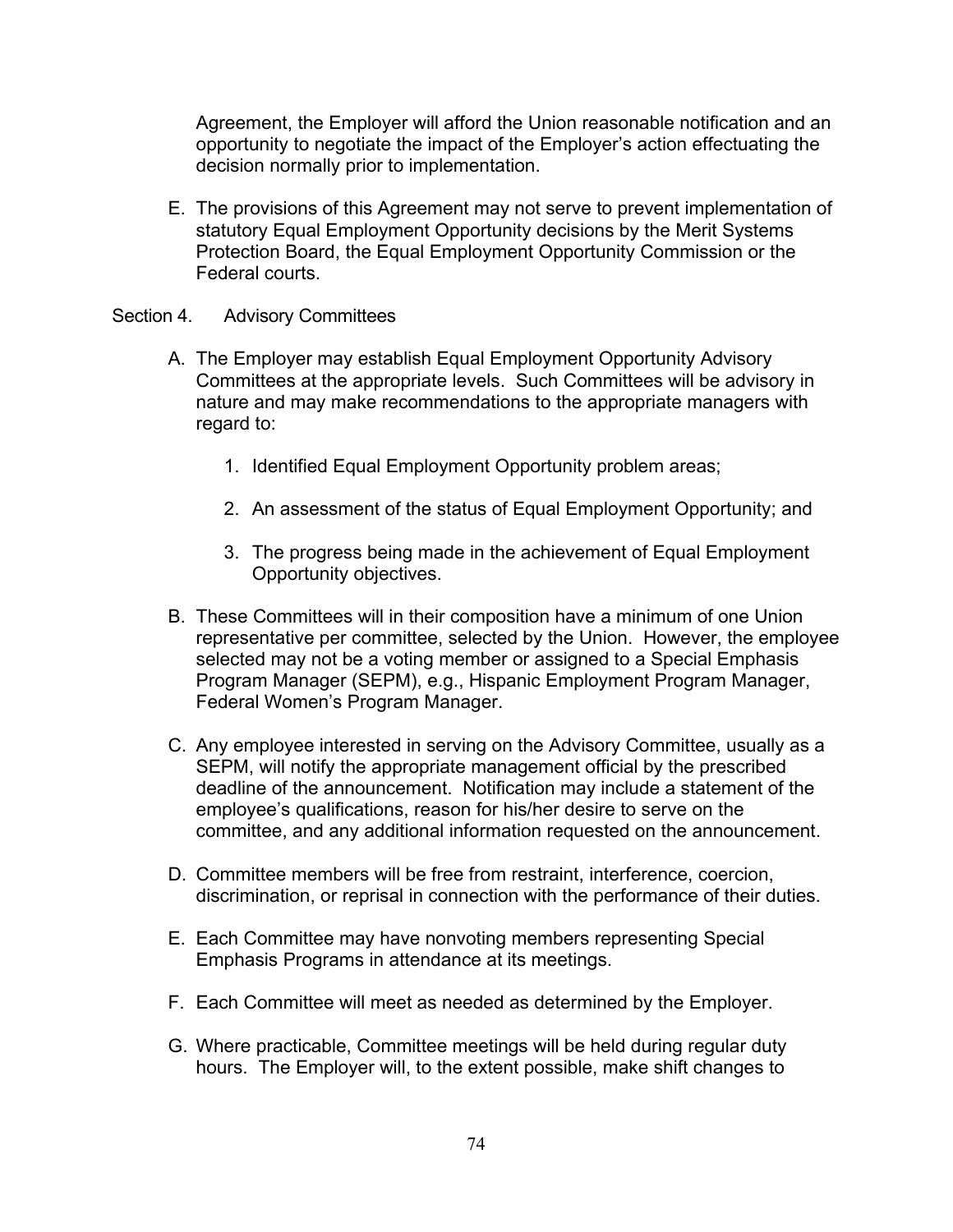Agreement, the Employer will afford the Union reasonable notification and an opportunity to negotiate the impact of the Employer's action effectuating the decision normally prior to implementation.

E. The provisions of this Agreement may not serve to prevent implementation of statutory Equal Employment Opportunity decisions by the Merit Systems Protection Board, the Equal Employment Opportunity Commission or the Federal courts.

Section 4. Advisory Committees

A. The Employer may establish Equal Employment Opportunity Advisory Committees at the appropriate levels. Such Committees will be advisory in nature and may make recommendations to the appropriate managers with regard to:

   1. Identified Equal Employment Opportunity problem areas;

   2. An assessment of the status of Equal Employment Opportunity; and

   3. The progress being made in the achievement of Equal Employment Opportunity objectives.

B. These Committees will in their composition have a minimum of one Union representative per committee, selected by the Union. However, the employee selected may not be a voting member or assigned to a Special Emphasis Program Manager (SEPM), e.g., Hispanic Employment Program Manager, Federal Women's Program Manager.

C. Any employee interested in serving on the Advisory Committee, usually as a SEPM, will notify the appropriate management official by the prescribed deadline of the announcement. Notification may include a statement of the employee's qualifications, reason for his/her desire to serve on the committee, and any additional information requested on the announcement.

D. Committee members will be free from restraint, interference, coercion, discrimination, or reprisal in connection with the performance of their duties.

E. Each Committee may have nonvoting members representing Special Emphasis Programs in attendance at its meetings.

F. Each Committee will meet as needed as determined by the Employer.

G. Where practicable, Committee meetings will be held during regular duty hours. The Employer will, to the extent possible, make shift changes to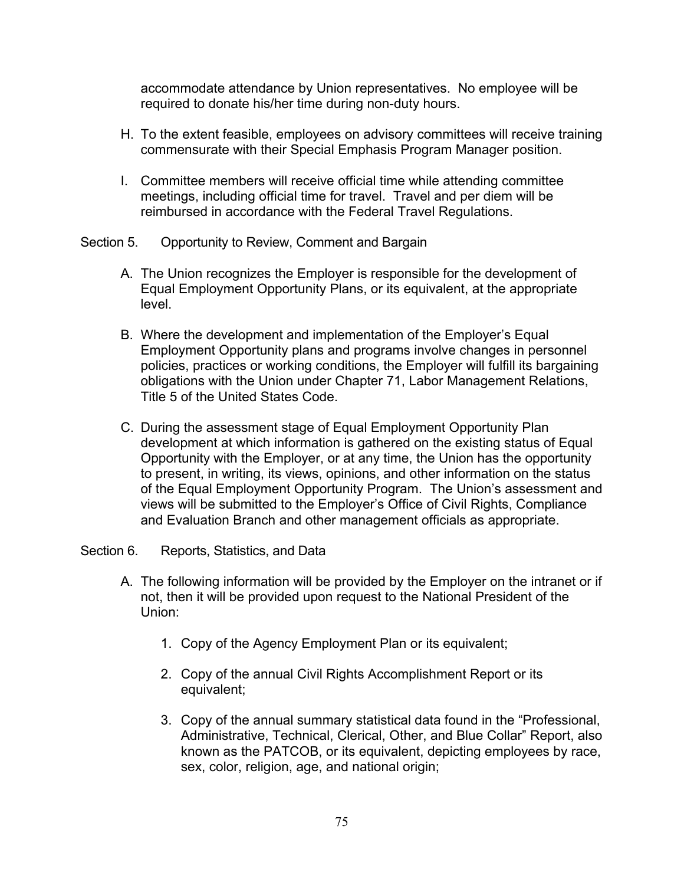accommodate attendance by Union representatives. No employee will be required to donate his/her time during non-duty hours.

H. To the extent feasible, employees on advisory committees will receive training commensurate with their Special Emphasis Program Manager position.

I. Committee members will receive official time while attending committee meetings, including official time for travel. Travel and per diem will be reimbursed in accordance with the Federal Travel Regulations.

Section 5. Opportunity to Review, Comment and Bargain

A. The Union recognizes the Employer is responsible for the development of Equal Employment Opportunity Plans, or its equivalent, at the appropriate level.

B. Where the development and implementation of the Employer's Equal Employment Opportunity plans and programs involve changes in personnel policies, practices or working conditions, the Employer will fulfill its bargaining obligations with the Union under Chapter 71, Labor Management Relations, Title 5 of the United States Code.

C. During the assessment stage of Equal Employment Opportunity Plan development at which information is gathered on the existing status of Equal Opportunity with the Employer, or at any time, the Union has the opportunity to present, in writing, its views, opinions, and other information on the status of the Equal Employment Opportunity Program. The Union's assessment and views will be submitted to the Employer's Office of Civil Rights, Compliance and Evaluation Branch and other management officials as appropriate.

Section 6. Reports, Statistics, and Data

A. The following information will be provided by the Employer on the intranet or if not, then it will be provided upon request to the National President of the Union:

1. Copy of the Agency Employment Plan or its equivalent;

2. Copy of the annual Civil Rights Accomplishment Report or its equivalent;

3. Copy of the annual summary statistical data found in the "Professional, Administrative, Technical, Clerical, Other, and Blue Collar" Report, also known as the PATCOB, or its equivalent, depicting employees by race, sex, color, religion, age, and national origin;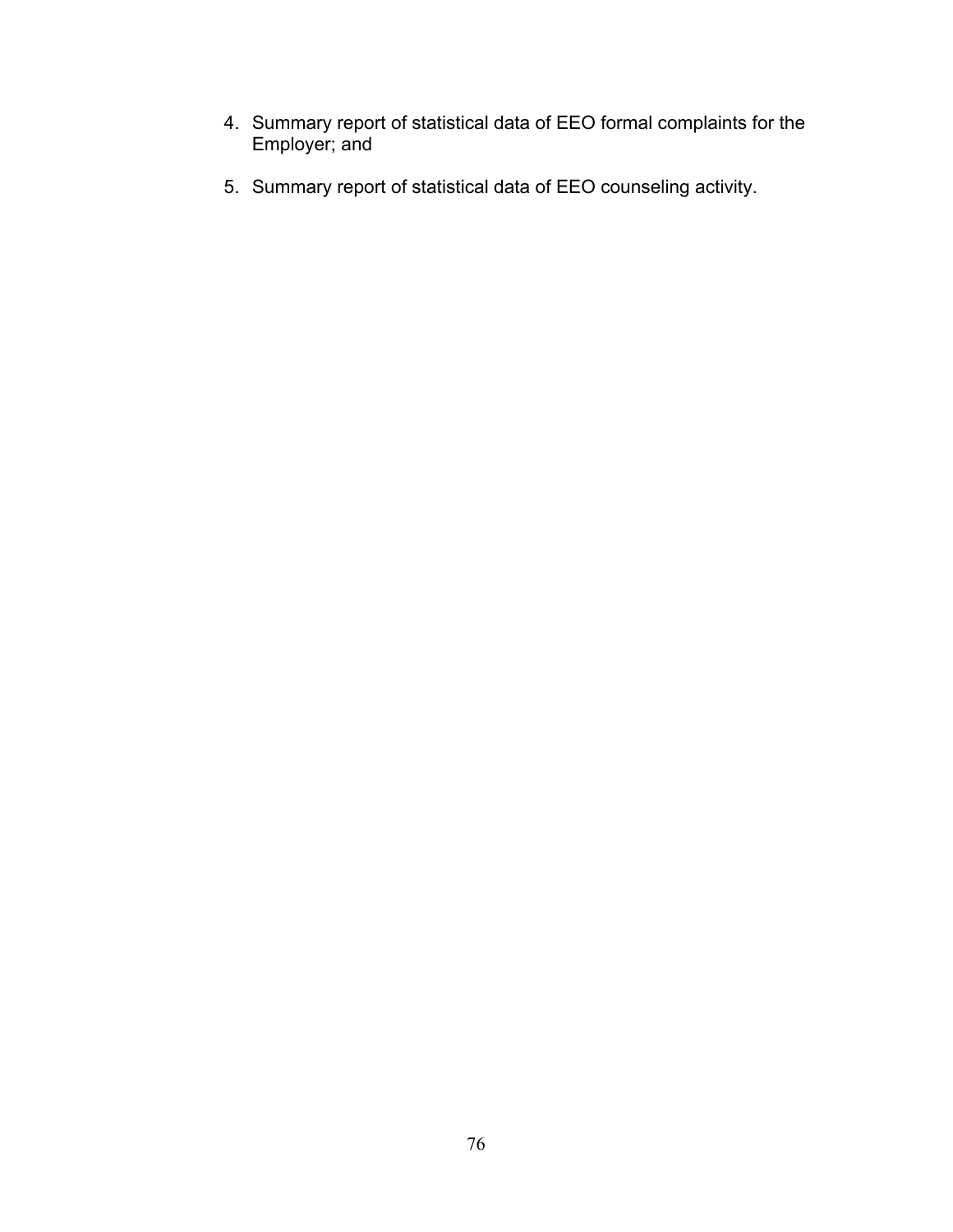4. Summary report of statistical data of EEO formal complaints for the Employer; and

5. Summary report of statistical data of EEO counseling activity.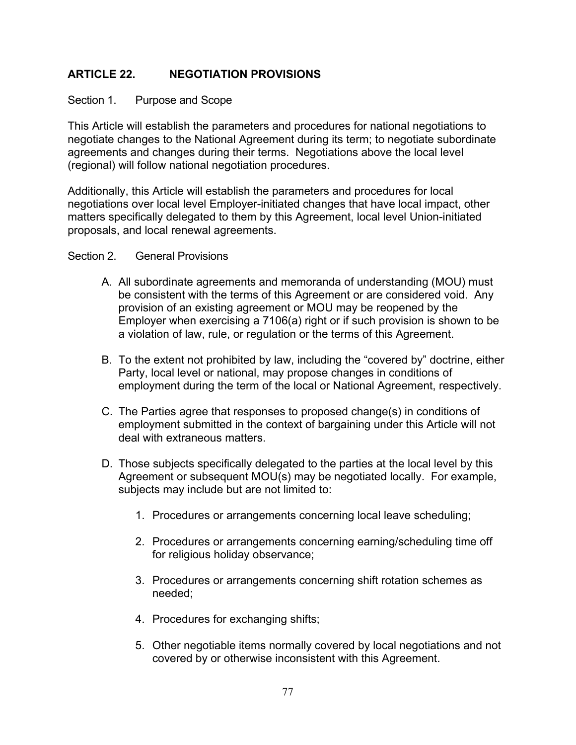## ARTICLE 22. NEGOTIATION PROVISIONS

Section 1. Purpose and Scope

This Article will establish the parameters and procedures for national negotiations to negotiate changes to the National Agreement during its term; to negotiate subordinate agreements and changes during their terms. Negotiations above the local level (regional) will follow national negotiation procedures.

Additionally, this Article will establish the parameters and procedures for local negotiations over local level Employer-initiated changes that have local impact, other matters specifically delegated to them by this Agreement, local level Union-initiated proposals, and local renewal agreements.

Section 2. General Provisions

A. All subordinate agreements and memoranda of understanding (MOU) must be consistent with the terms of this Agreement or are considered void. Any provision of an existing agreement or MOU may be reopened by the Employer when exercising a 7106(a) right or if such provision is shown to be a violation of law, rule, or regulation or the terms of this Agreement.

B. To the extent not prohibited by law, including the "covered by" doctrine, either Party, local level or national, may propose changes in conditions of employment during the term of the local or National Agreement, respectively.

C. The Parties agree that responses to proposed change(s) in conditions of employment submitted in the context of bargaining under this Article will not deal with extraneous matters.

D. Those subjects specifically delegated to the parties at the local level by this Agreement or subsequent MOU(s) may be negotiated locally. For example, subjects may include but are not limited to:

   1. Procedures or arrangements concerning local leave scheduling;

   2. Procedures or arrangements concerning earning/scheduling time off for religious holiday observance;

   3. Procedures or arrangements concerning shift rotation schemes as needed;

   4. Procedures for exchanging shifts;

   5. Other negotiable items normally covered by local negotiations and not covered by or otherwise inconsistent with this Agreement.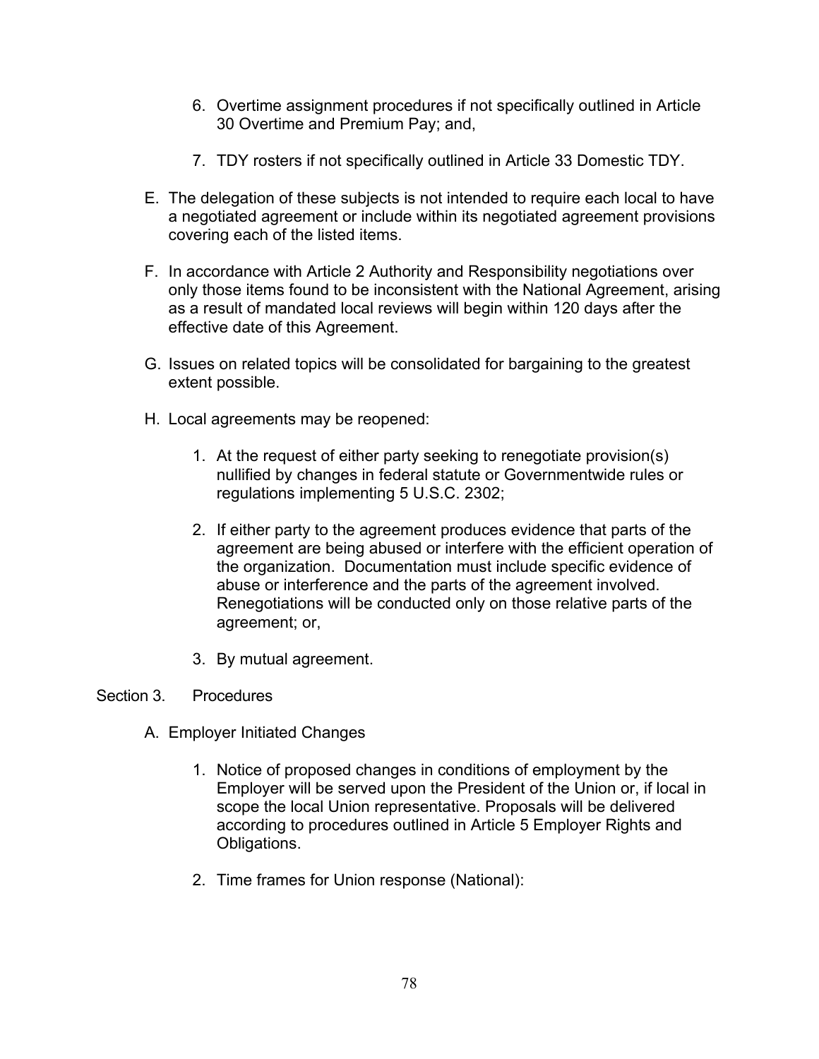6. Overtime assignment procedures if not specifically outlined in Article 30 Overtime and Premium Pay; and,

7. TDY rosters if not specifically outlined in Article 33 Domestic TDY.

E. The delegation of these subjects is not intended to require each local to have a negotiated agreement or include within its negotiated agreement provisions covering each of the listed items.

F. In accordance with Article 2 Authority and Responsibility negotiations over only those items found to be inconsistent with the National Agreement, arising as a result of mandated local reviews will begin within 120 days after the effective date of this Agreement.

G. Issues on related topics will be consolidated for bargaining to the greatest extent possible.

H. Local agreements may be reopened:

1. At the request of either party seeking to renegotiate provision(s) nullified by changes in federal statute or Governmentwide rules or regulations implementing 5 U.S.C. 2302;

2. If either party to the agreement produces evidence that parts of the agreement are being abused or interfere with the efficient operation of the organization. Documentation must include specific evidence of abuse or interference and the parts of the agreement involved. Renegotiations will be conducted only on those relative parts of the agreement; or,

3. By mutual agreement.

Section 3. Procedures

A. Employer Initiated Changes

1. Notice of proposed changes in conditions of employment by the Employer will be served upon the President of the Union or, if local in scope the local Union representative. Proposals will be delivered according to procedures outlined in Article 5 Employer Rights and Obligations.

2. Time frames for Union response (National):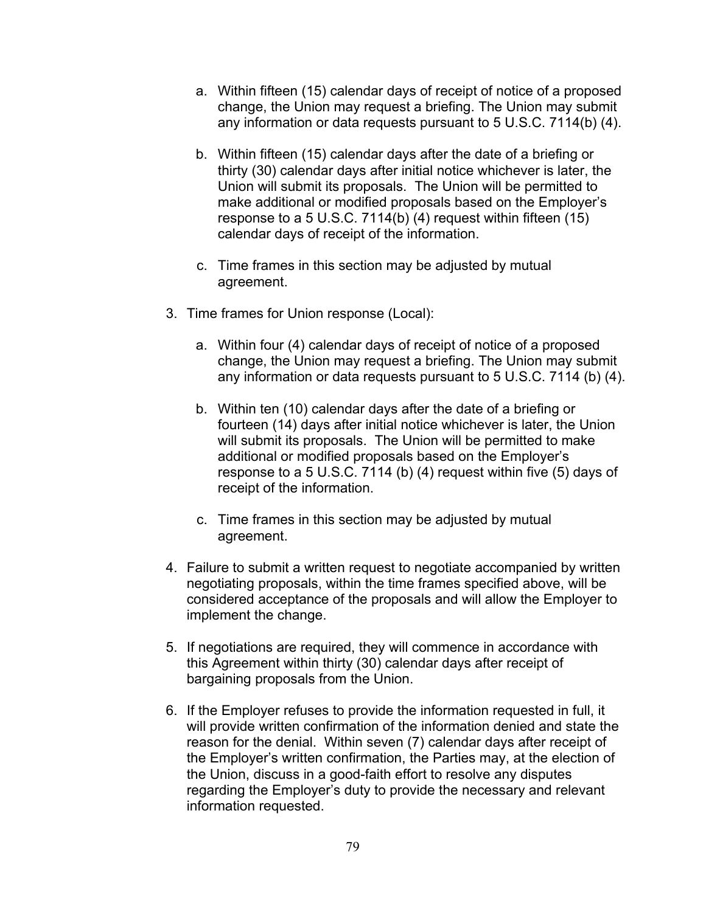a. Within fifteen (15) calendar days of receipt of notice of a proposed change, the Union may request a briefing. The Union may submit any information or data requests pursuant to 5 U.S.C. 7114(b) (4).

   b. Within fifteen (15) calendar days after the date of a briefing or thirty (30) calendar days after initial notice whichever is later, the Union will submit its proposals. The Union will be permitted to make additional or modified proposals based on the Employer's response to a 5 U.S.C. 7114(b) (4) request within fifteen (15) calendar days of receipt of the information.

   c. Time frames in this section may be adjusted by mutual agreement.

3. Time frames for Union response (Local):

   a. Within four (4) calendar days of receipt of notice of a proposed change, the Union may request a briefing. The Union may submit any information or data requests pursuant to 5 U.S.C. 7114 (b) (4).

   b. Within ten (10) calendar days after the date of a briefing or fourteen (14) days after initial notice whichever is later, the Union will submit its proposals. The Union will be permitted to make additional or modified proposals based on the Employer's response to a 5 U.S.C. 7114 (b) (4) request within five (5) days of receipt of the information.

   c. Time frames in this section may be adjusted by mutual agreement.

4. Failure to submit a written request to negotiate accompanied by written negotiating proposals, within the time frames specified above, will be considered acceptance of the proposals and will allow the Employer to implement the change.

5. If negotiations are required, they will commence in accordance with this Agreement within thirty (30) calendar days after receipt of bargaining proposals from the Union.

6. If the Employer refuses to provide the information requested in full, it will provide written confirmation of the information denied and state the reason for the denial. Within seven (7) calendar days after receipt of the Employer's written confirmation, the Parties may, at the election of the Union, discuss in a good-faith effort to resolve any disputes regarding the Employer's duty to provide the necessary and relevant information requested.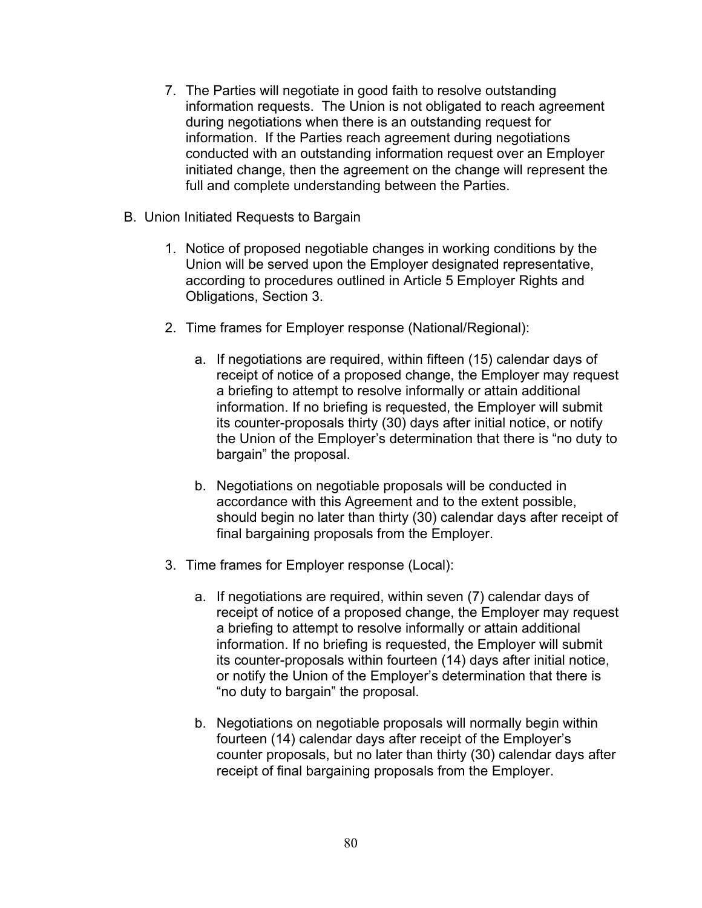7. The Parties will negotiate in good faith to resolve outstanding information requests. The Union is not obligated to reach agreement during negotiations when there is an outstanding request for information. If the Parties reach agreement during negotiations conducted with an outstanding information request over an Employer initiated change, then the agreement on the change will represent the full and complete understanding between the Parties.

B. Union Initiated Requests to Bargain

1. Notice of proposed negotiable changes in working conditions by the Union will be served upon the Employer designated representative, according to procedures outlined in Article 5 Employer Rights and Obligations, Section 3.

2. Time frames for Employer response (National/Regional):

   a. If negotiations are required, within fifteen (15) calendar days of receipt of notice of a proposed change, the Employer may request a briefing to attempt to resolve informally or attain additional information. If no briefing is requested, the Employer will submit its counter-proposals thirty (30) days after initial notice, or notify the Union of the Employer's determination that there is "no duty to bargain" the proposal.

   b. Negotiations on negotiable proposals will be conducted in accordance with this Agreement and to the extent possible, should begin no later than thirty (30) calendar days after receipt of final bargaining proposals from the Employer.

3. Time frames for Employer response (Local):

   a. If negotiations are required, within seven (7) calendar days of receipt of notice of a proposed change, the Employer may request a briefing to attempt to resolve informally or attain additional information. If no briefing is requested, the Employer will submit its counter-proposals within fourteen (14) days after initial notice, or notify the Union of the Employer's determination that there is "no duty to bargain" the proposal.

   b. Negotiations on negotiable proposals will normally begin within fourteen (14) calendar days after receipt of the Employer's counter proposals, but no later than thirty (30) calendar days after receipt of final bargaining proposals from the Employer.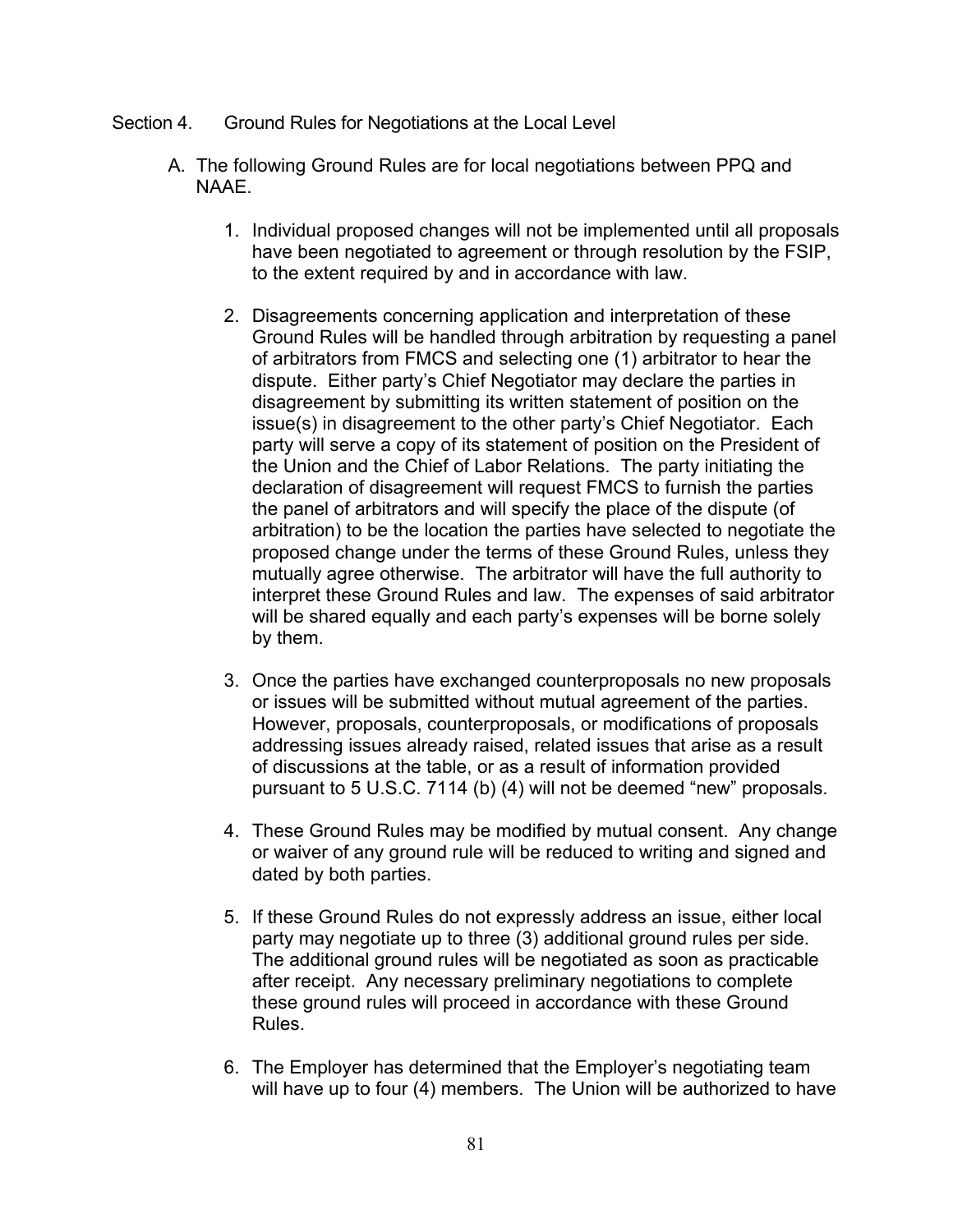Section 4. Ground Rules for Negotiations at the Local Level

A. The following Ground Rules are for local negotiations between PPQ and NAAE.

1. Individual proposed changes will not be implemented until all proposals have been negotiated to agreement or through resolution by the FSIP, to the extent required by and in accordance with law.

2. Disagreements concerning application and interpretation of these Ground Rules will be handled through arbitration by requesting a panel of arbitrators from FMCS and selecting one (1) arbitrator to hear the dispute. Either party's Chief Negotiator may declare the parties in disagreement by submitting its written statement of position on the issue(s) in disagreement to the other party's Chief Negotiator. Each party will serve a copy of its statement of position on the President of the Union and the Chief of Labor Relations. The party initiating the declaration of disagreement will request FMCS to furnish the parties the panel of arbitrators and will specify the place of the dispute (of arbitration) to be the location the parties have selected to negotiate the proposed change under the terms of these Ground Rules, unless they mutually agree otherwise. The arbitrator will have the full authority to interpret these Ground Rules and law. The expenses of said arbitrator will be shared equally and each party's expenses will be borne solely by them.

3. Once the parties have exchanged counterproposals no new proposals or issues will be submitted without mutual agreement of the parties. However, proposals, counterproposals, or modifications of proposals addressing issues already raised, related issues that arise as a result of discussions at the table, or as a result of information provided pursuant to 5 U.S.C. 7114 (b) (4) will not be deemed "new" proposals.

4. These Ground Rules may be modified by mutual consent. Any change or waiver of any ground rule will be reduced to writing and signed and dated by both parties.

5. If these Ground Rules do not expressly address an issue, either local party may negotiate up to three (3) additional ground rules per side. The additional ground rules will be negotiated as soon as practicable after receipt. Any necessary preliminary negotiations to complete these ground rules will proceed in accordance with these Ground Rules.

6. The Employer has determined that the Employer's negotiating team will have up to four (4) members. The Union will be authorized to have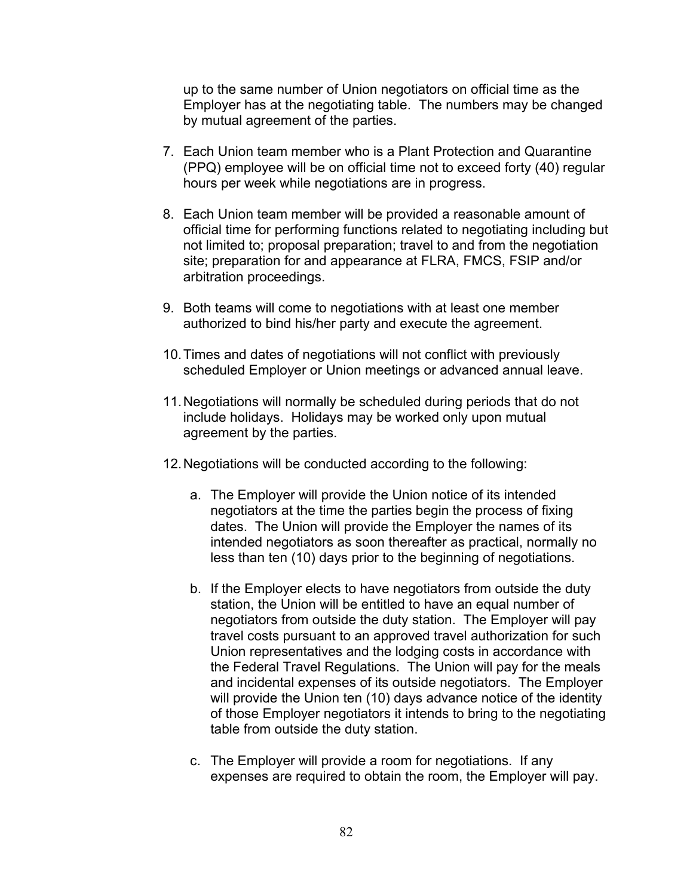up to the same number of Union negotiators on official time as the Employer has at the negotiating table. The numbers may be changed by mutual agreement of the parties.

7. Each Union team member who is a Plant Protection and Quarantine (PPQ) employee will be on official time not to exceed forty (40) regular hours per week while negotiations are in progress.

8. Each Union team member will be provided a reasonable amount of official time for performing functions related to negotiating including but not limited to; proposal preparation; travel to and from the negotiation site; preparation for and appearance at FLRA, FMCS, FSIP and/or arbitration proceedings.

9. Both teams will come to negotiations with at least one member authorized to bind his/her party and execute the agreement.

10. Times and dates of negotiations will not conflict with previously scheduled Employer or Union meetings or advanced annual leave.

11. Negotiations will normally be scheduled during periods that do not include holidays. Holidays may be worked only upon mutual agreement by the parties.

12. Negotiations will be conducted according to the following:

    a. The Employer will provide the Union notice of its intended negotiators at the time the parties begin the process of fixing dates. The Union will provide the Employer the names of its intended negotiators as soon thereafter as practical, normally no less than ten (10) days prior to the beginning of negotiations.

    b. If the Employer elects to have negotiators from outside the duty station, the Union will be entitled to have an equal number of negotiators from outside the duty station. The Employer will pay travel costs pursuant to an approved travel authorization for such Union representatives and the lodging costs in accordance with the Federal Travel Regulations. The Union will pay for the meals and incidental expenses of its outside negotiators. The Employer will provide the Union ten (10) days advance notice of the identity of those Employer negotiators it intends to bring to the negotiating table from outside the duty station.

    c. The Employer will provide a room for negotiations. If any expenses are required to obtain the room, the Employer will pay.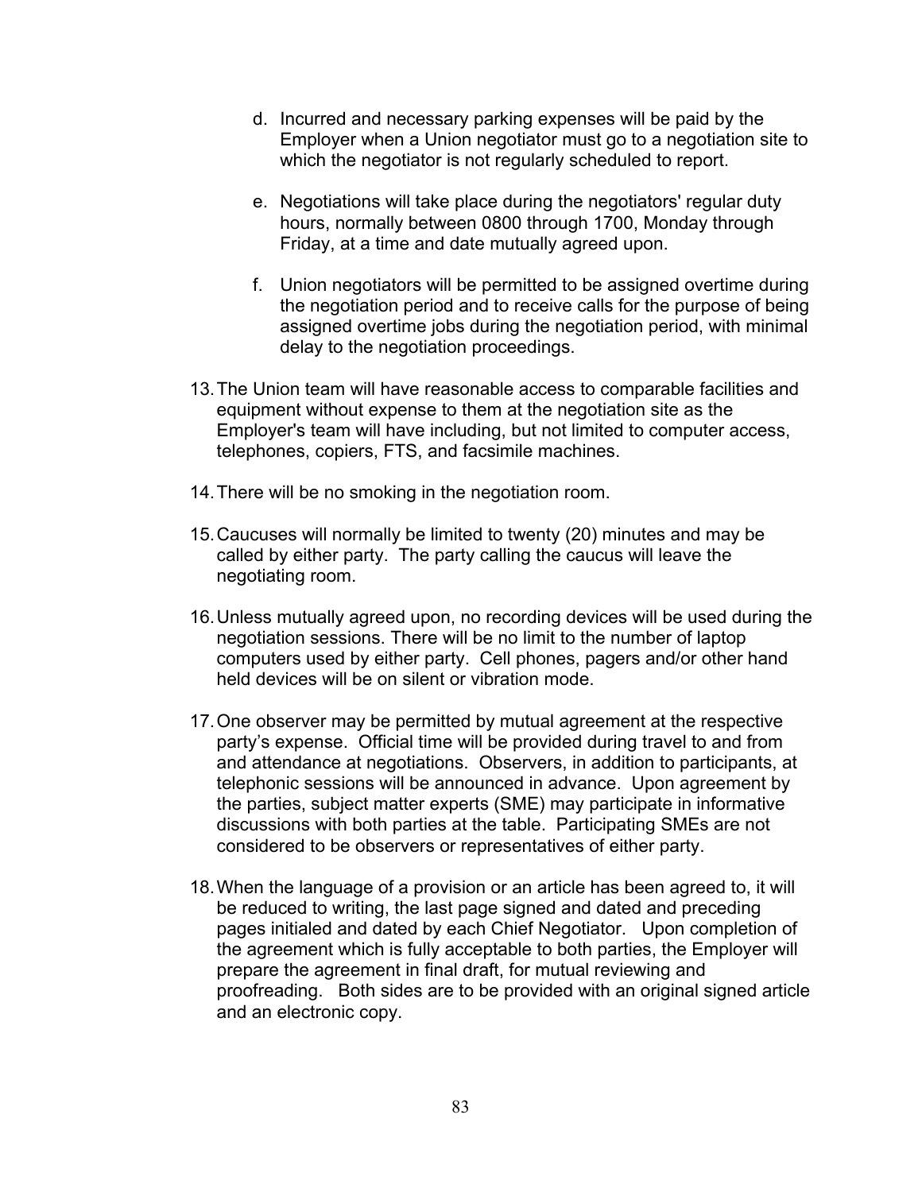d. Incurred and necessary parking expenses will be paid by the Employer when a Union negotiator must go to a negotiation site to which the negotiator is not regularly scheduled to report.

   e. Negotiations will take place during the negotiators' regular duty hours, normally between 0800 through 1700, Monday through Friday, at a time and date mutually agreed upon.

   f. Union negotiators will be permitted to be assigned overtime during the negotiation period and to receive calls for the purpose of being assigned overtime jobs during the negotiation period, with minimal delay to the negotiation proceedings.

13. The Union team will have reasonable access to comparable facilities and equipment without expense to them at the negotiation site as the Employer's team will have including, but not limited to computer access, telephones, copiers, FTS, and facsimile machines.

14. There will be no smoking in the negotiation room.

15. Caucuses will normally be limited to twenty (20) minutes and may be called by either party. The party calling the caucus will leave the negotiating room.

16. Unless mutually agreed upon, no recording devices will be used during the negotiation sessions. There will be no limit to the number of laptop computers used by either party. Cell phones, pagers and/or other hand held devices will be on silent or vibration mode.

17. One observer may be permitted by mutual agreement at the respective party's expense. Official time will be provided during travel to and from and attendance at negotiations. Observers, in addition to participants, at telephonic sessions will be announced in advance. Upon agreement by the parties, subject matter experts (SME) may participate in informative discussions with both parties at the table. Participating SMEs are not considered to be observers or representatives of either party.

18. When the language of a provision or an article has been agreed to, it will be reduced to writing, the last page signed and dated and preceding pages initialed and dated by each Chief Negotiator. Upon completion of the agreement which is fully acceptable to both parties, the Employer will prepare the agreement in final draft, for mutual reviewing and proofreading. Both sides are to be provided with an original signed article and an electronic copy.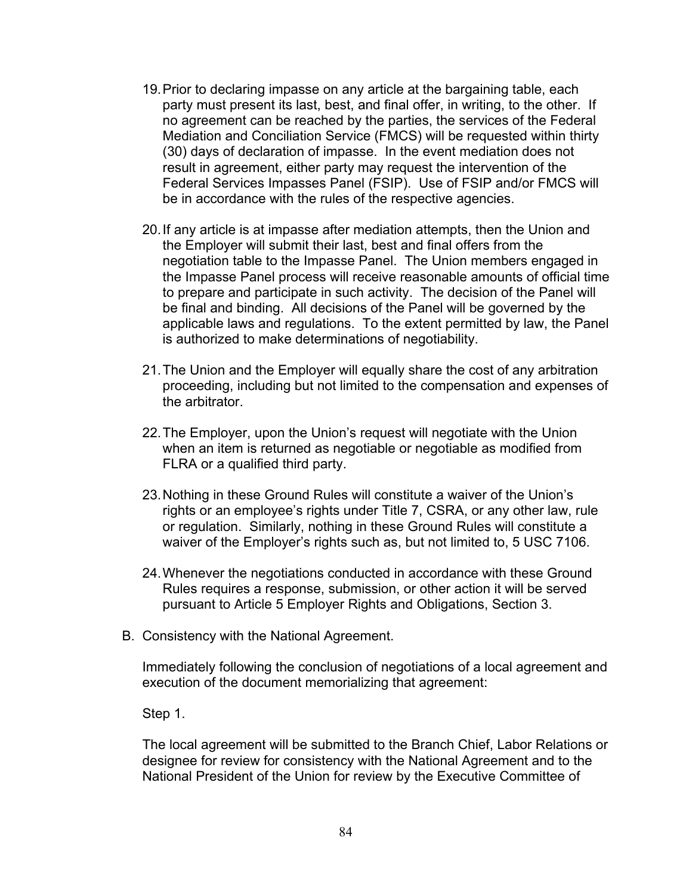19. Prior to declaring impasse on any article at the bargaining table, each party must present its last, best, and final offer, in writing, to the other. If no agreement can be reached by the parties, the services of the Federal Mediation and Conciliation Service (FMCS) will be requested within thirty (30) days of declaration of impasse. In the event mediation does not result in agreement, either party may request the intervention of the Federal Services Impasses Panel (FSIP). Use of FSIP and/or FMCS will be in accordance with the rules of the respective agencies.

20. If any article is at impasse after mediation attempts, then the Union and the Employer will submit their last, best and final offers from the negotiation table to the Impasse Panel. The Union members engaged in the Impasse Panel process will receive reasonable amounts of official time to prepare and participate in such activity. The decision of the Panel will be final and binding. All decisions of the Panel will be governed by the applicable laws and regulations. To the extent permitted by law, the Panel is authorized to make determinations of negotiability.

21. The Union and the Employer will equally share the cost of any arbitration proceeding, including but not limited to the compensation and expenses of the arbitrator.

22. The Employer, upon the Union's request will negotiate with the Union when an item is returned as negotiable or negotiable as modified from FLRA or a qualified third party.

23. Nothing in these Ground Rules will constitute a waiver of the Union's rights or an employee's rights under Title 7, CSRA, or any other law, rule or regulation. Similarly, nothing in these Ground Rules will constitute a waiver of the Employer's rights such as, but not limited to, 5 USC 7106.

24. Whenever the negotiations conducted in accordance with these Ground Rules requires a response, submission, or other action it will be served pursuant to Article 5 Employer Rights and Obligations, Section 3.

B. Consistency with the National Agreement.

Immediately following the conclusion of negotiations of a local agreement and execution of the document memorializing that agreement:

Step 1.

The local agreement will be submitted to the Branch Chief, Labor Relations or designee for review for consistency with the National Agreement and to the National President of the Union for review by the Executive Committee of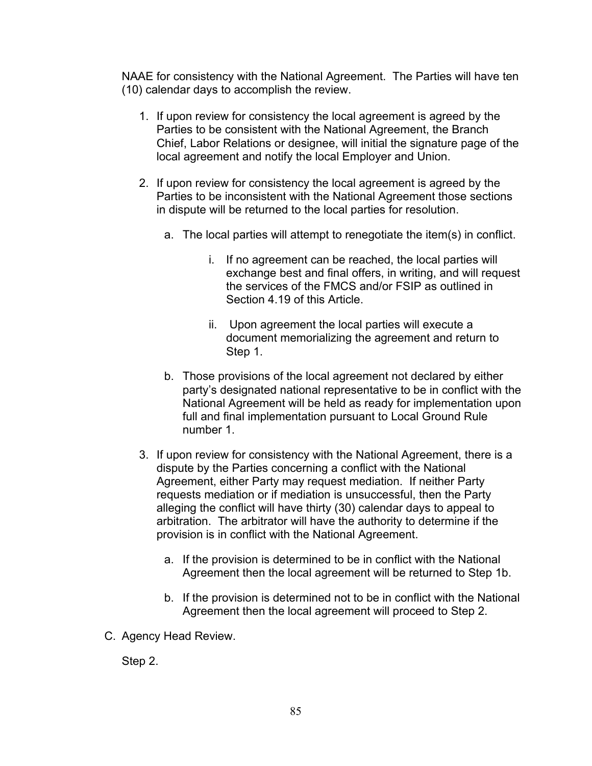NAAE for consistency with the National Agreement. The Parties will have ten (10) calendar days to accomplish the review.

1. If upon review for consistency the local agreement is agreed by the Parties to be consistent with the National Agreement, the Branch Chief, Labor Relations or designee, will initial the signature page of the local agreement and notify the local Employer and Union.

2. If upon review for consistency the local agreement is agreed by the Parties to be inconsistent with the National Agreement those sections in dispute will be returned to the local parties for resolution.

   a. The local parties will attempt to renegotiate the item(s) in conflict.

      i. If no agreement can be reached, the local parties will exchange best and final offers, in writing, and will request the services of the FMCS and/or FSIP as outlined in Section 4.19 of this Article.

      ii. Upon agreement the local parties will execute a document memorializing the agreement and return to Step 1.

   b. Those provisions of the local agreement not declared by either party's designated national representative to be in conflict with the National Agreement will be held as ready for implementation upon full and final implementation pursuant to Local Ground Rule number 1.

3. If upon review for consistency with the National Agreement, there is a dispute by the Parties concerning a conflict with the National Agreement, either Party may request mediation. If neither Party requests mediation or if mediation is unsuccessful, then the Party alleging the conflict will have thirty (30) calendar days to appeal to arbitration. The arbitrator will have the authority to determine if the provision is in conflict with the National Agreement.

   a. If the provision is determined to be in conflict with the National Agreement then the local agreement will be returned to Step 1b.

   b. If the provision is determined not to be in conflict with the National Agreement then the local agreement will proceed to Step 2.

C. Agency Head Review.

   Step 2.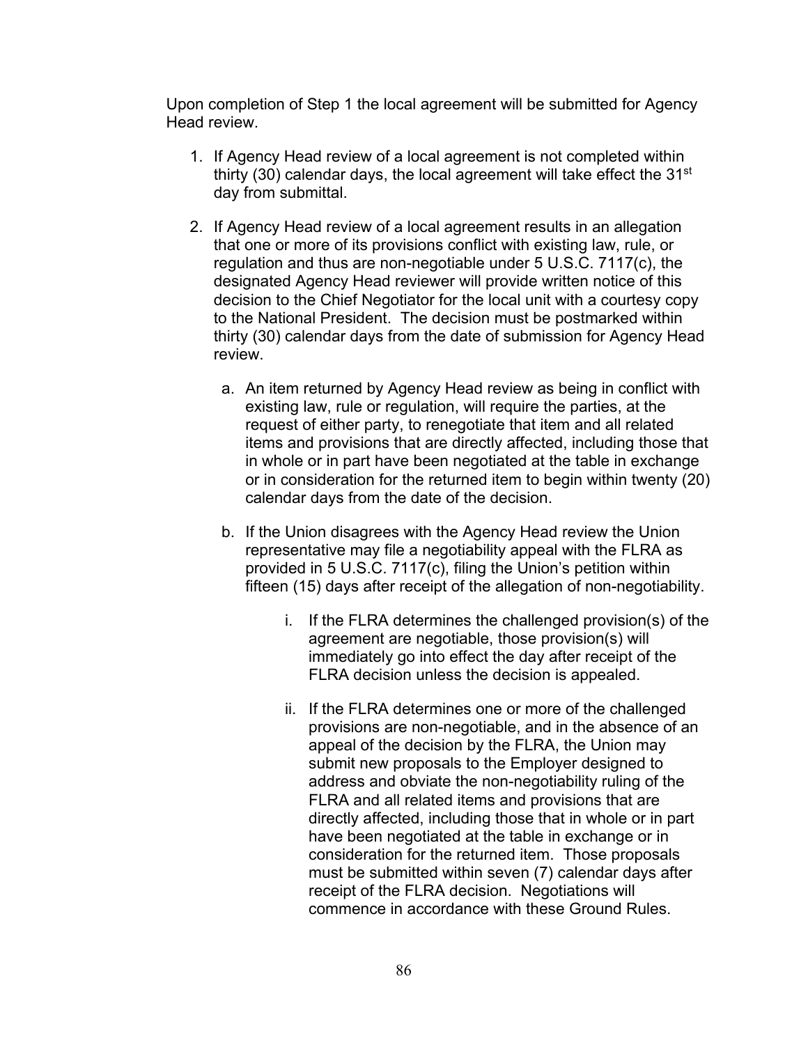Upon completion of Step 1 the local agreement will be submitted for Agency Head review.

1. If Agency Head review of a local agreement is not completed within thirty (30) calendar days, the local agreement will take effect the 31st day from submittal.

2. If Agency Head review of a local agreement results in an allegation that one or more of its provisions conflict with existing law, rule, or regulation and thus are non-negotiable under 5 U.S.C. 7117(c), the designated Agency Head reviewer will provide written notice of this decision to the Chief Negotiator for the local unit with a courtesy copy to the National President. The decision must be postmarked within thirty (30) calendar days from the date of submission for Agency Head review.

   a. An item returned by Agency Head review as being in conflict with existing law, rule or regulation, will require the parties, at the request of either party, to renegotiate that item and all related items and provisions that are directly affected, including those that in whole or in part have been negotiated at the table in exchange or in consideration for the returned item to begin within twenty (20) calendar days from the date of the decision.

   b. If the Union disagrees with the Agency Head review the Union representative may file a negotiability appeal with the FLRA as provided in 5 U.S.C. 7117(c), filing the Union's petition within fifteen (15) days after receipt of the allegation of non-negotiability.

      i. If the FLRA determines the challenged provision(s) of the agreement are negotiable, those provision(s) will immediately go into effect the day after receipt of the FLRA decision unless the decision is appealed.

      ii. If the FLRA determines one or more of the challenged provisions are non-negotiable, and in the absence of an appeal of the decision by the FLRA, the Union may submit new proposals to the Employer designed to address and obviate the non-negotiability ruling of the FLRA and all related items and provisions that are directly affected, including those that in whole or in part have been negotiated at the table in exchange or in consideration for the returned item. Those proposals must be submitted within seven (7) calendar days after receipt of the FLRA decision. Negotiations will commence in accordance with these Ground Rules.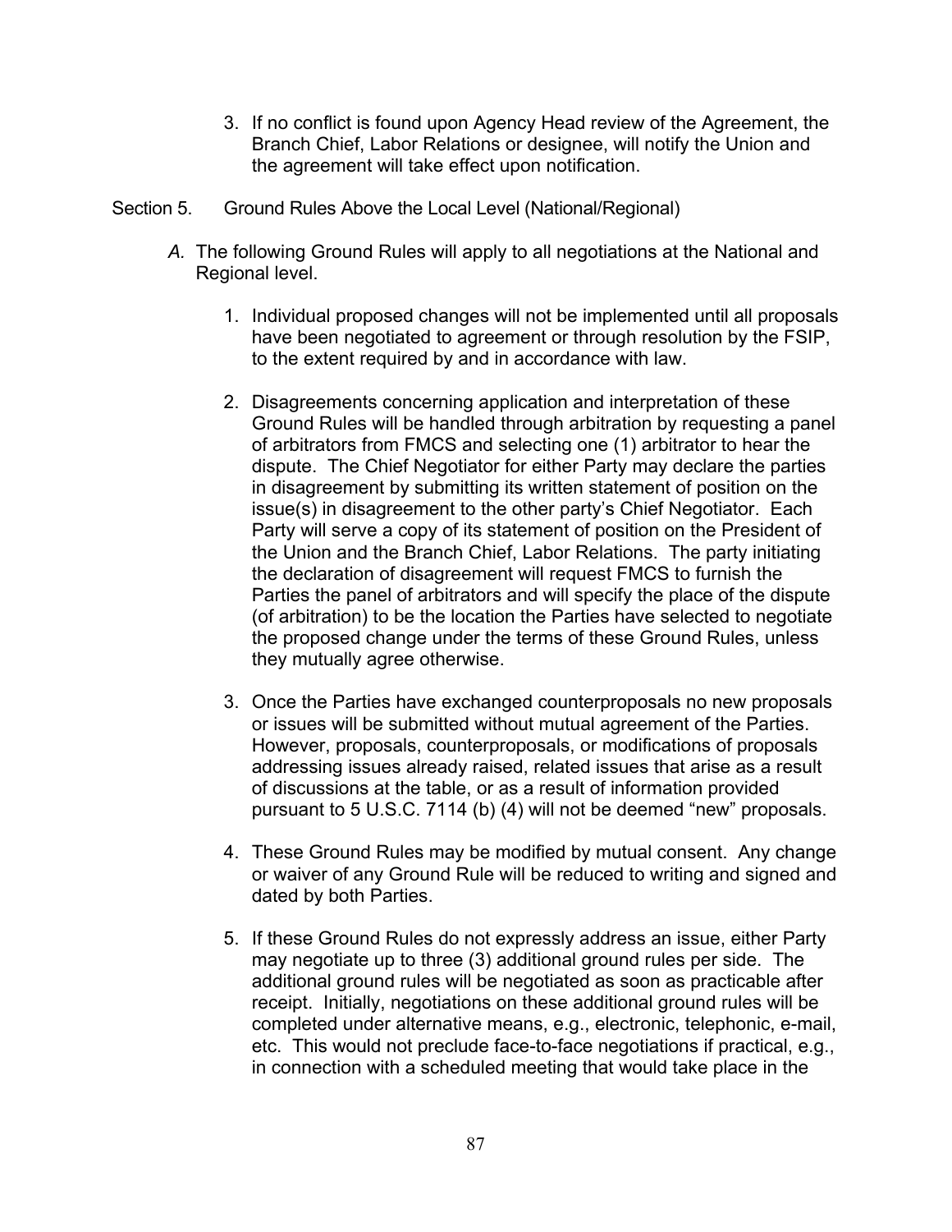3. If no conflict is found upon Agency Head review of the Agreement, the Branch Chief, Labor Relations or designee, will notify the Union and the agreement will take effect upon notification.

Section 5. Ground Rules Above the Local Level (National/Regional)

*A.* The following Ground Rules will apply to all negotiations at the National and Regional level.

1. Individual proposed changes will not be implemented until all proposals have been negotiated to agreement or through resolution by the FSIP, to the extent required by and in accordance with law.

2. Disagreements concerning application and interpretation of these Ground Rules will be handled through arbitration by requesting a panel of arbitrators from FMCS and selecting one (1) arbitrator to hear the dispute. The Chief Negotiator for either Party may declare the parties in disagreement by submitting its written statement of position on the issue(s) in disagreement to the other party's Chief Negotiator. Each Party will serve a copy of its statement of position on the President of the Union and the Branch Chief, Labor Relations. The party initiating the declaration of disagreement will request FMCS to furnish the Parties the panel of arbitrators and will specify the place of the dispute (of arbitration) to be the location the Parties have selected to negotiate the proposed change under the terms of these Ground Rules, unless they mutually agree otherwise.

3. Once the Parties have exchanged counterproposals no new proposals or issues will be submitted without mutual agreement of the Parties. However, proposals, counterproposals, or modifications of proposals addressing issues already raised, related issues that arise as a result of discussions at the table, or as a result of information provided pursuant to 5 U.S.C. 7114 (b) (4) will not be deemed "new" proposals.

4. These Ground Rules may be modified by mutual consent. Any change or waiver of any Ground Rule will be reduced to writing and signed and dated by both Parties.

5. If these Ground Rules do not expressly address an issue, either Party may negotiate up to three (3) additional ground rules per side. The additional ground rules will be negotiated as soon as practicable after receipt. Initially, negotiations on these additional ground rules will be completed under alternative means, e.g., electronic, telephonic, e-mail, etc. This would not preclude face-to-face negotiations if practical, e.g., in connection with a scheduled meeting that would take place in the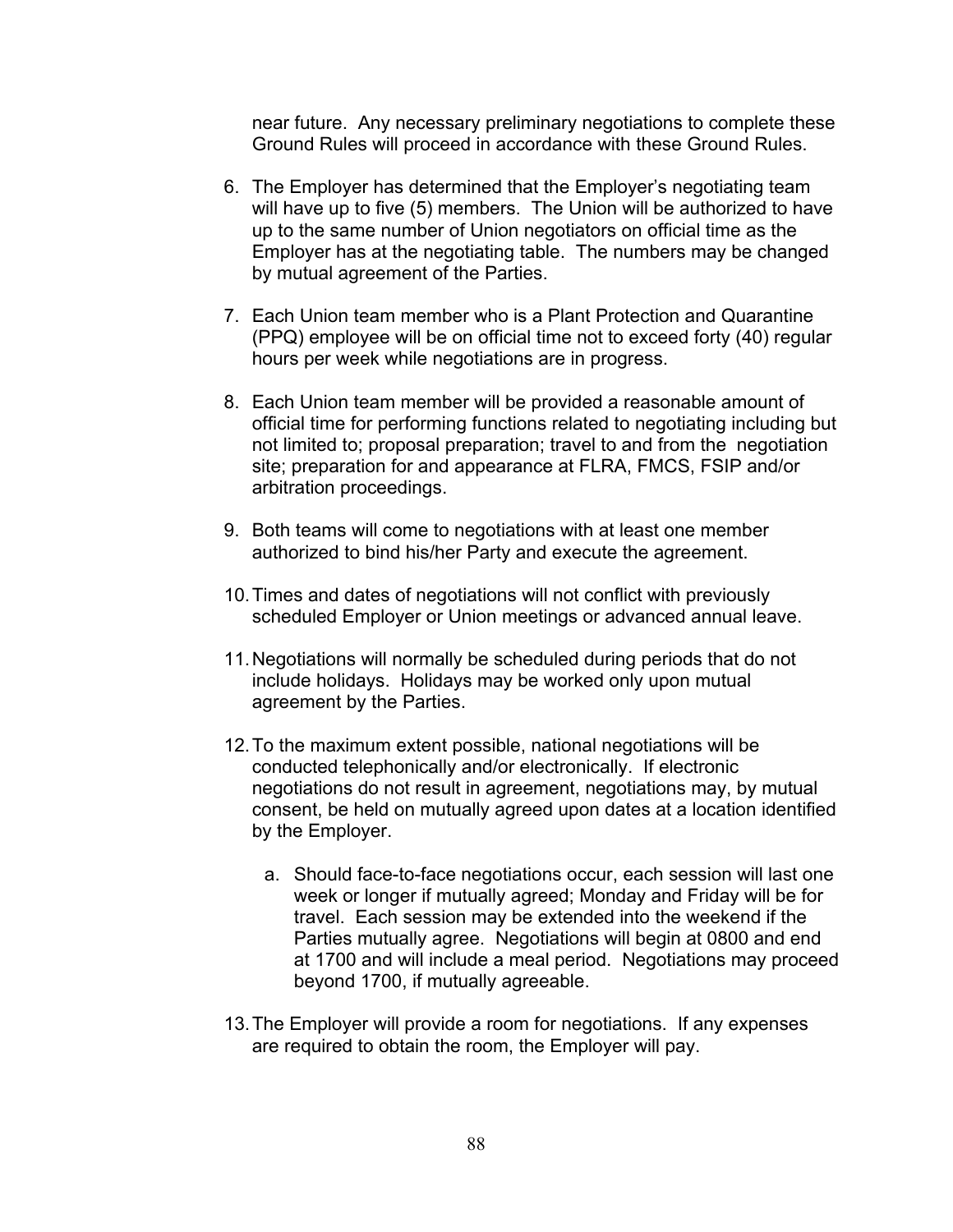near future. Any necessary preliminary negotiations to complete these Ground Rules will proceed in accordance with these Ground Rules.

6. The Employer has determined that the Employer's negotiating team will have up to five (5) members. The Union will be authorized to have up to the same number of Union negotiators on official time as the Employer has at the negotiating table. The numbers may be changed by mutual agreement of the Parties.

7. Each Union team member who is a Plant Protection and Quarantine (PPQ) employee will be on official time not to exceed forty (40) regular hours per week while negotiations are in progress.

8. Each Union team member will be provided a reasonable amount of official time for performing functions related to negotiating including but not limited to; proposal preparation; travel to and from the negotiation site; preparation for and appearance at FLRA, FMCS, FSIP and/or arbitration proceedings.

9. Both teams will come to negotiations with at least one member authorized to bind his/her Party and execute the agreement.

10. Times and dates of negotiations will not conflict with previously scheduled Employer or Union meetings or advanced annual leave.

11. Negotiations will normally be scheduled during periods that do not include holidays. Holidays may be worked only upon mutual agreement by the Parties.

12. To the maximum extent possible, national negotiations will be conducted telephonically and/or electronically. If electronic negotiations do not result in agreement, negotiations may, by mutual consent, be held on mutually agreed upon dates at a location identified by the Employer.

    a. Should face-to-face negotiations occur, each session will last one week or longer if mutually agreed; Monday and Friday will be for travel. Each session may be extended into the weekend if the Parties mutually agree. Negotiations will begin at 0800 and end at 1700 and will include a meal period. Negotiations may proceed beyond 1700, if mutually agreeable.

13. The Employer will provide a room for negotiations. If any expenses are required to obtain the room, the Employer will pay.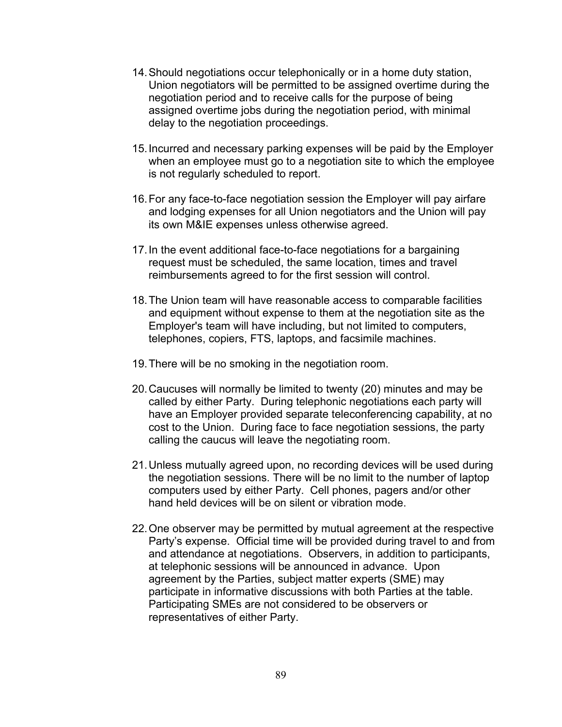14. Should negotiations occur telephonically or in a home duty station, Union negotiators will be permitted to be assigned overtime during the negotiation period and to receive calls for the purpose of being assigned overtime jobs during the negotiation period, with minimal delay to the negotiation proceedings.

15. Incurred and necessary parking expenses will be paid by the Employer when an employee must go to a negotiation site to which the employee is not regularly scheduled to report.

16. For any face-to-face negotiation session the Employer will pay airfare and lodging expenses for all Union negotiators and the Union will pay its own M&IE expenses unless otherwise agreed.

17. In the event additional face-to-face negotiations for a bargaining request must be scheduled, the same location, times and travel reimbursements agreed to for the first session will control.

18. The Union team will have reasonable access to comparable facilities and equipment without expense to them at the negotiation site as the Employer's team will have including, but not limited to computers, telephones, copiers, FTS, laptops, and facsimile machines.

19. There will be no smoking in the negotiation room.

20. Caucuses will normally be limited to twenty (20) minutes and may be called by either Party. During telephonic negotiations each party will have an Employer provided separate teleconferencing capability, at no cost to the Union. During face to face negotiation sessions, the party calling the caucus will leave the negotiating room.

21. Unless mutually agreed upon, no recording devices will be used during the negotiation sessions. There will be no limit to the number of laptop computers used by either Party. Cell phones, pagers and/or other hand held devices will be on silent or vibration mode.

22. One observer may be permitted by mutual agreement at the respective Party's expense. Official time will be provided during travel to and from and attendance at negotiations. Observers, in addition to participants, at telephonic sessions will be announced in advance. Upon agreement by the Parties, subject matter experts (SME) may participate in informative discussions with both Parties at the table. Participating SMEs are not considered to be observers or representatives of either Party.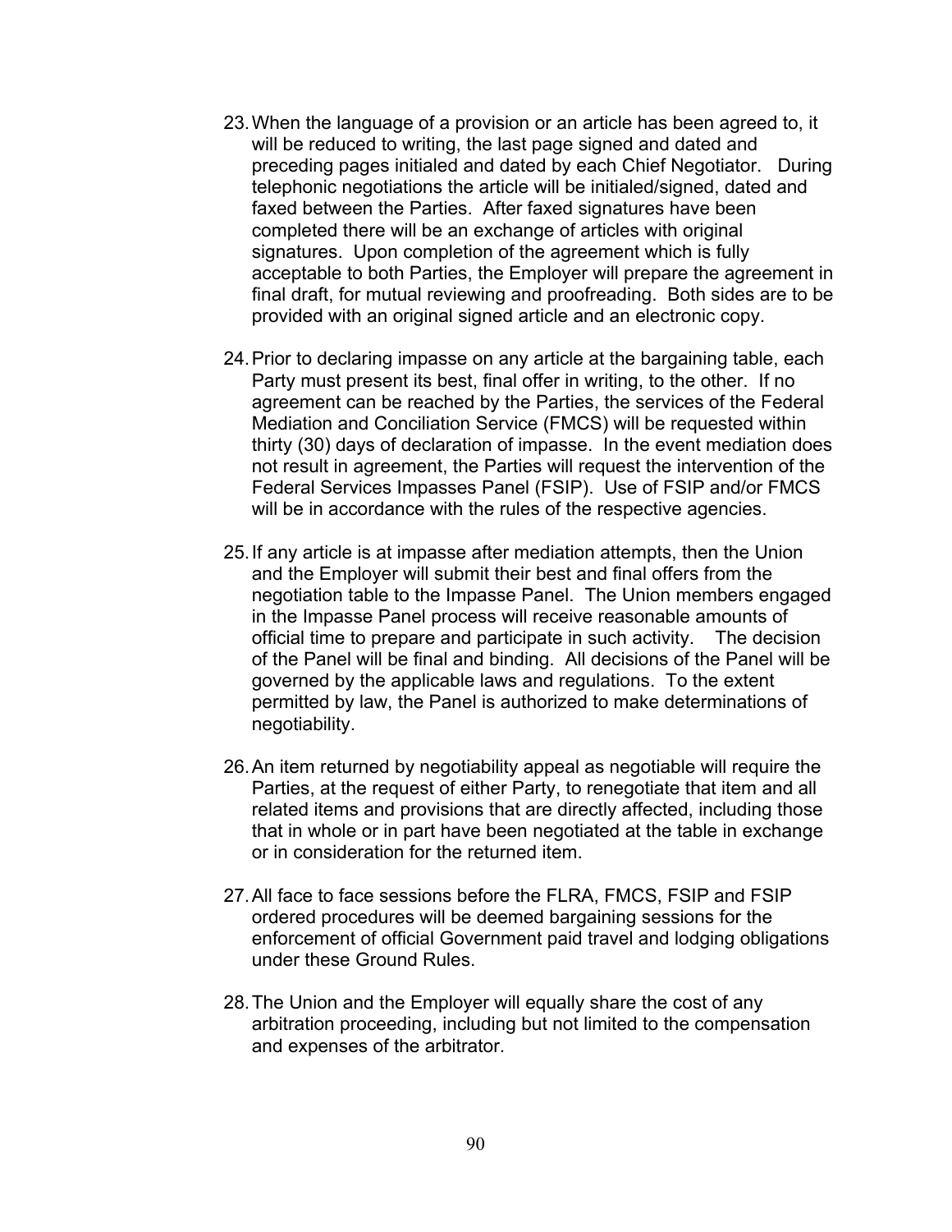23. When the language of a provision or an article has been agreed to, it will be reduced to writing, the last page signed and dated and preceding pages initialed and dated by each Chief Negotiator. During telephonic negotiations the article will be initialed/signed, dated and faxed between the Parties. After faxed signatures have been completed there will be an exchange of articles with original signatures. Upon completion of the agreement which is fully acceptable to both Parties, the Employer will prepare the agreement in final draft, for mutual reviewing and proofreading. Both sides are to be provided with an original signed article and an electronic copy.

24. Prior to declaring impasse on any article at the bargaining table, each Party must present its best, final offer in writing, to the other. If no agreement can be reached by the Parties, the services of the Federal Mediation and Conciliation Service (FMCS) will be requested within thirty (30) days of declaration of impasse. In the event mediation does not result in agreement, the Parties will request the intervention of the Federal Services Impasses Panel (FSIP). Use of FSIP and/or FMCS will be in accordance with the rules of the respective agencies.

25. If any article is at impasse after mediation attempts, then the Union and the Employer will submit their best and final offers from the negotiation table to the Impasse Panel. The Union members engaged in the Impasse Panel process will receive reasonable amounts of official time to prepare and participate in such activity. The decision of the Panel will be final and binding. All decisions of the Panel will be governed by the applicable laws and regulations. To the extent permitted by law, the Panel is authorized to make determinations of negotiability.

26. An item returned by negotiability appeal as negotiable will require the Parties, at the request of either Party, to renegotiate that item and all related items and provisions that are directly affected, including those that in whole or in part have been negotiated at the table in exchange or in consideration for the returned item.

27. All face to face sessions before the FLRA, FMCS, FSIP and FSIP ordered procedures will be deemed bargaining sessions for the enforcement of official Government paid travel and lodging obligations under these Ground Rules.

28. The Union and the Employer will equally share the cost of any arbitration proceeding, including but not limited to the compensation and expenses of the arbitrator.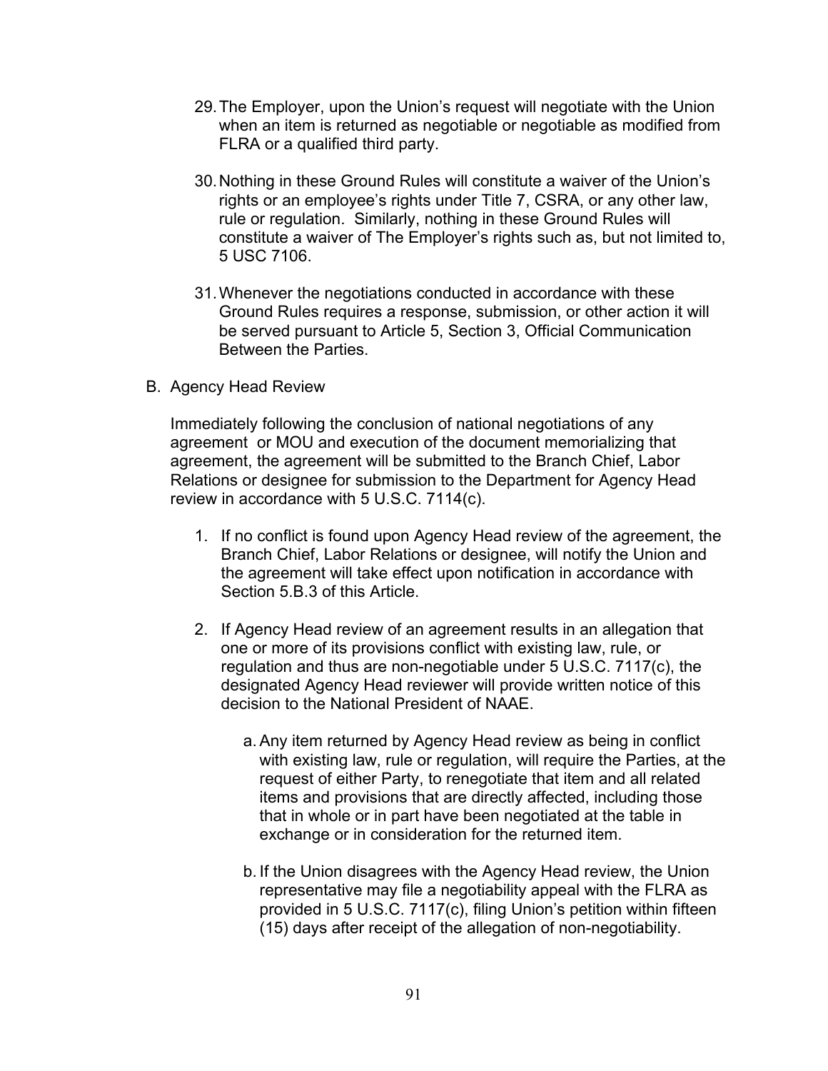29. The Employer, upon the Union's request will negotiate with the Union when an item is returned as negotiable or negotiable as modified from FLRA or a qualified third party.

30. Nothing in these Ground Rules will constitute a waiver of the Union's rights or an employee's rights under Title 7, CSRA, or any other law, rule or regulation. Similarly, nothing in these Ground Rules will constitute a waiver of The Employer's rights such as, but not limited to, 5 USC 7106.

31. Whenever the negotiations conducted in accordance with these Ground Rules requires a response, submission, or other action it will be served pursuant to Article 5, Section 3, Official Communication Between the Parties.

B. Agency Head Review

Immediately following the conclusion of national negotiations of any agreement or MOU and execution of the document memorializing that agreement, the agreement will be submitted to the Branch Chief, Labor Relations or designee for submission to the Department for Agency Head review in accordance with 5 U.S.C. 7114(c).

1. If no conflict is found upon Agency Head review of the agreement, the Branch Chief, Labor Relations or designee, will notify the Union and the agreement will take effect upon notification in accordance with Section 5.B.3 of this Article.

2. If Agency Head review of an agreement results in an allegation that one or more of its provisions conflict with existing law, rule, or regulation and thus are non-negotiable under 5 U.S.C. 7117(c), the designated Agency Head reviewer will provide written notice of this decision to the National President of NAAE.

   a. Any item returned by Agency Head review as being in conflict with existing law, rule or regulation, will require the Parties, at the request of either Party, to renegotiate that item and all related items and provisions that are directly affected, including those that in whole or in part have been negotiated at the table in exchange or in consideration for the returned item.

   b. If the Union disagrees with the Agency Head review, the Union representative may file a negotiability appeal with the FLRA as provided in 5 U.S.C. 7117(c), filing Union's petition within fifteen (15) days after receipt of the allegation of non-negotiability.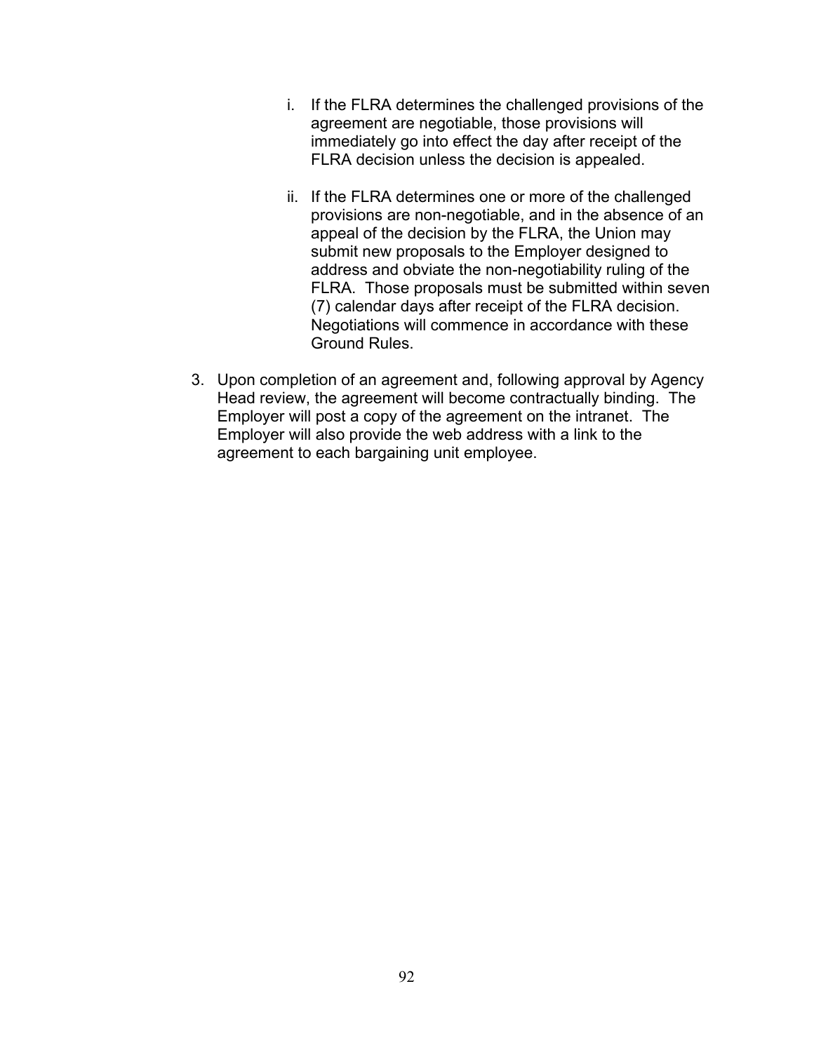i. If the FLRA determines the challenged provisions of the agreement are negotiable, those provisions will immediately go into effect the day after receipt of the FLRA decision unless the decision is appealed.

   ii. If the FLRA determines one or more of the challenged provisions are non-negotiable, and in the absence of an appeal of the decision by the FLRA, the Union may submit new proposals to the Employer designed to address and obviate the non-negotiability ruling of the FLRA. Those proposals must be submitted within seven (7) calendar days after receipt of the FLRA decision. Negotiations will commence in accordance with these Ground Rules.

3. Upon completion of an agreement and, following approval by Agency Head review, the agreement will become contractually binding. The Employer will post a copy of the agreement on the intranet. The Employer will also provide the web address with a link to the agreement to each bargaining unit employee.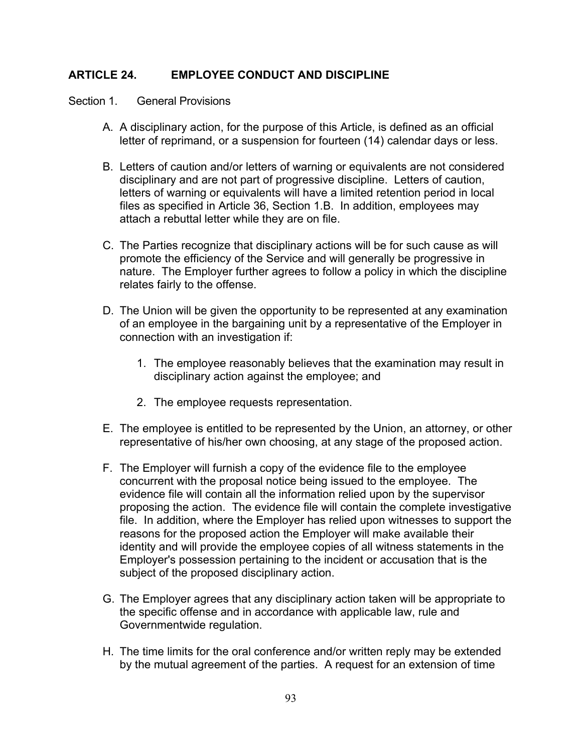## ARTICLE 24. EMPLOYEE CONDUCT AND DISCIPLINE

Section 1. General Provisions

A. A disciplinary action, for the purpose of this Article, is defined as an official letter of reprimand, or a suspension for fourteen (14) calendar days or less.

B. Letters of caution and/or letters of warning or equivalents are not considered disciplinary and are not part of progressive discipline. Letters of caution, letters of warning or equivalents will have a limited retention period in local files as specified in Article 36, Section 1.B. In addition, employees may attach a rebuttal letter while they are on file.

C. The Parties recognize that disciplinary actions will be for such cause as will promote the efficiency of the Service and will generally be progressive in nature. The Employer further agrees to follow a policy in which the discipline relates fairly to the offense.

D. The Union will be given the opportunity to be represented at any examination of an employee in the bargaining unit by a representative of the Employer in connection with an investigation if:

   1. The employee reasonably believes that the examination may result in disciplinary action against the employee; and

   2. The employee requests representation.

E. The employee is entitled to be represented by the Union, an attorney, or other representative of his/her own choosing, at any stage of the proposed action.

F. The Employer will furnish a copy of the evidence file to the employee concurrent with the proposal notice being issued to the employee. The evidence file will contain all the information relied upon by the supervisor proposing the action. The evidence file will contain the complete investigative file. In addition, where the Employer has relied upon witnesses to support the reasons for the proposed action the Employer will make available their identity and will provide the employee copies of all witness statements in the Employer's possession pertaining to the incident or accusation that is the subject of the proposed disciplinary action.

G. The Employer agrees that any disciplinary action taken will be appropriate to the specific offense and in accordance with applicable law, rule and Governmentwide regulation.

H. The time limits for the oral conference and/or written reply may be extended by the mutual agreement of the parties. A request for an extension of time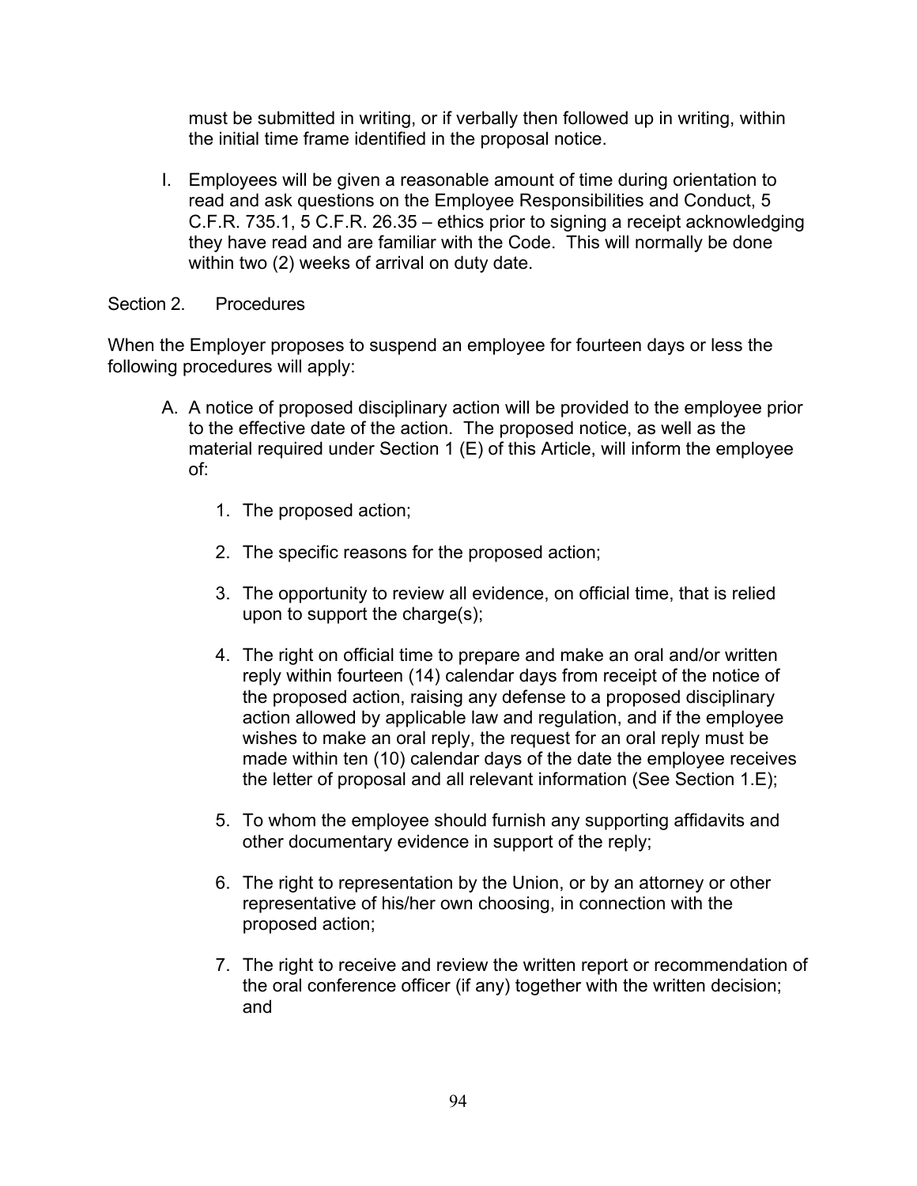must be submitted in writing, or if verbally then followed up in writing, within the initial time frame identified in the proposal notice.

I. Employees will be given a reasonable amount of time during orientation to read and ask questions on the Employee Responsibilities and Conduct, 5 C.F.R. 735.1, 5 C.F.R. 26.35 – ethics prior to signing a receipt acknowledging they have read and are familiar with the Code. This will normally be done within two (2) weeks of arrival on duty date.

Section 2. Procedures

When the Employer proposes to suspend an employee for fourteen days or less the following procedures will apply:

A. A notice of proposed disciplinary action will be provided to the employee prior to the effective date of the action. The proposed notice, as well as the material required under Section 1 (E) of this Article, will inform the employee of:

   1. The proposed action;

   2. The specific reasons for the proposed action;

   3. The opportunity to review all evidence, on official time, that is relied upon to support the charge(s);

   4. The right on official time to prepare and make an oral and/or written reply within fourteen (14) calendar days from receipt of the notice of the proposed action, raising any defense to a proposed disciplinary action allowed by applicable law and regulation, and if the employee wishes to make an oral reply, the request for an oral reply must be made within ten (10) calendar days of the date the employee receives the letter of proposal and all relevant information (See Section 1.E);

   5. To whom the employee should furnish any supporting affidavits and other documentary evidence in support of the reply;

   6. The right to representation by the Union, or by an attorney or other representative of his/her own choosing, in connection with the proposed action;

   7. The right to receive and review the written report or recommendation of the oral conference officer (if any) together with the written decision; and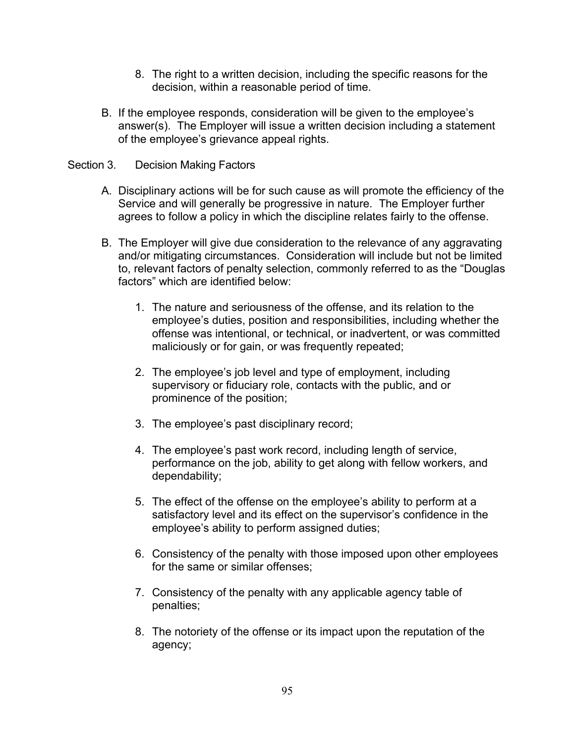8. The right to a written decision, including the specific reasons for the decision, within a reasonable period of time.

B. If the employee responds, consideration will be given to the employee's answer(s). The Employer will issue a written decision including a statement of the employee's grievance appeal rights.

Section 3. Decision Making Factors

A. Disciplinary actions will be for such cause as will promote the efficiency of the Service and will generally be progressive in nature. The Employer further agrees to follow a policy in which the discipline relates fairly to the offense.

B. The Employer will give due consideration to the relevance of any aggravating and/or mitigating circumstances. Consideration will include but not be limited to, relevant factors of penalty selection, commonly referred to as the "Douglas factors" which are identified below:

1. The nature and seriousness of the offense, and its relation to the employee's duties, position and responsibilities, including whether the offense was intentional, or technical, or inadvertent, or was committed maliciously or for gain, or was frequently repeated;

2. The employee's job level and type of employment, including supervisory or fiduciary role, contacts with the public, and or prominence of the position;

3. The employee's past disciplinary record;

4. The employee's past work record, including length of service, performance on the job, ability to get along with fellow workers, and dependability;

5. The effect of the offense on the employee's ability to perform at a satisfactory level and its effect on the supervisor's confidence in the employee's ability to perform assigned duties;

6. Consistency of the penalty with those imposed upon other employees for the same or similar offenses;

7. Consistency of the penalty with any applicable agency table of penalties;

8. The notoriety of the offense or its impact upon the reputation of the agency;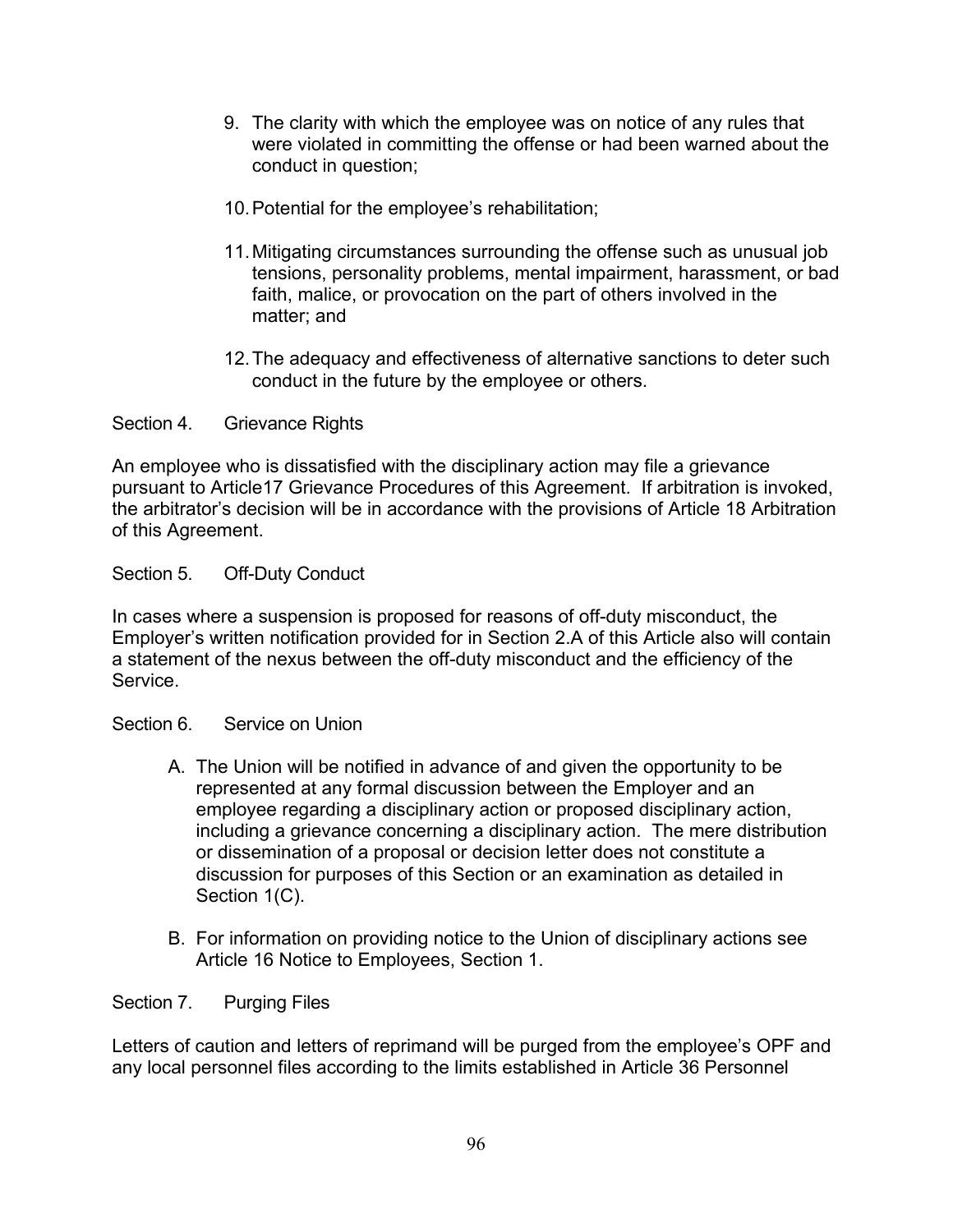9. The clarity with which the employee was on notice of any rules that were violated in committing the offense or had been warned about the conduct in question;

10. Potential for the employee's rehabilitation;

11. Mitigating circumstances surrounding the offense such as unusual job tensions, personality problems, mental impairment, harassment, or bad faith, malice, or provocation on the part of others involved in the matter; and

12. The adequacy and effectiveness of alternative sanctions to deter such conduct in the future by the employee or others.

Section 4. Grievance Rights

An employee who is dissatisfied with the disciplinary action may file a grievance pursuant to Article17 Grievance Procedures of this Agreement. If arbitration is invoked, the arbitrator's decision will be in accordance with the provisions of Article 18 Arbitration of this Agreement.

Section 5. Off-Duty Conduct

In cases where a suspension is proposed for reasons of off-duty misconduct, the Employer's written notification provided for in Section 2.A of this Article also will contain a statement of the nexus between the off-duty misconduct and the efficiency of the Service.

Section 6. Service on Union

A. The Union will be notified in advance of and given the opportunity to be represented at any formal discussion between the Employer and an employee regarding a disciplinary action or proposed disciplinary action, including a grievance concerning a disciplinary action. The mere distribution or dissemination of a proposal or decision letter does not constitute a discussion for purposes of this Section or an examination as detailed in Section 1(C).

B. For information on providing notice to the Union of disciplinary actions see Article 16 Notice to Employees, Section 1.

Section 7. Purging Files

Letters of caution and letters of reprimand will be purged from the employee's OPF and any local personnel files according to the limits established in Article 36 Personnel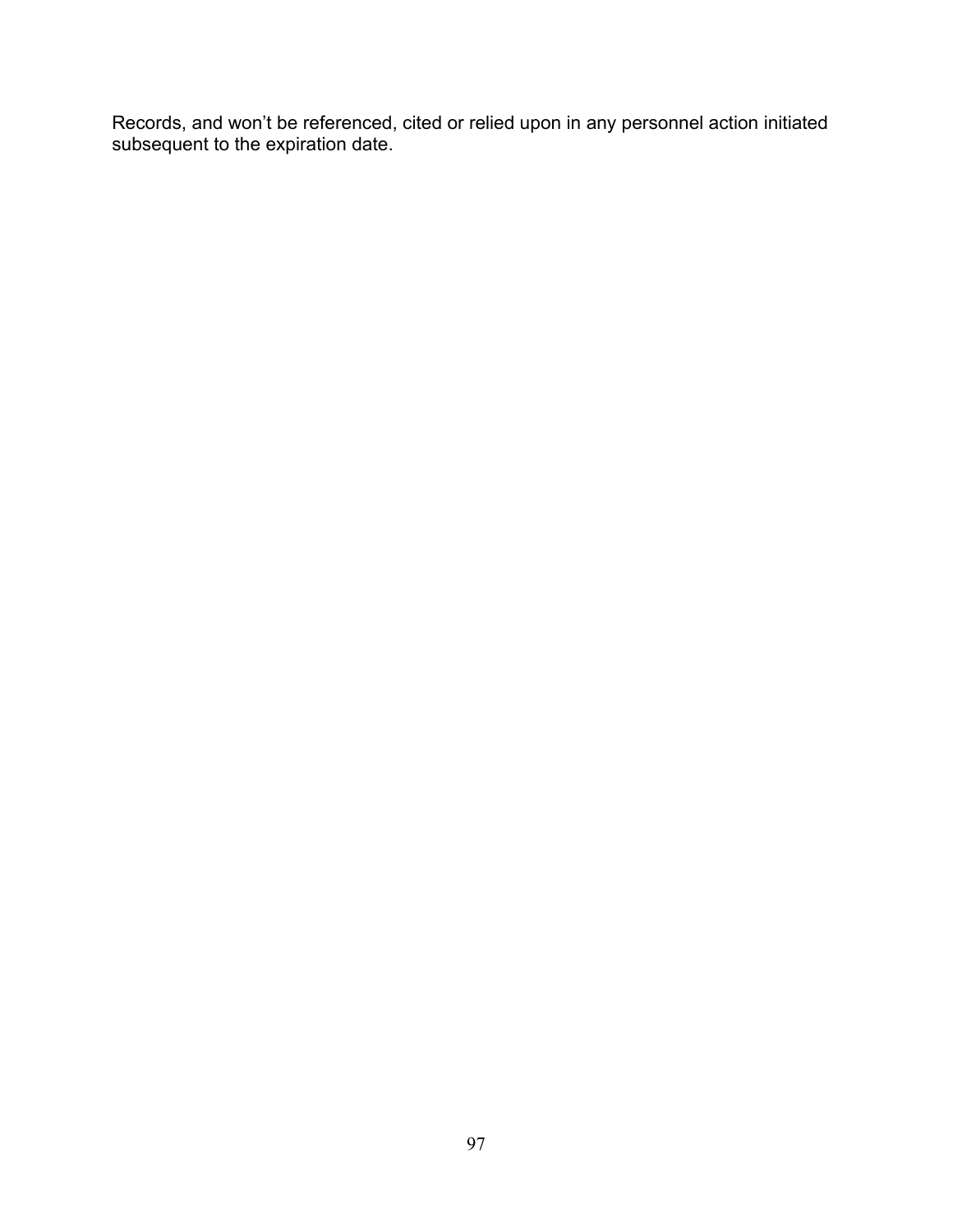Records, and won't be referenced, cited or relied upon in any personnel action initiated subsequent to the expiration date.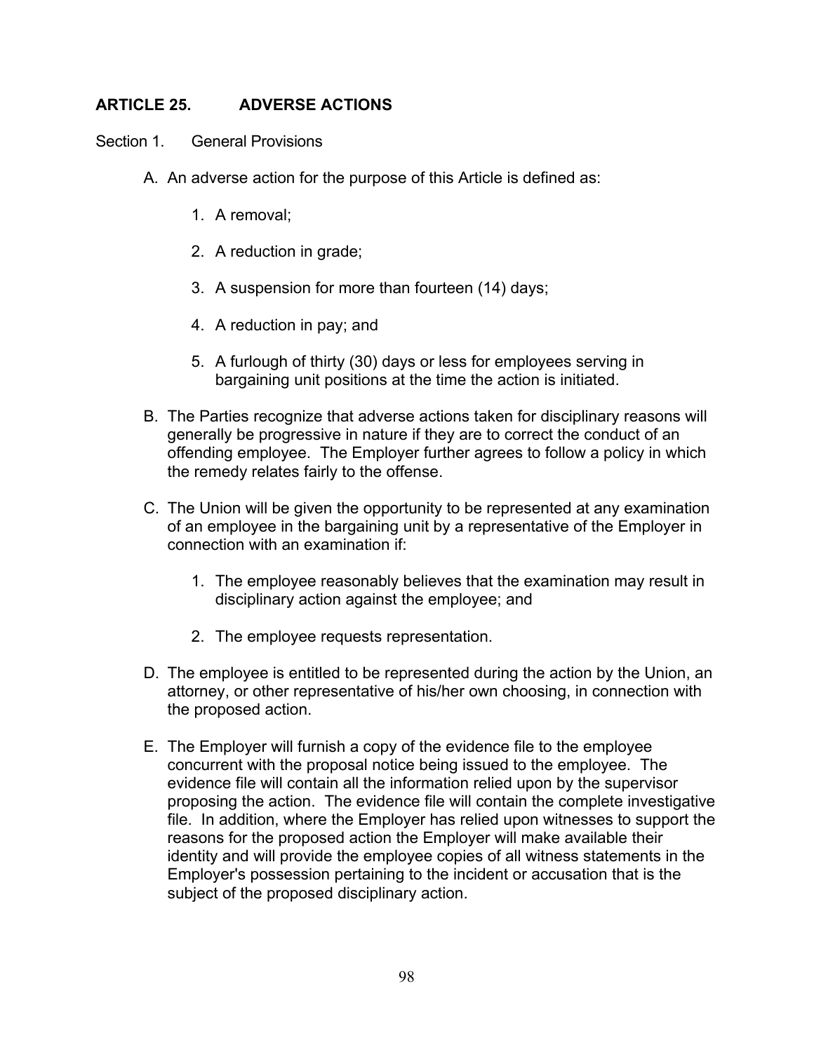## ARTICLE 25. ADVERSE ACTIONS

Section 1. General Provisions

A. An adverse action for the purpose of this Article is defined as:

   1. A removal;

   2. A reduction in grade;

   3. A suspension for more than fourteen (14) days;

   4. A reduction in pay; and

   5. A furlough of thirty (30) days or less for employees serving in bargaining unit positions at the time the action is initiated.

B. The Parties recognize that adverse actions taken for disciplinary reasons will generally be progressive in nature if they are to correct the conduct of an offending employee. The Employer further agrees to follow a policy in which the remedy relates fairly to the offense.

C. The Union will be given the opportunity to be represented at any examination of an employee in the bargaining unit by a representative of the Employer in connection with an examination if:

   1. The employee reasonably believes that the examination may result in disciplinary action against the employee; and

   2. The employee requests representation.

D. The employee is entitled to be represented during the action by the Union, an attorney, or other representative of his/her own choosing, in connection with the proposed action.

E. The Employer will furnish a copy of the evidence file to the employee concurrent with the proposal notice being issued to the employee. The evidence file will contain all the information relied upon by the supervisor proposing the action. The evidence file will contain the complete investigative file. In addition, where the Employer has relied upon witnesses to support the reasons for the proposed action the Employer will make available their identity and will provide the employee copies of all witness statements in the Employer's possession pertaining to the incident or accusation that is the subject of the proposed disciplinary action.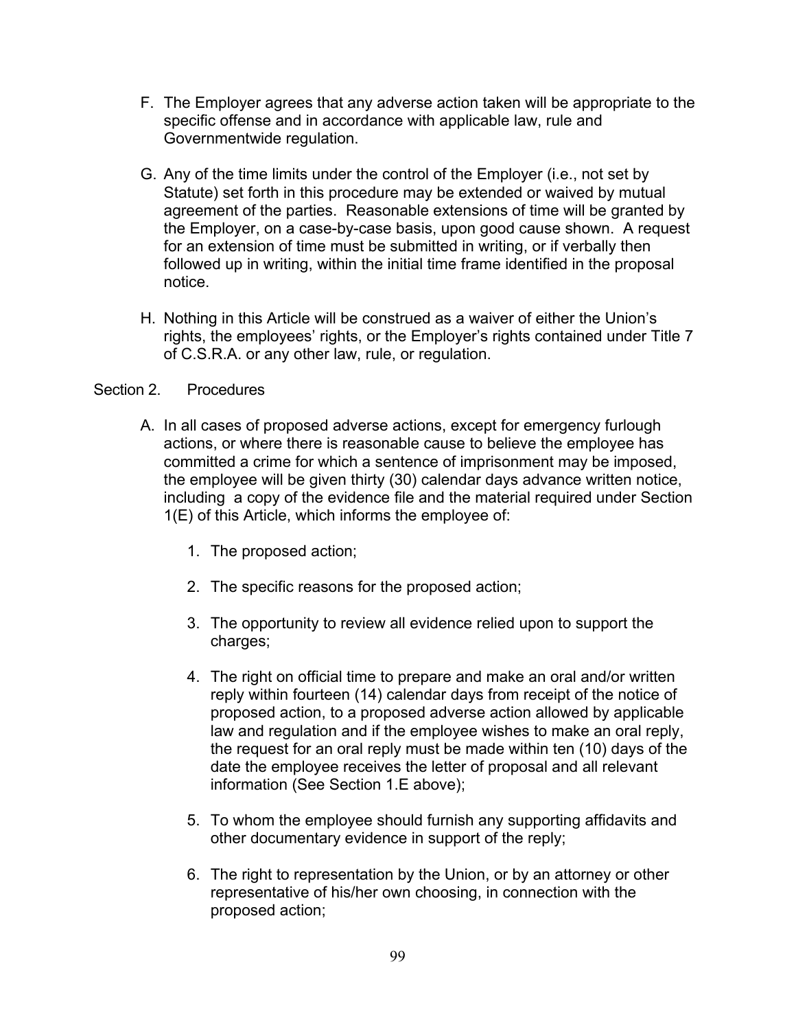F. The Employer agrees that any adverse action taken will be appropriate to the specific offense and in accordance with applicable law, rule and Governmentwide regulation.

G. Any of the time limits under the control of the Employer (i.e., not set by Statute) set forth in this procedure may be extended or waived by mutual agreement of the parties. Reasonable extensions of time will be granted by the Employer, on a case-by-case basis, upon good cause shown. A request for an extension of time must be submitted in writing, or if verbally then followed up in writing, within the initial time frame identified in the proposal notice.

H. Nothing in this Article will be construed as a waiver of either the Union's rights, the employees' rights, or the Employer's rights contained under Title 7 of C.S.R.A. or any other law, rule, or regulation.

Section 2. Procedures

A. In all cases of proposed adverse actions, except for emergency furlough actions, or where there is reasonable cause to believe the employee has committed a crime for which a sentence of imprisonment may be imposed, the employee will be given thirty (30) calendar days advance written notice, including a copy of the evidence file and the material required under Section 1(E) of this Article, which informs the employee of:

1. The proposed action;

2. The specific reasons for the proposed action;

3. The opportunity to review all evidence relied upon to support the charges;

4. The right on official time to prepare and make an oral and/or written reply within fourteen (14) calendar days from receipt of the notice of proposed action, to a proposed adverse action allowed by applicable law and regulation and if the employee wishes to make an oral reply, the request for an oral reply must be made within ten (10) days of the date the employee receives the letter of proposal and all relevant information (See Section 1.E above);

5. To whom the employee should furnish any supporting affidavits and other documentary evidence in support of the reply;

6. The right to representation by the Union, or by an attorney or other representative of his/her own choosing, in connection with the proposed action;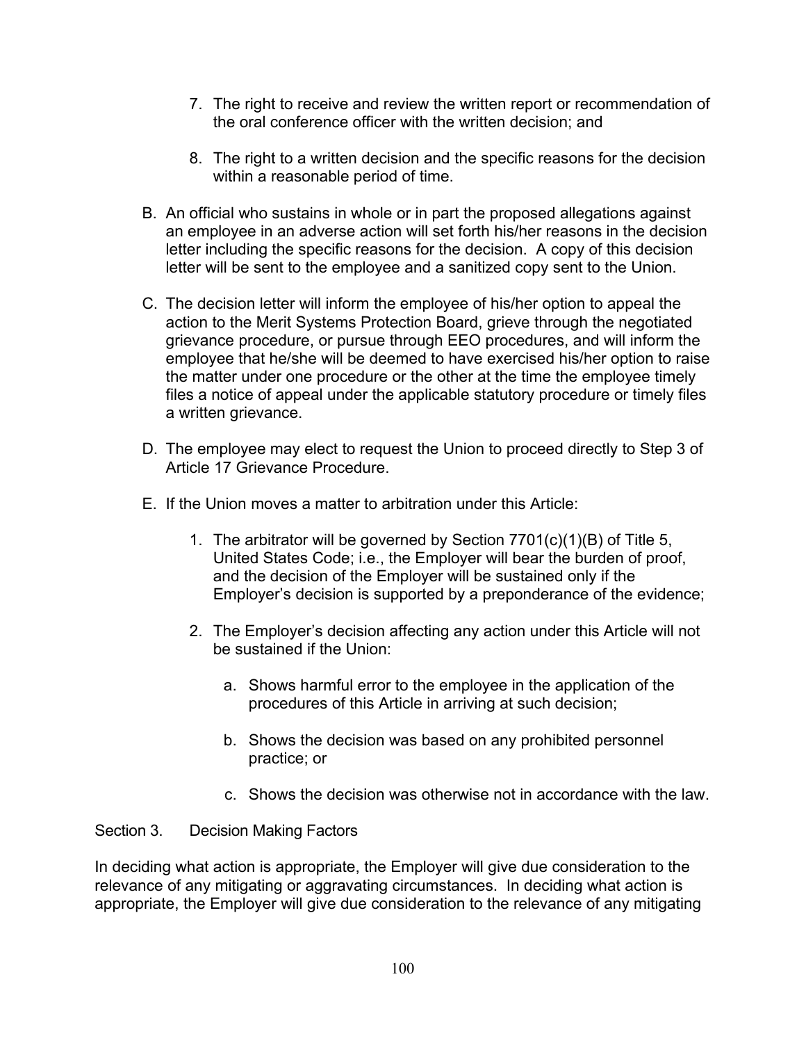7. The right to receive and review the written report or recommendation of the oral conference officer with the written decision; and

8. The right to a written decision and the specific reasons for the decision within a reasonable period of time.

B. An official who sustains in whole or in part the proposed allegations against an employee in an adverse action will set forth his/her reasons in the decision letter including the specific reasons for the decision. A copy of this decision letter will be sent to the employee and a sanitized copy sent to the Union.

C. The decision letter will inform the employee of his/her option to appeal the action to the Merit Systems Protection Board, grieve through the negotiated grievance procedure, or pursue through EEO procedures, and will inform the employee that he/she will be deemed to have exercised his/her option to raise the matter under one procedure or the other at the time the employee timely files a notice of appeal under the applicable statutory procedure or timely files a written grievance.

D. The employee may elect to request the Union to proceed directly to Step 3 of Article 17 Grievance Procedure.

E. If the Union moves a matter to arbitration under this Article:

   1. The arbitrator will be governed by Section 7701(c)(1)(B) of Title 5, United States Code; i.e., the Employer will bear the burden of proof, and the decision of the Employer will be sustained only if the Employer's decision is supported by a preponderance of the evidence;

   2. The Employer's decision affecting any action under this Article will not be sustained if the Union:

      a. Shows harmful error to the employee in the application of the procedures of this Article in arriving at such decision;

      b. Shows the decision was based on any prohibited personnel practice; or

      c. Shows the decision was otherwise not in accordance with the law.

Section 3. Decision Making Factors

In deciding what action is appropriate, the Employer will give due consideration to the relevance of any mitigating or aggravating circumstances. In deciding what action is appropriate, the Employer will give due consideration to the relevance of any mitigating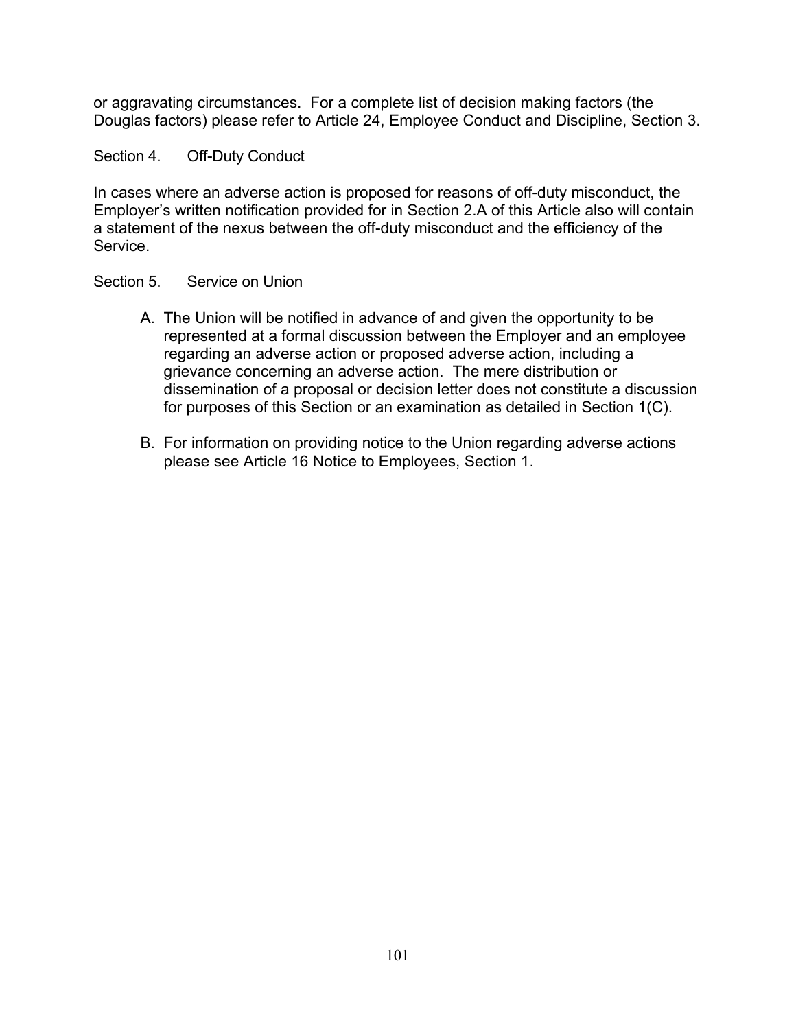or aggravating circumstances. For a complete list of decision making factors (the Douglas factors) please refer to Article 24, Employee Conduct and Discipline, Section 3.

Section 4. Off-Duty Conduct

In cases where an adverse action is proposed for reasons of off-duty misconduct, the Employer's written notification provided for in Section 2.A of this Article also will contain a statement of the nexus between the off-duty misconduct and the efficiency of the Service.

Section 5. Service on Union

A. The Union will be notified in advance of and given the opportunity to be represented at a formal discussion between the Employer and an employee regarding an adverse action or proposed adverse action, including a grievance concerning an adverse action. The mere distribution or dissemination of a proposal or decision letter does not constitute a discussion for purposes of this Section or an examination as detailed in Section 1(C).

B. For information on providing notice to the Union regarding adverse actions please see Article 16 Notice to Employees, Section 1.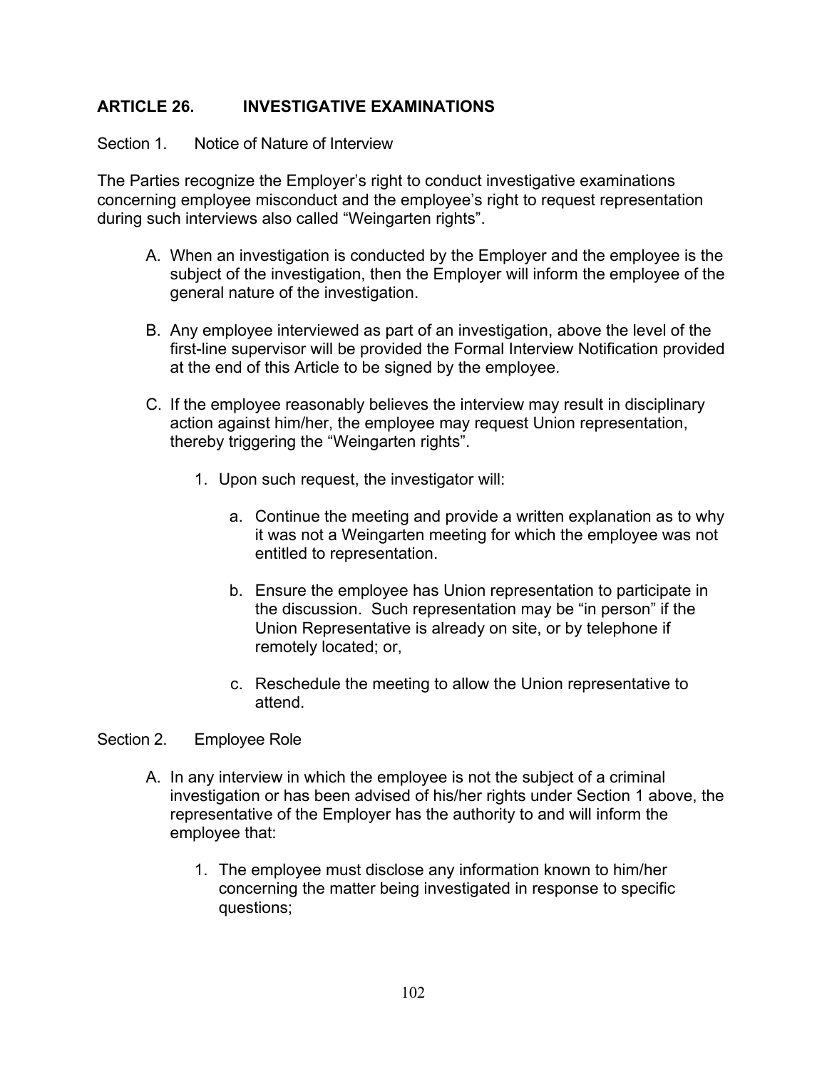## ARTICLE 26. INVESTIGATIVE EXAMINATIONS

Section 1. Notice of Nature of Interview

The Parties recognize the Employer's right to conduct investigative examinations concerning employee misconduct and the employee's right to request representation during such interviews also called "Weingarten rights".

A. When an investigation is conducted by the Employer and the employee is the subject of the investigation, then the Employer will inform the employee of the general nature of the investigation.

B. Any employee interviewed as part of an investigation, above the level of the first-line supervisor will be provided the Formal Interview Notification provided at the end of this Article to be signed by the employee.

C. If the employee reasonably believes the interview may result in disciplinary action against him/her, the employee may request Union representation, thereby triggering the "Weingarten rights".

   1. Upon such request, the investigator will:

      a. Continue the meeting and provide a written explanation as to why it was not a Weingarten meeting for which the employee was not entitled to representation.

      b. Ensure the employee has Union representation to participate in the discussion. Such representation may be "in person" if the Union Representative is already on site, or by telephone if remotely located; or,

      c. Reschedule the meeting to allow the Union representative to attend.

Section 2. Employee Role

A. In any interview in which the employee is not the subject of a criminal investigation or has been advised of his/her rights under Section 1 above, the representative of the Employer has the authority to and will inform the employee that:

   1. The employee must disclose any information known to him/her concerning the matter being investigated in response to specific questions;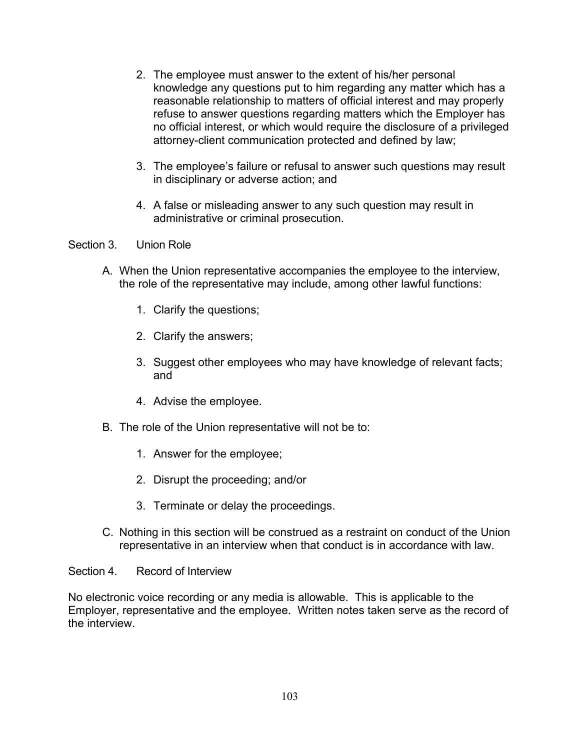2. The employee must answer to the extent of his/her personal knowledge any questions put to him regarding any matter which has a reasonable relationship to matters of official interest and may properly refuse to answer questions regarding matters which the Employer has no official interest, or which would require the disclosure of a privileged attorney-client communication protected and defined by law;

3. The employee's failure or refusal to answer such questions may result in disciplinary or adverse action; and

4. A false or misleading answer to any such question may result in administrative or criminal prosecution.

Section 3. Union Role

A. When the Union representative accompanies the employee to the interview, the role of the representative may include, among other lawful functions:

   1. Clarify the questions;

   2. Clarify the answers;

   3. Suggest other employees who may have knowledge of relevant facts; and

   4. Advise the employee.

B. The role of the Union representative will not be to:

   1. Answer for the employee;

   2. Disrupt the proceeding; and/or

   3. Terminate or delay the proceedings.

C. Nothing in this section will be construed as a restraint on conduct of the Union representative in an interview when that conduct is in accordance with law.

Section 4. Record of Interview

No electronic voice recording or any media is allowable. This is applicable to the Employer, representative and the employee. Written notes taken serve as the record of the interview.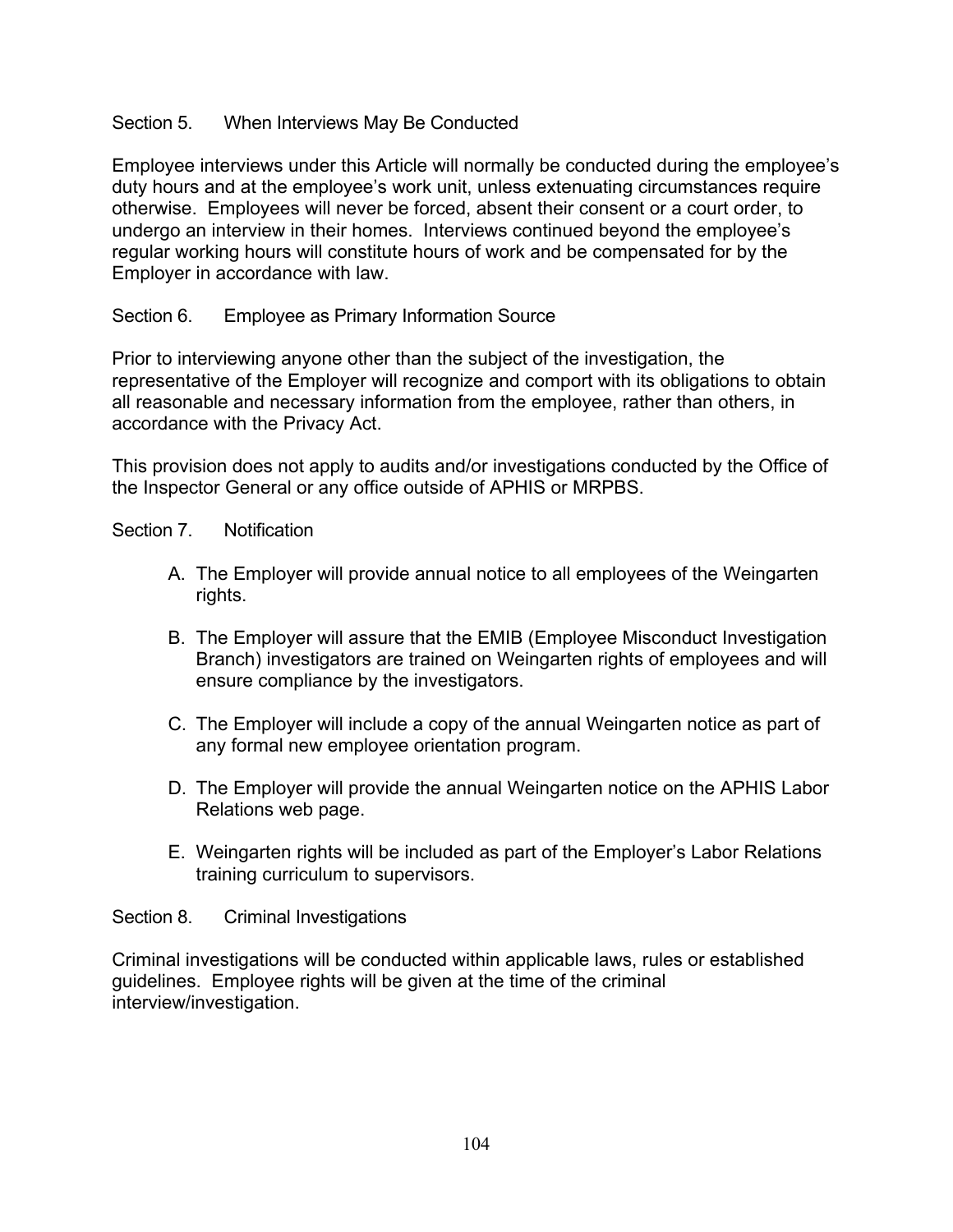## Section 5. When Interviews May Be Conducted

Employee interviews under this Article will normally be conducted during the employee's duty hours and at the employee's work unit, unless extenuating circumstances require otherwise. Employees will never be forced, absent their consent or a court order, to undergo an interview in their homes. Interviews continued beyond the employee's regular working hours will constitute hours of work and be compensated for by the Employer in accordance with law.

## Section 6. Employee as Primary Information Source

Prior to interviewing anyone other than the subject of the investigation, the representative of the Employer will recognize and comport with its obligations to obtain all reasonable and necessary information from the employee, rather than others, in accordance with the Privacy Act.

This provision does not apply to audits and/or investigations conducted by the Office of the Inspector General or any office outside of APHIS or MRPBS.

## Section 7. Notification

A. The Employer will provide annual notice to all employees of the Weingarten rights.

B. The Employer will assure that the EMIB (Employee Misconduct Investigation Branch) investigators are trained on Weingarten rights of employees and will ensure compliance by the investigators.

C. The Employer will include a copy of the annual Weingarten notice as part of any formal new employee orientation program.

D. The Employer will provide the annual Weingarten notice on the APHIS Labor Relations web page.

E. Weingarten rights will be included as part of the Employer's Labor Relations training curriculum to supervisors.

## Section 8. Criminal Investigations

Criminal investigations will be conducted within applicable laws, rules or established guidelines. Employee rights will be given at the time of the criminal interview/investigation.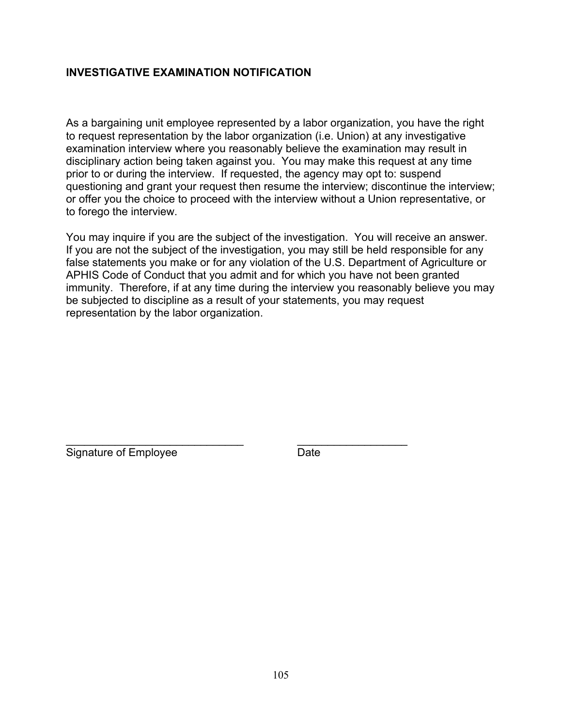## INVESTIGATIVE EXAMINATION NOTIFICATION

As a bargaining unit employee represented by a labor organization, you have the right to request representation by the labor organization (i.e. Union) at any investigative examination interview where you reasonably believe the examination may result in disciplinary action being taken against you. You may make this request at any time prior to or during the interview. If requested, the agency may opt to: suspend questioning and grant your request then resume the interview; discontinue the interview; or offer you the choice to proceed with the interview without a Union representative, or to forego the interview.

You may inquire if you are the subject of the investigation. You will receive an answer. If you are not the subject of the investigation, you may still be held responsible for any false statements you make or for any violation of the U.S. Department of Agriculture or APHIS Code of Conduct that you admit and for which you have not been granted immunity. Therefore, if at any time during the interview you reasonably believe you may be subjected to discipline as a result of your statements, you may request representation by the labor organization.

______________________________ ___________________
Signature of Employee Date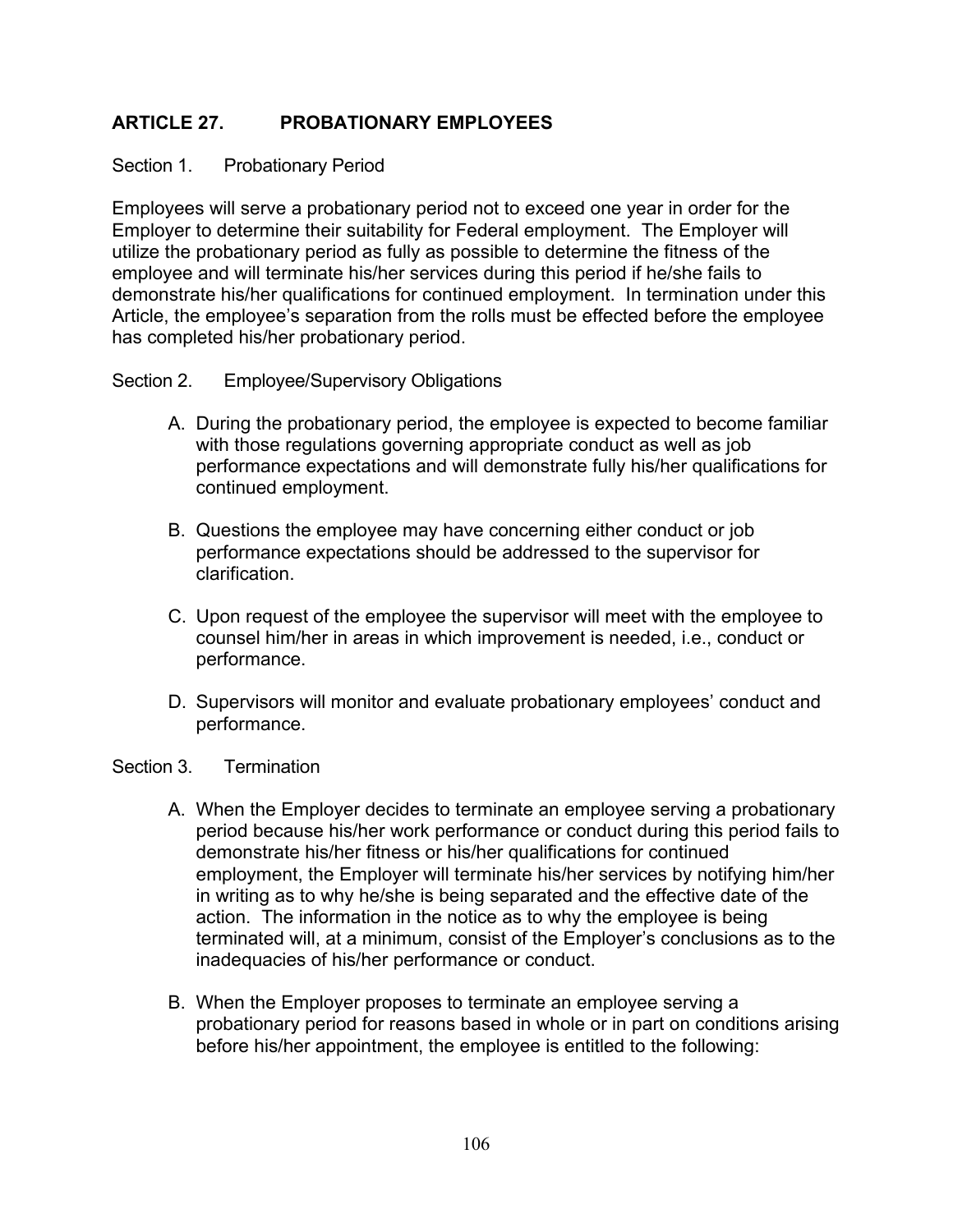## ARTICLE 27. PROBATIONARY EMPLOYEES

Section 1. Probationary Period

Employees will serve a probationary period not to exceed one year in order for the Employer to determine their suitability for Federal employment. The Employer will utilize the probationary period as fully as possible to determine the fitness of the employee and will terminate his/her services during this period if he/she fails to demonstrate his/her qualifications for continued employment. In termination under this Article, the employee's separation from the rolls must be effected before the employee has completed his/her probationary period.

Section 2. Employee/Supervisory Obligations

A. During the probationary period, the employee is expected to become familiar with those regulations governing appropriate conduct as well as job performance expectations and will demonstrate fully his/her qualifications for continued employment.

B. Questions the employee may have concerning either conduct or job performance expectations should be addressed to the supervisor for clarification.

C. Upon request of the employee the supervisor will meet with the employee to counsel him/her in areas in which improvement is needed, i.e., conduct or performance.

D. Supervisors will monitor and evaluate probationary employees' conduct and performance.

Section 3. Termination

A. When the Employer decides to terminate an employee serving a probationary period because his/her work performance or conduct during this period fails to demonstrate his/her fitness or his/her qualifications for continued employment, the Employer will terminate his/her services by notifying him/her in writing as to why he/she is being separated and the effective date of the action. The information in the notice as to why the employee is being terminated will, at a minimum, consist of the Employer's conclusions as to the inadequacies of his/her performance or conduct.

B. When the Employer proposes to terminate an employee serving a probationary period for reasons based in whole or in part on conditions arising before his/her appointment, the employee is entitled to the following: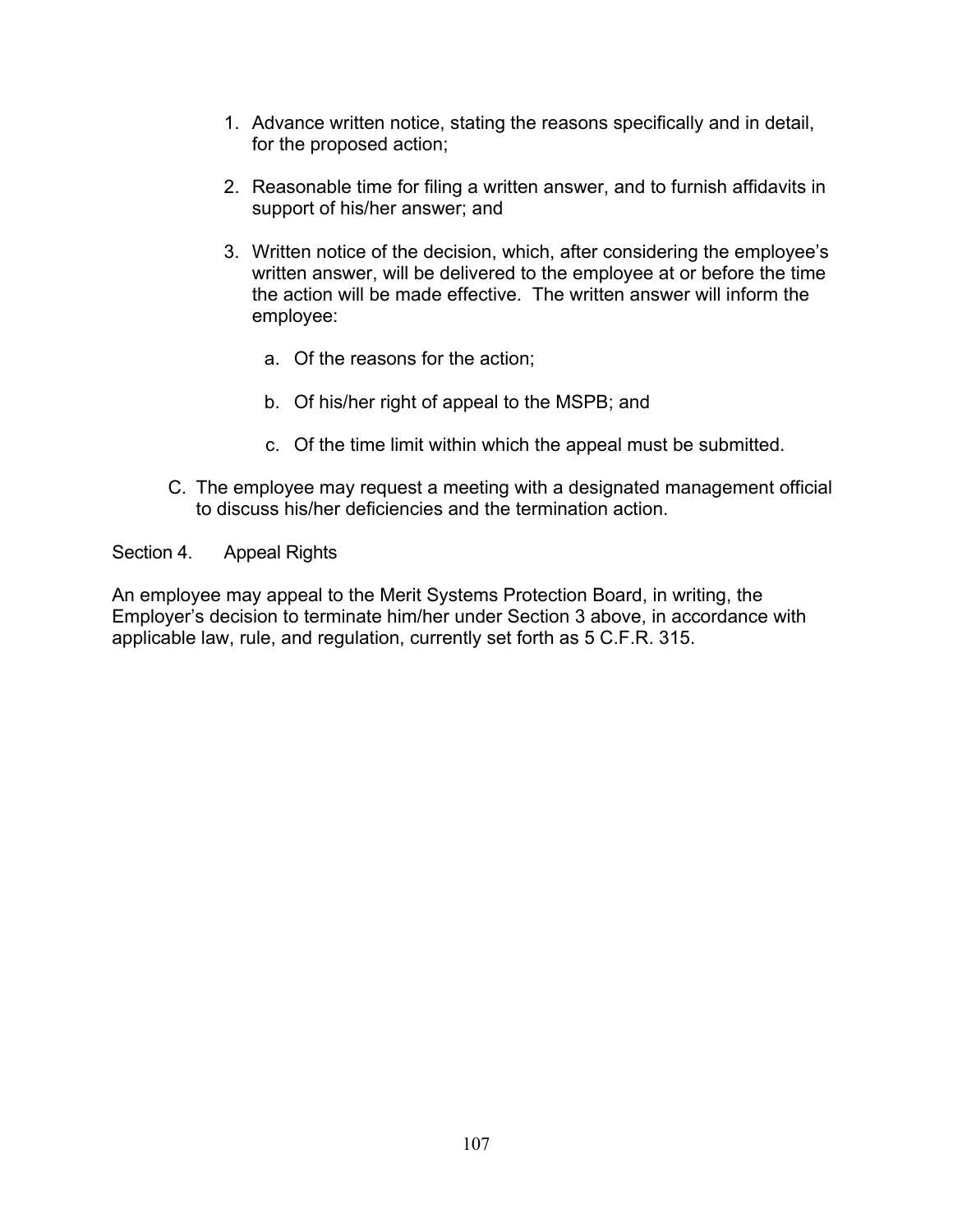1. Advance written notice, stating the reasons specifically and in detail, for the proposed action;

2. Reasonable time for filing a written answer, and to furnish affidavits in support of his/her answer; and

3. Written notice of the decision, which, after considering the employee's written answer, will be delivered to the employee at or before the time the action will be made effective. The written answer will inform the employee:

   a. Of the reasons for the action;

   b. Of his/her right of appeal to the MSPB; and

   c. Of the time limit within which the appeal must be submitted.

C. The employee may request a meeting with a designated management official to discuss his/her deficiencies and the termination action.

Section 4. Appeal Rights

An employee may appeal to the Merit Systems Protection Board, in writing, the Employer's decision to terminate him/her under Section 3 above, in accordance with applicable law, rule, and regulation, currently set forth as 5 C.F.R. 315.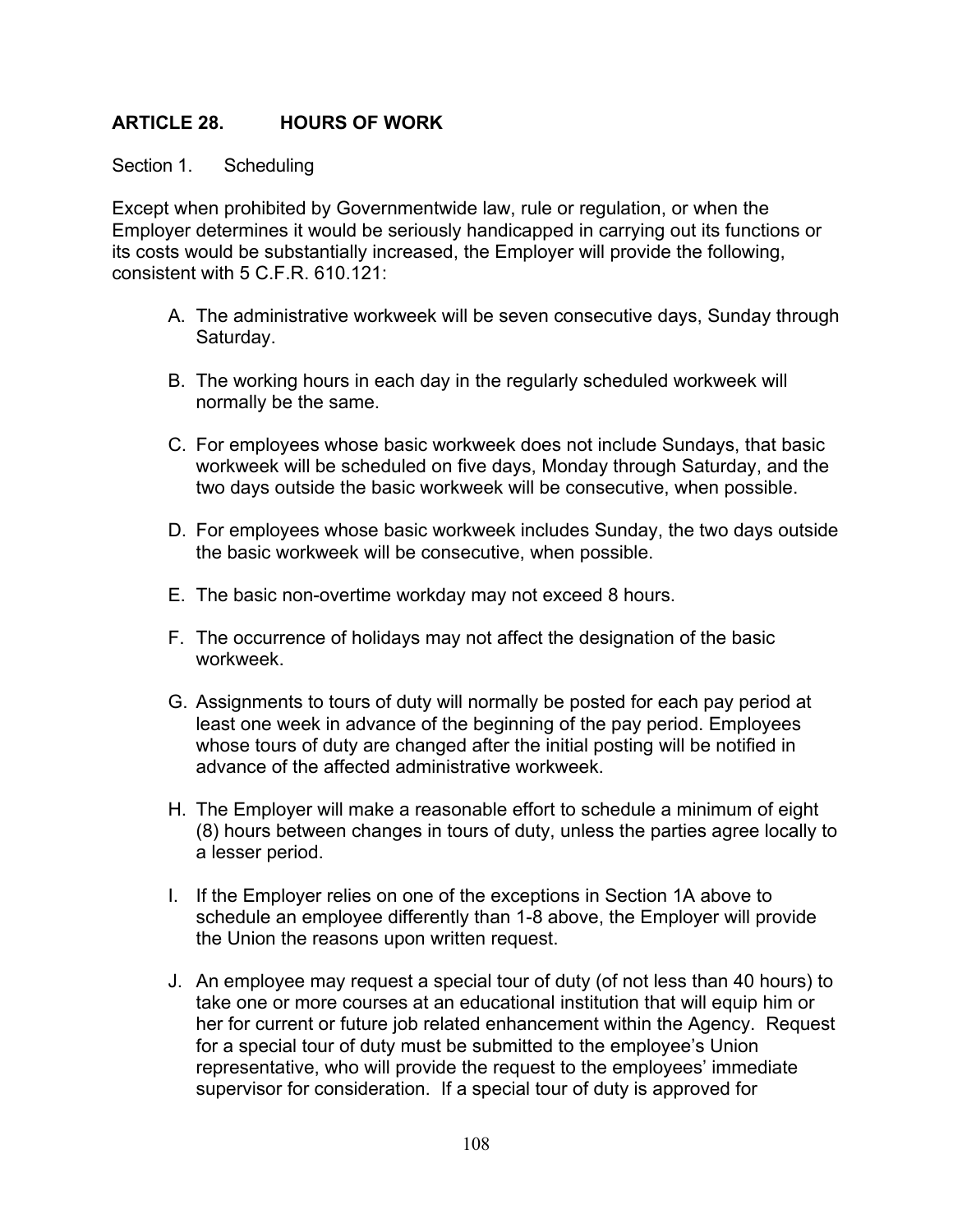## ARTICLE 28. HOURS OF WORK

Section 1. Scheduling

Except when prohibited by Governmentwide law, rule or regulation, or when the Employer determines it would be seriously handicapped in carrying out its functions or its costs would be substantially increased, the Employer will provide the following, consistent with 5 C.F.R. 610.121:

A. The administrative workweek will be seven consecutive days, Sunday through Saturday.

B. The working hours in each day in the regularly scheduled workweek will normally be the same.

C. For employees whose basic workweek does not include Sundays, that basic workweek will be scheduled on five days, Monday through Saturday, and the two days outside the basic workweek will be consecutive, when possible.

D. For employees whose basic workweek includes Sunday, the two days outside the basic workweek will be consecutive, when possible.

E. The basic non-overtime workday may not exceed 8 hours.

F. The occurrence of holidays may not affect the designation of the basic workweek.

G. Assignments to tours of duty will normally be posted for each pay period at least one week in advance of the beginning of the pay period. Employees whose tours of duty are changed after the initial posting will be notified in advance of the affected administrative workweek.

H. The Employer will make a reasonable effort to schedule a minimum of eight (8) hours between changes in tours of duty, unless the parties agree locally to a lesser period.

I. If the Employer relies on one of the exceptions in Section 1A above to schedule an employee differently than 1-8 above, the Employer will provide the Union the reasons upon written request.

J. An employee may request a special tour of duty (of not less than 40 hours) to take one or more courses at an educational institution that will equip him or her for current or future job related enhancement within the Agency. Request for a special tour of duty must be submitted to the employee's Union representative, who will provide the request to the employees' immediate supervisor for consideration. If a special tour of duty is approved for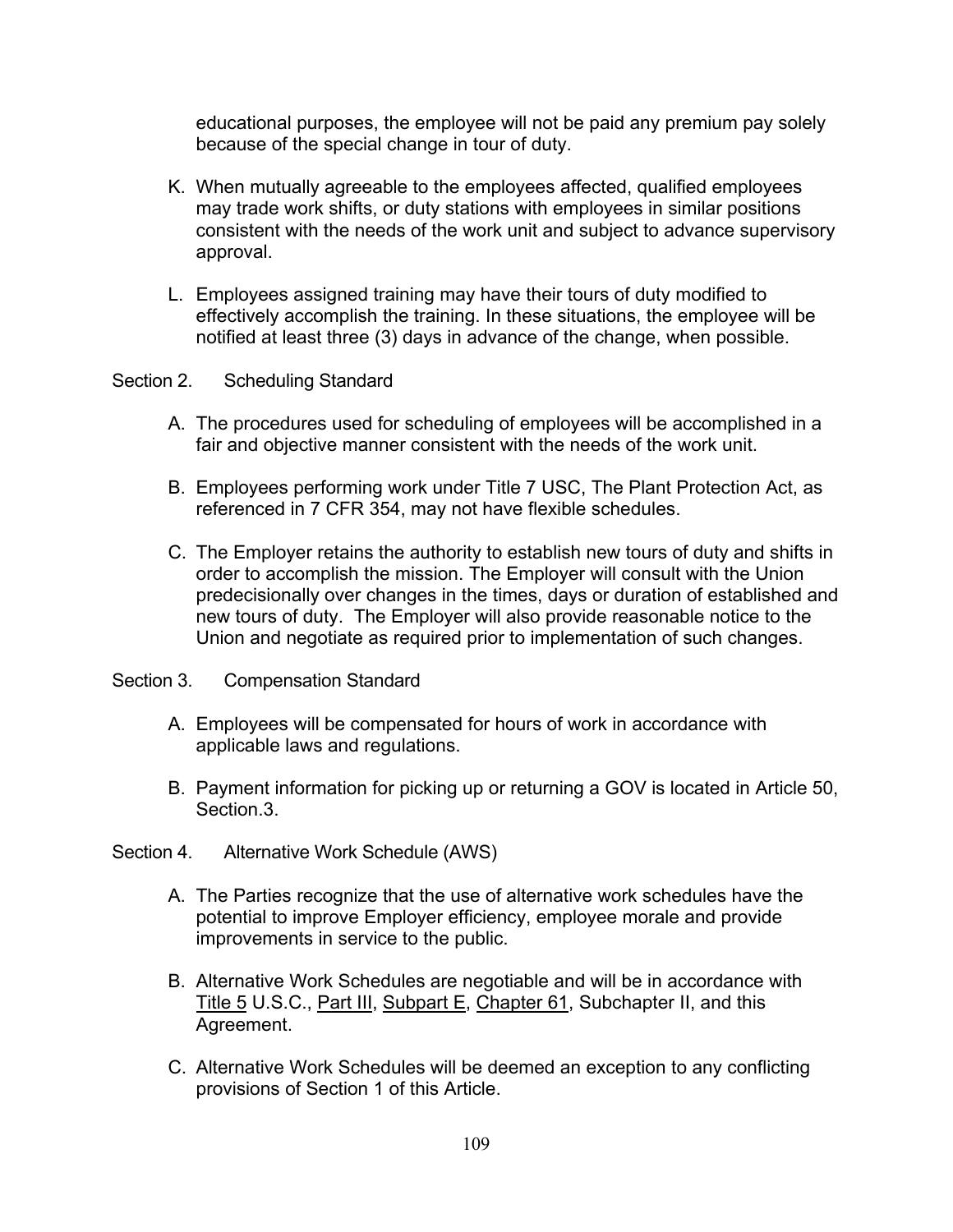educational purposes, the employee will not be paid any premium pay solely because of the special change in tour of duty.

K. When mutually agreeable to the employees affected, qualified employees may trade work shifts, or duty stations with employees in similar positions consistent with the needs of the work unit and subject to advance supervisory approval.

L. Employees assigned training may have their tours of duty modified to effectively accomplish the training. In these situations, the employee will be notified at least three (3) days in advance of the change, when possible.

Section 2. Scheduling Standard

A. The procedures used for scheduling of employees will be accomplished in a fair and objective manner consistent with the needs of the work unit.

B. Employees performing work under Title 7 USC, The Plant Protection Act, as referenced in 7 CFR 354, may not have flexible schedules.

C. The Employer retains the authority to establish new tours of duty and shifts in order to accomplish the mission. The Employer will consult with the Union predecisionally over changes in the times, days or duration of established and new tours of duty. The Employer will also provide reasonable notice to the Union and negotiate as required prior to implementation of such changes.

Section 3. Compensation Standard

A. Employees will be compensated for hours of work in accordance with applicable laws and regulations.

B. Payment information for picking up or returning a GOV is located in Article 50, Section.3.

Section 4. Alternative Work Schedule (AWS)

A. The Parties recognize that the use of alternative work schedules have the potential to improve Employer efficiency, employee morale and provide improvements in service to the public.

B. Alternative Work Schedules are negotiable and will be in accordance with Title 5 U.S.C., Part III, Subpart E, Chapter 61, Subchapter II, and this Agreement.

C. Alternative Work Schedules will be deemed an exception to any conflicting provisions of Section 1 of this Article.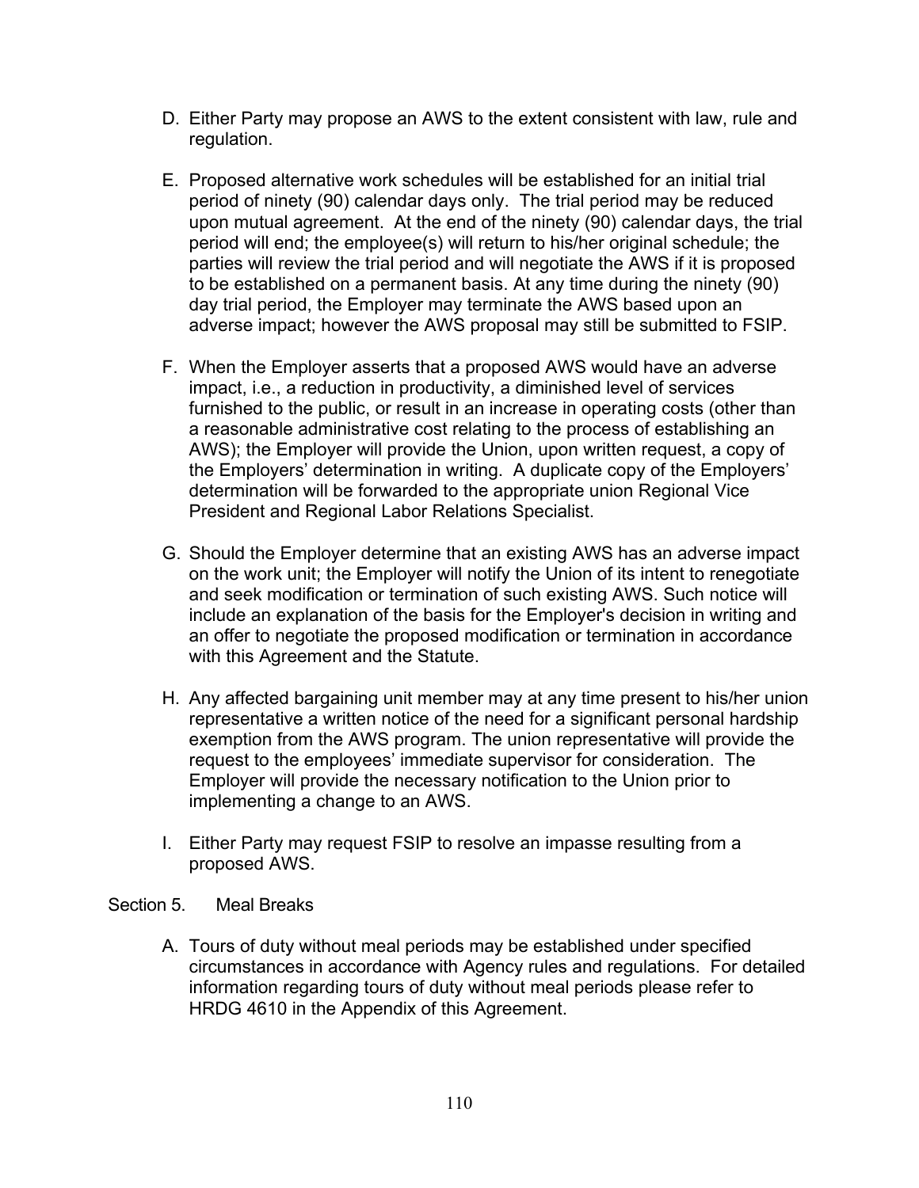D. Either Party may propose an AWS to the extent consistent with law, rule and regulation.

E. Proposed alternative work schedules will be established for an initial trial period of ninety (90) calendar days only. The trial period may be reduced upon mutual agreement. At the end of the ninety (90) calendar days, the trial period will end; the employee(s) will return to his/her original schedule; the parties will review the trial period and will negotiate the AWS if it is proposed to be established on a permanent basis. At any time during the ninety (90) day trial period, the Employer may terminate the AWS based upon an adverse impact; however the AWS proposal may still be submitted to FSIP.

F. When the Employer asserts that a proposed AWS would have an adverse impact, i.e., a reduction in productivity, a diminished level of services furnished to the public, or result in an increase in operating costs (other than a reasonable administrative cost relating to the process of establishing an AWS); the Employer will provide the Union, upon written request, a copy of the Employers' determination in writing. A duplicate copy of the Employers' determination will be forwarded to the appropriate union Regional Vice President and Regional Labor Relations Specialist.

G. Should the Employer determine that an existing AWS has an adverse impact on the work unit; the Employer will notify the Union of its intent to renegotiate and seek modification or termination of such existing AWS. Such notice will include an explanation of the basis for the Employer's decision in writing and an offer to negotiate the proposed modification or termination in accordance with this Agreement and the Statute.

H. Any affected bargaining unit member may at any time present to his/her union representative a written notice of the need for a significant personal hardship exemption from the AWS program. The union representative will provide the request to the employees' immediate supervisor for consideration. The Employer will provide the necessary notification to the Union prior to implementing a change to an AWS.

I. Either Party may request FSIP to resolve an impasse resulting from a proposed AWS.

Section 5. Meal Breaks

A. Tours of duty without meal periods may be established under specified circumstances in accordance with Agency rules and regulations. For detailed information regarding tours of duty without meal periods please refer to HRDG 4610 in the Appendix of this Agreement.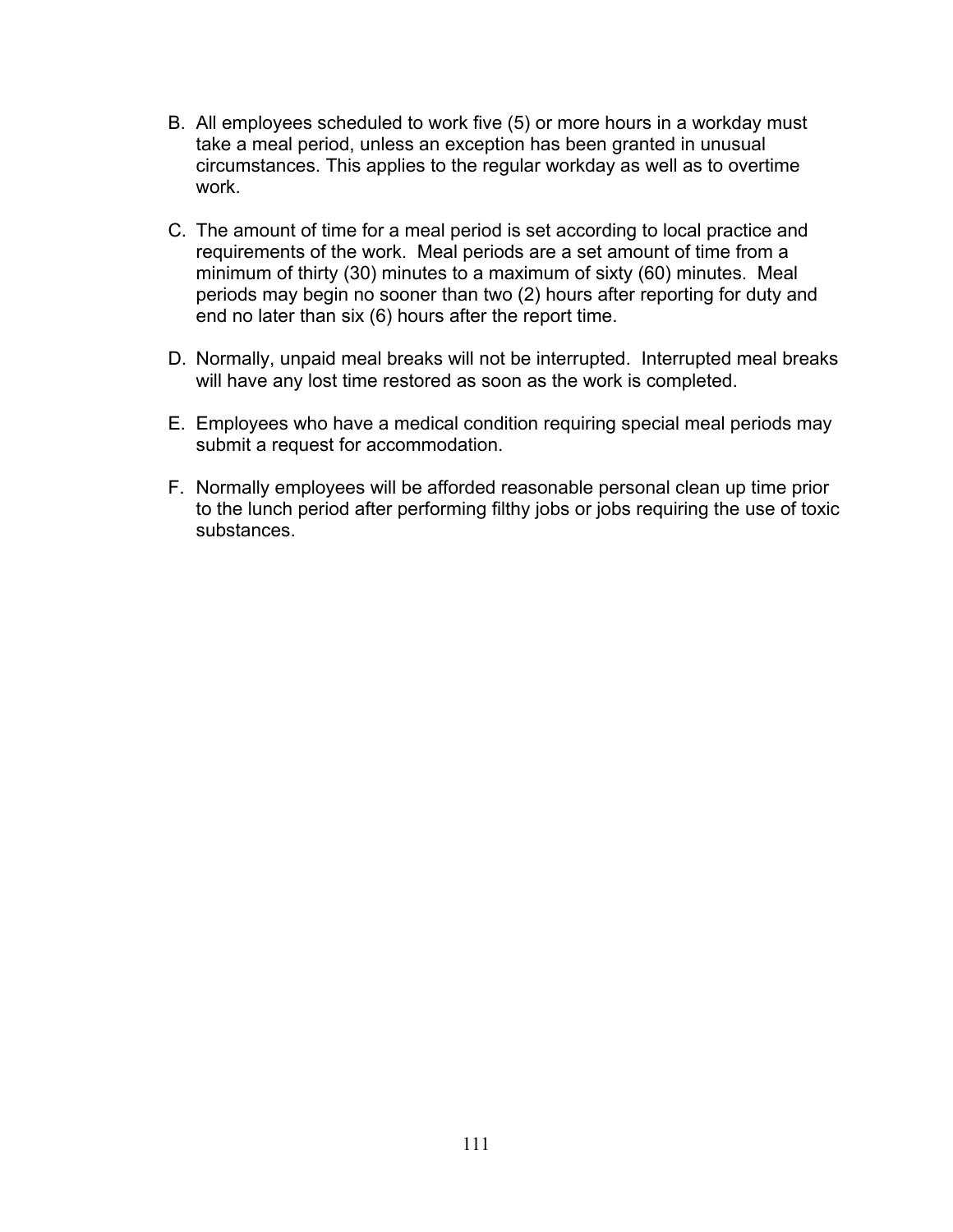B. All employees scheduled to work five (5) or more hours in a workday must take a meal period, unless an exception has been granted in unusual circumstances. This applies to the regular workday as well as to overtime work.

C. The amount of time for a meal period is set according to local practice and requirements of the work. Meal periods are a set amount of time from a minimum of thirty (30) minutes to a maximum of sixty (60) minutes. Meal periods may begin no sooner than two (2) hours after reporting for duty and end no later than six (6) hours after the report time.

D. Normally, unpaid meal breaks will not be interrupted. Interrupted meal breaks will have any lost time restored as soon as the work is completed.

E. Employees who have a medical condition requiring special meal periods may submit a request for accommodation.

F. Normally employees will be afforded reasonable personal clean up time prior to the lunch period after performing filthy jobs or jobs requiring the use of toxic substances.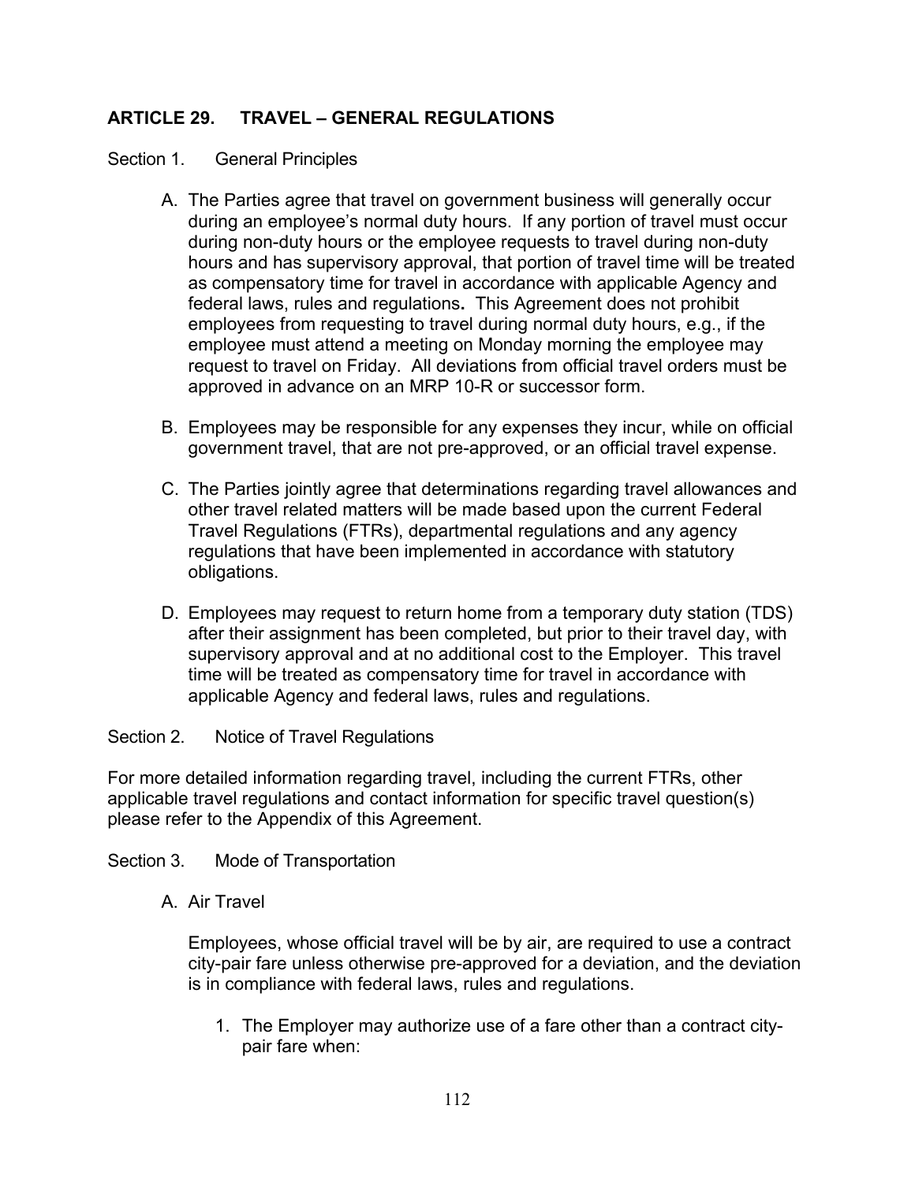## ARTICLE 29. TRAVEL – GENERAL REGULATIONS

Section 1. General Principles

A. The Parties agree that travel on government business will generally occur during an employee's normal duty hours. If any portion of travel must occur during non-duty hours or the employee requests to travel during non-duty hours and has supervisory approval, that portion of travel time will be treated as compensatory time for travel in accordance with applicable Agency and federal laws, rules and regulations**.** This Agreement does not prohibit employees from requesting to travel during normal duty hours, e.g., if the employee must attend a meeting on Monday morning the employee may request to travel on Friday. All deviations from official travel orders must be approved in advance on an MRP 10-R or successor form.

B. Employees may be responsible for any expenses they incur, while on official government travel, that are not pre-approved, or an official travel expense.

C. The Parties jointly agree that determinations regarding travel allowances and other travel related matters will be made based upon the current Federal Travel Regulations (FTRs), departmental regulations and any agency regulations that have been implemented in accordance with statutory obligations.

D. Employees may request to return home from a temporary duty station (TDS) after their assignment has been completed, but prior to their travel day, with supervisory approval and at no additional cost to the Employer. This travel time will be treated as compensatory time for travel in accordance with applicable Agency and federal laws, rules and regulations.

Section 2. Notice of Travel Regulations

For more detailed information regarding travel, including the current FTRs, other applicable travel regulations and contact information for specific travel question(s) please refer to the Appendix of this Agreement.

Section 3. Mode of Transportation

A. Air Travel

Employees, whose official travel will be by air, are required to use a contract city-pair fare unless otherwise pre-approved for a deviation, and the deviation is in compliance with federal laws, rules and regulations.

1. The Employer may authorize use of a fare other than a contract city-pair fare when: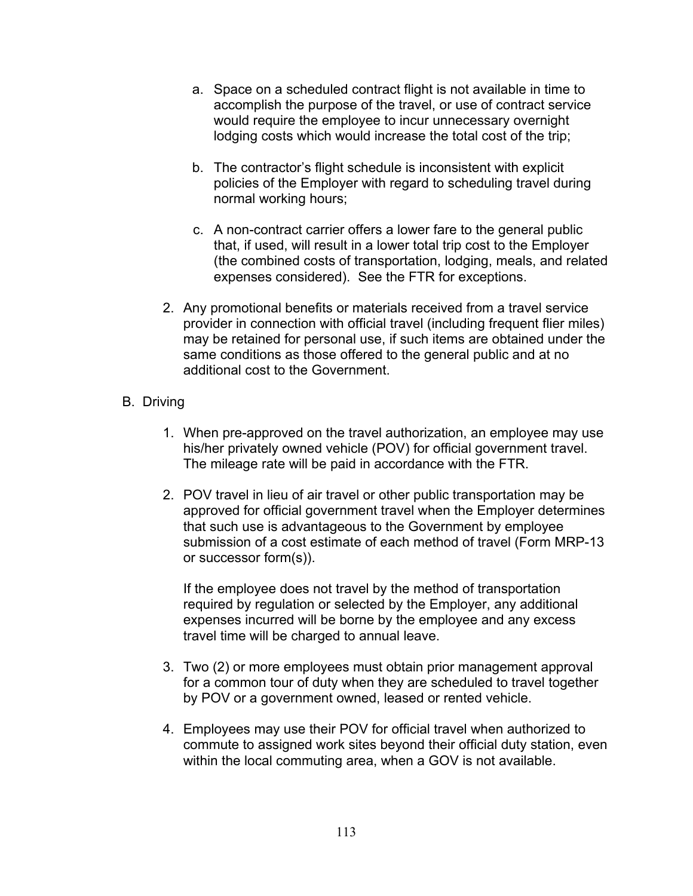a. Space on a scheduled contract flight is not available in time to accomplish the purpose of the travel, or use of contract service would require the employee to incur unnecessary overnight lodging costs which would increase the total cost of the trip;

b. The contractor's flight schedule is inconsistent with explicit policies of the Employer with regard to scheduling travel during normal working hours;

c. A non-contract carrier offers a lower fare to the general public that, if used, will result in a lower total trip cost to the Employer (the combined costs of transportation, lodging, meals, and related expenses considered). See the FTR for exceptions.

2. Any promotional benefits or materials received from a travel service provider in connection with official travel (including frequent flier miles) may be retained for personal use, if such items are obtained under the same conditions as those offered to the general public and at no additional cost to the Government.

B. Driving

1. When pre-approved on the travel authorization, an employee may use his/her privately owned vehicle (POV) for official government travel. The mileage rate will be paid in accordance with the FTR.

2. POV travel in lieu of air travel or other public transportation may be approved for official government travel when the Employer determines that such use is advantageous to the Government by employee submission of a cost estimate of each method of travel (Form MRP-13 or successor form(s)).

   If the employee does not travel by the method of transportation required by regulation or selected by the Employer, any additional expenses incurred will be borne by the employee and any excess travel time will be charged to annual leave.

3. Two (2) or more employees must obtain prior management approval for a common tour of duty when they are scheduled to travel together by POV or a government owned, leased or rented vehicle.

4. Employees may use their POV for official travel when authorized to commute to assigned work sites beyond their official duty station, even within the local commuting area, when a GOV is not available.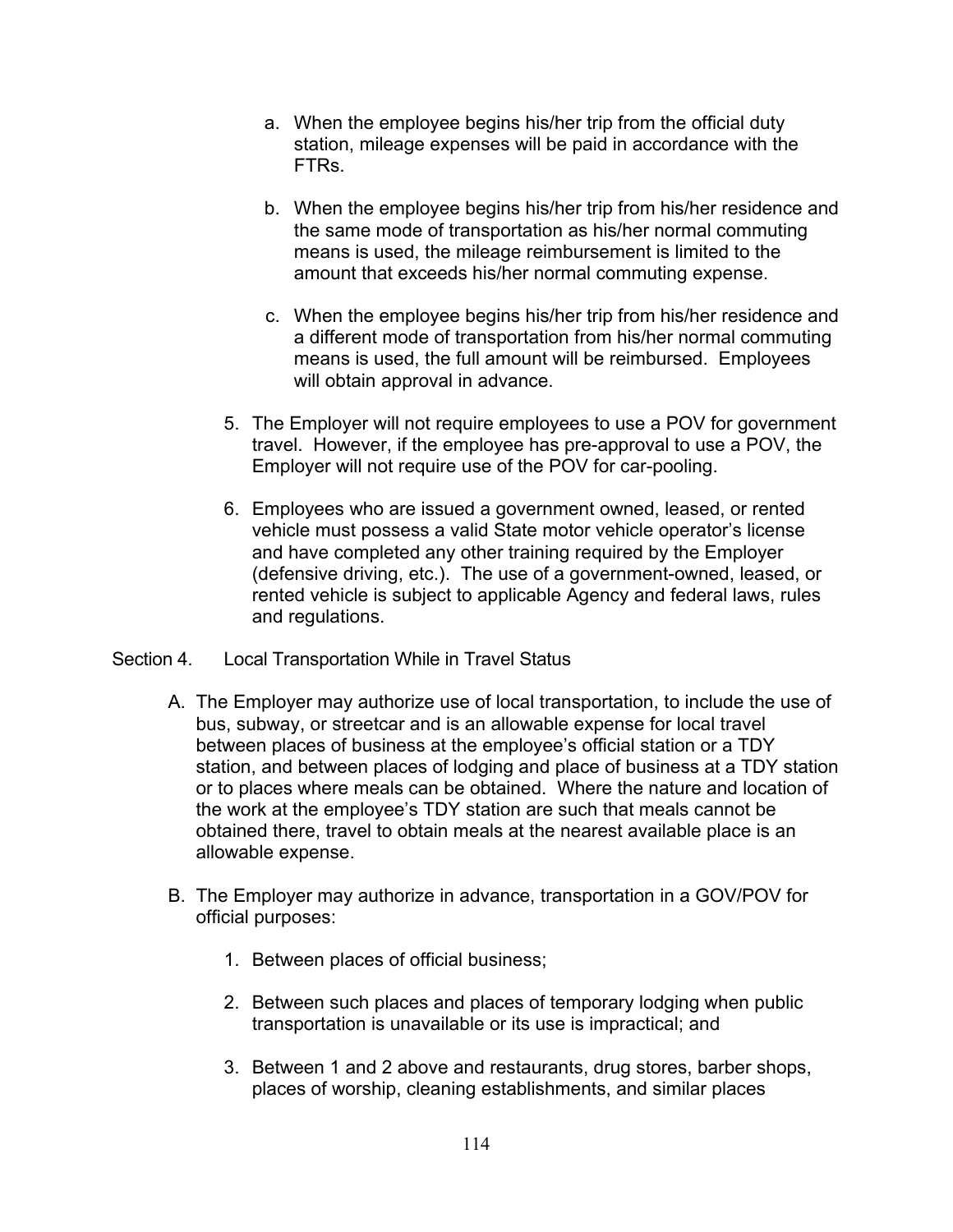a. When the employee begins his/her trip from the official duty station, mileage expenses will be paid in accordance with the FTRs.

b. When the employee begins his/her trip from his/her residence and the same mode of transportation as his/her normal commuting means is used, the mileage reimbursement is limited to the amount that exceeds his/her normal commuting expense.

c. When the employee begins his/her trip from his/her residence and a different mode of transportation from his/her normal commuting means is used, the full amount will be reimbursed. Employees will obtain approval in advance.

5. The Employer will not require employees to use a POV for government travel. However, if the employee has pre-approval to use a POV, the Employer will not require use of the POV for car-pooling.

6. Employees who are issued a government owned, leased, or rented vehicle must possess a valid State motor vehicle operator's license and have completed any other training required by the Employer (defensive driving, etc.). The use of a government-owned, leased, or rented vehicle is subject to applicable Agency and federal laws, rules and regulations.

Section 4. Local Transportation While in Travel Status

A. The Employer may authorize use of local transportation, to include the use of bus, subway, or streetcar and is an allowable expense for local travel between places of business at the employee's official station or a TDY station, and between places of lodging and place of business at a TDY station or to places where meals can be obtained. Where the nature and location of the work at the employee's TDY station are such that meals cannot be obtained there, travel to obtain meals at the nearest available place is an allowable expense.

B. The Employer may authorize in advance, transportation in a GOV/POV for official purposes:

1. Between places of official business;

2. Between such places and places of temporary lodging when public transportation is unavailable or its use is impractical; and

3. Between 1 and 2 above and restaurants, drug stores, barber shops, places of worship, cleaning establishments, and similar places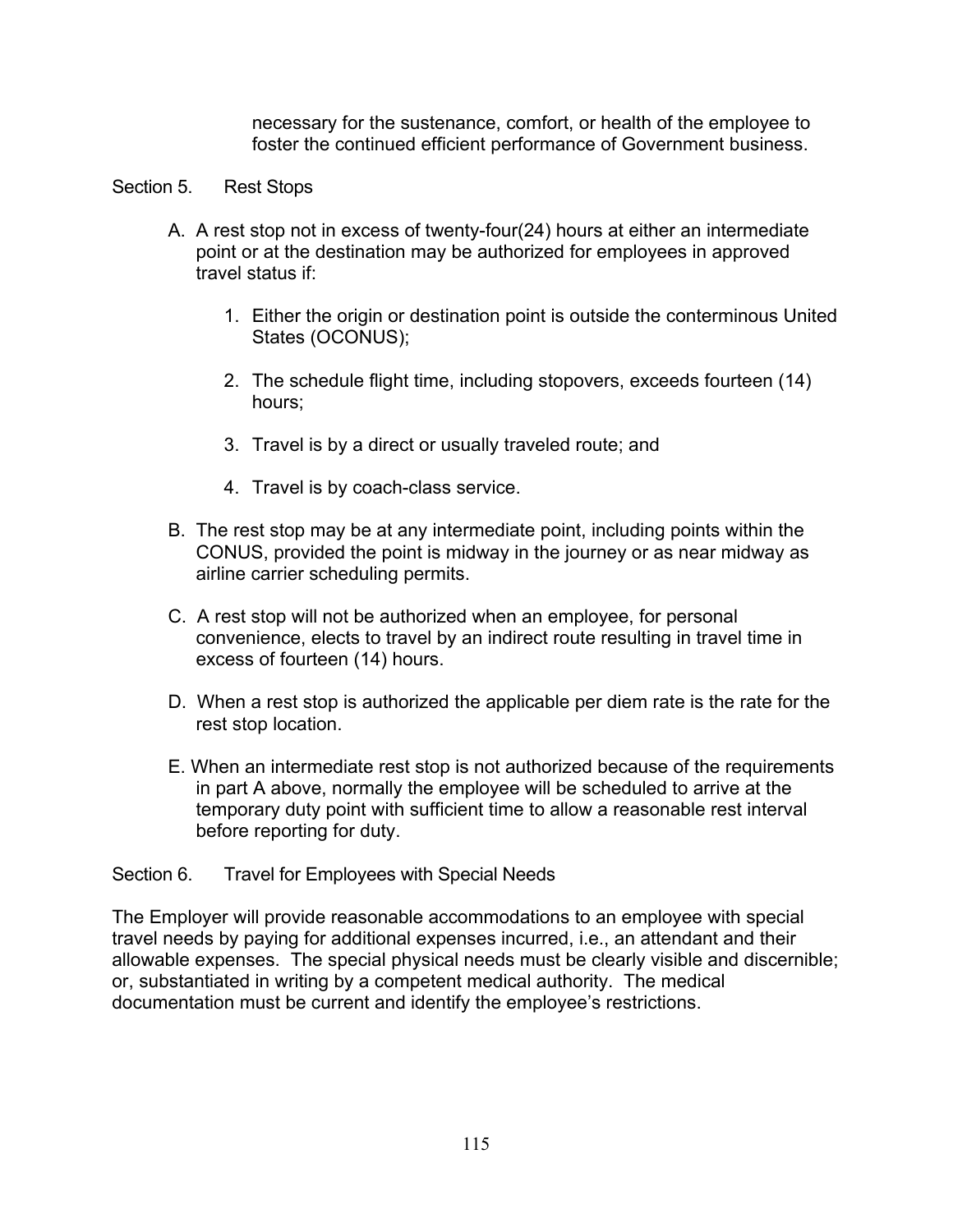necessary for the sustenance, comfort, or health of the employee to foster the continued efficient performance of Government business.

Section 5. Rest Stops

A. A rest stop not in excess of twenty-four(24) hours at either an intermediate point or at the destination may be authorized for employees in approved travel status if:

1. Either the origin or destination point is outside the conterminous United States (OCONUS);

2. The schedule flight time, including stopovers, exceeds fourteen (14) hours;

3. Travel is by a direct or usually traveled route; and

4. Travel is by coach-class service.

B. The rest stop may be at any intermediate point, including points within the CONUS, provided the point is midway in the journey or as near midway as airline carrier scheduling permits.

C. A rest stop will not be authorized when an employee, for personal convenience, elects to travel by an indirect route resulting in travel time in excess of fourteen (14) hours.

D. When a rest stop is authorized the applicable per diem rate is the rate for the rest stop location.

E. When an intermediate rest stop is not authorized because of the requirements in part A above, normally the employee will be scheduled to arrive at the temporary duty point with sufficient time to allow a reasonable rest interval before reporting for duty.

Section 6. Travel for Employees with Special Needs

The Employer will provide reasonable accommodations to an employee with special travel needs by paying for additional expenses incurred, i.e., an attendant and their allowable expenses. The special physical needs must be clearly visible and discernible; or, substantiated in writing by a competent medical authority. The medical documentation must be current and identify the employee's restrictions.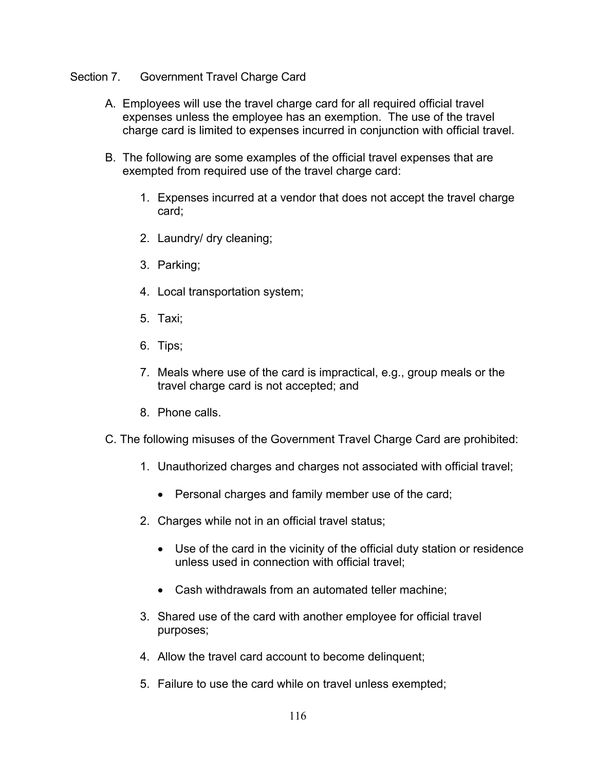## Section 7. Government Travel Charge Card

A. Employees will use the travel charge card for all required official travel expenses unless the employee has an exemption. The use of the travel charge card is limited to expenses incurred in conjunction with official travel.

B. The following are some examples of the official travel expenses that are exempted from required use of the travel charge card:

  1. Expenses incurred at a vendor that does not accept the travel charge card;
  2. Laundry/ dry cleaning;
  3. Parking;
  4. Local transportation system;
  5. Taxi;
  6. Tips;
  7. Meals where use of the card is impractical, e.g., group meals or the travel charge card is not accepted; and
  8. Phone calls.

C. The following misuses of the Government Travel Charge Card are prohibited:

  1. Unauthorized charges and charges not associated with official travel;
     - Personal charges and family member use of the card;
  2. Charges while not in an official travel status;
     - Use of the card in the vicinity of the official duty station or residence unless used in connection with official travel;
     - Cash withdrawals from an automated teller machine;
  3. Shared use of the card with another employee for official travel purposes;
  4. Allow the travel card account to become delinquent;
  5. Failure to use the card while on travel unless exempted;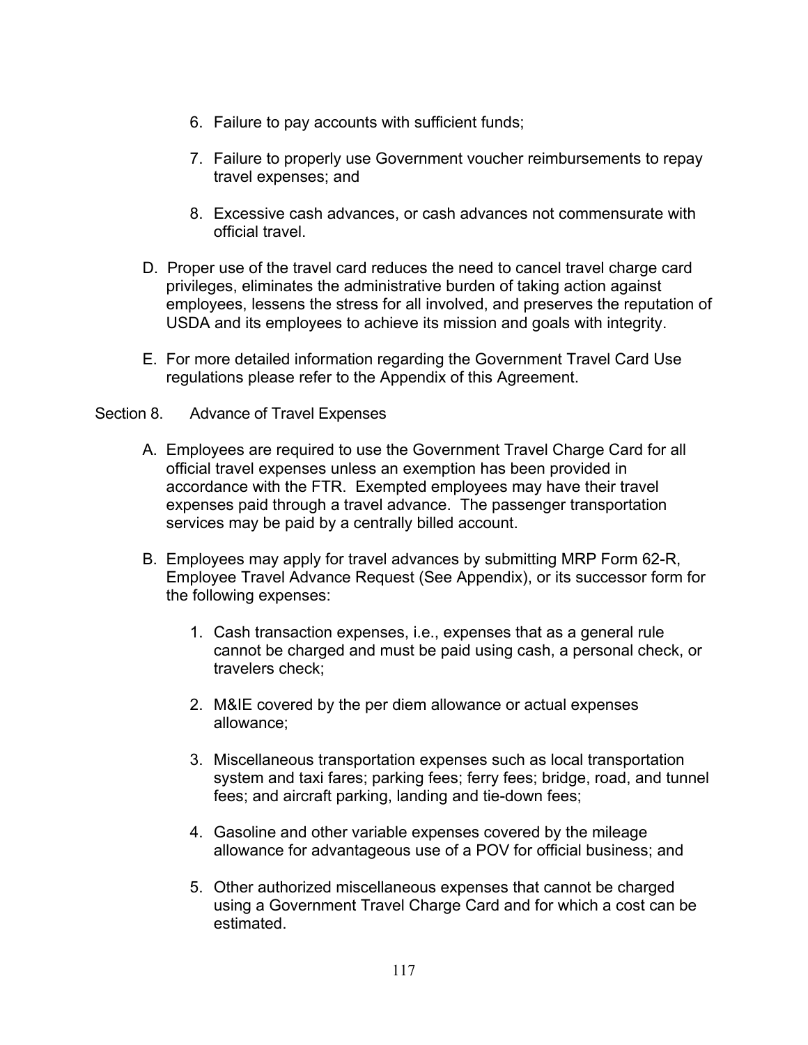6. Failure to pay accounts with sufficient funds;

7. Failure to properly use Government voucher reimbursements to repay travel expenses; and

8. Excessive cash advances, or cash advances not commensurate with official travel.

D. Proper use of the travel card reduces the need to cancel travel charge card privileges, eliminates the administrative burden of taking action against employees, lessens the stress for all involved, and preserves the reputation of USDA and its employees to achieve its mission and goals with integrity.

E. For more detailed information regarding the Government Travel Card Use regulations please refer to the Appendix of this Agreement.

Section 8. Advance of Travel Expenses

A. Employees are required to use the Government Travel Charge Card for all official travel expenses unless an exemption has been provided in accordance with the FTR. Exempted employees may have their travel expenses paid through a travel advance. The passenger transportation services may be paid by a centrally billed account.

B. Employees may apply for travel advances by submitting MRP Form 62-R, Employee Travel Advance Request (See Appendix), or its successor form for the following expenses:

1. Cash transaction expenses, i.e., expenses that as a general rule cannot be charged and must be paid using cash, a personal check, or travelers check;

2. M&IE covered by the per diem allowance or actual expenses allowance;

3. Miscellaneous transportation expenses such as local transportation system and taxi fares; parking fees; ferry fees; bridge, road, and tunnel fees; and aircraft parking, landing and tie-down fees;

4. Gasoline and other variable expenses covered by the mileage allowance for advantageous use of a POV for official business; and

5. Other authorized miscellaneous expenses that cannot be charged using a Government Travel Charge Card and for which a cost can be estimated.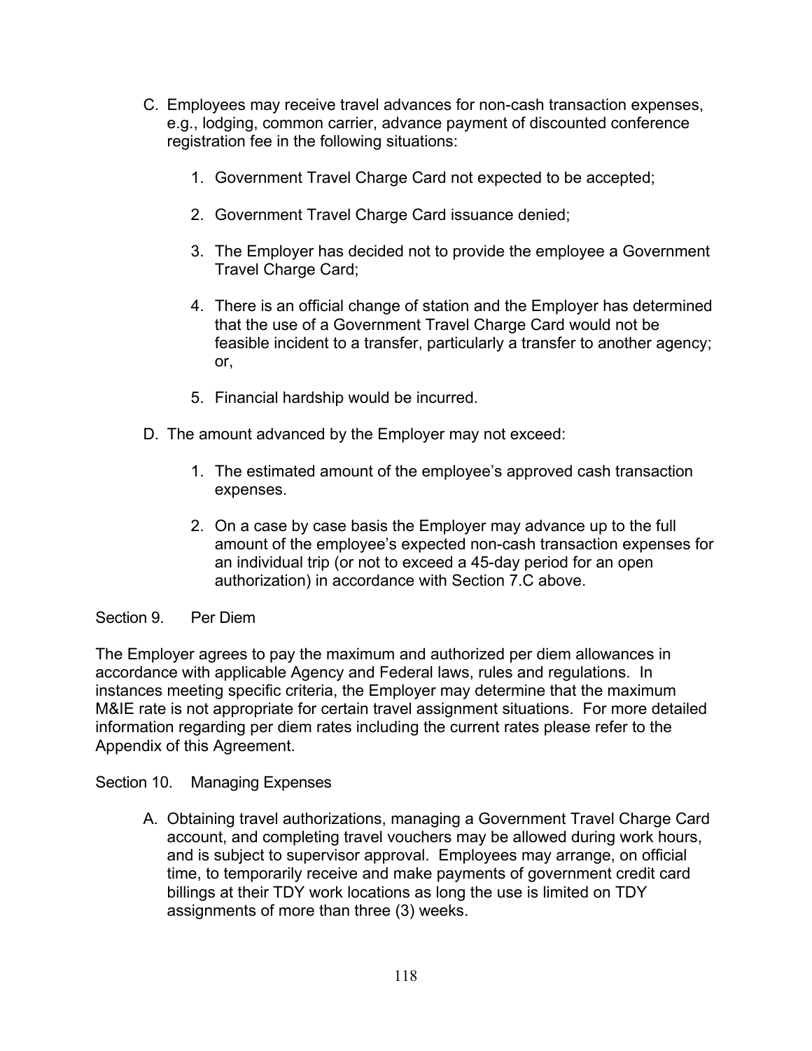C. Employees may receive travel advances for non-cash transaction expenses, e.g., lodging, common carrier, advance payment of discounted conference registration fee in the following situations:

   1. Government Travel Charge Card not expected to be accepted;

   2. Government Travel Charge Card issuance denied;

   3. The Employer has decided not to provide the employee a Government Travel Charge Card;

   4. There is an official change of station and the Employer has determined that the use of a Government Travel Charge Card would not be feasible incident to a transfer, particularly a transfer to another agency; or,

   5. Financial hardship would be incurred.

D. The amount advanced by the Employer may not exceed:

   1. The estimated amount of the employee's approved cash transaction expenses.

   2. On a case by case basis the Employer may advance up to the full amount of the employee's expected non-cash transaction expenses for an individual trip (or not to exceed a 45-day period for an open authorization) in accordance with Section 7.C above.

Section 9. Per Diem

The Employer agrees to pay the maximum and authorized per diem allowances in accordance with applicable Agency and Federal laws, rules and regulations. In instances meeting specific criteria, the Employer may determine that the maximum M&IE rate is not appropriate for certain travel assignment situations. For more detailed information regarding per diem rates including the current rates please refer to the Appendix of this Agreement.

Section 10. Managing Expenses

A. Obtaining travel authorizations, managing a Government Travel Charge Card account, and completing travel vouchers may be allowed during work hours, and is subject to supervisor approval. Employees may arrange, on official time, to temporarily receive and make payments of government credit card billings at their TDY work locations as long the use is limited on TDY assignments of more than three (3) weeks.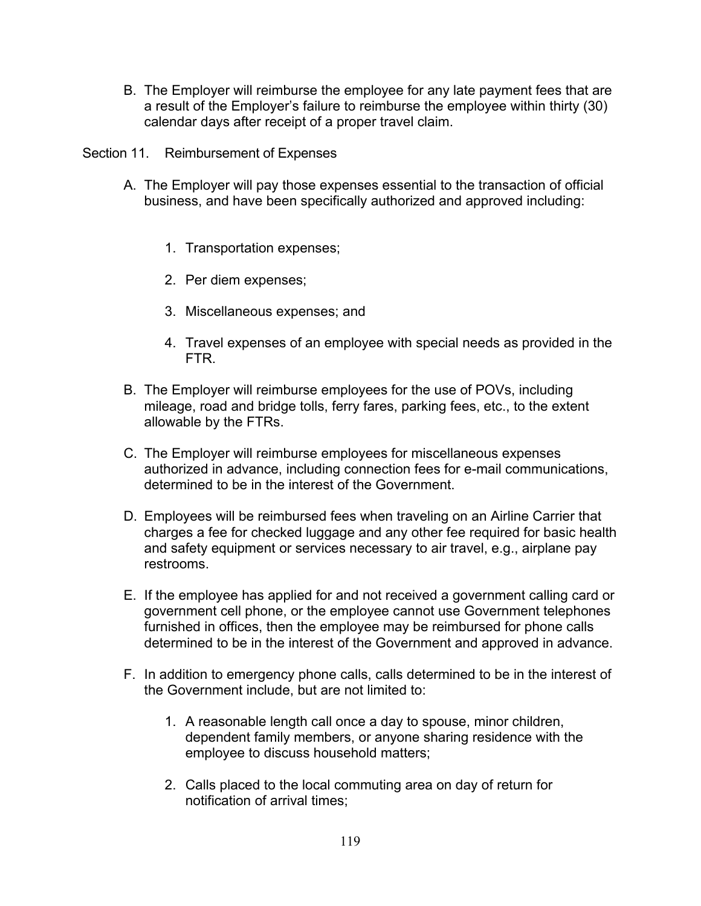B. The Employer will reimburse the employee for any late payment fees that are a result of the Employer's failure to reimburse the employee within thirty (30) calendar days after receipt of a proper travel claim.

Section 11. Reimbursement of Expenses

A. The Employer will pay those expenses essential to the transaction of official business, and have been specifically authorized and approved including:

   1. Transportation expenses;

   2. Per diem expenses;

   3. Miscellaneous expenses; and

   4. Travel expenses of an employee with special needs as provided in the FTR.

B. The Employer will reimburse employees for the use of POVs, including mileage, road and bridge tolls, ferry fares, parking fees, etc., to the extent allowable by the FTRs.

C. The Employer will reimburse employees for miscellaneous expenses authorized in advance, including connection fees for e-mail communications, determined to be in the interest of the Government.

D. Employees will be reimbursed fees when traveling on an Airline Carrier that charges a fee for checked luggage and any other fee required for basic health and safety equipment or services necessary to air travel, e.g., airplane pay restrooms.

E. If the employee has applied for and not received a government calling card or government cell phone, or the employee cannot use Government telephones furnished in offices, then the employee may be reimbursed for phone calls determined to be in the interest of the Government and approved in advance.

F. In addition to emergency phone calls, calls determined to be in the interest of the Government include, but are not limited to:

   1. A reasonable length call once a day to spouse, minor children, dependent family members, or anyone sharing residence with the employee to discuss household matters;

   2. Calls placed to the local commuting area on day of return for notification of arrival times;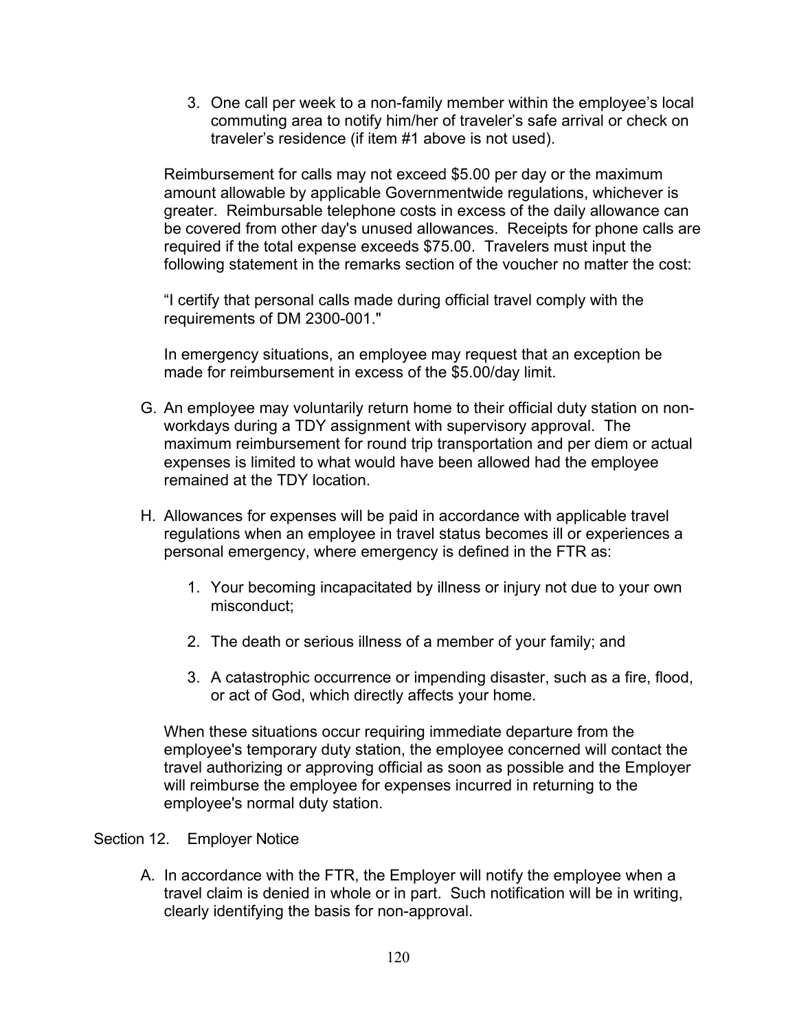3. One call per week to a non-family member within the employee's local commuting area to notify him/her of traveler's safe arrival or check on traveler's residence (if item #1 above is not used).

Reimbursement for calls may not exceed $5.00 per day or the maximum amount allowable by applicable Governmentwide regulations, whichever is greater. Reimbursable telephone costs in excess of the daily allowance can be covered from other day's unused allowances. Receipts for phone calls are required if the total expense exceeds $75.00. Travelers must input the following statement in the remarks section of the voucher no matter the cost:

"I certify that personal calls made during official travel comply with the requirements of DM 2300-001."

In emergency situations, an employee may request that an exception be made for reimbursement in excess of the $5.00/day limit.

G. An employee may voluntarily return home to their official duty station on non-workdays during a TDY assignment with supervisory approval. The maximum reimbursement for round trip transportation and per diem or actual expenses is limited to what would have been allowed had the employee remained at the TDY location.

H. Allowances for expenses will be paid in accordance with applicable travel regulations when an employee in travel status becomes ill or experiences a personal emergency, where emergency is defined in the FTR as:

1. Your becoming incapacitated by illness or injury not due to your own misconduct;

2. The death or serious illness of a member of your family; and

3. A catastrophic occurrence or impending disaster, such as a fire, flood, or act of God, which directly affects your home.

When these situations occur requiring immediate departure from the employee's temporary duty station, the employee concerned will contact the travel authorizing or approving official as soon as possible and the Employer will reimburse the employee for expenses incurred in returning to the employee's normal duty station.

Section 12. Employer Notice

A. In accordance with the FTR, the Employer will notify the employee when a travel claim is denied in whole or in part. Such notification will be in writing, clearly identifying the basis for non-approval.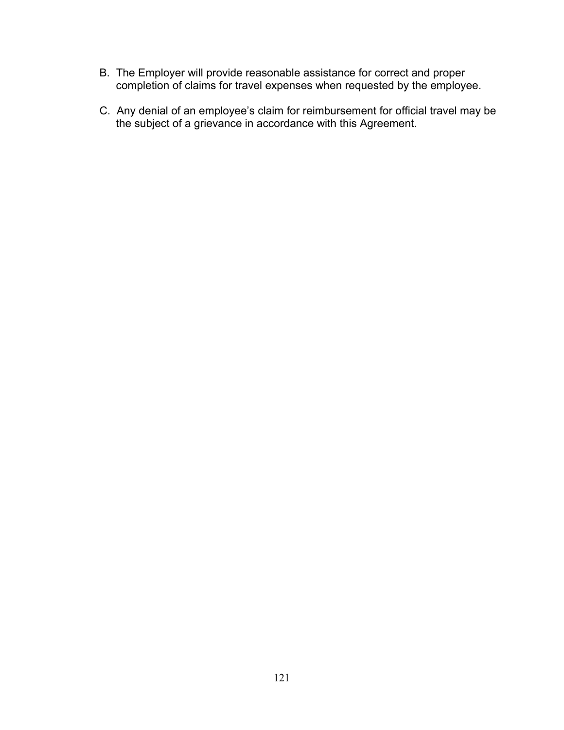B. The Employer will provide reasonable assistance for correct and proper completion of claims for travel expenses when requested by the employee.

C. Any denial of an employee's claim for reimbursement for official travel may be the subject of a grievance in accordance with this Agreement.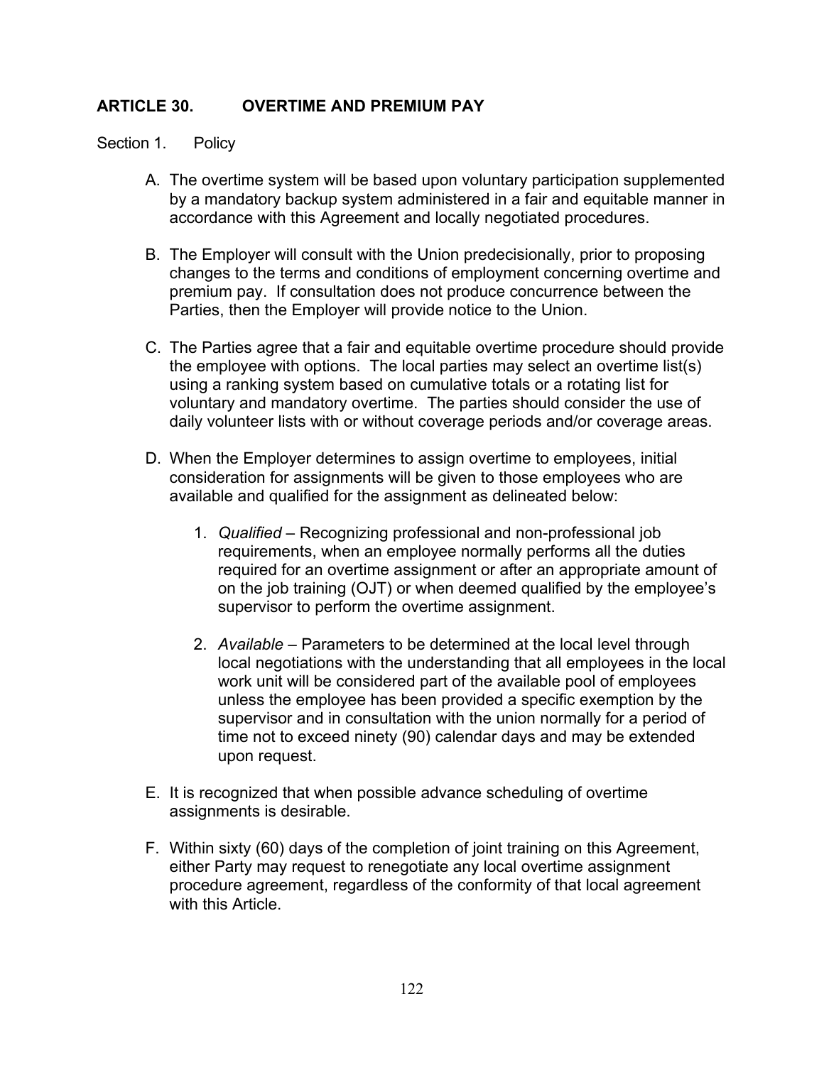## ARTICLE 30. OVERTIME AND PREMIUM PAY

Section 1. Policy

A. The overtime system will be based upon voluntary participation supplemented by a mandatory backup system administered in a fair and equitable manner in accordance with this Agreement and locally negotiated procedures.

B. The Employer will consult with the Union predecisionally, prior to proposing changes to the terms and conditions of employment concerning overtime and premium pay. If consultation does not produce concurrence between the Parties, then the Employer will provide notice to the Union.

C. The Parties agree that a fair and equitable overtime procedure should provide the employee with options. The local parties may select an overtime list(s) using a ranking system based on cumulative totals or a rotating list for voluntary and mandatory overtime. The parties should consider the use of daily volunteer lists with or without coverage periods and/or coverage areas.

D. When the Employer determines to assign overtime to employees, initial consideration for assignments will be given to those employees who are available and qualified for the assignment as delineated below:

   1. *Qualified* – Recognizing professional and non-professional job requirements, when an employee normally performs all the duties required for an overtime assignment or after an appropriate amount of on the job training (OJT) or when deemed qualified by the employee's supervisor to perform the overtime assignment.

   2. *Available* – Parameters to be determined at the local level through local negotiations with the understanding that all employees in the local work unit will be considered part of the available pool of employees unless the employee has been provided a specific exemption by the supervisor and in consultation with the union normally for a period of time not to exceed ninety (90) calendar days and may be extended upon request.

E. It is recognized that when possible advance scheduling of overtime assignments is desirable.

F. Within sixty (60) days of the completion of joint training on this Agreement, either Party may request to renegotiate any local overtime assignment procedure agreement, regardless of the conformity of that local agreement with this Article.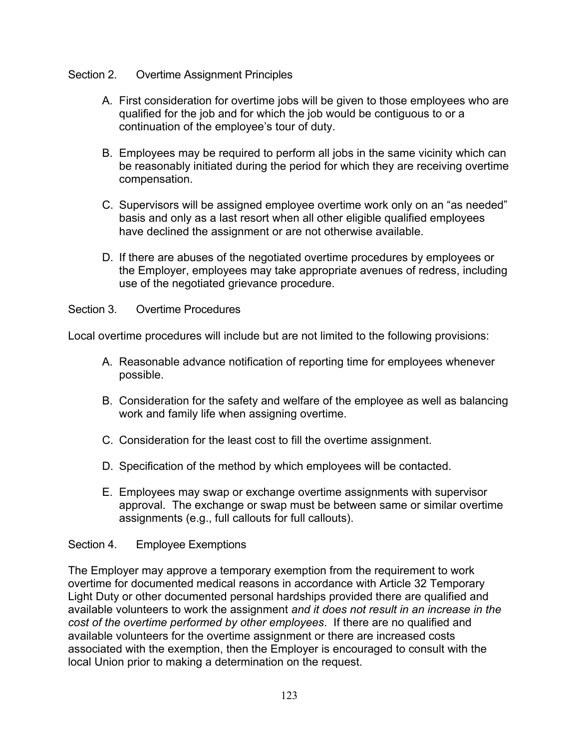## Section 2. Overtime Assignment Principles

A. First consideration for overtime jobs will be given to those employees who are qualified for the job and for which the job would be contiguous to or a continuation of the employee's tour of duty.

B. Employees may be required to perform all jobs in the same vicinity which can be reasonably initiated during the period for which they are receiving overtime compensation.

C. Supervisors will be assigned employee overtime work only on an "as needed" basis and only as a last resort when all other eligible qualified employees have declined the assignment or are not otherwise available.

D. If there are abuses of the negotiated overtime procedures by employees or the Employer, employees may take appropriate avenues of redress, including use of the negotiated grievance procedure.

## Section 3. Overtime Procedures

Local overtime procedures will include but are not limited to the following provisions:

A. Reasonable advance notification of reporting time for employees whenever possible.

B. Consideration for the safety and welfare of the employee as well as balancing work and family life when assigning overtime.

C. Consideration for the least cost to fill the overtime assignment.

D. Specification of the method by which employees will be contacted.

E. Employees may swap or exchange overtime assignments with supervisor approval. The exchange or swap must be between same or similar overtime assignments (e.g., full callouts for full callouts).

## Section 4. Employee Exemptions

The Employer may approve a temporary exemption from the requirement to work overtime for documented medical reasons in accordance with Article 32 Temporary Light Duty or other documented personal hardships provided there are qualified and available volunteers to work the assignment *and it does not result in an increase in the cost of the overtime performed by other employees*. If there are no qualified and available volunteers for the overtime assignment or there are increased costs associated with the exemption, then the Employer is encouraged to consult with the local Union prior to making a determination on the request.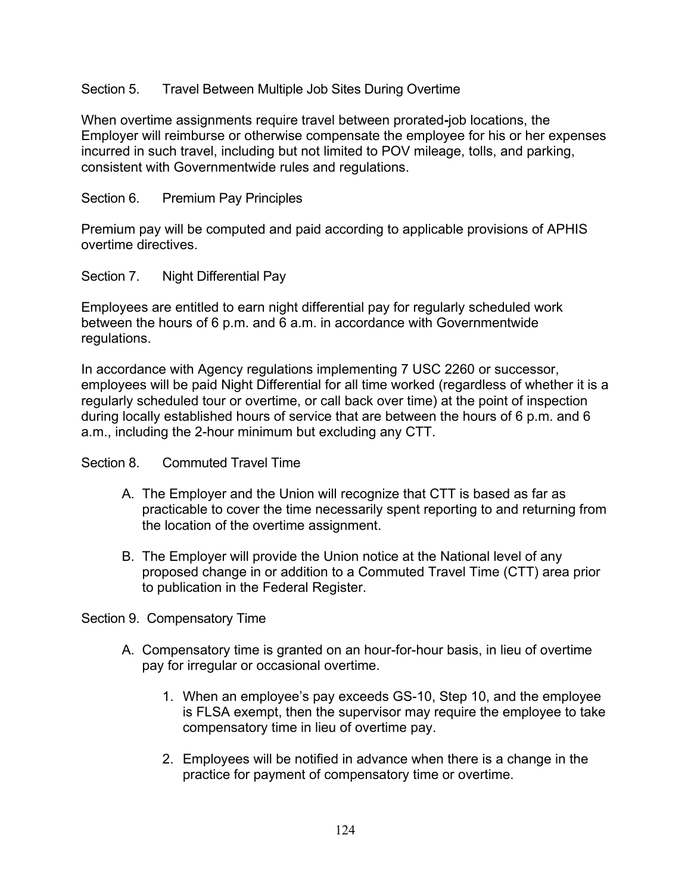## Section 5. Travel Between Multiple Job Sites During Overtime

When overtime assignments require travel between prorated-job locations, the Employer will reimburse or otherwise compensate the employee for his or her expenses incurred in such travel, including but not limited to POV mileage, tolls, and parking, consistent with Governmentwide rules and regulations.

## Section 6. Premium Pay Principles

Premium pay will be computed and paid according to applicable provisions of APHIS overtime directives.

## Section 7. Night Differential Pay

Employees are entitled to earn night differential pay for regularly scheduled work between the hours of 6 p.m. and 6 a.m. in accordance with Governmentwide regulations.

In accordance with Agency regulations implementing 7 USC 2260 or successor, employees will be paid Night Differential for all time worked (regardless of whether it is a regularly scheduled tour or overtime, or call back over time) at the point of inspection during locally established hours of service that are between the hours of 6 p.m. and 6 a.m., including the 2-hour minimum but excluding any CTT.

## Section 8. Commuted Travel Time

A. The Employer and the Union will recognize that CTT is based as far as practicable to cover the time necessarily spent reporting to and returning from the location of the overtime assignment.

B. The Employer will provide the Union notice at the National level of any proposed change in or addition to a Commuted Travel Time (CTT) area prior to publication in the Federal Register.

## Section 9. Compensatory Time

A. Compensatory time is granted on an hour-for-hour basis, in lieu of overtime pay for irregular or occasional overtime.

   1. When an employee's pay exceeds GS-10, Step 10, and the employee is FLSA exempt, then the supervisor may require the employee to take compensatory time in lieu of overtime pay.

   2. Employees will be notified in advance when there is a change in the practice for payment of compensatory time or overtime.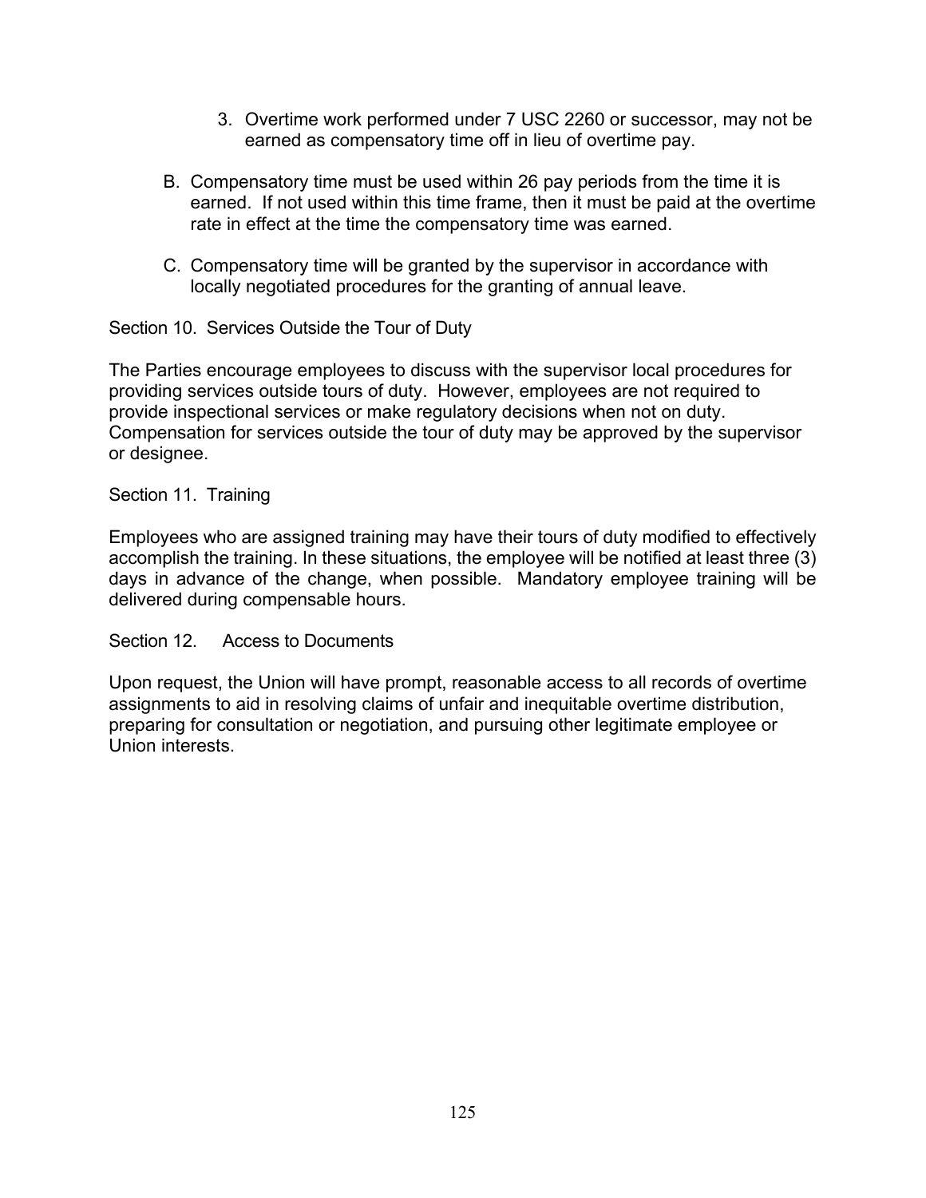3. Overtime work performed under 7 USC 2260 or successor, may not be earned as compensatory time off in lieu of overtime pay.

B. Compensatory time must be used within 26 pay periods from the time it is earned. If not used within this time frame, then it must be paid at the overtime rate in effect at the time the compensatory time was earned.

C. Compensatory time will be granted by the supervisor in accordance with locally negotiated procedures for the granting of annual leave.

Section 10. Services Outside the Tour of Duty

The Parties encourage employees to discuss with the supervisor local procedures for providing services outside tours of duty. However, employees are not required to provide inspectional services or make regulatory decisions when not on duty. Compensation for services outside the tour of duty may be approved by the supervisor or designee.

Section 11. Training

Employees who are assigned training may have their tours of duty modified to effectively accomplish the training. In these situations, the employee will be notified at least three (3) days in advance of the change, when possible. Mandatory employee training will be delivered during compensable hours.

Section 12. Access to Documents

Upon request, the Union will have prompt, reasonable access to all records of overtime assignments to aid in resolving claims of unfair and inequitable overtime distribution, preparing for consultation or negotiation, and pursuing other legitimate employee or Union interests.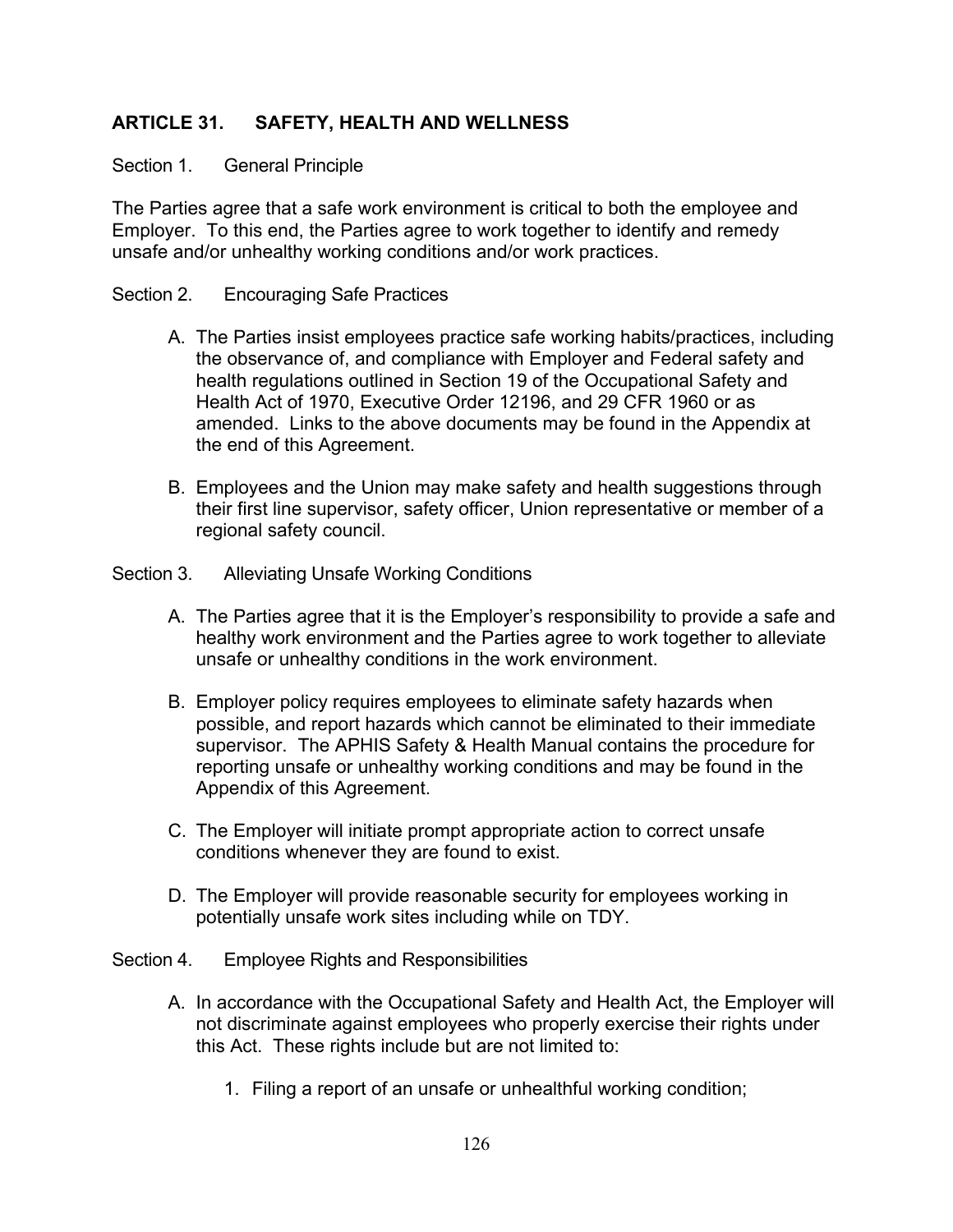## ARTICLE 31. SAFETY, HEALTH AND WELLNESS

Section 1. General Principle

The Parties agree that a safe work environment is critical to both the employee and Employer. To this end, the Parties agree to work together to identify and remedy unsafe and/or unhealthy working conditions and/or work practices.

Section 2. Encouraging Safe Practices

A. The Parties insist employees practice safe working habits/practices, including the observance of, and compliance with Employer and Federal safety and health regulations outlined in Section 19 of the Occupational Safety and Health Act of 1970, Executive Order 12196, and 29 CFR 1960 or as amended. Links to the above documents may be found in the Appendix at the end of this Agreement.

B. Employees and the Union may make safety and health suggestions through their first line supervisor, safety officer, Union representative or member of a regional safety council.

Section 3. Alleviating Unsafe Working Conditions

A. The Parties agree that it is the Employer's responsibility to provide a safe and healthy work environment and the Parties agree to work together to alleviate unsafe or unhealthy conditions in the work environment.

B. Employer policy requires employees to eliminate safety hazards when possible, and report hazards which cannot be eliminated to their immediate supervisor. The APHIS Safety & Health Manual contains the procedure for reporting unsafe or unhealthy working conditions and may be found in the Appendix of this Agreement.

C. The Employer will initiate prompt appropriate action to correct unsafe conditions whenever they are found to exist.

D. The Employer will provide reasonable security for employees working in potentially unsafe work sites including while on TDY.

Section 4. Employee Rights and Responsibilities

A. In accordance with the Occupational Safety and Health Act, the Employer will not discriminate against employees who properly exercise their rights under this Act. These rights include but are not limited to:

   1. Filing a report of an unsafe or unhealthful working condition;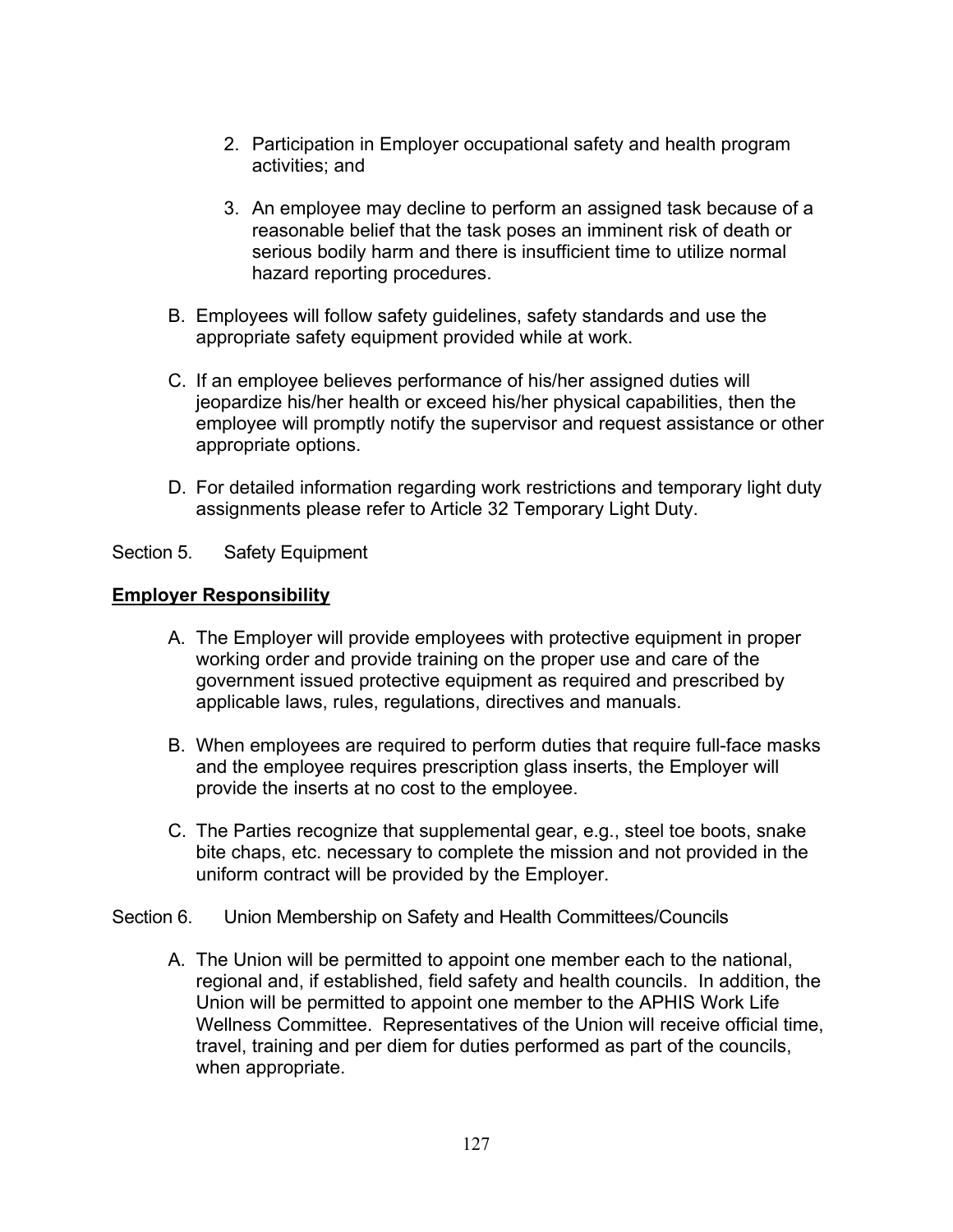2. Participation in Employer occupational safety and health program activities; and

3. An employee may decline to perform an assigned task because of a reasonable belief that the task poses an imminent risk of death or serious bodily harm and there is insufficient time to utilize normal hazard reporting procedures.

B. Employees will follow safety guidelines, safety standards and use the appropriate safety equipment provided while at work.

C. If an employee believes performance of his/her assigned duties will jeopardize his/her health or exceed his/her physical capabilities, then the employee will promptly notify the supervisor and request assistance or other appropriate options.

D. For detailed information regarding work restrictions and temporary light duty assignments please refer to Article 32 Temporary Light Duty.

Section 5. Safety Equipment

**Employer Responsibility**

A. The Employer will provide employees with protective equipment in proper working order and provide training on the proper use and care of the government issued protective equipment as required and prescribed by applicable laws, rules, regulations, directives and manuals.

B. When employees are required to perform duties that require full-face masks and the employee requires prescription glass inserts, the Employer will provide the inserts at no cost to the employee.

C. The Parties recognize that supplemental gear, e.g., steel toe boots, snake bite chaps, etc. necessary to complete the mission and not provided in the uniform contract will be provided by the Employer.

Section 6. Union Membership on Safety and Health Committees/Councils

A. The Union will be permitted to appoint one member each to the national, regional and, if established, field safety and health councils. In addition, the Union will be permitted to appoint one member to the APHIS Work Life Wellness Committee. Representatives of the Union will receive official time, travel, training and per diem for duties performed as part of the councils, when appropriate.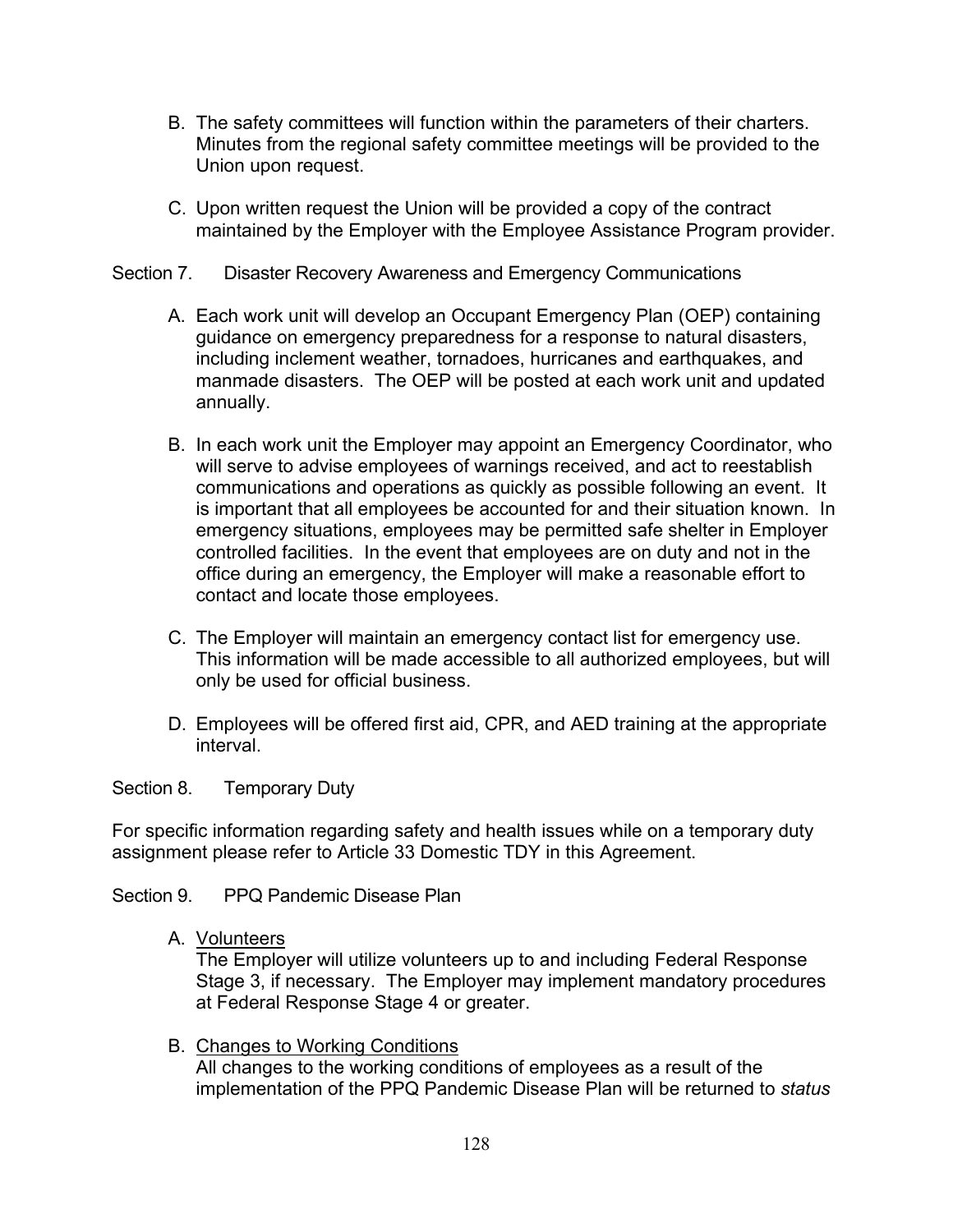B. The safety committees will function within the parameters of their charters. Minutes from the regional safety committee meetings will be provided to the Union upon request.

C. Upon written request the Union will be provided a copy of the contract maintained by the Employer with the Employee Assistance Program provider.

Section 7. Disaster Recovery Awareness and Emergency Communications

A. Each work unit will develop an Occupant Emergency Plan (OEP) containing guidance on emergency preparedness for a response to natural disasters, including inclement weather, tornadoes, hurricanes and earthquakes, and manmade disasters. The OEP will be posted at each work unit and updated annually.

B. In each work unit the Employer may appoint an Emergency Coordinator, who will serve to advise employees of warnings received, and act to reestablish communications and operations as quickly as possible following an event. It is important that all employees be accounted for and their situation known. In emergency situations, employees may be permitted safe shelter in Employer controlled facilities. In the event that employees are on duty and not in the office during an emergency, the Employer will make a reasonable effort to contact and locate those employees.

C. The Employer will maintain an emergency contact list for emergency use. This information will be made accessible to all authorized employees, but will only be used for official business.

D. Employees will be offered first aid, CPR, and AED training at the appropriate interval.

Section 8. Temporary Duty

For specific information regarding safety and health issues while on a temporary duty assignment please refer to Article 33 Domestic TDY in this Agreement.

Section 9. PPQ Pandemic Disease Plan

A. Volunteers
The Employer will utilize volunteers up to and including Federal Response Stage 3, if necessary. The Employer may implement mandatory procedures at Federal Response Stage 4 or greater.

B. Changes to Working Conditions
All changes to the working conditions of employees as a result of the implementation of the PPQ Pandemic Disease Plan will be returned to *status*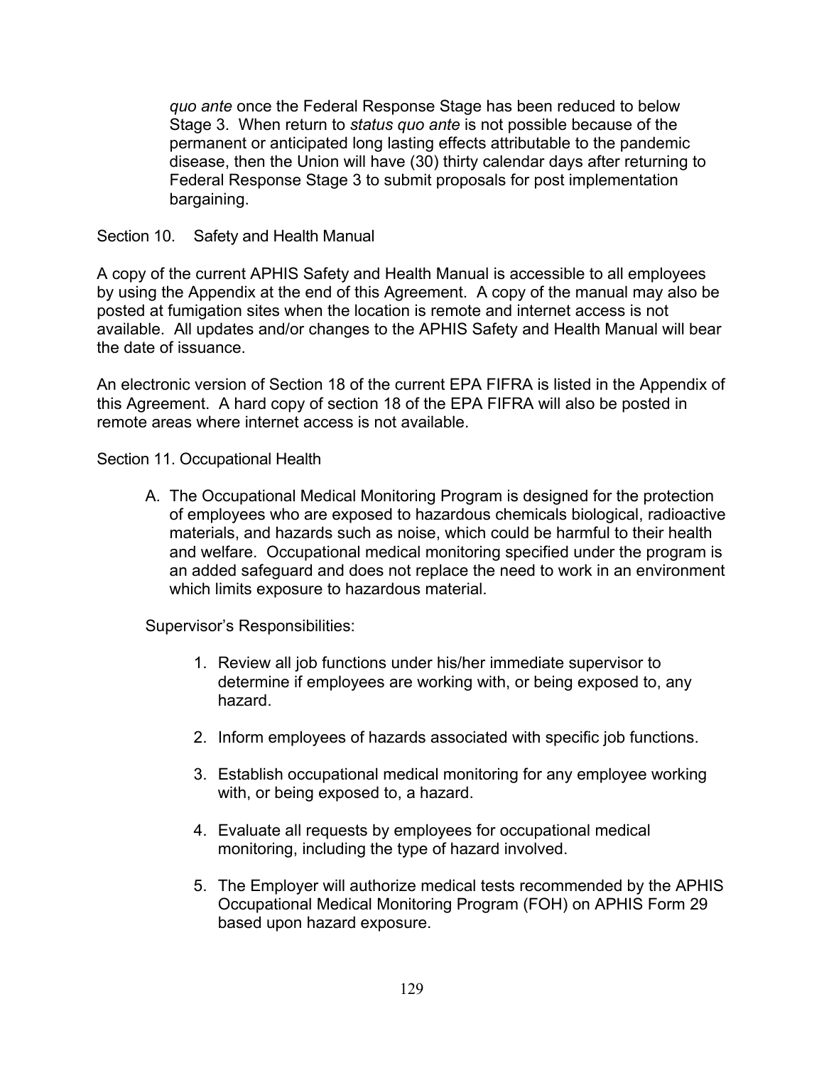*quo ante* once the Federal Response Stage has been reduced to below Stage 3. When return to *status quo ante* is not possible because of the permanent or anticipated long lasting effects attributable to the pandemic disease, then the Union will have (30) thirty calendar days after returning to Federal Response Stage 3 to submit proposals for post implementation bargaining.

Section 10. Safety and Health Manual

A copy of the current APHIS Safety and Health Manual is accessible to all employees by using the Appendix at the end of this Agreement. A copy of the manual may also be posted at fumigation sites when the location is remote and internet access is not available. All updates and/or changes to the APHIS Safety and Health Manual will bear the date of issuance.

An electronic version of Section 18 of the current EPA FIFRA is listed in the Appendix of this Agreement. A hard copy of section 18 of the EPA FIFRA will also be posted in remote areas where internet access is not available.

Section 11. Occupational Health

A. The Occupational Medical Monitoring Program is designed for the protection of employees who are exposed to hazardous chemicals biological, radioactive materials, and hazards such as noise, which could be harmful to their health and welfare. Occupational medical monitoring specified under the program is an added safeguard and does not replace the need to work in an environment which limits exposure to hazardous material.

Supervisor's Responsibilities:

1. Review all job functions under his/her immediate supervisor to determine if employees are working with, or being exposed to, any hazard.
2. Inform employees of hazards associated with specific job functions.
3. Establish occupational medical monitoring for any employee working with, or being exposed to, a hazard.
4. Evaluate all requests by employees for occupational medical monitoring, including the type of hazard involved.
5. The Employer will authorize medical tests recommended by the APHIS Occupational Medical Monitoring Program (FOH) on APHIS Form 29 based upon hazard exposure.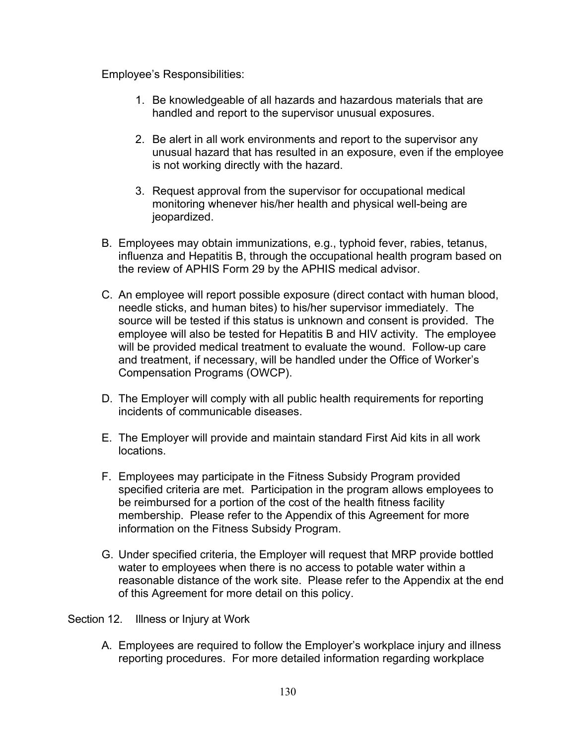Employee's Responsibilities:

1. Be knowledgeable of all hazards and hazardous materials that are handled and report to the supervisor unusual exposures.

2. Be alert in all work environments and report to the supervisor any unusual hazard that has resulted in an exposure, even if the employee is not working directly with the hazard.

3. Request approval from the supervisor for occupational medical monitoring whenever his/her health and physical well-being are jeopardized.

B. Employees may obtain immunizations, e.g., typhoid fever, rabies, tetanus, influenza and Hepatitis B, through the occupational health program based on the review of APHIS Form 29 by the APHIS medical advisor.

C. An employee will report possible exposure (direct contact with human blood, needle sticks, and human bites) to his/her supervisor immediately. The source will be tested if this status is unknown and consent is provided. The employee will also be tested for Hepatitis B and HIV activity. The employee will be provided medical treatment to evaluate the wound. Follow-up care and treatment, if necessary, will be handled under the Office of Worker's Compensation Programs (OWCP).

D. The Employer will comply with all public health requirements for reporting incidents of communicable diseases.

E. The Employer will provide and maintain standard First Aid kits in all work locations.

F. Employees may participate in the Fitness Subsidy Program provided specified criteria are met. Participation in the program allows employees to be reimbursed for a portion of the cost of the health fitness facility membership. Please refer to the Appendix of this Agreement for more information on the Fitness Subsidy Program.

G. Under specified criteria, the Employer will request that MRP provide bottled water to employees when there is no access to potable water within a reasonable distance of the work site. Please refer to the Appendix at the end of this Agreement for more detail on this policy.

Section 12. Illness or Injury at Work

A. Employees are required to follow the Employer's workplace injury and illness reporting procedures. For more detailed information regarding workplace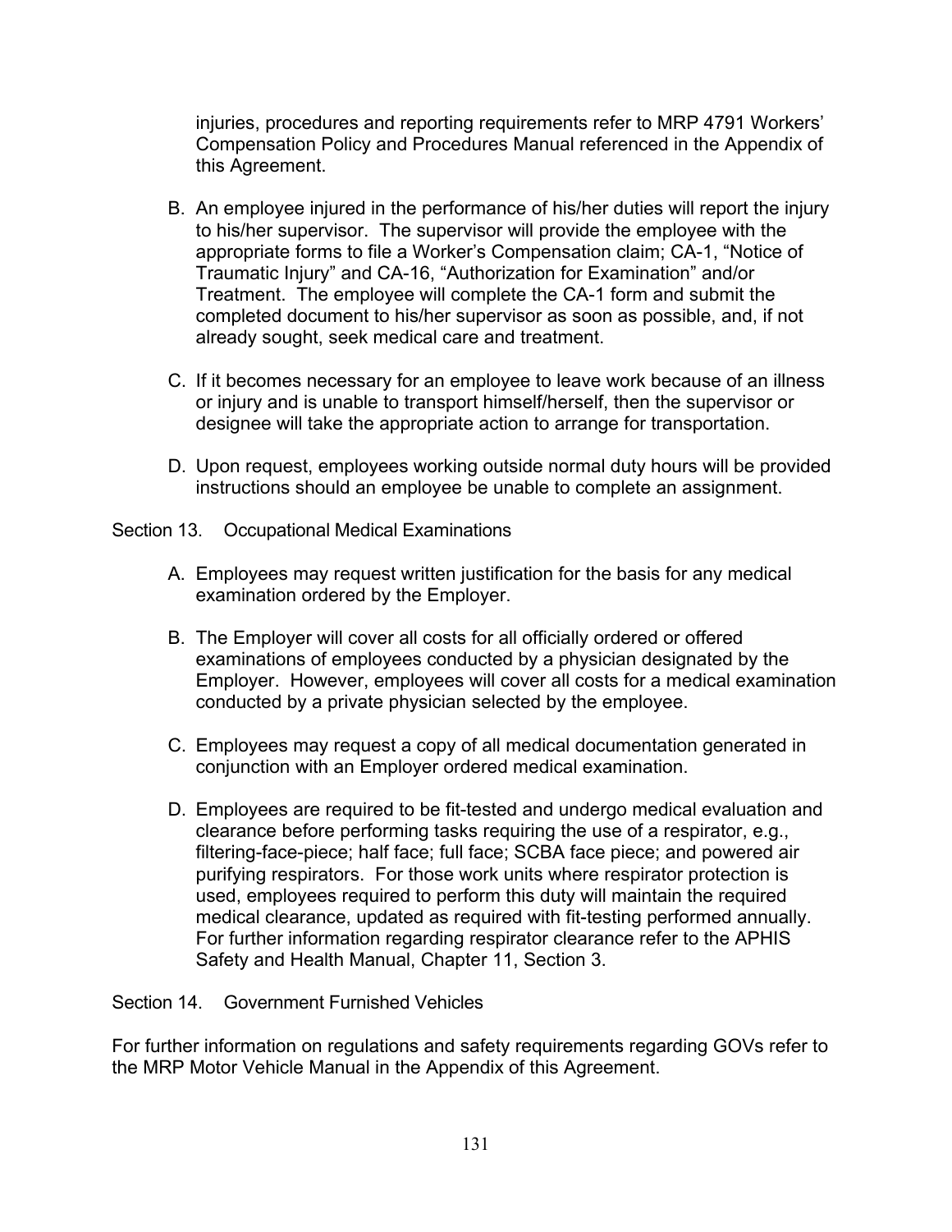injuries, procedures and reporting requirements refer to MRP 4791 Workers' Compensation Policy and Procedures Manual referenced in the Appendix of this Agreement.

B. An employee injured in the performance of his/her duties will report the injury to his/her supervisor. The supervisor will provide the employee with the appropriate forms to file a Worker's Compensation claim; CA-1, "Notice of Traumatic Injury" and CA-16, "Authorization for Examination" and/or Treatment. The employee will complete the CA-1 form and submit the completed document to his/her supervisor as soon as possible, and, if not already sought, seek medical care and treatment.

C. If it becomes necessary for an employee to leave work because of an illness or injury and is unable to transport himself/herself, then the supervisor or designee will take the appropriate action to arrange for transportation.

D. Upon request, employees working outside normal duty hours will be provided instructions should an employee be unable to complete an assignment.

Section 13. Occupational Medical Examinations

A. Employees may request written justification for the basis for any medical examination ordered by the Employer.

B. The Employer will cover all costs for all officially ordered or offered examinations of employees conducted by a physician designated by the Employer. However, employees will cover all costs for a medical examination conducted by a private physician selected by the employee.

C. Employees may request a copy of all medical documentation generated in conjunction with an Employer ordered medical examination.

D. Employees are required to be fit-tested and undergo medical evaluation and clearance before performing tasks requiring the use of a respirator, e.g., filtering-face-piece; half face; full face; SCBA face piece; and powered air purifying respirators. For those work units where respirator protection is used, employees required to perform this duty will maintain the required medical clearance, updated as required with fit-testing performed annually. For further information regarding respirator clearance refer to the APHIS Safety and Health Manual, Chapter 11, Section 3.

Section 14. Government Furnished Vehicles

For further information on regulations and safety requirements regarding GOVs refer to the MRP Motor Vehicle Manual in the Appendix of this Agreement.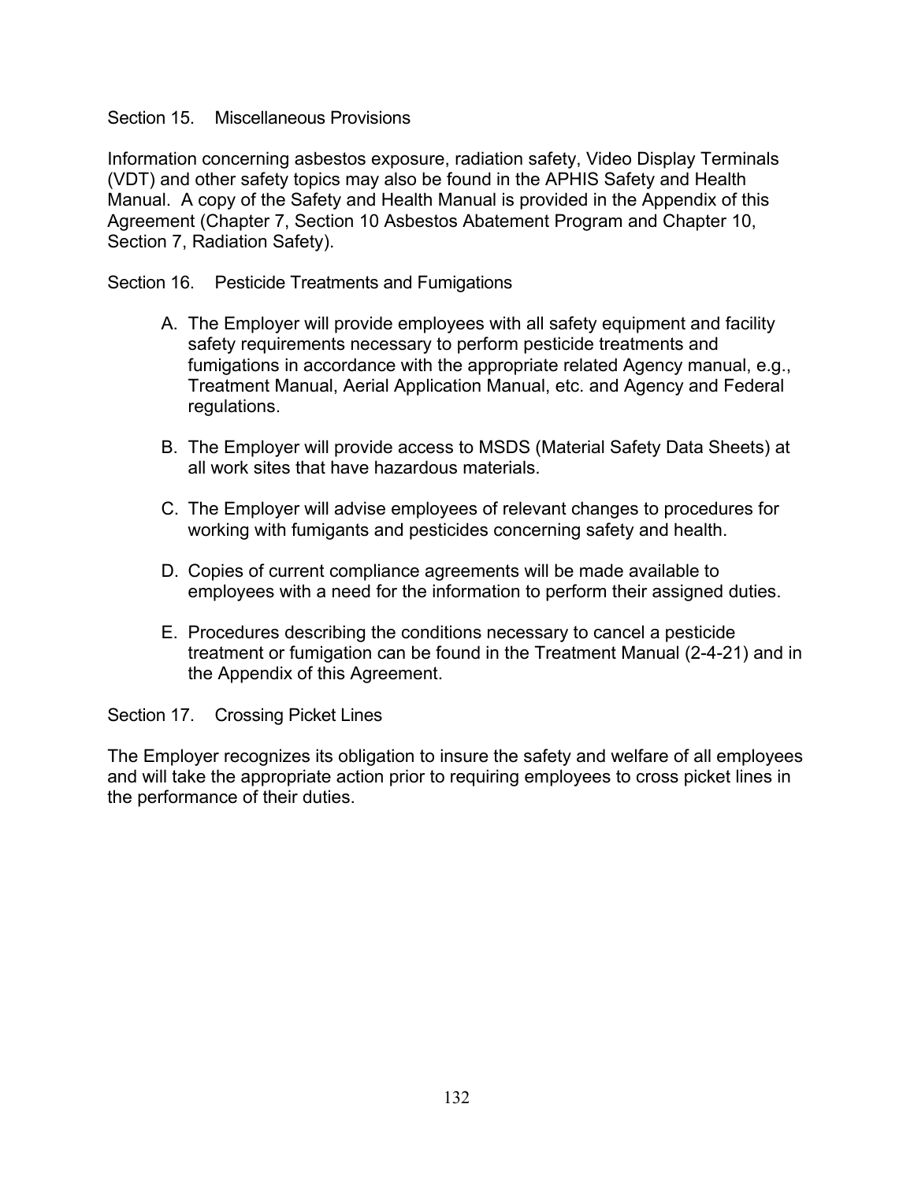## Section 15. Miscellaneous Provisions

Information concerning asbestos exposure, radiation safety, Video Display Terminals (VDT) and other safety topics may also be found in the APHIS Safety and Health Manual. A copy of the Safety and Health Manual is provided in the Appendix of this Agreement (Chapter 7, Section 10 Asbestos Abatement Program and Chapter 10, Section 7, Radiation Safety).

## Section 16. Pesticide Treatments and Fumigations

A. The Employer will provide employees with all safety equipment and facility safety requirements necessary to perform pesticide treatments and fumigations in accordance with the appropriate related Agency manual, e.g., Treatment Manual, Aerial Application Manual, etc. and Agency and Federal regulations.

B. The Employer will provide access to MSDS (Material Safety Data Sheets) at all work sites that have hazardous materials.

C. The Employer will advise employees of relevant changes to procedures for working with fumigants and pesticides concerning safety and health.

D. Copies of current compliance agreements will be made available to employees with a need for the information to perform their assigned duties.

E. Procedures describing the conditions necessary to cancel a pesticide treatment or fumigation can be found in the Treatment Manual (2-4-21) and in the Appendix of this Agreement.

## Section 17. Crossing Picket Lines

The Employer recognizes its obligation to insure the safety and welfare of all employees and will take the appropriate action prior to requiring employees to cross picket lines in the performance of their duties.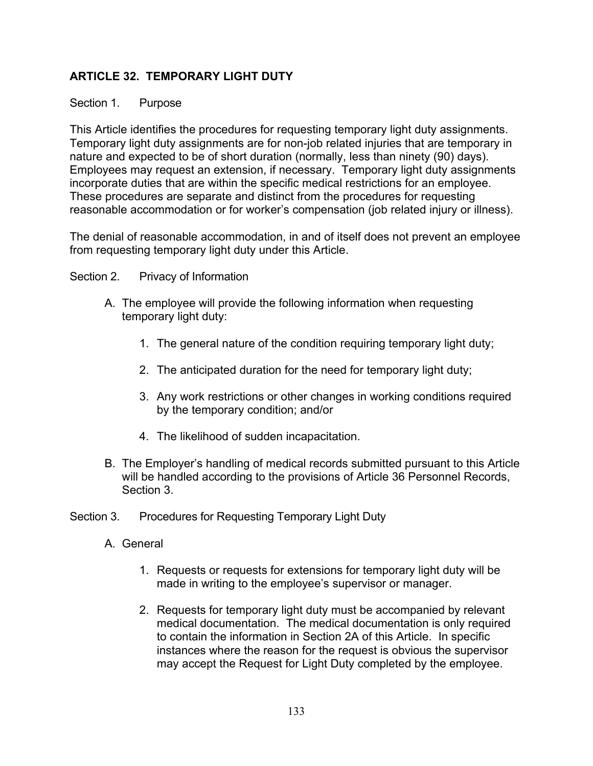## ARTICLE 32. TEMPORARY LIGHT DUTY

Section 1. Purpose

This Article identifies the procedures for requesting temporary light duty assignments. Temporary light duty assignments are for non-job related injuries that are temporary in nature and expected to be of short duration (normally, less than ninety (90) days). Employees may request an extension, if necessary. Temporary light duty assignments incorporate duties that are within the specific medical restrictions for an employee. These procedures are separate and distinct from the procedures for requesting reasonable accommodation or for worker's compensation (job related injury or illness).

The denial of reasonable accommodation, in and of itself does not prevent an employee from requesting temporary light duty under this Article.

Section 2. Privacy of Information

A. The employee will provide the following information when requesting temporary light duty:

   1. The general nature of the condition requiring temporary light duty;

   2. The anticipated duration for the need for temporary light duty;

   3. Any work restrictions or other changes in working conditions required by the temporary condition; and/or

   4. The likelihood of sudden incapacitation.

B. The Employer's handling of medical records submitted pursuant to this Article will be handled according to the provisions of Article 36 Personnel Records, Section 3.

Section 3. Procedures for Requesting Temporary Light Duty

A. General

   1. Requests or requests for extensions for temporary light duty will be made in writing to the employee's supervisor or manager.

   2. Requests for temporary light duty must be accompanied by relevant medical documentation. The medical documentation is only required to contain the information in Section 2A of this Article. In specific instances where the reason for the request is obvious the supervisor may accept the Request for Light Duty completed by the employee.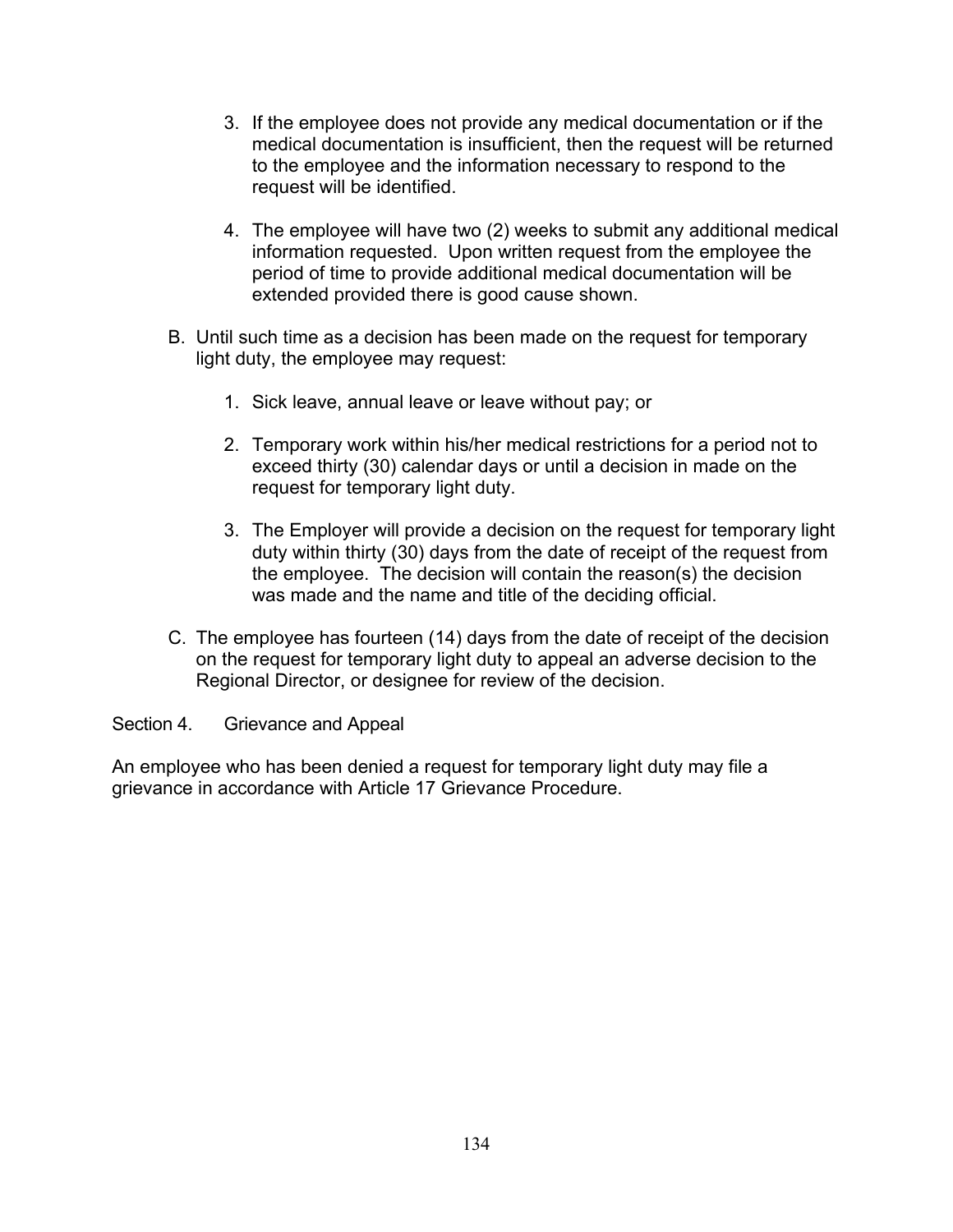3. If the employee does not provide any medical documentation or if the medical documentation is insufficient, then the request will be returned to the employee and the information necessary to respond to the request will be identified.

4. The employee will have two (2) weeks to submit any additional medical information requested. Upon written request from the employee the period of time to provide additional medical documentation will be extended provided there is good cause shown.

B. Until such time as a decision has been made on the request for temporary light duty, the employee may request:

   1. Sick leave, annual leave or leave without pay; or

   2. Temporary work within his/her medical restrictions for a period not to exceed thirty (30) calendar days or until a decision in made on the request for temporary light duty.

   3. The Employer will provide a decision on the request for temporary light duty within thirty (30) days from the date of receipt of the request from the employee. The decision will contain the reason(s) the decision was made and the name and title of the deciding official.

C. The employee has fourteen (14) days from the date of receipt of the decision on the request for temporary light duty to appeal an adverse decision to the Regional Director, or designee for review of the decision.

Section 4. Grievance and Appeal

An employee who has been denied a request for temporary light duty may file a grievance in accordance with Article 17 Grievance Procedure.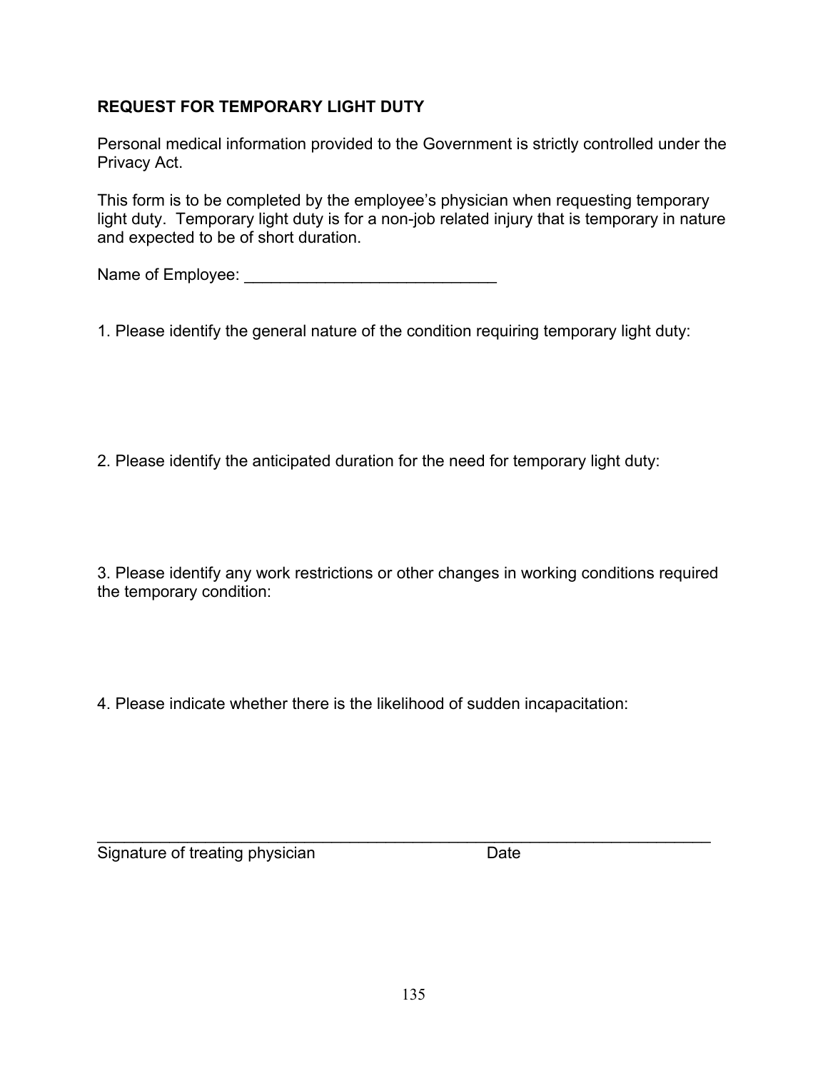**REQUEST FOR TEMPORARY LIGHT DUTY**

Personal medical information provided to the Government is strictly controlled under the Privacy Act.

This form is to be completed by the employee's physician when requesting temporary light duty. Temporary light duty is for a non-job related injury that is temporary in nature and expected to be of short duration.

Name of Employee: ____________________________

1. Please identify the general nature of the condition requiring temporary light duty:

2. Please identify the anticipated duration for the need for temporary light duty:

3. Please identify any work restrictions or other changes in working conditions required the temporary condition:

4. Please indicate whether there is the likelihood of sudden incapacitation:

_________________________________________________________________________

Signature of treating physician Date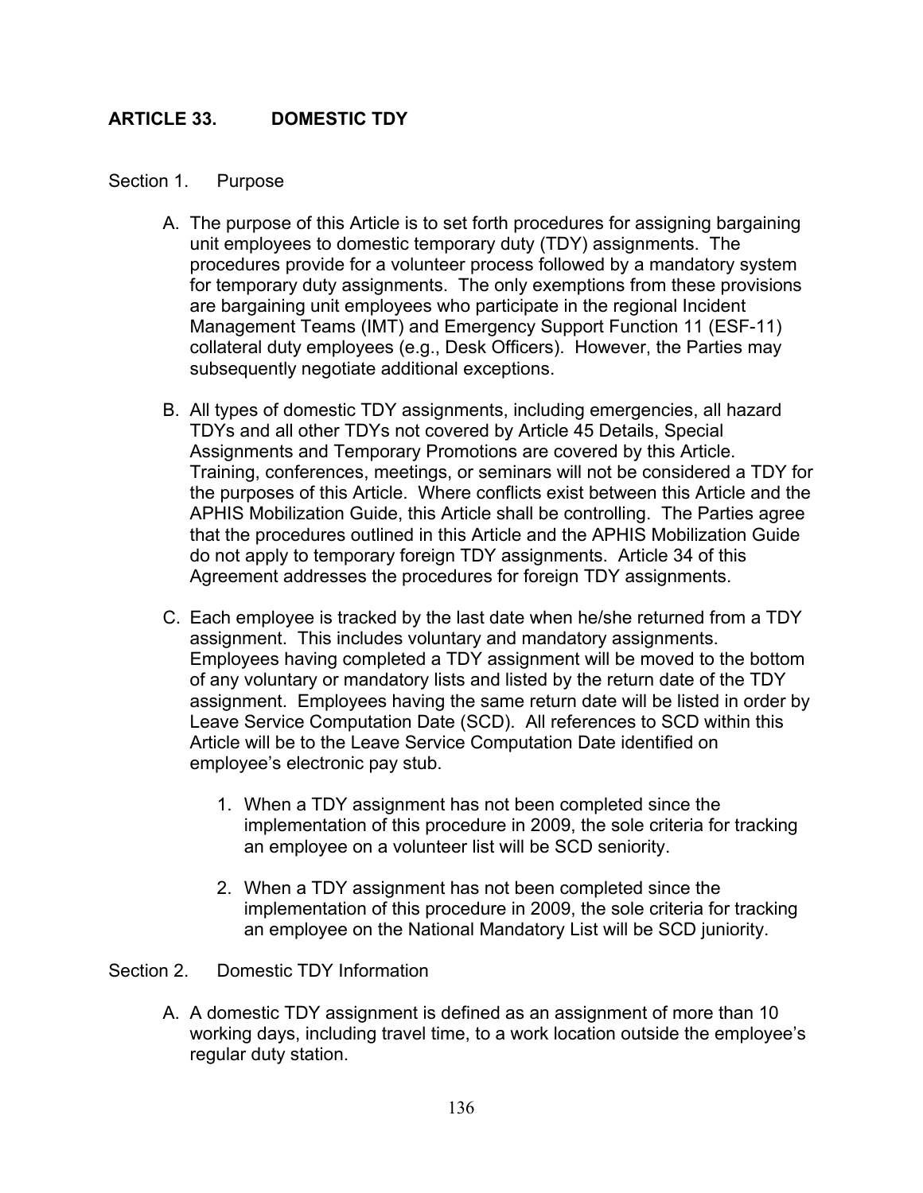## ARTICLE 33. DOMESTIC TDY

### Section 1. Purpose

A. The purpose of this Article is to set forth procedures for assigning bargaining unit employees to domestic temporary duty (TDY) assignments. The procedures provide for a volunteer process followed by a mandatory system for temporary duty assignments. The only exemptions from these provisions are bargaining unit employees who participate in the regional Incident Management Teams (IMT) and Emergency Support Function 11 (ESF-11) collateral duty employees (e.g., Desk Officers). However, the Parties may subsequently negotiate additional exceptions.

B. All types of domestic TDY assignments, including emergencies, all hazard TDYs and all other TDYs not covered by Article 45 Details, Special Assignments and Temporary Promotions are covered by this Article. Training, conferences, meetings, or seminars will not be considered a TDY for the purposes of this Article. Where conflicts exist between this Article and the APHIS Mobilization Guide, this Article shall be controlling. The Parties agree that the procedures outlined in this Article and the APHIS Mobilization Guide do not apply to temporary foreign TDY assignments. Article 34 of this Agreement addresses the procedures for foreign TDY assignments.

C. Each employee is tracked by the last date when he/she returned from a TDY assignment. This includes voluntary and mandatory assignments. Employees having completed a TDY assignment will be moved to the bottom of any voluntary or mandatory lists and listed by the return date of the TDY assignment. Employees having the same return date will be listed in order by Leave Service Computation Date (SCD). All references to SCD within this Article will be to the Leave Service Computation Date identified on employee's electronic pay stub.

   1. When a TDY assignment has not been completed since the implementation of this procedure in 2009, the sole criteria for tracking an employee on a volunteer list will be SCD seniority.

   2. When a TDY assignment has not been completed since the implementation of this procedure in 2009, the sole criteria for tracking an employee on the National Mandatory List will be SCD juniority.

### Section 2. Domestic TDY Information

A. A domestic TDY assignment is defined as an assignment of more than 10 working days, including travel time, to a work location outside the employee's regular duty station.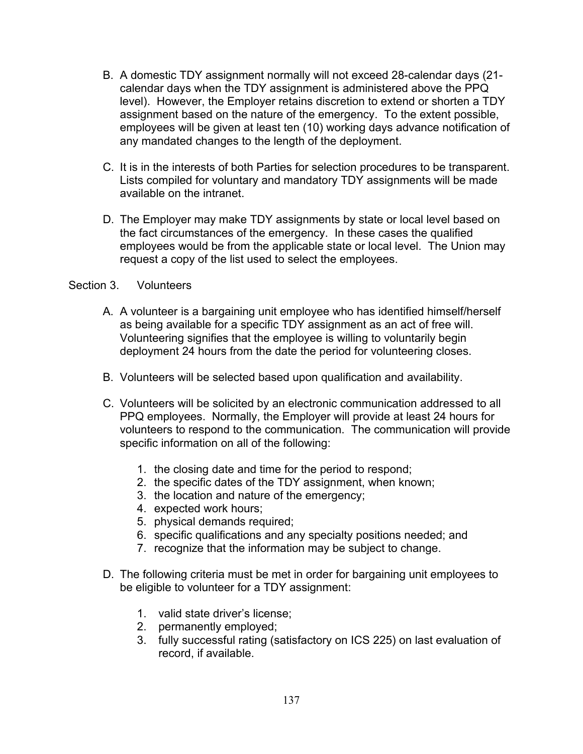B. A domestic TDY assignment normally will not exceed 28-calendar days (21-calendar days when the TDY assignment is administered above the PPQ level). However, the Employer retains discretion to extend or shorten a TDY assignment based on the nature of the emergency. To the extent possible, employees will be given at least ten (10) working days advance notification of any mandated changes to the length of the deployment.

C. It is in the interests of both Parties for selection procedures to be transparent. Lists compiled for voluntary and mandatory TDY assignments will be made available on the intranet.

D. The Employer may make TDY assignments by state or local level based on the fact circumstances of the emergency. In these cases the qualified employees would be from the applicable state or local level. The Union may request a copy of the list used to select the employees.

Section 3. Volunteers

A. A volunteer is a bargaining unit employee who has identified himself/herself as being available for a specific TDY assignment as an act of free will. Volunteering signifies that the employee is willing to voluntarily begin deployment 24 hours from the date the period for volunteering closes.

B. Volunteers will be selected based upon qualification and availability.

C. Volunteers will be solicited by an electronic communication addressed to all PPQ employees. Normally, the Employer will provide at least 24 hours for volunteers to respond to the communication. The communication will provide specific information on all of the following:

1. the closing date and time for the period to respond;
2. the specific dates of the TDY assignment, when known;
3. the location and nature of the emergency;
4. expected work hours;
5. physical demands required;
6. specific qualifications and any specialty positions needed; and
7. recognize that the information may be subject to change.

D. The following criteria must be met in order for bargaining unit employees to be eligible to volunteer for a TDY assignment:

1. valid state driver's license;
2. permanently employed;
3. fully successful rating (satisfactory on ICS 225) on last evaluation of record, if available.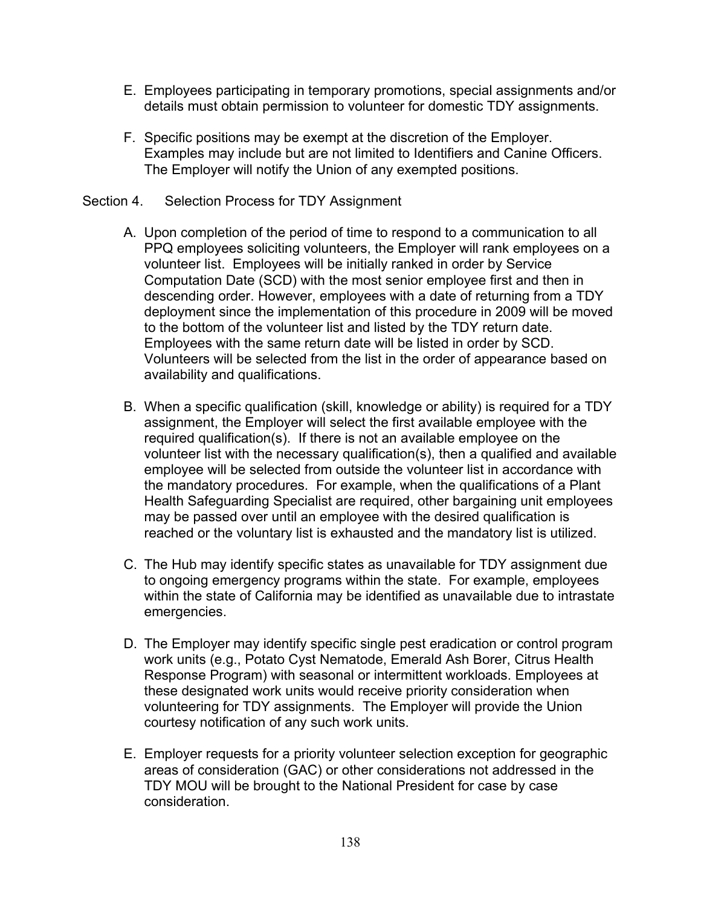E. Employees participating in temporary promotions, special assignments and/or details must obtain permission to volunteer for domestic TDY assignments.

F. Specific positions may be exempt at the discretion of the Employer. Examples may include but are not limited to Identifiers and Canine Officers. The Employer will notify the Union of any exempted positions.

Section 4. Selection Process for TDY Assignment

A. Upon completion of the period of time to respond to a communication to all PPQ employees soliciting volunteers, the Employer will rank employees on a volunteer list. Employees will be initially ranked in order by Service Computation Date (SCD) with the most senior employee first and then in descending order. However, employees with a date of returning from a TDY deployment since the implementation of this procedure in 2009 will be moved to the bottom of the volunteer list and listed by the TDY return date. Employees with the same return date will be listed in order by SCD. Volunteers will be selected from the list in the order of appearance based on availability and qualifications.

B. When a specific qualification (skill, knowledge or ability) is required for a TDY assignment, the Employer will select the first available employee with the required qualification(s). If there is not an available employee on the volunteer list with the necessary qualification(s), then a qualified and available employee will be selected from outside the volunteer list in accordance with the mandatory procedures. For example, when the qualifications of a Plant Health Safeguarding Specialist are required, other bargaining unit employees may be passed over until an employee with the desired qualification is reached or the voluntary list is exhausted and the mandatory list is utilized.

C. The Hub may identify specific states as unavailable for TDY assignment due to ongoing emergency programs within the state. For example, employees within the state of California may be identified as unavailable due to intrastate emergencies.

D. The Employer may identify specific single pest eradication or control program work units (e.g., Potato Cyst Nematode, Emerald Ash Borer, Citrus Health Response Program) with seasonal or intermittent workloads. Employees at these designated work units would receive priority consideration when volunteering for TDY assignments. The Employer will provide the Union courtesy notification of any such work units.

E. Employer requests for a priority volunteer selection exception for geographic areas of consideration (GAC) or other considerations not addressed in the TDY MOU will be brought to the National President for case by case consideration.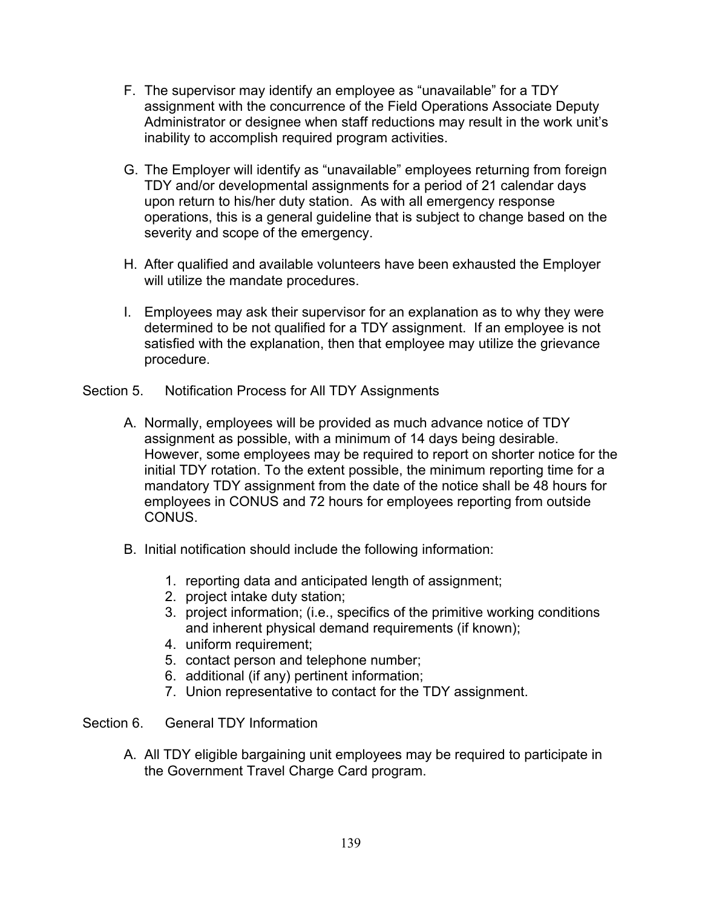F. The supervisor may identify an employee as “unavailable” for a TDY assignment with the concurrence of the Field Operations Associate Deputy Administrator or designee when staff reductions may result in the work unit’s inability to accomplish required program activities.

G. The Employer will identify as “unavailable” employees returning from foreign TDY and/or developmental assignments for a period of 21 calendar days upon return to his/her duty station. As with all emergency response operations, this is a general guideline that is subject to change based on the severity and scope of the emergency.

H. After qualified and available volunteers have been exhausted the Employer will utilize the mandate procedures.

I. Employees may ask their supervisor for an explanation as to why they were determined to be not qualified for a TDY assignment. If an employee is not satisfied with the explanation, then that employee may utilize the grievance procedure.

Section 5. Notification Process for All TDY Assignments

A. Normally, employees will be provided as much advance notice of TDY assignment as possible, with a minimum of 14 days being desirable. However, some employees may be required to report on shorter notice for the initial TDY rotation. To the extent possible, the minimum reporting time for a mandatory TDY assignment from the date of the notice shall be 48 hours for employees in CONUS and 72 hours for employees reporting from outside CONUS.

B. Initial notification should include the following information:

1. reporting data and anticipated length of assignment;
2. project intake duty station;
3. project information; (i.e., specifics of the primitive working conditions and inherent physical demand requirements (if known);
4. uniform requirement;
5. contact person and telephone number;
6. additional (if any) pertinent information;
7. Union representative to contact for the TDY assignment.

Section 6. General TDY Information

A. All TDY eligible bargaining unit employees may be required to participate in the Government Travel Charge Card program.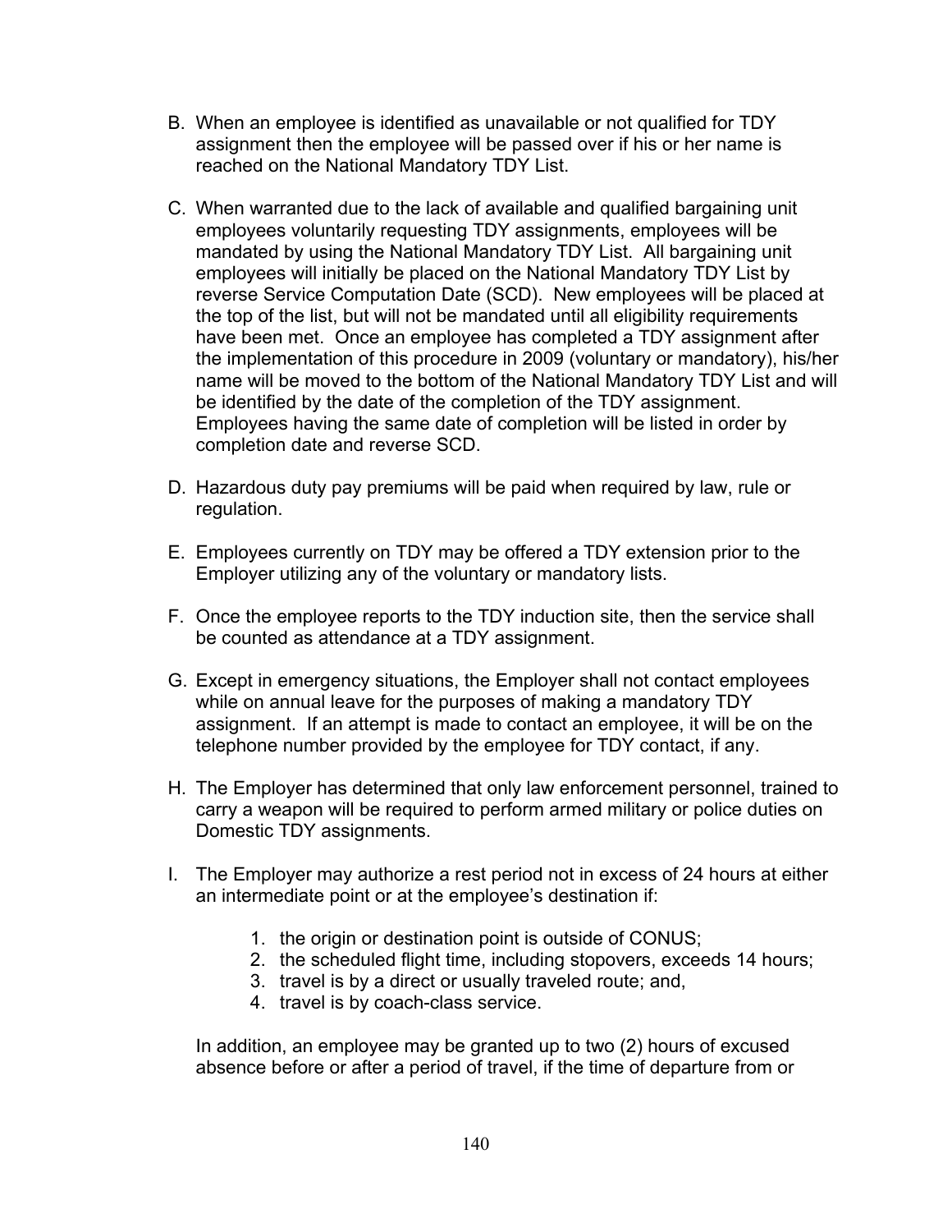B. When an employee is identified as unavailable or not qualified for TDY assignment then the employee will be passed over if his or her name is reached on the National Mandatory TDY List.

C. When warranted due to the lack of available and qualified bargaining unit employees voluntarily requesting TDY assignments, employees will be mandated by using the National Mandatory TDY List. All bargaining unit employees will initially be placed on the National Mandatory TDY List by reverse Service Computation Date (SCD). New employees will be placed at the top of the list, but will not be mandated until all eligibility requirements have been met. Once an employee has completed a TDY assignment after the implementation of this procedure in 2009 (voluntary or mandatory), his/her name will be moved to the bottom of the National Mandatory TDY List and will be identified by the date of the completion of the TDY assignment. Employees having the same date of completion will be listed in order by completion date and reverse SCD.

D. Hazardous duty pay premiums will be paid when required by law, rule or regulation.

E. Employees currently on TDY may be offered a TDY extension prior to the Employer utilizing any of the voluntary or mandatory lists.

F. Once the employee reports to the TDY induction site, then the service shall be counted as attendance at a TDY assignment.

G. Except in emergency situations, the Employer shall not contact employees while on annual leave for the purposes of making a mandatory TDY assignment. If an attempt is made to contact an employee, it will be on the telephone number provided by the employee for TDY contact, if any.

H. The Employer has determined that only law enforcement personnel, trained to carry a weapon will be required to perform armed military or police duties on Domestic TDY assignments.

I. The Employer may authorize a rest period not in excess of 24 hours at either an intermediate point or at the employee's destination if:

   1. the origin or destination point is outside of CONUS;
   2. the scheduled flight time, including stopovers, exceeds 14 hours;
   3. travel is by a direct or usually traveled route; and,
   4. travel is by coach-class service.

   In addition, an employee may be granted up to two (2) hours of excused absence before or after a period of travel, if the time of departure from or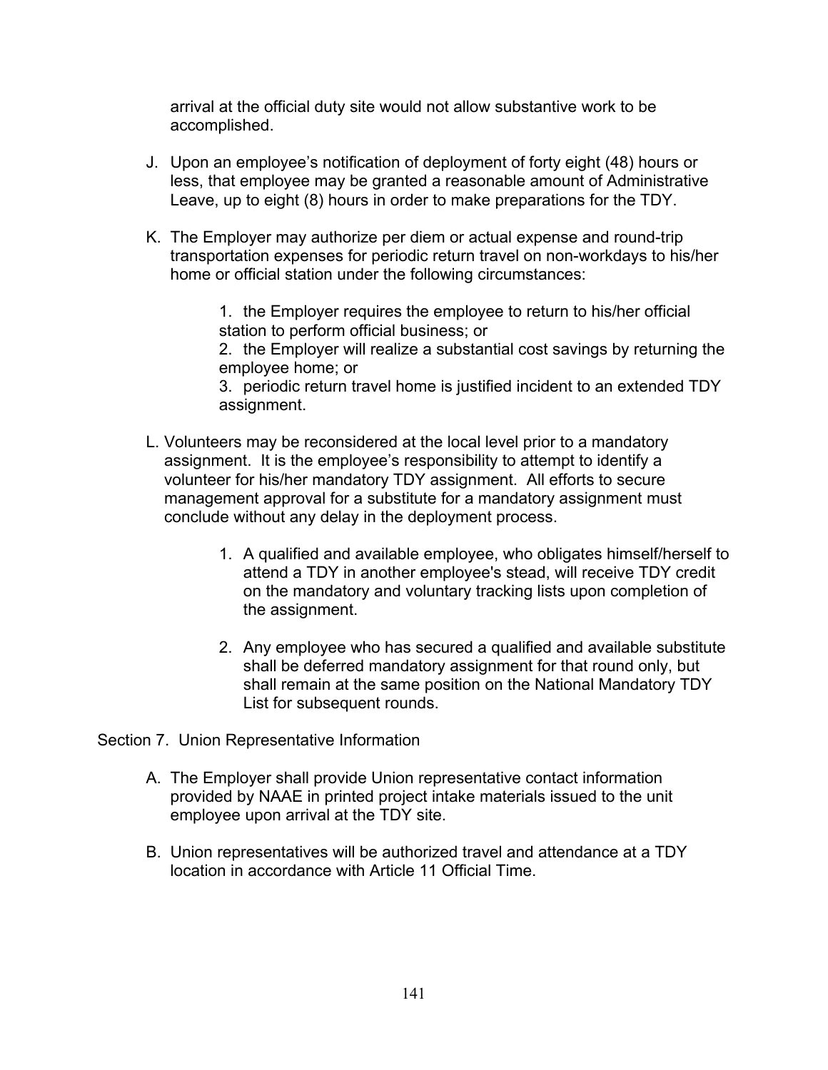arrival at the official duty site would not allow substantive work to be accomplished.

J. Upon an employee's notification of deployment of forty eight (48) hours or less, that employee may be granted a reasonable amount of Administrative Leave, up to eight (8) hours in order to make preparations for the TDY.

K. The Employer may authorize per diem or actual expense and round-trip transportation expenses for periodic return travel on non-workdays to his/her home or official station under the following circumstances:

   1. the Employer requires the employee to return to his/her official station to perform official business; or
   2. the Employer will realize a substantial cost savings by returning the employee home; or
   3. periodic return travel home is justified incident to an extended TDY assignment.

L. Volunteers may be reconsidered at the local level prior to a mandatory assignment. It is the employee's responsibility to attempt to identify a volunteer for his/her mandatory TDY assignment. All efforts to secure management approval for a substitute for a mandatory assignment must conclude without any delay in the deployment process.

   1. A qualified and available employee, who obligates himself/herself to attend a TDY in another employee's stead, will receive TDY credit on the mandatory and voluntary tracking lists upon completion of the assignment.

   2. Any employee who has secured a qualified and available substitute shall be deferred mandatory assignment for that round only, but shall remain at the same position on the National Mandatory TDY List for subsequent rounds.

Section 7. Union Representative Information

A. The Employer shall provide Union representative contact information provided by NAAE in printed project intake materials issued to the unit employee upon arrival at the TDY site.

B. Union representatives will be authorized travel and attendance at a TDY location in accordance with Article 11 Official Time.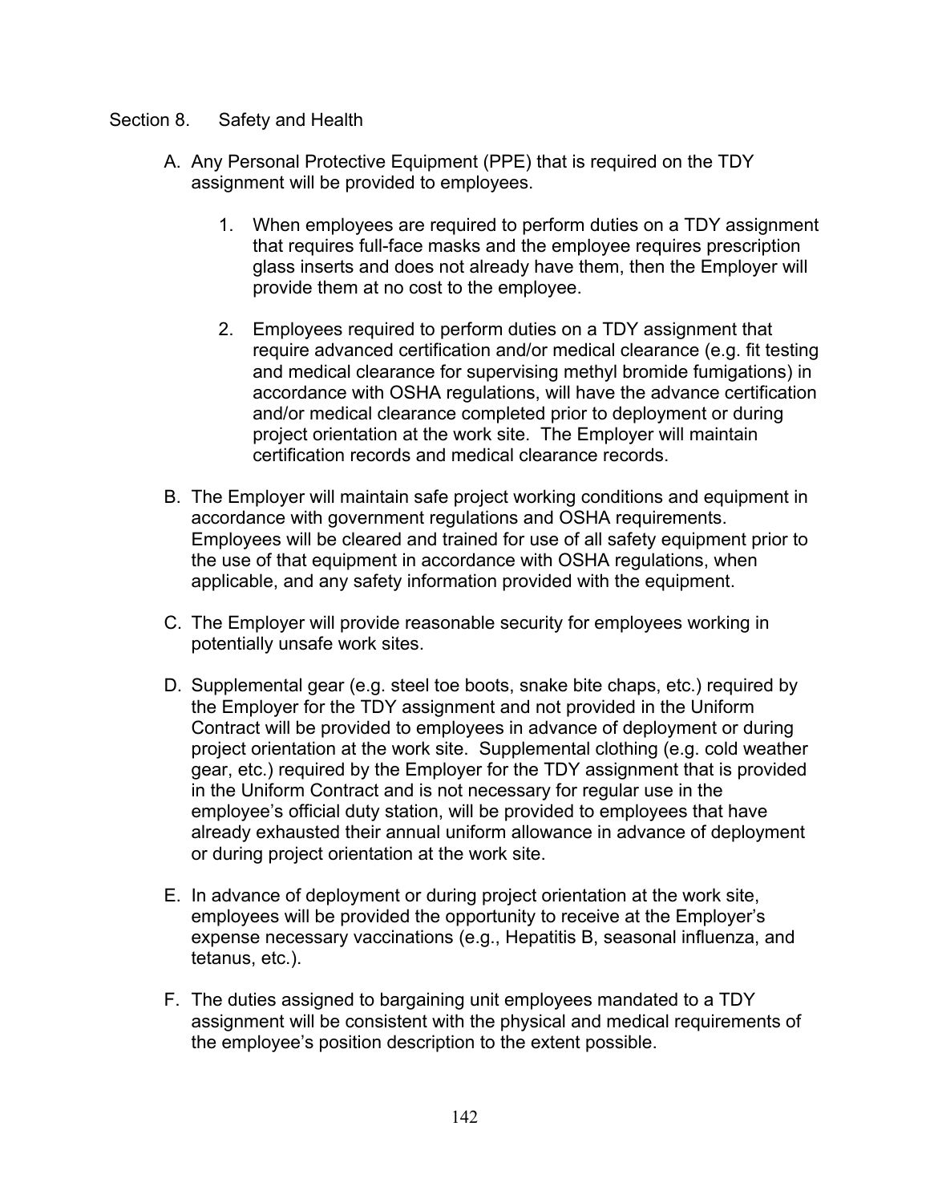## Section 8. Safety and Health

A. Any Personal Protective Equipment (PPE) that is required on the TDY assignment will be provided to employees.

   1. When employees are required to perform duties on a TDY assignment that requires full-face masks and the employee requires prescription glass inserts and does not already have them, then the Employer will provide them at no cost to the employee.

   2. Employees required to perform duties on a TDY assignment that require advanced certification and/or medical clearance (e.g. fit testing and medical clearance for supervising methyl bromide fumigations) in accordance with OSHA regulations, will have the advance certification and/or medical clearance completed prior to deployment or during project orientation at the work site. The Employer will maintain certification records and medical clearance records.

B. The Employer will maintain safe project working conditions and equipment in accordance with government regulations and OSHA requirements. Employees will be cleared and trained for use of all safety equipment prior to the use of that equipment in accordance with OSHA regulations, when applicable, and any safety information provided with the equipment.

C. The Employer will provide reasonable security for employees working in potentially unsafe work sites.

D. Supplemental gear (e.g. steel toe boots, snake bite chaps, etc.) required by the Employer for the TDY assignment and not provided in the Uniform Contract will be provided to employees in advance of deployment or during project orientation at the work site. Supplemental clothing (e.g. cold weather gear, etc.) required by the Employer for the TDY assignment that is provided in the Uniform Contract and is not necessary for regular use in the employee's official duty station, will be provided to employees that have already exhausted their annual uniform allowance in advance of deployment or during project orientation at the work site.

E. In advance of deployment or during project orientation at the work site, employees will be provided the opportunity to receive at the Employer's expense necessary vaccinations (e.g., Hepatitis B, seasonal influenza, and tetanus, etc.).

F. The duties assigned to bargaining unit employees mandated to a TDY assignment will be consistent with the physical and medical requirements of the employee's position description to the extent possible.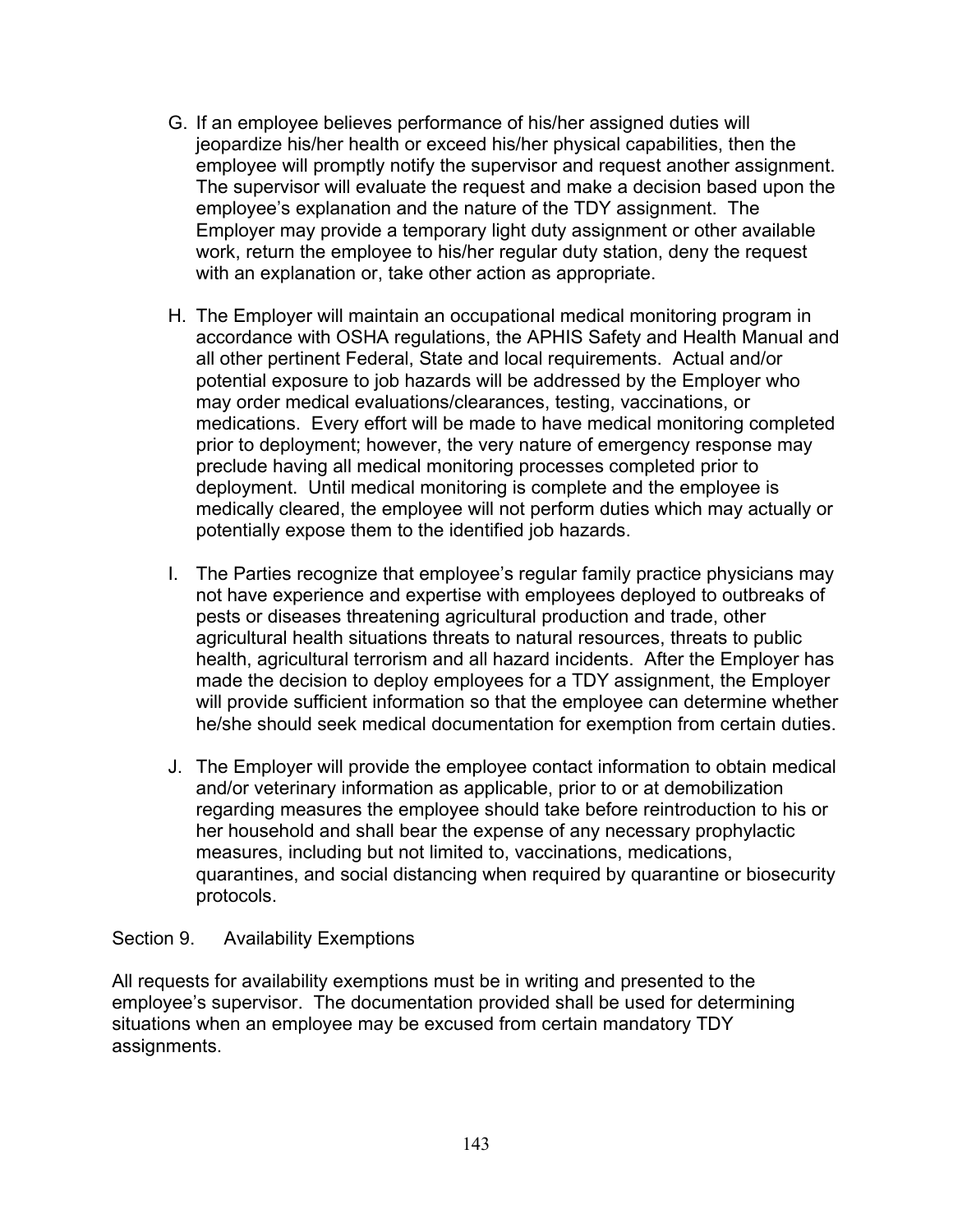G. If an employee believes performance of his/her assigned duties will jeopardize his/her health or exceed his/her physical capabilities, then the employee will promptly notify the supervisor and request another assignment. The supervisor will evaluate the request and make a decision based upon the employee's explanation and the nature of the TDY assignment. The Employer may provide a temporary light duty assignment or other available work, return the employee to his/her regular duty station, deny the request with an explanation or, take other action as appropriate.

H. The Employer will maintain an occupational medical monitoring program in accordance with OSHA regulations, the APHIS Safety and Health Manual and all other pertinent Federal, State and local requirements. Actual and/or potential exposure to job hazards will be addressed by the Employer who may order medical evaluations/clearances, testing, vaccinations, or medications. Every effort will be made to have medical monitoring completed prior to deployment; however, the very nature of emergency response may preclude having all medical monitoring processes completed prior to deployment. Until medical monitoring is complete and the employee is medically cleared, the employee will not perform duties which may actually or potentially expose them to the identified job hazards.

I. The Parties recognize that employee's regular family practice physicians may not have experience and expertise with employees deployed to outbreaks of pests or diseases threatening agricultural production and trade, other agricultural health situations threats to natural resources, threats to public health, agricultural terrorism and all hazard incidents. After the Employer has made the decision to deploy employees for a TDY assignment, the Employer will provide sufficient information so that the employee can determine whether he/she should seek medical documentation for exemption from certain duties.

J. The Employer will provide the employee contact information to obtain medical and/or veterinary information as applicable, prior to or at demobilization regarding measures the employee should take before reintroduction to his or her household and shall bear the expense of any necessary prophylactic measures, including but not limited to, vaccinations, medications, quarantines, and social distancing when required by quarantine or biosecurity protocols.

Section 9. Availability Exemptions

All requests for availability exemptions must be in writing and presented to the employee's supervisor. The documentation provided shall be used for determining situations when an employee may be excused from certain mandatory TDY assignments.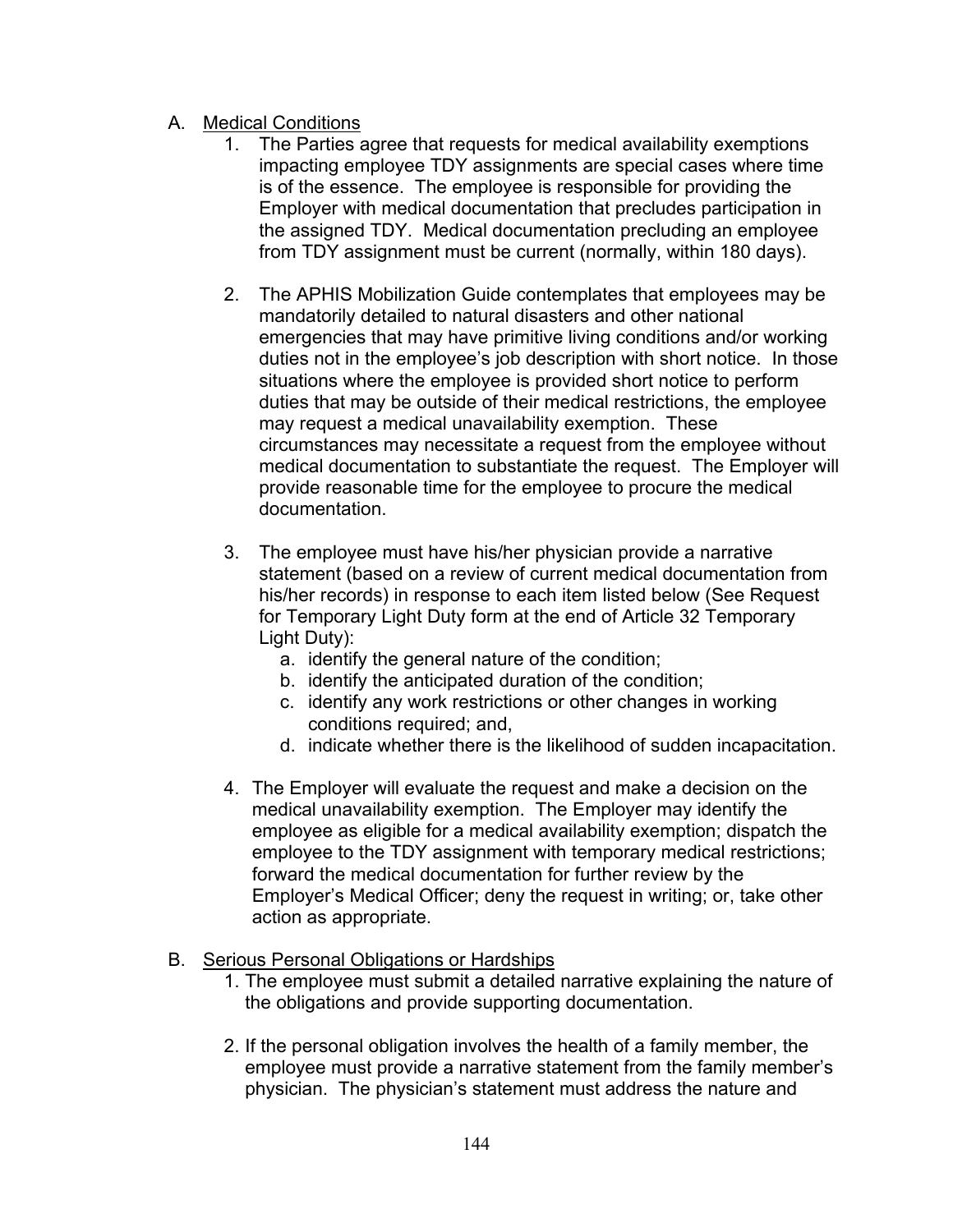A. <u>Medical Conditions</u>

1. The Parties agree that requests for medical availability exemptions impacting employee TDY assignments are special cases where time is of the essence. The employee is responsible for providing the Employer with medical documentation that precludes participation in the assigned TDY. Medical documentation precluding an employee from TDY assignment must be current (normally, within 180 days).

2. The APHIS Mobilization Guide contemplates that employees may be mandatorily detailed to natural disasters and other national emergencies that may have primitive living conditions and/or working duties not in the employee's job description with short notice. In those situations where the employee is provided short notice to perform duties that may be outside of their medical restrictions, the employee may request a medical unavailability exemption. These circumstances may necessitate a request from the employee without medical documentation to substantiate the request. The Employer will provide reasonable time for the employee to procure the medical documentation.

3. The employee must have his/her physician provide a narrative statement (based on a review of current medical documentation from his/her records) in response to each item listed below (See Request for Temporary Light Duty form at the end of Article 32 Temporary Light Duty):
   a. identify the general nature of the condition;
   b. identify the anticipated duration of the condition;
   c. identify any work restrictions or other changes in working conditions required; and,
   d. indicate whether there is the likelihood of sudden incapacitation.

4. The Employer will evaluate the request and make a decision on the medical unavailability exemption. The Employer may identify the employee as eligible for a medical availability exemption; dispatch the employee to the TDY assignment with temporary medical restrictions; forward the medical documentation for further review by the Employer's Medical Officer; deny the request in writing; or, take other action as appropriate.

B. <u>Serious Personal Obligations or Hardships</u>

1. The employee must submit a detailed narrative explaining the nature of the obligations and provide supporting documentation.

2. If the personal obligation involves the health of a family member, the employee must provide a narrative statement from the family member's physician. The physician's statement must address the nature and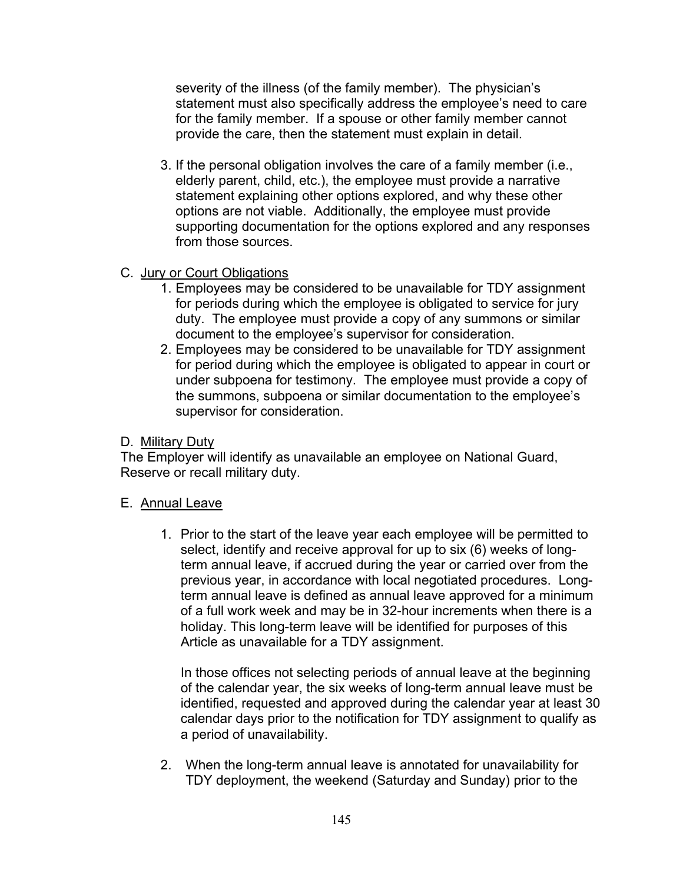severity of the illness (of the family member). The physician's statement must also specifically address the employee's need to care for the family member. If a spouse or other family member cannot provide the care, then the statement must explain in detail.

3. If the personal obligation involves the care of a family member (i.e., elderly parent, child, etc.), the employee must provide a narrative statement explaining other options explored, and why these other options are not viable. Additionally, the employee must provide supporting documentation for the options explored and any responses from those sources.

C. Jury or Court Obligations

1. Employees may be considered to be unavailable for TDY assignment for periods during which the employee is obligated to service for jury duty. The employee must provide a copy of any summons or similar document to the employee's supervisor for consideration.
2. Employees may be considered to be unavailable for TDY assignment for period during which the employee is obligated to appear in court or under subpoena for testimony. The employee must provide a copy of the summons, subpoena or similar documentation to the employee's supervisor for consideration.

D. Military Duty

The Employer will identify as unavailable an employee on National Guard, Reserve or recall military duty.

E. Annual Leave

1. Prior to the start of the leave year each employee will be permitted to select, identify and receive approval for up to six (6) weeks of long-term annual leave, if accrued during the year or carried over from the previous year, in accordance with local negotiated procedures. Long-term annual leave is defined as annual leave approved for a minimum of a full work week and may be in 32-hour increments when there is a holiday. This long-term leave will be identified for purposes of this Article as unavailable for a TDY assignment.

   In those offices not selecting periods of annual leave at the beginning of the calendar year, the six weeks of long-term annual leave must be identified, requested and approved during the calendar year at least 30 calendar days prior to the notification for TDY assignment to qualify as a period of unavailability.

2. When the long-term annual leave is annotated for unavailability for TDY deployment, the weekend (Saturday and Sunday) prior to the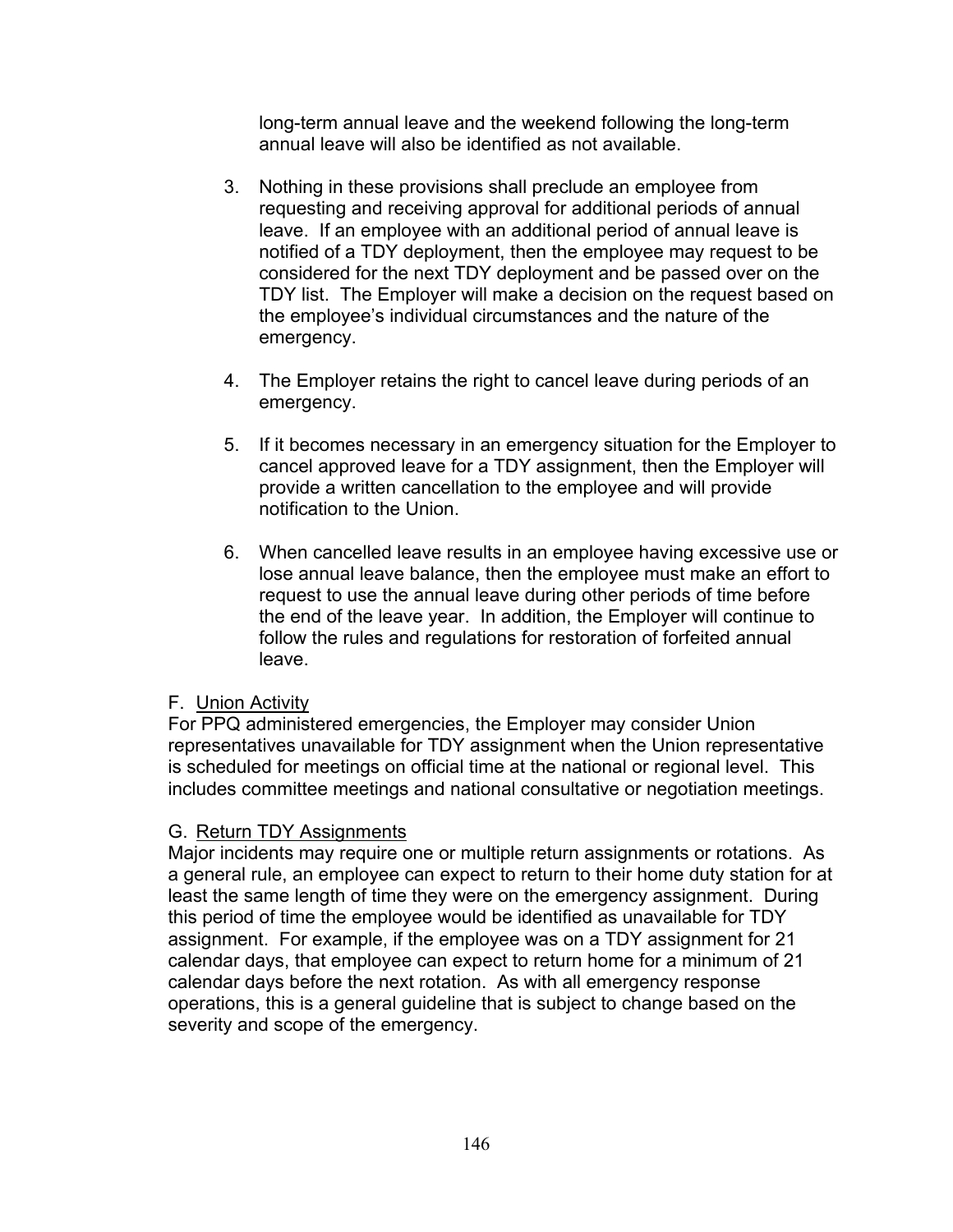long-term annual leave and the weekend following the long-term annual leave will also be identified as not available.

3. Nothing in these provisions shall preclude an employee from requesting and receiving approval for additional periods of annual leave. If an employee with an additional period of annual leave is notified of a TDY deployment, then the employee may request to be considered for the next TDY deployment and be passed over on the TDY list. The Employer will make a decision on the request based on the employee's individual circumstances and the nature of the emergency.

4. The Employer retains the right to cancel leave during periods of an emergency.

5. If it becomes necessary in an emergency situation for the Employer to cancel approved leave for a TDY assignment, then the Employer will provide a written cancellation to the employee and will provide notification to the Union.

6. When cancelled leave results in an employee having excessive use or lose annual leave balance, then the employee must make an effort to request to use the annual leave during other periods of time before the end of the leave year. In addition, the Employer will continue to follow the rules and regulations for restoration of forfeited annual leave.

F. Union Activity

For PPQ administered emergencies, the Employer may consider Union representatives unavailable for TDY assignment when the Union representative is scheduled for meetings on official time at the national or regional level. This includes committee meetings and national consultative or negotiation meetings.

G. Return TDY Assignments

Major incidents may require one or multiple return assignments or rotations. As a general rule, an employee can expect to return to their home duty station for at least the same length of time they were on the emergency assignment. During this period of time the employee would be identified as unavailable for TDY assignment. For example, if the employee was on a TDY assignment for 21 calendar days, that employee can expect to return home for a minimum of 21 calendar days before the next rotation. As with all emergency response operations, this is a general guideline that is subject to change based on the severity and scope of the emergency.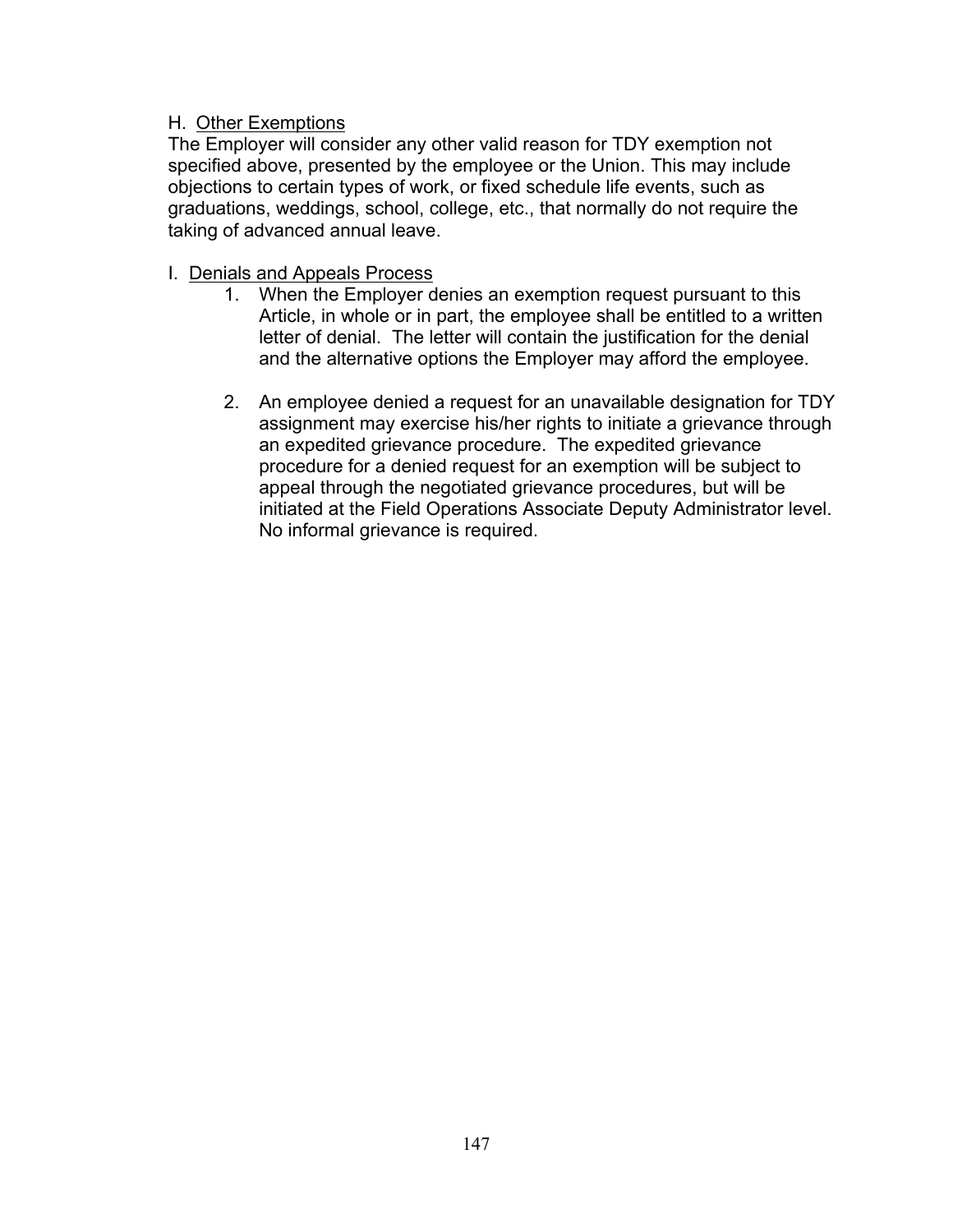H. <u>Other Exemptions</u>

The Employer will consider any other valid reason for TDY exemption not specified above, presented by the employee or the Union. This may include objections to certain types of work, or fixed schedule life events, such as graduations, weddings, school, college, etc., that normally do not require the taking of advanced annual leave.

I. <u>Denials and Appeals Process</u>

1. When the Employer denies an exemption request pursuant to this Article, in whole or in part, the employee shall be entitled to a written letter of denial. The letter will contain the justification for the denial and the alternative options the Employer may afford the employee.

2. An employee denied a request for an unavailable designation for TDY assignment may exercise his/her rights to initiate a grievance through an expedited grievance procedure. The expedited grievance procedure for a denied request for an exemption will be subject to appeal through the negotiated grievance procedures, but will be initiated at the Field Operations Associate Deputy Administrator level. No informal grievance is required.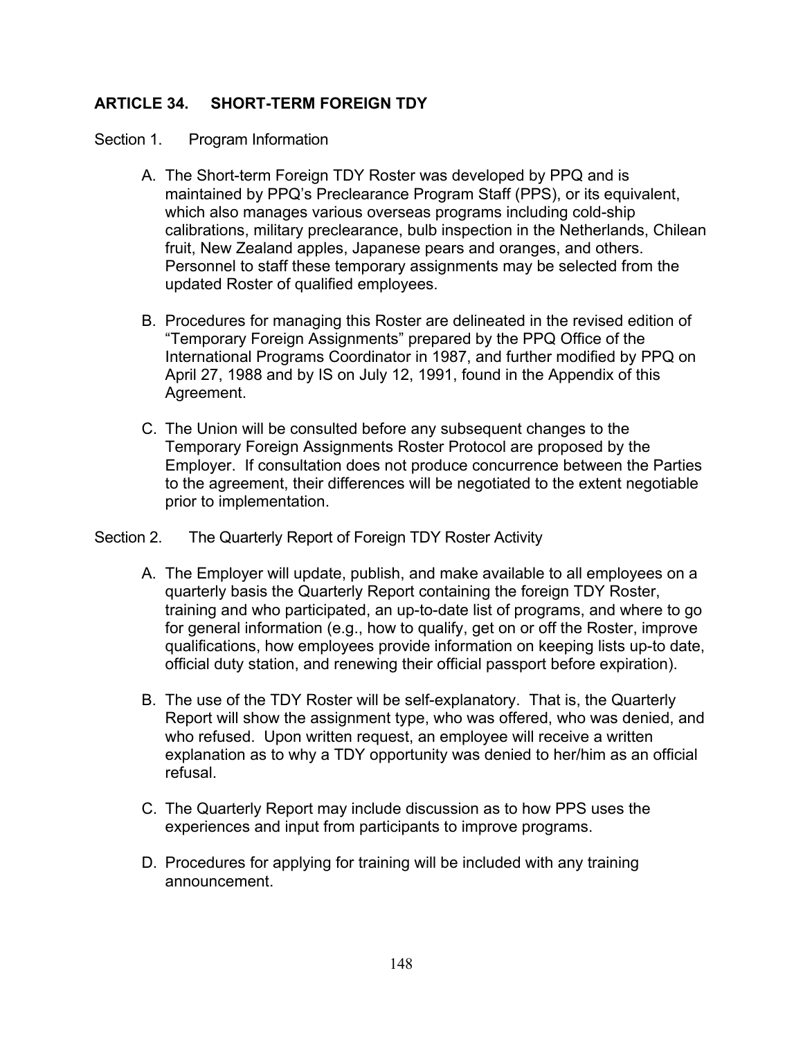## ARTICLE 34. SHORT-TERM FOREIGN TDY

Section 1. Program Information

A. The Short-term Foreign TDY Roster was developed by PPQ and is maintained by PPQ's Preclearance Program Staff (PPS), or its equivalent, which also manages various overseas programs including cold-ship calibrations, military preclearance, bulb inspection in the Netherlands, Chilean fruit, New Zealand apples, Japanese pears and oranges, and others. Personnel to staff these temporary assignments may be selected from the updated Roster of qualified employees.

B. Procedures for managing this Roster are delineated in the revised edition of "Temporary Foreign Assignments" prepared by the PPQ Office of the International Programs Coordinator in 1987, and further modified by PPQ on April 27, 1988 and by IS on July 12, 1991, found in the Appendix of this Agreement.

C. The Union will be consulted before any subsequent changes to the Temporary Foreign Assignments Roster Protocol are proposed by the Employer. If consultation does not produce concurrence between the Parties to the agreement, their differences will be negotiated to the extent negotiable prior to implementation.

Section 2. The Quarterly Report of Foreign TDY Roster Activity

A. The Employer will update, publish, and make available to all employees on a quarterly basis the Quarterly Report containing the foreign TDY Roster, training and who participated, an up-to-date list of programs, and where to go for general information (e.g., how to qualify, get on or off the Roster, improve qualifications, how employees provide information on keeping lists up-to date, official duty station, and renewing their official passport before expiration).

B. The use of the TDY Roster will be self-explanatory. That is, the Quarterly Report will show the assignment type, who was offered, who was denied, and who refused. Upon written request, an employee will receive a written explanation as to why a TDY opportunity was denied to her/him as an official refusal.

C. The Quarterly Report may include discussion as to how PPS uses the experiences and input from participants to improve programs.

D. Procedures for applying for training will be included with any training announcement.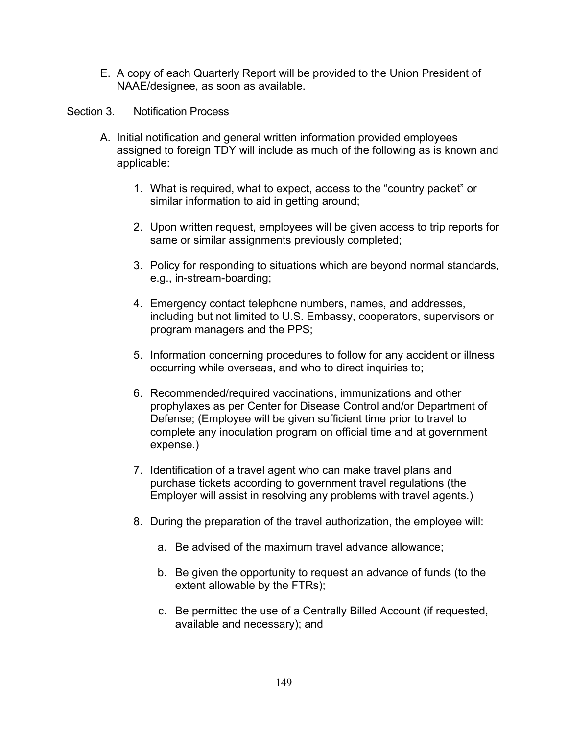E. A copy of each Quarterly Report will be provided to the Union President of NAAE/designee, as soon as available.

Section 3. Notification Process

A. Initial notification and general written information provided employees assigned to foreign TDY will include as much of the following as is known and applicable:

1. What is required, what to expect, access to the “country packet” or similar information to aid in getting around;

2. Upon written request, employees will be given access to trip reports for same or similar assignments previously completed;

3. Policy for responding to situations which are beyond normal standards, e.g., in-stream-boarding;

4. Emergency contact telephone numbers, names, and addresses, including but not limited to U.S. Embassy, cooperators, supervisors or program managers and the PPS;

5. Information concerning procedures to follow for any accident or illness occurring while overseas, and who to direct inquiries to;

6. Recommended/required vaccinations, immunizations and other prophylaxes as per Center for Disease Control and/or Department of Defense; (Employee will be given sufficient time prior to travel to complete any inoculation program on official time and at government expense.)

7. Identification of a travel agent who can make travel plans and purchase tickets according to government travel regulations (the Employer will assist in resolving any problems with travel agents.)

8. During the preparation of the travel authorization, the employee will:

   a. Be advised of the maximum travel advance allowance;

   b. Be given the opportunity to request an advance of funds (to the extent allowable by the FTRs);

   c. Be permitted the use of a Centrally Billed Account (if requested, available and necessary); and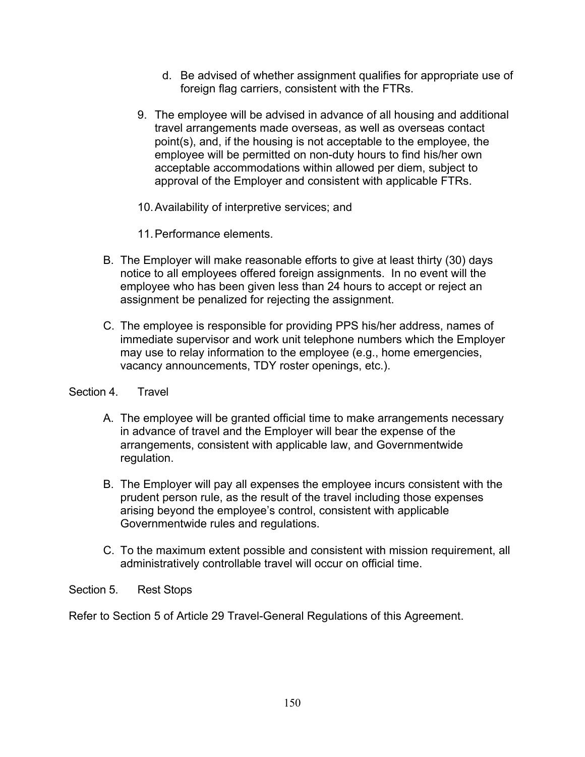d. Be advised of whether assignment qualifies for appropriate use of foreign flag carriers, consistent with the FTRs.

9. The employee will be advised in advance of all housing and additional travel arrangements made overseas, as well as overseas contact point(s), and, if the housing is not acceptable to the employee, the employee will be permitted on non-duty hours to find his/her own acceptable accommodations within allowed per diem, subject to approval of the Employer and consistent with applicable FTRs.

10. Availability of interpretive services; and

11. Performance elements.

B. The Employer will make reasonable efforts to give at least thirty (30) days notice to all employees offered foreign assignments. In no event will the employee who has been given less than 24 hours to accept or reject an assignment be penalized for rejecting the assignment.

C. The employee is responsible for providing PPS his/her address, names of immediate supervisor and work unit telephone numbers which the Employer may use to relay information to the employee (e.g., home emergencies, vacancy announcements, TDY roster openings, etc.).

Section 4. Travel

A. The employee will be granted official time to make arrangements necessary in advance of travel and the Employer will bear the expense of the arrangements, consistent with applicable law, and Governmentwide regulation.

B. The Employer will pay all expenses the employee incurs consistent with the prudent person rule, as the result of the travel including those expenses arising beyond the employee's control, consistent with applicable Governmentwide rules and regulations.

C. To the maximum extent possible and consistent with mission requirement, all administratively controllable travel will occur on official time.

Section 5. Rest Stops

Refer to Section 5 of Article 29 Travel-General Regulations of this Agreement.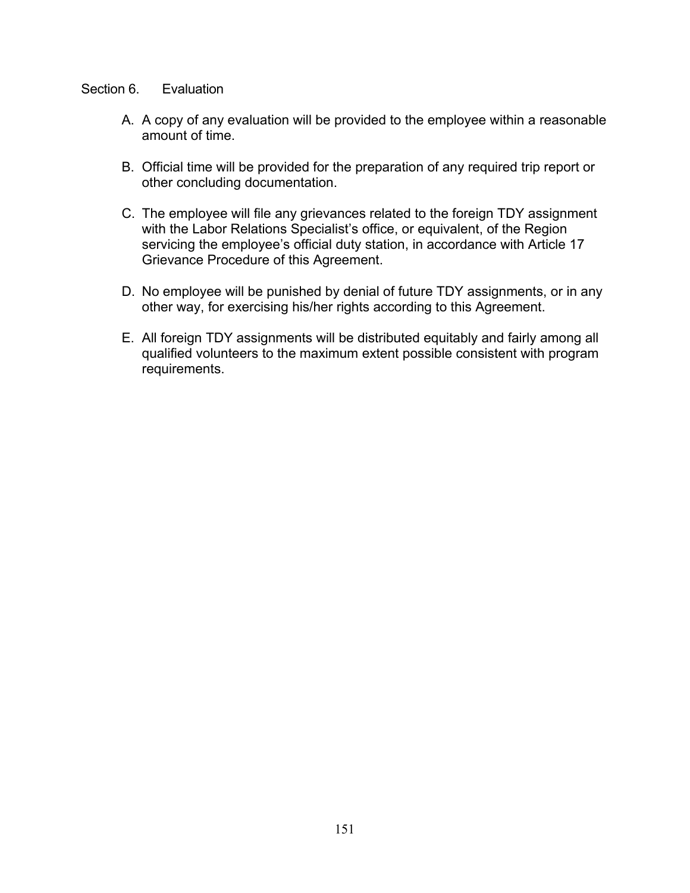Section 6. Evaluation

A. A copy of any evaluation will be provided to the employee within a reasonable amount of time.

B. Official time will be provided for the preparation of any required trip report or other concluding documentation.

C. The employee will file any grievances related to the foreign TDY assignment with the Labor Relations Specialist's office, or equivalent, of the Region servicing the employee's official duty station, in accordance with Article 17 Grievance Procedure of this Agreement.

D. No employee will be punished by denial of future TDY assignments, or in any other way, for exercising his/her rights according to this Agreement.

E. All foreign TDY assignments will be distributed equitably and fairly among all qualified volunteers to the maximum extent possible consistent with program requirements.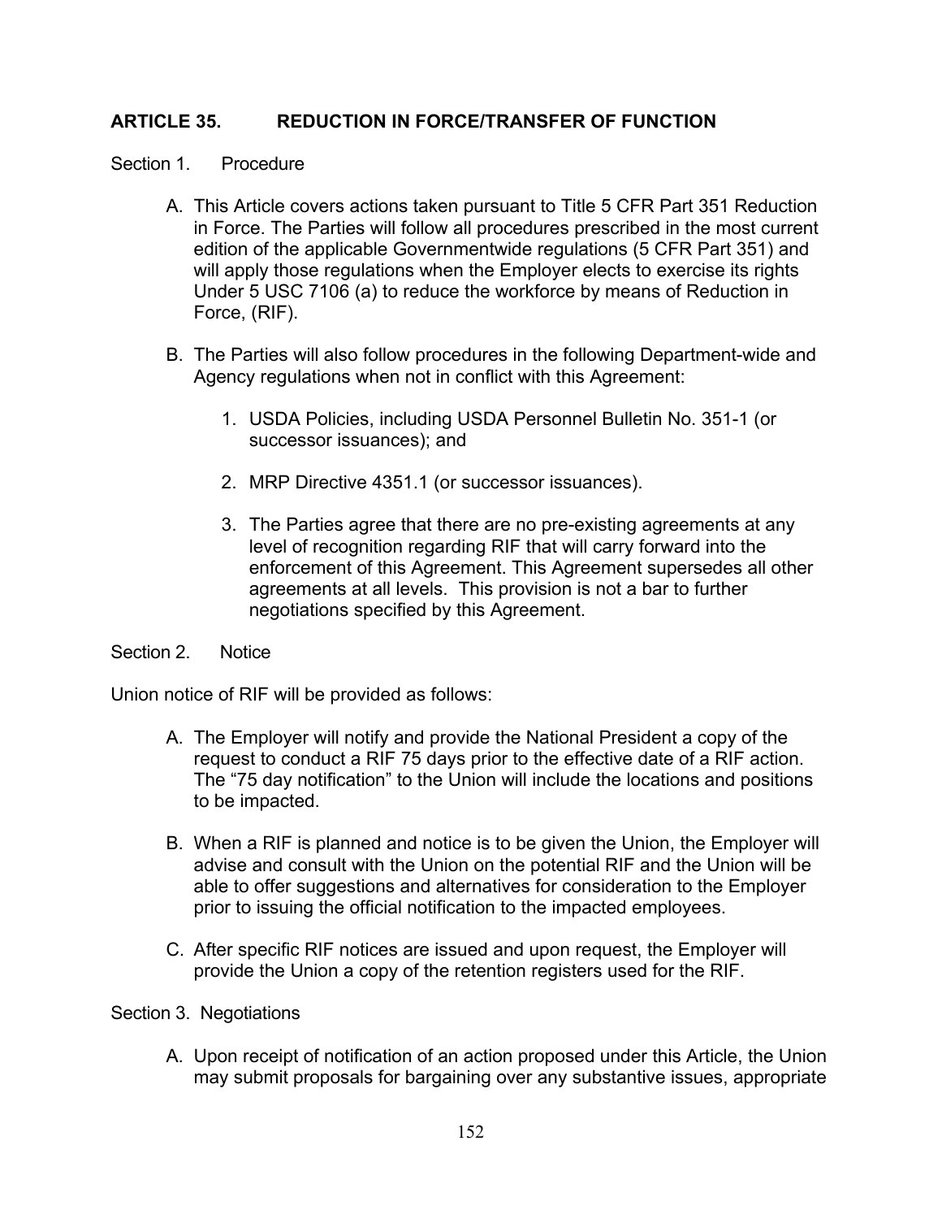## ARTICLE 35. REDUCTION IN FORCE/TRANSFER OF FUNCTION

Section 1. Procedure

A. This Article covers actions taken pursuant to Title 5 CFR Part 351 Reduction in Force. The Parties will follow all procedures prescribed in the most current edition of the applicable Governmentwide regulations (5 CFR Part 351) and will apply those regulations when the Employer elects to exercise its rights Under 5 USC 7106 (a) to reduce the workforce by means of Reduction in Force, (RIF).

B. The Parties will also follow procedures in the following Department-wide and Agency regulations when not in conflict with this Agreement:

   1. USDA Policies, including USDA Personnel Bulletin No. 351-1 (or successor issuances); and

   2. MRP Directive 4351.1 (or successor issuances).

   3. The Parties agree that there are no pre-existing agreements at any level of recognition regarding RIF that will carry forward into the enforcement of this Agreement. This Agreement supersedes all other agreements at all levels. This provision is not a bar to further negotiations specified by this Agreement.

Section 2. Notice

Union notice of RIF will be provided as follows:

A. The Employer will notify and provide the National President a copy of the request to conduct a RIF 75 days prior to the effective date of a RIF action. The "75 day notification" to the Union will include the locations and positions to be impacted.

B. When a RIF is planned and notice is to be given the Union, the Employer will advise and consult with the Union on the potential RIF and the Union will be able to offer suggestions and alternatives for consideration to the Employer prior to issuing the official notification to the impacted employees.

C. After specific RIF notices are issued and upon request, the Employer will provide the Union a copy of the retention registers used for the RIF.

Section 3. Negotiations

A. Upon receipt of notification of an action proposed under this Article, the Union may submit proposals for bargaining over any substantive issues, appropriate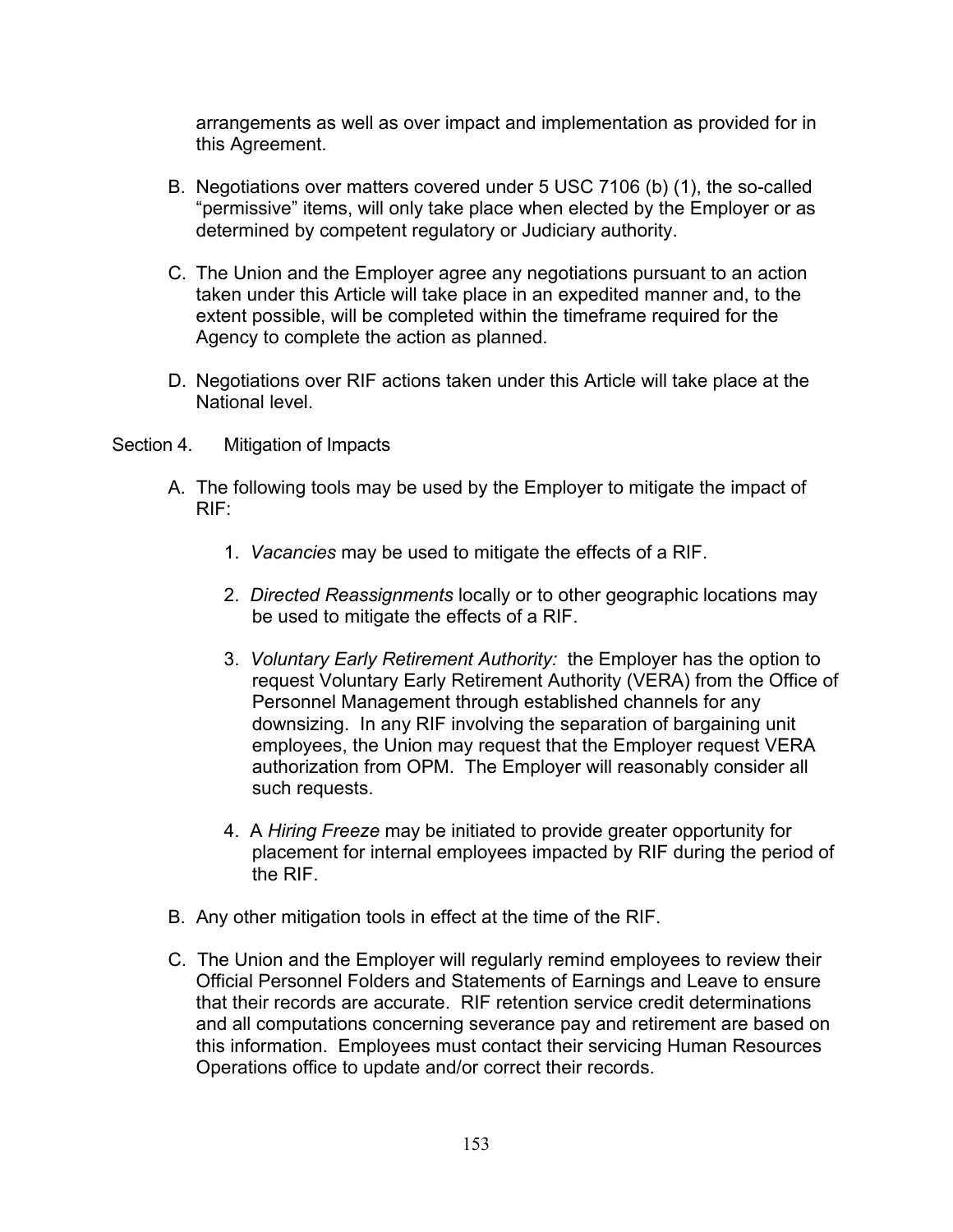arrangements as well as over impact and implementation as provided for in this Agreement.

B. Negotiations over matters covered under 5 USC 7106 (b) (1), the so-called “permissive” items, will only take place when elected by the Employer or as determined by competent regulatory or Judiciary authority.

C. The Union and the Employer agree any negotiations pursuant to an action taken under this Article will take place in an expedited manner and, to the extent possible, will be completed within the timeframe required for the Agency to complete the action as planned.

D. Negotiations over RIF actions taken under this Article will take place at the National level.

Section 4. Mitigation of Impacts

A. The following tools may be used by the Employer to mitigate the impact of RIF:

1. *Vacancies* may be used to mitigate the effects of a RIF.

2. *Directed Reassignments* locally or to other geographic locations may be used to mitigate the effects of a RIF.

3. *Voluntary Early Retirement Authority:* the Employer has the option to request Voluntary Early Retirement Authority (VERA) from the Office of Personnel Management through established channels for any downsizing. In any RIF involving the separation of bargaining unit employees, the Union may request that the Employer request VERA authorization from OPM. The Employer will reasonably consider all such requests.

4. A *Hiring Freeze* may be initiated to provide greater opportunity for placement for internal employees impacted by RIF during the period of the RIF.

B. Any other mitigation tools in effect at the time of the RIF.

C. The Union and the Employer will regularly remind employees to review their Official Personnel Folders and Statements of Earnings and Leave to ensure that their records are accurate. RIF retention service credit determinations and all computations concerning severance pay and retirement are based on this information. Employees must contact their servicing Human Resources Operations office to update and/or correct their records.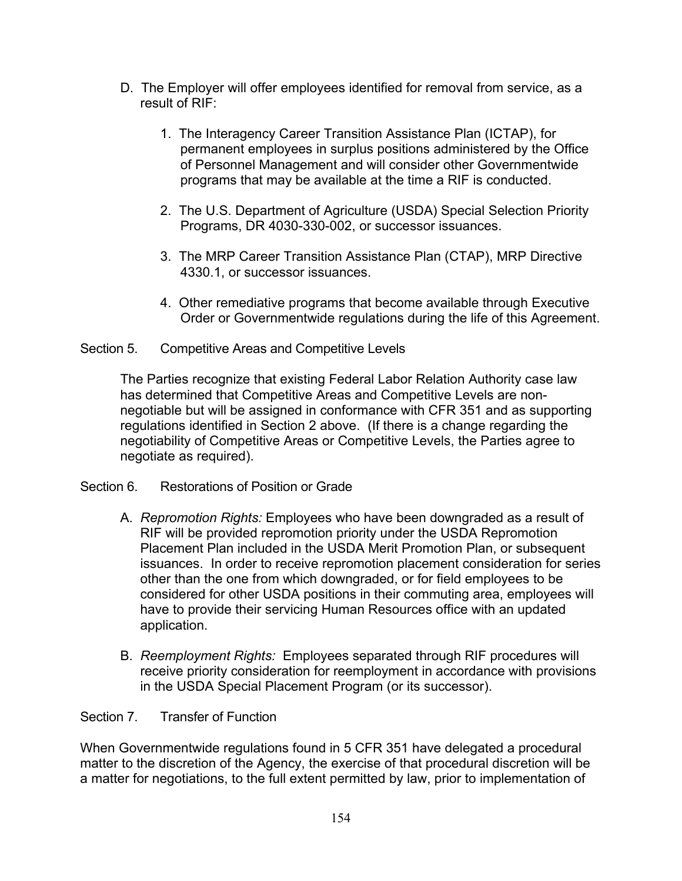D. The Employer will offer employees identified for removal from service, as a result of RIF:

   1. The Interagency Career Transition Assistance Plan (ICTAP), for permanent employees in surplus positions administered by the Office of Personnel Management and will consider other Governmentwide programs that may be available at the time a RIF is conducted.

   2. The U.S. Department of Agriculture (USDA) Special Selection Priority Programs, DR 4030-330-002, or successor issuances.

   3. The MRP Career Transition Assistance Plan (CTAP), MRP Directive 4330.1, or successor issuances.

   4. Other remediative programs that become available through Executive Order or Governmentwide regulations during the life of this Agreement.

Section 5. Competitive Areas and Competitive Levels

The Parties recognize that existing Federal Labor Relation Authority case law has determined that Competitive Areas and Competitive Levels are non-negotiable but will be assigned in conformance with CFR 351 and as supporting regulations identified in Section 2 above. (If there is a change regarding the negotiability of Competitive Areas or Competitive Levels, the Parties agree to negotiate as required).

Section 6. Restorations of Position or Grade

A. *Repromotion Rights:* Employees who have been downgraded as a result of RIF will be provided repromotion priority under the USDA Repromotion Placement Plan included in the USDA Merit Promotion Plan, or subsequent issuances. In order to receive repromotion placement consideration for series other than the one from which downgraded, or for field employees to be considered for other USDA positions in their commuting area, employees will have to provide their servicing Human Resources office with an updated application.

B. *Reemployment Rights:* Employees separated through RIF procedures will receive priority consideration for reemployment in accordance with provisions in the USDA Special Placement Program (or its successor).

Section 7. Transfer of Function

When Governmentwide regulations found in 5 CFR 351 have delegated a procedural matter to the discretion of the Agency, the exercise of that procedural discretion will be a matter for negotiations, to the full extent permitted by law, prior to implementation of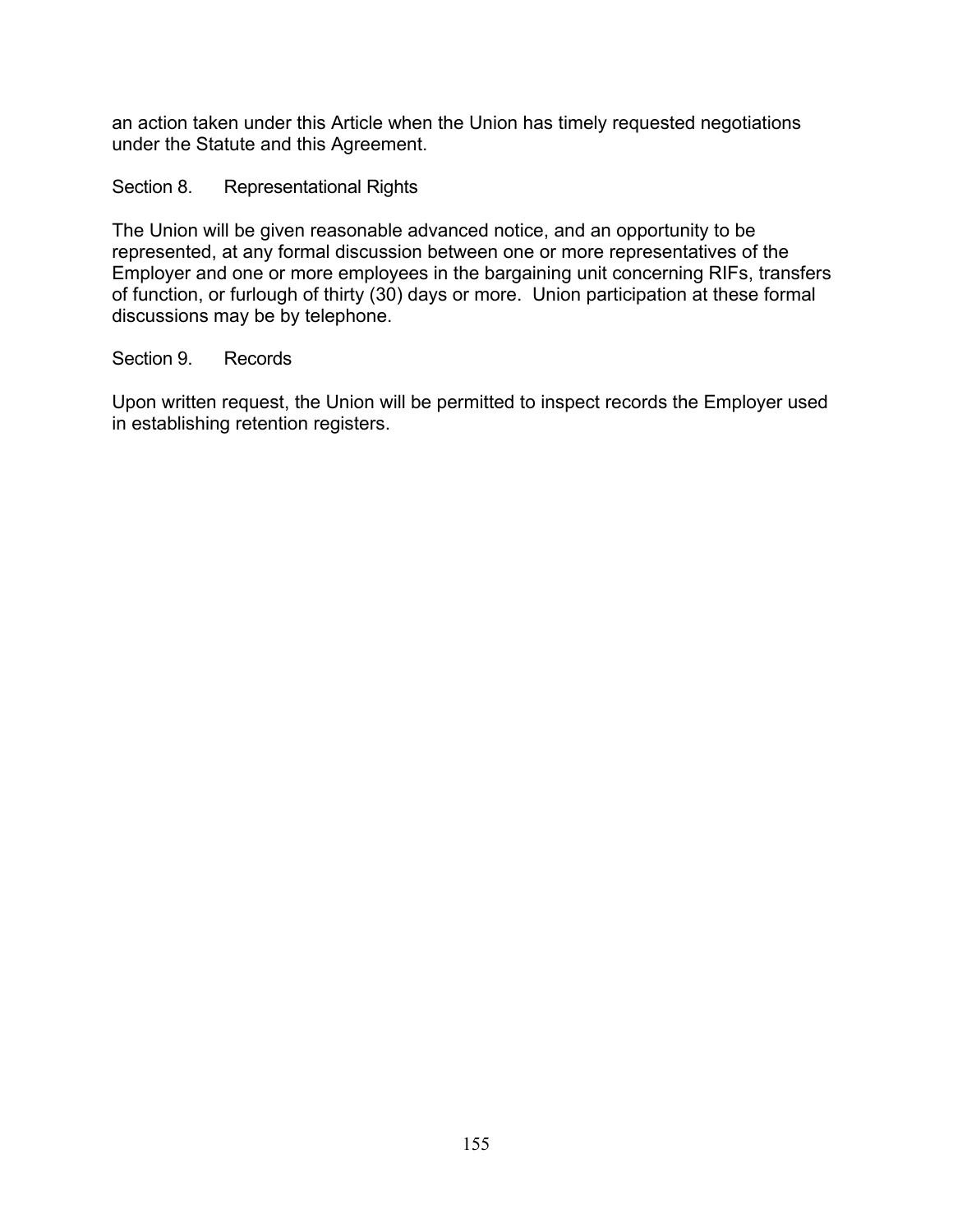an action taken under this Article when the Union has timely requested negotiations under the Statute and this Agreement.

Section 8. Representational Rights

The Union will be given reasonable advanced notice, and an opportunity to be represented, at any formal discussion between one or more representatives of the Employer and one or more employees in the bargaining unit concerning RIFs, transfers of function, or furlough of thirty (30) days or more. Union participation at these formal discussions may be by telephone.

Section 9. Records

Upon written request, the Union will be permitted to inspect records the Employer used in establishing retention registers.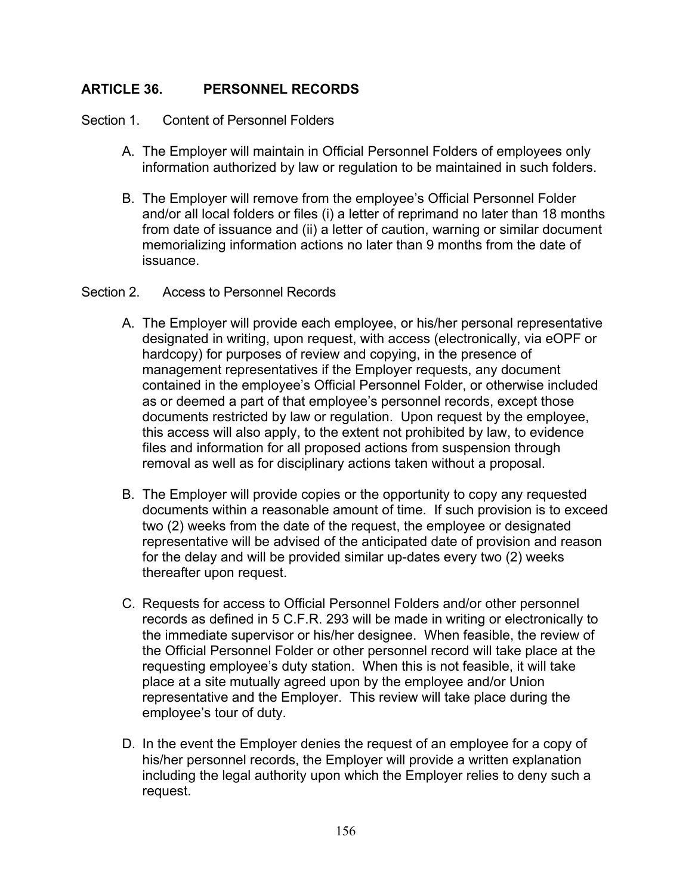## ARTICLE 36. PERSONNEL RECORDS

Section 1. Content of Personnel Folders

A. The Employer will maintain in Official Personnel Folders of employees only information authorized by law or regulation to be maintained in such folders.

B. The Employer will remove from the employee's Official Personnel Folder and/or all local folders or files (i) a letter of reprimand no later than 18 months from date of issuance and (ii) a letter of caution, warning or similar document memorializing information actions no later than 9 months from the date of issuance.

Section 2. Access to Personnel Records

A. The Employer will provide each employee, or his/her personal representative designated in writing, upon request, with access (electronically, via eOPF or hardcopy) for purposes of review and copying, in the presence of management representatives if the Employer requests, any document contained in the employee's Official Personnel Folder, or otherwise included as or deemed a part of that employee's personnel records, except those documents restricted by law or regulation. Upon request by the employee, this access will also apply, to the extent not prohibited by law, to evidence files and information for all proposed actions from suspension through removal as well as for disciplinary actions taken without a proposal.

B. The Employer will provide copies or the opportunity to copy any requested documents within a reasonable amount of time. If such provision is to exceed two (2) weeks from the date of the request, the employee or designated representative will be advised of the anticipated date of provision and reason for the delay and will be provided similar up-dates every two (2) weeks thereafter upon request.

C. Requests for access to Official Personnel Folders and/or other personnel records as defined in 5 C.F.R. 293 will be made in writing or electronically to the immediate supervisor or his/her designee. When feasible, the review of the Official Personnel Folder or other personnel record will take place at the requesting employee's duty station. When this is not feasible, it will take place at a site mutually agreed upon by the employee and/or Union representative and the Employer. This review will take place during the employee's tour of duty.

D. In the event the Employer denies the request of an employee for a copy of his/her personnel records, the Employer will provide a written explanation including the legal authority upon which the Employer relies to deny such a request.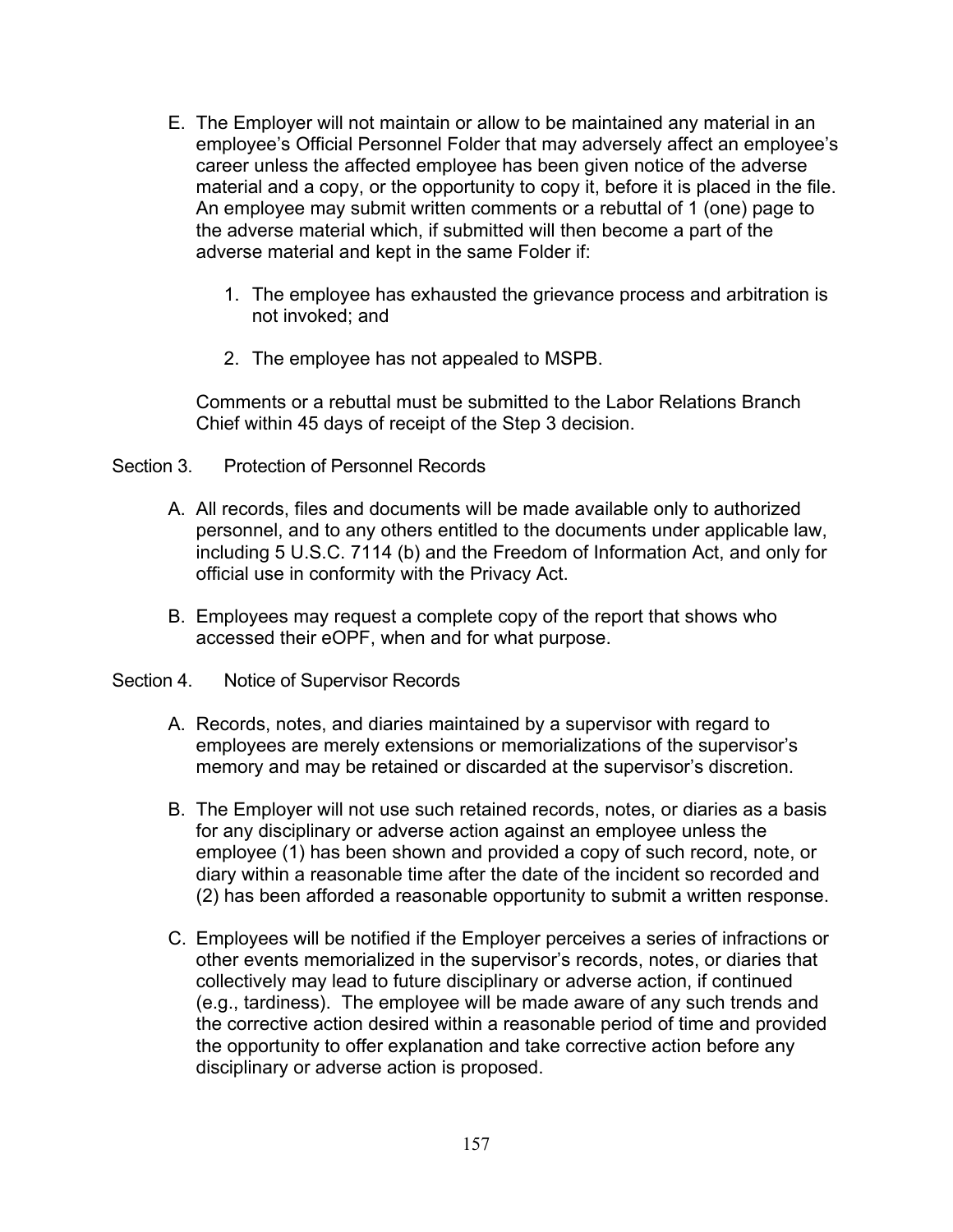E. The Employer will not maintain or allow to be maintained any material in an employee's Official Personnel Folder that may adversely affect an employee's career unless the affected employee has been given notice of the adverse material and a copy, or the opportunity to copy it, before it is placed in the file. An employee may submit written comments or a rebuttal of 1 (one) page to the adverse material which, if submitted will then become a part of the adverse material and kept in the same Folder if:

   1. The employee has exhausted the grievance process and arbitration is not invoked; and

   2. The employee has not appealed to MSPB.

   Comments or a rebuttal must be submitted to the Labor Relations Branch Chief within 45 days of receipt of the Step 3 decision.

Section 3. Protection of Personnel Records

A. All records, files and documents will be made available only to authorized personnel, and to any others entitled to the documents under applicable law, including 5 U.S.C. 7114 (b) and the Freedom of Information Act, and only for official use in conformity with the Privacy Act.

B. Employees may request a complete copy of the report that shows who accessed their eOPF, when and for what purpose.

Section 4. Notice of Supervisor Records

A. Records, notes, and diaries maintained by a supervisor with regard to employees are merely extensions or memorializations of the supervisor's memory and may be retained or discarded at the supervisor's discretion.

B. The Employer will not use such retained records, notes, or diaries as a basis for any disciplinary or adverse action against an employee unless the employee (1) has been shown and provided a copy of such record, note, or diary within a reasonable time after the date of the incident so recorded and (2) has been afforded a reasonable opportunity to submit a written response.

C. Employees will be notified if the Employer perceives a series of infractions or other events memorialized in the supervisor's records, notes, or diaries that collectively may lead to future disciplinary or adverse action, if continued (e.g., tardiness). The employee will be made aware of any such trends and the corrective action desired within a reasonable period of time and provided the opportunity to offer explanation and take corrective action before any disciplinary or adverse action is proposed.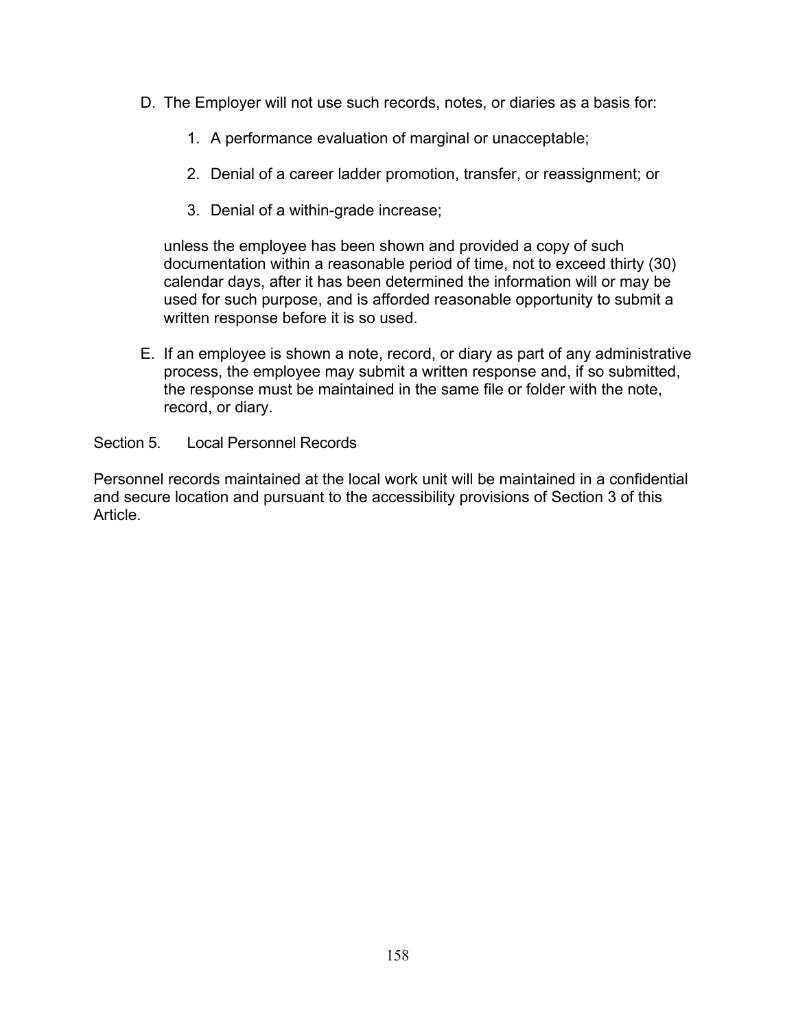D. The Employer will not use such records, notes, or diaries as a basis for:

   1. A performance evaluation of marginal or unacceptable;

   2. Denial of a career ladder promotion, transfer, or reassignment; or

   3. Denial of a within-grade increase;

   unless the employee has been shown and provided a copy of such documentation within a reasonable period of time, not to exceed thirty (30) calendar days, after it has been determined the information will or may be used for such purpose, and is afforded reasonable opportunity to submit a written response before it is so used.

E. If an employee is shown a note, record, or diary as part of any administrative process, the employee may submit a written response and, if so submitted, the response must be maintained in the same file or folder with the note, record, or diary.

Section 5. Local Personnel Records

Personnel records maintained at the local work unit will be maintained in a confidential and secure location and pursuant to the accessibility provisions of Section 3 of this Article.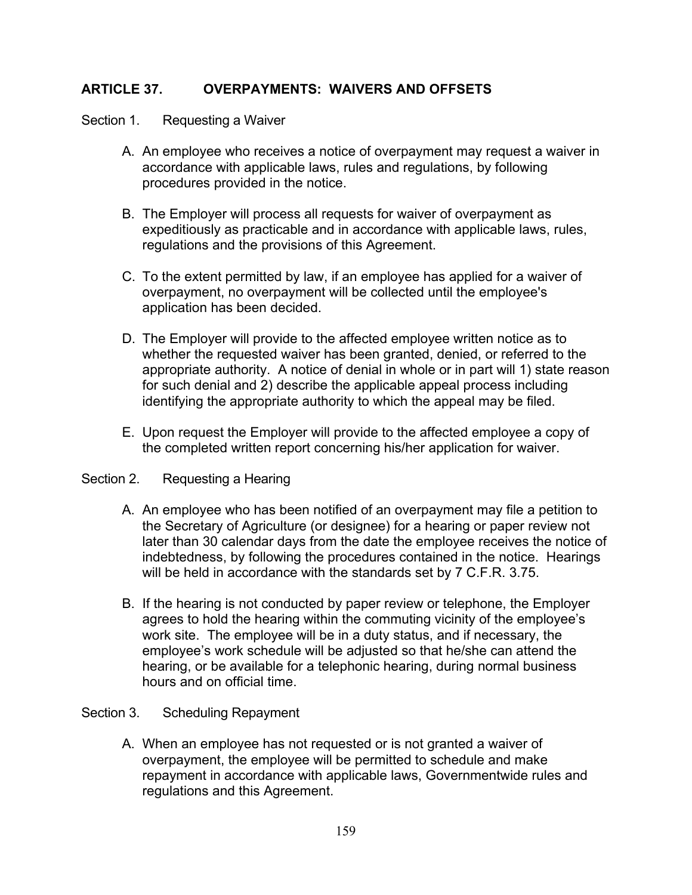## ARTICLE 37. OVERPAYMENTS: WAIVERS AND OFFSETS

Section 1. Requesting a Waiver

A. An employee who receives a notice of overpayment may request a waiver in accordance with applicable laws, rules and regulations, by following procedures provided in the notice.

B. The Employer will process all requests for waiver of overpayment as expeditiously as practicable and in accordance with applicable laws, rules, regulations and the provisions of this Agreement.

C. To the extent permitted by law, if an employee has applied for a waiver of overpayment, no overpayment will be collected until the employee's application has been decided.

D. The Employer will provide to the affected employee written notice as to whether the requested waiver has been granted, denied, or referred to the appropriate authority. A notice of denial in whole or in part will 1) state reason for such denial and 2) describe the applicable appeal process including identifying the appropriate authority to which the appeal may be filed.

E. Upon request the Employer will provide to the affected employee a copy of the completed written report concerning his/her application for waiver.

Section 2. Requesting a Hearing

A. An employee who has been notified of an overpayment may file a petition to the Secretary of Agriculture (or designee) for a hearing or paper review not later than 30 calendar days from the date the employee receives the notice of indebtedness, by following the procedures contained in the notice. Hearings will be held in accordance with the standards set by 7 C.F.R. 3.75.

B. If the hearing is not conducted by paper review or telephone, the Employer agrees to hold the hearing within the commuting vicinity of the employee's work site. The employee will be in a duty status, and if necessary, the employee's work schedule will be adjusted so that he/she can attend the hearing, or be available for a telephonic hearing, during normal business hours and on official time.

Section 3. Scheduling Repayment

A. When an employee has not requested or is not granted a waiver of overpayment, the employee will be permitted to schedule and make repayment in accordance with applicable laws, Governmentwide rules and regulations and this Agreement.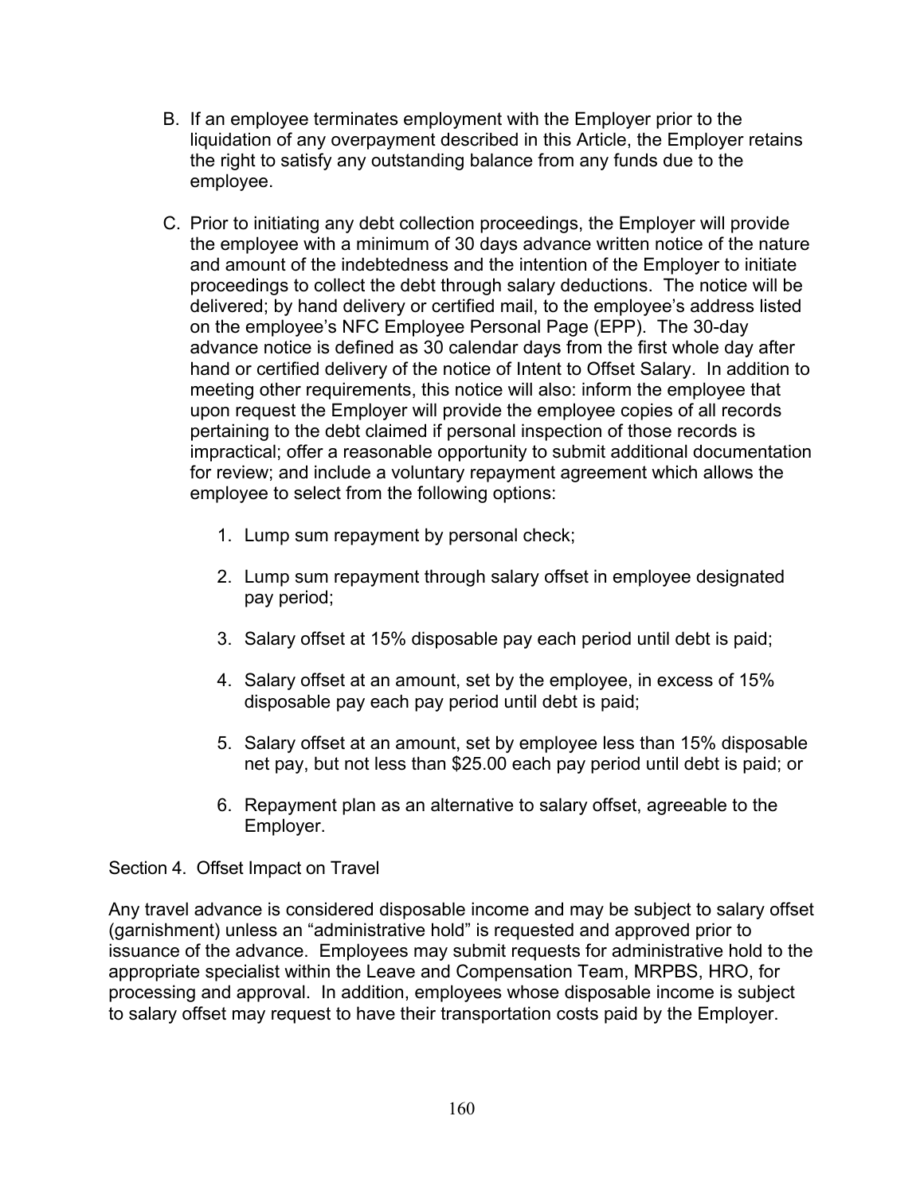B. If an employee terminates employment with the Employer prior to the liquidation of any overpayment described in this Article, the Employer retains the right to satisfy any outstanding balance from any funds due to the employee.

C. Prior to initiating any debt collection proceedings, the Employer will provide the employee with a minimum of 30 days advance written notice of the nature and amount of the indebtedness and the intention of the Employer to initiate proceedings to collect the debt through salary deductions. The notice will be delivered; by hand delivery or certified mail, to the employee's address listed on the employee's NFC Employee Personal Page (EPP). The 30-day advance notice is defined as 30 calendar days from the first whole day after hand or certified delivery of the notice of Intent to Offset Salary. In addition to meeting other requirements, this notice will also: inform the employee that upon request the Employer will provide the employee copies of all records pertaining to the debt claimed if personal inspection of those records is impractical; offer a reasonable opportunity to submit additional documentation for review; and include a voluntary repayment agreement which allows the employee to select from the following options:

   1. Lump sum repayment by personal check;

   2. Lump sum repayment through salary offset in employee designated pay period;

   3. Salary offset at 15% disposable pay each period until debt is paid;

   4. Salary offset at an amount, set by the employee, in excess of 15% disposable pay each pay period until debt is paid;

   5. Salary offset at an amount, set by employee less than 15% disposable net pay, but not less than $25.00 each pay period until debt is paid; or

   6. Repayment plan as an alternative to salary offset, agreeable to the Employer.

Section 4. Offset Impact on Travel

Any travel advance is considered disposable income and may be subject to salary offset (garnishment) unless an "administrative hold" is requested and approved prior to issuance of the advance. Employees may submit requests for administrative hold to the appropriate specialist within the Leave and Compensation Team, MRPBS, HRO, for processing and approval. In addition, employees whose disposable income is subject to salary offset may request to have their transportation costs paid by the Employer.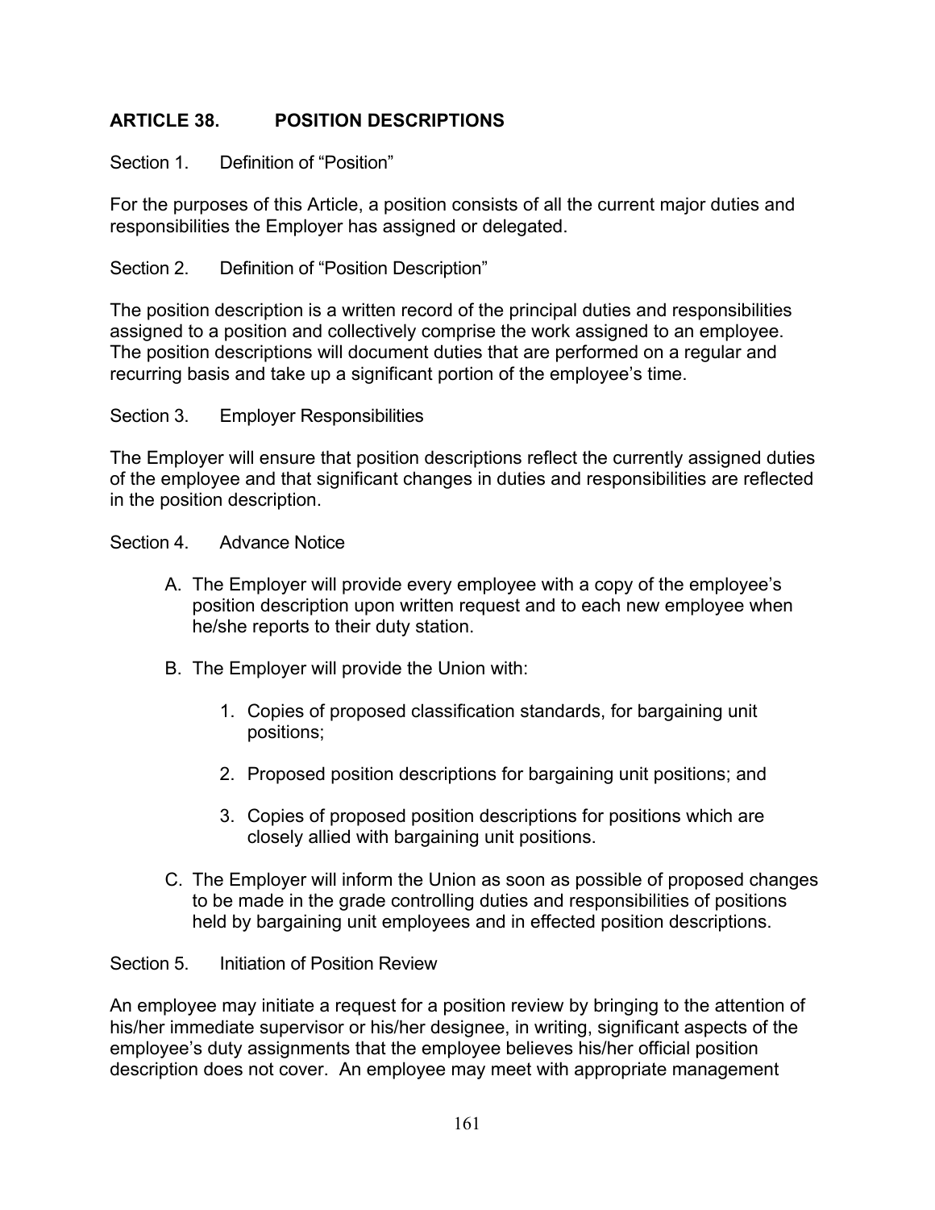## ARTICLE 38. POSITION DESCRIPTIONS

Section 1. Definition of "Position"

For the purposes of this Article, a position consists of all the current major duties and responsibilities the Employer has assigned or delegated.

Section 2. Definition of "Position Description"

The position description is a written record of the principal duties and responsibilities assigned to a position and collectively comprise the work assigned to an employee. The position descriptions will document duties that are performed on a regular and recurring basis and take up a significant portion of the employee's time.

Section 3. Employer Responsibilities

The Employer will ensure that position descriptions reflect the currently assigned duties of the employee and that significant changes in duties and responsibilities are reflected in the position description.

Section 4. Advance Notice

A. The Employer will provide every employee with a copy of the employee's position description upon written request and to each new employee when he/she reports to their duty station.

B. The Employer will provide the Union with:

   1. Copies of proposed classification standards, for bargaining unit positions;

   2. Proposed position descriptions for bargaining unit positions; and

   3. Copies of proposed position descriptions for positions which are closely allied with bargaining unit positions.

C. The Employer will inform the Union as soon as possible of proposed changes to be made in the grade controlling duties and responsibilities of positions held by bargaining unit employees and in effected position descriptions.

Section 5. Initiation of Position Review

An employee may initiate a request for a position review by bringing to the attention of his/her immediate supervisor or his/her designee, in writing, significant aspects of the employee's duty assignments that the employee believes his/her official position description does not cover. An employee may meet with appropriate management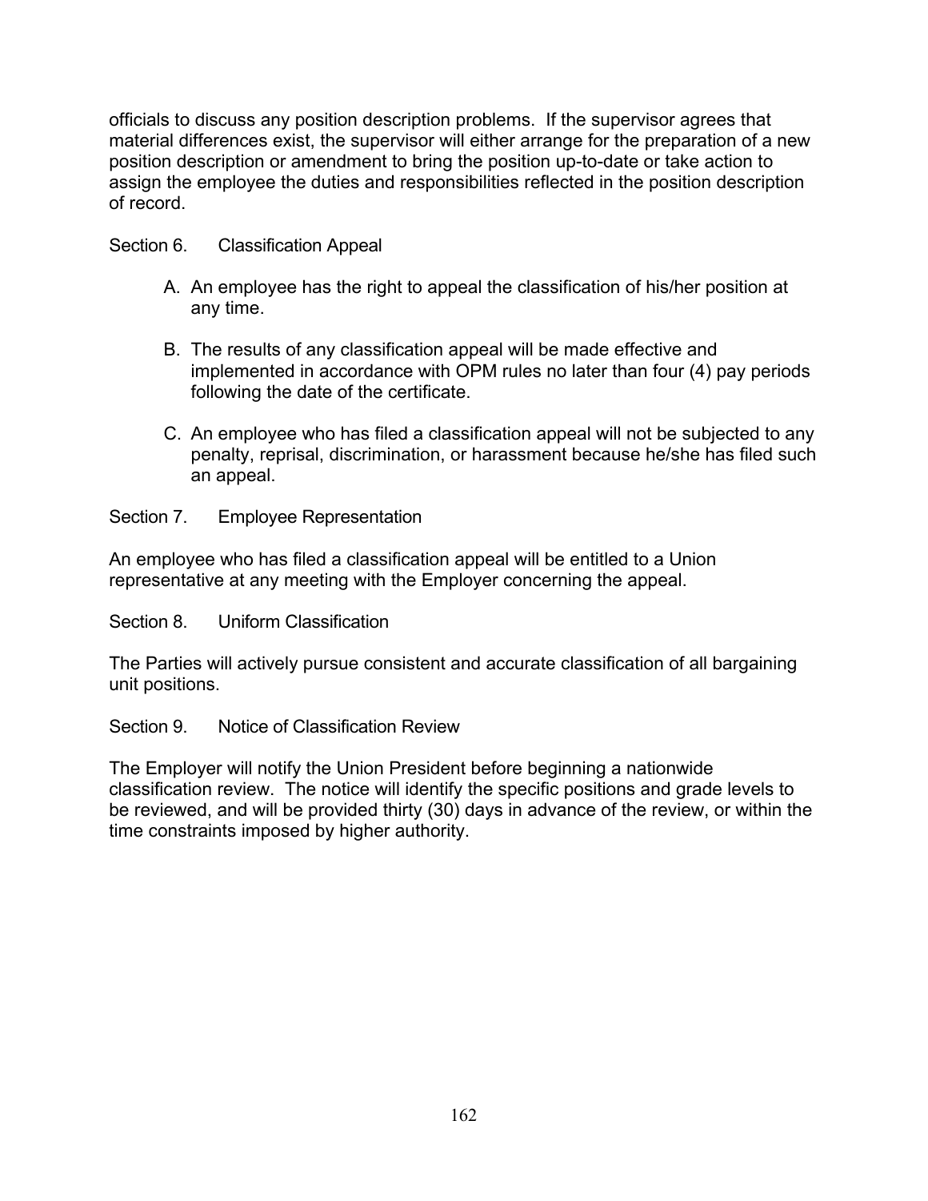officials to discuss any position description problems. If the supervisor agrees that material differences exist, the supervisor will either arrange for the preparation of a new position description or amendment to bring the position up-to-date or take action to assign the employee the duties and responsibilities reflected in the position description of record.

Section 6. Classification Appeal

A. An employee has the right to appeal the classification of his/her position at any time.

B. The results of any classification appeal will be made effective and implemented in accordance with OPM rules no later than four (4) pay periods following the date of the certificate.

C. An employee who has filed a classification appeal will not be subjected to any penalty, reprisal, discrimination, or harassment because he/she has filed such an appeal.

Section 7. Employee Representation

An employee who has filed a classification appeal will be entitled to a Union representative at any meeting with the Employer concerning the appeal.

Section 8. Uniform Classification

The Parties will actively pursue consistent and accurate classification of all bargaining unit positions.

Section 9. Notice of Classification Review

The Employer will notify the Union President before beginning a nationwide classification review. The notice will identify the specific positions and grade levels to be reviewed, and will be provided thirty (30) days in advance of the review, or within the time constraints imposed by higher authority.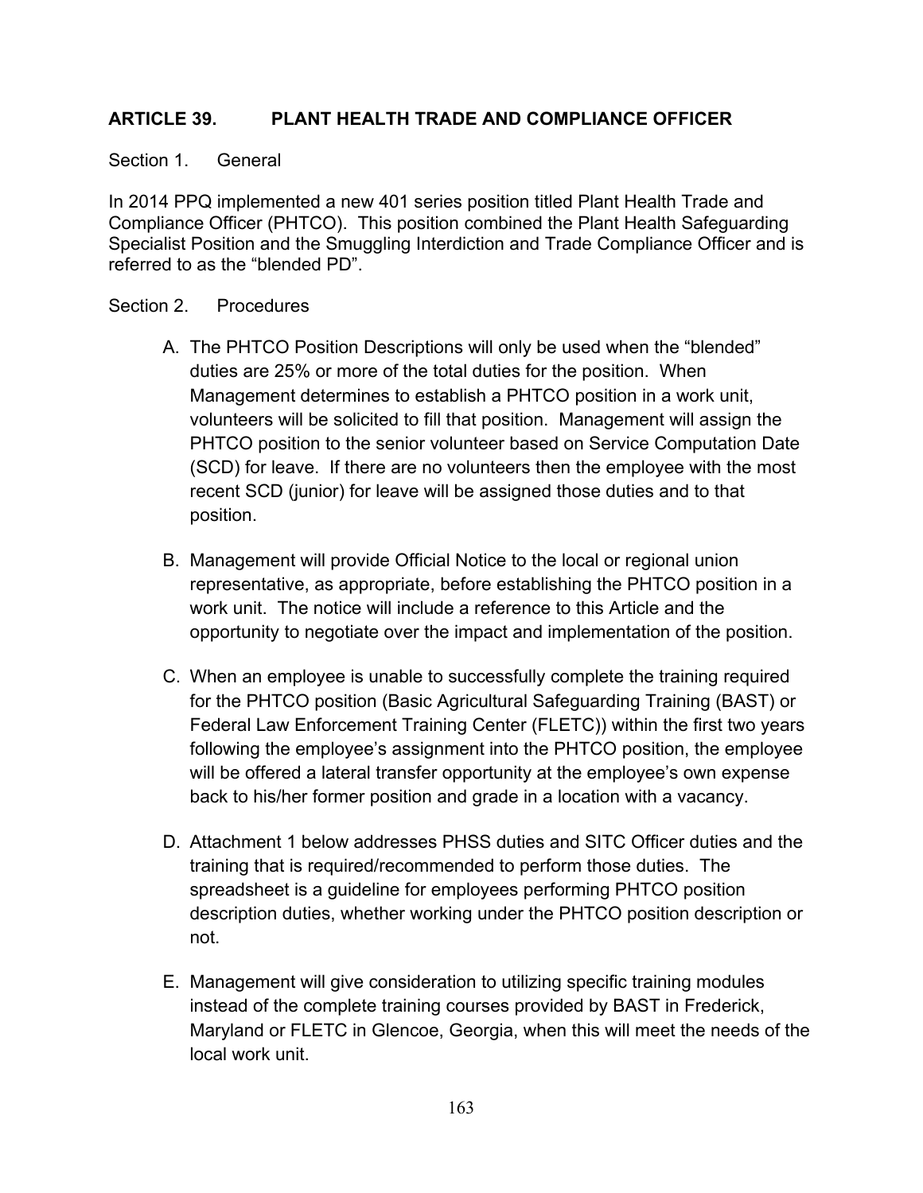## ARTICLE 39. PLANT HEALTH TRADE AND COMPLIANCE OFFICER

Section 1. General

In 2014 PPQ implemented a new 401 series position titled Plant Health Trade and Compliance Officer (PHTCO). This position combined the Plant Health Safeguarding Specialist Position and the Smuggling Interdiction and Trade Compliance Officer and is referred to as the "blended PD".

Section 2. Procedures

A. The PHTCO Position Descriptions will only be used when the "blended" duties are 25% or more of the total duties for the position. When Management determines to establish a PHTCO position in a work unit, volunteers will be solicited to fill that position. Management will assign the PHTCO position to the senior volunteer based on Service Computation Date (SCD) for leave. If there are no volunteers then the employee with the most recent SCD (junior) for leave will be assigned those duties and to that position.

B. Management will provide Official Notice to the local or regional union representative, as appropriate, before establishing the PHTCO position in a work unit. The notice will include a reference to this Article and the opportunity to negotiate over the impact and implementation of the position.

C. When an employee is unable to successfully complete the training required for the PHTCO position (Basic Agricultural Safeguarding Training (BAST) or Federal Law Enforcement Training Center (FLETC)) within the first two years following the employee's assignment into the PHTCO position, the employee will be offered a lateral transfer opportunity at the employee's own expense back to his/her former position and grade in a location with a vacancy.

D. Attachment 1 below addresses PHSS duties and SITC Officer duties and the training that is required/recommended to perform those duties. The spreadsheet is a guideline for employees performing PHTCO position description duties, whether working under the PHTCO position description or not.

E. Management will give consideration to utilizing specific training modules instead of the complete training courses provided by BAST in Frederick, Maryland or FLETC in Glencoe, Georgia, when this will meet the needs of the local work unit.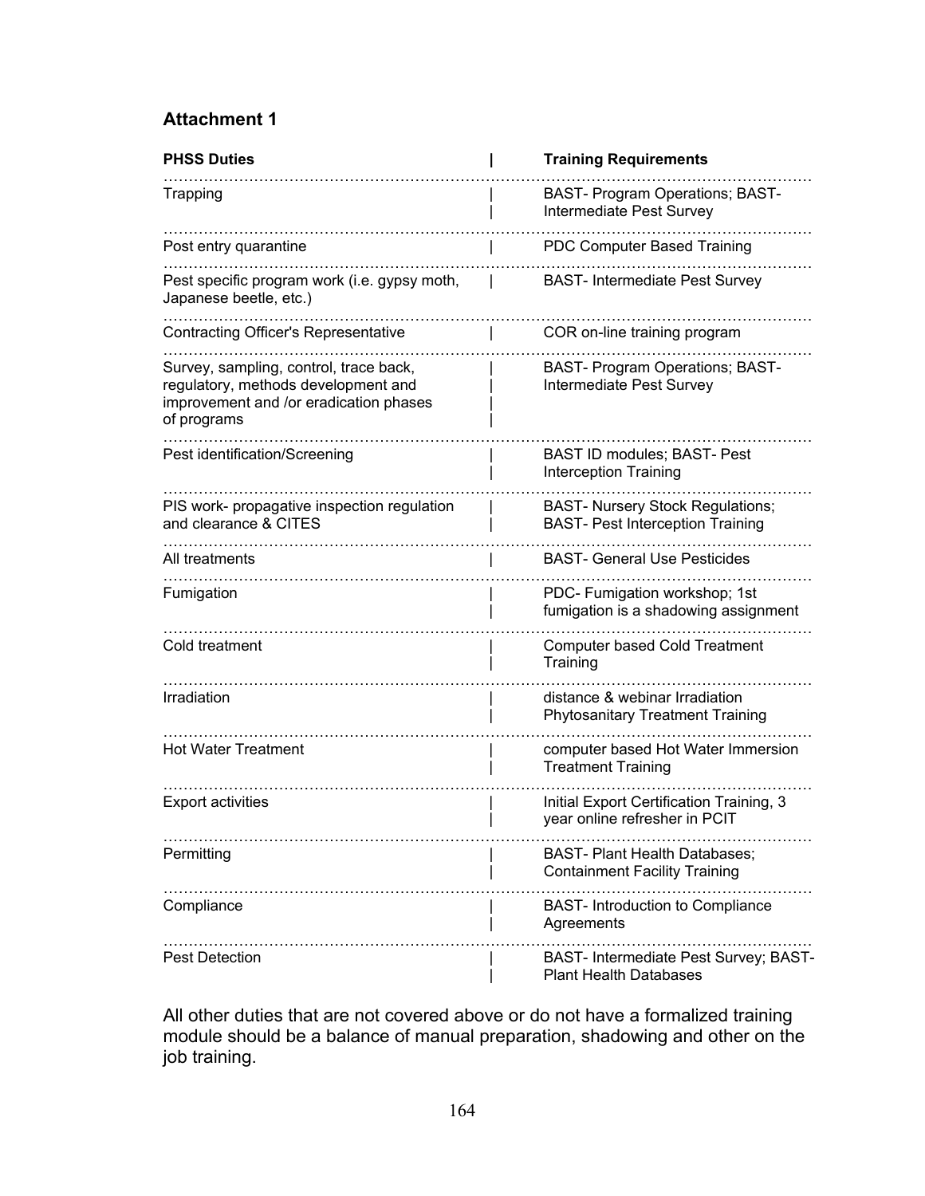## Attachment 1

| PHSS Duties | Training Requirements |
|---|---|
| Trapping | BAST- Program Operations; BAST- Intermediate Pest Survey |
| Post entry quarantine | PDC Computer Based Training |
| Pest specific program work (i.e. gypsy moth, Japanese beetle, etc.) | BAST- Intermediate Pest Survey |
| Contracting Officer's Representative | COR on-line training program |
| Survey, sampling, control, trace back, regulatory, methods development and improvement and /or eradication phases of programs | BAST- Program Operations; BAST- Intermediate Pest Survey |
| Pest identification/Screening | BAST ID modules; BAST- Pest Interception Training |
| PIS work- propagative inspection regulation and clearance & CITES | BAST- Nursery Stock Regulations; BAST- Pest Interception Training |
| All treatments | BAST- General Use Pesticides |
| Fumigation | PDC- Fumigation workshop; 1st fumigation is a shadowing assignment |
| Cold treatment | Computer based Cold Treatment Training |
| Irradiation | distance & webinar Irradiation Phytosanitary Treatment Training |
| Hot Water Treatment | computer based Hot Water Immersion Treatment Training |
| Export activities | Initial Export Certification Training, 3 year online refresher in PCIT |
| Permitting | BAST- Plant Health Databases; Containment Facility Training |
| Compliance | BAST- Introduction to Compliance Agreements |
| Pest Detection | BAST- Intermediate Pest Survey; BAST- Plant Health Databases |

All other duties that are not covered above or do not have a formalized training module should be a balance of manual preparation, shadowing and other on the job training.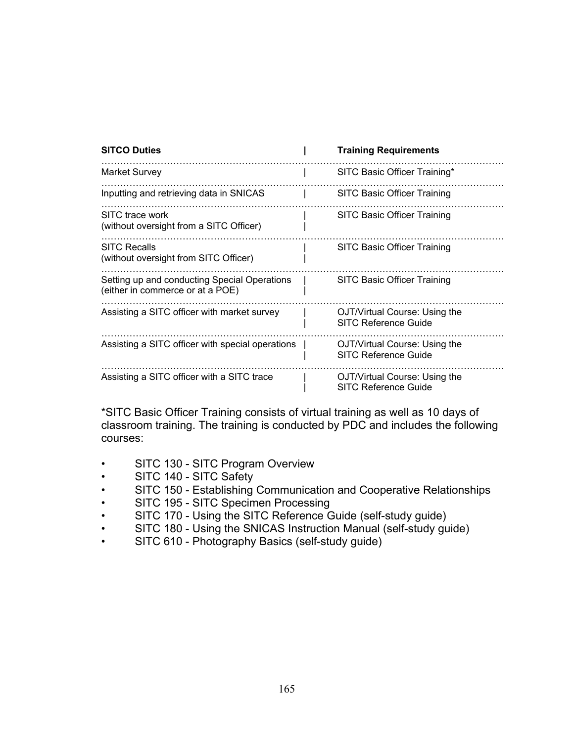| SITCO Duties | Training Requirements |
|---|---|
| Market Survey | SITC Basic Officer Training* |
| Inputting and retrieving data in SNICAS | SITC Basic Officer Training |
| SITC trace work (without oversight from a SITC Officer) | SITC Basic Officer Training |
| SITC Recalls (without oversight from SITC Officer) | SITC Basic Officer Training |
| Setting up and conducting Special Operations (either in commerce or at a POE) | SITC Basic Officer Training |
| Assisting a SITC officer with market survey | OJT/Virtual Course: Using the SITC Reference Guide |
| Assisting a SITC officer with special operations | OJT/Virtual Course: Using the SITC Reference Guide |
| Assisting a SITC officer with a SITC trace | OJT/Virtual Course: Using the SITC Reference Guide |

*SITC Basic Officer Training consists of virtual training as well as 10 days of classroom training. The training is conducted by PDC and includes the following courses:

- SITC 130 - SITC Program Overview
- SITC 140 - SITC Safety
- SITC 150 - Establishing Communication and Cooperative Relationships
- SITC 195 - SITC Specimen Processing
- SITC 170 - Using the SITC Reference Guide (self-study guide)
- SITC 180 - Using the SNICAS Instruction Manual (self-study guide)
- SITC 610 - Photography Basics (self-study guide)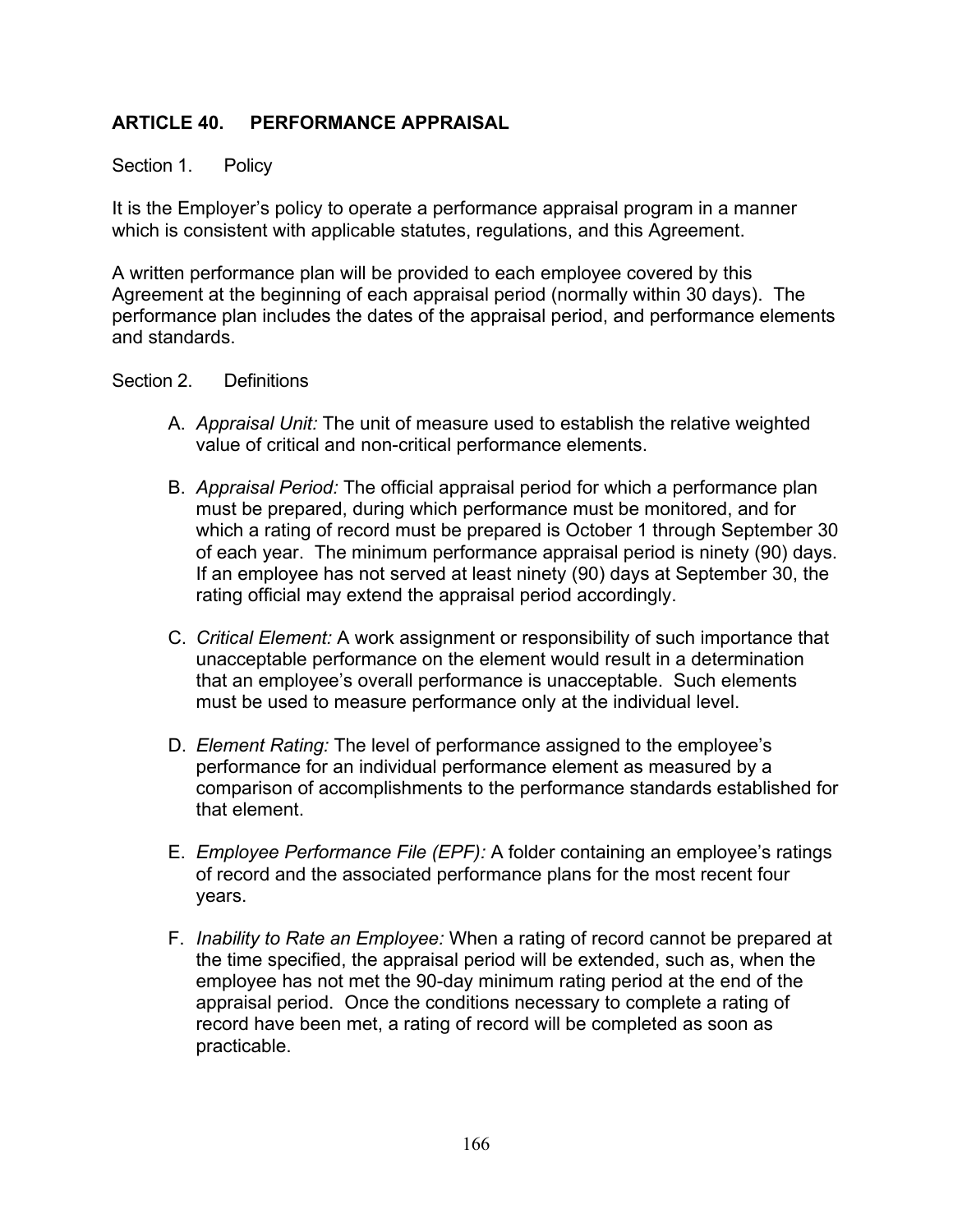## ARTICLE 40. PERFORMANCE APPRAISAL

Section 1. Policy

It is the Employer's policy to operate a performance appraisal program in a manner which is consistent with applicable statutes, regulations, and this Agreement.

A written performance plan will be provided to each employee covered by this Agreement at the beginning of each appraisal period (normally within 30 days). The performance plan includes the dates of the appraisal period, and performance elements and standards.

Section 2. Definitions

A. *Appraisal Unit:* The unit of measure used to establish the relative weighted value of critical and non-critical performance elements.

B. *Appraisal Period:* The official appraisal period for which a performance plan must be prepared, during which performance must be monitored, and for which a rating of record must be prepared is October 1 through September 30 of each year. The minimum performance appraisal period is ninety (90) days. If an employee has not served at least ninety (90) days at September 30, the rating official may extend the appraisal period accordingly.

C. *Critical Element:* A work assignment or responsibility of such importance that unacceptable performance on the element would result in a determination that an employee's overall performance is unacceptable. Such elements must be used to measure performance only at the individual level.

D. *Element Rating:* The level of performance assigned to the employee's performance for an individual performance element as measured by a comparison of accomplishments to the performance standards established for that element.

E. *Employee Performance File (EPF):* A folder containing an employee's ratings of record and the associated performance plans for the most recent four years.

F. *Inability to Rate an Employee:* When a rating of record cannot be prepared at the time specified, the appraisal period will be extended, such as, when the employee has not met the 90-day minimum rating period at the end of the appraisal period. Once the conditions necessary to complete a rating of record have been met, a rating of record will be completed as soon as practicable.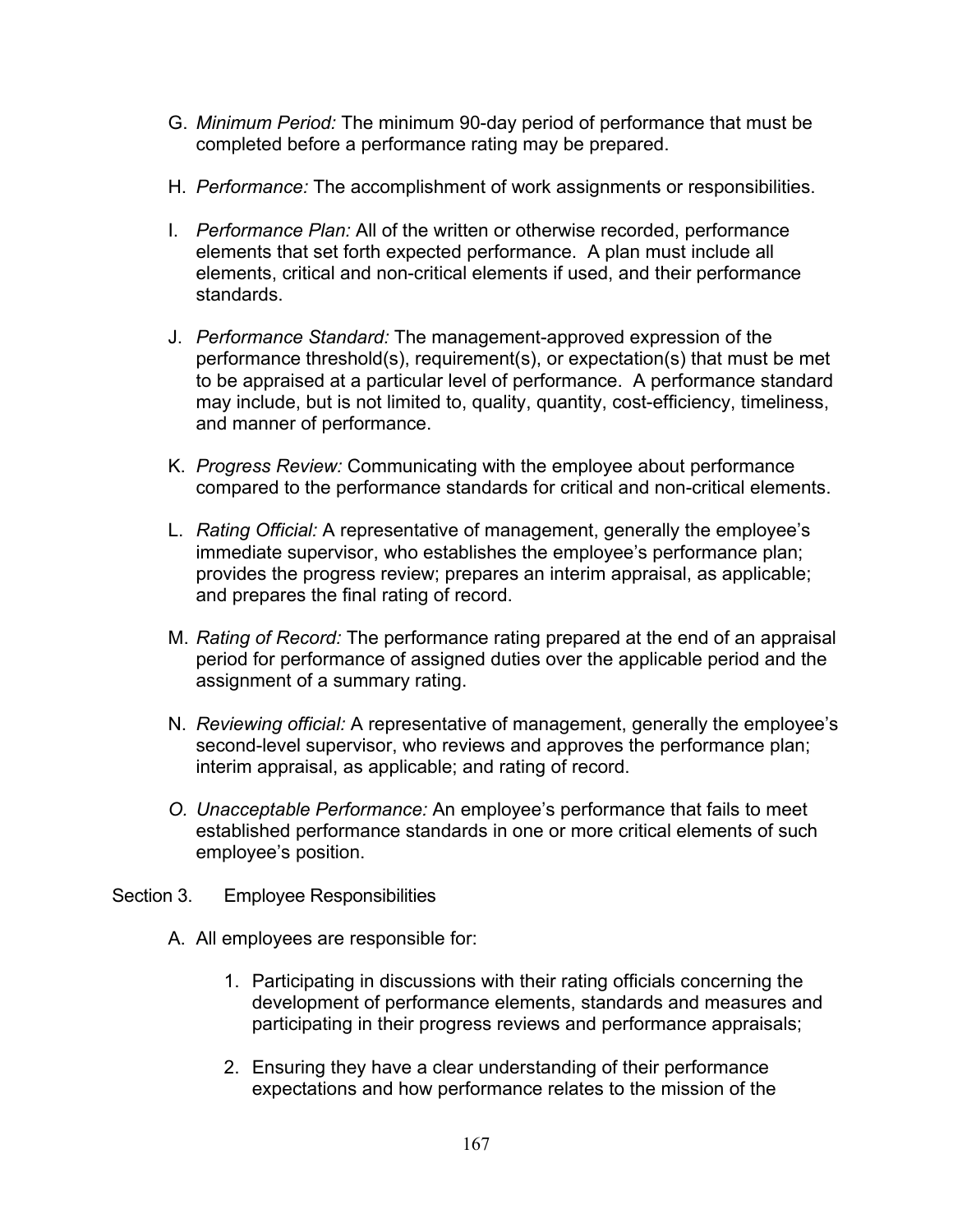G. *Minimum Period:* The minimum 90-day period of performance that must be completed before a performance rating may be prepared.

H. *Performance:* The accomplishment of work assignments or responsibilities.

I. *Performance Plan:* All of the written or otherwise recorded, performance elements that set forth expected performance. A plan must include all elements, critical and non-critical elements if used, and their performance standards.

J. *Performance Standard:* The management-approved expression of the performance threshold(s), requirement(s), or expectation(s) that must be met to be appraised at a particular level of performance. A performance standard may include, but is not limited to, quality, quantity, cost-efficiency, timeliness, and manner of performance.

K. *Progress Review:* Communicating with the employee about performance compared to the performance standards for critical and non-critical elements.

L. *Rating Official:* A representative of management, generally the employee's immediate supervisor, who establishes the employee's performance plan; provides the progress review; prepares an interim appraisal, as applicable; and prepares the final rating of record.

M. *Rating of Record:* The performance rating prepared at the end of an appraisal period for performance of assigned duties over the applicable period and the assignment of a summary rating.

N. *Reviewing official:* A representative of management, generally the employee's second-level supervisor, who reviews and approves the performance plan; interim appraisal, as applicable; and rating of record.

*O. Unacceptable Performance:* An employee's performance that fails to meet established performance standards in one or more critical elements of such employee's position.

Section 3. Employee Responsibilities

A. All employees are responsible for:

1. Participating in discussions with their rating officials concerning the development of performance elements, standards and measures and participating in their progress reviews and performance appraisals;

2. Ensuring they have a clear understanding of their performance expectations and how performance relates to the mission of the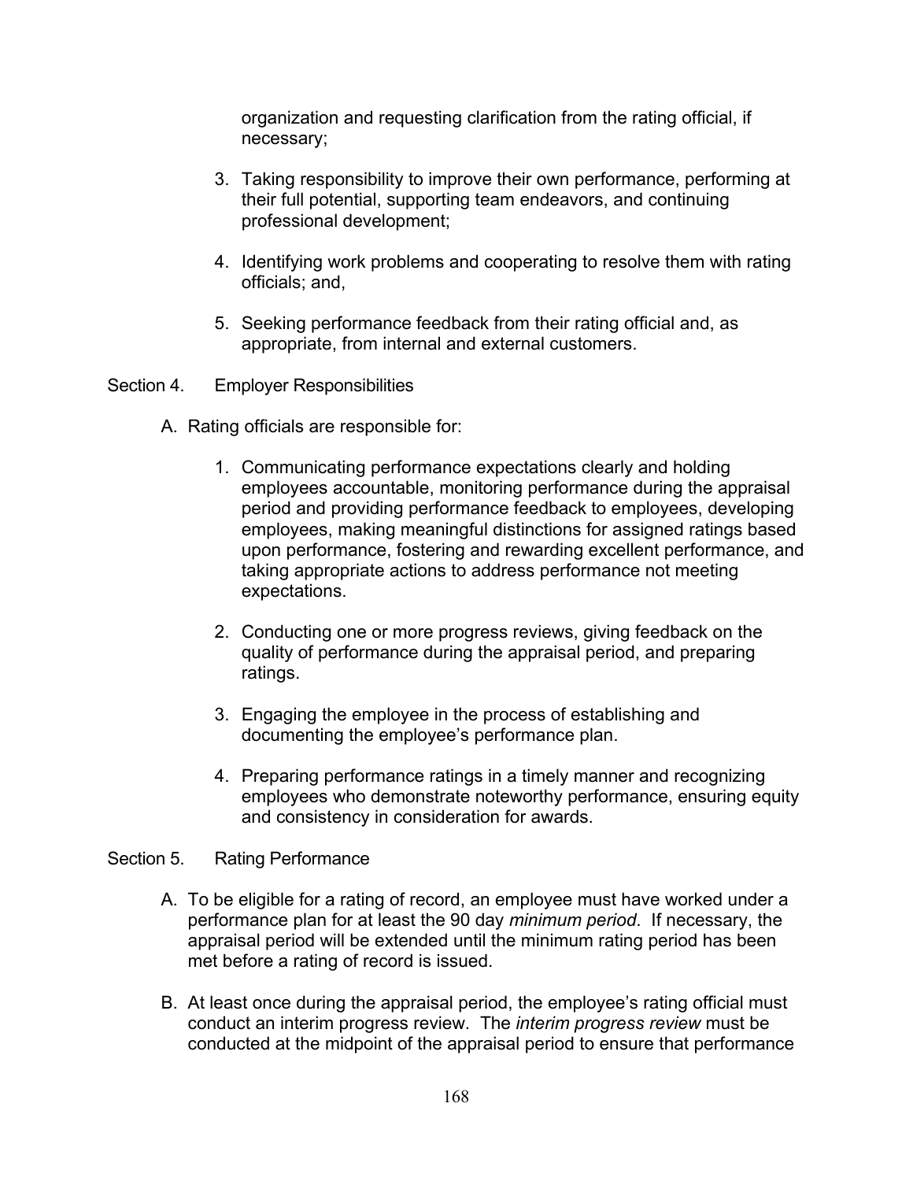organization and requesting clarification from the rating official, if necessary;

3. Taking responsibility to improve their own performance, performing at their full potential, supporting team endeavors, and continuing professional development;

4. Identifying work problems and cooperating to resolve them with rating officials; and,

5. Seeking performance feedback from their rating official and, as appropriate, from internal and external customers.

Section 4. Employer Responsibilities

A. Rating officials are responsible for:

1. Communicating performance expectations clearly and holding employees accountable, monitoring performance during the appraisal period and providing performance feedback to employees, developing employees, making meaningful distinctions for assigned ratings based upon performance, fostering and rewarding excellent performance, and taking appropriate actions to address performance not meeting expectations.

2. Conducting one or more progress reviews, giving feedback on the quality of performance during the appraisal period, and preparing ratings.

3. Engaging the employee in the process of establishing and documenting the employee's performance plan.

4. Preparing performance ratings in a timely manner and recognizing employees who demonstrate noteworthy performance, ensuring equity and consistency in consideration for awards.

Section 5. Rating Performance

A. To be eligible for a rating of record, an employee must have worked under a performance plan for at least the 90 day *minimum period*. If necessary, the appraisal period will be extended until the minimum rating period has been met before a rating of record is issued.

B. At least once during the appraisal period, the employee's rating official must conduct an interim progress review. The *interim progress review* must be conducted at the midpoint of the appraisal period to ensure that performance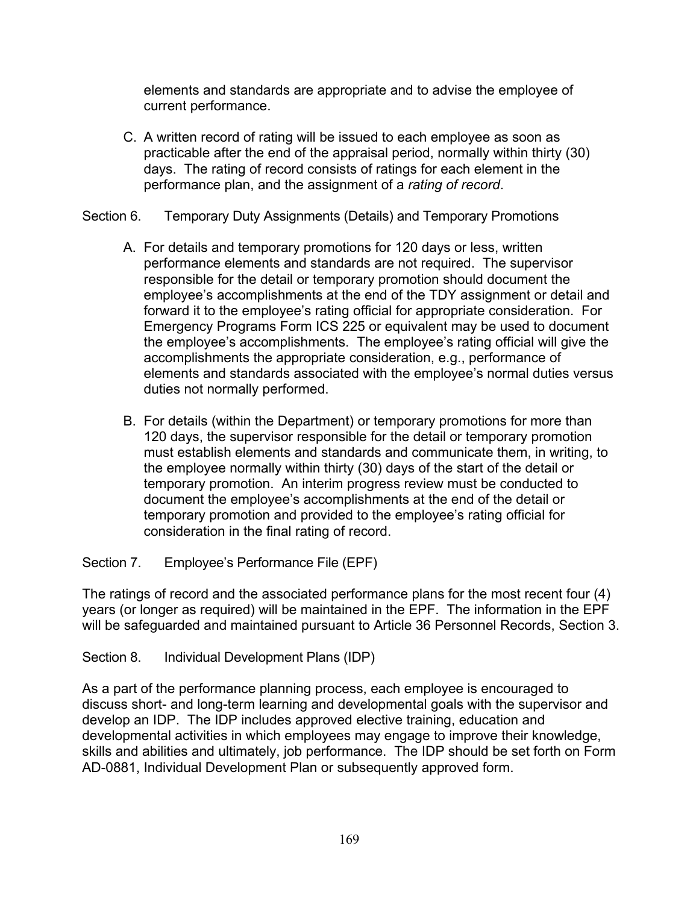elements and standards are appropriate and to advise the employee of current performance.

C. A written record of rating will be issued to each employee as soon as practicable after the end of the appraisal period, normally within thirty (30) days. The rating of record consists of ratings for each element in the performance plan, and the assignment of a *rating of record*.

Section 6. Temporary Duty Assignments (Details) and Temporary Promotions

A. For details and temporary promotions for 120 days or less, written performance elements and standards are not required. The supervisor responsible for the detail or temporary promotion should document the employee's accomplishments at the end of the TDY assignment or detail and forward it to the employee's rating official for appropriate consideration. For Emergency Programs Form ICS 225 or equivalent may be used to document the employee's accomplishments. The employee's rating official will give the accomplishments the appropriate consideration, e.g., performance of elements and standards associated with the employee's normal duties versus duties not normally performed.

B. For details (within the Department) or temporary promotions for more than 120 days, the supervisor responsible for the detail or temporary promotion must establish elements and standards and communicate them, in writing, to the employee normally within thirty (30) days of the start of the detail or temporary promotion. An interim progress review must be conducted to document the employee's accomplishments at the end of the detail or temporary promotion and provided to the employee's rating official for consideration in the final rating of record.

Section 7. Employee's Performance File (EPF)

The ratings of record and the associated performance plans for the most recent four (4) years (or longer as required) will be maintained in the EPF. The information in the EPF will be safeguarded and maintained pursuant to Article 36 Personnel Records, Section 3.

Section 8. Individual Development Plans (IDP)

As a part of the performance planning process, each employee is encouraged to discuss short- and long-term learning and developmental goals with the supervisor and develop an IDP. The IDP includes approved elective training, education and developmental activities in which employees may engage to improve their knowledge, skills and abilities and ultimately, job performance. The IDP should be set forth on Form AD-0881, Individual Development Plan or subsequently approved form.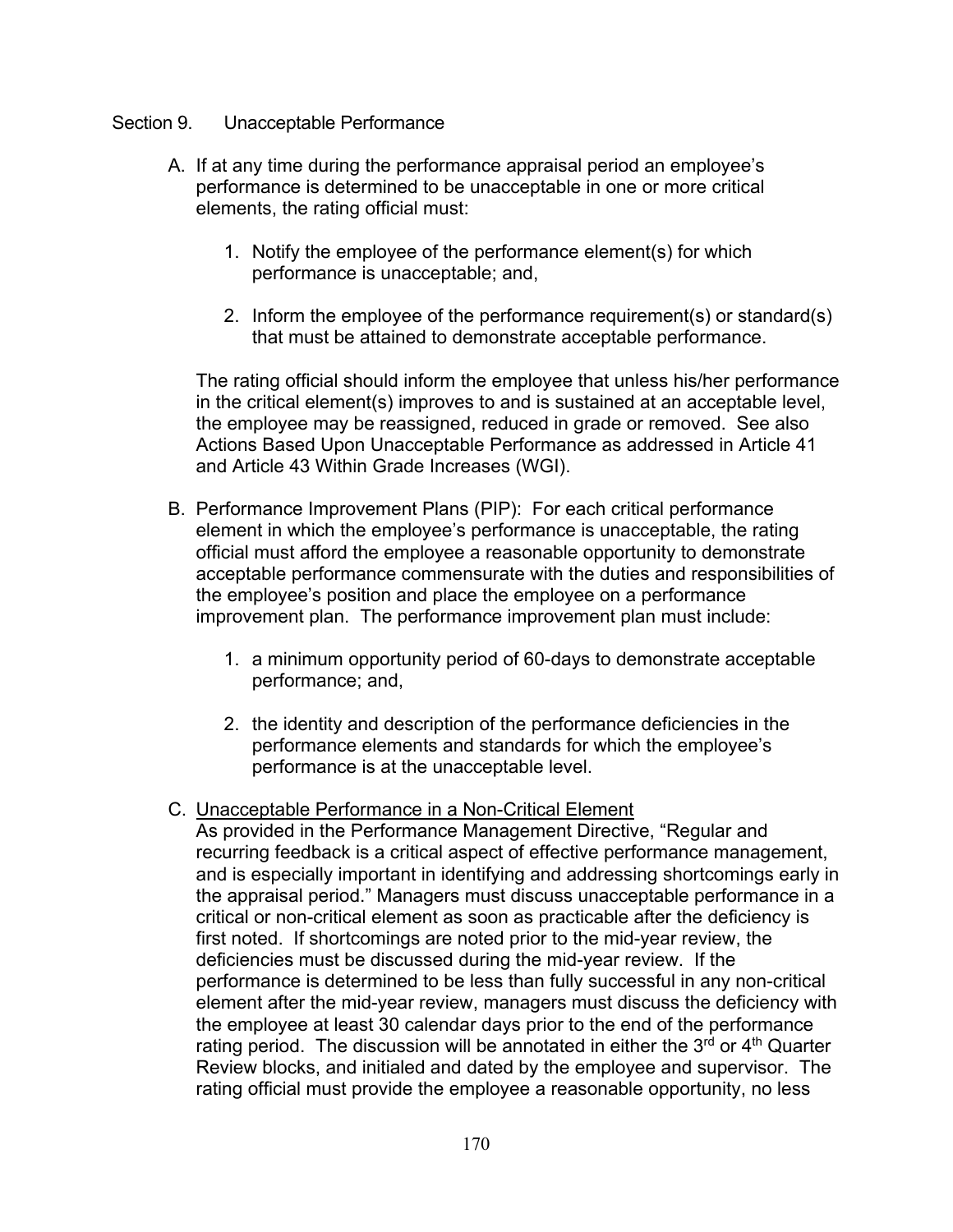## Section 9. Unacceptable Performance

A. If at any time during the performance appraisal period an employee's performance is determined to be unacceptable in one or more critical elements, the rating official must:

   1. Notify the employee of the performance element(s) for which performance is unacceptable; and,

   2. Inform the employee of the performance requirement(s) or standard(s) that must be attained to demonstrate acceptable performance.

   The rating official should inform the employee that unless his/her performance in the critical element(s) improves to and is sustained at an acceptable level, the employee may be reassigned, reduced in grade or removed. See also Actions Based Upon Unacceptable Performance as addressed in Article 41 and Article 43 Within Grade Increases (WGI).

B. Performance Improvement Plans (PIP): For each critical performance element in which the employee's performance is unacceptable, the rating official must afford the employee a reasonable opportunity to demonstrate acceptable performance commensurate with the duties and responsibilities of the employee's position and place the employee on a performance improvement plan. The performance improvement plan must include:

   1. a minimum opportunity period of 60-days to demonstrate acceptable performance; and,

   2. the identity and description of the performance deficiencies in the performance elements and standards for which the employee's performance is at the unacceptable level.

C. <u>Unacceptable Performance in a Non-Critical Element</u>
   As provided in the Performance Management Directive, "Regular and recurring feedback is a critical aspect of effective performance management, and is especially important in identifying and addressing shortcomings early in the appraisal period." Managers must discuss unacceptable performance in a critical or non-critical element as soon as practicable after the deficiency is first noted. If shortcomings are noted prior to the mid-year review, the deficiencies must be discussed during the mid-year review. If the performance is determined to be less than fully successful in any non-critical element after the mid-year review, managers must discuss the deficiency with the employee at least 30 calendar days prior to the end of the performance rating period. The discussion will be annotated in either the 3rd or 4th Quarter Review blocks, and initialed and dated by the employee and supervisor. The rating official must provide the employee a reasonable opportunity, no less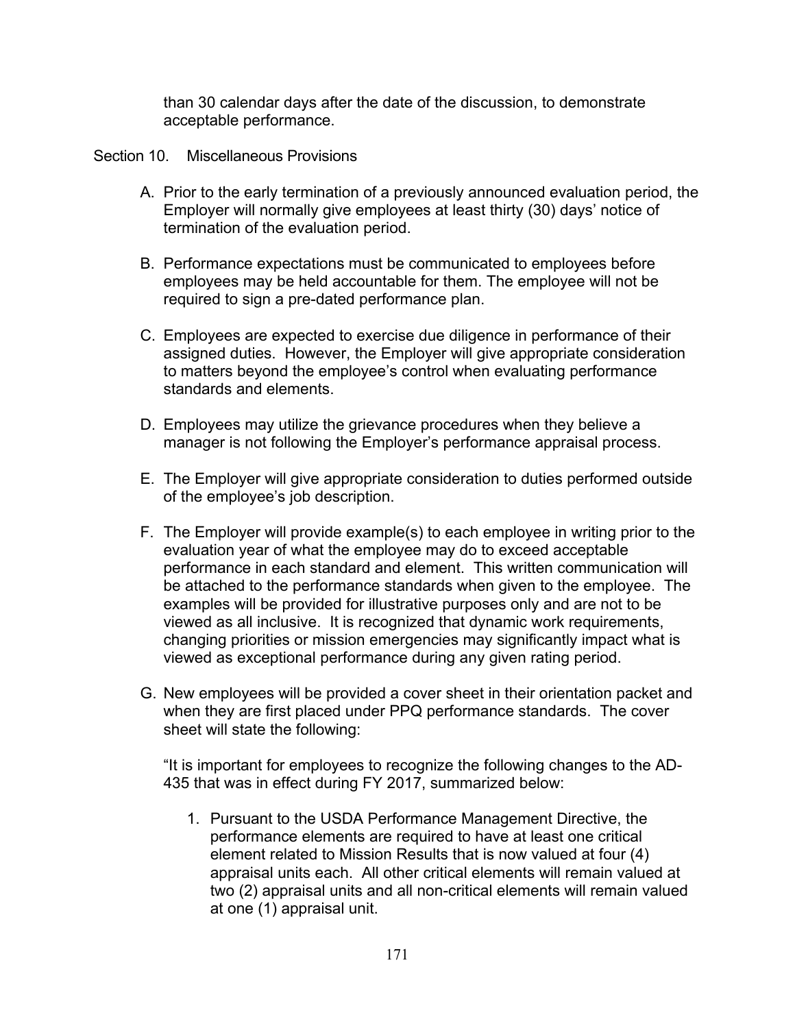than 30 calendar days after the date of the discussion, to demonstrate acceptable performance.

Section 10. Miscellaneous Provisions

A. Prior to the early termination of a previously announced evaluation period, the Employer will normally give employees at least thirty (30) days' notice of termination of the evaluation period.

B. Performance expectations must be communicated to employees before employees may be held accountable for them. The employee will not be required to sign a pre-dated performance plan.

C. Employees are expected to exercise due diligence in performance of their assigned duties. However, the Employer will give appropriate consideration to matters beyond the employee's control when evaluating performance standards and elements.

D. Employees may utilize the grievance procedures when they believe a manager is not following the Employer's performance appraisal process.

E. The Employer will give appropriate consideration to duties performed outside of the employee's job description.

F. The Employer will provide example(s) to each employee in writing prior to the evaluation year of what the employee may do to exceed acceptable performance in each standard and element. This written communication will be attached to the performance standards when given to the employee. The examples will be provided for illustrative purposes only and are not to be viewed as all inclusive. It is recognized that dynamic work requirements, changing priorities or mission emergencies may significantly impact what is viewed as exceptional performance during any given rating period.

G. New employees will be provided a cover sheet in their orientation packet and when they are first placed under PPQ performance standards. The cover sheet will state the following:

"It is important for employees to recognize the following changes to the AD-435 that was in effect during FY 2017, summarized below:

1. Pursuant to the USDA Performance Management Directive, the performance elements are required to have at least one critical element related to Mission Results that is now valued at four (4) appraisal units each. All other critical elements will remain valued at two (2) appraisal units and all non-critical elements will remain valued at one (1) appraisal unit.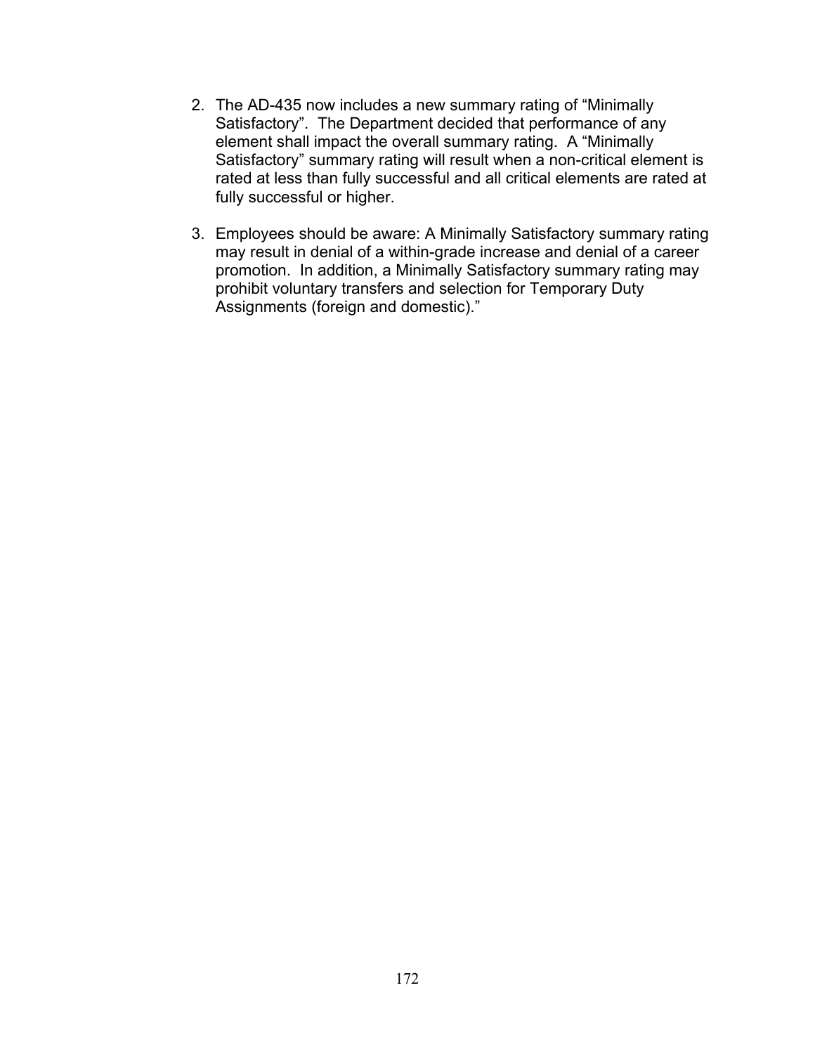2. The AD-435 now includes a new summary rating of "Minimally Satisfactory". The Department decided that performance of any element shall impact the overall summary rating. A "Minimally Satisfactory" summary rating will result when a non-critical element is rated at less than fully successful and all critical elements are rated at fully successful or higher.

3. Employees should be aware: A Minimally Satisfactory summary rating may result in denial of a within-grade increase and denial of a career promotion. In addition, a Minimally Satisfactory summary rating may prohibit voluntary transfers and selection for Temporary Duty Assignments (foreign and domestic)."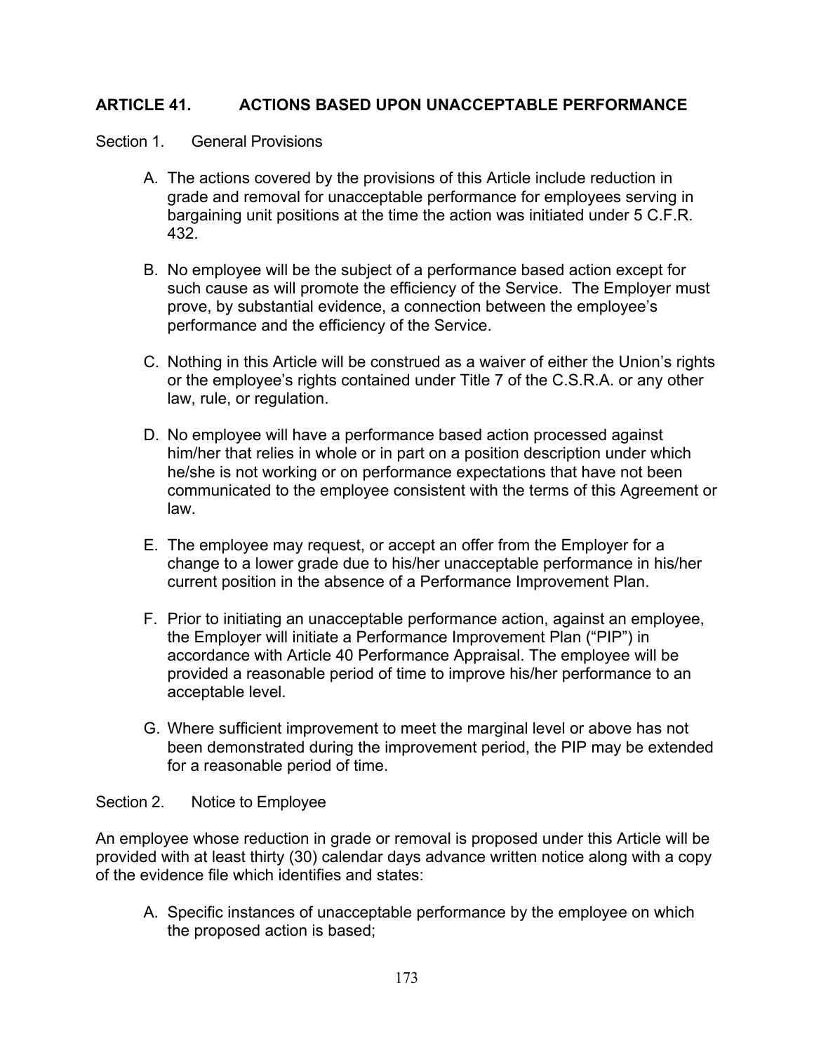## ARTICLE 41. ACTIONS BASED UPON UNACCEPTABLE PERFORMANCE

Section 1. General Provisions

A. The actions covered by the provisions of this Article include reduction in grade and removal for unacceptable performance for employees serving in bargaining unit positions at the time the action was initiated under 5 C.F.R. 432.

B. No employee will be the subject of a performance based action except for such cause as will promote the efficiency of the Service. The Employer must prove, by substantial evidence, a connection between the employee's performance and the efficiency of the Service.

C. Nothing in this Article will be construed as a waiver of either the Union's rights or the employee's rights contained under Title 7 of the C.S.R.A. or any other law, rule, or regulation.

D. No employee will have a performance based action processed against him/her that relies in whole or in part on a position description under which he/she is not working or on performance expectations that have not been communicated to the employee consistent with the terms of this Agreement or law.

E. The employee may request, or accept an offer from the Employer for a change to a lower grade due to his/her unacceptable performance in his/her current position in the absence of a Performance Improvement Plan.

F. Prior to initiating an unacceptable performance action, against an employee, the Employer will initiate a Performance Improvement Plan ("PIP") in accordance with Article 40 Performance Appraisal. The employee will be provided a reasonable period of time to improve his/her performance to an acceptable level.

G. Where sufficient improvement to meet the marginal level or above has not been demonstrated during the improvement period, the PIP may be extended for a reasonable period of time.

Section 2. Notice to Employee

An employee whose reduction in grade or removal is proposed under this Article will be provided with at least thirty (30) calendar days advance written notice along with a copy of the evidence file which identifies and states:

A. Specific instances of unacceptable performance by the employee on which the proposed action is based;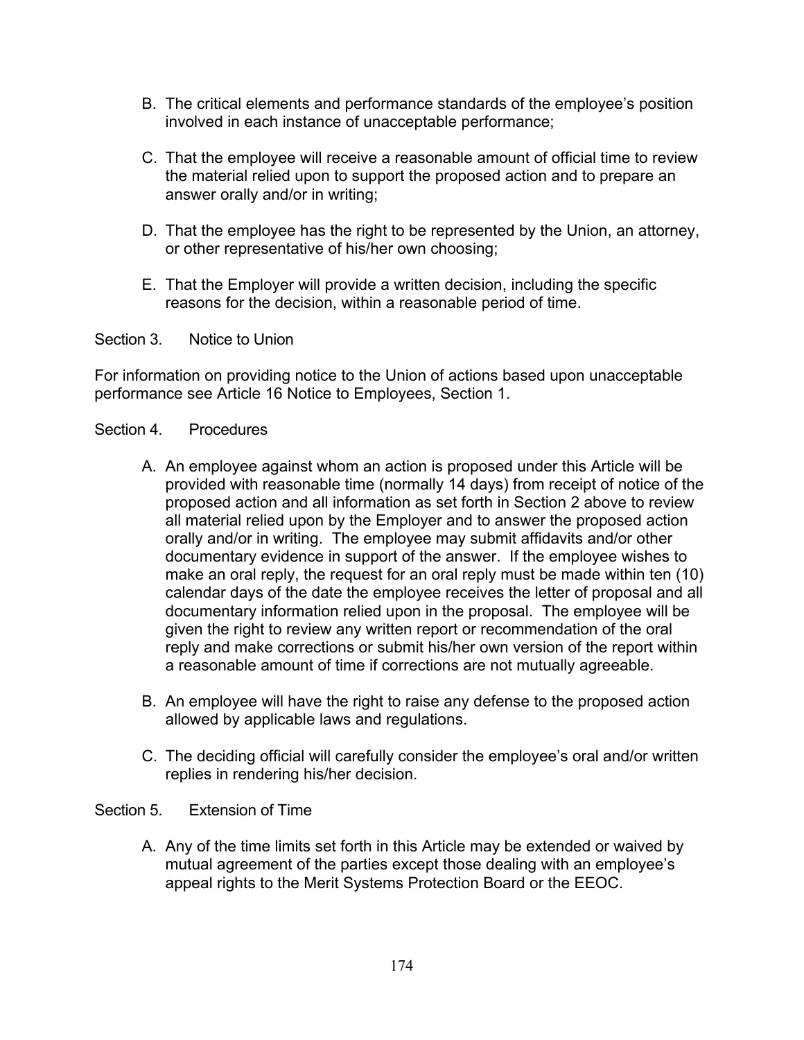B. The critical elements and performance standards of the employee's position involved in each instance of unacceptable performance;

C. That the employee will receive a reasonable amount of official time to review the material relied upon to support the proposed action and to prepare an answer orally and/or in writing;

D. That the employee has the right to be represented by the Union, an attorney, or other representative of his/her own choosing;

E. That the Employer will provide a written decision, including the specific reasons for the decision, within a reasonable period of time.

Section 3. Notice to Union

For information on providing notice to the Union of actions based upon unacceptable performance see Article 16 Notice to Employees, Section 1.

Section 4. Procedures

A. An employee against whom an action is proposed under this Article will be provided with reasonable time (normally 14 days) from receipt of notice of the proposed action and all information as set forth in Section 2 above to review all material relied upon by the Employer and to answer the proposed action orally and/or in writing. The employee may submit affidavits and/or other documentary evidence in support of the answer. If the employee wishes to make an oral reply, the request for an oral reply must be made within ten (10) calendar days of the date the employee receives the letter of proposal and all documentary information relied upon in the proposal. The employee will be given the right to review any written report or recommendation of the oral reply and make corrections or submit his/her own version of the report within a reasonable amount of time if corrections are not mutually agreeable.

B. An employee will have the right to raise any defense to the proposed action allowed by applicable laws and regulations.

C. The deciding official will carefully consider the employee's oral and/or written replies in rendering his/her decision.

Section 5. Extension of Time

A. Any of the time limits set forth in this Article may be extended or waived by mutual agreement of the parties except those dealing with an employee's appeal rights to the Merit Systems Protection Board or the EEOC.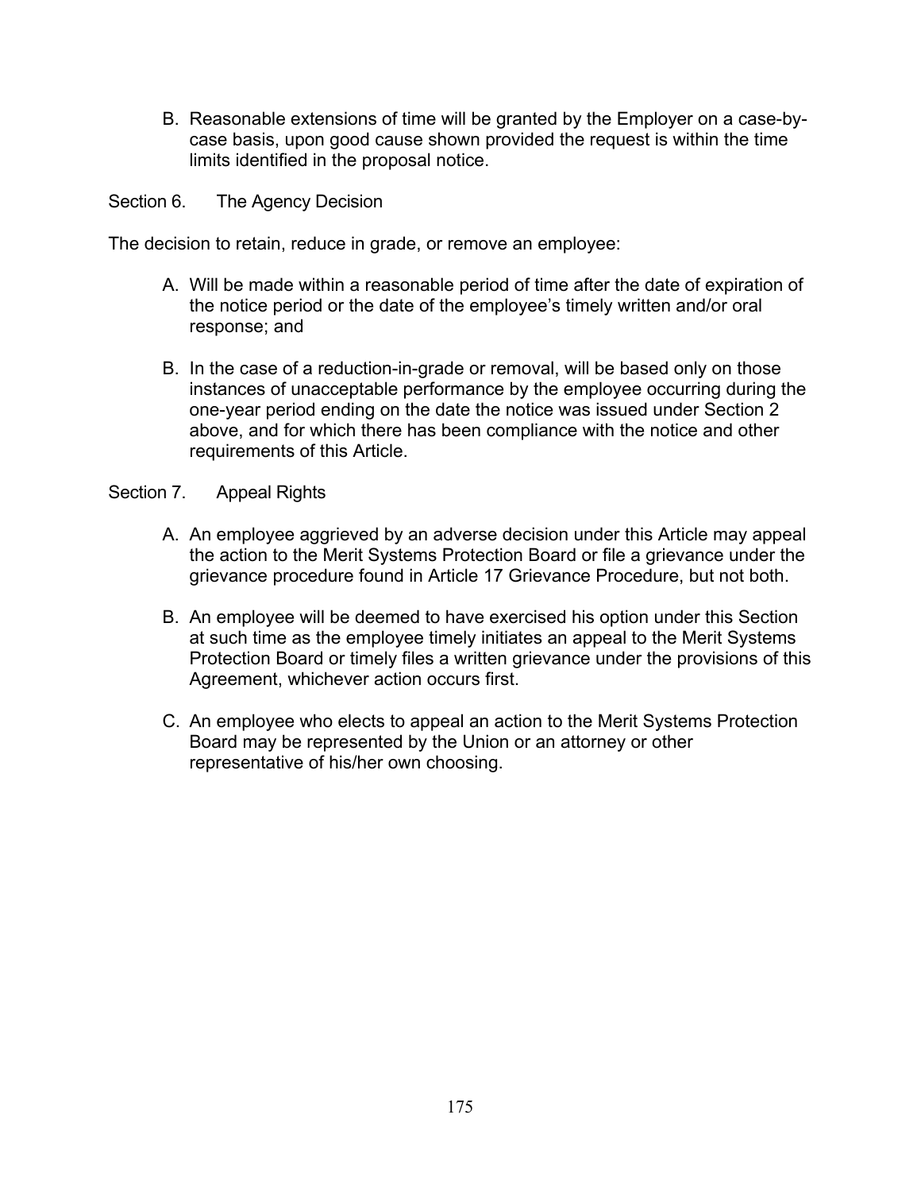B. Reasonable extensions of time will be granted by the Employer on a case-by-case basis, upon good cause shown provided the request is within the time limits identified in the proposal notice.

Section 6. The Agency Decision

The decision to retain, reduce in grade, or remove an employee:

A. Will be made within a reasonable period of time after the date of expiration of the notice period or the date of the employee's timely written and/or oral response; and

B. In the case of a reduction-in-grade or removal, will be based only on those instances of unacceptable performance by the employee occurring during the one-year period ending on the date the notice was issued under Section 2 above, and for which there has been compliance with the notice and other requirements of this Article.

Section 7. Appeal Rights

A. An employee aggrieved by an adverse decision under this Article may appeal the action to the Merit Systems Protection Board or file a grievance under the grievance procedure found in Article 17 Grievance Procedure, but not both.

B. An employee will be deemed to have exercised his option under this Section at such time as the employee timely initiates an appeal to the Merit Systems Protection Board or timely files a written grievance under the provisions of this Agreement, whichever action occurs first.

C. An employee who elects to appeal an action to the Merit Systems Protection Board may be represented by the Union or an attorney or other representative of his/her own choosing.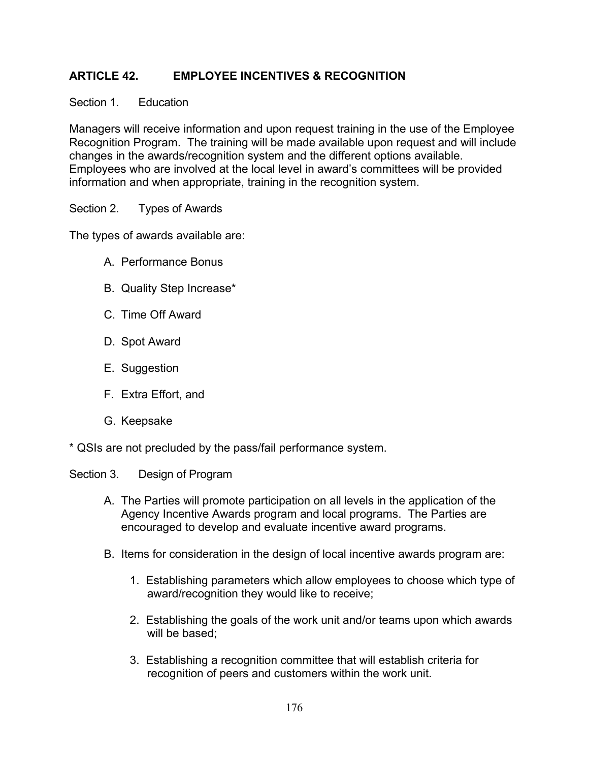## ARTICLE 42. EMPLOYEE INCENTIVES & RECOGNITION

Section 1. Education

Managers will receive information and upon request training in the use of the Employee Recognition Program. The training will be made available upon request and will include changes in the awards/recognition system and the different options available. Employees who are involved at the local level in award's committees will be provided information and when appropriate, training in the recognition system.

Section 2. Types of Awards

The types of awards available are:

A. Performance Bonus

B. Quality Step Increase*

C. Time Off Award

D. Spot Award

E. Suggestion

F. Extra Effort, and

G. Keepsake

* QSIs are not precluded by the pass/fail performance system.

Section 3. Design of Program

A. The Parties will promote participation on all levels in the application of the Agency Incentive Awards program and local programs. The Parties are encouraged to develop and evaluate incentive award programs.

B. Items for consideration in the design of local incentive awards program are:

   1. Establishing parameters which allow employees to choose which type of award/recognition they would like to receive;

   2. Establishing the goals of the work unit and/or teams upon which awards will be based;

   3. Establishing a recognition committee that will establish criteria for recognition of peers and customers within the work unit.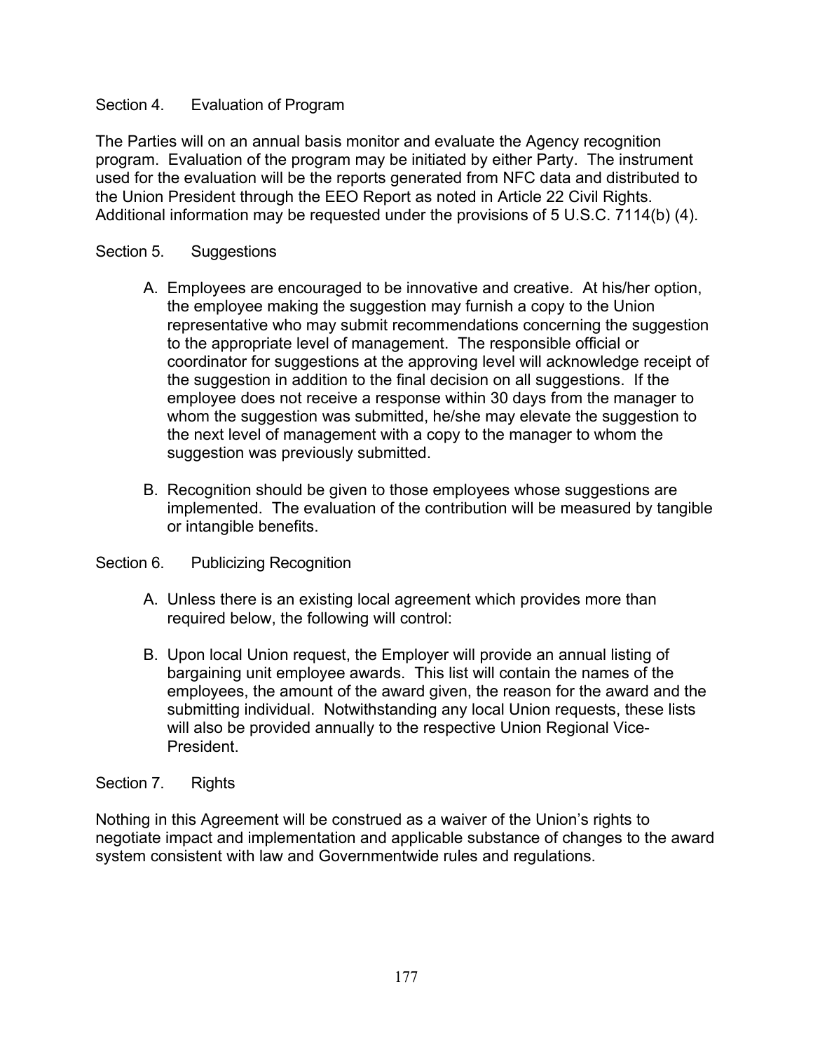### Section 4. Evaluation of Program

The Parties will on an annual basis monitor and evaluate the Agency recognition program. Evaluation of the program may be initiated by either Party. The instrument used for the evaluation will be the reports generated from NFC data and distributed to the Union President through the EEO Report as noted in Article 22 Civil Rights. Additional information may be requested under the provisions of 5 U.S.C. 7114(b) (4).

### Section 5. Suggestions

A. Employees are encouraged to be innovative and creative. At his/her option, the employee making the suggestion may furnish a copy to the Union representative who may submit recommendations concerning the suggestion to the appropriate level of management. The responsible official or coordinator for suggestions at the approving level will acknowledge receipt of the suggestion in addition to the final decision on all suggestions. If the employee does not receive a response within 30 days from the manager to whom the suggestion was submitted, he/she may elevate the suggestion to the next level of management with a copy to the manager to whom the suggestion was previously submitted.

B. Recognition should be given to those employees whose suggestions are implemented. The evaluation of the contribution will be measured by tangible or intangible benefits.

### Section 6. Publicizing Recognition

A. Unless there is an existing local agreement which provides more than required below, the following will control:

B. Upon local Union request, the Employer will provide an annual listing of bargaining unit employee awards. This list will contain the names of the employees, the amount of the award given, the reason for the award and the submitting individual. Notwithstanding any local Union requests, these lists will also be provided annually to the respective Union Regional Vice-President.

### Section 7. Rights

Nothing in this Agreement will be construed as a waiver of the Union's rights to negotiate impact and implementation and applicable substance of changes to the award system consistent with law and Governmentwide rules and regulations.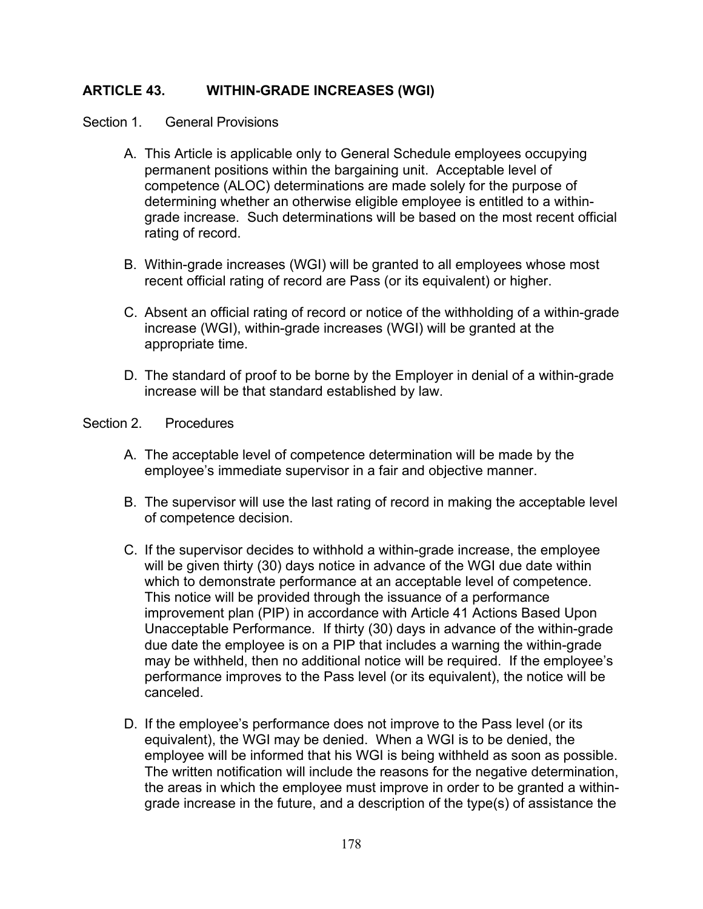## ARTICLE 43. WITHIN-GRADE INCREASES (WGI)

Section 1. General Provisions

A. This Article is applicable only to General Schedule employees occupying permanent positions within the bargaining unit. Acceptable level of competence (ALOC) determinations are made solely for the purpose of determining whether an otherwise eligible employee is entitled to a within-grade increase. Such determinations will be based on the most recent official rating of record.

B. Within-grade increases (WGI) will be granted to all employees whose most recent official rating of record are Pass (or its equivalent) or higher.

C. Absent an official rating of record or notice of the withholding of a within-grade increase (WGI), within-grade increases (WGI) will be granted at the appropriate time.

D. The standard of proof to be borne by the Employer in denial of a within-grade increase will be that standard established by law.

Section 2. Procedures

A. The acceptable level of competence determination will be made by the employee's immediate supervisor in a fair and objective manner.

B. The supervisor will use the last rating of record in making the acceptable level of competence decision.

C. If the supervisor decides to withhold a within-grade increase, the employee will be given thirty (30) days notice in advance of the WGI due date within which to demonstrate performance at an acceptable level of competence. This notice will be provided through the issuance of a performance improvement plan (PIP) in accordance with Article 41 Actions Based Upon Unacceptable Performance. If thirty (30) days in advance of the within-grade due date the employee is on a PIP that includes a warning the within-grade may be withheld, then no additional notice will be required. If the employee's performance improves to the Pass level (or its equivalent), the notice will be canceled.

D. If the employee's performance does not improve to the Pass level (or its equivalent), the WGI may be denied. When a WGI is to be denied, the employee will be informed that his WGI is being withheld as soon as possible. The written notification will include the reasons for the negative determination, the areas in which the employee must improve in order to be granted a within-grade increase in the future, and a description of the type(s) of assistance the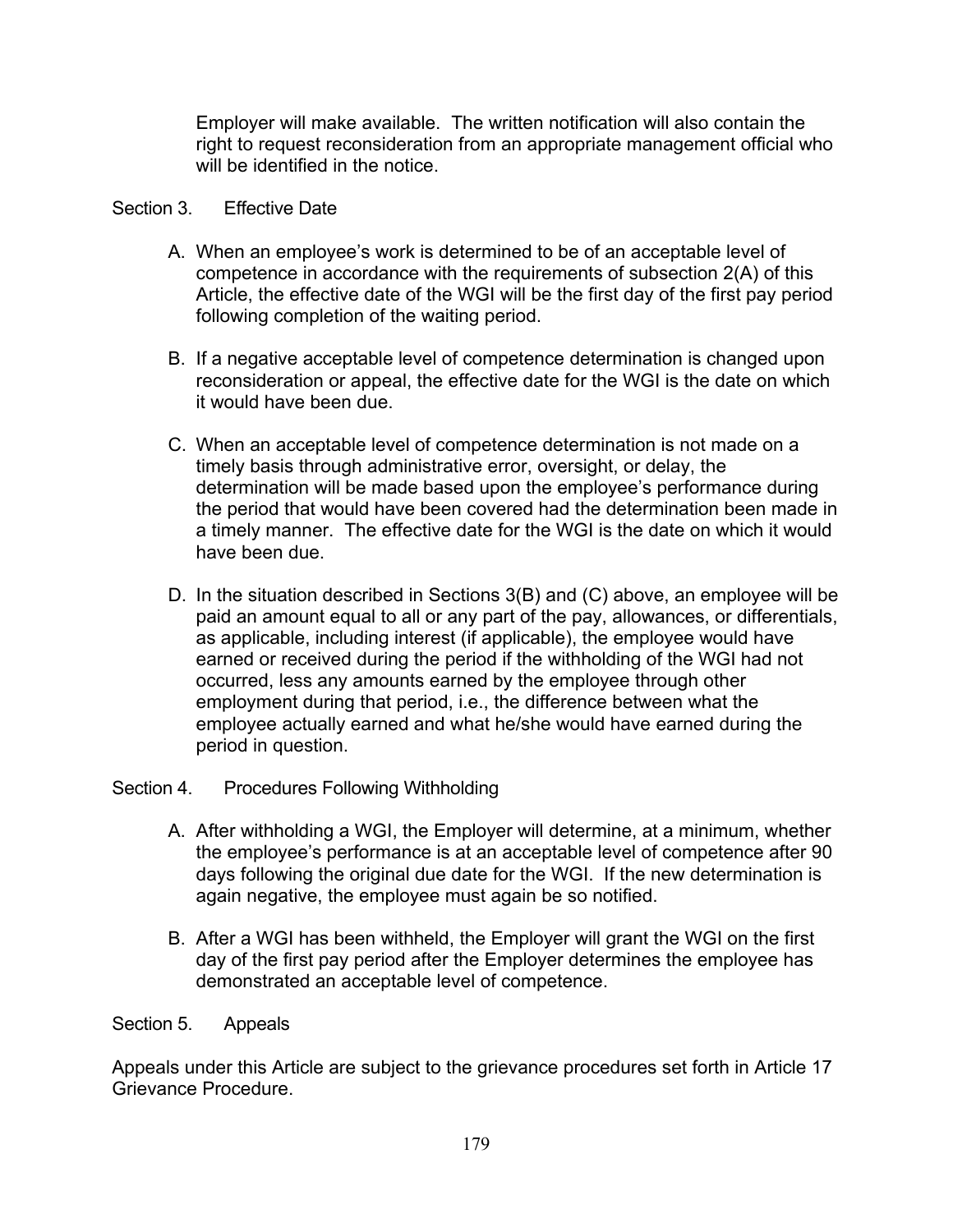Employer will make available. The written notification will also contain the right to request reconsideration from an appropriate management official who will be identified in the notice.

Section 3. Effective Date

A. When an employee's work is determined to be of an acceptable level of competence in accordance with the requirements of subsection 2(A) of this Article, the effective date of the WGI will be the first day of the first pay period following completion of the waiting period.

B. If a negative acceptable level of competence determination is changed upon reconsideration or appeal, the effective date for the WGI is the date on which it would have been due.

C. When an acceptable level of competence determination is not made on a timely basis through administrative error, oversight, or delay, the determination will be made based upon the employee's performance during the period that would have been covered had the determination been made in a timely manner. The effective date for the WGI is the date on which it would have been due.

D. In the situation described in Sections 3(B) and (C) above, an employee will be paid an amount equal to all or any part of the pay, allowances, or differentials, as applicable, including interest (if applicable), the employee would have earned or received during the period if the withholding of the WGI had not occurred, less any amounts earned by the employee through other employment during that period, i.e., the difference between what the employee actually earned and what he/she would have earned during the period in question.

Section 4. Procedures Following Withholding

A. After withholding a WGI, the Employer will determine, at a minimum, whether the employee's performance is at an acceptable level of competence after 90 days following the original due date for the WGI. If the new determination is again negative, the employee must again be so notified.

B. After a WGI has been withheld, the Employer will grant the WGI on the first day of the first pay period after the Employer determines the employee has demonstrated an acceptable level of competence.

Section 5. Appeals

Appeals under this Article are subject to the grievance procedures set forth in Article 17 Grievance Procedure.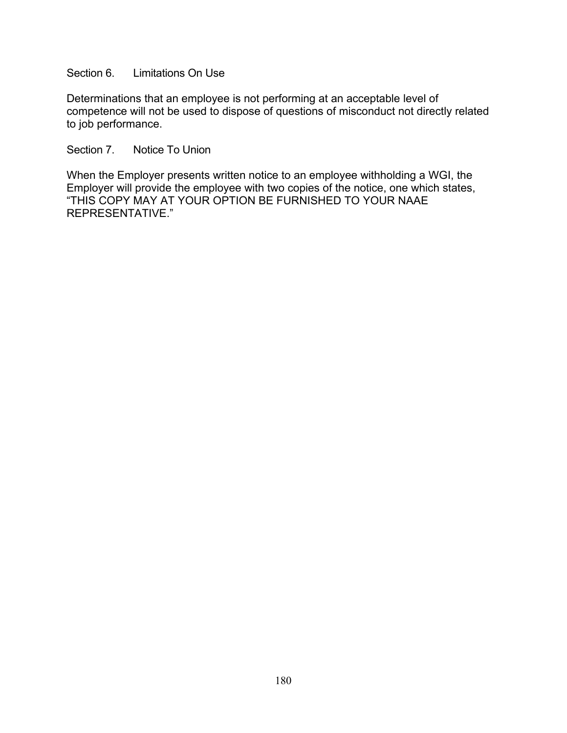Section 6. Limitations On Use

Determinations that an employee is not performing at an acceptable level of competence will not be used to dispose of questions of misconduct not directly related to job performance.

Section 7. Notice To Union

When the Employer presents written notice to an employee withholding a WGI, the Employer will provide the employee with two copies of the notice, one which states, “THIS COPY MAY AT YOUR OPTION BE FURNISHED TO YOUR NAAE REPRESENTATIVE.”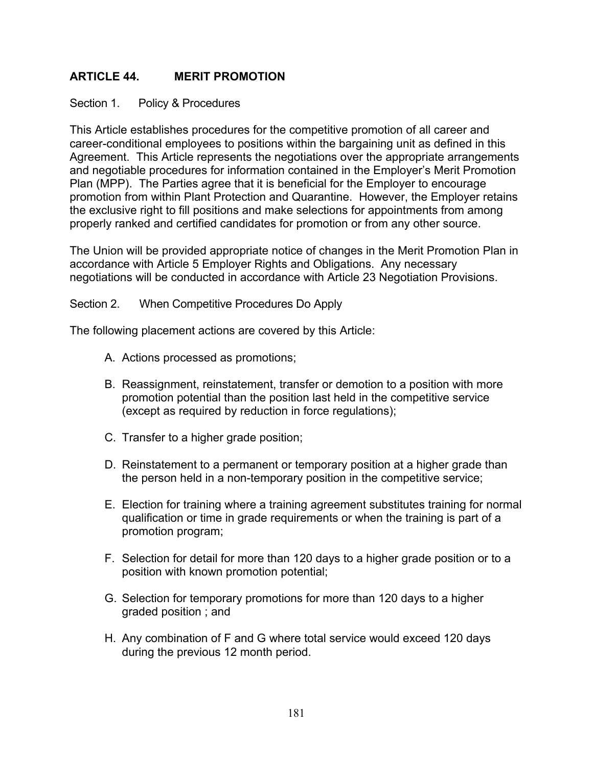## ARTICLE 44. MERIT PROMOTION

Section 1. Policy & Procedures

This Article establishes procedures for the competitive promotion of all career and career-conditional employees to positions within the bargaining unit as defined in this Agreement. This Article represents the negotiations over the appropriate arrangements and negotiable procedures for information contained in the Employer's Merit Promotion Plan (MPP). The Parties agree that it is beneficial for the Employer to encourage promotion from within Plant Protection and Quarantine. However, the Employer retains the exclusive right to fill positions and make selections for appointments from among properly ranked and certified candidates for promotion or from any other source.

The Union will be provided appropriate notice of changes in the Merit Promotion Plan in accordance with Article 5 Employer Rights and Obligations. Any necessary negotiations will be conducted in accordance with Article 23 Negotiation Provisions.

Section 2. When Competitive Procedures Do Apply

The following placement actions are covered by this Article:

A. Actions processed as promotions;

B. Reassignment, reinstatement, transfer or demotion to a position with more promotion potential than the position last held in the competitive service (except as required by reduction in force regulations);

C. Transfer to a higher grade position;

D. Reinstatement to a permanent or temporary position at a higher grade than the person held in a non-temporary position in the competitive service;

E. Election for training where a training agreement substitutes training for normal qualification or time in grade requirements or when the training is part of a promotion program;

F. Selection for detail for more than 120 days to a higher grade position or to a position with known promotion potential;

G. Selection for temporary promotions for more than 120 days to a higher graded position ; and

H. Any combination of F and G where total service would exceed 120 days during the previous 12 month period.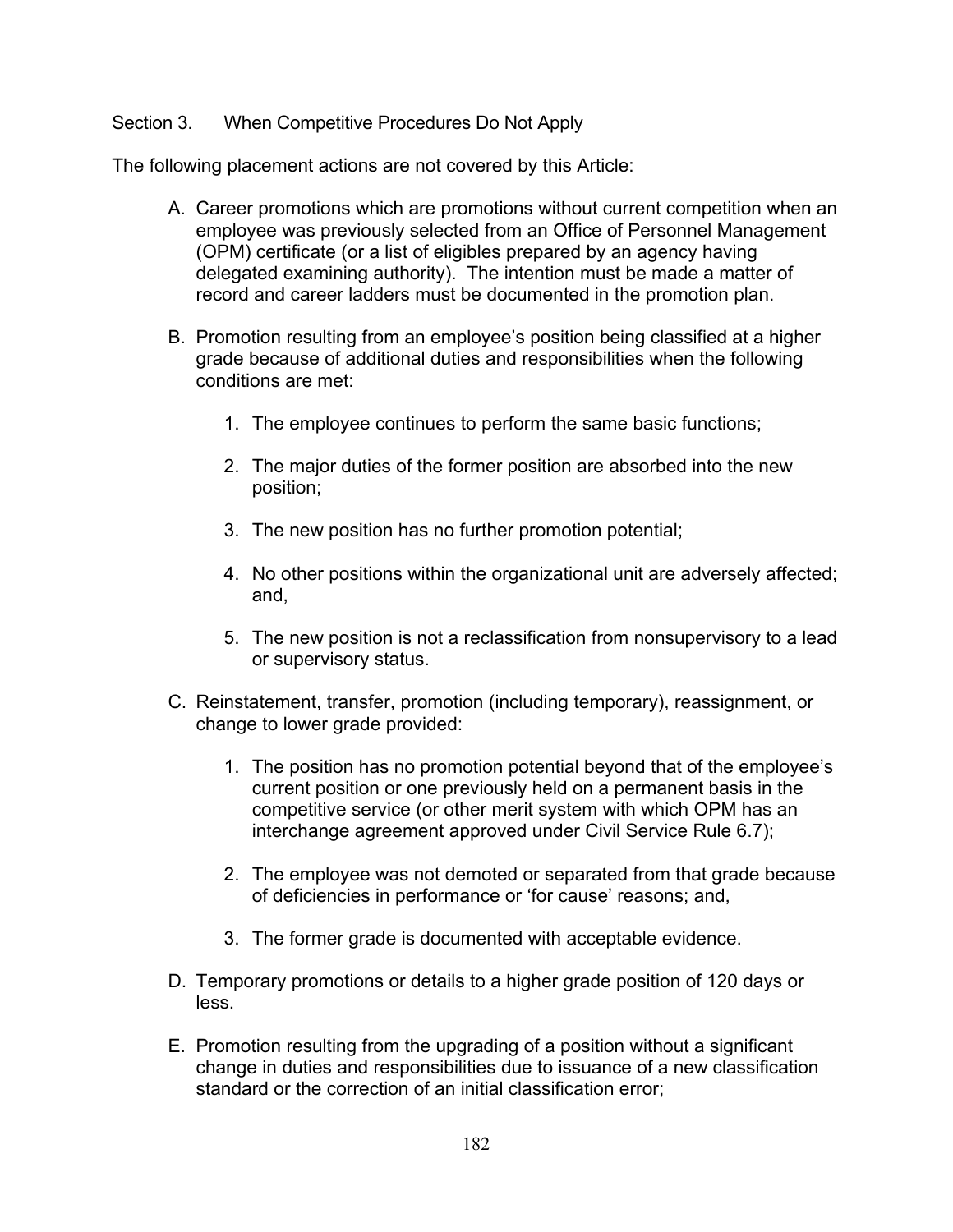## Section 3. When Competitive Procedures Do Not Apply

The following placement actions are not covered by this Article:

A. Career promotions which are promotions without current competition when an employee was previously selected from an Office of Personnel Management (OPM) certificate (or a list of eligibles prepared by an agency having delegated examining authority). The intention must be made a matter of record and career ladders must be documented in the promotion plan.

B. Promotion resulting from an employee's position being classified at a higher grade because of additional duties and responsibilities when the following conditions are met:

   1. The employee continues to perform the same basic functions;

   2. The major duties of the former position are absorbed into the new position;

   3. The new position has no further promotion potential;

   4. No other positions within the organizational unit are adversely affected; and,

   5. The new position is not a reclassification from nonsupervisory to a lead or supervisory status.

C. Reinstatement, transfer, promotion (including temporary), reassignment, or change to lower grade provided:

   1. The position has no promotion potential beyond that of the employee's current position or one previously held on a permanent basis in the competitive service (or other merit system with which OPM has an interchange agreement approved under Civil Service Rule 6.7);

   2. The employee was not demoted or separated from that grade because of deficiencies in performance or 'for cause' reasons; and,

   3. The former grade is documented with acceptable evidence.

D. Temporary promotions or details to a higher grade position of 120 days or less.

E. Promotion resulting from the upgrading of a position without a significant change in duties and responsibilities due to issuance of a new classification standard or the correction of an initial classification error;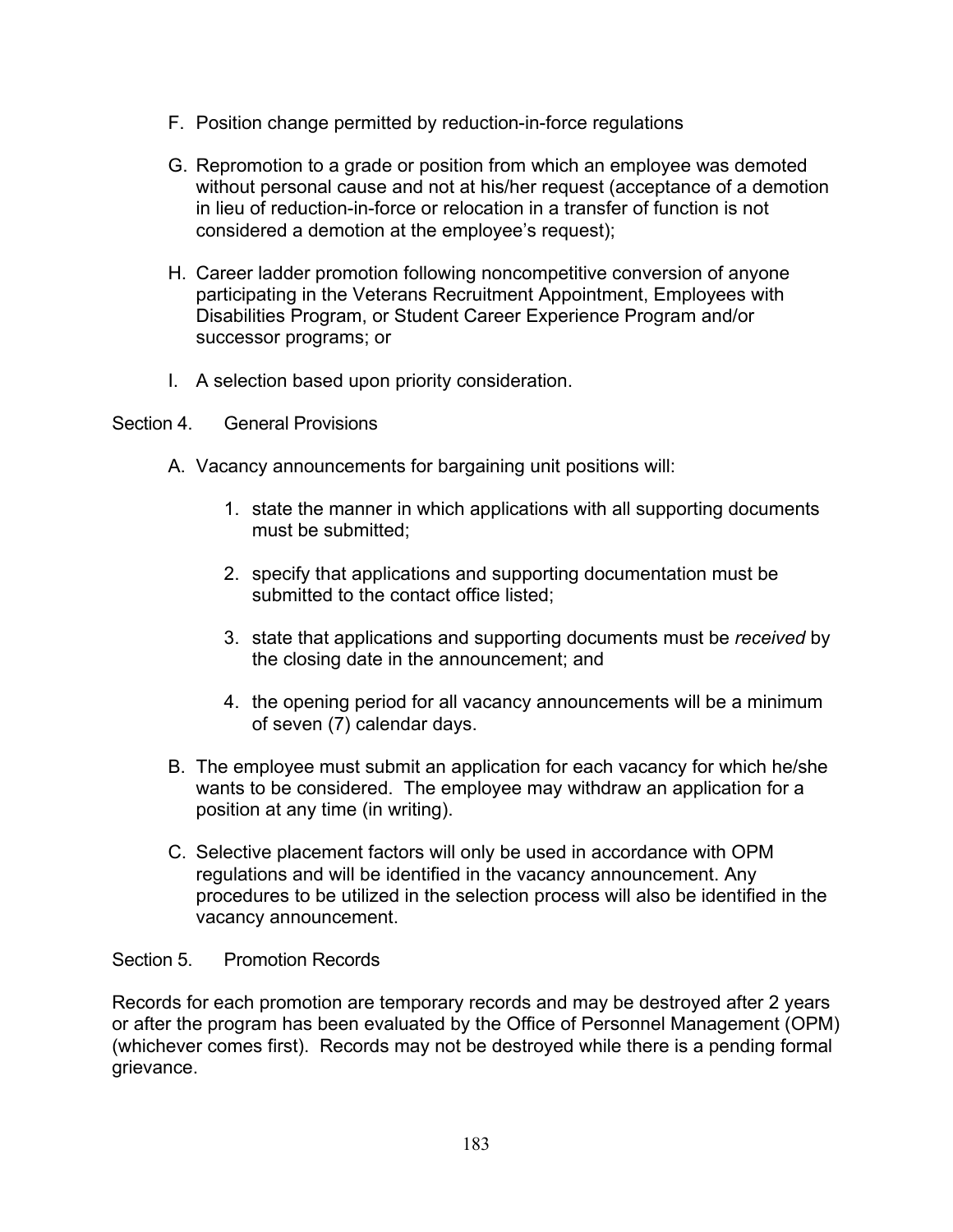F. Position change permitted by reduction-in-force regulations

G. Repromotion to a grade or position from which an employee was demoted without personal cause and not at his/her request (acceptance of a demotion in lieu of reduction-in-force or relocation in a transfer of function is not considered a demotion at the employee's request);

H. Career ladder promotion following noncompetitive conversion of anyone participating in the Veterans Recruitment Appointment, Employees with Disabilities Program, or Student Career Experience Program and/or successor programs; or

I. A selection based upon priority consideration.

Section 4. General Provisions

A. Vacancy announcements for bargaining unit positions will:

1. state the manner in which applications with all supporting documents must be submitted;

2. specify that applications and supporting documentation must be submitted to the contact office listed;

3. state that applications and supporting documents must be *received* by the closing date in the announcement; and

4. the opening period for all vacancy announcements will be a minimum of seven (7) calendar days.

B. The employee must submit an application for each vacancy for which he/she wants to be considered. The employee may withdraw an application for a position at any time (in writing).

C. Selective placement factors will only be used in accordance with OPM regulations and will be identified in the vacancy announcement. Any procedures to be utilized in the selection process will also be identified in the vacancy announcement.

Section 5. Promotion Records

Records for each promotion are temporary records and may be destroyed after 2 years or after the program has been evaluated by the Office of Personnel Management (OPM) (whichever comes first). Records may not be destroyed while there is a pending formal grievance.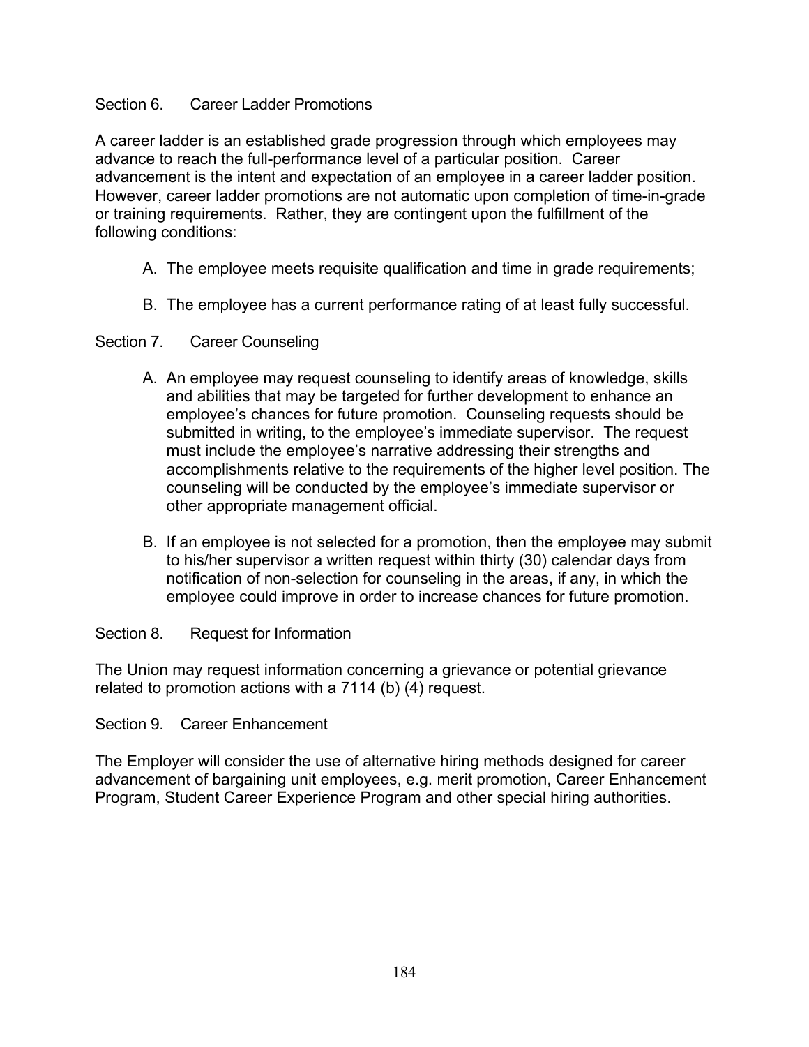## Section 6. Career Ladder Promotions

A career ladder is an established grade progression through which employees may advance to reach the full-performance level of a particular position. Career advancement is the intent and expectation of an employee in a career ladder position. However, career ladder promotions are not automatic upon completion of time-in-grade or training requirements. Rather, they are contingent upon the fulfillment of the following conditions:

A. The employee meets requisite qualification and time in grade requirements;

B. The employee has a current performance rating of at least fully successful.

## Section 7. Career Counseling

A. An employee may request counseling to identify areas of knowledge, skills and abilities that may be targeted for further development to enhance an employee's chances for future promotion. Counseling requests should be submitted in writing, to the employee's immediate supervisor. The request must include the employee's narrative addressing their strengths and accomplishments relative to the requirements of the higher level position. The counseling will be conducted by the employee's immediate supervisor or other appropriate management official.

B. If an employee is not selected for a promotion, then the employee may submit to his/her supervisor a written request within thirty (30) calendar days from notification of non-selection for counseling in the areas, if any, in which the employee could improve in order to increase chances for future promotion.

## Section 8. Request for Information

The Union may request information concerning a grievance or potential grievance related to promotion actions with a 7114 (b) (4) request.

## Section 9. Career Enhancement

The Employer will consider the use of alternative hiring methods designed for career advancement of bargaining unit employees, e.g. merit promotion, Career Enhancement Program, Student Career Experience Program and other special hiring authorities.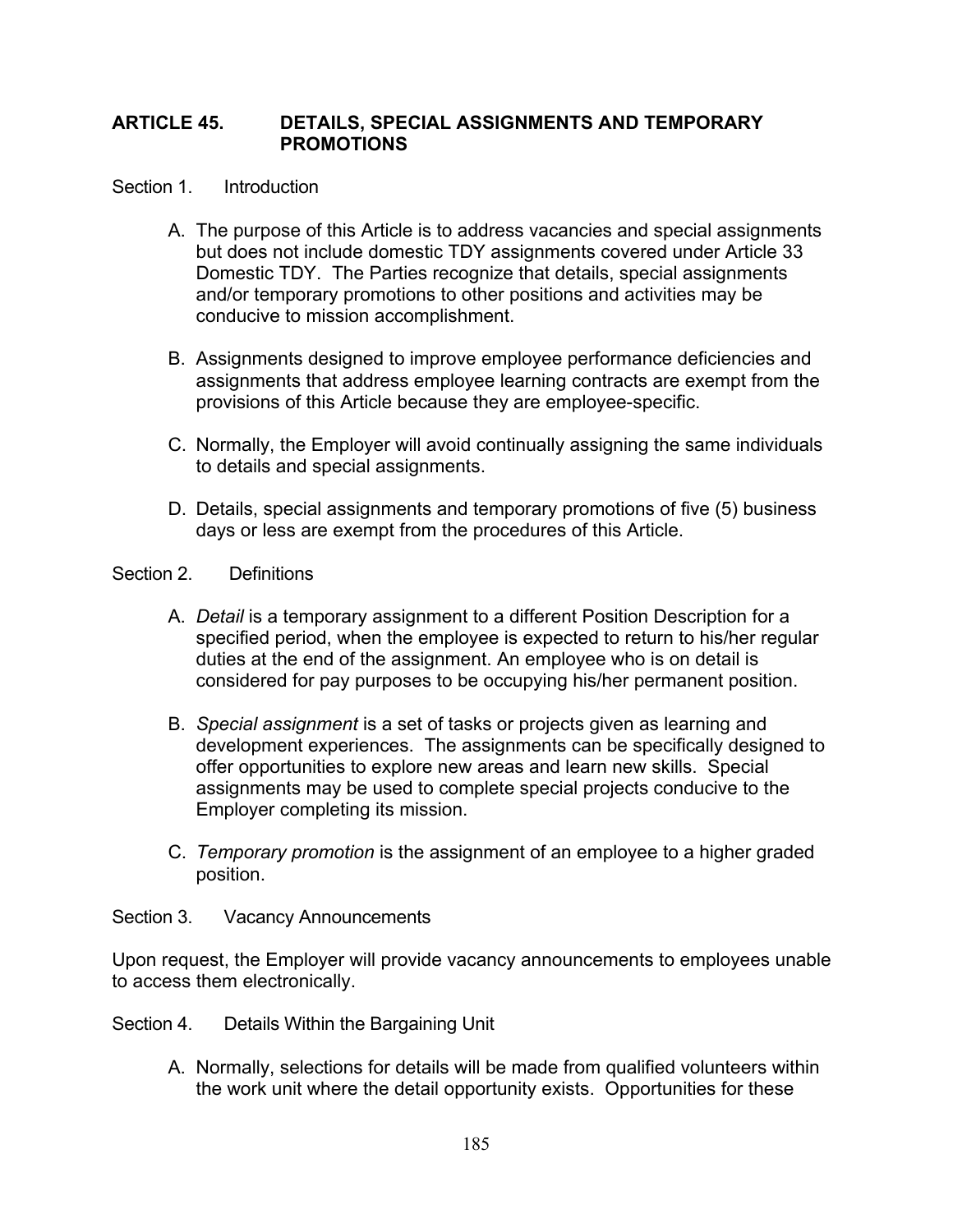## ARTICLE 45. DETAILS, SPECIAL ASSIGNMENTS AND TEMPORARY PROMOTIONS

Section 1. Introduction

A. The purpose of this Article is to address vacancies and special assignments but does not include domestic TDY assignments covered under Article 33 Domestic TDY. The Parties recognize that details, special assignments and/or temporary promotions to other positions and activities may be conducive to mission accomplishment.

B. Assignments designed to improve employee performance deficiencies and assignments that address employee learning contracts are exempt from the provisions of this Article because they are employee-specific.

C. Normally, the Employer will avoid continually assigning the same individuals to details and special assignments.

D. Details, special assignments and temporary promotions of five (5) business days or less are exempt from the procedures of this Article.

Section 2. Definitions

A. *Detail* is a temporary assignment to a different Position Description for a specified period, when the employee is expected to return to his/her regular duties at the end of the assignment. An employee who is on detail is considered for pay purposes to be occupying his/her permanent position.

B. *Special assignment* is a set of tasks or projects given as learning and development experiences. The assignments can be specifically designed to offer opportunities to explore new areas and learn new skills. Special assignments may be used to complete special projects conducive to the Employer completing its mission.

C. *Temporary promotion* is the assignment of an employee to a higher graded position.

Section 3. Vacancy Announcements

Upon request, the Employer will provide vacancy announcements to employees unable to access them electronically.

Section 4. Details Within the Bargaining Unit

A. Normally, selections for details will be made from qualified volunteers within the work unit where the detail opportunity exists. Opportunities for these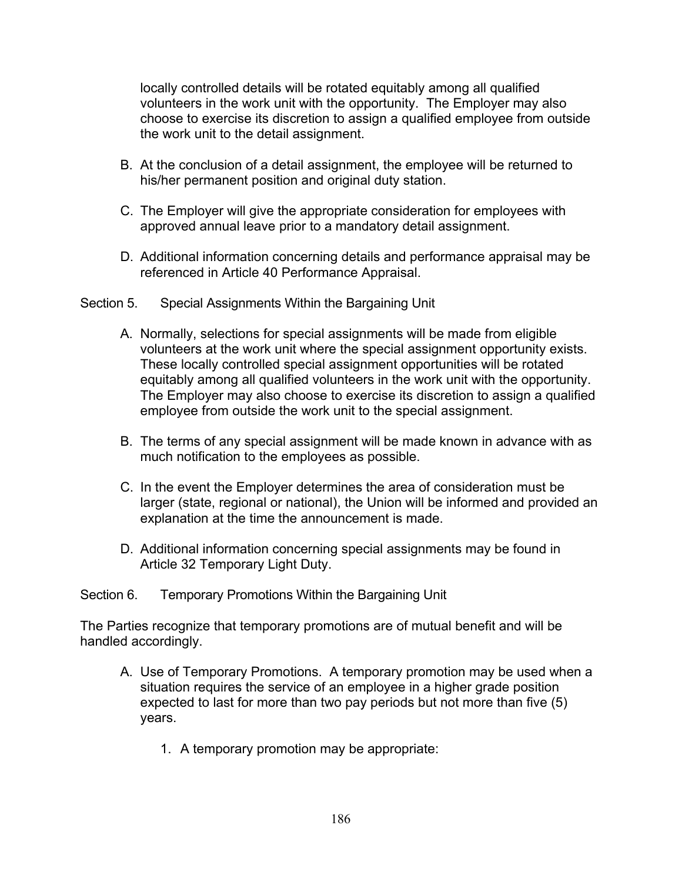locally controlled details will be rotated equitably among all qualified volunteers in the work unit with the opportunity. The Employer may also choose to exercise its discretion to assign a qualified employee from outside the work unit to the detail assignment.

B. At the conclusion of a detail assignment, the employee will be returned to his/her permanent position and original duty station.

C. The Employer will give the appropriate consideration for employees with approved annual leave prior to a mandatory detail assignment.

D. Additional information concerning details and performance appraisal may be referenced in Article 40 Performance Appraisal.

Section 5. Special Assignments Within the Bargaining Unit

A. Normally, selections for special assignments will be made from eligible volunteers at the work unit where the special assignment opportunity exists. These locally controlled special assignment opportunities will be rotated equitably among all qualified volunteers in the work unit with the opportunity. The Employer may also choose to exercise its discretion to assign a qualified employee from outside the work unit to the special assignment.

B. The terms of any special assignment will be made known in advance with as much notification to the employees as possible.

C. In the event the Employer determines the area of consideration must be larger (state, regional or national), the Union will be informed and provided an explanation at the time the announcement is made.

D. Additional information concerning special assignments may be found in Article 32 Temporary Light Duty.

Section 6. Temporary Promotions Within the Bargaining Unit

The Parties recognize that temporary promotions are of mutual benefit and will be handled accordingly.

A. Use of Temporary Promotions. A temporary promotion may be used when a situation requires the service of an employee in a higher grade position expected to last for more than two pay periods but not more than five (5) years.

   1. A temporary promotion may be appropriate: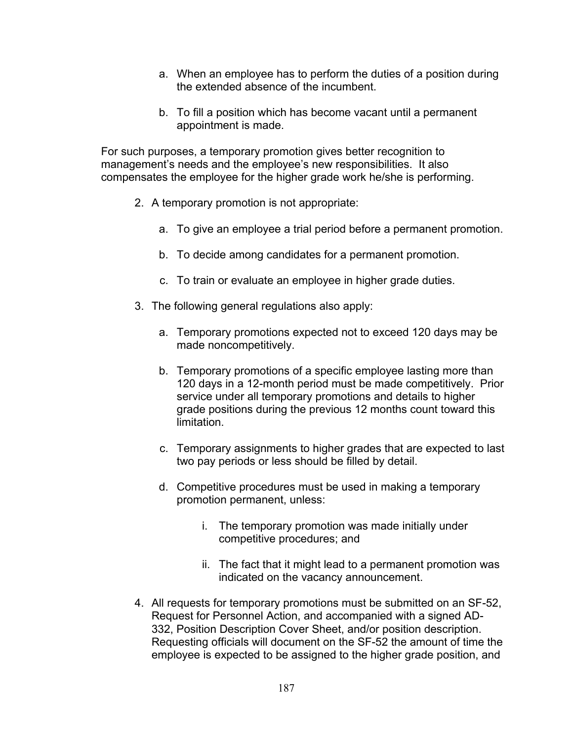a. When an employee has to perform the duties of a position during the extended absence of the incumbent.

b. To fill a position which has become vacant until a permanent appointment is made.

For such purposes, a temporary promotion gives better recognition to management's needs and the employee's new responsibilities. It also compensates the employee for the higher grade work he/she is performing.

2. A temporary promotion is not appropriate:

   a. To give an employee a trial period before a permanent promotion.

   b. To decide among candidates for a permanent promotion.

   c. To train or evaluate an employee in higher grade duties.

3. The following general regulations also apply:

   a. Temporary promotions expected not to exceed 120 days may be made noncompetitively.

   b. Temporary promotions of a specific employee lasting more than 120 days in a 12-month period must be made competitively. Prior service under all temporary promotions and details to higher grade positions during the previous 12 months count toward this limitation.

   c. Temporary assignments to higher grades that are expected to last two pay periods or less should be filled by detail.

   d. Competitive procedures must be used in making a temporary promotion permanent, unless:

      i. The temporary promotion was made initially under competitive procedures; and

      ii. The fact that it might lead to a permanent promotion was indicated on the vacancy announcement.

4. All requests for temporary promotions must be submitted on an SF-52, Request for Personnel Action, and accompanied with a signed AD-332, Position Description Cover Sheet, and/or position description. Requesting officials will document on the SF-52 the amount of time the employee is expected to be assigned to the higher grade position, and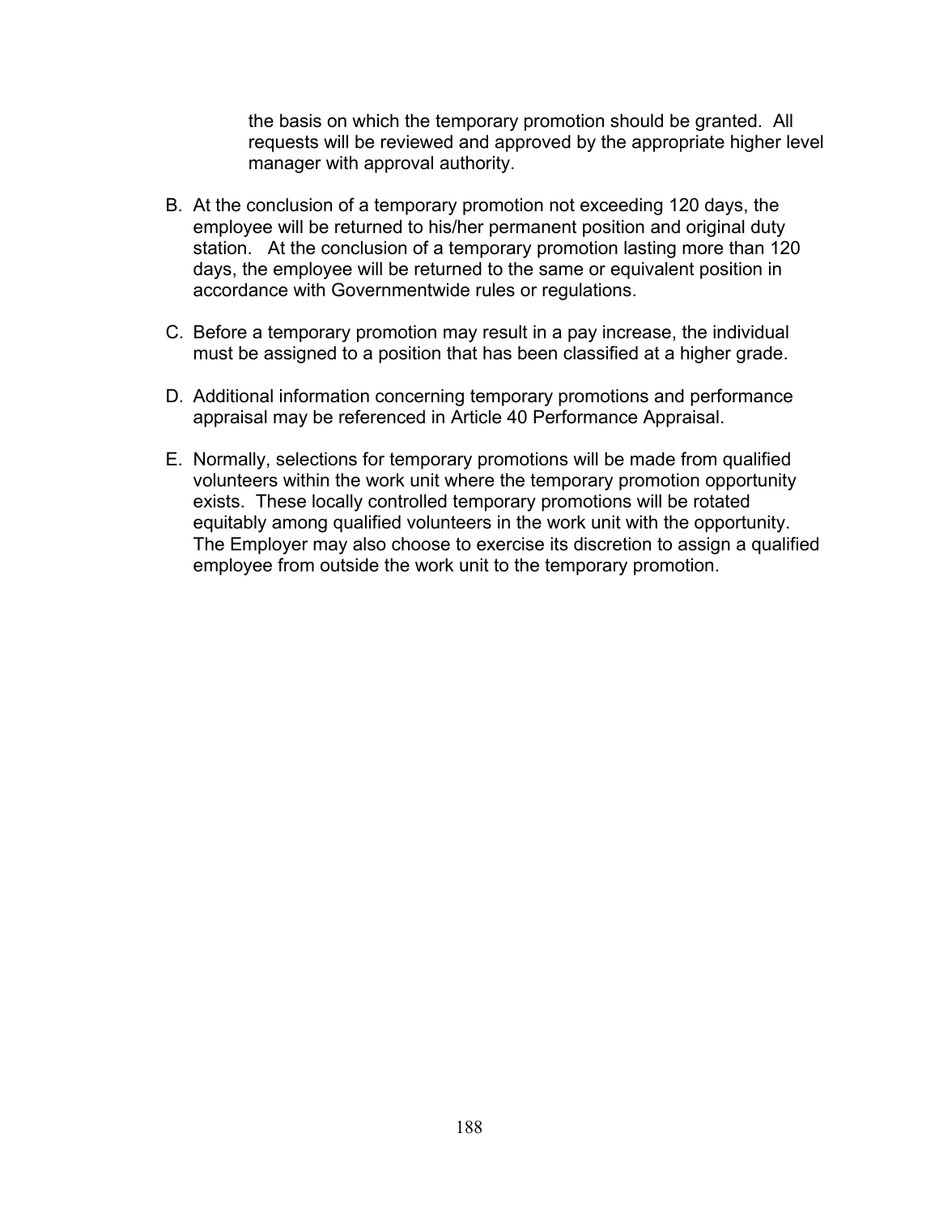the basis on which the temporary promotion should be granted. All requests will be reviewed and approved by the appropriate higher level manager with approval authority.

B. At the conclusion of a temporary promotion not exceeding 120 days, the employee will be returned to his/her permanent position and original duty station. At the conclusion of a temporary promotion lasting more than 120 days, the employee will be returned to the same or equivalent position in accordance with Governmentwide rules or regulations.

C. Before a temporary promotion may result in a pay increase, the individual must be assigned to a position that has been classified at a higher grade.

D. Additional information concerning temporary promotions and performance appraisal may be referenced in Article 40 Performance Appraisal.

E. Normally, selections for temporary promotions will be made from qualified volunteers within the work unit where the temporary promotion opportunity exists. These locally controlled temporary promotions will be rotated equitably among qualified volunteers in the work unit with the opportunity. The Employer may also choose to exercise its discretion to assign a qualified employee from outside the work unit to the temporary promotion.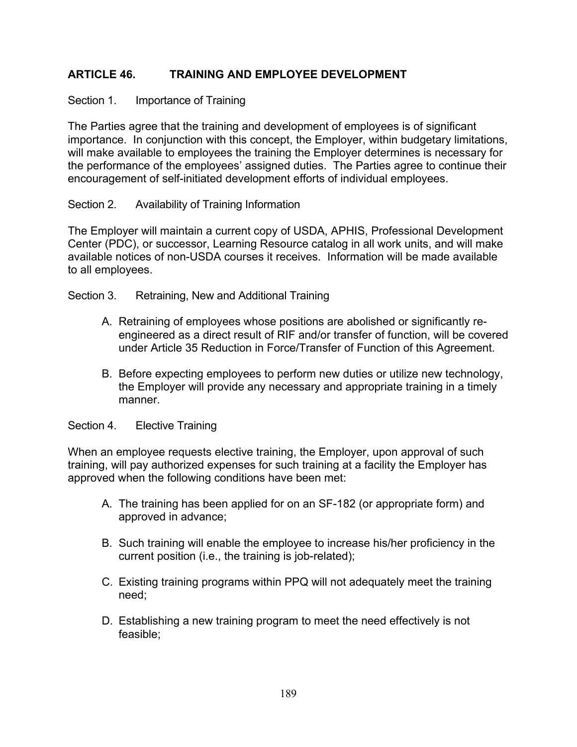## ARTICLE 46. TRAINING AND EMPLOYEE DEVELOPMENT

Section 1. Importance of Training

The Parties agree that the training and development of employees is of significant importance. In conjunction with this concept, the Employer, within budgetary limitations, will make available to employees the training the Employer determines is necessary for the performance of the employees' assigned duties. The Parties agree to continue their encouragement of self-initiated development efforts of individual employees.

Section 2. Availability of Training Information

The Employer will maintain a current copy of USDA, APHIS, Professional Development Center (PDC), or successor, Learning Resource catalog in all work units, and will make available notices of non-USDA courses it receives. Information will be made available to all employees.

Section 3. Retraining, New and Additional Training

A. Retraining of employees whose positions are abolished or significantly re-engineered as a direct result of RIF and/or transfer of function, will be covered under Article 35 Reduction in Force/Transfer of Function of this Agreement.

B. Before expecting employees to perform new duties or utilize new technology, the Employer will provide any necessary and appropriate training in a timely manner.

Section 4. Elective Training

When an employee requests elective training, the Employer, upon approval of such training, will pay authorized expenses for such training at a facility the Employer has approved when the following conditions have been met:

A. The training has been applied for on an SF-182 (or appropriate form) and approved in advance;

B. Such training will enable the employee to increase his/her proficiency in the current position (i.e., the training is job-related);

C. Existing training programs within PPQ will not adequately meet the training need;

D. Establishing a new training program to meet the need effectively is not feasible;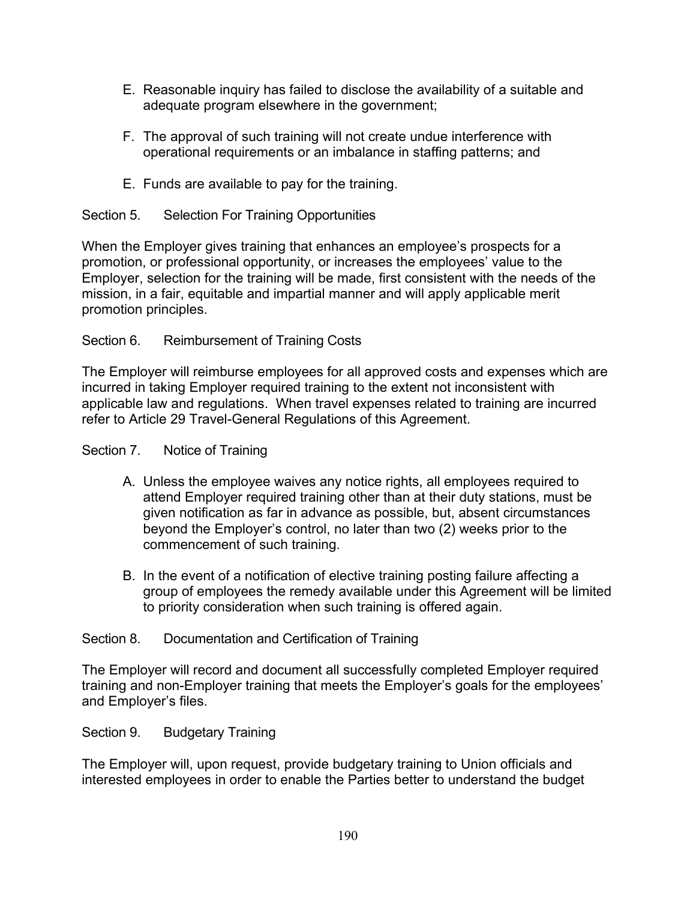E. Reasonable inquiry has failed to disclose the availability of a suitable and adequate program elsewhere in the government;

F. The approval of such training will not create undue interference with operational requirements or an imbalance in staffing patterns; and

E. Funds are available to pay for the training.

Section 5. Selection For Training Opportunities

When the Employer gives training that enhances an employee's prospects for a promotion, or professional opportunity, or increases the employees' value to the Employer, selection for the training will be made, first consistent with the needs of the mission, in a fair, equitable and impartial manner and will apply applicable merit promotion principles.

Section 6. Reimbursement of Training Costs

The Employer will reimburse employees for all approved costs and expenses which are incurred in taking Employer required training to the extent not inconsistent with applicable law and regulations. When travel expenses related to training are incurred refer to Article 29 Travel-General Regulations of this Agreement.

Section 7. Notice of Training

A. Unless the employee waives any notice rights, all employees required to attend Employer required training other than at their duty stations, must be given notification as far in advance as possible, but, absent circumstances beyond the Employer's control, no later than two (2) weeks prior to the commencement of such training.

B. In the event of a notification of elective training posting failure affecting a group of employees the remedy available under this Agreement will be limited to priority consideration when such training is offered again.

Section 8. Documentation and Certification of Training

The Employer will record and document all successfully completed Employer required training and non-Employer training that meets the Employer's goals for the employees' and Employer's files.

Section 9. Budgetary Training

The Employer will, upon request, provide budgetary training to Union officials and interested employees in order to enable the Parties better to understand the budget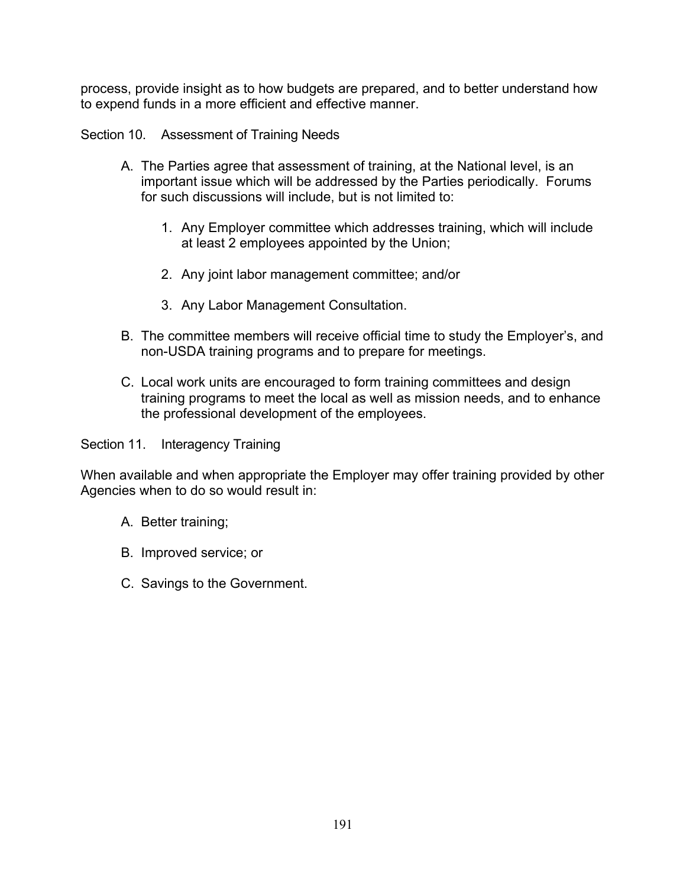process, provide insight as to how budgets are prepared, and to better understand how to expend funds in a more efficient and effective manner.

Section 10. Assessment of Training Needs

A. The Parties agree that assessment of training, at the National level, is an important issue which will be addressed by the Parties periodically. Forums for such discussions will include, but is not limited to:

   1. Any Employer committee which addresses training, which will include at least 2 employees appointed by the Union;

   2. Any joint labor management committee; and/or

   3. Any Labor Management Consultation.

B. The committee members will receive official time to study the Employer's, and non-USDA training programs and to prepare for meetings.

C. Local work units are encouraged to form training committees and design training programs to meet the local as well as mission needs, and to enhance the professional development of the employees.

Section 11. Interagency Training

When available and when appropriate the Employer may offer training provided by other Agencies when to do so would result in:

A. Better training;

B. Improved service; or

C. Savings to the Government.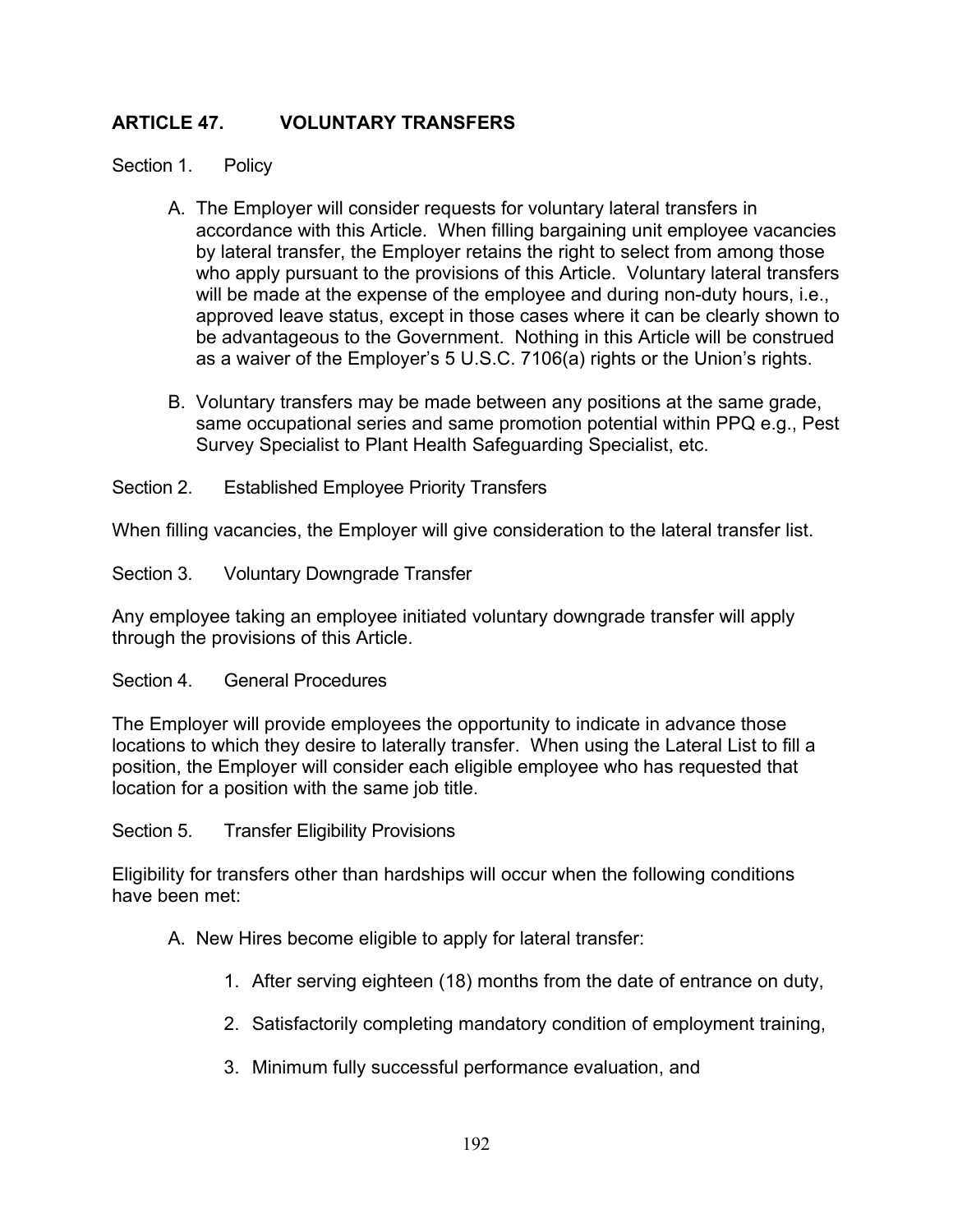## ARTICLE 47. VOLUNTARY TRANSFERS

Section 1. Policy

A. The Employer will consider requests for voluntary lateral transfers in accordance with this Article. When filling bargaining unit employee vacancies by lateral transfer, the Employer retains the right to select from among those who apply pursuant to the provisions of this Article. Voluntary lateral transfers will be made at the expense of the employee and during non-duty hours, i.e., approved leave status, except in those cases where it can be clearly shown to be advantageous to the Government. Nothing in this Article will be construed as a waiver of the Employer's 5 U.S.C. 7106(a) rights or the Union's rights.

B. Voluntary transfers may be made between any positions at the same grade, same occupational series and same promotion potential within PPQ e.g., Pest Survey Specialist to Plant Health Safeguarding Specialist, etc.

Section 2. Established Employee Priority Transfers

When filling vacancies, the Employer will give consideration to the lateral transfer list.

Section 3. Voluntary Downgrade Transfer

Any employee taking an employee initiated voluntary downgrade transfer will apply through the provisions of this Article.

Section 4. General Procedures

The Employer will provide employees the opportunity to indicate in advance those locations to which they desire to laterally transfer. When using the Lateral List to fill a position, the Employer will consider each eligible employee who has requested that location for a position with the same job title.

Section 5. Transfer Eligibility Provisions

Eligibility for transfers other than hardships will occur when the following conditions have been met:

A. New Hires become eligible to apply for lateral transfer:

1. After serving eighteen (18) months from the date of entrance on duty,
2. Satisfactorily completing mandatory condition of employment training,
3. Minimum fully successful performance evaluation, and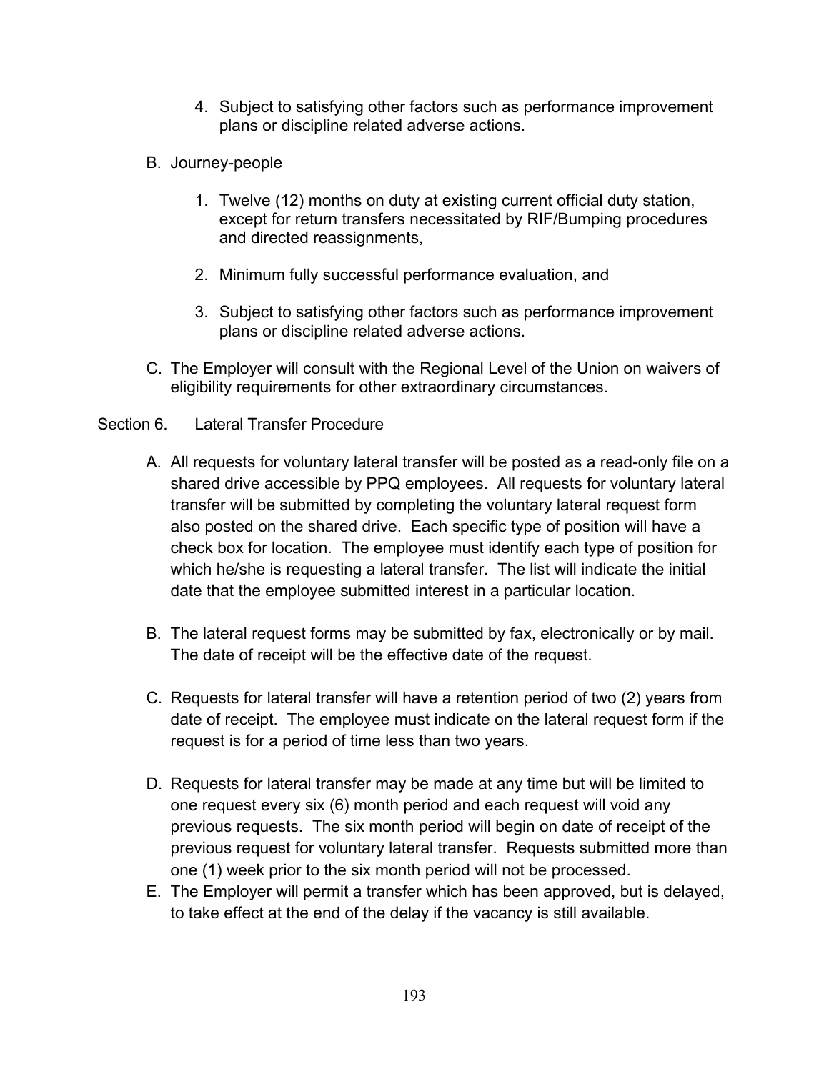4. Subject to satisfying other factors such as performance improvement plans or discipline related adverse actions.

B. Journey-people

1. Twelve (12) months on duty at existing current official duty station, except for return transfers necessitated by RIF/Bumping procedures and directed reassignments,

2. Minimum fully successful performance evaluation, and

3. Subject to satisfying other factors such as performance improvement plans or discipline related adverse actions.

C. The Employer will consult with the Regional Level of the Union on waivers of eligibility requirements for other extraordinary circumstances.

Section 6. Lateral Transfer Procedure

A. All requests for voluntary lateral transfer will be posted as a read-only file on a shared drive accessible by PPQ employees. All requests for voluntary lateral transfer will be submitted by completing the voluntary lateral request form also posted on the shared drive. Each specific type of position will have a check box for location. The employee must identify each type of position for which he/she is requesting a lateral transfer. The list will indicate the initial date that the employee submitted interest in a particular location.

B. The lateral request forms may be submitted by fax, electronically or by mail. The date of receipt will be the effective date of the request.

C. Requests for lateral transfer will have a retention period of two (2) years from date of receipt. The employee must indicate on the lateral request form if the request is for a period of time less than two years.

D. Requests for lateral transfer may be made at any time but will be limited to one request every six (6) month period and each request will void any previous requests. The six month period will begin on date of receipt of the previous request for voluntary lateral transfer. Requests submitted more than one (1) week prior to the six month period will not be processed.

E. The Employer will permit a transfer which has been approved, but is delayed, to take effect at the end of the delay if the vacancy is still available.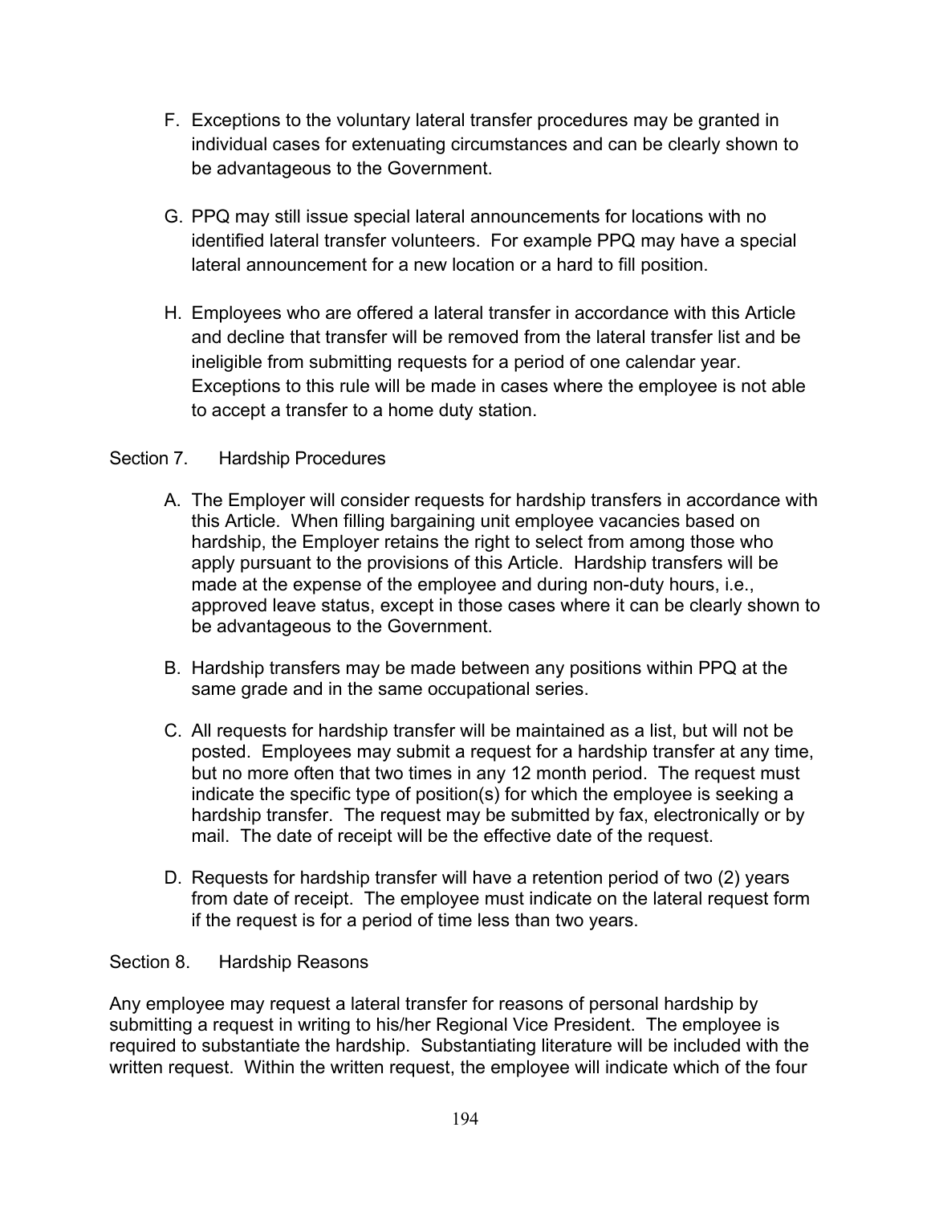F. Exceptions to the voluntary lateral transfer procedures may be granted in individual cases for extenuating circumstances and can be clearly shown to be advantageous to the Government.

G. PPQ may still issue special lateral announcements for locations with no identified lateral transfer volunteers. For example PPQ may have a special lateral announcement for a new location or a hard to fill position.

H. Employees who are offered a lateral transfer in accordance with this Article and decline that transfer will be removed from the lateral transfer list and be ineligible from submitting requests for a period of one calendar year. Exceptions to this rule will be made in cases where the employee is not able to accept a transfer to a home duty station.

Section 7. Hardship Procedures

A. The Employer will consider requests for hardship transfers in accordance with this Article. When filling bargaining unit employee vacancies based on hardship, the Employer retains the right to select from among those who apply pursuant to the provisions of this Article. Hardship transfers will be made at the expense of the employee and during non-duty hours, i.e., approved leave status, except in those cases where it can be clearly shown to be advantageous to the Government.

B. Hardship transfers may be made between any positions within PPQ at the same grade and in the same occupational series.

C. All requests for hardship transfer will be maintained as a list, but will not be posted. Employees may submit a request for a hardship transfer at any time, but no more often that two times in any 12 month period. The request must indicate the specific type of position(s) for which the employee is seeking a hardship transfer. The request may be submitted by fax, electronically or by mail. The date of receipt will be the effective date of the request.

D. Requests for hardship transfer will have a retention period of two (2) years from date of receipt. The employee must indicate on the lateral request form if the request is for a period of time less than two years.

Section 8. Hardship Reasons

Any employee may request a lateral transfer for reasons of personal hardship by submitting a request in writing to his/her Regional Vice President. The employee is required to substantiate the hardship. Substantiating literature will be included with the written request. Within the written request, the employee will indicate which of the four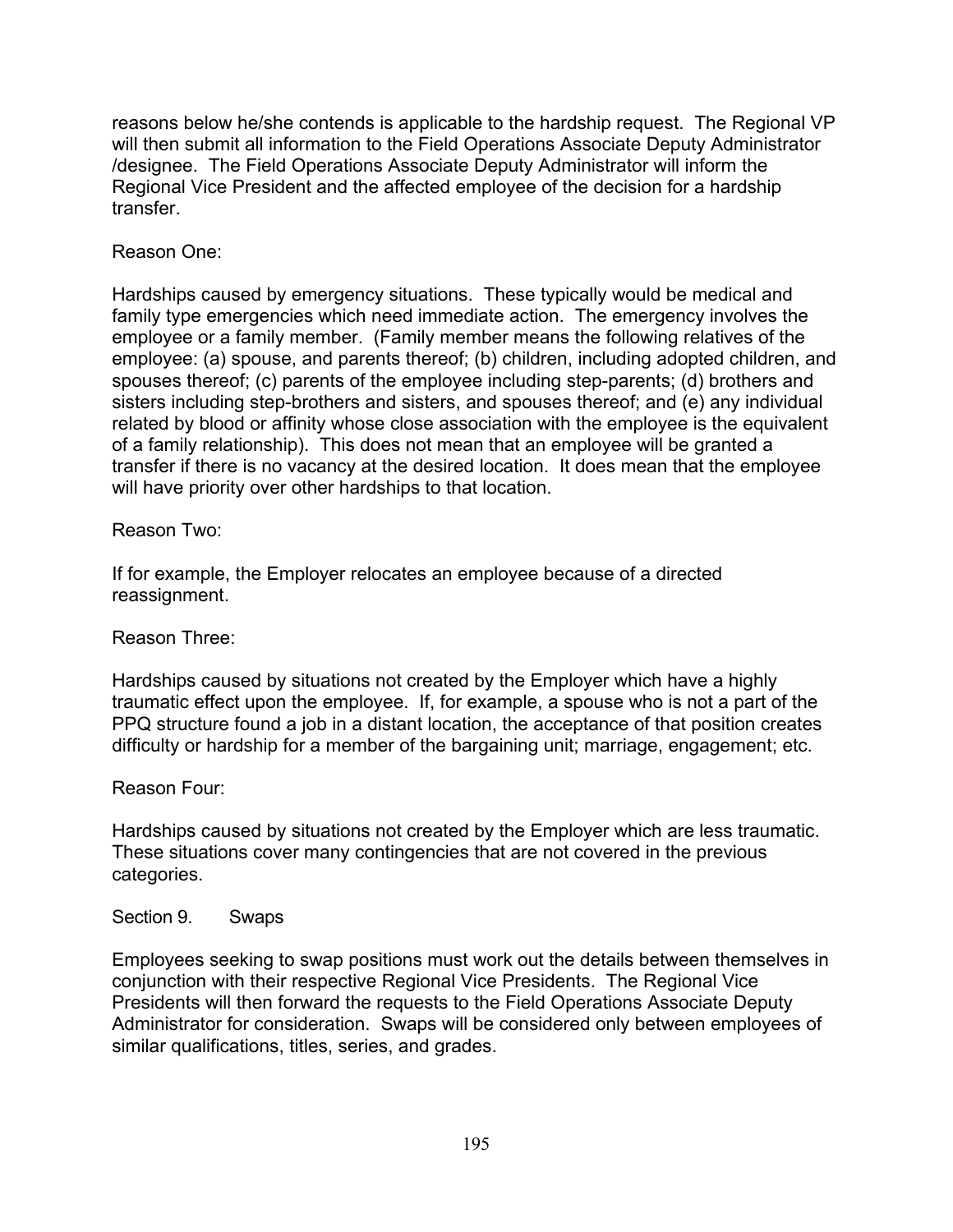reasons below he/she contends is applicable to the hardship request. The Regional VP will then submit all information to the Field Operations Associate Deputy Administrator /designee. The Field Operations Associate Deputy Administrator will inform the Regional Vice President and the affected employee of the decision for a hardship transfer.

Reason One:

Hardships caused by emergency situations. These typically would be medical and family type emergencies which need immediate action. The emergency involves the employee or a family member. (Family member means the following relatives of the employee: (a) spouse, and parents thereof; (b) children, including adopted children, and spouses thereof; (c) parents of the employee including step-parents; (d) brothers and sisters including step-brothers and sisters, and spouses thereof; and (e) any individual related by blood or affinity whose close association with the employee is the equivalent of a family relationship). This does not mean that an employee will be granted a transfer if there is no vacancy at the desired location. It does mean that the employee will have priority over other hardships to that location.

Reason Two:

If for example, the Employer relocates an employee because of a directed reassignment.

Reason Three:

Hardships caused by situations not created by the Employer which have a highly traumatic effect upon the employee. If, for example, a spouse who is not a part of the PPQ structure found a job in a distant location, the acceptance of that position creates difficulty or hardship for a member of the bargaining unit; marriage, engagement; etc.

Reason Four:

Hardships caused by situations not created by the Employer which are less traumatic. These situations cover many contingencies that are not covered in the previous categories.

## Section 9. Swaps

Employees seeking to swap positions must work out the details between themselves in conjunction with their respective Regional Vice Presidents. The Regional Vice Presidents will then forward the requests to the Field Operations Associate Deputy Administrator for consideration. Swaps will be considered only between employees of similar qualifications, titles, series, and grades.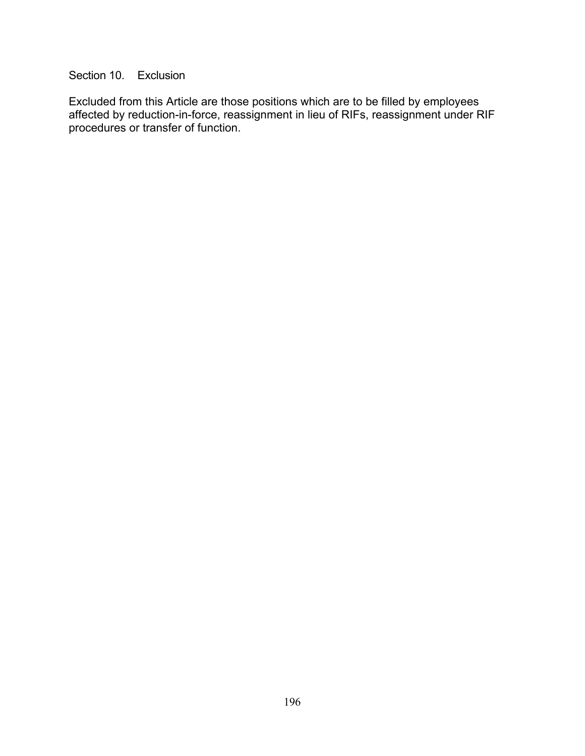Section 10. Exclusion

Excluded from this Article are those positions which are to be filled by employees affected by reduction-in-force, reassignment in lieu of RIFs, reassignment under RIF procedures or transfer of function.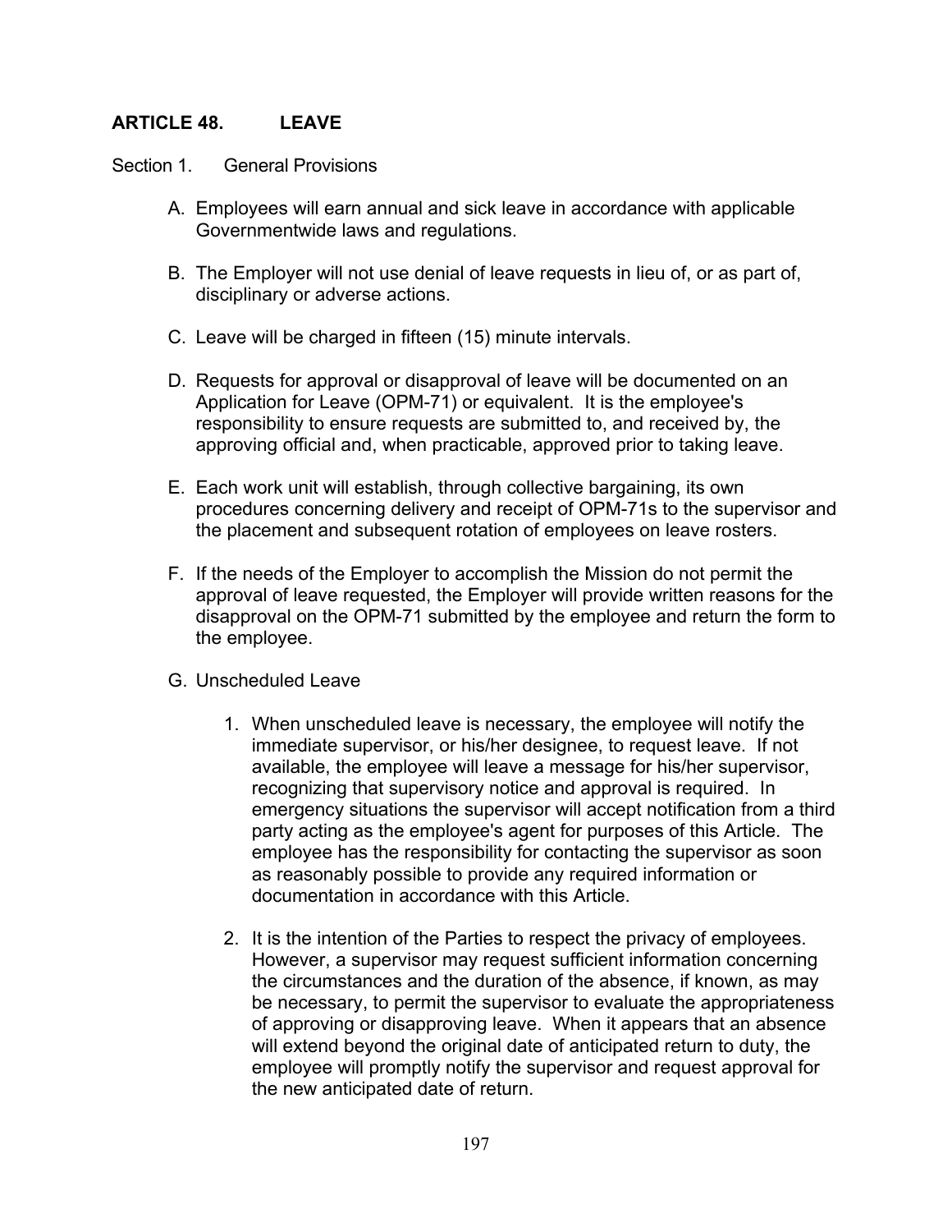## ARTICLE 48. LEAVE

Section 1. General Provisions

A. Employees will earn annual and sick leave in accordance with applicable Governmentwide laws and regulations.

B. The Employer will not use denial of leave requests in lieu of, or as part of, disciplinary or adverse actions.

C. Leave will be charged in fifteen (15) minute intervals.

D. Requests for approval or disapproval of leave will be documented on an Application for Leave (OPM-71) or equivalent. It is the employee's responsibility to ensure requests are submitted to, and received by, the approving official and, when practicable, approved prior to taking leave.

E. Each work unit will establish, through collective bargaining, its own procedures concerning delivery and receipt of OPM-71s to the supervisor and the placement and subsequent rotation of employees on leave rosters.

F. If the needs of the Employer to accomplish the Mission do not permit the approval of leave requested, the Employer will provide written reasons for the disapproval on the OPM-71 submitted by the employee and return the form to the employee.

G. Unscheduled Leave

   1. When unscheduled leave is necessary, the employee will notify the immediate supervisor, or his/her designee, to request leave. If not available, the employee will leave a message for his/her supervisor, recognizing that supervisory notice and approval is required. In emergency situations the supervisor will accept notification from a third party acting as the employee's agent for purposes of this Article. The employee has the responsibility for contacting the supervisor as soon as reasonably possible to provide any required information or documentation in accordance with this Article.

   2. It is the intention of the Parties to respect the privacy of employees. However, a supervisor may request sufficient information concerning the circumstances and the duration of the absence, if known, as may be necessary, to permit the supervisor to evaluate the appropriateness of approving or disapproving leave. When it appears that an absence will extend beyond the original date of anticipated return to duty, the employee will promptly notify the supervisor and request approval for the new anticipated date of return.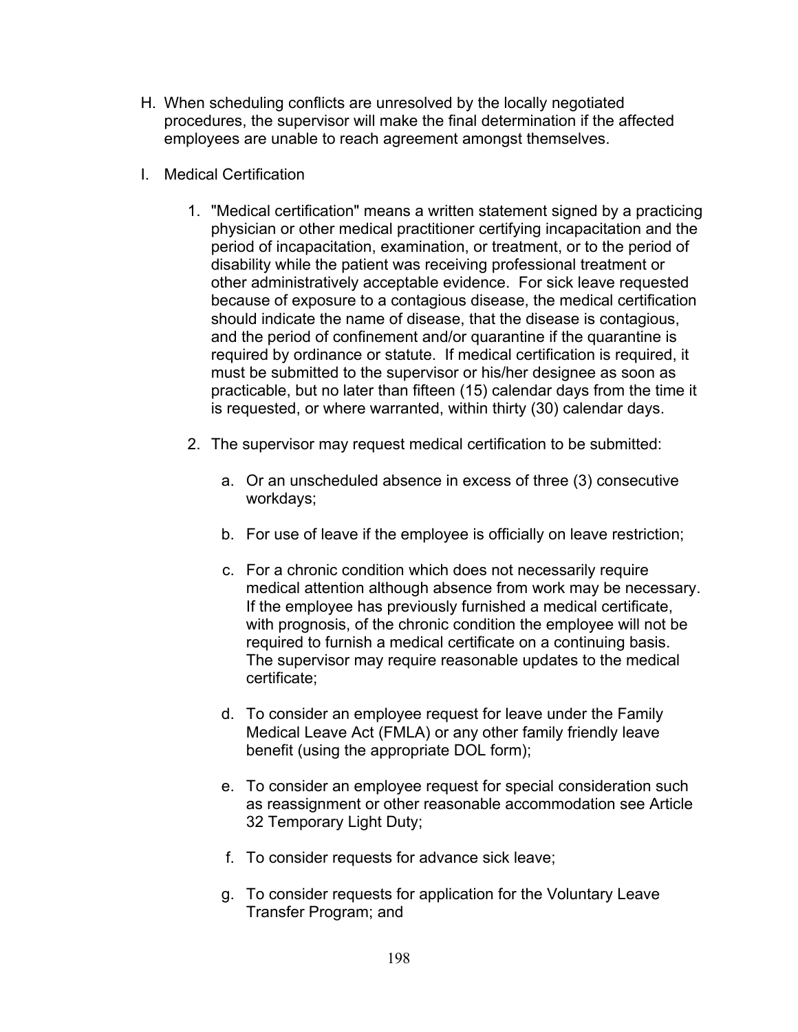H. When scheduling conflicts are unresolved by the locally negotiated procedures, the supervisor will make the final determination if the affected employees are unable to reach agreement amongst themselves.

I. Medical Certification

   1. "Medical certification" means a written statement signed by a practicing physician or other medical practitioner certifying incapacitation and the period of incapacitation, examination, or treatment, or to the period of disability while the patient was receiving professional treatment or other administratively acceptable evidence. For sick leave requested because of exposure to a contagious disease, the medical certification should indicate the name of disease, that the disease is contagious, and the period of confinement and/or quarantine if the quarantine is required by ordinance or statute. If medical certification is required, it must be submitted to the supervisor or his/her designee as soon as practicable, but no later than fifteen (15) calendar days from the time it is requested, or where warranted, within thirty (30) calendar days.

   2. The supervisor may request medical certification to be submitted:

      a. Or an unscheduled absence in excess of three (3) consecutive workdays;

      b. For use of leave if the employee is officially on leave restriction;

      c. For a chronic condition which does not necessarily require medical attention although absence from work may be necessary. If the employee has previously furnished a medical certificate, with prognosis, of the chronic condition the employee will not be required to furnish a medical certificate on a continuing basis. The supervisor may require reasonable updates to the medical certificate;

      d. To consider an employee request for leave under the Family Medical Leave Act (FMLA) or any other family friendly leave benefit (using the appropriate DOL form);

      e. To consider an employee request for special consideration such as reassignment or other reasonable accommodation see Article 32 Temporary Light Duty;

      f. To consider requests for advance sick leave;

      g. To consider requests for application for the Voluntary Leave Transfer Program; and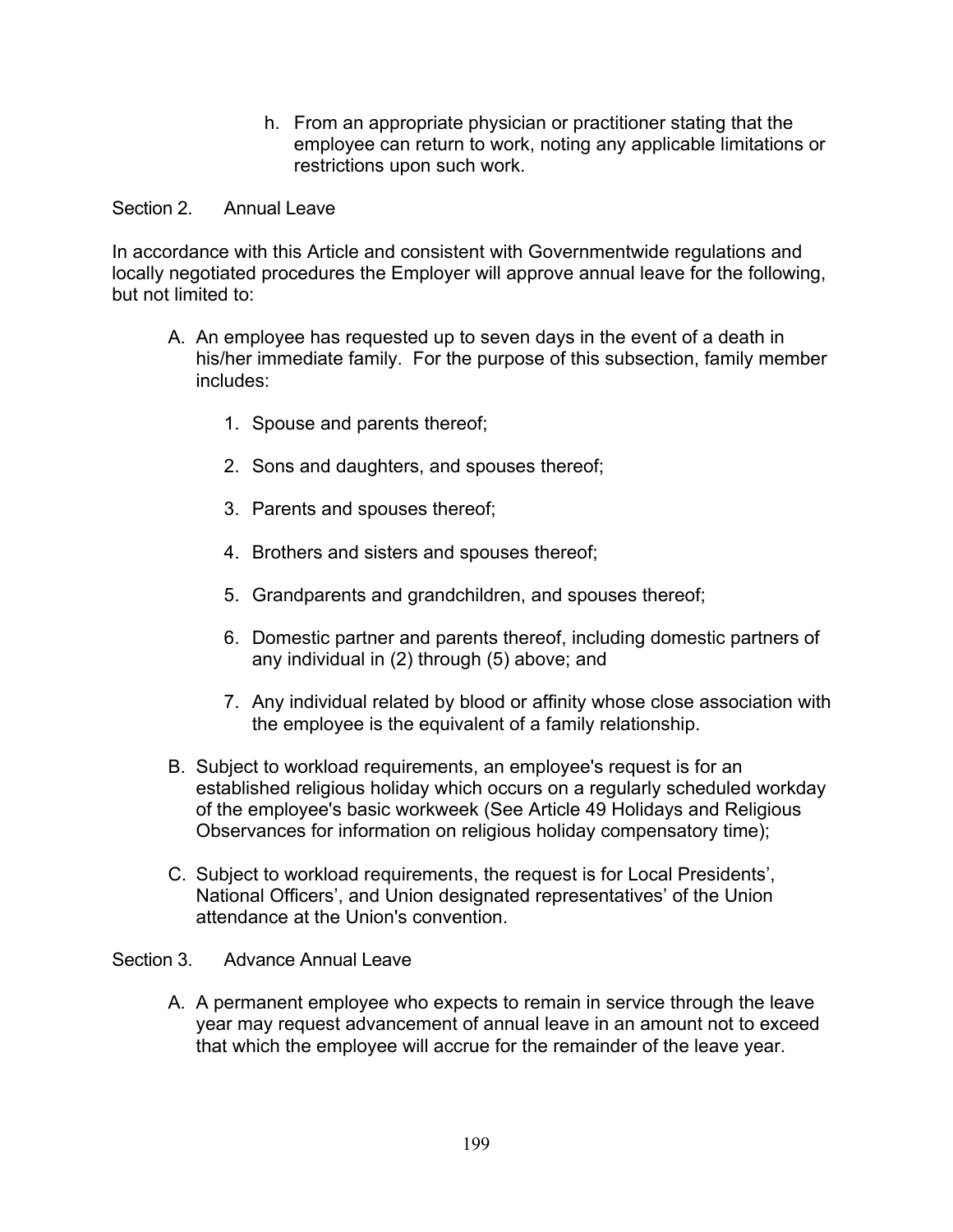h. From an appropriate physician or practitioner stating that the employee can return to work, noting any applicable limitations or restrictions upon such work.

Section 2. Annual Leave

In accordance with this Article and consistent with Governmentwide regulations and locally negotiated procedures the Employer will approve annual leave for the following, but not limited to:

A. An employee has requested up to seven days in the event of a death in his/her immediate family. For the purpose of this subsection, family member includes:

   1. Spouse and parents thereof;

   2. Sons and daughters, and spouses thereof;

   3. Parents and spouses thereof;

   4. Brothers and sisters and spouses thereof;

   5. Grandparents and grandchildren, and spouses thereof;

   6. Domestic partner and parents thereof, including domestic partners of any individual in (2) through (5) above; and

   7. Any individual related by blood or affinity whose close association with the employee is the equivalent of a family relationship.

B. Subject to workload requirements, an employee's request is for an established religious holiday which occurs on a regularly scheduled workday of the employee's basic workweek (See Article 49 Holidays and Religious Observances for information on religious holiday compensatory time);

C. Subject to workload requirements, the request is for Local Presidents', National Officers', and Union designated representatives' of the Union attendance at the Union's convention.

Section 3. Advance Annual Leave

A. A permanent employee who expects to remain in service through the leave year may request advancement of annual leave in an amount not to exceed that which the employee will accrue for the remainder of the leave year.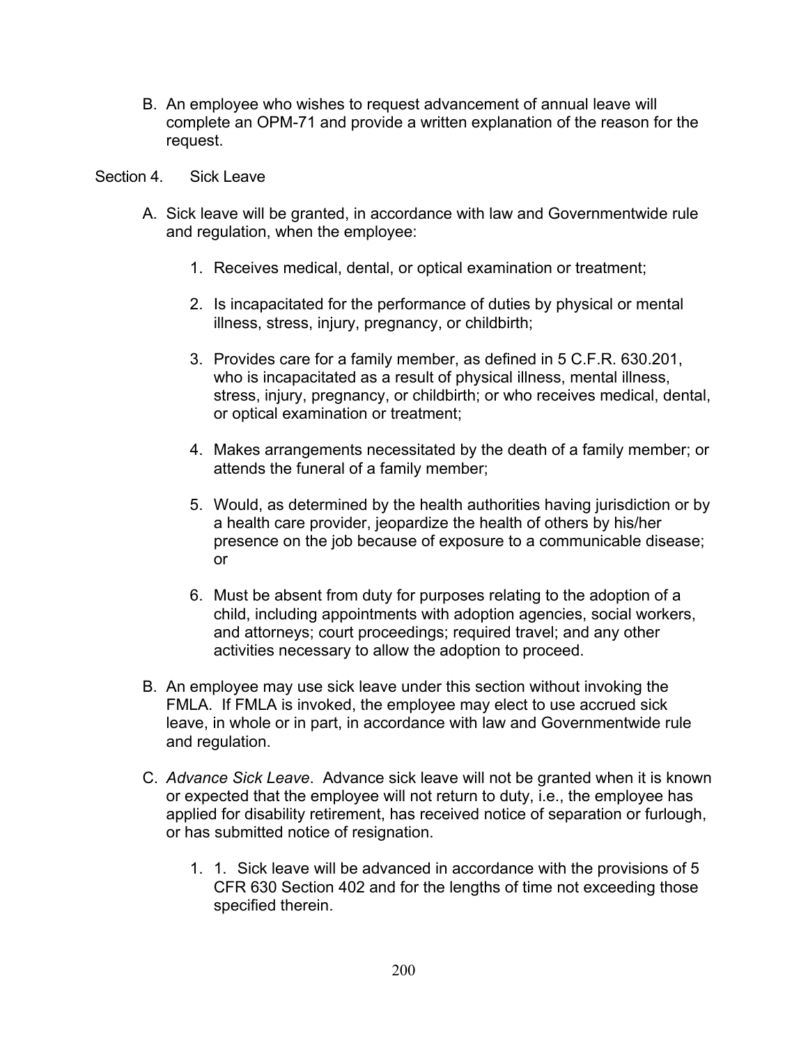B. An employee who wishes to request advancement of annual leave will complete an OPM-71 and provide a written explanation of the reason for the request.

Section 4. Sick Leave

A. Sick leave will be granted, in accordance with law and Governmentwide rule and regulation, when the employee:

1. Receives medical, dental, or optical examination or treatment;

2. Is incapacitated for the performance of duties by physical or mental illness, stress, injury, pregnancy, or childbirth;

3. Provides care for a family member, as defined in 5 C.F.R. 630.201, who is incapacitated as a result of physical illness, mental illness, stress, injury, pregnancy, or childbirth; or who receives medical, dental, or optical examination or treatment;

4. Makes arrangements necessitated by the death of a family member; or attends the funeral of a family member;

5. Would, as determined by the health authorities having jurisdiction or by a health care provider, jeopardize the health of others by his/her presence on the job because of exposure to a communicable disease; or

6. Must be absent from duty for purposes relating to the adoption of a child, including appointments with adoption agencies, social workers, and attorneys; court proceedings; required travel; and any other activities necessary to allow the adoption to proceed.

B. An employee may use sick leave under this section without invoking the FMLA. If FMLA is invoked, the employee may elect to use accrued sick leave, in whole or in part, in accordance with law and Governmentwide rule and regulation.

C. *Advance Sick Leave*. Advance sick leave will not be granted when it is known or expected that the employee will not return to duty, i.e., the employee has applied for disability retirement, has received notice of separation or furlough, or has submitted notice of resignation.

1. 1. Sick leave will be advanced in accordance with the provisions of 5 CFR 630 Section 402 and for the lengths of time not exceeding those specified therein.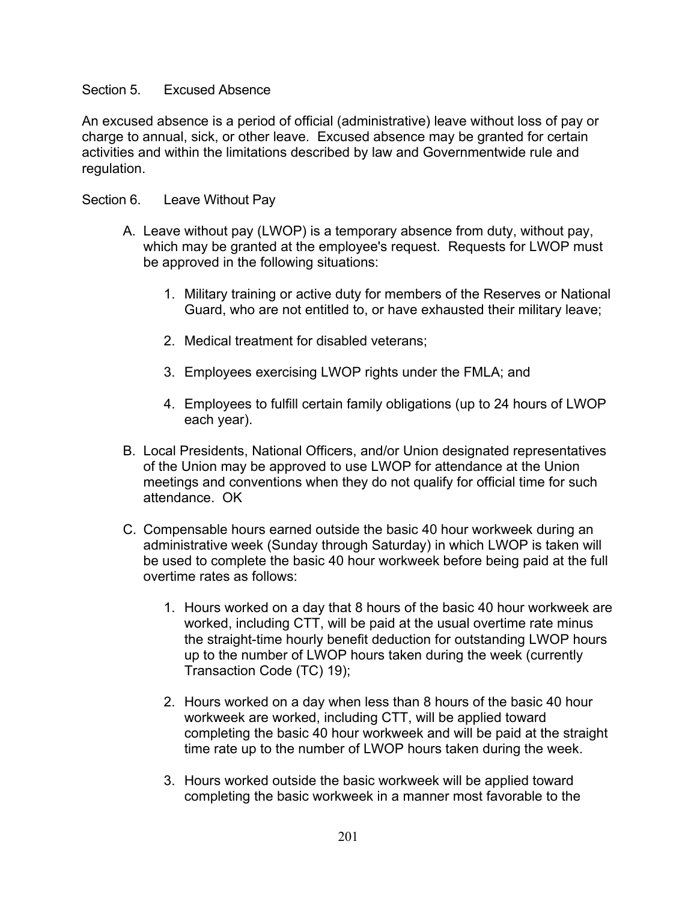Section 5. Excused Absence

An excused absence is a period of official (administrative) leave without loss of pay or charge to annual, sick, or other leave. Excused absence may be granted for certain activities and within the limitations described by law and Governmentwide rule and regulation.

Section 6. Leave Without Pay

A. Leave without pay (LWOP) is a temporary absence from duty, without pay, which may be granted at the employee's request. Requests for LWOP must be approved in the following situations:

   1. Military training or active duty for members of the Reserves or National Guard, who are not entitled to, or have exhausted their military leave;

   2. Medical treatment for disabled veterans;

   3. Employees exercising LWOP rights under the FMLA; and

   4. Employees to fulfill certain family obligations (up to 24 hours of LWOP each year).

B. Local Presidents, National Officers, and/or Union designated representatives of the Union may be approved to use LWOP for attendance at the Union meetings and conventions when they do not qualify for official time for such attendance. OK

C. Compensable hours earned outside the basic 40 hour workweek during an administrative week (Sunday through Saturday) in which LWOP is taken will be used to complete the basic 40 hour workweek before being paid at the full overtime rates as follows:

   1. Hours worked on a day that 8 hours of the basic 40 hour workweek are worked, including CTT, will be paid at the usual overtime rate minus the straight-time hourly benefit deduction for outstanding LWOP hours up to the number of LWOP hours taken during the week (currently Transaction Code (TC) 19);

   2. Hours worked on a day when less than 8 hours of the basic 40 hour workweek are worked, including CTT, will be applied toward completing the basic 40 hour workweek and will be paid at the straight time rate up to the number of LWOP hours taken during the week.

   3. Hours worked outside the basic workweek will be applied toward completing the basic workweek in a manner most favorable to the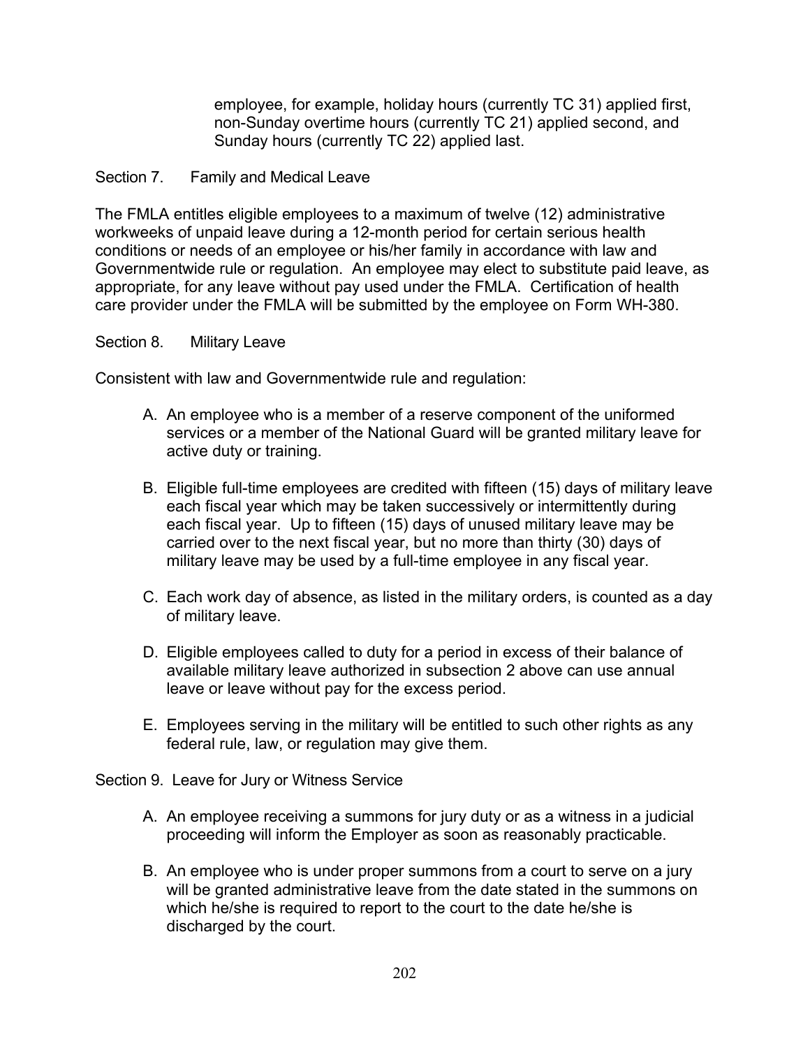employee, for example, holiday hours (currently TC 31) applied first, non-Sunday overtime hours (currently TC 21) applied second, and Sunday hours (currently TC 22) applied last.

Section 7. Family and Medical Leave

The FMLA entitles eligible employees to a maximum of twelve (12) administrative workweeks of unpaid leave during a 12-month period for certain serious health conditions or needs of an employee or his/her family in accordance with law and Governmentwide rule or regulation. An employee may elect to substitute paid leave, as appropriate, for any leave without pay used under the FMLA. Certification of health care provider under the FMLA will be submitted by the employee on Form WH-380.

Section 8. Military Leave

Consistent with law and Governmentwide rule and regulation:

A. An employee who is a member of a reserve component of the uniformed services or a member of the National Guard will be granted military leave for active duty or training.

B. Eligible full-time employees are credited with fifteen (15) days of military leave each fiscal year which may be taken successively or intermittently during each fiscal year. Up to fifteen (15) days of unused military leave may be carried over to the next fiscal year, but no more than thirty (30) days of military leave may be used by a full-time employee in any fiscal year.

C. Each work day of absence, as listed in the military orders, is counted as a day of military leave.

D. Eligible employees called to duty for a period in excess of their balance of available military leave authorized in subsection 2 above can use annual leave or leave without pay for the excess period.

E. Employees serving in the military will be entitled to such other rights as any federal rule, law, or regulation may give them.

Section 9. Leave for Jury or Witness Service

A. An employee receiving a summons for jury duty or as a witness in a judicial proceeding will inform the Employer as soon as reasonably practicable.

B. An employee who is under proper summons from a court to serve on a jury will be granted administrative leave from the date stated in the summons on which he/she is required to report to the court to the date he/she is discharged by the court.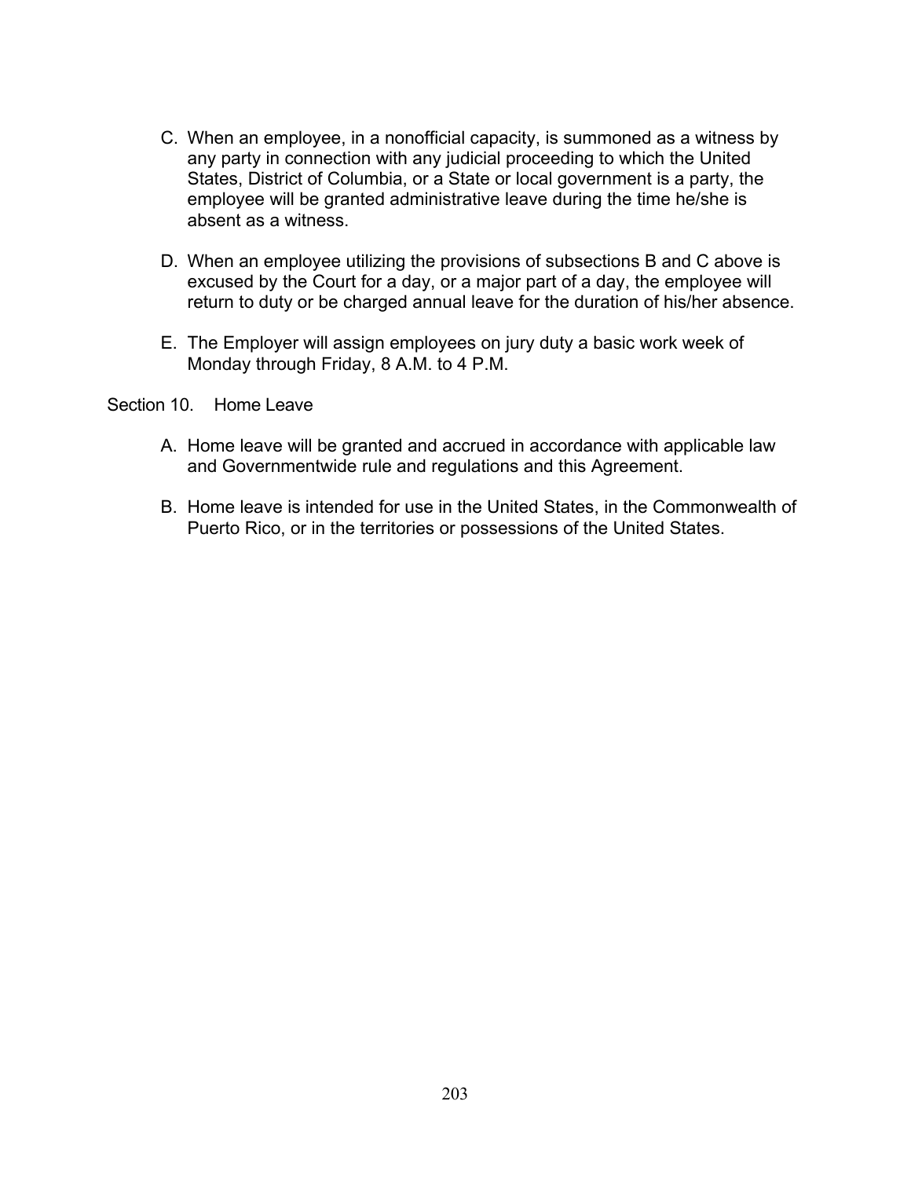C. When an employee, in a nonofficial capacity, is summoned as a witness by any party in connection with any judicial proceeding to which the United States, District of Columbia, or a State or local government is a party, the employee will be granted administrative leave during the time he/she is absent as a witness.

D. When an employee utilizing the provisions of subsections B and C above is excused by the Court for a day, or a major part of a day, the employee will return to duty or be charged annual leave for the duration of his/her absence.

E. The Employer will assign employees on jury duty a basic work week of Monday through Friday, 8 A.M. to 4 P.M.

Section 10. Home Leave

A. Home leave will be granted and accrued in accordance with applicable law and Governmentwide rule and regulations and this Agreement.

B. Home leave is intended for use in the United States, in the Commonwealth of Puerto Rico, or in the territories or possessions of the United States.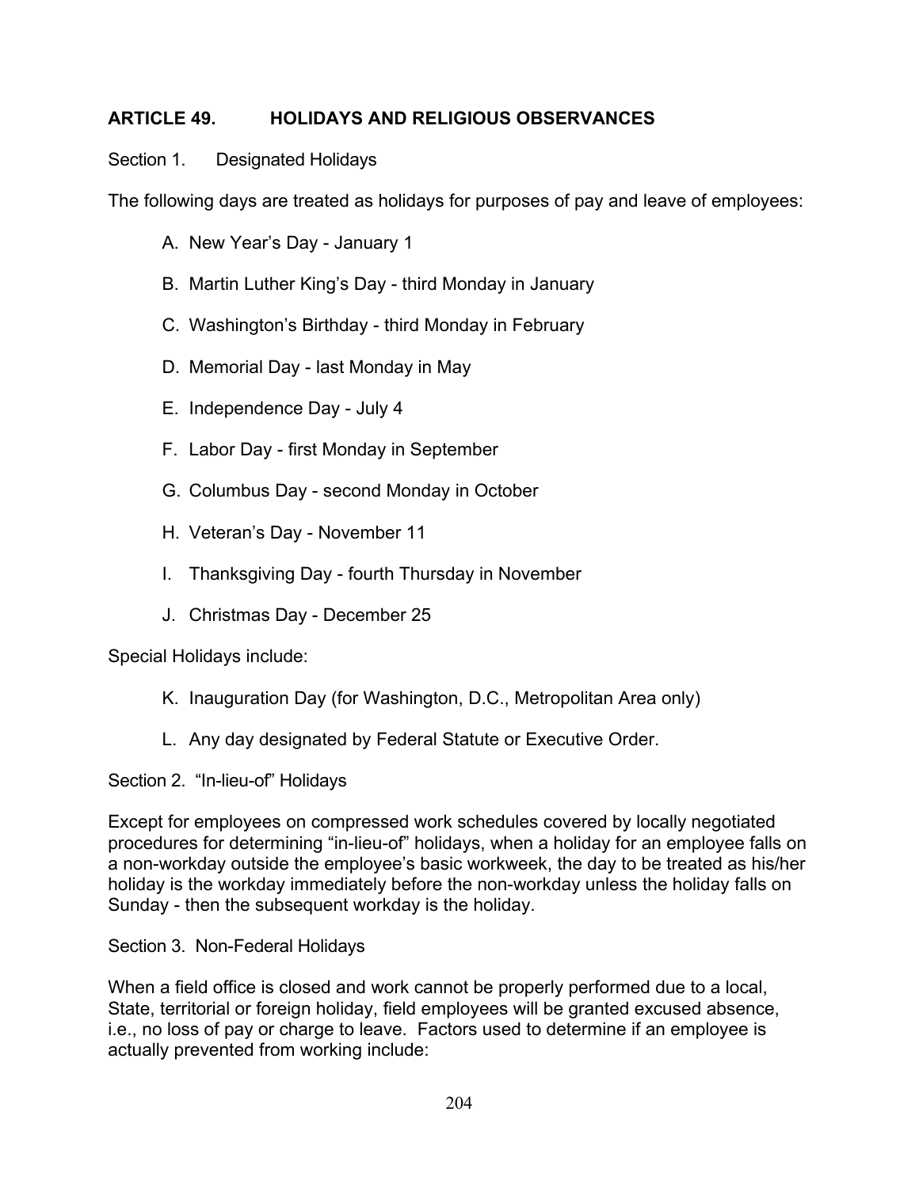## ARTICLE 49. HOLIDAYS AND RELIGIOUS OBSERVANCES

Section 1. Designated Holidays

The following days are treated as holidays for purposes of pay and leave of employees:

A. New Year's Day - January 1

B. Martin Luther King's Day - third Monday in January

C. Washington's Birthday - third Monday in February

D. Memorial Day - last Monday in May

E. Independence Day - July 4

F. Labor Day - first Monday in September

G. Columbus Day - second Monday in October

H. Veteran's Day - November 11

I. Thanksgiving Day - fourth Thursday in November

J. Christmas Day - December 25

Special Holidays include:

K. Inauguration Day (for Washington, D.C., Metropolitan Area only)

L. Any day designated by Federal Statute or Executive Order.

Section 2. "In-lieu-of" Holidays

Except for employees on compressed work schedules covered by locally negotiated procedures for determining "in-lieu-of" holidays, when a holiday for an employee falls on a non-workday outside the employee's basic workweek, the day to be treated as his/her holiday is the workday immediately before the non-workday unless the holiday falls on Sunday - then the subsequent workday is the holiday.

Section 3. Non-Federal Holidays

When a field office is closed and work cannot be properly performed due to a local, State, territorial or foreign holiday, field employees will be granted excused absence, i.e., no loss of pay or charge to leave. Factors used to determine if an employee is actually prevented from working include: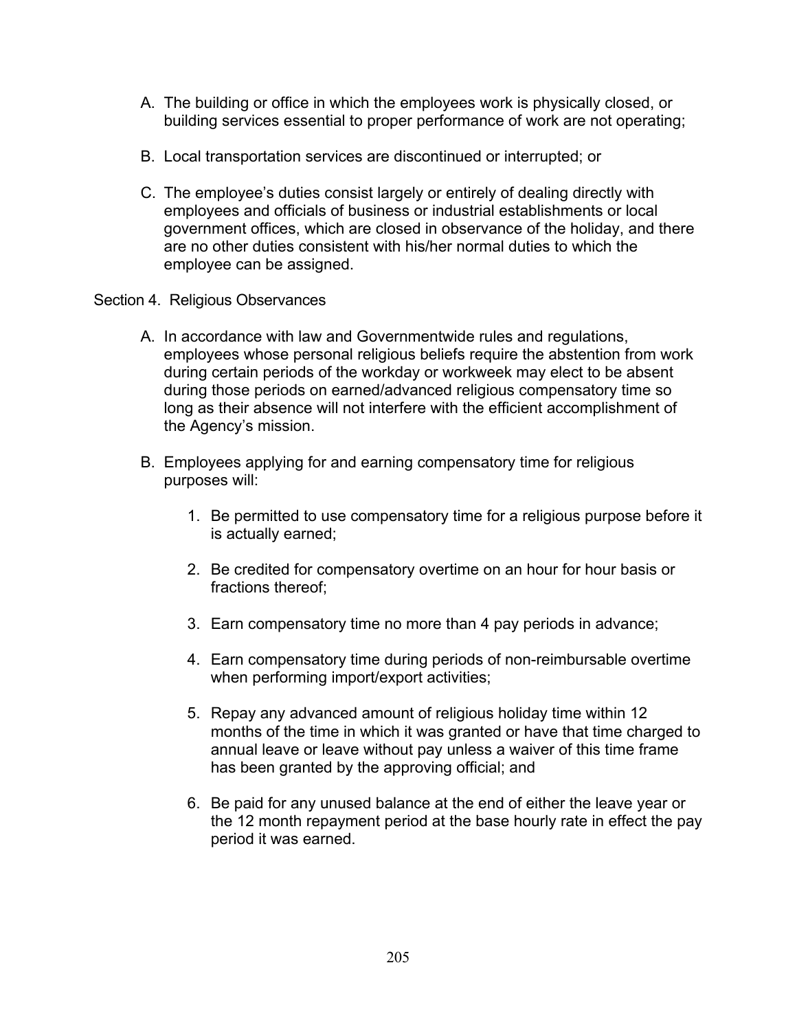A. The building or office in which the employees work is physically closed, or building services essential to proper performance of work are not operating;

B. Local transportation services are discontinued or interrupted; or

C. The employee's duties consist largely or entirely of dealing directly with employees and officials of business or industrial establishments or local government offices, which are closed in observance of the holiday, and there are no other duties consistent with his/her normal duties to which the employee can be assigned.

Section 4. Religious Observances

A. In accordance with law and Governmentwide rules and regulations, employees whose personal religious beliefs require the abstention from work during certain periods of the workday or workweek may elect to be absent during those periods on earned/advanced religious compensatory time so long as their absence will not interfere with the efficient accomplishment of the Agency's mission.

B. Employees applying for and earning compensatory time for religious purposes will:

   1. Be permitted to use compensatory time for a religious purpose before it is actually earned;

   2. Be credited for compensatory overtime on an hour for hour basis or fractions thereof;

   3. Earn compensatory time no more than 4 pay periods in advance;

   4. Earn compensatory time during periods of non-reimbursable overtime when performing import/export activities;

   5. Repay any advanced amount of religious holiday time within 12 months of the time in which it was granted or have that time charged to annual leave or leave without pay unless a waiver of this time frame has been granted by the approving official; and

   6. Be paid for any unused balance at the end of either the leave year or the 12 month repayment period at the base hourly rate in effect the pay period it was earned.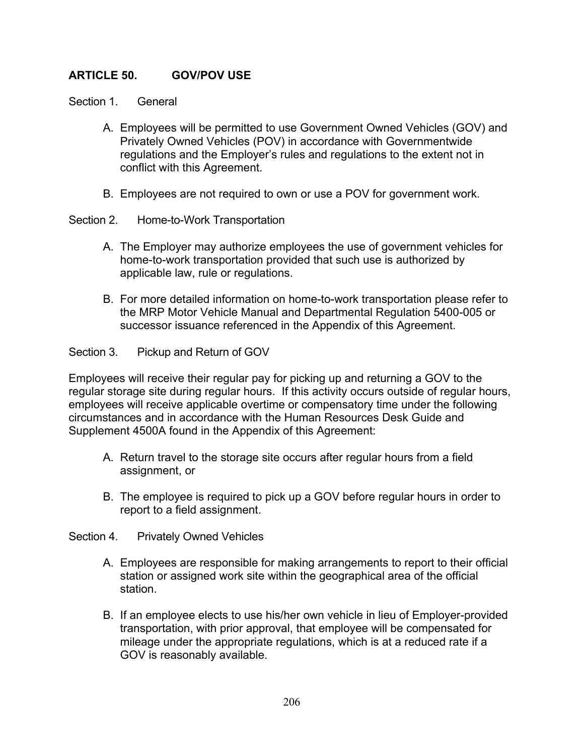## ARTICLE 50. GOV/POV USE

Section 1. General

A. Employees will be permitted to use Government Owned Vehicles (GOV) and Privately Owned Vehicles (POV) in accordance with Governmentwide regulations and the Employer's rules and regulations to the extent not in conflict with this Agreement.

B. Employees are not required to own or use a POV for government work.

Section 2. Home-to-Work Transportation

A. The Employer may authorize employees the use of government vehicles for home-to-work transportation provided that such use is authorized by applicable law, rule or regulations.

B. For more detailed information on home-to-work transportation please refer to the MRP Motor Vehicle Manual and Departmental Regulation 5400-005 or successor issuance referenced in the Appendix of this Agreement.

Section 3. Pickup and Return of GOV

Employees will receive their regular pay for picking up and returning a GOV to the regular storage site during regular hours. If this activity occurs outside of regular hours, employees will receive applicable overtime or compensatory time under the following circumstances and in accordance with the Human Resources Desk Guide and Supplement 4500A found in the Appendix of this Agreement:

A. Return travel to the storage site occurs after regular hours from a field assignment, or

B. The employee is required to pick up a GOV before regular hours in order to report to a field assignment.

Section 4. Privately Owned Vehicles

A. Employees are responsible for making arrangements to report to their official station or assigned work site within the geographical area of the official station.

B. If an employee elects to use his/her own vehicle in lieu of Employer-provided transportation, with prior approval, that employee will be compensated for mileage under the appropriate regulations, which is at a reduced rate if a GOV is reasonably available.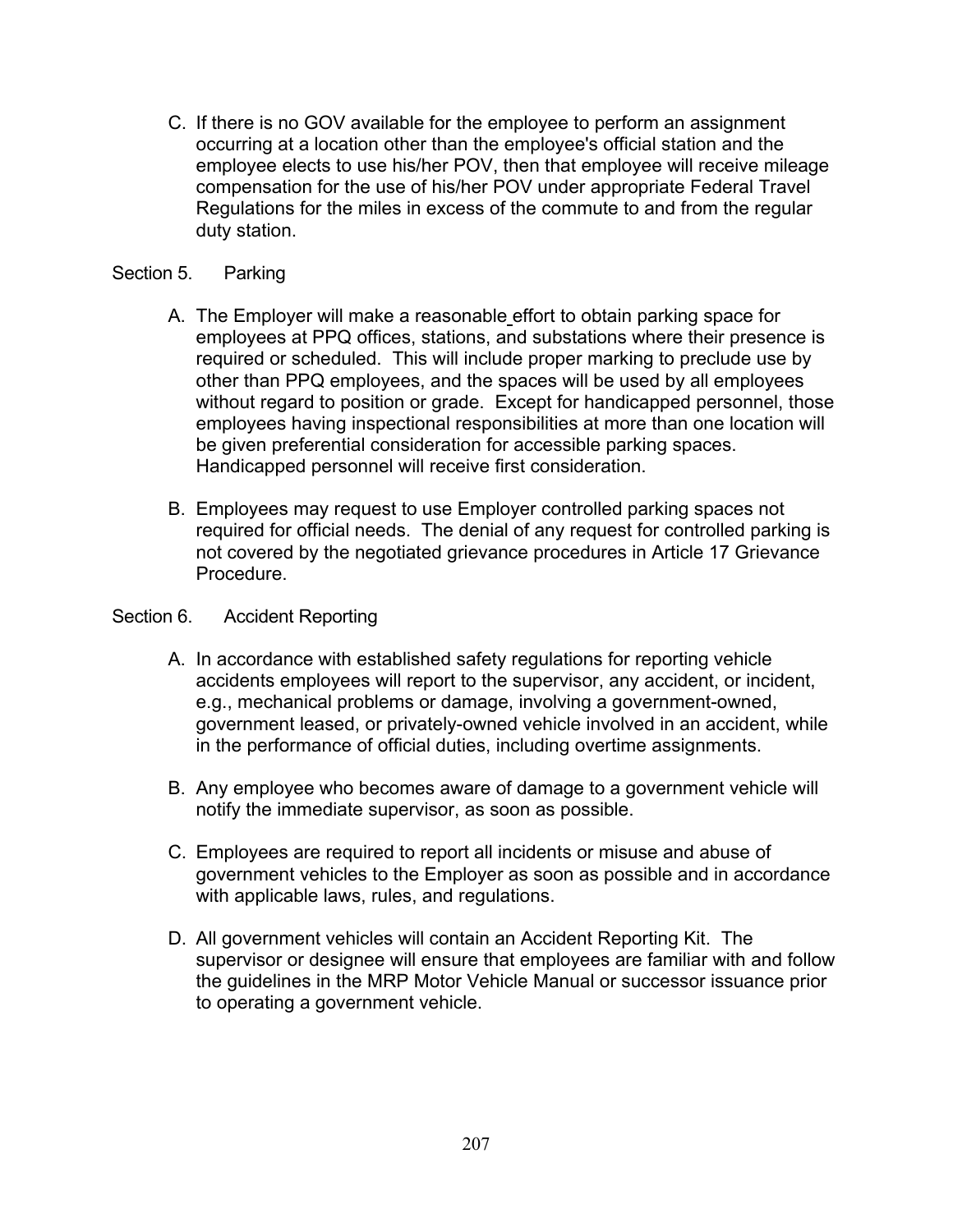C. If there is no GOV available for the employee to perform an assignment occurring at a location other than the employee's official station and the employee elects to use his/her POV, then that employee will receive mileage compensation for the use of his/her POV under appropriate Federal Travel Regulations for the miles in excess of the commute to and from the regular duty station.

Section 5. Parking

A. The Employer will make a reasonable effort to obtain parking space for employees at PPQ offices, stations, and substations where their presence is required or scheduled. This will include proper marking to preclude use by other than PPQ employees, and the spaces will be used by all employees without regard to position or grade. Except for handicapped personnel, those employees having inspectional responsibilities at more than one location will be given preferential consideration for accessible parking spaces. Handicapped personnel will receive first consideration.

B. Employees may request to use Employer controlled parking spaces not required for official needs. The denial of any request for controlled parking is not covered by the negotiated grievance procedures in Article 17 Grievance Procedure.

Section 6. Accident Reporting

A. In accordance with established safety regulations for reporting vehicle accidents employees will report to the supervisor, any accident, or incident, e.g., mechanical problems or damage, involving a government-owned, government leased, or privately-owned vehicle involved in an accident, while in the performance of official duties, including overtime assignments.

B. Any employee who becomes aware of damage to a government vehicle will notify the immediate supervisor, as soon as possible.

C. Employees are required to report all incidents or misuse and abuse of government vehicles to the Employer as soon as possible and in accordance with applicable laws, rules, and regulations.

D. All government vehicles will contain an Accident Reporting Kit. The supervisor or designee will ensure that employees are familiar with and follow the guidelines in the MRP Motor Vehicle Manual or successor issuance prior to operating a government vehicle.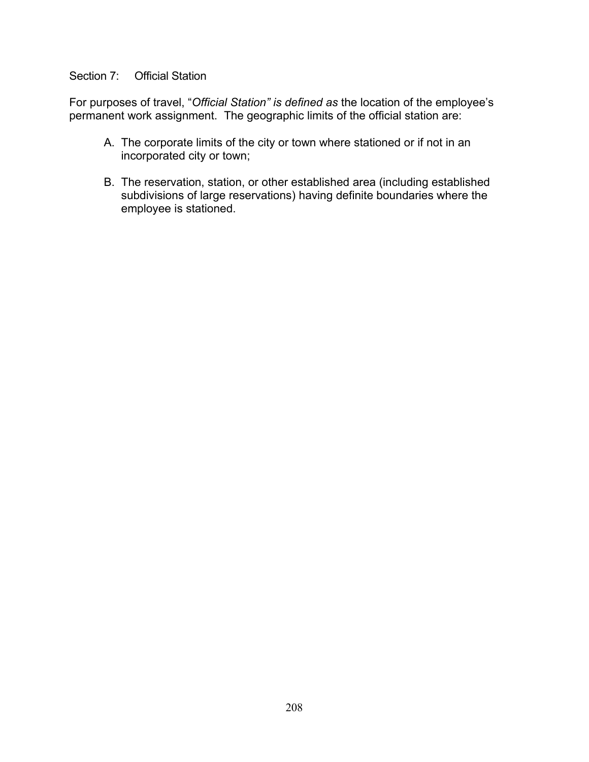## Section 7: Official Station

For purposes of travel, "*Official Station" is defined as* the location of the employee's permanent work assignment. The geographic limits of the official station are:

A. The corporate limits of the city or town where stationed or if not in an incorporated city or town;

B. The reservation, station, or other established area (including established subdivisions of large reservations) having definite boundaries where the employee is stationed.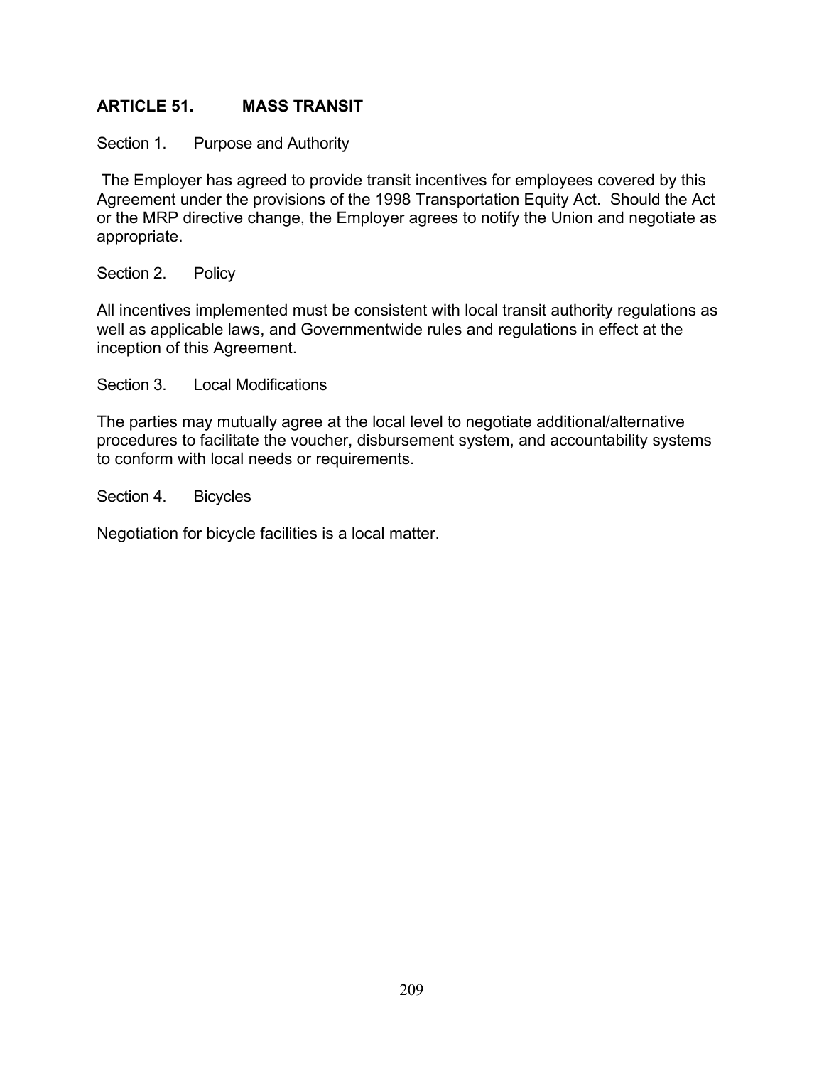## ARTICLE 51. MASS TRANSIT

Section 1. Purpose and Authority

The Employer has agreed to provide transit incentives for employees covered by this Agreement under the provisions of the 1998 Transportation Equity Act. Should the Act or the MRP directive change, the Employer agrees to notify the Union and negotiate as appropriate.

Section 2. Policy

All incentives implemented must be consistent with local transit authority regulations as well as applicable laws, and Governmentwide rules and regulations in effect at the inception of this Agreement.

Section 3. Local Modifications

The parties may mutually agree at the local level to negotiate additional/alternative procedures to facilitate the voucher, disbursement system, and accountability systems to conform with local needs or requirements.

Section 4. Bicycles

Negotiation for bicycle facilities is a local matter.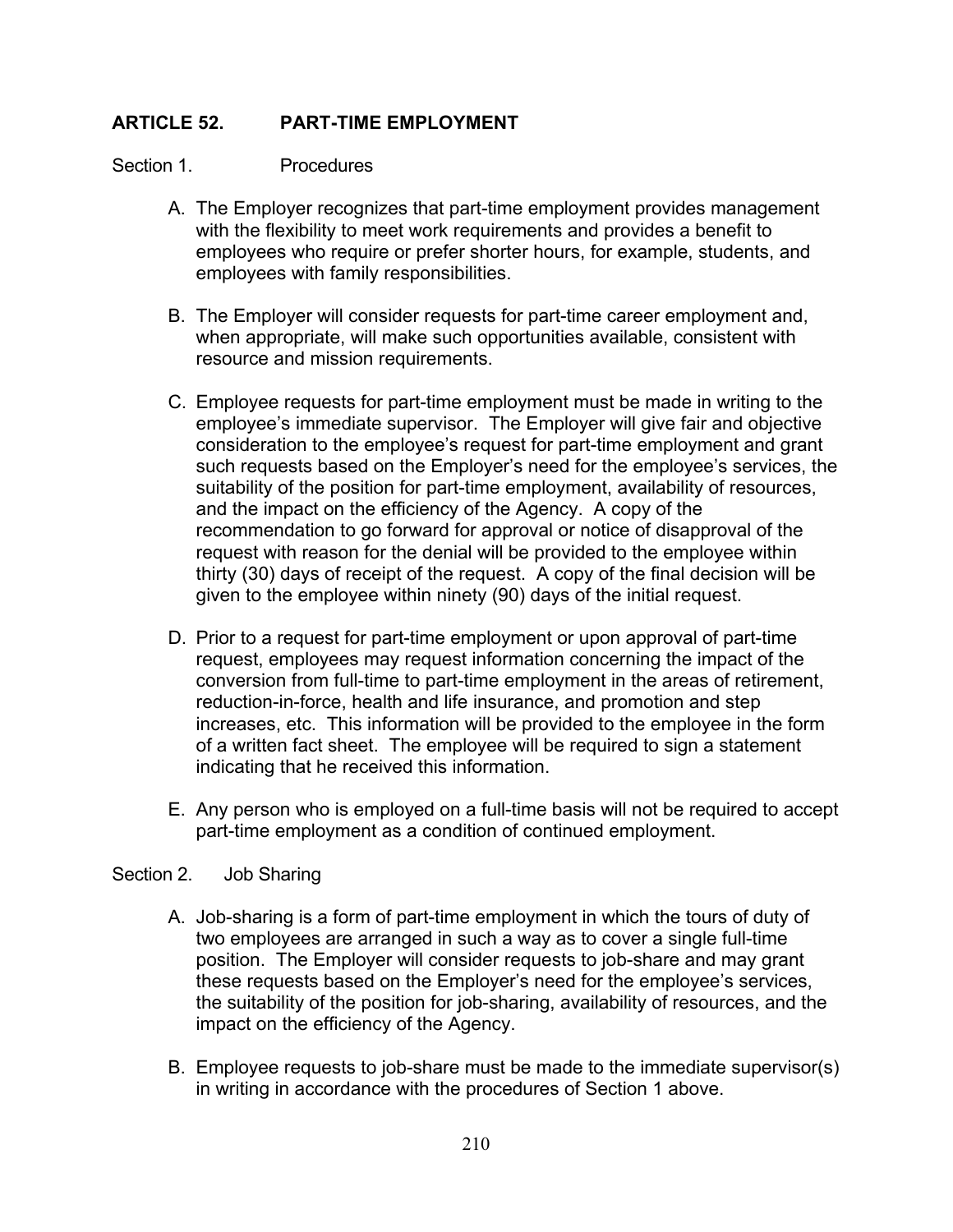## ARTICLE 52. PART-TIME EMPLOYMENT

Section 1. Procedures

A. The Employer recognizes that part-time employment provides management with the flexibility to meet work requirements and provides a benefit to employees who require or prefer shorter hours, for example, students, and employees with family responsibilities.

B. The Employer will consider requests for part-time career employment and, when appropriate, will make such opportunities available, consistent with resource and mission requirements.

C. Employee requests for part-time employment must be made in writing to the employee's immediate supervisor. The Employer will give fair and objective consideration to the employee's request for part-time employment and grant such requests based on the Employer's need for the employee's services, the suitability of the position for part-time employment, availability of resources, and the impact on the efficiency of the Agency. A copy of the recommendation to go forward for approval or notice of disapproval of the request with reason for the denial will be provided to the employee within thirty (30) days of receipt of the request. A copy of the final decision will be given to the employee within ninety (90) days of the initial request.

D. Prior to a request for part-time employment or upon approval of part-time request, employees may request information concerning the impact of the conversion from full-time to part-time employment in the areas of retirement, reduction-in-force, health and life insurance, and promotion and step increases, etc. This information will be provided to the employee in the form of a written fact sheet. The employee will be required to sign a statement indicating that he received this information.

E. Any person who is employed on a full-time basis will not be required to accept part-time employment as a condition of continued employment.

Section 2. Job Sharing

A. Job-sharing is a form of part-time employment in which the tours of duty of two employees are arranged in such a way as to cover a single full-time position. The Employer will consider requests to job-share and may grant these requests based on the Employer's need for the employee's services, the suitability of the position for job-sharing, availability of resources, and the impact on the efficiency of the Agency.

B. Employee requests to job-share must be made to the immediate supervisor(s) in writing in accordance with the procedures of Section 1 above.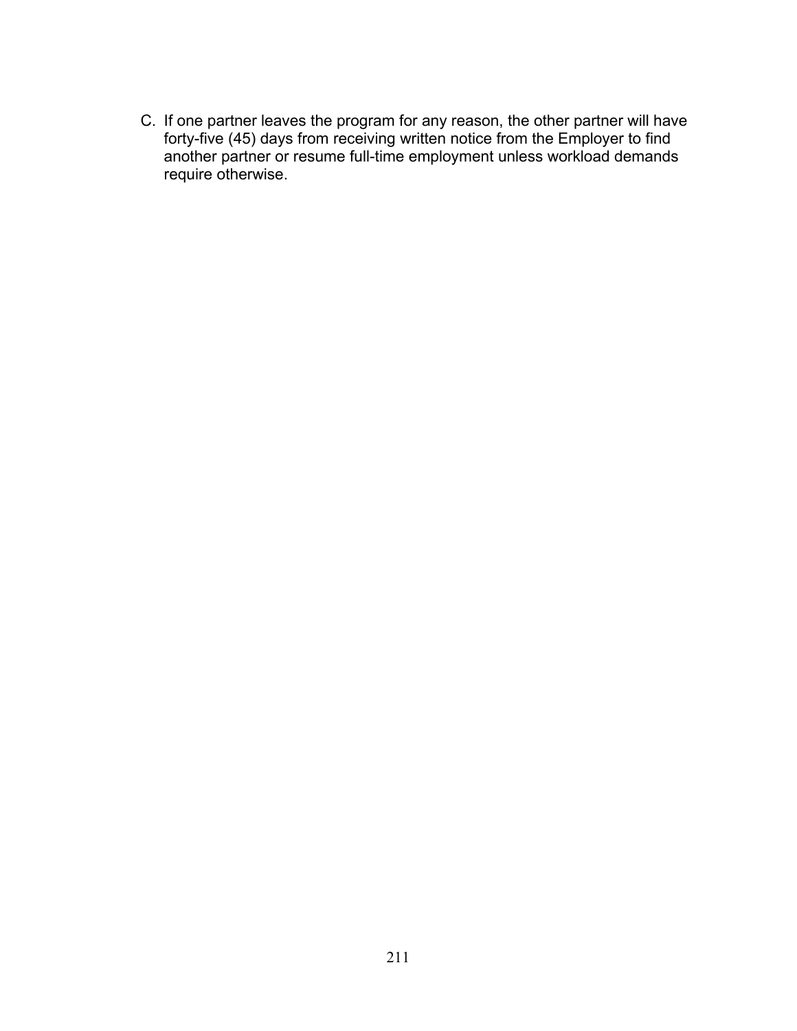C. If one partner leaves the program for any reason, the other partner will have forty-five (45) days from receiving written notice from the Employer to find another partner or resume full-time employment unless workload demands require otherwise.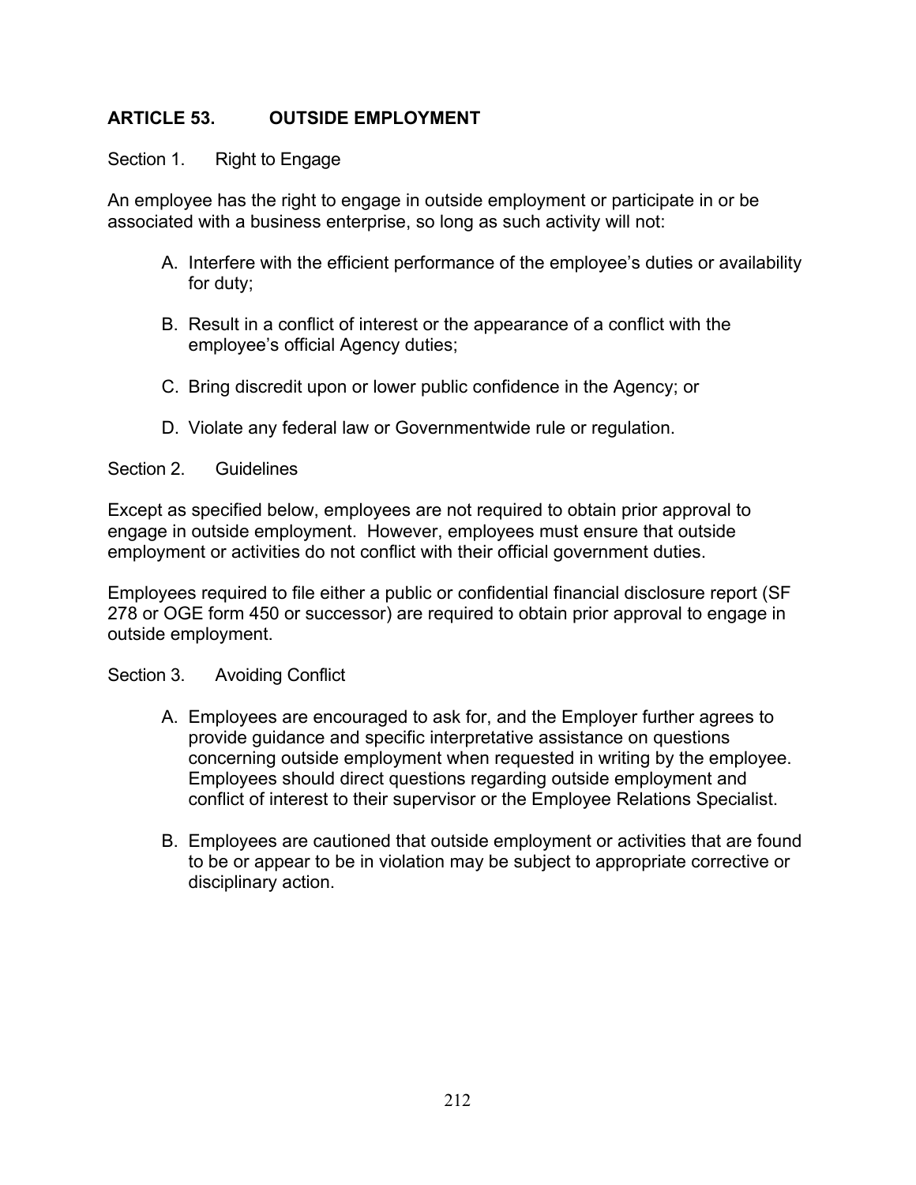## ARTICLE 53. OUTSIDE EMPLOYMENT

### Section 1. Right to Engage

An employee has the right to engage in outside employment or participate in or be associated with a business enterprise, so long as such activity will not:

A. Interfere with the efficient performance of the employee's duties or availability for duty;

B. Result in a conflict of interest or the appearance of a conflict with the employee's official Agency duties;

C. Bring discredit upon or lower public confidence in the Agency; or

D. Violate any federal law or Governmentwide rule or regulation.

### Section 2. Guidelines

Except as specified below, employees are not required to obtain prior approval to engage in outside employment. However, employees must ensure that outside employment or activities do not conflict with their official government duties.

Employees required to file either a public or confidential financial disclosure report (SF 278 or OGE form 450 or successor) are required to obtain prior approval to engage in outside employment.

### Section 3. Avoiding Conflict

A. Employees are encouraged to ask for, and the Employer further agrees to provide guidance and specific interpretative assistance on questions concerning outside employment when requested in writing by the employee. Employees should direct questions regarding outside employment and conflict of interest to their supervisor or the Employee Relations Specialist.

B. Employees are cautioned that outside employment or activities that are found to be or appear to be in violation may be subject to appropriate corrective or disciplinary action.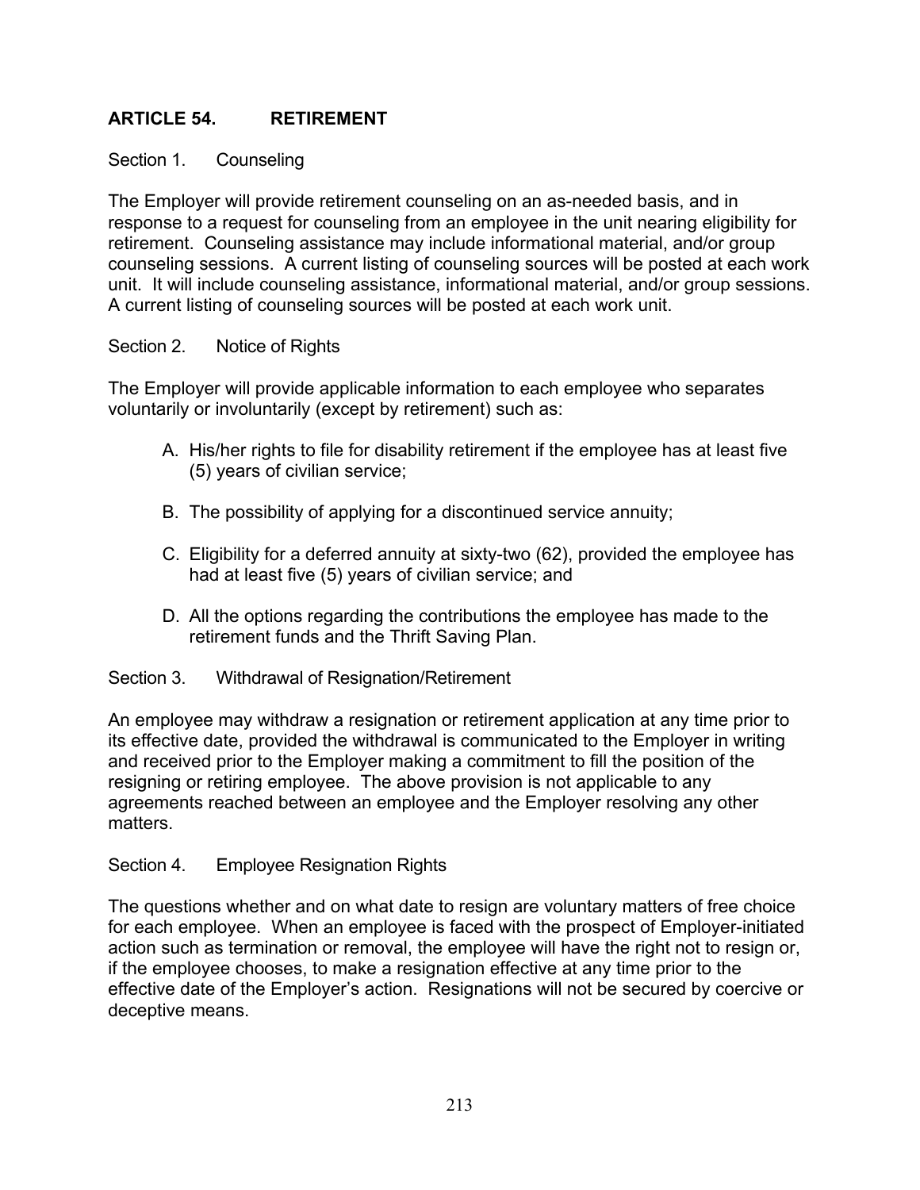## ARTICLE 54. RETIREMENT

Section 1. Counseling

The Employer will provide retirement counseling on an as-needed basis, and in response to a request for counseling from an employee in the unit nearing eligibility for retirement. Counseling assistance may include informational material, and/or group counseling sessions. A current listing of counseling sources will be posted at each work unit. It will include counseling assistance, informational material, and/or group sessions. A current listing of counseling sources will be posted at each work unit.

Section 2. Notice of Rights

The Employer will provide applicable information to each employee who separates voluntarily or involuntarily (except by retirement) such as:

A. His/her rights to file for disability retirement if the employee has at least five (5) years of civilian service;

B. The possibility of applying for a discontinued service annuity;

C. Eligibility for a deferred annuity at sixty-two (62), provided the employee has had at least five (5) years of civilian service; and

D. All the options regarding the contributions the employee has made to the retirement funds and the Thrift Saving Plan.

Section 3. Withdrawal of Resignation/Retirement

An employee may withdraw a resignation or retirement application at any time prior to its effective date, provided the withdrawal is communicated to the Employer in writing and received prior to the Employer making a commitment to fill the position of the resigning or retiring employee. The above provision is not applicable to any agreements reached between an employee and the Employer resolving any other matters.

Section 4. Employee Resignation Rights

The questions whether and on what date to resign are voluntary matters of free choice for each employee. When an employee is faced with the prospect of Employer-initiated action such as termination or removal, the employee will have the right not to resign or, if the employee chooses, to make a resignation effective at any time prior to the effective date of the Employer's action. Resignations will not be secured by coercive or deceptive means.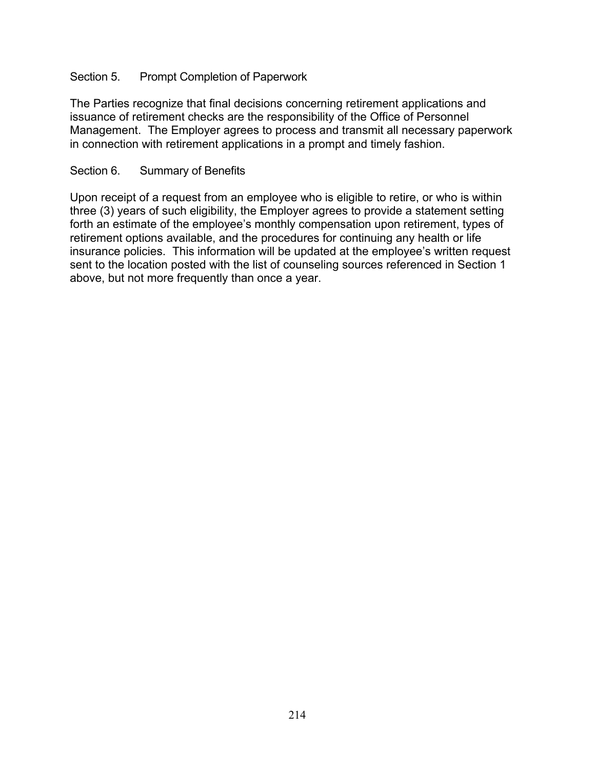### Section 5. Prompt Completion of Paperwork

The Parties recognize that final decisions concerning retirement applications and issuance of retirement checks are the responsibility of the Office of Personnel Management. The Employer agrees to process and transmit all necessary paperwork in connection with retirement applications in a prompt and timely fashion.

### Section 6. Summary of Benefits

Upon receipt of a request from an employee who is eligible to retire, or who is within three (3) years of such eligibility, the Employer agrees to provide a statement setting forth an estimate of the employee's monthly compensation upon retirement, types of retirement options available, and the procedures for continuing any health or life insurance policies. This information will be updated at the employee's written request sent to the location posted with the list of counseling sources referenced in Section 1 above, but not more frequently than once a year.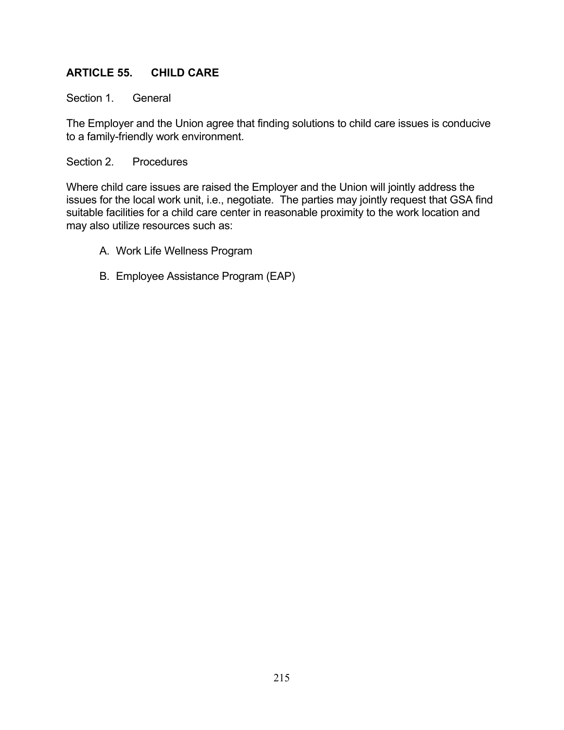## ARTICLE 55. CHILD CARE

Section 1. General

The Employer and the Union agree that finding solutions to child care issues is conducive to a family-friendly work environment.

Section 2. Procedures

Where child care issues are raised the Employer and the Union will jointly address the issues for the local work unit, i.e., negotiate. The parties may jointly request that GSA find suitable facilities for a child care center in reasonable proximity to the work location and may also utilize resources such as:

A. Work Life Wellness Program

B. Employee Assistance Program (EAP)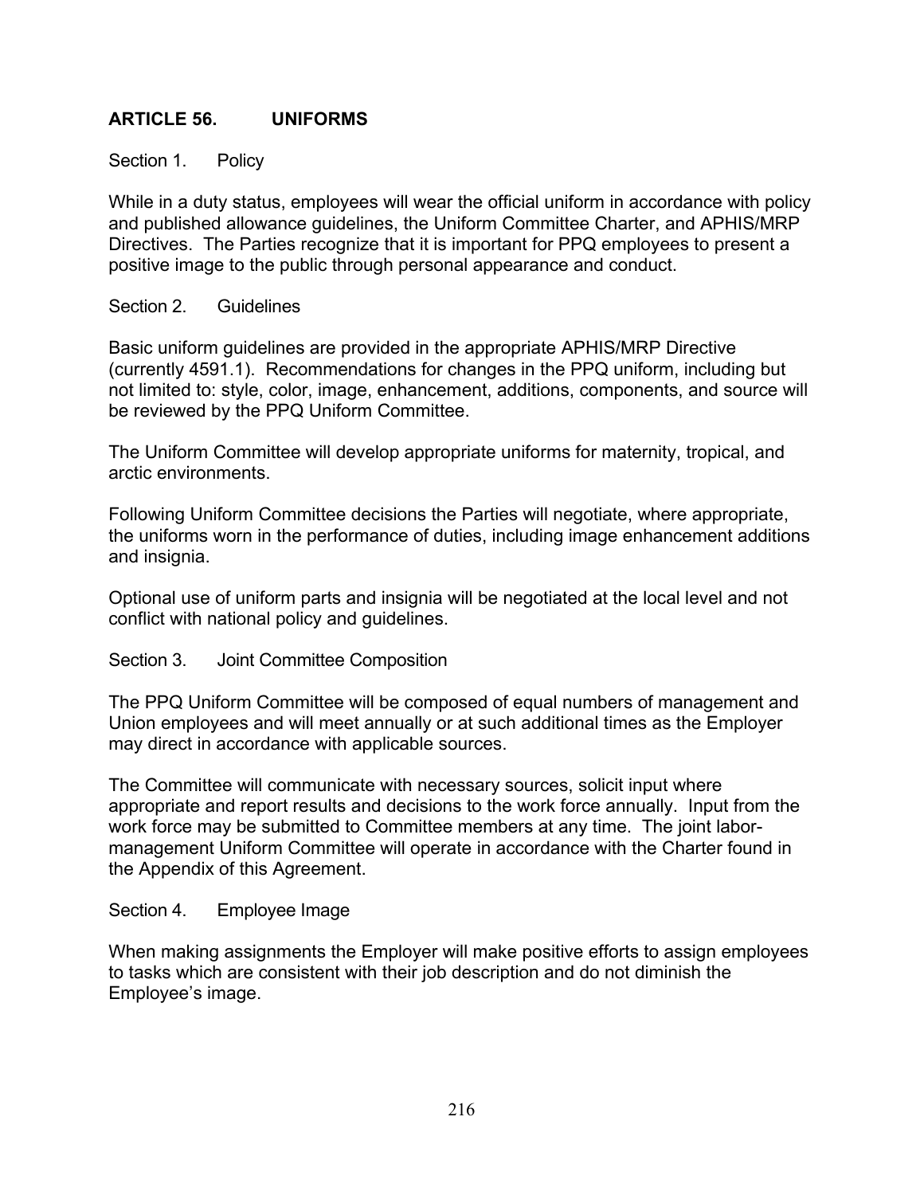## ARTICLE 56. UNIFORMS

Section 1. Policy

While in a duty status, employees will wear the official uniform in accordance with policy and published allowance guidelines, the Uniform Committee Charter, and APHIS/MRP Directives. The Parties recognize that it is important for PPQ employees to present a positive image to the public through personal appearance and conduct.

Section 2. Guidelines

Basic uniform guidelines are provided in the appropriate APHIS/MRP Directive (currently 4591.1). Recommendations for changes in the PPQ uniform, including but not limited to: style, color, image, enhancement, additions, components, and source will be reviewed by the PPQ Uniform Committee.

The Uniform Committee will develop appropriate uniforms for maternity, tropical, and arctic environments.

Following Uniform Committee decisions the Parties will negotiate, where appropriate, the uniforms worn in the performance of duties, including image enhancement additions and insignia.

Optional use of uniform parts and insignia will be negotiated at the local level and not conflict with national policy and guidelines.

Section 3. Joint Committee Composition

The PPQ Uniform Committee will be composed of equal numbers of management and Union employees and will meet annually or at such additional times as the Employer may direct in accordance with applicable sources.

The Committee will communicate with necessary sources, solicit input where appropriate and report results and decisions to the work force annually. Input from the work force may be submitted to Committee members at any time. The joint labor-management Uniform Committee will operate in accordance with the Charter found in the Appendix of this Agreement.

Section 4. Employee Image

When making assignments the Employer will make positive efforts to assign employees to tasks which are consistent with their job description and do not diminish the Employee's image.